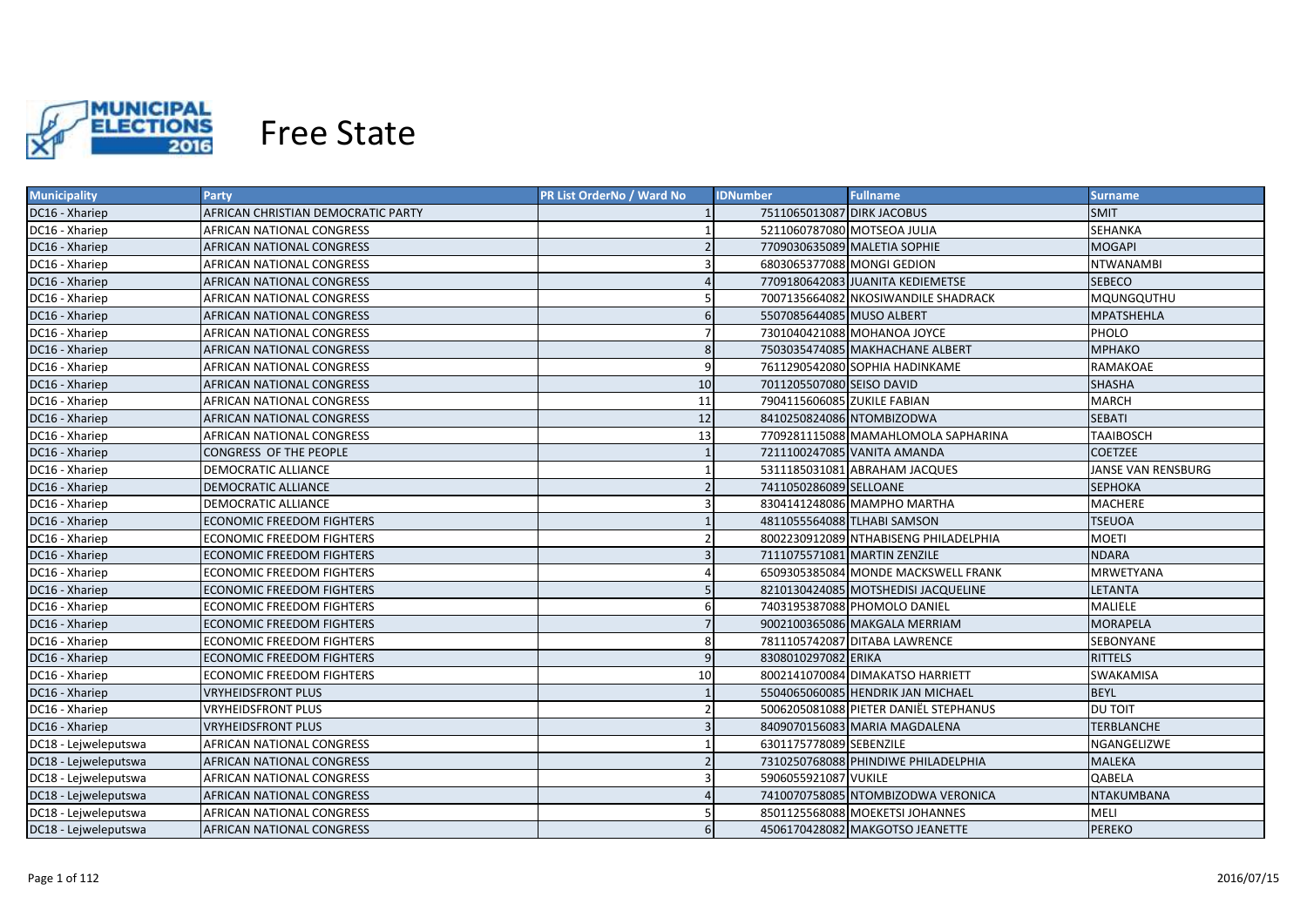# Free State

| Municipality | Party | PR List OrderNo / Ward No | IDNumber | Fullname | Surname |
|---|---|---|---|---|---|
| DC16 - Xhariep | AFRICAN CHRISTIAN DEMOCRATIC PARTY | 1 | 7511065013087 | DIRK JACOBUS | SMIT |
| DC16 - Xhariep | AFRICAN NATIONAL CONGRESS | 1 | 5211060787080 | MOTSEOA JULIA | SEHANKA |
| DC16 - Xhariep | AFRICAN NATIONAL CONGRESS | 2 | 7709030635089 | MALETIA SOPHIE | MOGAPI |
| DC16 - Xhariep | AFRICAN NATIONAL CONGRESS | 3 | 6803065377088 | MONGI GEDION | NTWANAMBI |
| DC16 - Xhariep | AFRICAN NATIONAL CONGRESS | 4 | 7709180642083 | JUANITA KEDIEMETSE | SEBECO |
| DC16 - Xhariep | AFRICAN NATIONAL CONGRESS | 5 | 7007135664082 | NKOSIWANDILE SHADRACK | MQUNGQUTHU |
| DC16 - Xhariep | AFRICAN NATIONAL CONGRESS | 6 | 5507085644085 | MUSO ALBERT | MPATSHEHLA |
| DC16 - Xhariep | AFRICAN NATIONAL CONGRESS | 7 | 7301040421088 | MOHANOA JOYCE | PHOLO |
| DC16 - Xhariep | AFRICAN NATIONAL CONGRESS | 8 | 7503035474085 | MAKHACHANE ALBERT | MPHAKO |
| DC16 - Xhariep | AFRICAN NATIONAL CONGRESS | 9 | 7611290542080 | SOPHIA HADINKAME | RAMAKOAE |
| DC16 - Xhariep | AFRICAN NATIONAL CONGRESS | 10 | 7011205507080 | SEISO DAVID | SHASHA |
| DC16 - Xhariep | AFRICAN NATIONAL CONGRESS | 11 | 7904115606085 | ZUKILE FABIAN | MARCH |
| DC16 - Xhariep | AFRICAN NATIONAL CONGRESS | 12 | 8410250824086 | NTOMBIZODWA | SEBATI |
| DC16 - Xhariep | AFRICAN NATIONAL CONGRESS | 13 | 7709281115088 | MAMAHLOMOLA SAPHARINA | TAAIBOSCH |
| DC16 - Xhariep | CONGRESS OF THE PEOPLE | 1 | 7211100247085 | VANITA AMANDA | COETZEE |
| DC16 - Xhariep | DEMOCRATIC ALLIANCE | 1 | 5311185031081 | ABRAHAM JACQUES | JANSE VAN RENSBURG |
| DC16 - Xhariep | DEMOCRATIC ALLIANCE | 2 | 7411050286089 | SELLOANE | SEPHOKA |
| DC16 - Xhariep | DEMOCRATIC ALLIANCE | 3 | 8304141248086 | MAMPHO MARTHA | MACHERE |
| DC16 - Xhariep | ECONOMIC FREEDOM FIGHTERS | 1 | 4811055564088 | TLHABI SAMSON | TSEUOA |
| DC16 - Xhariep | ECONOMIC FREEDOM FIGHTERS | 2 | 8002230912089 | NTHABISENG PHILADELPHIA | MOETI |
| DC16 - Xhariep | ECONOMIC FREEDOM FIGHTERS | 3 | 7111075571081 | MARTIN ZENZILE | NDARA |
| DC16 - Xhariep | ECONOMIC FREEDOM FIGHTERS | 4 | 6509305385084 | MONDE MACKSWELL FRANK | MRWETYANA |
| DC16 - Xhariep | ECONOMIC FREEDOM FIGHTERS | 5 | 8210130424085 | MOTSHEDISI JACQUELINE | LETANTA |
| DC16 - Xhariep | ECONOMIC FREEDOM FIGHTERS | 6 | 7403195387088 | PHOMOLO DANIEL | MALIELE |
| DC16 - Xhariep | ECONOMIC FREEDOM FIGHTERS | 7 | 9002100365086 | MAKGALA MERRIAM | MORAPELA |
| DC16 - Xhariep | ECONOMIC FREEDOM FIGHTERS | 8 | 7811105742087 | DITABA LAWRENCE | SEBONYANE |
| DC16 - Xhariep | ECONOMIC FREEDOM FIGHTERS | 9 | 8308010297082 | ERIKA | RITTELS |
| DC16 - Xhariep | ECONOMIC FREEDOM FIGHTERS | 10 | 8002141070084 | DIMAKATSO HARRIETT | SWAKAMISA |
| DC16 - Xhariep | VRYHEIDSFRONT PLUS | 1 | 5504065060085 | HENDRIK JAN MICHAEL | BEYL |
| DC16 - Xhariep | VRYHEIDSFRONT PLUS | 2 | 5006205081088 | PIETER DANIËL STEPHANUS | DU TOIT |
| DC16 - Xhariep | VRYHEIDSFRONT PLUS | 3 | 8409070156083 | MARIA MAGDALENA | TERBLANCHE |
| DC18 - Lejweleputswa | AFRICAN NATIONAL CONGRESS | 1 | 6301175778089 | SEBENZILE | NGANGELIZWE |
| DC18 - Lejweleputswa | AFRICAN NATIONAL CONGRESS | 2 | 7310250768088 | PHINDIWE PHILADELPHIA | MALEKA |
| DC18 - Lejweleputswa | AFRICAN NATIONAL CONGRESS | 3 | 5906055921087 | VUKILE | QABELA |
| DC18 - Lejweleputswa | AFRICAN NATIONAL CONGRESS | 4 | 7410070758085 | NTOMBIZODWA VERONICA | NTAKUMBANA |
| DC18 - Lejweleputswa | AFRICAN NATIONAL CONGRESS | 5 | 8501125568088 | MOEKETSI JOHANNES | MELI |
| DC18 - Lejweleputswa | AFRICAN NATIONAL CONGRESS | 6 | 4506170428082 | MAKGOTSO JEANETTE | PEREKO |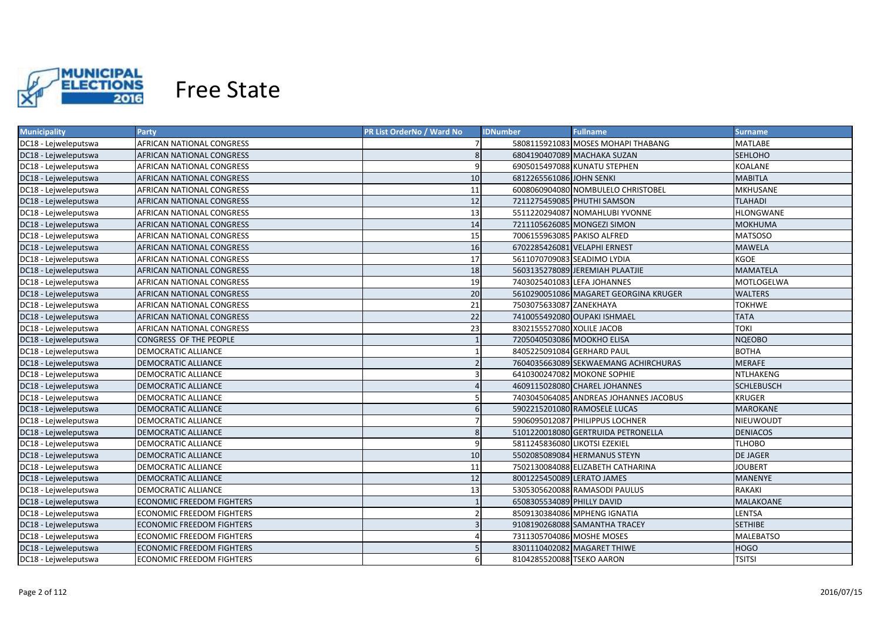# Free State

| Municipality | Party | PR List OrderNo / Ward No | IDNumber | Fullname | Surname |
|---|---|---|---|---|---|
| DC18 - Lejweleputswa | AFRICAN NATIONAL CONGRESS | 7 | 5808115921083 | MOSES MOHAPI THABANG | MATLABE |
| DC18 - Lejweleputswa | AFRICAN NATIONAL CONGRESS | 8 | 6804190407089 | MACHAKA SUZAN | SEHLOHO |
| DC18 - Lejweleputswa | AFRICAN NATIONAL CONGRESS | 9 | 6905015497088 | KUNATU STEPHEN | KOALANE |
| DC18 - Lejweleputswa | AFRICAN NATIONAL CONGRESS | 10 | 6812265561086 | JOHN SENKI | MABITLA |
| DC18 - Lejweleputswa | AFRICAN NATIONAL CONGRESS | 11 | 6008060904080 | NOMBULELO CHRISTOBEL | MKHUSANE |
| DC18 - Lejweleputswa | AFRICAN NATIONAL CONGRESS | 12 | 7211275459085 | PHUTHI SAMSON | TLAHADI |
| DC18 - Lejweleputswa | AFRICAN NATIONAL CONGRESS | 13 | 5511220294087 | NOMAHLUBI YVONNE | HLONGWANE |
| DC18 - Lejweleputswa | AFRICAN NATIONAL CONGRESS | 14 | 7211105626085 | MONGEZI SIMON | MOKHUMA |
| DC18 - Lejweleputswa | AFRICAN NATIONAL CONGRESS | 15 | 7006155963085 | PAKISO ALFRED | MATSOSO |
| DC18 - Lejweleputswa | AFRICAN NATIONAL CONGRESS | 16 | 6702285426081 | VELAPHI ERNEST | MAWELA |
| DC18 - Lejweleputswa | AFRICAN NATIONAL CONGRESS | 17 | 5611070709083 | SEADIMO LYDIA | KGOE |
| DC18 - Lejweleputswa | AFRICAN NATIONAL CONGRESS | 18 | 5603135278089 | JEREMIAH PLAATJIE | MAMATELA |
| DC18 - Lejweleputswa | AFRICAN NATIONAL CONGRESS | 19 | 7403025401083 | LEFA JOHANNES | MOTLOGELWA |
| DC18 - Lejweleputswa | AFRICAN NATIONAL CONGRESS | 20 | 5610290051086 | MAGARET GEORGINA KRUGER | WALTERS |
| DC18 - Lejweleputswa | AFRICAN NATIONAL CONGRESS | 21 | 7503075633087 | ZANEKHAYA | TOKHWE |
| DC18 - Lejweleputswa | AFRICAN NATIONAL CONGRESS | 22 | 7410055492080 | OUPAKI ISHMAEL | TATA |
| DC18 - Lejweleputswa | AFRICAN NATIONAL CONGRESS | 23 | 8302155527080 | XOLILE JACOB | TOKI |
| DC18 - Lejweleputswa | CONGRESS OF THE PEOPLE | 1 | 7205040503086 | MOOKHO ELISA | NQEOBO |
| DC18 - Lejweleputswa | DEMOCRATIC ALLIANCE | 1 | 8405225091084 | GERHARD PAUL | BOTHA |
| DC18 - Lejweleputswa | DEMOCRATIC ALLIANCE | 2 | 7604035663089 | SEKWAEMANG ACHIRCHURAS | MERAFE |
| DC18 - Lejweleputswa | DEMOCRATIC ALLIANCE | 3 | 6410300247082 | MOKONE SOPHIE | NTLHAKENG |
| DC18 - Lejweleputswa | DEMOCRATIC ALLIANCE | 4 | 4609115028080 | CHAREL JOHANNES | SCHLEBUSCH |
| DC18 - Lejweleputswa | DEMOCRATIC ALLIANCE | 5 | 7403045064085 | ANDREAS JOHANNES JACOBUS | KRUGER |
| DC18 - Lejweleputswa | DEMOCRATIC ALLIANCE | 6 | 5902215201080 | RAMOSELE LUCAS | MAROKANE |
| DC18 - Lejweleputswa | DEMOCRATIC ALLIANCE | 7 | 5906095012087 | PHILIPPUS LOCHNER | NIEUWOUDT |
| DC18 - Lejweleputswa | DEMOCRATIC ALLIANCE | 8 | 5101220018080 | GERTRUIDA PETRONELLA | DENIACOS |
| DC18 - Lejweleputswa | DEMOCRATIC ALLIANCE | 9 | 5811245836080 | LIKOTSI EZEKIEL | TLHOBO |
| DC18 - Lejweleputswa | DEMOCRATIC ALLIANCE | 10 | 5502085089084 | HERMANUS STEYN | DE JAGER |
| DC18 - Lejweleputswa | DEMOCRATIC ALLIANCE | 11 | 7502130084088 | ELIZABETH CATHARINA | JOUBERT |
| DC18 - Lejweleputswa | DEMOCRATIC ALLIANCE | 12 | 8001225450089 | LERATO JAMES | MANENYE |
| DC18 - Lejweleputswa | DEMOCRATIC ALLIANCE | 13 | 5305305620088 | RAMASODI PAULUS | RAKAKI |
| DC18 - Lejweleputswa | ECONOMIC FREEDOM FIGHTERS | 1 | 6508305534089 | PHILLY DAVID | MALAKOANE |
| DC18 - Lejweleputswa | ECONOMIC FREEDOM FIGHTERS | 2 | 8509130384086 | MPHENG IGNATIA | LENTSA |
| DC18 - Lejweleputswa | ECONOMIC FREEDOM FIGHTERS | 3 | 9108190268088 | SAMANTHA TRACEY | SETHIBE |
| DC18 - Lejweleputswa | ECONOMIC FREEDOM FIGHTERS | 4 | 7311305704086 | MOSHE MOSES | MALEBATSO |
| DC18 - Lejweleputswa | ECONOMIC FREEDOM FIGHTERS | 5 | 8301110402082 | MAGARET THIWE | HOGO |
| DC18 - Lejweleputswa | ECONOMIC FREEDOM FIGHTERS | 6 | 8104285520088 | TSEKO AARON | TSITSI |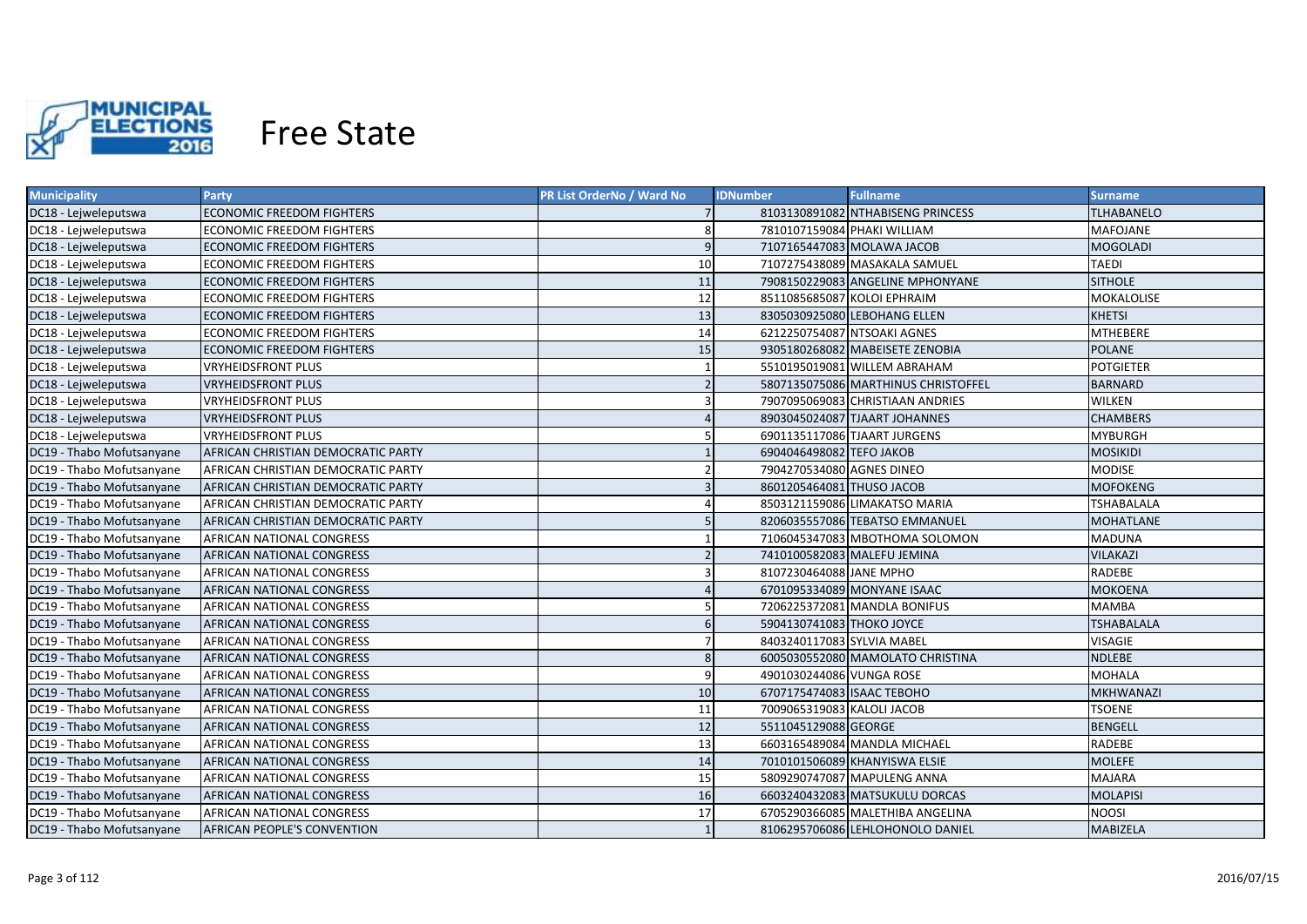# Free State

| Municipality | Party | PR List OrderNo / Ward No | IDNumber | Fullname | Surname |
|---|---|---|---|---|---|
| DC18 - Lejweleputswa | ECONOMIC FREEDOM FIGHTERS | 7 | 8103130891082 | NTHABISENG PRINCESS | TLHABANELO |
| DC18 - Lejweleputswa | ECONOMIC FREEDOM FIGHTERS | 8 | 7810107159084 | PHAKI WILLIAM | MAFOJANE |
| DC18 - Lejweleputswa | ECONOMIC FREEDOM FIGHTERS | 9 | 7107165447083 | MOLAWA JACOB | MOGOLADI |
| DC18 - Lejweleputswa | ECONOMIC FREEDOM FIGHTERS | 10 | 7107275438089 | MASAKALA SAMUEL | TAEDI |
| DC18 - Lejweleputswa | ECONOMIC FREEDOM FIGHTERS | 11 | 7908150229083 | ANGELINE MPHONYANE | SITHOLE |
| DC18 - Lejweleputswa | ECONOMIC FREEDOM FIGHTERS | 12 | 8511085685087 | KOLOI EPHRAIM | MOKALOLISE |
| DC18 - Lejweleputswa | ECONOMIC FREEDOM FIGHTERS | 13 | 8305030925080 | LEBOHANG ELLEN | KHETSI |
| DC18 - Lejweleputswa | ECONOMIC FREEDOM FIGHTERS | 14 | 6212250754087 | NTSOAKI AGNES | MTHEBERE |
| DC18 - Lejweleputswa | ECONOMIC FREEDOM FIGHTERS | 15 | 9305180268082 | MABEISETE ZENOBIA | POLANE |
| DC18 - Lejweleputswa | VRYHEIDSFRONT PLUS | 1 | 5510195019081 | WILLEM ABRAHAM | POTGIETER |
| DC18 - Lejweleputswa | VRYHEIDSFRONT PLUS | 2 | 5807135075086 | MARTHINUS CHRISTOFFEL | BARNARD |
| DC18 - Lejweleputswa | VRYHEIDSFRONT PLUS | 3 | 7907095069083 | CHRISTIAAN ANDRIES | WILKEN |
| DC18 - Lejweleputswa | VRYHEIDSFRONT PLUS | 4 | 8903045024087 | TJAART JOHANNES | CHAMBERS |
| DC18 - Lejweleputswa | VRYHEIDSFRONT PLUS | 5 | 6901135117086 | TJAART JURGENS | MYBURGH |
| DC19 - Thabo Mofutsanyane | AFRICAN CHRISTIAN DEMOCRATIC PARTY | 1 | 6904046498082 | TEFO JAKOB | MOSIKIDI |
| DC19 - Thabo Mofutsanyane | AFRICAN CHRISTIAN DEMOCRATIC PARTY | 2 | 7904270534080 | AGNES DINEO | MODISE |
| DC19 - Thabo Mofutsanyane | AFRICAN CHRISTIAN DEMOCRATIC PARTY | 3 | 8601205464081 | THUSO JACOB | MOFOKENG |
| DC19 - Thabo Mofutsanyane | AFRICAN CHRISTIAN DEMOCRATIC PARTY | 4 | 8503121159086 | LIMAKATSO MARIA | TSHABALALA |
| DC19 - Thabo Mofutsanyane | AFRICAN CHRISTIAN DEMOCRATIC PARTY | 5 | 8206035557086 | TEBATSO EMMANUEL | MOHATLANE |
| DC19 - Thabo Mofutsanyane | AFRICAN NATIONAL CONGRESS | 1 | 7106045347083 | MBOTHOMA SOLOMON | MADUNA |
| DC19 - Thabo Mofutsanyane | AFRICAN NATIONAL CONGRESS | 2 | 7410100582083 | MALEFU JEMINA | VILAKAZI |
| DC19 - Thabo Mofutsanyane | AFRICAN NATIONAL CONGRESS | 3 | 8107230464088 | JANE MPHO | RADEBE |
| DC19 - Thabo Mofutsanyane | AFRICAN NATIONAL CONGRESS | 4 | 6701095334089 | MONYANE ISAAC | MOKOENA |
| DC19 - Thabo Mofutsanyane | AFRICAN NATIONAL CONGRESS | 5 | 7206225372081 | MANDLA BONIFUS | MAMBA |
| DC19 - Thabo Mofutsanyane | AFRICAN NATIONAL CONGRESS | 6 | 5904130741083 | THOKO JOYCE | TSHABALALA |
| DC19 - Thabo Mofutsanyane | AFRICAN NATIONAL CONGRESS | 7 | 8403240117083 | SYLVIA MABEL | VISAGIE |
| DC19 - Thabo Mofutsanyane | AFRICAN NATIONAL CONGRESS | 8 | 6005030552080 | MAMOLATO CHRISTINA | NDLEBE |
| DC19 - Thabo Mofutsanyane | AFRICAN NATIONAL CONGRESS | 9 | 4901030244086 | VUNGA ROSE | MOHALA |
| DC19 - Thabo Mofutsanyane | AFRICAN NATIONAL CONGRESS | 10 | 6707175474083 | ISAAC TEBOHO | MKHWANAZI |
| DC19 - Thabo Mofutsanyane | AFRICAN NATIONAL CONGRESS | 11 | 7009065319083 | KALOLI JACOB | TSOENE |
| DC19 - Thabo Mofutsanyane | AFRICAN NATIONAL CONGRESS | 12 | 5511045129088 | GEORGE | BENGELL |
| DC19 - Thabo Mofutsanyane | AFRICAN NATIONAL CONGRESS | 13 | 6603165489084 | MANDLA MICHAEL | RADEBE |
| DC19 - Thabo Mofutsanyane | AFRICAN NATIONAL CONGRESS | 14 | 7010101506089 | KHANYISWA ELSIE | MOLEFE |
| DC19 - Thabo Mofutsanyane | AFRICAN NATIONAL CONGRESS | 15 | 5809290747087 | MAPULENG ANNA | MAJARA |
| DC19 - Thabo Mofutsanyane | AFRICAN NATIONAL CONGRESS | 16 | 6603240432083 | MATSUKULU DORCAS | MOLAPISI |
| DC19 - Thabo Mofutsanyane | AFRICAN NATIONAL CONGRESS | 17 | 6705290366085 | MALETHIBA ANGELINA | NOOSI |
| DC19 - Thabo Mofutsanyane | AFRICAN PEOPLE'S CONVENTION | 1 | 8106295706086 | LEHLOHONOLO DANIEL | MABIZELA |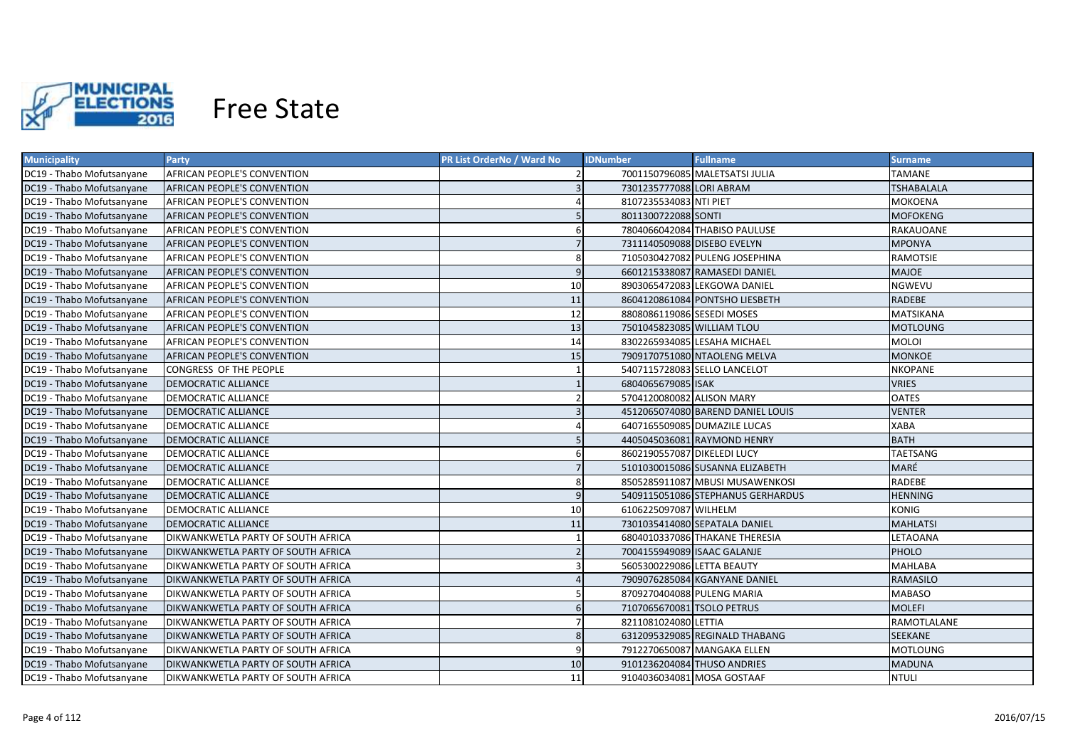# Free State

| Municipality | Party | PR List OrderNo / Ward No | IDNumber | Fullname | Surname |
|---|---|---|---|---|---|
| DC19 - Thabo Mofutsanyane | AFRICAN PEOPLE'S CONVENTION | 2 | 7001150796085 | MALETSATSI JULIA | TAMANE |
| DC19 - Thabo Mofutsanyane | AFRICAN PEOPLE'S CONVENTION | 3 | 7301235777088 | LORI ABRAM | TSHABALALA |
| DC19 - Thabo Mofutsanyane | AFRICAN PEOPLE'S CONVENTION | 4 | 8107235534083 | NTI PIET | MOKOENA |
| DC19 - Thabo Mofutsanyane | AFRICAN PEOPLE'S CONVENTION | 5 | 8011300722088 | SONTI | MOFOKENG |
| DC19 - Thabo Mofutsanyane | AFRICAN PEOPLE'S CONVENTION | 6 | 7804066042084 | THABISO PAULUSE | RAKAUOANE |
| DC19 - Thabo Mofutsanyane | AFRICAN PEOPLE'S CONVENTION | 7 | 7311140509088 | DISEBO EVELYN | MPONYA |
| DC19 - Thabo Mofutsanyane | AFRICAN PEOPLE'S CONVENTION | 8 | 7105030427082 | PULENG JOSEPHINA | RAMOTSIE |
| DC19 - Thabo Mofutsanyane | AFRICAN PEOPLE'S CONVENTION | 9 | 6601215338087 | RAMASEDI DANIEL | MAJOE |
| DC19 - Thabo Mofutsanyane | AFRICAN PEOPLE'S CONVENTION | 10 | 8903065472083 | LEKGOWA DANIEL | NGWEVU |
| DC19 - Thabo Mofutsanyane | AFRICAN PEOPLE'S CONVENTION | 11 | 8604120861084 | PONTSHO LIESBETH | RADEBE |
| DC19 - Thabo Mofutsanyane | AFRICAN PEOPLE'S CONVENTION | 12 | 8808086119086 | SESEDI MOSES | MATSIKANA |
| DC19 - Thabo Mofutsanyane | AFRICAN PEOPLE'S CONVENTION | 13 | 7501045823085 | WILLIAM TLOU | MOTLOUNG |
| DC19 - Thabo Mofutsanyane | AFRICAN PEOPLE'S CONVENTION | 14 | 8302265934085 | LESAHA MICHAEL | MOLOI |
| DC19 - Thabo Mofutsanyane | AFRICAN PEOPLE'S CONVENTION | 15 | 7909170751080 | NTAOLENG MELVA | MONKOE |
| DC19 - Thabo Mofutsanyane | CONGRESS OF THE PEOPLE | 1 | 5407115728083 | SELLO LANCELOT | NKOPANE |
| DC19 - Thabo Mofutsanyane | DEMOCRATIC ALLIANCE | 1 | 6804065679085 | ISAK | VRIES |
| DC19 - Thabo Mofutsanyane | DEMOCRATIC ALLIANCE | 2 | 5704120080082 | ALISON MARY | OATES |
| DC19 - Thabo Mofutsanyane | DEMOCRATIC ALLIANCE | 3 | 4512065074080 | BAREND DANIEL LOUIS | VENTER |
| DC19 - Thabo Mofutsanyane | DEMOCRATIC ALLIANCE | 4 | 6407165509085 | DUMAZILE LUCAS | XABA |
| DC19 - Thabo Mofutsanyane | DEMOCRATIC ALLIANCE | 5 | 4405045036081 | RAYMOND HENRY | BATH |
| DC19 - Thabo Mofutsanyane | DEMOCRATIC ALLIANCE | 6 | 8602190557087 | DIKELEDI LUCY | TAETSANG |
| DC19 - Thabo Mofutsanyane | DEMOCRATIC ALLIANCE | 7 | 5101030015086 | SUSANNA ELIZABETH | MARÉ |
| DC19 - Thabo Mofutsanyane | DEMOCRATIC ALLIANCE | 8 | 8505285911087 | MBUSI MUSAWENKOSI | RADEBE |
| DC19 - Thabo Mofutsanyane | DEMOCRATIC ALLIANCE | 9 | 5409115051086 | STEPHANUS GERHARDUS | HENNING |
| DC19 - Thabo Mofutsanyane | DEMOCRATIC ALLIANCE | 10 | 6106225097087 | WILHELM | KONIG |
| DC19 - Thabo Mofutsanyane | DEMOCRATIC ALLIANCE | 11 | 7301035414080 | SEPATALA DANIEL | MAHLATSI |
| DC19 - Thabo Mofutsanyane | DIKWANKWETLA PARTY OF SOUTH AFRICA | 1 | 6804010337086 | THAKANE THERESIA | LETAOANA |
| DC19 - Thabo Mofutsanyane | DIKWANKWETLA PARTY OF SOUTH AFRICA | 2 | 7004155949089 | ISAAC GALANJE | PHOLO |
| DC19 - Thabo Mofutsanyane | DIKWANKWETLA PARTY OF SOUTH AFRICA | 3 | 5605300229086 | LETTA BEAUTY | MAHLABA |
| DC19 - Thabo Mofutsanyane | DIKWANKWETLA PARTY OF SOUTH AFRICA | 4 | 7909076285084 | KGANYANE DANIEL | RAMASILO |
| DC19 - Thabo Mofutsanyane | DIKWANKWETLA PARTY OF SOUTH AFRICA | 5 | 8709270404088 | PULENG MARIA | MABASO |
| DC19 - Thabo Mofutsanyane | DIKWANKWETLA PARTY OF SOUTH AFRICA | 6 | 7107065670081 | TSOLO PETRUS | MOLEFI |
| DC19 - Thabo Mofutsanyane | DIKWANKWETLA PARTY OF SOUTH AFRICA | 7 | 8211081024080 | LETTIA | RAMOTLALANE |
| DC19 - Thabo Mofutsanyane | DIKWANKWETLA PARTY OF SOUTH AFRICA | 8 | 6312095329085 | REGINALD THABANG | SEEKANE |
| DC19 - Thabo Mofutsanyane | DIKWANKWETLA PARTY OF SOUTH AFRICA | 9 | 7912270650087 | MANGAKA ELLEN | MOTLOUNG |
| DC19 - Thabo Mofutsanyane | DIKWANKWETLA PARTY OF SOUTH AFRICA | 10 | 9101236204084 | THUSO ANDRIES | MADUNA |
| DC19 - Thabo Mofutsanyane | DIKWANKWETLA PARTY OF SOUTH AFRICA | 11 | 9104036034081 | MOSA GOSTAAF | NTULI |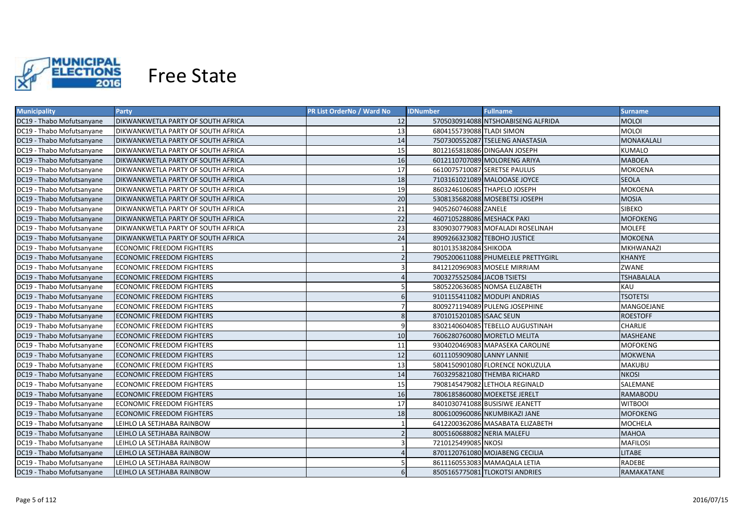# Free State

| Municipality | Party | PR List OrderNo / Ward No | IDNumber | Fullname | Surname |
|---|---|---|---|---|---|
| DC19 - Thabo Mofutsanyane | DIKWANKWETLA PARTY OF SOUTH AFRICA | 12 | 5705030914088 | NTSHOABISENG ALFRIDA | MOLOI |
| DC19 - Thabo Mofutsanyane | DIKWANKWETLA PARTY OF SOUTH AFRICA | 13 | 6804155739088 | TLADI SIMON | MOLOI |
| DC19 - Thabo Mofutsanyane | DIKWANKWETLA PARTY OF SOUTH AFRICA | 14 | 7507300552087 | TSELENG ANASTASIA | MONAKALALI |
| DC19 - Thabo Mofutsanyane | DIKWANKWETLA PARTY OF SOUTH AFRICA | 15 | 8012165818086 | DINGAAN JOSEPH | KUMALO |
| DC19 - Thabo Mofutsanyane | DIKWANKWETLA PARTY OF SOUTH AFRICA | 16 | 6012110707089 | MOLORENG ARIYA | MABOEA |
| DC19 - Thabo Mofutsanyane | DIKWANKWETLA PARTY OF SOUTH AFRICA | 17 | 6610075710087 | SERETSE PAULUS | MOKOENA |
| DC19 - Thabo Mofutsanyane | DIKWANKWETLA PARTY OF SOUTH AFRICA | 18 | 7103161021089 | MALOOASE JOYCE | SEOLA |
| DC19 - Thabo Mofutsanyane | DIKWANKWETLA PARTY OF SOUTH AFRICA | 19 | 8603246106085 | THAPELO JOSEPH | MOKOENA |
| DC19 - Thabo Mofutsanyane | DIKWANKWETLA PARTY OF SOUTH AFRICA | 20 | 5308135682088 | MOSEBETSI JOSEPH | MOSIA |
| DC19 - Thabo Mofutsanyane | DIKWANKWETLA PARTY OF SOUTH AFRICA | 21 | 9405260746088 | ZANELE | SIBEKO |
| DC19 - Thabo Mofutsanyane | DIKWANKWETLA PARTY OF SOUTH AFRICA | 22 | 4607105288086 | MESHACK PAKI | MOFOKENG |
| DC19 - Thabo Mofutsanyane | DIKWANKWETLA PARTY OF SOUTH AFRICA | 23 | 8309030779083 | MOFALADI ROSELINAH | MOLEFE |
| DC19 - Thabo Mofutsanyane | DIKWANKWETLA PARTY OF SOUTH AFRICA | 24 | 8909266323082 | TEBOHO JUSTICE | MOKOENA |
| DC19 - Thabo Mofutsanyane | ECONOMIC FREEDOM FIGHTERS | 1 | 8010135382084 | SHIKODA | MKHWANAZI |
| DC19 - Thabo Mofutsanyane | ECONOMIC FREEDOM FIGHTERS | 2 | 7905200611088 | PHUMELELE PRETTYGIRL | KHANYE |
| DC19 - Thabo Mofutsanyane | ECONOMIC FREEDOM FIGHTERS | 3 | 8412120969083 | MOSELE MIRRIAM | ZWANE |
| DC19 - Thabo Mofutsanyane | ECONOMIC FREEDOM FIGHTERS | 4 | 7003275525084 | JACOB TSIETSI | TSHABALALA |
| DC19 - Thabo Mofutsanyane | ECONOMIC FREEDOM FIGHTERS | 5 | 5805220636085 | NOMSA ELIZABETH | KAU |
| DC19 - Thabo Mofutsanyane | ECONOMIC FREEDOM FIGHTERS | 6 | 9101155411082 | MODUPI ANDRIAS | TSOTETSI |
| DC19 - Thabo Mofutsanyane | ECONOMIC FREEDOM FIGHTERS | 7 | 8009271194089 | PULENG JOSEPHINE | MANGOEJANE |
| DC19 - Thabo Mofutsanyane | ECONOMIC FREEDOM FIGHTERS | 8 | 8701015201085 | ISAAC SEUN | ROESTOFF |
| DC19 - Thabo Mofutsanyane | ECONOMIC FREEDOM FIGHTERS | 9 | 8302140604085 | TEBELLO AUGUSTINAH | CHARLIE |
| DC19 - Thabo Mofutsanyane | ECONOMIC FREEDOM FIGHTERS | 10 | 7606280760080 | MORETLO MELITA | MASHEANE |
| DC19 - Thabo Mofutsanyane | ECONOMIC FREEDOM FIGHTERS | 11 | 9304020469083 | MAPASEKA CAROLINE | MOFOKENG |
| DC19 - Thabo Mofutsanyane | ECONOMIC FREEDOM FIGHTERS | 12 | 6011105909080 | LANNY LANNIE | MOKWENA |
| DC19 - Thabo Mofutsanyane | ECONOMIC FREEDOM FIGHTERS | 13 | 5804150901080 | FLORENCE NOKUZULA | MAKUBU |
| DC19 - Thabo Mofutsanyane | ECONOMIC FREEDOM FIGHTERS | 14 | 7603295821080 | THEMBA RICHARD | NKOSI |
| DC19 - Thabo Mofutsanyane | ECONOMIC FREEDOM FIGHTERS | 15 | 7908145479082 | LETHOLA REGINALD | SALEMANE |
| DC19 - Thabo Mofutsanyane | ECONOMIC FREEDOM FIGHTERS | 16 | 7806185860080 | MOEKETSE JERELT | RAMABODU |
| DC19 - Thabo Mofutsanyane | ECONOMIC FREEDOM FIGHTERS | 17 | 8401030741088 | BUSISIWE JEANETT | WITBOOI |
| DC19 - Thabo Mofutsanyane | ECONOMIC FREEDOM FIGHTERS | 18 | 8006100960086 | NKUMBIKAZI JANE | MOFOKENG |
| DC19 - Thabo Mofutsanyane | LEIHLO LA SETJHABA RAINBOW | 1 | 6412200362086 | MASABATA ELIZABETH | MOCHELA |
| DC19 - Thabo Mofutsanyane | LEIHLO LA SETJHABA RAINBOW | 2 | 8005160688082 | NERIA MALEFU | MAHOA |
| DC19 - Thabo Mofutsanyane | LEIHLO LA SETJHABA RAINBOW | 3 | 7210125499085 | NKOSI | MAFILOSI |
| DC19 - Thabo Mofutsanyane | LEIHLO LA SETJHABA RAINBOW | 4 | 8701120761080 | MOJABENG CECILIA | LITABE |
| DC19 - Thabo Mofutsanyane | LEIHLO LA SETJHABA RAINBOW | 5 | 8611160553083 | MAMAQALA LETIA | RADEBE |
| DC19 - Thabo Mofutsanyane | LEIHLO LA SETJHABA RAINBOW | 6 | 8505165775081 | TLOKOTSI ANDRIES | RAMAKATANE |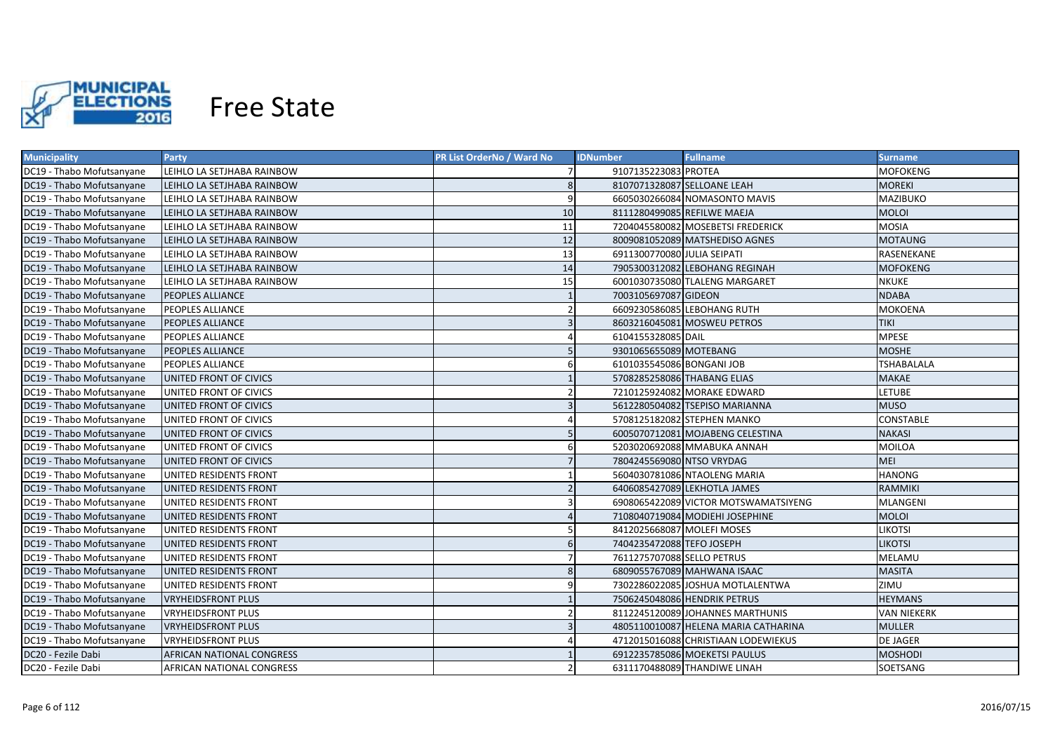# Free State

| Municipality | Party | PR List OrderNo / Ward No | IDNumber | Fullname | Surname |
|---|---|---|---|---|---|
| DC19 - Thabo Mofutsanyane | LEIHLO LA SETJHABA RAINBOW | 7 | 9107135223083 | PROTEA | MOFOKENG |
| DC19 - Thabo Mofutsanyane | LEIHLO LA SETJHABA RAINBOW | 8 | 8107071328087 | SELLOANE LEAH | MOREKI |
| DC19 - Thabo Mofutsanyane | LEIHLO LA SETJHABA RAINBOW | 9 | 6605030266084 | NOMASONTO MAVIS | MAZIBUKO |
| DC19 - Thabo Mofutsanyane | LEIHLO LA SETJHABA RAINBOW | 10 | 8111280499085 | REFILWE MAEJA | MOLOI |
| DC19 - Thabo Mofutsanyane | LEIHLO LA SETJHABA RAINBOW | 11 | 7204045580082 | MOSEBETSI FREDERICK | MOSIA |
| DC19 - Thabo Mofutsanyane | LEIHLO LA SETJHABA RAINBOW | 12 | 8009081052089 | MATSHEDISO AGNES | MOTAUNG |
| DC19 - Thabo Mofutsanyane | LEIHLO LA SETJHABA RAINBOW | 13 | 6911300770080 | JULIA SEIPATI | RASENEKANE |
| DC19 - Thabo Mofutsanyane | LEIHLO LA SETJHABA RAINBOW | 14 | 7905300312082 | LEBOHANG REGINAH | MOFOKENG |
| DC19 - Thabo Mofutsanyane | LEIHLO LA SETJHABA RAINBOW | 15 | 6001030735080 | TLALENG MARGARET | NKUKE |
| DC19 - Thabo Mofutsanyane | PEOPLES ALLIANCE | 1 | 7003105697087 | GIDEON | NDABA |
| DC19 - Thabo Mofutsanyane | PEOPLES ALLIANCE | 2 | 6609230586085 | LEBOHANG RUTH | MOKOENA |
| DC19 - Thabo Mofutsanyane | PEOPLES ALLIANCE | 3 | 8603216045081 | MOSWEU PETROS | TIKI |
| DC19 - Thabo Mofutsanyane | PEOPLES ALLIANCE | 4 | 6104155328085 | DAIL | MPESE |
| DC19 - Thabo Mofutsanyane | PEOPLES ALLIANCE | 5 | 9301065655089 | MOTEBANG | MOSHE |
| DC19 - Thabo Mofutsanyane | PEOPLES ALLIANCE | 6 | 6101035545086 | BONGANI JOB | TSHABALALA |
| DC19 - Thabo Mofutsanyane | UNITED FRONT OF CIVICS | 1 | 5708285258086 | THABANG ELIAS | MAKAE |
| DC19 - Thabo Mofutsanyane | UNITED FRONT OF CIVICS | 2 | 7210125924082 | MORAKE EDWARD | LETUBE |
| DC19 - Thabo Mofutsanyane | UNITED FRONT OF CIVICS | 3 | 5612280504082 | TSEPISO MARIANNA | MUSO |
| DC19 - Thabo Mofutsanyane | UNITED FRONT OF CIVICS | 4 | 5708125182082 | STEPHEN MANKO | CONSTABLE |
| DC19 - Thabo Mofutsanyane | UNITED FRONT OF CIVICS | 5 | 6005070712081 | MOJABENG CELESTINA | NAKASI |
| DC19 - Thabo Mofutsanyane | UNITED FRONT OF CIVICS | 6 | 5203020692088 | MMABUKA ANNAH | MOILOA |
| DC19 - Thabo Mofutsanyane | UNITED FRONT OF CIVICS | 7 | 7804245569080 | NTSO VRYDAG | MEI |
| DC19 - Thabo Mofutsanyane | UNITED RESIDENTS FRONT | 1 | 5604030781086 | NTAOLENG MARIA | HANONG |
| DC19 - Thabo Mofutsanyane | UNITED RESIDENTS FRONT | 2 | 6406085427089 | LEKHOTLA JAMES | RAMMIKI |
| DC19 - Thabo Mofutsanyane | UNITED RESIDENTS FRONT | 3 | 6908065422089 | VICTOR MOTSWAMATSIYENG | MLANGENI |
| DC19 - Thabo Mofutsanyane | UNITED RESIDENTS FRONT | 4 | 7108040719084 | MODIEHI JOSEPHINE | MOLOI |
| DC19 - Thabo Mofutsanyane | UNITED RESIDENTS FRONT | 5 | 8412025668087 | MOLEFI MOSES | LIKOTSI |
| DC19 - Thabo Mofutsanyane | UNITED RESIDENTS FRONT | 6 | 7404235472088 | TEFO JOSEPH | LIKOTSI |
| DC19 - Thabo Mofutsanyane | UNITED RESIDENTS FRONT | 7 | 7611275707088 | SELLO PETRUS | MELAMU |
| DC19 - Thabo Mofutsanyane | UNITED RESIDENTS FRONT | 8 | 6809055767089 | MAHWANA ISAAC | MASITA |
| DC19 - Thabo Mofutsanyane | UNITED RESIDENTS FRONT | 9 | 7302286022085 | JOSHUA MOTLALENTWA | ZIMU |
| DC19 - Thabo Mofutsanyane | VRYHEIDSFRONT PLUS | 1 | 7506245048086 | HENDRIK PETRUS | HEYMANS |
| DC19 - Thabo Mofutsanyane | VRYHEIDSFRONT PLUS | 2 | 8112245120089 | JOHANNES MARTHUNIS | VAN NIEKERK |
| DC19 - Thabo Mofutsanyane | VRYHEIDSFRONT PLUS | 3 | 4805110010087 | HELENA MARIA CATHARINA | MULLER |
| DC19 - Thabo Mofutsanyane | VRYHEIDSFRONT PLUS | 4 | 4712015016088 | CHRISTIAAN LODEWIEKUS | DE JAGER |
| DC20 - Fezile Dabi | AFRICAN NATIONAL CONGRESS | 1 | 6912235785086 | MOEKETSI PAULUS | MOSHODI |
| DC20 - Fezile Dabi | AFRICAN NATIONAL CONGRESS | 2 | 6311170488089 | THANDIWE LINAH | SOETSANG |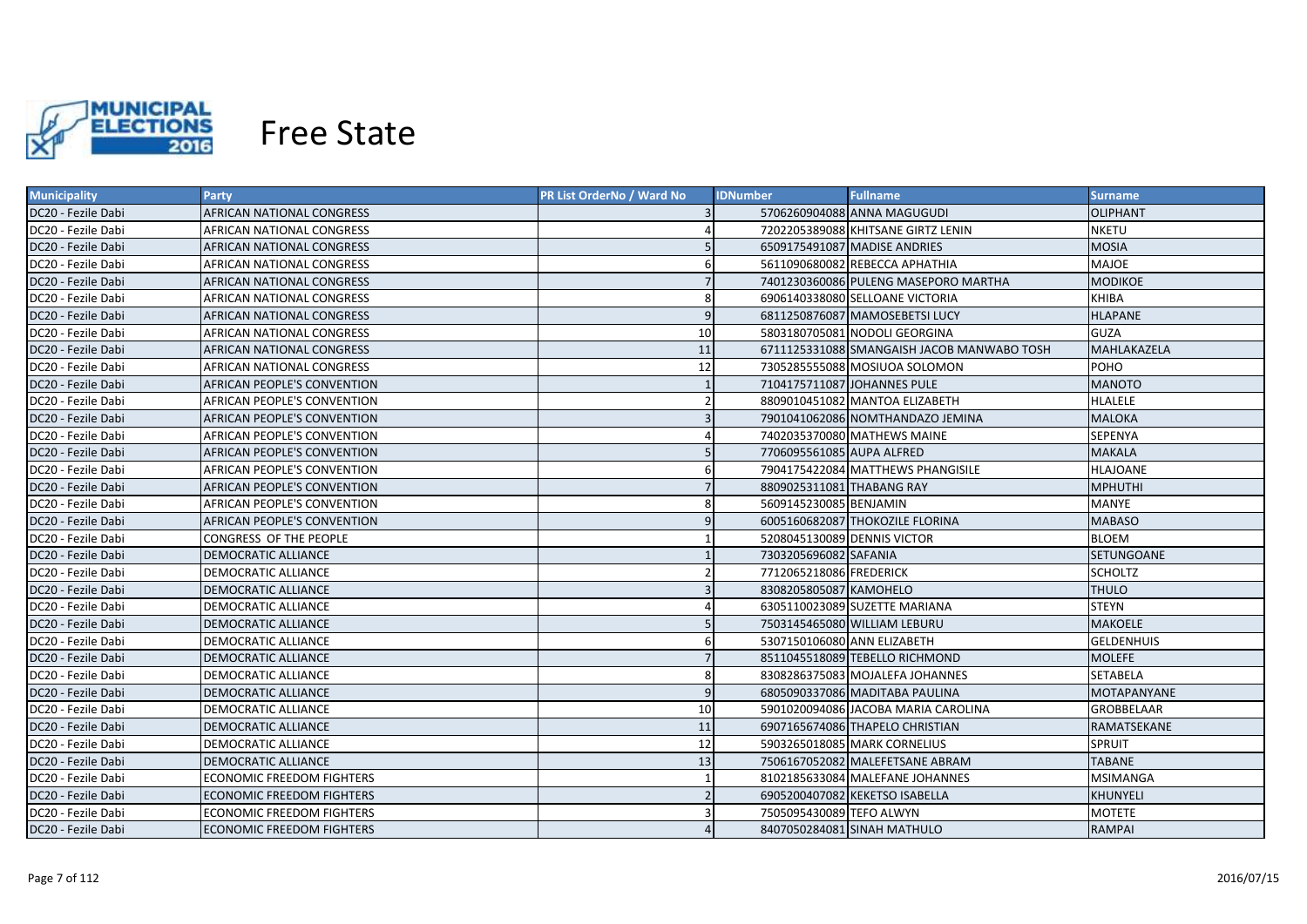# Free State

| Municipality | Party | PR List OrderNo / Ward No | IDNumber | Fullname | Surname |
|---|---|---|---|---|---|
| DC20 - Fezile Dabi | AFRICAN NATIONAL CONGRESS | 3 | 5706260904088 | ANNA MAGUGUDI | OLIPHANT |
| DC20 - Fezile Dabi | AFRICAN NATIONAL CONGRESS | 4 | 7202205389088 | KHITSANE GIRTZ LENIN | NKETU |
| DC20 - Fezile Dabi | AFRICAN NATIONAL CONGRESS | 5 | 6509175491087 | MADISE ANDRIES | MOSIA |
| DC20 - Fezile Dabi | AFRICAN NATIONAL CONGRESS | 6 | 5611090680082 | REBECCA APHATHIA | MAJOE |
| DC20 - Fezile Dabi | AFRICAN NATIONAL CONGRESS | 7 | 7401230360086 | PULENG MASEPORO MARTHA | MODIKOE |
| DC20 - Fezile Dabi | AFRICAN NATIONAL CONGRESS | 8 | 6906140338080 | SELLOANE VICTORIA | KHIBA |
| DC20 - Fezile Dabi | AFRICAN NATIONAL CONGRESS | 9 | 6811250876087 | MAMOSEBETSI LUCY | HLAPANE |
| DC20 - Fezile Dabi | AFRICAN NATIONAL CONGRESS | 10 | 5803180705081 | NODOLI GEORGINA | GUZA |
| DC20 - Fezile Dabi | AFRICAN NATIONAL CONGRESS | 11 | 6711125331088 | SMANGAISH JACOB MANWABO TOSH | MAHLAKAZELA |
| DC20 - Fezile Dabi | AFRICAN NATIONAL CONGRESS | 12 | 7305285555088 | MOSIUOA SOLOMON | POHO |
| DC20 - Fezile Dabi | AFRICAN PEOPLE'S CONVENTION | 1 | 7104175711087 | JOHANNES PULE | MANOTO |
| DC20 - Fezile Dabi | AFRICAN PEOPLE'S CONVENTION | 2 | 8809010451082 | MANTOA ELIZABETH | HLALELE |
| DC20 - Fezile Dabi | AFRICAN PEOPLE'S CONVENTION | 3 | 7901041062086 | NOMTHANDAZO JEMINA | MALOKA |
| DC20 - Fezile Dabi | AFRICAN PEOPLE'S CONVENTION | 4 | 7402035370080 | MATHEWS MAINE | SEPENYA |
| DC20 - Fezile Dabi | AFRICAN PEOPLE'S CONVENTION | 5 | 7706095561085 | AUPA ALFRED | MAKALA |
| DC20 - Fezile Dabi | AFRICAN PEOPLE'S CONVENTION | 6 | 7904175422084 | MATTHEWS PHANGISILE | HLAJOANE |
| DC20 - Fezile Dabi | AFRICAN PEOPLE'S CONVENTION | 7 | 8809025311081 | THABANG RAY | MPHUTHI |
| DC20 - Fezile Dabi | AFRICAN PEOPLE'S CONVENTION | 8 | 5609145230085 | BENJAMIN | MANYE |
| DC20 - Fezile Dabi | AFRICAN PEOPLE'S CONVENTION | 9 | 6005160682087 | THOKOZILE FLORINA | MABASO |
| DC20 - Fezile Dabi | CONGRESS OF THE PEOPLE | 1 | 5208045130089 | DENNIS VICTOR | BLOEM |
| DC20 - Fezile Dabi | DEMOCRATIC ALLIANCE | 1 | 7303205696082 | SAFANIA | SETUNGOANE |
| DC20 - Fezile Dabi | DEMOCRATIC ALLIANCE | 2 | 7712065218086 | FREDERICK | SCHOLTZ |
| DC20 - Fezile Dabi | DEMOCRATIC ALLIANCE | 3 | 8308205805087 | KAMOHELO | THULO |
| DC20 - Fezile Dabi | DEMOCRATIC ALLIANCE | 4 | 6305110023089 | SUZETTE MARIANA | STEYN |
| DC20 - Fezile Dabi | DEMOCRATIC ALLIANCE | 5 | 7503145465080 | WILLIAM LEBURU | MAKOELE |
| DC20 - Fezile Dabi | DEMOCRATIC ALLIANCE | 6 | 5307150106080 | ANN ELIZABETH | GELDENHUIS |
| DC20 - Fezile Dabi | DEMOCRATIC ALLIANCE | 7 | 8511045518089 | TEBELLO RICHMOND | MOLEFE |
| DC20 - Fezile Dabi | DEMOCRATIC ALLIANCE | 8 | 8308286375083 | MOJALEFA JOHANNES | SETABELA |
| DC20 - Fezile Dabi | DEMOCRATIC ALLIANCE | 9 | 6805090337086 | MADITABA PAULINA | MOTAPANYANE |
| DC20 - Fezile Dabi | DEMOCRATIC ALLIANCE | 10 | 5901020094086 | JACOBA MARIA CAROLINA | GROBBELAAR |
| DC20 - Fezile Dabi | DEMOCRATIC ALLIANCE | 11 | 6907165674086 | THAPELO CHRISTIAN | RAMATSEKANE |
| DC20 - Fezile Dabi | DEMOCRATIC ALLIANCE | 12 | 5903265018085 | MARK CORNELIUS | SPRUIT |
| DC20 - Fezile Dabi | DEMOCRATIC ALLIANCE | 13 | 7506167052082 | MALEFETSANE ABRAM | TABANE |
| DC20 - Fezile Dabi | ECONOMIC FREEDOM FIGHTERS | 1 | 8102185633084 | MALEFANE JOHANNES | MSIMANGA |
| DC20 - Fezile Dabi | ECONOMIC FREEDOM FIGHTERS | 2 | 6905200407082 | KEKETSO ISABELLA | KHUNYELI |
| DC20 - Fezile Dabi | ECONOMIC FREEDOM FIGHTERS | 3 | 7505095430089 | TEFO ALWYN | MOTETE |
| DC20 - Fezile Dabi | ECONOMIC FREEDOM FIGHTERS | 4 | 8407050284081 | SINAH MATHULO | RAMPAI |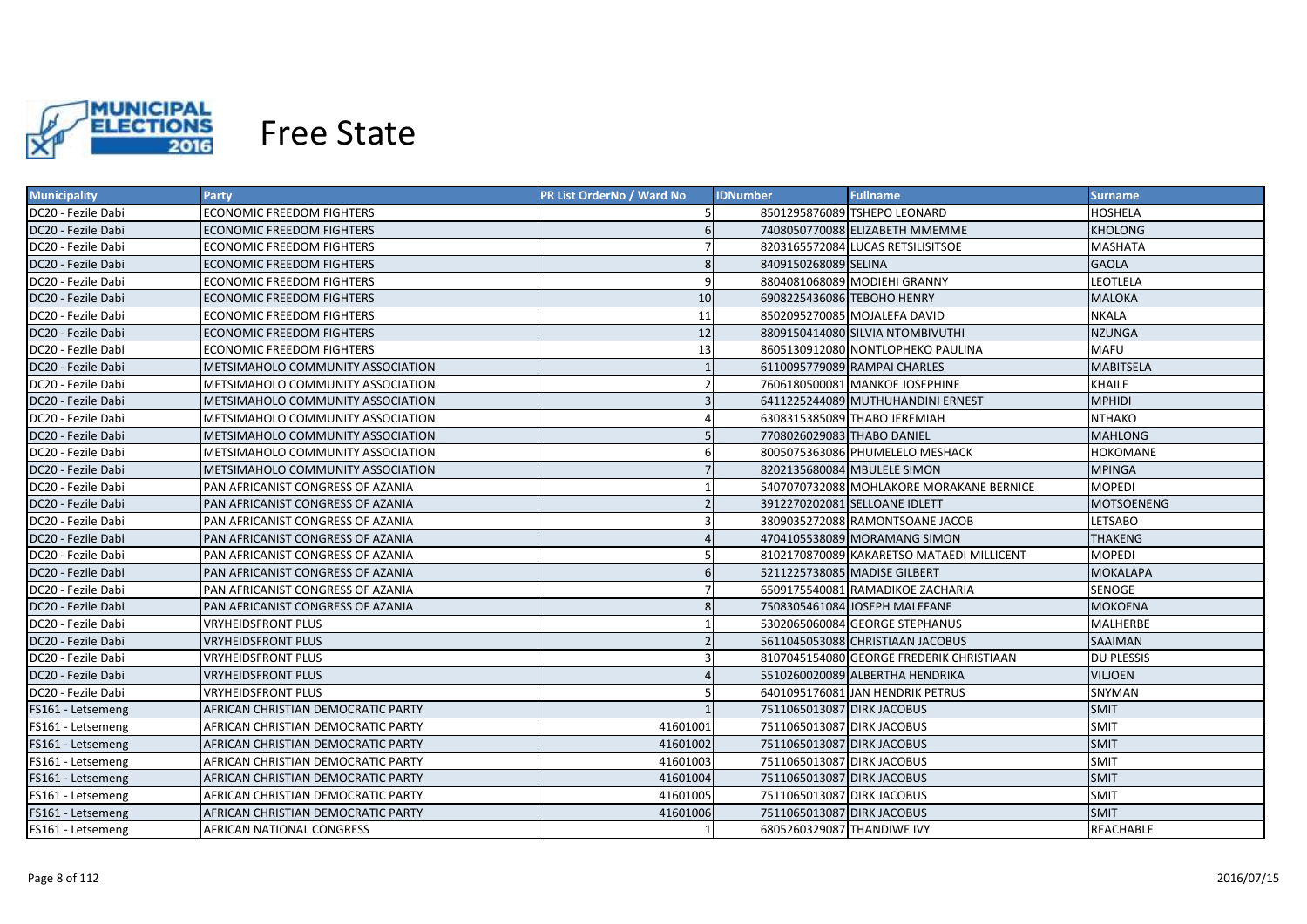# Free State

| Municipality | Party | PR List OrderNo / Ward No | IDNumber | Fullname | Surname |
|---|---|---|---|---|---|
| DC20 - Fezile Dabi | ECONOMIC FREEDOM FIGHTERS | 5 | 8501295876089 | TSHEPO LEONARD | HOSHELA |
| DC20 - Fezile Dabi | ECONOMIC FREEDOM FIGHTERS | 6 | 7408050770088 | ELIZABETH MMEMME | KHOLONG |
| DC20 - Fezile Dabi | ECONOMIC FREEDOM FIGHTERS | 7 | 8203165572084 | LUCAS RETSILISITSOE | MASHATA |
| DC20 - Fezile Dabi | ECONOMIC FREEDOM FIGHTERS | 8 | 8409150268089 | SELINA | GAOLA |
| DC20 - Fezile Dabi | ECONOMIC FREEDOM FIGHTERS | 9 | 8804081068089 | MODIEHI GRANNY | LEOTLELA |
| DC20 - Fezile Dabi | ECONOMIC FREEDOM FIGHTERS | 10 | 6908225436086 | TEBOHO HENRY | MALOKA |
| DC20 - Fezile Dabi | ECONOMIC FREEDOM FIGHTERS | 11 | 8502095270085 | MOJALEFA DAVID | NKALA |
| DC20 - Fezile Dabi | ECONOMIC FREEDOM FIGHTERS | 12 | 8809150414080 | SILVIA NTOMBIVUTHI | NZUNGA |
| DC20 - Fezile Dabi | ECONOMIC FREEDOM FIGHTERS | 13 | 8605130912080 | NONTLOPHEKO PAULINA | MAFU |
| DC20 - Fezile Dabi | METSIMAHOLO COMMUNITY ASSOCIATION | 1 | 6110095779089 | RAMPAI CHARLES | MABITSELA |
| DC20 - Fezile Dabi | METSIMAHOLO COMMUNITY ASSOCIATION | 2 | 7606180500081 | MANKOE JOSEPHINE | KHAILE |
| DC20 - Fezile Dabi | METSIMAHOLO COMMUNITY ASSOCIATION | 3 | 6411225244089 | MUTHUHANDINI ERNEST | MPHIDI |
| DC20 - Fezile Dabi | METSIMAHOLO COMMUNITY ASSOCIATION | 4 | 6308315385089 | THABO JEREMIAH | NTHAKO |
| DC20 - Fezile Dabi | METSIMAHOLO COMMUNITY ASSOCIATION | 5 | 7708026029083 | THABO DANIEL | MAHLONG |
| DC20 - Fezile Dabi | METSIMAHOLO COMMUNITY ASSOCIATION | 6 | 8005075363086 | PHUMELELO MESHACK | HOKOMANE |
| DC20 - Fezile Dabi | METSIMAHOLO COMMUNITY ASSOCIATION | 7 | 8202135680084 | MBULELE SIMON | MPINGA |
| DC20 - Fezile Dabi | PAN AFRICANIST CONGRESS OF AZANIA | 1 | 5407070732088 | MOHLAKORE MORAKANE BERNICE | MOPEDI |
| DC20 - Fezile Dabi | PAN AFRICANIST CONGRESS OF AZANIA | 2 | 3912270202081 | SELLOANE IDLETT | MOTSOENENG |
| DC20 - Fezile Dabi | PAN AFRICANIST CONGRESS OF AZANIA | 3 | 3809035272088 | RAMONTSOANE JACOB | LETSABO |
| DC20 - Fezile Dabi | PAN AFRICANIST CONGRESS OF AZANIA | 4 | 4704105538089 | MORAMANG SIMON | THAKENG |
| DC20 - Fezile Dabi | PAN AFRICANIST CONGRESS OF AZANIA | 5 | 8102170870089 | KAKARETSO MATAEDI MILLICENT | MOPEDI |
| DC20 - Fezile Dabi | PAN AFRICANIST CONGRESS OF AZANIA | 6 | 5211225738085 | MADISE GILBERT | MOKALAPA |
| DC20 - Fezile Dabi | PAN AFRICANIST CONGRESS OF AZANIA | 7 | 6509175540081 | RAMADIKOE ZACHARIA | SENOGE |
| DC20 - Fezile Dabi | PAN AFRICANIST CONGRESS OF AZANIA | 8 | 7508305461084 | JOSEPH MALEFANE | MOKOENA |
| DC20 - Fezile Dabi | VRYHEIDSFRONT PLUS | 1 | 5302065060084 | GEORGE STEPHANUS | MALHERBE |
| DC20 - Fezile Dabi | VRYHEIDSFRONT PLUS | 2 | 5611045053088 | CHRISTIAAN JACOBUS | SAAIMAN |
| DC20 - Fezile Dabi | VRYHEIDSFRONT PLUS | 3 | 8107045154080 | GEORGE FREDERIK CHRISTIAAN | DU PLESSIS |
| DC20 - Fezile Dabi | VRYHEIDSFRONT PLUS | 4 | 5510260020089 | ALBERTHA HENDRIKA | VILJOEN |
| DC20 - Fezile Dabi | VRYHEIDSFRONT PLUS | 5 | 6401095176081 | JAN HENDRIK PETRUS | SNYMAN |
| FS161 - Letsemeng | AFRICAN CHRISTIAN DEMOCRATIC PARTY | 1 | 7511065013087 | DIRK JACOBUS | SMIT |
| FS161 - Letsemeng | AFRICAN CHRISTIAN DEMOCRATIC PARTY | 41601001 | 7511065013087 | DIRK JACOBUS | SMIT |
| FS161 - Letsemeng | AFRICAN CHRISTIAN DEMOCRATIC PARTY | 41601002 | 7511065013087 | DIRK JACOBUS | SMIT |
| FS161 - Letsemeng | AFRICAN CHRISTIAN DEMOCRATIC PARTY | 41601003 | 7511065013087 | DIRK JACOBUS | SMIT |
| FS161 - Letsemeng | AFRICAN CHRISTIAN DEMOCRATIC PARTY | 41601004 | 7511065013087 | DIRK JACOBUS | SMIT |
| FS161 - Letsemeng | AFRICAN CHRISTIAN DEMOCRATIC PARTY | 41601005 | 7511065013087 | DIRK JACOBUS | SMIT |
| FS161 - Letsemeng | AFRICAN CHRISTIAN DEMOCRATIC PARTY | 41601006 | 7511065013087 | DIRK JACOBUS | SMIT |
| FS161 - Letsemeng | AFRICAN NATIONAL CONGRESS | 1 | 6805260329087 | THANDIWE IVY | REACHABLE |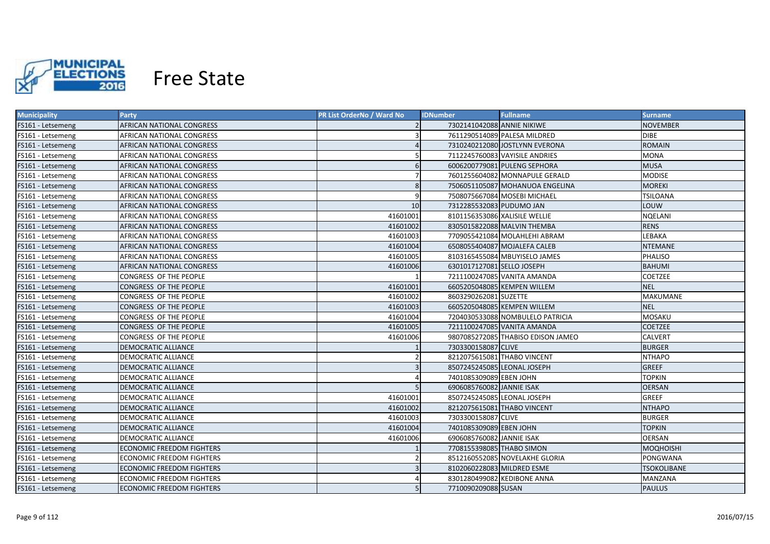# Free State

| Municipality | Party | PR List OrderNo / Ward No | IDNumber | Fullname | Surname |
| --- | --- | --- | --- | --- | --- |
| FS161 - Letsemeng | AFRICAN NATIONAL CONGRESS | 2 | 7302141042088 | ANNIE NIKIWE | NOVEMBER |
| FS161 - Letsemeng | AFRICAN NATIONAL CONGRESS | 3 | 7611290514089 | PALESA MILDRED | DIBE |
| FS161 - Letsemeng | AFRICAN NATIONAL CONGRESS | 4 | 7310240212080 | JOSTLYNN EVERONA | ROMAIN |
| FS161 - Letsemeng | AFRICAN NATIONAL CONGRESS | 5 | 7112245760083 | VAYISILE ANDRIES | MONA |
| FS161 - Letsemeng | AFRICAN NATIONAL CONGRESS | 6 | 6006200779081 | PULENG SEPHORA | MUSA |
| FS161 - Letsemeng | AFRICAN NATIONAL CONGRESS | 7 | 7601255604082 | MONNAPULE GERALD | MODISE |
| FS161 - Letsemeng | AFRICAN NATIONAL CONGRESS | 8 | 7506051105087 | MOHANUOA ENGELINA | MOREKI |
| FS161 - Letsemeng | AFRICAN NATIONAL CONGRESS | 9 | 7508075667084 | MOSEBI MICHAEL | TSILOANA |
| FS161 - Letsemeng | AFRICAN NATIONAL CONGRESS | 10 | 7312285532083 | PUDUMO JAN | LOUW |
| FS161 - Letsemeng | AFRICAN NATIONAL CONGRESS | 41601001 | 8101156353086 | XALISILE WELLIE | NQELANI |
| FS161 - Letsemeng | AFRICAN NATIONAL CONGRESS | 41601002 | 8305015822088 | MALVIN THEMBA | RENS |
| FS161 - Letsemeng | AFRICAN NATIONAL CONGRESS | 41601003 | 7709055421084 | MOLAHLEHI ABRAM | LEBAKA |
| FS161 - Letsemeng | AFRICAN NATIONAL CONGRESS | 41601004 | 6508055404087 | MOJALEFA CALEB | NTEMANE |
| FS161 - Letsemeng | AFRICAN NATIONAL CONGRESS | 41601005 | 8103165455084 | MBUYISELO JAMES | PHALISO |
| FS161 - Letsemeng | AFRICAN NATIONAL CONGRESS | 41601006 | 6301017127081 | SELLO JOSEPH | BAHUMI |
| FS161 - Letsemeng | CONGRESS OF THE PEOPLE | 1 | 7211100247085 | VANITA AMANDA | COETZEE |
| FS161 - Letsemeng | CONGRESS OF THE PEOPLE | 41601001 | 6605205048085 | KEMPEN WILLEM | NEL |
| FS161 - Letsemeng | CONGRESS OF THE PEOPLE | 41601002 | 8603290262081 | SUZETTE | MAKUMANE |
| FS161 - Letsemeng | CONGRESS OF THE PEOPLE | 41601003 | 6605205048085 | KEMPEN WILLEM | NEL |
| FS161 - Letsemeng | CONGRESS OF THE PEOPLE | 41601004 | 7204030533088 | NOMBULELO PATRICIA | MOSAKU |
| FS161 - Letsemeng | CONGRESS OF THE PEOPLE | 41601005 | 7211100247085 | VANITA AMANDA | COETZEE |
| FS161 - Letsemeng | CONGRESS OF THE PEOPLE | 41601006 | 9807085272085 | THABISO EDISON JAMEO | CALVERT |
| FS161 - Letsemeng | DEMOCRATIC ALLIANCE | 1 | 7303300158087 | CLIVE | BURGER |
| FS161 - Letsemeng | DEMOCRATIC ALLIANCE | 2 | 8212075615081 | THABO VINCENT | NTHAPO |
| FS161 - Letsemeng | DEMOCRATIC ALLIANCE | 3 | 8507245245085 | LEONAL JOSEPH | GREEF |
| FS161 - Letsemeng | DEMOCRATIC ALLIANCE | 4 | 7401085309089 | EBEN JOHN | TOPKIN |
| FS161 - Letsemeng | DEMOCRATIC ALLIANCE | 5 | 6906085760082 | JANNIE ISAK | OERSAN |
| FS161 - Letsemeng | DEMOCRATIC ALLIANCE | 41601001 | 8507245245085 | LEONAL JOSEPH | GREEF |
| FS161 - Letsemeng | DEMOCRATIC ALLIANCE | 41601002 | 8212075615081 | THABO VINCENT | NTHAPO |
| FS161 - Letsemeng | DEMOCRATIC ALLIANCE | 41601003 | 7303300158087 | CLIVE | BURGER |
| FS161 - Letsemeng | DEMOCRATIC ALLIANCE | 41601004 | 7401085309089 | EBEN JOHN | TOPKIN |
| FS161 - Letsemeng | DEMOCRATIC ALLIANCE | 41601006 | 6906085760082 | JANNIE ISAK | OERSAN |
| FS161 - Letsemeng | ECONOMIC FREEDOM FIGHTERS | 1 | 7708155398085 | THABO SIMON | MOQHOISHI |
| FS161 - Letsemeng | ECONOMIC FREEDOM FIGHTERS | 2 | 8512160552085 | NOVELAKHE GLORIA | PONGWANA |
| FS161 - Letsemeng | ECONOMIC FREEDOM FIGHTERS | 3 | 8102060228083 | MILDRED ESME | TSOKOLIBANE |
| FS161 - Letsemeng | ECONOMIC FREEDOM FIGHTERS | 4 | 8301280499082 | KEDIBONE ANNA | MANZANA |
| FS161 - Letsemeng | ECONOMIC FREEDOM FIGHTERS | 5 | 7710090209088 | SUSAN | PAULUS |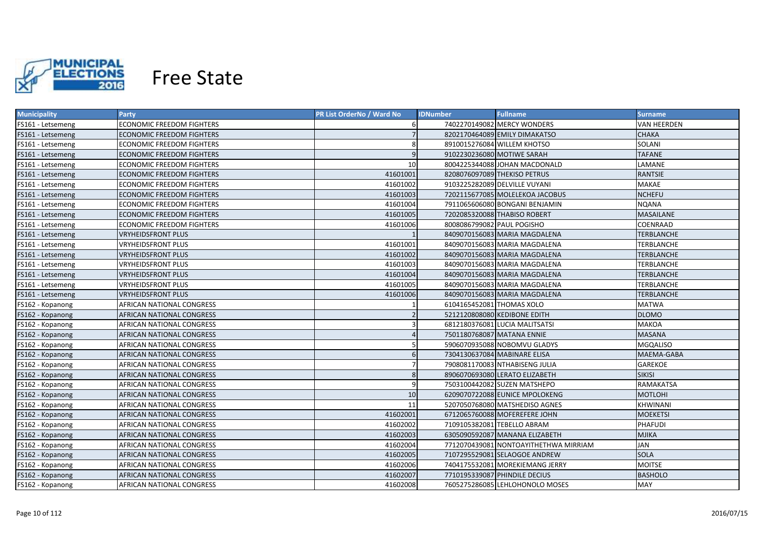# Free State

| Municipality | Party | PR List OrderNo / Ward No | IDNumber | Fullname | Surname |
|---|---|---|---|---|---|
| FS161 - Letsemeng | ECONOMIC FREEDOM FIGHTERS | 6 | 7402270149082 | MERCY WONDERS | VAN HEERDEN |
| FS161 - Letsemeng | ECONOMIC FREEDOM FIGHTERS | 7 | 8202170464089 | EMILY DIMAKATSO | CHAKA |
| FS161 - Letsemeng | ECONOMIC FREEDOM FIGHTERS | 8 | 8910015276084 | WILLEM KHOTSO | SOLANI |
| FS161 - Letsemeng | ECONOMIC FREEDOM FIGHTERS | 9 | 9102230236080 | MOTIWE SARAH | TAFANE |
| FS161 - Letsemeng | ECONOMIC FREEDOM FIGHTERS | 10 | 8004225344088 | JOHAN MACDONALD | LAMANE |
| FS161 - Letsemeng | ECONOMIC FREEDOM FIGHTERS | 41601001 | 8208076097089 | THEKISO PETRUS | RANTSIE |
| FS161 - Letsemeng | ECONOMIC FREEDOM FIGHTERS | 41601002 | 9103225282089 | DELVILLE VUYANI | MAKAE |
| FS161 - Letsemeng | ECONOMIC FREEDOM FIGHTERS | 41601003 | 7202115677085 | MOLELEKOA JACOBUS | NCHEFU |
| FS161 - Letsemeng | ECONOMIC FREEDOM FIGHTERS | 41601004 | 7911065606080 | BONGANI BENJAMIN | NQANA |
| FS161 - Letsemeng | ECONOMIC FREEDOM FIGHTERS | 41601005 | 7202085320088 | THABISO ROBERT | MASAILANE |
| FS161 - Letsemeng | ECONOMIC FREEDOM FIGHTERS | 41601006 | 8008086799082 | PAUL POGISHO | COENRAAD |
| FS161 - Letsemeng | VRYHEIDSFRONT PLUS | 1 | 8409070156083 | MARIA MAGDALENA | TERBLANCHE |
| FS161 - Letsemeng | VRYHEIDSFRONT PLUS | 41601001 | 8409070156083 | MARIA MAGDALENA | TERBLANCHE |
| FS161 - Letsemeng | VRYHEIDSFRONT PLUS | 41601002 | 8409070156083 | MARIA MAGDALENA | TERBLANCHE |
| FS161 - Letsemeng | VRYHEIDSFRONT PLUS | 41601003 | 8409070156083 | MARIA MAGDALENA | TERBLANCHE |
| FS161 - Letsemeng | VRYHEIDSFRONT PLUS | 41601004 | 8409070156083 | MARIA MAGDALENA | TERBLANCHE |
| FS161 - Letsemeng | VRYHEIDSFRONT PLUS | 41601005 | 8409070156083 | MARIA MAGDALENA | TERBLANCHE |
| FS161 - Letsemeng | VRYHEIDSFRONT PLUS | 41601006 | 8409070156083 | MARIA MAGDALENA | TERBLANCHE |
| FS162 - Kopanong | AFRICAN NATIONAL CONGRESS | 1 | 6104165452081 | THOMAS XOLO | MATWA |
| FS162 - Kopanong | AFRICAN NATIONAL CONGRESS | 2 | 5212120808080 | KEDIBONE EDITH | DLOMO |
| FS162 - Kopanong | AFRICAN NATIONAL CONGRESS | 3 | 6812180376081 | LUCIA MALITSATSI | MAKOA |
| FS162 - Kopanong | AFRICAN NATIONAL CONGRESS | 4 | 7501180768087 | MATANA ENNIE | MASANA |
| FS162 - Kopanong | AFRICAN NATIONAL CONGRESS | 5 | 5906070935088 | NOBOMVU GLADYS | MGQALISO |
| FS162 - Kopanong | AFRICAN NATIONAL CONGRESS | 6 | 7304130637084 | MABINARE ELISA | MAEMA-GABA |
| FS162 - Kopanong | AFRICAN NATIONAL CONGRESS | 7 | 7908081170083 | NTHABISENG JULIA | GAREKOE |
| FS162 - Kopanong | AFRICAN NATIONAL CONGRESS | 8 | 8906070693080 | LERATO ELIZABETH | SIKISI |
| FS162 - Kopanong | AFRICAN NATIONAL CONGRESS | 9 | 7503100442082 | SUZEN MATSHEPO | RAMAKATSA |
| FS162 - Kopanong | AFRICAN NATIONAL CONGRESS | 10 | 6209070722088 | EUNICE MPOLOKENG | MOTLOHI |
| FS162 - Kopanong | AFRICAN NATIONAL CONGRESS | 11 | 5207050768080 | MATSHEDISO AGNES | KHWINANI |
| FS162 - Kopanong | AFRICAN NATIONAL CONGRESS | 41602001 | 6712065760088 | MOFEREFERE JOHN | MOEKETSI |
| FS162 - Kopanong | AFRICAN NATIONAL CONGRESS | 41602002 | 7109105382081 | TEBELLO ABRAM | PHAFUDI |
| FS162 - Kopanong | AFRICAN NATIONAL CONGRESS | 41602003 | 6305090592087 | MANANA ELIZABETH | MJIKA |
| FS162 - Kopanong | AFRICAN NATIONAL CONGRESS | 41602004 | 7712070439081 | NONTOAYITHETHWA MIRRIAM | JAN |
| FS162 - Kopanong | AFRICAN NATIONAL CONGRESS | 41602005 | 7107295529081 | SELAOGOE ANDREW | SOLA |
| FS162 - Kopanong | AFRICAN NATIONAL CONGRESS | 41602006 | 7404175532081 | MOREKIEMANG JERRY | MOITSE |
| FS162 - Kopanong | AFRICAN NATIONAL CONGRESS | 41602007 | 7710195339087 | PHINDILE DECIUS | BASHOLO |
| FS162 - Kopanong | AFRICAN NATIONAL CONGRESS | 41602008 | 7605275286085 | LEHLOHONOLO MOSES | MAY |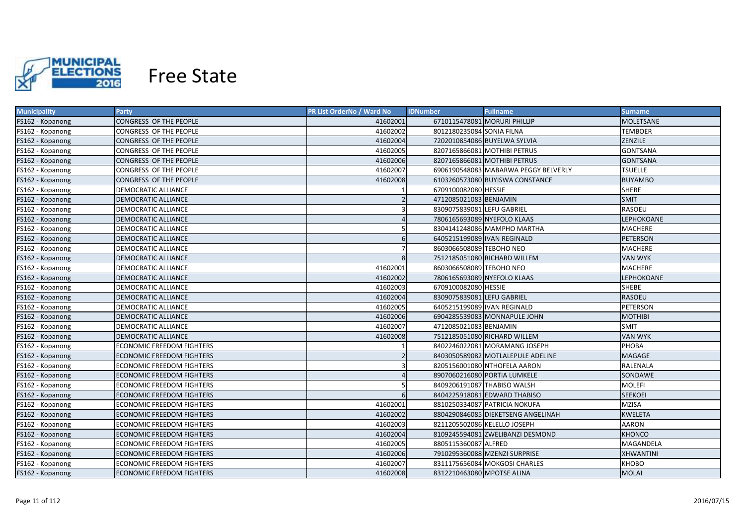# Free State

| Municipality | Party | PR List OrderNo / Ward No | IDNumber | Fullname | Surname |
|---|---|---|---|---|---|
| FS162 - Kopanong | CONGRESS OF THE PEOPLE | 41602001 | 6710115478081 | MORURI PHILLIP | MOLETSANE |
| FS162 - Kopanong | CONGRESS OF THE PEOPLE | 41602002 | 8012180235084 | SONIA FILNA | TEMBOER |
| FS162 - Kopanong | CONGRESS OF THE PEOPLE | 41602004 | 7202010854086 | BUYELWA SYLVIA | ZENZILE |
| FS162 - Kopanong | CONGRESS OF THE PEOPLE | 41602005 | 8207165866081 | MOTHIBI PETRUS | GONTSANA |
| FS162 - Kopanong | CONGRESS OF THE PEOPLE | 41602006 | 8207165866081 | MOTHIBI PETRUS | GONTSANA |
| FS162 - Kopanong | CONGRESS OF THE PEOPLE | 41602007 | 6906190548083 | MABARWA PEGGY BELVERLY | TSUELLE |
| FS162 - Kopanong | CONGRESS OF THE PEOPLE | 41602008 | 6103260573080 | BUYISWA CONSTANCE | BUYAMBO |
| FS162 - Kopanong | DEMOCRATIC ALLIANCE | 1 | 6709100082080 | HESSIE | SHEBE |
| FS162 - Kopanong | DEMOCRATIC ALLIANCE | 2 | 4712085021083 | BENJAMIN | SMIT |
| FS162 - Kopanong | DEMOCRATIC ALLIANCE | 3 | 8309075839081 | LEFU GABRIEL | RASOEU |
| FS162 - Kopanong | DEMOCRATIC ALLIANCE | 4 | 7806165693089 | NYEFOLO KLAAS | LEPHOKOANE |
| FS162 - Kopanong | DEMOCRATIC ALLIANCE | 5 | 8304141248086 | MAMPHO MARTHA | MACHERE |
| FS162 - Kopanong | DEMOCRATIC ALLIANCE | 6 | 6405215199089 | IVAN REGINALD | PETERSON |
| FS162 - Kopanong | DEMOCRATIC ALLIANCE | 7 | 8603066508089 | TEBOHO NEO | MACHERE |
| FS162 - Kopanong | DEMOCRATIC ALLIANCE | 8 | 7512185051080 | RICHARD WILLEM | VAN WYK |
| FS162 - Kopanong | DEMOCRATIC ALLIANCE | 41602001 | 8603066508089 | TEBOHO NEO | MACHERE |
| FS162 - Kopanong | DEMOCRATIC ALLIANCE | 41602002 | 7806165693089 | NYEFOLO KLAAS | LEPHOKOANE |
| FS162 - Kopanong | DEMOCRATIC ALLIANCE | 41602003 | 6709100082080 | HESSIE | SHEBE |
| FS162 - Kopanong | DEMOCRATIC ALLIANCE | 41602004 | 8309075839081 | LEFU GABRIEL | RASOEU |
| FS162 - Kopanong | DEMOCRATIC ALLIANCE | 41602005 | 6405215199089 | IVAN REGINALD | PETERSON |
| FS162 - Kopanong | DEMOCRATIC ALLIANCE | 41602006 | 6904285539083 | MONNAPULE JOHN | MOTHIBI |
| FS162 - Kopanong | DEMOCRATIC ALLIANCE | 41602007 | 4712085021083 | BENJAMIN | SMIT |
| FS162 - Kopanong | DEMOCRATIC ALLIANCE | 41602008 | 7512185051080 | RICHARD WILLEM | VAN WYK |
| FS162 - Kopanong | ECONOMIC FREEDOM FIGHTERS | 1 | 8402246022081 | MORAMANG JOSEPH | PHOBA |
| FS162 - Kopanong | ECONOMIC FREEDOM FIGHTERS | 2 | 8403050589082 | MOTLALEPULE ADELINE | MAGAGE |
| FS162 - Kopanong | ECONOMIC FREEDOM FIGHTERS | 3 | 8205156001080 | NTHOFELA AARON | RALENALA |
| FS162 - Kopanong | ECONOMIC FREEDOM FIGHTERS | 4 | 8907060216080 | PORTIA LUMKELE | SONDAWE |
| FS162 - Kopanong | ECONOMIC FREEDOM FIGHTERS | 5 | 8409206191087 | THABISO WALSH | MOLEFI |
| FS162 - Kopanong | ECONOMIC FREEDOM FIGHTERS | 6 | 8404225918081 | EDWARD THABISO | SEEKOEI |
| FS162 - Kopanong | ECONOMIC FREEDOM FIGHTERS | 41602001 | 8810250334087 | PATRICIA NOKUFA | MZISA |
| FS162 - Kopanong | ECONOMIC FREEDOM FIGHTERS | 41602002 | 8804290846085 | DIEKETSENG ANGELINAH | KWELETA |
| FS162 - Kopanong | ECONOMIC FREEDOM FIGHTERS | 41602003 | 8211205502086 | KELELLO JOSEPH | AARON |
| FS162 - Kopanong | ECONOMIC FREEDOM FIGHTERS | 41602004 | 8109245594081 | ZWELIBANZI DESMOND | KHONCO |
| FS162 - Kopanong | ECONOMIC FREEDOM FIGHTERS | 41602005 | 8805115360087 | ALFRED | MAGANDELA |
| FS162 - Kopanong | ECONOMIC FREEDOM FIGHTERS | 41602006 | 7910295360088 | MZENZI SURPRISE | XHWANTINI |
| FS162 - Kopanong | ECONOMIC FREEDOM FIGHTERS | 41602007 | 8311175656084 | MOKGOSI CHARLES | KHOBO |
| FS162 - Kopanong | ECONOMIC FREEDOM FIGHTERS | 41602008 | 8312210463080 | MPOTSE ALINA | MOLAI |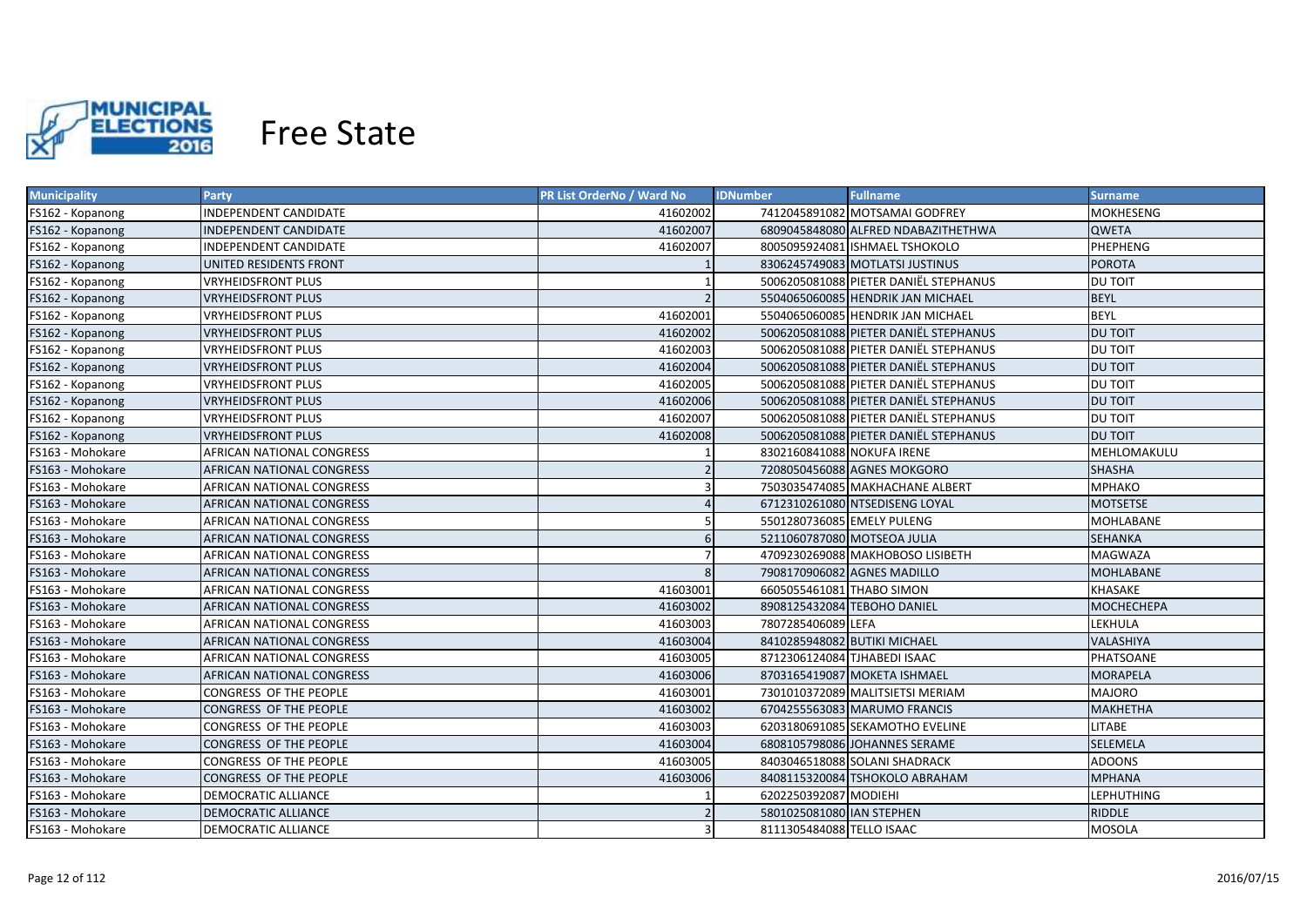# Free State

| Municipality | Party | PR List OrderNo / Ward No | IDNumber | Fullname | Surname |
|---|---|---|---|---|---|
| FS162 - Kopanong | INDEPENDENT CANDIDATE | 41602002 | 7412045891082 | MOTSAMAI GODFREY | MOKHESENG |
| FS162 - Kopanong | INDEPENDENT CANDIDATE | 41602007 | 6809045848080 | ALFRED NDABAZITHETHWA | QWETA |
| FS162 - Kopanong | INDEPENDENT CANDIDATE | 41602007 | 8005095924081 | ISHMAEL TSHOKOLO | PHEPHENG |
| FS162 - Kopanong | UNITED RESIDENTS FRONT | 1 | 8306245749083 | MOTLATSI JUSTINUS | POROTA |
| FS162 - Kopanong | VRYHEIDSFRONT PLUS | 1 | 5006205081088 | PIETER DANIËL STEPHANUS | DU TOIT |
| FS162 - Kopanong | VRYHEIDSFRONT PLUS | 2 | 5504065060085 | HENDRIK JAN MICHAEL | BEYL |
| FS162 - Kopanong | VRYHEIDSFRONT PLUS | 41602001 | 5504065060085 | HENDRIK JAN MICHAEL | BEYL |
| FS162 - Kopanong | VRYHEIDSFRONT PLUS | 41602002 | 5006205081088 | PIETER DANIËL STEPHANUS | DU TOIT |
| FS162 - Kopanong | VRYHEIDSFRONT PLUS | 41602003 | 5006205081088 | PIETER DANIËL STEPHANUS | DU TOIT |
| FS162 - Kopanong | VRYHEIDSFRONT PLUS | 41602004 | 5006205081088 | PIETER DANIËL STEPHANUS | DU TOIT |
| FS162 - Kopanong | VRYHEIDSFRONT PLUS | 41602005 | 5006205081088 | PIETER DANIËL STEPHANUS | DU TOIT |
| FS162 - Kopanong | VRYHEIDSFRONT PLUS | 41602006 | 5006205081088 | PIETER DANIËL STEPHANUS | DU TOIT |
| FS162 - Kopanong | VRYHEIDSFRONT PLUS | 41602007 | 5006205081088 | PIETER DANIËL STEPHANUS | DU TOIT |
| FS162 - Kopanong | VRYHEIDSFRONT PLUS | 41602008 | 5006205081088 | PIETER DANIËL STEPHANUS | DU TOIT |
| FS163 - Mohokare | AFRICAN NATIONAL CONGRESS | 1 | 8302160841088 | NOKUFA IRENE | MEHLOMAKULU |
| FS163 - Mohokare | AFRICAN NATIONAL CONGRESS | 2 | 7208050456088 | AGNES MOKGORO | SHASHA |
| FS163 - Mohokare | AFRICAN NATIONAL CONGRESS | 3 | 7503035474085 | MAKHACHANE ALBERT | MPHAKO |
| FS163 - Mohokare | AFRICAN NATIONAL CONGRESS | 4 | 6712310261080 | NTSEDISENG LOYAL | MOTSETSE |
| FS163 - Mohokare | AFRICAN NATIONAL CONGRESS | 5 | 5501280736085 | EMELY PULENG | MOHLABANE |
| FS163 - Mohokare | AFRICAN NATIONAL CONGRESS | 6 | 5211060787080 | MOTSEOA JULIA | SEHANKA |
| FS163 - Mohokare | AFRICAN NATIONAL CONGRESS | 7 | 4709230269088 | MAKHOBOSO LISIBETH | MAGWAZA |
| FS163 - Mohokare | AFRICAN NATIONAL CONGRESS | 8 | 7908170906082 | AGNES MADILLO | MOHLABANE |
| FS163 - Mohokare | AFRICAN NATIONAL CONGRESS | 41603001 | 6605055461081 | THABO SIMON | KHASAKE |
| FS163 - Mohokare | AFRICAN NATIONAL CONGRESS | 41603002 | 8908125432084 | TEBOHO DANIEL | MOCHECHEPA |
| FS163 - Mohokare | AFRICAN NATIONAL CONGRESS | 41603003 | 7807285406089 | LEFA | LEKHULA |
| FS163 - Mohokare | AFRICAN NATIONAL CONGRESS | 41603004 | 8410285948082 | BUTIKI MICHAEL | VALASHIYA |
| FS163 - Mohokare | AFRICAN NATIONAL CONGRESS | 41603005 | 8712306124084 | TJHABEDI ISAAC | PHATSOANE |
| FS163 - Mohokare | AFRICAN NATIONAL CONGRESS | 41603006 | 8703165419087 | MOKETA ISHMAEL | MORAPELA |
| FS163 - Mohokare | CONGRESS OF THE PEOPLE | 41603001 | 7301010372089 | MALITSIETSI MERIAM | MAJORO |
| FS163 - Mohokare | CONGRESS OF THE PEOPLE | 41603002 | 6704255563083 | MARUMO FRANCIS | MAKHETHA |
| FS163 - Mohokare | CONGRESS OF THE PEOPLE | 41603003 | 6203180691085 | SEKAMOTHO EVELINE | LITABE |
| FS163 - Mohokare | CONGRESS OF THE PEOPLE | 41603004 | 6808105798086 | JOHANNES SERAME | SELEMELA |
| FS163 - Mohokare | CONGRESS OF THE PEOPLE | 41603005 | 8403046518088 | SOLANI SHADRACK | ADOONS |
| FS163 - Mohokare | CONGRESS OF THE PEOPLE | 41603006 | 8408115320084 | TSHOKOLO ABRAHAM | MPHANA |
| FS163 - Mohokare | DEMOCRATIC ALLIANCE | 1 | 6202250392087 | MODIEHI | LEPHUTHING |
| FS163 - Mohokare | DEMOCRATIC ALLIANCE | 2 | 5801025081080 | IAN STEPHEN | RIDDLE |
| FS163 - Mohokare | DEMOCRATIC ALLIANCE | 3 | 8111305484088 | TELLO ISAAC | MOSOLA |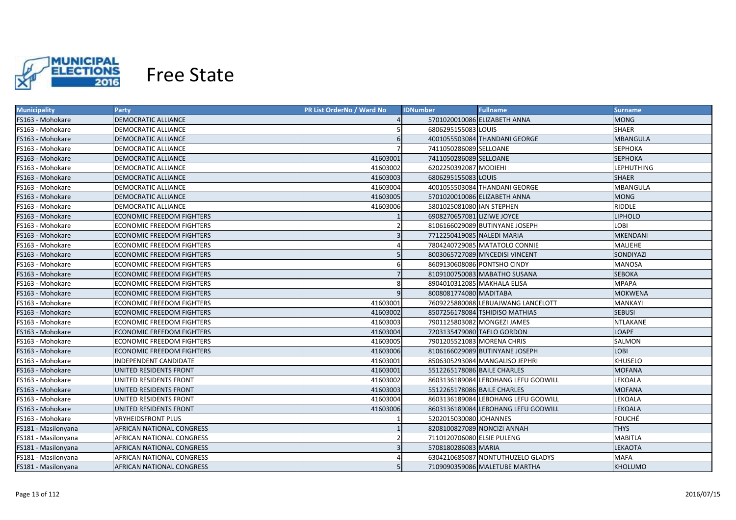# Free State

| Municipality | Party | PR List OrderNo / Ward No | IDNumber | Fullname | Surname |
|---|---|---|---|---|---|
| FS163 - Mohokare | DEMOCRATIC ALLIANCE | 4 | 5701020010086 | ELIZABETH ANNA | MONG |
| FS163 - Mohokare | DEMOCRATIC ALLIANCE | 5 | 6806295155083 | LOUIS | SHAER |
| FS163 - Mohokare | DEMOCRATIC ALLIANCE | 6 | 4001055503084 | THANDANI GEORGE | MBANGULA |
| FS163 - Mohokare | DEMOCRATIC ALLIANCE | 7 | 7411050286089 | SELLOANE | SEPHOKA |
| FS163 - Mohokare | DEMOCRATIC ALLIANCE | 41603001 | 7411050286089 | SELLOANE | SEPHOKA |
| FS163 - Mohokare | DEMOCRATIC ALLIANCE | 41603002 | 6202250392087 | MODIEHI | LEPHUTHING |
| FS163 - Mohokare | DEMOCRATIC ALLIANCE | 41603003 | 6806295155083 | LOUIS | SHAER |
| FS163 - Mohokare | DEMOCRATIC ALLIANCE | 41603004 | 4001055503084 | THANDANI GEORGE | MBANGULA |
| FS163 - Mohokare | DEMOCRATIC ALLIANCE | 41603005 | 5701020010086 | ELIZABETH ANNA | MONG |
| FS163 - Mohokare | DEMOCRATIC ALLIANCE | 41603006 | 5801025081080 | IAN STEPHEN | RIDDLE |
| FS163 - Mohokare | ECONOMIC FREEDOM FIGHTERS | 1 | 6908270657081 | LIZIWE JOYCE | LIPHOLO |
| FS163 - Mohokare | ECONOMIC FREEDOM FIGHTERS | 2 | 8106166029089 | BUTINYANE JOSEPH | LOBI |
| FS163 - Mohokare | ECONOMIC FREEDOM FIGHTERS | 3 | 7712250419085 | NALEDI MARIA | MKENDANI |
| FS163 - Mohokare | ECONOMIC FREEDOM FIGHTERS | 4 | 7804240729085 | MATATOLO CONNIE | MALIEHE |
| FS163 - Mohokare | ECONOMIC FREEDOM FIGHTERS | 5 | 8003065727089 | MNCEDISI VINCENT | SONDIYAZI |
| FS163 - Mohokare | ECONOMIC FREEDOM FIGHTERS | 6 | 8609130608086 | PONTSHO CINDY | MANOSA |
| FS163 - Mohokare | ECONOMIC FREEDOM FIGHTERS | 7 | 8109100750083 | MABATHO SUSANA | SEBOKA |
| FS163 - Mohokare | ECONOMIC FREEDOM FIGHTERS | 8 | 8904010312085 | MAKHALA ELISA | MPAPA |
| FS163 - Mohokare | ECONOMIC FREEDOM FIGHTERS | 9 | 8008081774080 | MADITABA | MOKWENA |
| FS163 - Mohokare | ECONOMIC FREEDOM FIGHTERS | 41603001 | 7609225880088 | LEBUAJWANG LANCELOTT | MANKAYI |
| FS163 - Mohokare | ECONOMIC FREEDOM FIGHTERS | 41603002 | 8507256178084 | TSHIDISO MATHIAS | SEBUSI |
| FS163 - Mohokare | ECONOMIC FREEDOM FIGHTERS | 41603003 | 7901125803082 | MONGEZI JAMES | NTLAKANE |
| FS163 - Mohokare | ECONOMIC FREEDOM FIGHTERS | 41603004 | 7203135479080 | TAELO GORDON | LOAPE |
| FS163 - Mohokare | ECONOMIC FREEDOM FIGHTERS | 41603005 | 7901205521083 | MORENA CHRIS | SALMON |
| FS163 - Mohokare | ECONOMIC FREEDOM FIGHTERS | 41603006 | 8106166029089 | BUTINYANE JOSEPH | LOBI |
| FS163 - Mohokare | INDEPENDENT CANDIDATE | 41603001 | 8506305293084 | MANGALISO JEPHRI | KHUSELO |
| FS163 - Mohokare | UNITED RESIDENTS FRONT | 41603001 | 5512265178086 | BAILE CHARLES | MOFANA |
| FS163 - Mohokare | UNITED RESIDENTS FRONT | 41603002 | 8603136189084 | LEBOHANG LEFU GODWILL | LEKOALA |
| FS163 - Mohokare | UNITED RESIDENTS FRONT | 41603003 | 5512265178086 | BAILE CHARLES | MOFANA |
| FS163 - Mohokare | UNITED RESIDENTS FRONT | 41603004 | 8603136189084 | LEBOHANG LEFU GODWILL | LEKOALA |
| FS163 - Mohokare | UNITED RESIDENTS FRONT | 41603006 | 8603136189084 | LEBOHANG LEFU GODWILL | LEKOALA |
| FS163 - Mohokare | VRYHEIDSFRONT PLUS | 1 | 5202015030080 | JOHANNES | FOUCHÉ |
| FS181 - Masilonyana | AFRICAN NATIONAL CONGRESS | 1 | 8208100827089 | NONCIZI ANNAH | THYS |
| FS181 - Masilonyana | AFRICAN NATIONAL CONGRESS | 2 | 7110120706080 | ELSIE PULENG | MABITLA |
| FS181 - Masilonyana | AFRICAN NATIONAL CONGRESS | 3 | 5708180286083 | MARIA | LEKAOTA |
| FS181 - Masilonyana | AFRICAN NATIONAL CONGRESS | 4 | 6304210685087 | NONTUTHUZELO GLADYS | MAFA |
| FS181 - Masilonyana | AFRICAN NATIONAL CONGRESS | 5 | 7109090359086 | MALETUBE MARTHA | KHOLUMO |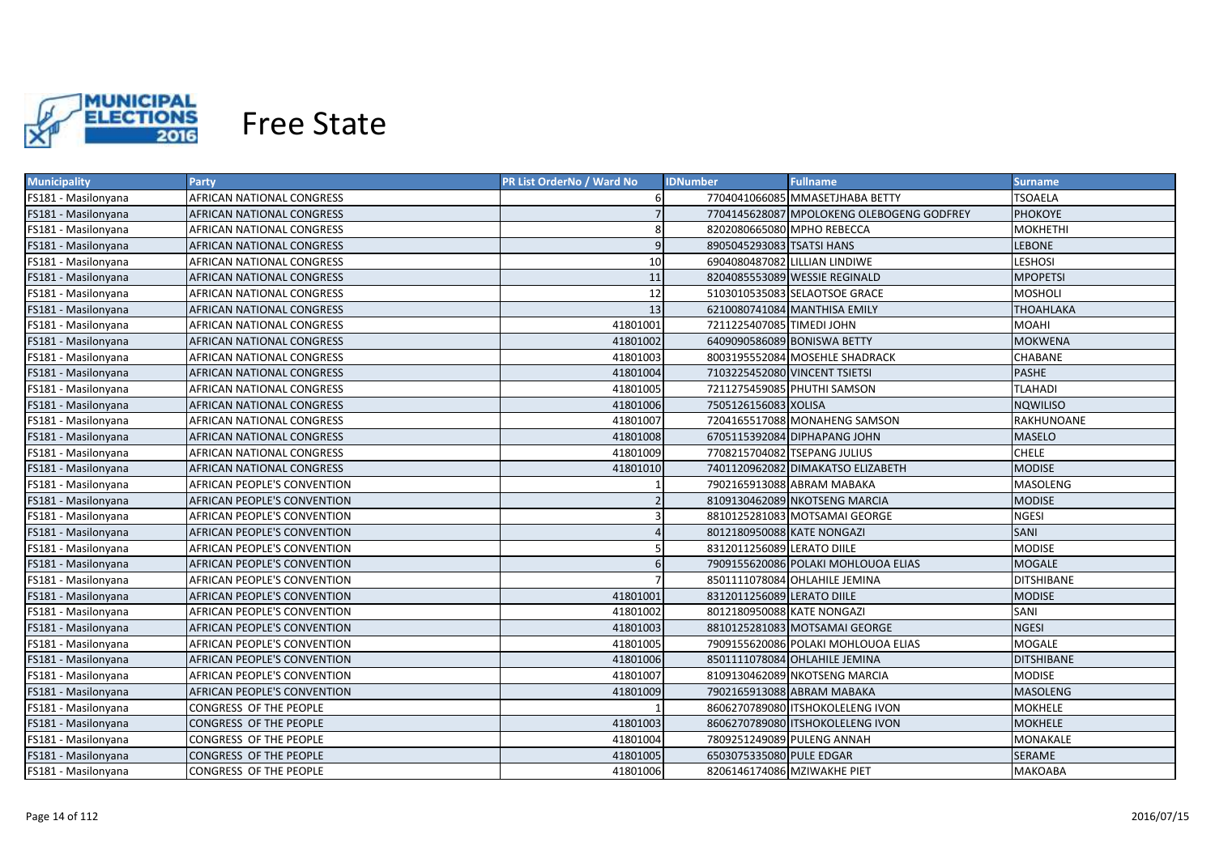# Free State

| Municipality | Party | PR List OrderNo / Ward No | IDNumber | Fullname | Surname |
|---|---|---|---|---|---|
| FS181 - Masilonyana | AFRICAN NATIONAL CONGRESS | 6 | 7704041066085 | MMASETJHABA BETTY | TSOAELA |
| FS181 - Masilonyana | AFRICAN NATIONAL CONGRESS | 7 | 7704145628087 | MPOLOKENG OLEBOGENG GODFREY | PHOKOYE |
| FS181 - Masilonyana | AFRICAN NATIONAL CONGRESS | 8 | 8202080665080 | MPHO REBECCA | MOKHETHI |
| FS181 - Masilonyana | AFRICAN NATIONAL CONGRESS | 9 | 8905045293083 | TSATSI HANS | LEBONE |
| FS181 - Masilonyana | AFRICAN NATIONAL CONGRESS | 10 | 6904080487082 | LILLIAN LINDIWE | LESHOSI |
| FS181 - Masilonyana | AFRICAN NATIONAL CONGRESS | 11 | 8204085553089 | WESSIE REGINALD | MPOPETSI |
| FS181 - Masilonyana | AFRICAN NATIONAL CONGRESS | 12 | 5103010535083 | SELAOTSOE GRACE | MOSHOLI |
| FS181 - Masilonyana | AFRICAN NATIONAL CONGRESS | 13 | 6210080741084 | MANTHISA EMILY | THOAHLAKA |
| FS181 - Masilonyana | AFRICAN NATIONAL CONGRESS | 41801001 | 7211225407085 | TIMEDI JOHN | MOAHI |
| FS181 - Masilonyana | AFRICAN NATIONAL CONGRESS | 41801002 | 6409090586089 | BONISWA BETTY | MOKWENA |
| FS181 - Masilonyana | AFRICAN NATIONAL CONGRESS | 41801003 | 8003195552084 | MOSEHLE SHADRACK | CHABANE |
| FS181 - Masilonyana | AFRICAN NATIONAL CONGRESS | 41801004 | 7103225452080 | VINCENT TSIETSI | PASHE |
| FS181 - Masilonyana | AFRICAN NATIONAL CONGRESS | 41801005 | 7211275459085 | PHUTHI SAMSON | TLAHADI |
| FS181 - Masilonyana | AFRICAN NATIONAL CONGRESS | 41801006 | 7505126156083 | XOLISA | NQWILISO |
| FS181 - Masilonyana | AFRICAN NATIONAL CONGRESS | 41801007 | 7204165517088 | MONAHENG SAMSON | RAKHUNOANE |
| FS181 - Masilonyana | AFRICAN NATIONAL CONGRESS | 41801008 | 6705115392084 | DIPHAPANG JOHN | MASELO |
| FS181 - Masilonyana | AFRICAN NATIONAL CONGRESS | 41801009 | 7708215704082 | TSEPANG JULIUS | CHELE |
| FS181 - Masilonyana | AFRICAN NATIONAL CONGRESS | 41801010 | 7401120962082 | DIMAKATSO ELIZABETH | MODISE |
| FS181 - Masilonyana | AFRICAN PEOPLE'S CONVENTION | 1 | 7902165913088 | ABRAM MABAKA | MASOLENG |
| FS181 - Masilonyana | AFRICAN PEOPLE'S CONVENTION | 2 | 8109130462089 | NKOTSENG MARCIA | MODISE |
| FS181 - Masilonyana | AFRICAN PEOPLE'S CONVENTION | 3 | 8810125281083 | MOTSAMAI GEORGE | NGESI |
| FS181 - Masilonyana | AFRICAN PEOPLE'S CONVENTION | 4 | 8012180950088 | KATE NONGAZI | SANI |
| FS181 - Masilonyana | AFRICAN PEOPLE'S CONVENTION | 5 | 8312011256089 | LERATO DIILE | MODISE |
| FS181 - Masilonyana | AFRICAN PEOPLE'S CONVENTION | 6 | 7909155620086 | POLAKI MOHLOUOA ELIAS | MOGALE |
| FS181 - Masilonyana | AFRICAN PEOPLE'S CONVENTION | 7 | 8501111078084 | OHLAHILE JEMINA | DITSHIBANE |
| FS181 - Masilonyana | AFRICAN PEOPLE'S CONVENTION | 41801001 | 8312011256089 | LERATO DIILE | MODISE |
| FS181 - Masilonyana | AFRICAN PEOPLE'S CONVENTION | 41801002 | 8012180950088 | KATE NONGAZI | SANI |
| FS181 - Masilonyana | AFRICAN PEOPLE'S CONVENTION | 41801003 | 8810125281083 | MOTSAMAI GEORGE | NGESI |
| FS181 - Masilonyana | AFRICAN PEOPLE'S CONVENTION | 41801005 | 7909155620086 | POLAKI MOHLOUOA ELIAS | MOGALE |
| FS181 - Masilonyana | AFRICAN PEOPLE'S CONVENTION | 41801006 | 8501111078084 | OHLAHILE JEMINA | DITSHIBANE |
| FS181 - Masilonyana | AFRICAN PEOPLE'S CONVENTION | 41801007 | 8109130462089 | NKOTSENG MARCIA | MODISE |
| FS181 - Masilonyana | AFRICAN PEOPLE'S CONVENTION | 41801009 | 7902165913088 | ABRAM MABAKA | MASOLENG |
| FS181 - Masilonyana | CONGRESS OF THE PEOPLE | 1 | 8606270789080 | ITSHOKOLELENG IVON | MOKHELE |
| FS181 - Masilonyana | CONGRESS OF THE PEOPLE | 41801003 | 8606270789080 | ITSHOKOLELENG IVON | MOKHELE |
| FS181 - Masilonyana | CONGRESS OF THE PEOPLE | 41801004 | 7809251249089 | PULENG ANNAH | MONAKALE |
| FS181 - Masilonyana | CONGRESS OF THE PEOPLE | 41801005 | 6503075335080 | PULE EDGAR | SERAME |
| FS181 - Masilonyana | CONGRESS OF THE PEOPLE | 41801006 | 8206146174086 | MZIWAKHE PIET | MAKOABA |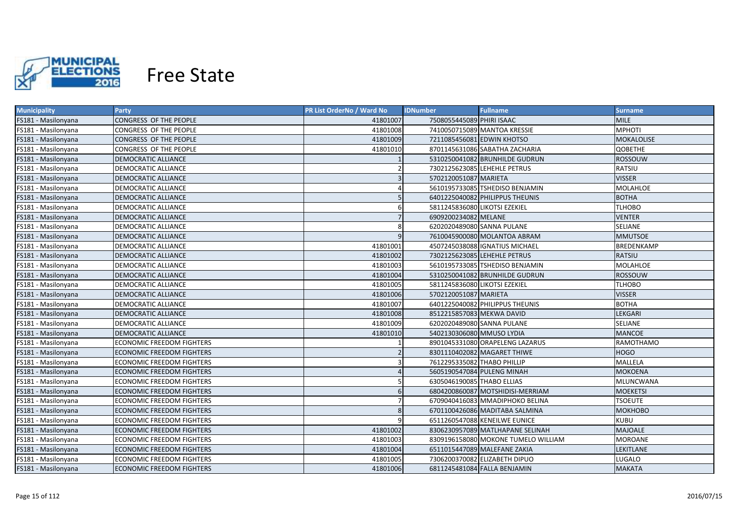# Free State

| Municipality | Party | PR List OrderNo / Ward No | IDNumber | Fullname | Surname |
|---|---|---|---|---|---|
| FS181 - Masilonyana | CONGRESS OF THE PEOPLE | 41801007 | 7508055445089 | PHIRI ISAAC | MILE |
| FS181 - Masilonyana | CONGRESS OF THE PEOPLE | 41801008 | 7410050715089 | MANTOA KRESSIE | MPHOTI |
| FS181 - Masilonyana | CONGRESS OF THE PEOPLE | 41801009 | 7211085456081 | EDWIN KHOTSO | MOKALOLISE |
| FS181 - Masilonyana | CONGRESS OF THE PEOPLE | 41801010 | 8701145631086 | SABATHA ZACHARIA | QOBETHE |
| FS181 - Masilonyana | DEMOCRATIC ALLIANCE | 1 | 5310250041082 | BRUNHILDE GUDRUN | ROSSOUW |
| FS181 - Masilonyana | DEMOCRATIC ALLIANCE | 2 | 7302125623085 | LEHEHLE PETRUS | RATSIU |
| FS181 - Masilonyana | DEMOCRATIC ALLIANCE | 3 | 5702120051087 | MARIETA | VISSER |
| FS181 - Masilonyana | DEMOCRATIC ALLIANCE | 4 | 5610195733085 | TSHEDISO BENJAMIN | MOLAHLOE |
| FS181 - Masilonyana | DEMOCRATIC ALLIANCE | 5 | 6401225040082 | PHILIPPUS THEUNIS | BOTHA |
| FS181 - Masilonyana | DEMOCRATIC ALLIANCE | 6 | 5811245836080 | LIKOTSI EZEKIEL | TLHOBO |
| FS181 - Masilonyana | DEMOCRATIC ALLIANCE | 7 | 6909200234082 | MELANE | VENTER |
| FS181 - Masilonyana | DEMOCRATIC ALLIANCE | 8 | 6202020489080 | SANNA PULANE | SELIANE |
| FS181 - Masilonyana | DEMOCRATIC ALLIANCE | 9 | 7610045900080 | MOLANTOA ABRAM | MMUTSOE |
| FS181 - Masilonyana | DEMOCRATIC ALLIANCE | 41801001 | 4507245038088 | IGNATIUS MICHAEL | BREDENKAMP |
| FS181 - Masilonyana | DEMOCRATIC ALLIANCE | 41801002 | 7302125623085 | LEHEHLE PETRUS | RATSIU |
| FS181 - Masilonyana | DEMOCRATIC ALLIANCE | 41801003 | 5610195733085 | TSHEDISO BENJAMIN | MOLAHLOE |
| FS181 - Masilonyana | DEMOCRATIC ALLIANCE | 41801004 | 5310250041082 | BRUNHILDE GUDRUN | ROSSOUW |
| FS181 - Masilonyana | DEMOCRATIC ALLIANCE | 41801005 | 5811245836080 | LIKOTSI EZEKIEL | TLHOBO |
| FS181 - Masilonyana | DEMOCRATIC ALLIANCE | 41801006 | 5702120051087 | MARIETA | VISSER |
| FS181 - Masilonyana | DEMOCRATIC ALLIANCE | 41801007 | 6401225040082 | PHILIPPUS THEUNIS | BOTHA |
| FS181 - Masilonyana | DEMOCRATIC ALLIANCE | 41801008 | 8512215857083 | MEKWA DAVID | LEKGARI |
| FS181 - Masilonyana | DEMOCRATIC ALLIANCE | 41801009 | 6202020489080 | SANNA PULANE | SELIANE |
| FS181 - Masilonyana | DEMOCRATIC ALLIANCE | 41801010 | 5402130306080 | MMUSO LYDIA | MANCOE |
| FS181 - Masilonyana | ECONOMIC FREEDOM FIGHTERS | 1 | 8901045331080 | ORAPELENG LAZARUS | RAMOTHAMO |
| FS181 - Masilonyana | ECONOMIC FREEDOM FIGHTERS | 2 | 8301110402082 | MAGARET THIWE | HOGO |
| FS181 - Masilonyana | ECONOMIC FREEDOM FIGHTERS | 3 | 7612295335082 | THABO PHILLIP | MALLELA |
| FS181 - Masilonyana | ECONOMIC FREEDOM FIGHTERS | 4 | 5605190547084 | PULENG MINAH | MOKOENA |
| FS181 - Masilonyana | ECONOMIC FREEDOM FIGHTERS | 5 | 6305046190085 | THABO ELLIAS | MLUNCWANA |
| FS181 - Masilonyana | ECONOMIC FREEDOM FIGHTERS | 6 | 6804200860087 | MOTSHIDISI-MERRIAM | MOEKETSI |
| FS181 - Masilonyana | ECONOMIC FREEDOM FIGHTERS | 7 | 6709040416083 | MMADIPHOKO BELINA | TSOEUTE |
| FS181 - Masilonyana | ECONOMIC FREEDOM FIGHTERS | 8 | 6701100426086 | MADITABA SALMINA | MOKHOBO |
| FS181 - Masilonyana | ECONOMIC FREEDOM FIGHTERS | 9 | 6511260547088 | KENEILWE EUNICE | KUBU |
| FS181 - Masilonyana | ECONOMIC FREEDOM FIGHTERS | 41801002 | 8306230957089 | MATLHAPANE SELINAH | MAJOALE |
| FS181 - Masilonyana | ECONOMIC FREEDOM FIGHTERS | 41801003 | 8309196158080 | MOKONE TUMELO WILLIAM | MOROANE |
| FS181 - Masilonyana | ECONOMIC FREEDOM FIGHTERS | 41801004 | 6511015447089 | MALEFANE ZAKIA | LEKITLANE |
| FS181 - Masilonyana | ECONOMIC FREEDOM FIGHTERS | 41801005 | 7306200370082 | ELIZABETH DIPUO | LUGALO |
| FS181 - Masilonyana | ECONOMIC FREEDOM FIGHTERS | 41801006 | 6811245481084 | FALLA BENJAMIN | MAKATA |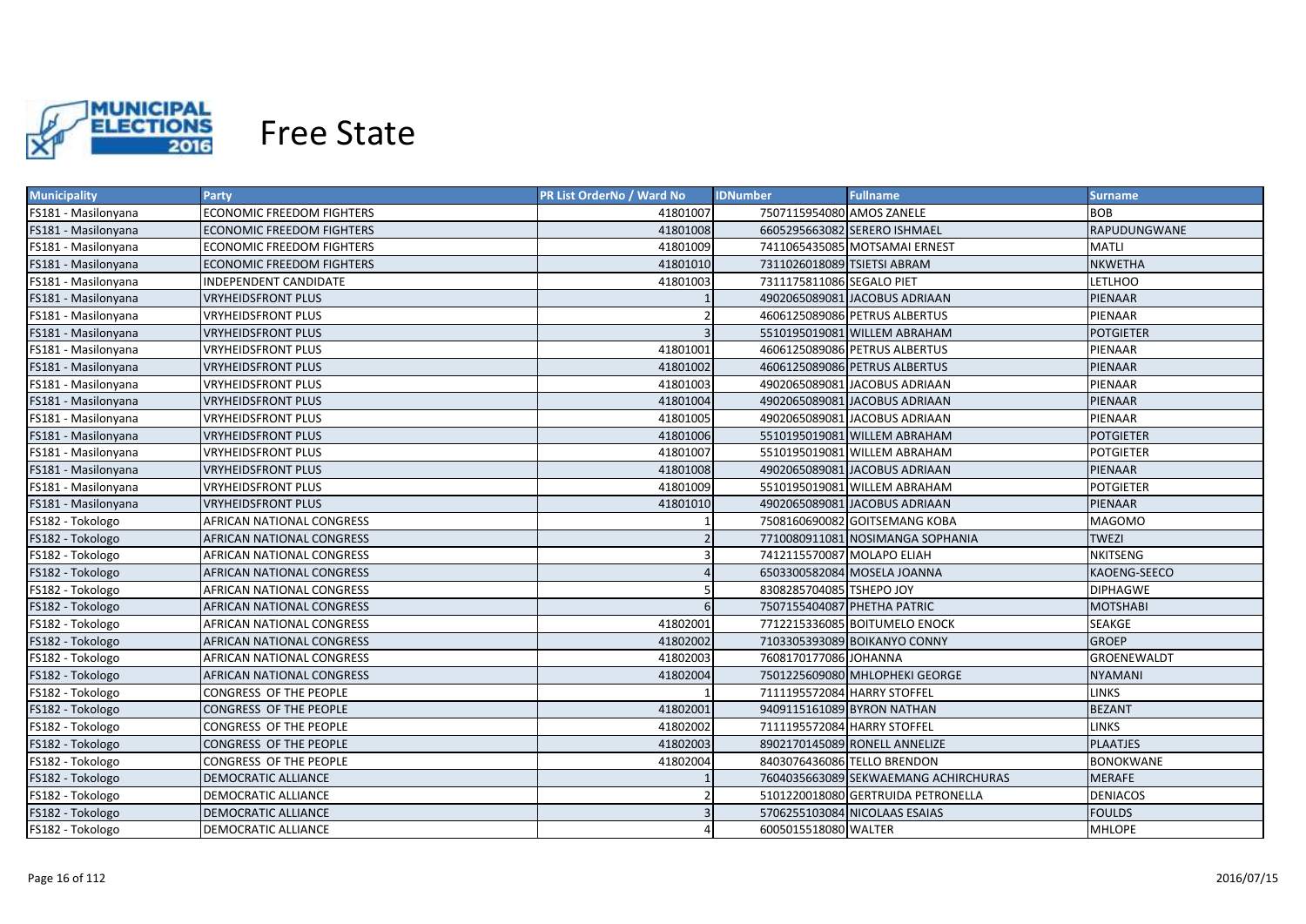# Free State

| Municipality | Party | PR List OrderNo / Ward No | IDNumber | Fullname | Surname |
|---|---|---|---|---|---|
| FS181 - Masilonyana | ECONOMIC FREEDOM FIGHTERS | 41801007 | 7507115954080 | AMOS ZANELE | BOB |
| FS181 - Masilonyana | ECONOMIC FREEDOM FIGHTERS | 41801008 | 6605295663082 | SERERO ISHMAEL | RAPUDUNGWANE |
| FS181 - Masilonyana | ECONOMIC FREEDOM FIGHTERS | 41801009 | 7411065435085 | MOTSAMAI ERNEST | MATLI |
| FS181 - Masilonyana | ECONOMIC FREEDOM FIGHTERS | 41801010 | 7311026018089 | TSIETSI ABRAM | NKWETHA |
| FS181 - Masilonyana | INDEPENDENT CANDIDATE | 41801003 | 7311175811086 | SEGALO PIET | LETLHOO |
| FS181 - Masilonyana | VRYHEIDSFRONT PLUS | 1 | 4902065089081 | JACOBUS ADRIAAN | PIENAAR |
| FS181 - Masilonyana | VRYHEIDSFRONT PLUS | 2 | 4606125089086 | PETRUS ALBERTUS | PIENAAR |
| FS181 - Masilonyana | VRYHEIDSFRONT PLUS | 3 | 5510195019081 | WILLEM ABRAHAM | POTGIETER |
| FS181 - Masilonyana | VRYHEIDSFRONT PLUS | 41801001 | 4606125089086 | PETRUS ALBERTUS | PIENAAR |
| FS181 - Masilonyana | VRYHEIDSFRONT PLUS | 41801002 | 4606125089086 | PETRUS ALBERTUS | PIENAAR |
| FS181 - Masilonyana | VRYHEIDSFRONT PLUS | 41801003 | 4902065089081 | JACOBUS ADRIAAN | PIENAAR |
| FS181 - Masilonyana | VRYHEIDSFRONT PLUS | 41801004 | 4902065089081 | JACOBUS ADRIAAN | PIENAAR |
| FS181 - Masilonyana | VRYHEIDSFRONT PLUS | 41801005 | 4902065089081 | JACOBUS ADRIAAN | PIENAAR |
| FS181 - Masilonyana | VRYHEIDSFRONT PLUS | 41801006 | 5510195019081 | WILLEM ABRAHAM | POTGIETER |
| FS181 - Masilonyana | VRYHEIDSFRONT PLUS | 41801007 | 5510195019081 | WILLEM ABRAHAM | POTGIETER |
| FS181 - Masilonyana | VRYHEIDSFRONT PLUS | 41801008 | 4902065089081 | JACOBUS ADRIAAN | PIENAAR |
| FS181 - Masilonyana | VRYHEIDSFRONT PLUS | 41801009 | 5510195019081 | WILLEM ABRAHAM | POTGIETER |
| FS181 - Masilonyana | VRYHEIDSFRONT PLUS | 41801010 | 4902065089081 | JACOBUS ADRIAAN | PIENAAR |
| FS182 - Tokologo | AFRICAN NATIONAL CONGRESS | 1 | 7508160690082 | GOITSEMANG KOBA | MAGOMO |
| FS182 - Tokologo | AFRICAN NATIONAL CONGRESS | 2 | 7710080911081 | NOSIMANGA SOPHANIA | TWEZI |
| FS182 - Tokologo | AFRICAN NATIONAL CONGRESS | 3 | 7412115570087 | MOLAPO ELIAH | NKITSENG |
| FS182 - Tokologo | AFRICAN NATIONAL CONGRESS | 4 | 6503300582084 | MOSELA JOANNA | KAOENG-SEECO |
| FS182 - Tokologo | AFRICAN NATIONAL CONGRESS | 5 | 8308285704085 | TSHEPO JOY | DIPHAGWE |
| FS182 - Tokologo | AFRICAN NATIONAL CONGRESS | 6 | 7507155404087 | PHETHA PATRIC | MOTSHABI |
| FS182 - Tokologo | AFRICAN NATIONAL CONGRESS | 41802001 | 7712215336085 | BOITUMELO ENOCK | SEAKGE |
| FS182 - Tokologo | AFRICAN NATIONAL CONGRESS | 41802002 | 7103305393089 | BOIKANYO CONNY | GROEP |
| FS182 - Tokologo | AFRICAN NATIONAL CONGRESS | 41802003 | 7608170177086 | JOHANNA | GROENEWALDT |
| FS182 - Tokologo | AFRICAN NATIONAL CONGRESS | 41802004 | 7501225609080 | MHLOPHEKI GEORGE | NYAMANI |
| FS182 - Tokologo | CONGRESS OF THE PEOPLE | 1 | 7111195572084 | HARRY STOFFEL | LINKS |
| FS182 - Tokologo | CONGRESS OF THE PEOPLE | 41802001 | 9409115161089 | BYRON NATHAN | BEZANT |
| FS182 - Tokologo | CONGRESS OF THE PEOPLE | 41802002 | 7111195572084 | HARRY STOFFEL | LINKS |
| FS182 - Tokologo | CONGRESS OF THE PEOPLE | 41802003 | 8902170145089 | RONELL ANNELIZE | PLAATJES |
| FS182 - Tokologo | CONGRESS OF THE PEOPLE | 41802004 | 8403076436086 | TELLO BRENDON | BONOKWANE |
| FS182 - Tokologo | DEMOCRATIC ALLIANCE | 1 | 7604035663089 | SEKWAEMANG ACHIRCHURAS | MERAFE |
| FS182 - Tokologo | DEMOCRATIC ALLIANCE | 2 | 5101220018080 | GERTRUIDA PETRONELLA | DENIACOS |
| FS182 - Tokologo | DEMOCRATIC ALLIANCE | 3 | 5706255103084 | NICOLAAS ESAIAS | FOULDS |
| FS182 - Tokologo | DEMOCRATIC ALLIANCE | 4 | 6005015518080 | WALTER | MHLOPE |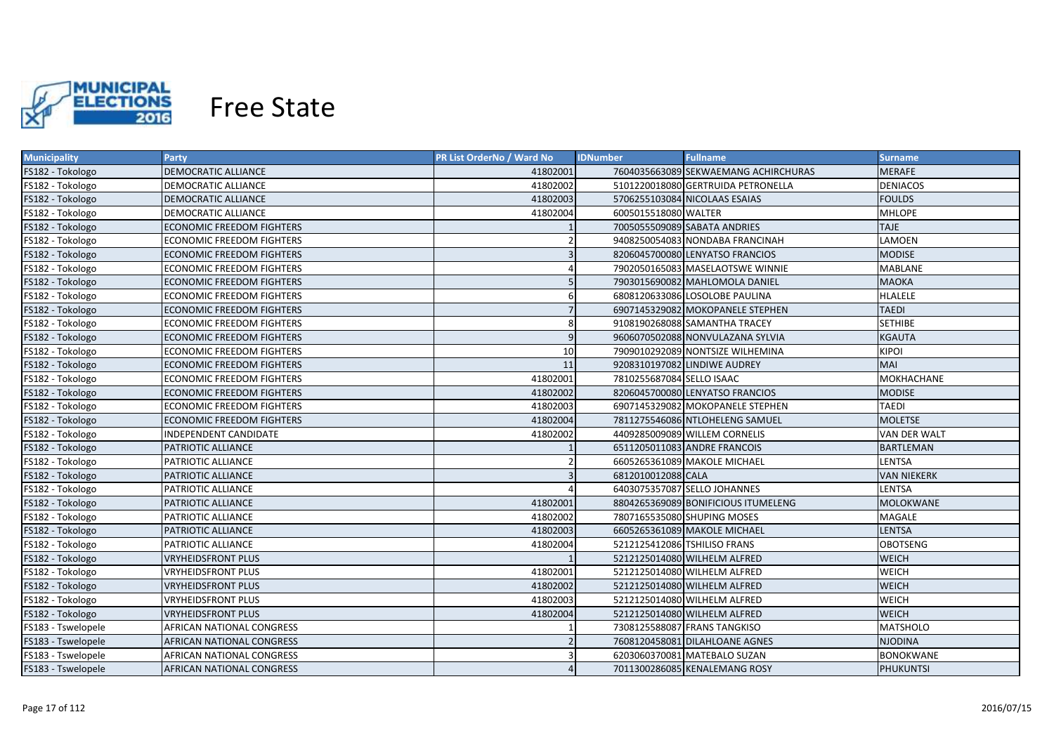# Free State

| Municipality | Party | PR List OrderNo / Ward No | IDNumber | Fullname | Surname |
|---|---|---|---|---|---|
| FS182 - Tokologo | DEMOCRATIC ALLIANCE | 41802001 | 7604035663089 | SEKWAEMANG ACHIRCHURAS | MERAFE |
| FS182 - Tokologo | DEMOCRATIC ALLIANCE | 41802002 | 5101220018080 | GERTRUIDA PETRONELLA | DENIACOS |
| FS182 - Tokologo | DEMOCRATIC ALLIANCE | 41802003 | 5706255103084 | NICOLAAS ESAIAS | FOULDS |
| FS182 - Tokologo | DEMOCRATIC ALLIANCE | 41802004 | 6005015518080 | WALTER | MHLOPE |
| FS182 - Tokologo | ECONOMIC FREEDOM FIGHTERS | 1 | 7005055509089 | SABATA ANDRIES | TAJE |
| FS182 - Tokologo | ECONOMIC FREEDOM FIGHTERS | 2 | 9408250054083 | NONDABA FRANCINAH | LAMOEN |
| FS182 - Tokologo | ECONOMIC FREEDOM FIGHTERS | 3 | 8206045700080 | LENYATSO FRANCIOS | MODISE |
| FS182 - Tokologo | ECONOMIC FREEDOM FIGHTERS | 4 | 7902050165083 | MASELAOTSWE WINNIE | MABLANE |
| FS182 - Tokologo | ECONOMIC FREEDOM FIGHTERS | 5 | 7903015690082 | MAHLOMOLA DANIEL | MAOKA |
| FS182 - Tokologo | ECONOMIC FREEDOM FIGHTERS | 6 | 6808120633086 | LOSOLOBE PAULINA | HLALELE |
| FS182 - Tokologo | ECONOMIC FREEDOM FIGHTERS | 7 | 6907145329082 | MOKOPANELE STEPHEN | TAEDI |
| FS182 - Tokologo | ECONOMIC FREEDOM FIGHTERS | 8 | 9108190268088 | SAMANTHA TRACEY | SETHIBE |
| FS182 - Tokologo | ECONOMIC FREEDOM FIGHTERS | 9 | 9606070502088 | NONVULAZANA SYLVIA | KGAUTA |
| FS182 - Tokologo | ECONOMIC FREEDOM FIGHTERS | 10 | 7909010292089 | NONTSIZE WILHEMINA | KIPOI |
| FS182 - Tokologo | ECONOMIC FREEDOM FIGHTERS | 11 | 9208310197082 | LINDIWE AUDREY | MAI |
| FS182 - Tokologo | ECONOMIC FREEDOM FIGHTERS | 41802001 | 7810255687084 | SELLO ISAAC | MOKHACHANE |
| FS182 - Tokologo | ECONOMIC FREEDOM FIGHTERS | 41802002 | 8206045700080 | LENYATSO FRANCIOS | MODISE |
| FS182 - Tokologo | ECONOMIC FREEDOM FIGHTERS | 41802003 | 6907145329082 | MOKOPANELE STEPHEN | TAEDI |
| FS182 - Tokologo | ECONOMIC FREEDOM FIGHTERS | 41802004 | 7811275546086 | NTLOHELENG SAMUEL | MOLETSE |
| FS182 - Tokologo | INDEPENDENT CANDIDATE | 41802002 | 4409285009089 | WILLEM CORNELIS | VAN DER WALT |
| FS182 - Tokologo | PATRIOTIC ALLIANCE | 1 | 6511205011083 | ANDRE FRANCOIS | BARTLEMAN |
| FS182 - Tokologo | PATRIOTIC ALLIANCE | 2 | 6605265361089 | MAKOLE MICHAEL | LENTSA |
| FS182 - Tokologo | PATRIOTIC ALLIANCE | 3 | 6812010012088 | CALA | VAN NIEKERK |
| FS182 - Tokologo | PATRIOTIC ALLIANCE | 4 | 6403075357087 | SELLO JOHANNES | LENTSA |
| FS182 - Tokologo | PATRIOTIC ALLIANCE | 41802001 | 8804265369089 | BONIFICIOUS ITUMELENG | MOLOKWANE |
| FS182 - Tokologo | PATRIOTIC ALLIANCE | 41802002 | 7807165535080 | SHUPING MOSES | MAGALE |
| FS182 - Tokologo | PATRIOTIC ALLIANCE | 41802003 | 6605265361089 | MAKOLE MICHAEL | LENTSA |
| FS182 - Tokologo | PATRIOTIC ALLIANCE | 41802004 | 5212125412086 | TSHILISO FRANS | OBOTSENG |
| FS182 - Tokologo | VRYHEIDSFRONT PLUS | 1 | 5212125014080 | WILHELM ALFRED | WEICH |
| FS182 - Tokologo | VRYHEIDSFRONT PLUS | 41802001 | 5212125014080 | WILHELM ALFRED | WEICH |
| FS182 - Tokologo | VRYHEIDSFRONT PLUS | 41802002 | 5212125014080 | WILHELM ALFRED | WEICH |
| FS182 - Tokologo | VRYHEIDSFRONT PLUS | 41802003 | 5212125014080 | WILHELM ALFRED | WEICH |
| FS182 - Tokologo | VRYHEIDSFRONT PLUS | 41802004 | 5212125014080 | WILHELM ALFRED | WEICH |
| FS183 - Tswelopele | AFRICAN NATIONAL CONGRESS | 1 | 7308125588087 | FRANS TANGKISO | MATSHOLO |
| FS183 - Tswelopele | AFRICAN NATIONAL CONGRESS | 2 | 7608120458081 | DILAHLOANE AGNES | NJODINA |
| FS183 - Tswelopele | AFRICAN NATIONAL CONGRESS | 3 | 6203060370081 | MATEBALO SUZAN | BONOKWANE |
| FS183 - Tswelopele | AFRICAN NATIONAL CONGRESS | 4 | 7011300286085 | KENALEMANG ROSY | PHUKUNTSI |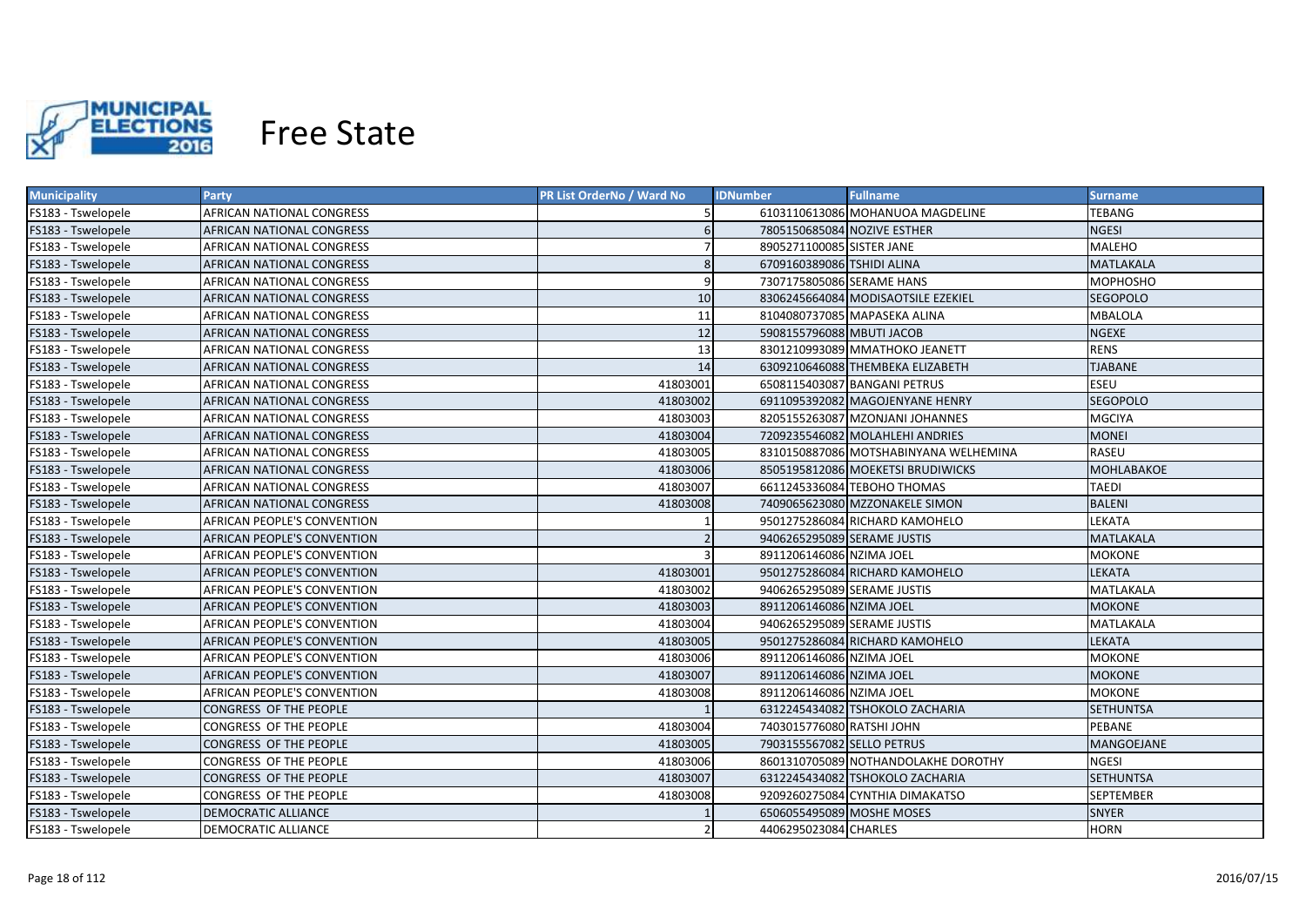# Free State

| Municipality | Party | PR List OrderNo / Ward No | IDNumber | Fullname | Surname |
|---|---|---|---|---|---|
| FS183 - Tswelopele | AFRICAN NATIONAL CONGRESS | 5 | 6103110613086 | MOHANUOA MAGDELINE | TEBANG |
| FS183 - Tswelopele | AFRICAN NATIONAL CONGRESS | 6 | 7805150685084 | NOZIVE ESTHER | NGESI |
| FS183 - Tswelopele | AFRICAN NATIONAL CONGRESS | 7 | 8905271100085 | SISTER JANE | MALEHO |
| FS183 - Tswelopele | AFRICAN NATIONAL CONGRESS | 8 | 6709160389086 | TSHIDI ALINA | MATLAKALA |
| FS183 - Tswelopele | AFRICAN NATIONAL CONGRESS | 9 | 7307175805086 | SERAME HANS | MOPHOSHO |
| FS183 - Tswelopele | AFRICAN NATIONAL CONGRESS | 10 | 8306245664084 | MODISAOTSILE EZEKIEL | SEGOPOLO |
| FS183 - Tswelopele | AFRICAN NATIONAL CONGRESS | 11 | 8104080737085 | MAPASEKA ALINA | MBALOLA |
| FS183 - Tswelopele | AFRICAN NATIONAL CONGRESS | 12 | 5908155796088 | MBUTI JACOB | NGEXE |
| FS183 - Tswelopele | AFRICAN NATIONAL CONGRESS | 13 | 8301210993089 | MMATHOKO JEANETT | RENS |
| FS183 - Tswelopele | AFRICAN NATIONAL CONGRESS | 14 | 6309210646088 | THEMBEKA ELIZABETH | TJABANE |
| FS183 - Tswelopele | AFRICAN NATIONAL CONGRESS | 41803001 | 6508115403087 | BANGANI PETRUS | ESEU |
| FS183 - Tswelopele | AFRICAN NATIONAL CONGRESS | 41803002 | 6911095392082 | MAGOJENYANE HENRY | SEGOPOLO |
| FS183 - Tswelopele | AFRICAN NATIONAL CONGRESS | 41803003 | 8205155263087 | MZONJANI JOHANNES | MGCIYA |
| FS183 - Tswelopele | AFRICAN NATIONAL CONGRESS | 41803004 | 7209235546082 | MOLAHLEHI ANDRIES | MONEI |
| FS183 - Tswelopele | AFRICAN NATIONAL CONGRESS | 41803005 | 8310150887086 | MOTSHABINYANA WELHEMINA | RASEU |
| FS183 - Tswelopele | AFRICAN NATIONAL CONGRESS | 41803006 | 8505195812086 | MOEKETSI BRUDIWICKS | MOHLABAKOE |
| FS183 - Tswelopele | AFRICAN NATIONAL CONGRESS | 41803007 | 6611245336084 | TEBOHO THOMAS | TAEDI |
| FS183 - Tswelopele | AFRICAN NATIONAL CONGRESS | 41803008 | 7409065623080 | MZZONAKELE SIMON | BALENI |
| FS183 - Tswelopele | AFRICAN PEOPLE'S CONVENTION | 1 | 9501275286084 | RICHARD KAMOHELO | LEKATA |
| FS183 - Tswelopele | AFRICAN PEOPLE'S CONVENTION | 2 | 9406265295089 | SERAME JUSTIS | MATLAKALA |
| FS183 - Tswelopele | AFRICAN PEOPLE'S CONVENTION | 3 | 8911206146086 | NZIMA JOEL | MOKONE |
| FS183 - Tswelopele | AFRICAN PEOPLE'S CONVENTION | 41803001 | 9501275286084 | RICHARD KAMOHELO | LEKATA |
| FS183 - Tswelopele | AFRICAN PEOPLE'S CONVENTION | 41803002 | 9406265295089 | SERAME JUSTIS | MATLAKALA |
| FS183 - Tswelopele | AFRICAN PEOPLE'S CONVENTION | 41803003 | 8911206146086 | NZIMA JOEL | MOKONE |
| FS183 - Tswelopele | AFRICAN PEOPLE'S CONVENTION | 41803004 | 9406265295089 | SERAME JUSTIS | MATLAKALA |
| FS183 - Tswelopele | AFRICAN PEOPLE'S CONVENTION | 41803005 | 9501275286084 | RICHARD KAMOHELO | LEKATA |
| FS183 - Tswelopele | AFRICAN PEOPLE'S CONVENTION | 41803006 | 8911206146086 | NZIMA JOEL | MOKONE |
| FS183 - Tswelopele | AFRICAN PEOPLE'S CONVENTION | 41803007 | 8911206146086 | NZIMA JOEL | MOKONE |
| FS183 - Tswelopele | AFRICAN PEOPLE'S CONVENTION | 41803008 | 8911206146086 | NZIMA JOEL | MOKONE |
| FS183 - Tswelopele | CONGRESS OF THE PEOPLE | 1 | 6312245434082 | TSHOKOLO ZACHARIA | SETHUNTSA |
| FS183 - Tswelopele | CONGRESS OF THE PEOPLE | 41803004 | 7403015776080 | RATSHI JOHN | PEBANE |
| FS183 - Tswelopele | CONGRESS OF THE PEOPLE | 41803005 | 7903155567082 | SELLO PETRUS | MANGOEJANE |
| FS183 - Tswelopele | CONGRESS OF THE PEOPLE | 41803006 | 8601310705089 | NOTHANDOLAKHE DOROTHY | NGESI |
| FS183 - Tswelopele | CONGRESS OF THE PEOPLE | 41803007 | 6312245434082 | TSHOKOLO ZACHARIA | SETHUNTSA |
| FS183 - Tswelopele | CONGRESS OF THE PEOPLE | 41803008 | 9209260275084 | CYNTHIA DIMAKATSO | SEPTEMBER |
| FS183 - Tswelopele | DEMOCRATIC ALLIANCE | 1 | 6506055495089 | MOSHE MOSES | SNYER |
| FS183 - Tswelopele | DEMOCRATIC ALLIANCE | 2 | 4406295023084 | CHARLES | HORN |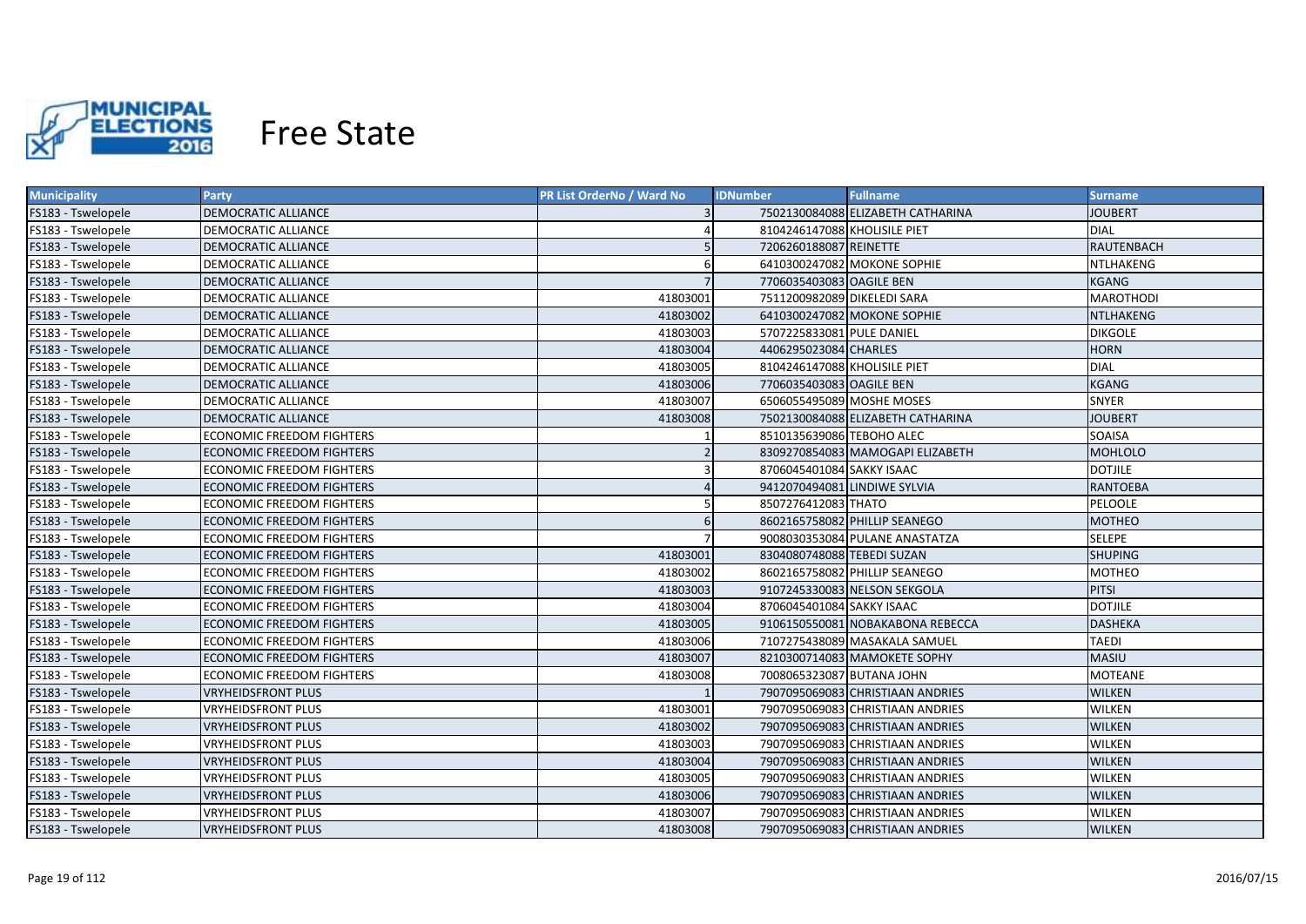# Free State

| Municipality | Party | PR List OrderNo / Ward No | IDNumber | Fullname | Surname |
|---|---|---|---|---|---|
| FS183 - Tswelopele | DEMOCRATIC ALLIANCE | 3 | 7502130084088 | ELIZABETH CATHARINA | JOUBERT |
| FS183 - Tswelopele | DEMOCRATIC ALLIANCE | 4 | 8104246147088 | KHOLISILE PIET | DIAL |
| FS183 - Tswelopele | DEMOCRATIC ALLIANCE | 5 | 7206260188087 | REINETTE | RAUTENBACH |
| FS183 - Tswelopele | DEMOCRATIC ALLIANCE | 6 | 6410300247082 | MOKONE SOPHIE | NTLHAKENG |
| FS183 - Tswelopele | DEMOCRATIC ALLIANCE | 7 | 7706035403083 | OAGILE BEN | KGANG |
| FS183 - Tswelopele | DEMOCRATIC ALLIANCE | 41803001 | 7511200982089 | DIKELEDI SARA | MAROTHODI |
| FS183 - Tswelopele | DEMOCRATIC ALLIANCE | 41803002 | 6410300247082 | MOKONE SOPHIE | NTLHAKENG |
| FS183 - Tswelopele | DEMOCRATIC ALLIANCE | 41803003 | 5707225833081 | PULE DANIEL | DIKGOLE |
| FS183 - Tswelopele | DEMOCRATIC ALLIANCE | 41803004 | 4406295023084 | CHARLES | HORN |
| FS183 - Tswelopele | DEMOCRATIC ALLIANCE | 41803005 | 8104246147088 | KHOLISILE PIET | DIAL |
| FS183 - Tswelopele | DEMOCRATIC ALLIANCE | 41803006 | 7706035403083 | OAGILE BEN | KGANG |
| FS183 - Tswelopele | DEMOCRATIC ALLIANCE | 41803007 | 6506055495089 | MOSHE MOSES | SNYER |
| FS183 - Tswelopele | DEMOCRATIC ALLIANCE | 41803008 | 7502130084088 | ELIZABETH CATHARINA | JOUBERT |
| FS183 - Tswelopele | ECONOMIC FREEDOM FIGHTERS | 1 | 8510135639086 | TEBOHO ALEC | SOAISA |
| FS183 - Tswelopele | ECONOMIC FREEDOM FIGHTERS | 2 | 8309270854083 | MAMOGAPI ELIZABETH | MOHLOLO |
| FS183 - Tswelopele | ECONOMIC FREEDOM FIGHTERS | 3 | 8706045401084 | SAKKY ISAAC | DOTJILE |
| FS183 - Tswelopele | ECONOMIC FREEDOM FIGHTERS | 4 | 9412070494081 | LINDIWE SYLVIA | RANTOEBA |
| FS183 - Tswelopele | ECONOMIC FREEDOM FIGHTERS | 5 | 8507276412083 | THATO | PELOOLE |
| FS183 - Tswelopele | ECONOMIC FREEDOM FIGHTERS | 6 | 8602165758082 | PHILLIP SEANEGO | MOTHEO |
| FS183 - Tswelopele | ECONOMIC FREEDOM FIGHTERS | 7 | 9008030353084 | PULANE ANASTATZA | SELEPE |
| FS183 - Tswelopele | ECONOMIC FREEDOM FIGHTERS | 41803001 | 8304080748088 | TEBEDI SUZAN | SHUPING |
| FS183 - Tswelopele | ECONOMIC FREEDOM FIGHTERS | 41803002 | 8602165758082 | PHILLIP SEANEGO | MOTHEO |
| FS183 - Tswelopele | ECONOMIC FREEDOM FIGHTERS | 41803003 | 9107245330083 | NELSON SEKGOLA | PITSI |
| FS183 - Tswelopele | ECONOMIC FREEDOM FIGHTERS | 41803004 | 8706045401084 | SAKKY ISAAC | DOTJILE |
| FS183 - Tswelopele | ECONOMIC FREEDOM FIGHTERS | 41803005 | 9106150550081 | NOBAKABONA REBECCA | DASHEKA |
| FS183 - Tswelopele | ECONOMIC FREEDOM FIGHTERS | 41803006 | 7107275438089 | MASAKALA SAMUEL | TAEDI |
| FS183 - Tswelopele | ECONOMIC FREEDOM FIGHTERS | 41803007 | 8210300714083 | MAMOKETE SOPHY | MASIU |
| FS183 - Tswelopele | ECONOMIC FREEDOM FIGHTERS | 41803008 | 7008065323087 | BUTANA JOHN | MOTEANE |
| FS183 - Tswelopele | VRYHEIDSFRONT PLUS | 1 | 7907095069083 | CHRISTIAAN ANDRIES | WILKEN |
| FS183 - Tswelopele | VRYHEIDSFRONT PLUS | 41803001 | 7907095069083 | CHRISTIAAN ANDRIES | WILKEN |
| FS183 - Tswelopele | VRYHEIDSFRONT PLUS | 41803002 | 7907095069083 | CHRISTIAAN ANDRIES | WILKEN |
| FS183 - Tswelopele | VRYHEIDSFRONT PLUS | 41803003 | 7907095069083 | CHRISTIAAN ANDRIES | WILKEN |
| FS183 - Tswelopele | VRYHEIDSFRONT PLUS | 41803004 | 7907095069083 | CHRISTIAAN ANDRIES | WILKEN |
| FS183 - Tswelopele | VRYHEIDSFRONT PLUS | 41803005 | 7907095069083 | CHRISTIAAN ANDRIES | WILKEN |
| FS183 - Tswelopele | VRYHEIDSFRONT PLUS | 41803006 | 7907095069083 | CHRISTIAAN ANDRIES | WILKEN |
| FS183 - Tswelopele | VRYHEIDSFRONT PLUS | 41803007 | 7907095069083 | CHRISTIAAN ANDRIES | WILKEN |
| FS183 - Tswelopele | VRYHEIDSFRONT PLUS | 41803008 | 7907095069083 | CHRISTIAAN ANDRIES | WILKEN |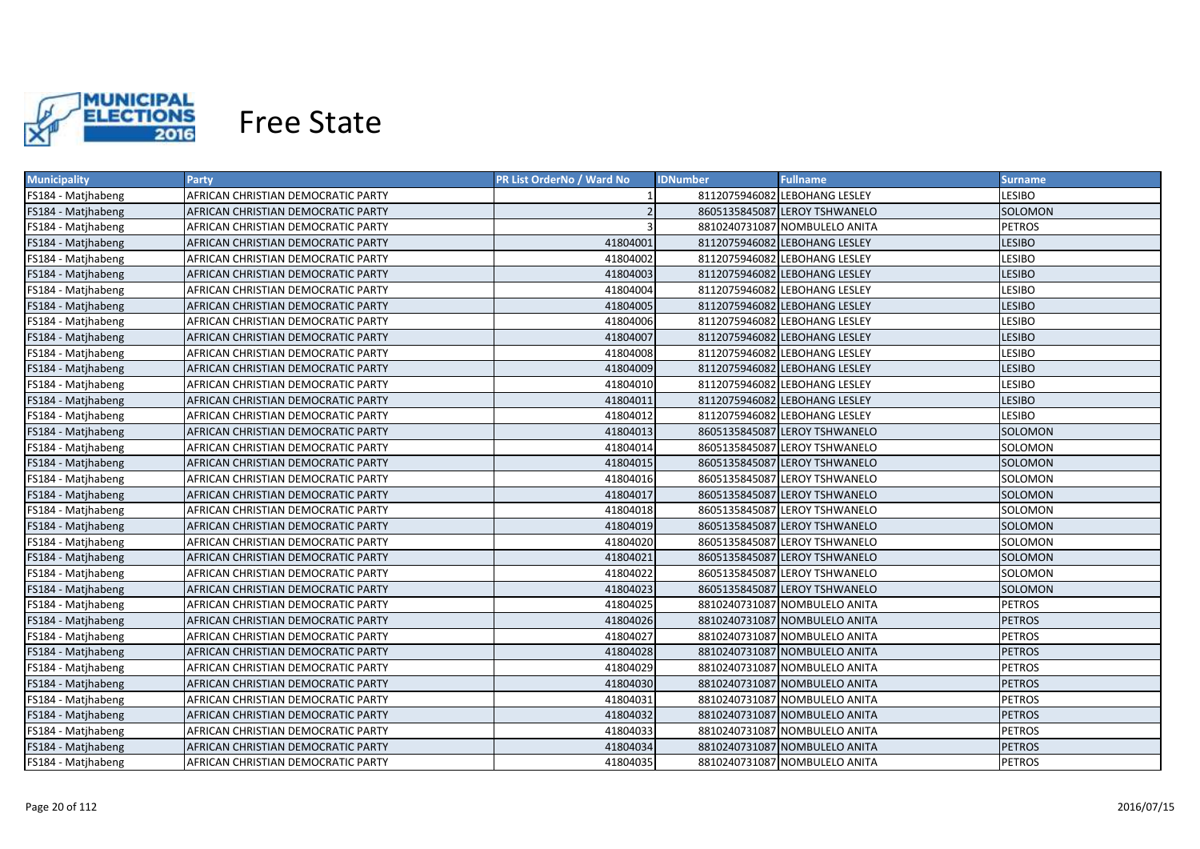# Free State

| Municipality | Party | PR List OrderNo / Ward No | IDNumber | Fullname | Surname |
|---|---|---|---|---|---|
| FS184 - Matjhabeng | AFRICAN CHRISTIAN DEMOCRATIC PARTY | 1 | 8112075946082 | LEBOHANG LESLEY | LESIBO |
| FS184 - Matjhabeng | AFRICAN CHRISTIAN DEMOCRATIC PARTY | 2 | 8605135845087 | LEROY TSHWANELO | SOLOMON |
| FS184 - Matjhabeng | AFRICAN CHRISTIAN DEMOCRATIC PARTY | 3 | 8810240731087 | NOMBULELO ANITA | PETROS |
| FS184 - Matjhabeng | AFRICAN CHRISTIAN DEMOCRATIC PARTY | 41804001 | 8112075946082 | LEBOHANG LESLEY | LESIBO |
| FS184 - Matjhabeng | AFRICAN CHRISTIAN DEMOCRATIC PARTY | 41804002 | 8112075946082 | LEBOHANG LESLEY | LESIBO |
| FS184 - Matjhabeng | AFRICAN CHRISTIAN DEMOCRATIC PARTY | 41804003 | 8112075946082 | LEBOHANG LESLEY | LESIBO |
| FS184 - Matjhabeng | AFRICAN CHRISTIAN DEMOCRATIC PARTY | 41804004 | 8112075946082 | LEBOHANG LESLEY | LESIBO |
| FS184 - Matjhabeng | AFRICAN CHRISTIAN DEMOCRATIC PARTY | 41804005 | 8112075946082 | LEBOHANG LESLEY | LESIBO |
| FS184 - Matjhabeng | AFRICAN CHRISTIAN DEMOCRATIC PARTY | 41804006 | 8112075946082 | LEBOHANG LESLEY | LESIBO |
| FS184 - Matjhabeng | AFRICAN CHRISTIAN DEMOCRATIC PARTY | 41804007 | 8112075946082 | LEBOHANG LESLEY | LESIBO |
| FS184 - Matjhabeng | AFRICAN CHRISTIAN DEMOCRATIC PARTY | 41804008 | 8112075946082 | LEBOHANG LESLEY | LESIBO |
| FS184 - Matjhabeng | AFRICAN CHRISTIAN DEMOCRATIC PARTY | 41804009 | 8112075946082 | LEBOHANG LESLEY | LESIBO |
| FS184 - Matjhabeng | AFRICAN CHRISTIAN DEMOCRATIC PARTY | 41804010 | 8112075946082 | LEBOHANG LESLEY | LESIBO |
| FS184 - Matjhabeng | AFRICAN CHRISTIAN DEMOCRATIC PARTY | 41804011 | 8112075946082 | LEBOHANG LESLEY | LESIBO |
| FS184 - Matjhabeng | AFRICAN CHRISTIAN DEMOCRATIC PARTY | 41804012 | 8112075946082 | LEBOHANG LESLEY | LESIBO |
| FS184 - Matjhabeng | AFRICAN CHRISTIAN DEMOCRATIC PARTY | 41804013 | 8605135845087 | LEROY TSHWANELO | SOLOMON |
| FS184 - Matjhabeng | AFRICAN CHRISTIAN DEMOCRATIC PARTY | 41804014 | 8605135845087 | LEROY TSHWANELO | SOLOMON |
| FS184 - Matjhabeng | AFRICAN CHRISTIAN DEMOCRATIC PARTY | 41804015 | 8605135845087 | LEROY TSHWANELO | SOLOMON |
| FS184 - Matjhabeng | AFRICAN CHRISTIAN DEMOCRATIC PARTY | 41804016 | 8605135845087 | LEROY TSHWANELO | SOLOMON |
| FS184 - Matjhabeng | AFRICAN CHRISTIAN DEMOCRATIC PARTY | 41804017 | 8605135845087 | LEROY TSHWANELO | SOLOMON |
| FS184 - Matjhabeng | AFRICAN CHRISTIAN DEMOCRATIC PARTY | 41804018 | 8605135845087 | LEROY TSHWANELO | SOLOMON |
| FS184 - Matjhabeng | AFRICAN CHRISTIAN DEMOCRATIC PARTY | 41804019 | 8605135845087 | LEROY TSHWANELO | SOLOMON |
| FS184 - Matjhabeng | AFRICAN CHRISTIAN DEMOCRATIC PARTY | 41804020 | 8605135845087 | LEROY TSHWANELO | SOLOMON |
| FS184 - Matjhabeng | AFRICAN CHRISTIAN DEMOCRATIC PARTY | 41804021 | 8605135845087 | LEROY TSHWANELO | SOLOMON |
| FS184 - Matjhabeng | AFRICAN CHRISTIAN DEMOCRATIC PARTY | 41804022 | 8605135845087 | LEROY TSHWANELO | SOLOMON |
| FS184 - Matjhabeng | AFRICAN CHRISTIAN DEMOCRATIC PARTY | 41804023 | 8605135845087 | LEROY TSHWANELO | SOLOMON |
| FS184 - Matjhabeng | AFRICAN CHRISTIAN DEMOCRATIC PARTY | 41804025 | 8810240731087 | NOMBULELO ANITA | PETROS |
| FS184 - Matjhabeng | AFRICAN CHRISTIAN DEMOCRATIC PARTY | 41804026 | 8810240731087 | NOMBULELO ANITA | PETROS |
| FS184 - Matjhabeng | AFRICAN CHRISTIAN DEMOCRATIC PARTY | 41804027 | 8810240731087 | NOMBULELO ANITA | PETROS |
| FS184 - Matjhabeng | AFRICAN CHRISTIAN DEMOCRATIC PARTY | 41804028 | 8810240731087 | NOMBULELO ANITA | PETROS |
| FS184 - Matjhabeng | AFRICAN CHRISTIAN DEMOCRATIC PARTY | 41804029 | 8810240731087 | NOMBULELO ANITA | PETROS |
| FS184 - Matjhabeng | AFRICAN CHRISTIAN DEMOCRATIC PARTY | 41804030 | 8810240731087 | NOMBULELO ANITA | PETROS |
| FS184 - Matjhabeng | AFRICAN CHRISTIAN DEMOCRATIC PARTY | 41804031 | 8810240731087 | NOMBULELO ANITA | PETROS |
| FS184 - Matjhabeng | AFRICAN CHRISTIAN DEMOCRATIC PARTY | 41804032 | 8810240731087 | NOMBULELO ANITA | PETROS |
| FS184 - Matjhabeng | AFRICAN CHRISTIAN DEMOCRATIC PARTY | 41804033 | 8810240731087 | NOMBULELO ANITA | PETROS |
| FS184 - Matjhabeng | AFRICAN CHRISTIAN DEMOCRATIC PARTY | 41804034 | 8810240731087 | NOMBULELO ANITA | PETROS |
| FS184 - Matjhabeng | AFRICAN CHRISTIAN DEMOCRATIC PARTY | 41804035 | 8810240731087 | NOMBULELO ANITA | PETROS |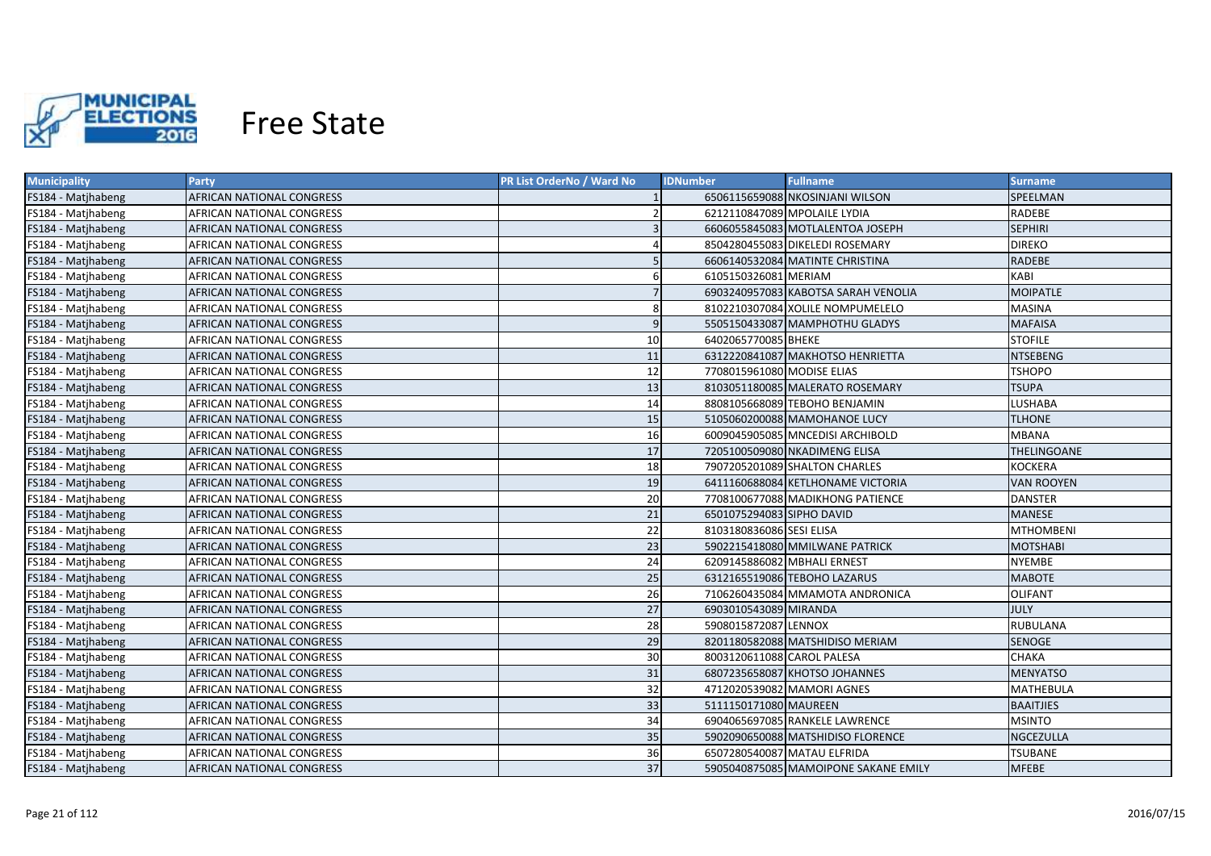# Free State

| Municipality | Party | PR List OrderNo / Ward No | IDNumber | Fullname | Surname |
|---|---|---|---|---|---|
| FS184 - Matjhabeng | AFRICAN NATIONAL CONGRESS | 1 | 6506115659088 | NKOSINJANI WILSON | SPEELMAN |
| FS184 - Matjhabeng | AFRICAN NATIONAL CONGRESS | 2 | 6212110847089 | MPOLAILE LYDIA | RADEBE |
| FS184 - Matjhabeng | AFRICAN NATIONAL CONGRESS | 3 | 6606055845083 | MOTLALENTOA JOSEPH | SEPHIRI |
| FS184 - Matjhabeng | AFRICAN NATIONAL CONGRESS | 4 | 8504280455083 | DIKELEDI ROSEMARY | DIREKO |
| FS184 - Matjhabeng | AFRICAN NATIONAL CONGRESS | 5 | 6606140532084 | MATINTE CHRISTINA | RADEBE |
| FS184 - Matjhabeng | AFRICAN NATIONAL CONGRESS | 6 | 6105150326081 | MERIAM | KABI |
| FS184 - Matjhabeng | AFRICAN NATIONAL CONGRESS | 7 | 6903240957083 | KABOTSA SARAH VENOLIA | MOIPATLE |
| FS184 - Matjhabeng | AFRICAN NATIONAL CONGRESS | 8 | 8102210307084 | XOLILE NOMPUMELELO | MASINA |
| FS184 - Matjhabeng | AFRICAN NATIONAL CONGRESS | 9 | 5505150433087 | MAMPHOTHU GLADYS | MAFAISA |
| FS184 - Matjhabeng | AFRICAN NATIONAL CONGRESS | 10 | 6402065770085 | BHEKE | STOFILE |
| FS184 - Matjhabeng | AFRICAN NATIONAL CONGRESS | 11 | 6312220841087 | MAKHOTSO HENRIETTA | NTSEBENG |
| FS184 - Matjhabeng | AFRICAN NATIONAL CONGRESS | 12 | 7708015961080 | MODISE ELIAS | TSHOPO |
| FS184 - Matjhabeng | AFRICAN NATIONAL CONGRESS | 13 | 8103051180085 | MALERATO ROSEMARY | TSUPA |
| FS184 - Matjhabeng | AFRICAN NATIONAL CONGRESS | 14 | 8808105668089 | TEBOHO BENJAMIN | LUSHABA |
| FS184 - Matjhabeng | AFRICAN NATIONAL CONGRESS | 15 | 5105060200088 | MAMOHANOE LUCY | TLHONE |
| FS184 - Matjhabeng | AFRICAN NATIONAL CONGRESS | 16 | 6009045905085 | MNCEDISI ARCHIBOLD | MBANA |
| FS184 - Matjhabeng | AFRICAN NATIONAL CONGRESS | 17 | 7205100509080 | NKADIMENG ELISA | THELINGOANE |
| FS184 - Matjhabeng | AFRICAN NATIONAL CONGRESS | 18 | 7907205201089 | SHALTON CHARLES | KOCKERA |
| FS184 - Matjhabeng | AFRICAN NATIONAL CONGRESS | 19 | 6411160688084 | KETLHONAME VICTORIA | VAN ROOYEN |
| FS184 - Matjhabeng | AFRICAN NATIONAL CONGRESS | 20 | 7708100677088 | MADIKHONG PATIENCE | DANSTER |
| FS184 - Matjhabeng | AFRICAN NATIONAL CONGRESS | 21 | 6501075294083 | SIPHO DAVID | MANESE |
| FS184 - Matjhabeng | AFRICAN NATIONAL CONGRESS | 22 | 8103180836086 | SESI ELISA | MTHOMBENI |
| FS184 - Matjhabeng | AFRICAN NATIONAL CONGRESS | 23 | 5902215418080 | MMILWANE PATRICK | MOTSHABI |
| FS184 - Matjhabeng | AFRICAN NATIONAL CONGRESS | 24 | 6209145886082 | MBHALI ERNEST | NYEMBE |
| FS184 - Matjhabeng | AFRICAN NATIONAL CONGRESS | 25 | 6312165519086 | TEBOHO LAZARUS | MABOTE |
| FS184 - Matjhabeng | AFRICAN NATIONAL CONGRESS | 26 | 7106260435084 | MMAMOTA ANDRONICA | OLIFANT |
| FS184 - Matjhabeng | AFRICAN NATIONAL CONGRESS | 27 | 6903010543089 | MIRANDA | JULY |
| FS184 - Matjhabeng | AFRICAN NATIONAL CONGRESS | 28 | 5908015872087 | LENNOX | RUBULANA |
| FS184 - Matjhabeng | AFRICAN NATIONAL CONGRESS | 29 | 8201180582088 | MATSHIDISO MERIAM | SENOGE |
| FS184 - Matjhabeng | AFRICAN NATIONAL CONGRESS | 30 | 8003120611088 | CAROL PALESA | CHAKA |
| FS184 - Matjhabeng | AFRICAN NATIONAL CONGRESS | 31 | 6807235658087 | KHOTSO JOHANNES | MENYATSO |
| FS184 - Matjhabeng | AFRICAN NATIONAL CONGRESS | 32 | 4712020539082 | MAMORI AGNES | MATHEBULA |
| FS184 - Matjhabeng | AFRICAN NATIONAL CONGRESS | 33 | 5111150171080 | MAUREEN | BAAITJIES |
| FS184 - Matjhabeng | AFRICAN NATIONAL CONGRESS | 34 | 6904065697085 | RANKELE LAWRENCE | MSINTO |
| FS184 - Matjhabeng | AFRICAN NATIONAL CONGRESS | 35 | 5902090650088 | MATSHIDISO FLORENCE | NGCEZULLA |
| FS184 - Matjhabeng | AFRICAN NATIONAL CONGRESS | 36 | 6507280540087 | MATAU ELFRIDA | TSUBANE |
| FS184 - Matjhabeng | AFRICAN NATIONAL CONGRESS | 37 | 5905040875085 | MAMOIPONE SAKANE EMILY | MFEBE |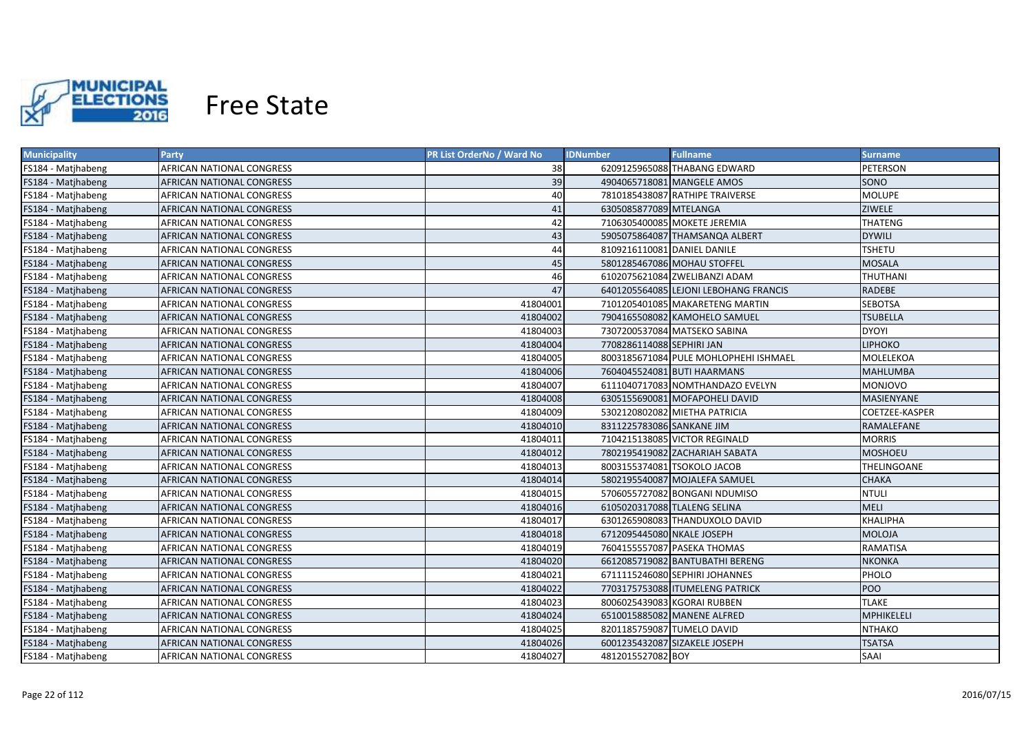# Free State

| Municipality | Party | PR List OrderNo / Ward No | IDNumber | Fullname | Surname |
|---|---|---|---|---|---|
| FS184 - Matjhabeng | AFRICAN NATIONAL CONGRESS | 38 | 6209125965088 | THABANG EDWARD | PETERSON |
| FS184 - Matjhabeng | AFRICAN NATIONAL CONGRESS | 39 | 4904065718081 | MANGELE AMOS | SONO |
| FS184 - Matjhabeng | AFRICAN NATIONAL CONGRESS | 40 | 7810185438087 | RATHIPE TRAIVERSE | MOLUPE |
| FS184 - Matjhabeng | AFRICAN NATIONAL CONGRESS | 41 | 6305085877089 | MTELANGA | ZIWELE |
| FS184 - Matjhabeng | AFRICAN NATIONAL CONGRESS | 42 | 7106305400085 | MOKETE JEREMIA | THATENG |
| FS184 - Matjhabeng | AFRICAN NATIONAL CONGRESS | 43 | 5905075864087 | THAMSANQA ALBERT | DYWILI |
| FS184 - Matjhabeng | AFRICAN NATIONAL CONGRESS | 44 | 8109216110081 | DANIEL DANILE | TSHETU |
| FS184 - Matjhabeng | AFRICAN NATIONAL CONGRESS | 45 | 5801285467086 | MOHAU STOFFEL | MOSALA |
| FS184 - Matjhabeng | AFRICAN NATIONAL CONGRESS | 46 | 6102075621084 | ZWELIBANZI ADAM | THUTHANI |
| FS184 - Matjhabeng | AFRICAN NATIONAL CONGRESS | 47 | 6401205564085 | LEJONI LEBOHANG FRANCIS | RADEBE |
| FS184 - Matjhabeng | AFRICAN NATIONAL CONGRESS | 41804001 | 7101205401085 | MAKARETENG MARTIN | SEBOTSA |
| FS184 - Matjhabeng | AFRICAN NATIONAL CONGRESS | 41804002 | 7904165508082 | KAMOHELO SAMUEL | TSUBELLA |
| FS184 - Matjhabeng | AFRICAN NATIONAL CONGRESS | 41804003 | 7307200537084 | MATSEKO SABINA | DYOYI |
| FS184 - Matjhabeng | AFRICAN NATIONAL CONGRESS | 41804004 | 7708286114088 | SEPHIRI JAN | LIPHOKO |
| FS184 - Matjhabeng | AFRICAN NATIONAL CONGRESS | 41804005 | 8003185671084 | PULE MOHLOPHEHI ISHMAEL | MOLELEKOA |
| FS184 - Matjhabeng | AFRICAN NATIONAL CONGRESS | 41804006 | 7604045524081 | BUTI HAARMANS | MAHLUMBA |
| FS184 - Matjhabeng | AFRICAN NATIONAL CONGRESS | 41804007 | 6111040717083 | NOMTHANDAZO EVELYN | MONJOVO |
| FS184 - Matjhabeng | AFRICAN NATIONAL CONGRESS | 41804008 | 6305155690081 | MOFAPOHELI DAVID | MASIENYANE |
| FS184 - Matjhabeng | AFRICAN NATIONAL CONGRESS | 41804009 | 5302120802082 | MIETHA PATRICIA | COETZEE-KASPER |
| FS184 - Matjhabeng | AFRICAN NATIONAL CONGRESS | 41804010 | 8311225783086 | SANKANE JIM | RAMALEFANE |
| FS184 - Matjhabeng | AFRICAN NATIONAL CONGRESS | 41804011 | 7104215138085 | VICTOR REGINALD | MORRIS |
| FS184 - Matjhabeng | AFRICAN NATIONAL CONGRESS | 41804012 | 7802195419082 | ZACHARIAH SABATA | MOSHOEU |
| FS184 - Matjhabeng | AFRICAN NATIONAL CONGRESS | 41804013 | 8003155374081 | TSOKOLO JACOB | THELINGOANE |
| FS184 - Matjhabeng | AFRICAN NATIONAL CONGRESS | 41804014 | 5802195540087 | MOJALEFA SAMUEL | CHAKA |
| FS184 - Matjhabeng | AFRICAN NATIONAL CONGRESS | 41804015 | 5706055727082 | BONGANI NDUMISO | NTULI |
| FS184 - Matjhabeng | AFRICAN NATIONAL CONGRESS | 41804016 | 6105020317088 | TLALENG SELINA | MELI |
| FS184 - Matjhabeng | AFRICAN NATIONAL CONGRESS | 41804017 | 6301265908083 | THANDUXOLO DAVID | KHALIPHA |
| FS184 - Matjhabeng | AFRICAN NATIONAL CONGRESS | 41804018 | 6712095445080 | NKALE JOSEPH | MOLOJA |
| FS184 - Matjhabeng | AFRICAN NATIONAL CONGRESS | 41804019 | 7604155557087 | PASEKA THOMAS | RAMATISA |
| FS184 - Matjhabeng | AFRICAN NATIONAL CONGRESS | 41804020 | 6612085719082 | BANTUBATHI BERENG | NKONKA |
| FS184 - Matjhabeng | AFRICAN NATIONAL CONGRESS | 41804021 | 6711115246080 | SEPHIRI JOHANNES | PHOLO |
| FS184 - Matjhabeng | AFRICAN NATIONAL CONGRESS | 41804022 | 7703175753088 | ITUMELENG PATRICK | POO |
| FS184 - Matjhabeng | AFRICAN NATIONAL CONGRESS | 41804023 | 8006025439083 | KGORAI RUBBEN | TLAKE |
| FS184 - Matjhabeng | AFRICAN NATIONAL CONGRESS | 41804024 | 6510015885082 | MANENE ALFRED | MPHIKELELI |
| FS184 - Matjhabeng | AFRICAN NATIONAL CONGRESS | 41804025 | 8201185759087 | TUMELO DAVID | NTHAKO |
| FS184 - Matjhabeng | AFRICAN NATIONAL CONGRESS | 41804026 | 6001235432087 | SIZAKELE JOSEPH | TSATSA |
| FS184 - Matjhabeng | AFRICAN NATIONAL CONGRESS | 41804027 | 4812015527082 | BOY | SAAI |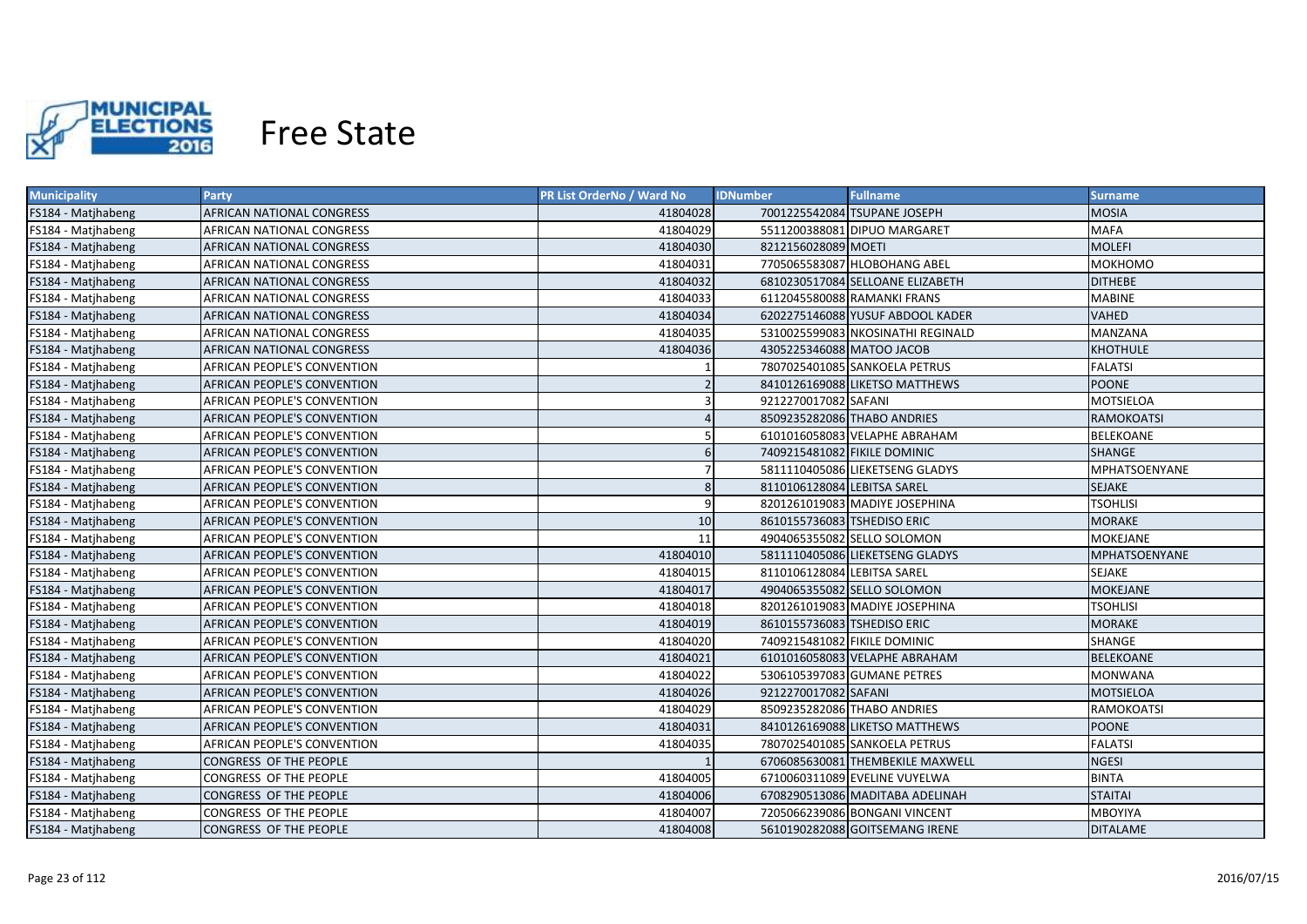# Free State

| Municipality | Party | PR List OrderNo / Ward No | IDNumber | Fullname | Surname |
|---|---|---|---|---|---|
| FS184 - Matjhabeng | AFRICAN NATIONAL CONGRESS | 41804028 | 7001225542084 | TSUPANE JOSEPH | MOSIA |
| FS184 - Matjhabeng | AFRICAN NATIONAL CONGRESS | 41804029 | 5511200388081 | DIPUO MARGARET | MAFA |
| FS184 - Matjhabeng | AFRICAN NATIONAL CONGRESS | 41804030 | 8212156028089 | MOETI | MOLEFI |
| FS184 - Matjhabeng | AFRICAN NATIONAL CONGRESS | 41804031 | 7705065583087 | HLOBOHANG ABEL | MOKHOMO |
| FS184 - Matjhabeng | AFRICAN NATIONAL CONGRESS | 41804032 | 6810230517084 | SELLOANE ELIZABETH | DITHEBE |
| FS184 - Matjhabeng | AFRICAN NATIONAL CONGRESS | 41804033 | 6112045580088 | RAMANKI FRANS | MABINE |
| FS184 - Matjhabeng | AFRICAN NATIONAL CONGRESS | 41804034 | 6202275146088 | YUSUF ABDOOL KADER | VAHED |
| FS184 - Matjhabeng | AFRICAN NATIONAL CONGRESS | 41804035 | 5310025599083 | NKOSINATHI REGINALD | MANZANA |
| FS184 - Matjhabeng | AFRICAN NATIONAL CONGRESS | 41804036 | 4305225346088 | MATOO JACOB | KHOTHULE |
| FS184 - Matjhabeng | AFRICAN PEOPLE'S CONVENTION | 1 | 7807025401085 | SANKOELA PETRUS | FALATSI |
| FS184 - Matjhabeng | AFRICAN PEOPLE'S CONVENTION | 2 | 8410126169088 | LIKETSO MATTHEWS | POONE |
| FS184 - Matjhabeng | AFRICAN PEOPLE'S CONVENTION | 3 | 9212270017082 | SAFANI | MOTSIELOA |
| FS184 - Matjhabeng | AFRICAN PEOPLE'S CONVENTION | 4 | 8509235282086 | THABO ANDRIES | RAMOKOATSI |
| FS184 - Matjhabeng | AFRICAN PEOPLE'S CONVENTION | 5 | 6101016058083 | VELAPHE ABRAHAM | BELEKOANE |
| FS184 - Matjhabeng | AFRICAN PEOPLE'S CONVENTION | 6 | 7409215481082 | FIKILE DOMINIC | SHANGE |
| FS184 - Matjhabeng | AFRICAN PEOPLE'S CONVENTION | 7 | 5811110405086 | LIEKETSENG GLADYS | MPHATSOENYANE |
| FS184 - Matjhabeng | AFRICAN PEOPLE'S CONVENTION | 8 | 8110106128084 | LEBITSA SAREL | SEJAKE |
| FS184 - Matjhabeng | AFRICAN PEOPLE'S CONVENTION | 9 | 8201261019083 | MADIYE JOSEPHINA | TSOHLISI |
| FS184 - Matjhabeng | AFRICAN PEOPLE'S CONVENTION | 10 | 8610155736083 | TSHEDISO ERIC | MORAKE |
| FS184 - Matjhabeng | AFRICAN PEOPLE'S CONVENTION | 11 | 4904065355082 | SELLO SOLOMON | MOKEJANE |
| FS184 - Matjhabeng | AFRICAN PEOPLE'S CONVENTION | 41804010 | 5811110405086 | LIEKETSENG GLADYS | MPHATSOENYANE |
| FS184 - Matjhabeng | AFRICAN PEOPLE'S CONVENTION | 41804015 | 8110106128084 | LEBITSA SAREL | SEJAKE |
| FS184 - Matjhabeng | AFRICAN PEOPLE'S CONVENTION | 41804017 | 4904065355082 | SELLO SOLOMON | MOKEJANE |
| FS184 - Matjhabeng | AFRICAN PEOPLE'S CONVENTION | 41804018 | 8201261019083 | MADIYE JOSEPHINA | TSOHLISI |
| FS184 - Matjhabeng | AFRICAN PEOPLE'S CONVENTION | 41804019 | 8610155736083 | TSHEDISO ERIC | MORAKE |
| FS184 - Matjhabeng | AFRICAN PEOPLE'S CONVENTION | 41804020 | 7409215481082 | FIKILE DOMINIC | SHANGE |
| FS184 - Matjhabeng | AFRICAN PEOPLE'S CONVENTION | 41804021 | 6101016058083 | VELAPHE ABRAHAM | BELEKOANE |
| FS184 - Matjhabeng | AFRICAN PEOPLE'S CONVENTION | 41804022 | 5306105397083 | GUMANE PETRES | MONWANA |
| FS184 - Matjhabeng | AFRICAN PEOPLE'S CONVENTION | 41804026 | 9212270017082 | SAFANI | MOTSIELOA |
| FS184 - Matjhabeng | AFRICAN PEOPLE'S CONVENTION | 41804029 | 8509235282086 | THABO ANDRIES | RAMOKOATSI |
| FS184 - Matjhabeng | AFRICAN PEOPLE'S CONVENTION | 41804031 | 8410126169088 | LIKETSO MATTHEWS | POONE |
| FS184 - Matjhabeng | AFRICAN PEOPLE'S CONVENTION | 41804035 | 7807025401085 | SANKOELA PETRUS | FALATSI |
| FS184 - Matjhabeng | CONGRESS OF THE PEOPLE | 1 | 6706085630081 | THEMBEKILE MAXWELL | NGESI |
| FS184 - Matjhabeng | CONGRESS OF THE PEOPLE | 41804005 | 6710060311089 | EVELINE VUYELWA | BINTA |
| FS184 - Matjhabeng | CONGRESS OF THE PEOPLE | 41804006 | 6708290513086 | MADITABA ADELINAH | STAITAI |
| FS184 - Matjhabeng | CONGRESS OF THE PEOPLE | 41804007 | 7205066239086 | BONGANI VINCENT | MBOYIYA |
| FS184 - Matjhabeng | CONGRESS OF THE PEOPLE | 41804008 | 5610190282088 | GOITSEMANG IRENE | DITALAME |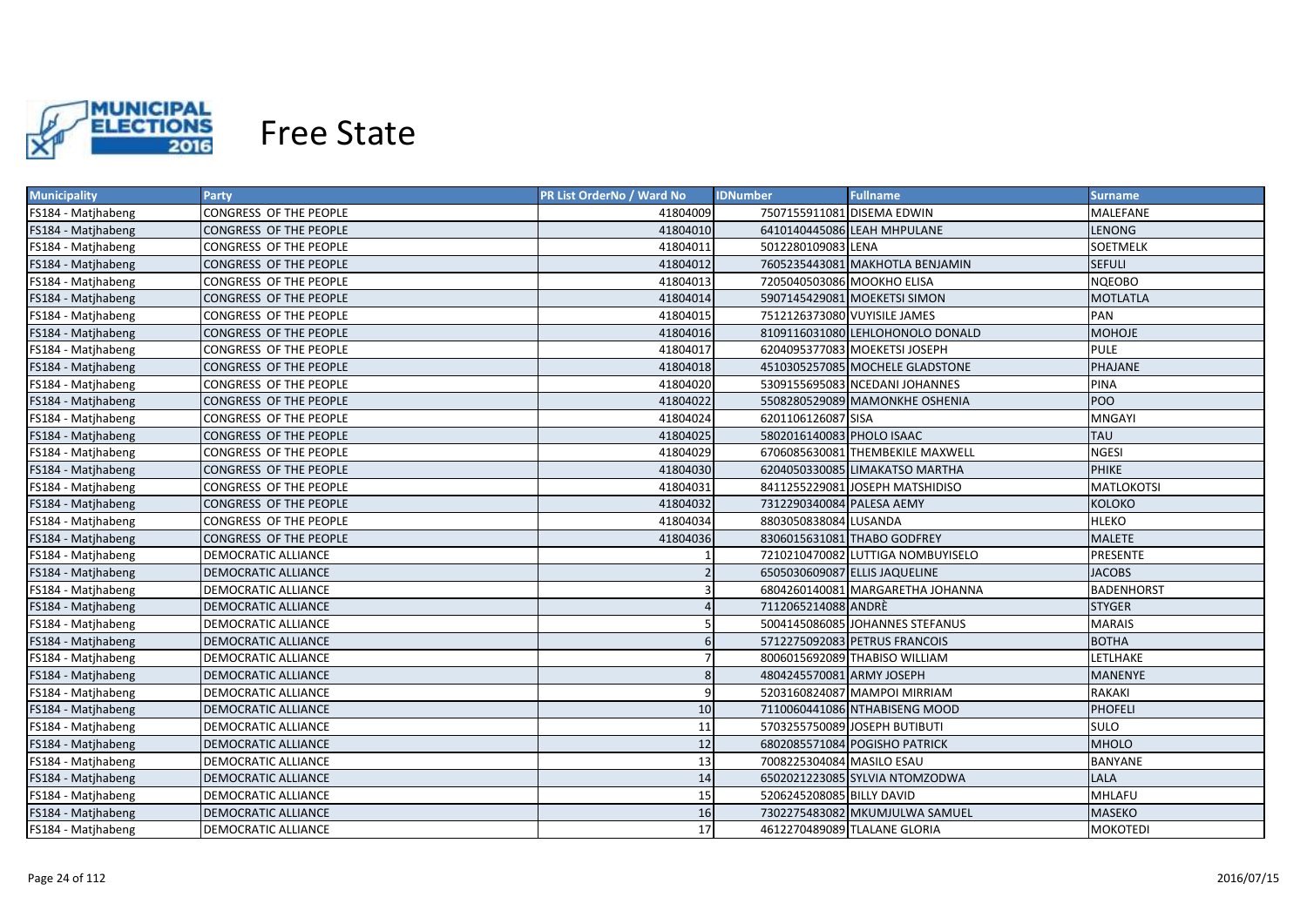# Free State

| Municipality | Party | PR List OrderNo / Ward No | IDNumber | Fullname | Surname |
|---|---|---|---|---|---|
| FS184 - Matjhabeng | CONGRESS OF THE PEOPLE | 41804009 | 7507155911081 | DISEMA EDWIN | MALEFANE |
| FS184 - Matjhabeng | CONGRESS OF THE PEOPLE | 41804010 | 6410140445086 | LEAH MHPULANE | LENONG |
| FS184 - Matjhabeng | CONGRESS OF THE PEOPLE | 41804011 | 5012280109083 | LENA | SOETMELK |
| FS184 - Matjhabeng | CONGRESS OF THE PEOPLE | 41804012 | 7605235443081 | MAKHOTLA BENJAMIN | SEFULI |
| FS184 - Matjhabeng | CONGRESS OF THE PEOPLE | 41804013 | 7205040503086 | MOOKHO ELISA | NQEOBO |
| FS184 - Matjhabeng | CONGRESS OF THE PEOPLE | 41804014 | 5907145429081 | MOEKETSI SIMON | MOTLATLA |
| FS184 - Matjhabeng | CONGRESS OF THE PEOPLE | 41804015 | 7512126373080 | VUYISILE JAMES | PAN |
| FS184 - Matjhabeng | CONGRESS OF THE PEOPLE | 41804016 | 8109116031080 | LEHLOHONOLO DONALD | MOHOJE |
| FS184 - Matjhabeng | CONGRESS OF THE PEOPLE | 41804017 | 6204095377083 | MOEKETSI JOSEPH | PULE |
| FS184 - Matjhabeng | CONGRESS OF THE PEOPLE | 41804018 | 4510305257085 | MOCHELE GLADSTONE | PHAJANE |
| FS184 - Matjhabeng | CONGRESS OF THE PEOPLE | 41804020 | 5309155695083 | NCEDANI JOHANNES | PINA |
| FS184 - Matjhabeng | CONGRESS OF THE PEOPLE | 41804022 | 5508280529089 | MAMONKHE OSHENIA | POO |
| FS184 - Matjhabeng | CONGRESS OF THE PEOPLE | 41804024 | 6201106126087 | SISA | MNGAYI |
| FS184 - Matjhabeng | CONGRESS OF THE PEOPLE | 41804025 | 5802016140083 | PHOLO ISAAC | TAU |
| FS184 - Matjhabeng | CONGRESS OF THE PEOPLE | 41804029 | 6706085630081 | THEMBEKILE MAXWELL | NGESI |
| FS184 - Matjhabeng | CONGRESS OF THE PEOPLE | 41804030 | 6204050330085 | LIMAKATSO MARTHA | PHIKE |
| FS184 - Matjhabeng | CONGRESS OF THE PEOPLE | 41804031 | 8411255229081 | JOSEPH MATSHIDISO | MATLOKOTSI |
| FS184 - Matjhabeng | CONGRESS OF THE PEOPLE | 41804032 | 7312290340084 | PALESA AEMY | KOLOKO |
| FS184 - Matjhabeng | CONGRESS OF THE PEOPLE | 41804034 | 8803050838084 | LUSANDA | HLEKO |
| FS184 - Matjhabeng | CONGRESS OF THE PEOPLE | 41804036 | 8306015631081 | THABO GODFREY | MALETE |
| FS184 - Matjhabeng | DEMOCRATIC ALLIANCE | 1 | 7210210470082 | LUTTIGA NOMBUYISELO | PRESENTE |
| FS184 - Matjhabeng | DEMOCRATIC ALLIANCE | 2 | 6505030609087 | ELLIS JAQUELINE | JACOBS |
| FS184 - Matjhabeng | DEMOCRATIC ALLIANCE | 3 | 6804260140081 | MARGARETHA JOHANNA | BADENHORST |
| FS184 - Matjhabeng | DEMOCRATIC ALLIANCE | 4 | 7112065214088 | ANDRÈ | STYGER |
| FS184 - Matjhabeng | DEMOCRATIC ALLIANCE | 5 | 5004145086085 | JOHANNES STEFANUS | MARAIS |
| FS184 - Matjhabeng | DEMOCRATIC ALLIANCE | 6 | 5712275092083 | PETRUS FRANCOIS | BOTHA |
| FS184 - Matjhabeng | DEMOCRATIC ALLIANCE | 7 | 8006015692089 | THABISO WILLIAM | LETLHAKE |
| FS184 - Matjhabeng | DEMOCRATIC ALLIANCE | 8 | 4804245570081 | ARMY JOSEPH | MANENYE |
| FS184 - Matjhabeng | DEMOCRATIC ALLIANCE | 9 | 5203160824087 | MAMPOI MIRRIAM | RAKAKI |
| FS184 - Matjhabeng | DEMOCRATIC ALLIANCE | 10 | 7110060441086 | NTHABISENG MOOD | PHOFELI |
| FS184 - Matjhabeng | DEMOCRATIC ALLIANCE | 11 | 5703255750089 | JOSEPH BUTIBUTI | SULO |
| FS184 - Matjhabeng | DEMOCRATIC ALLIANCE | 12 | 6802085571084 | POGISHO PATRICK | MHOLO |
| FS184 - Matjhabeng | DEMOCRATIC ALLIANCE | 13 | 7008225304084 | MASILO ESAU | BANYANE |
| FS184 - Matjhabeng | DEMOCRATIC ALLIANCE | 14 | 6502021223085 | SYLVIA NTOMZODWA | LALA |
| FS184 - Matjhabeng | DEMOCRATIC ALLIANCE | 15 | 5206245208085 | BILLY DAVID | MHLAFU |
| FS184 - Matjhabeng | DEMOCRATIC ALLIANCE | 16 | 7302275483082 | MKUMJULWA SAMUEL | MASEKO |
| FS184 - Matjhabeng | DEMOCRATIC ALLIANCE | 17 | 4612270489089 | TLALANE GLORIA | MOKOTEDI |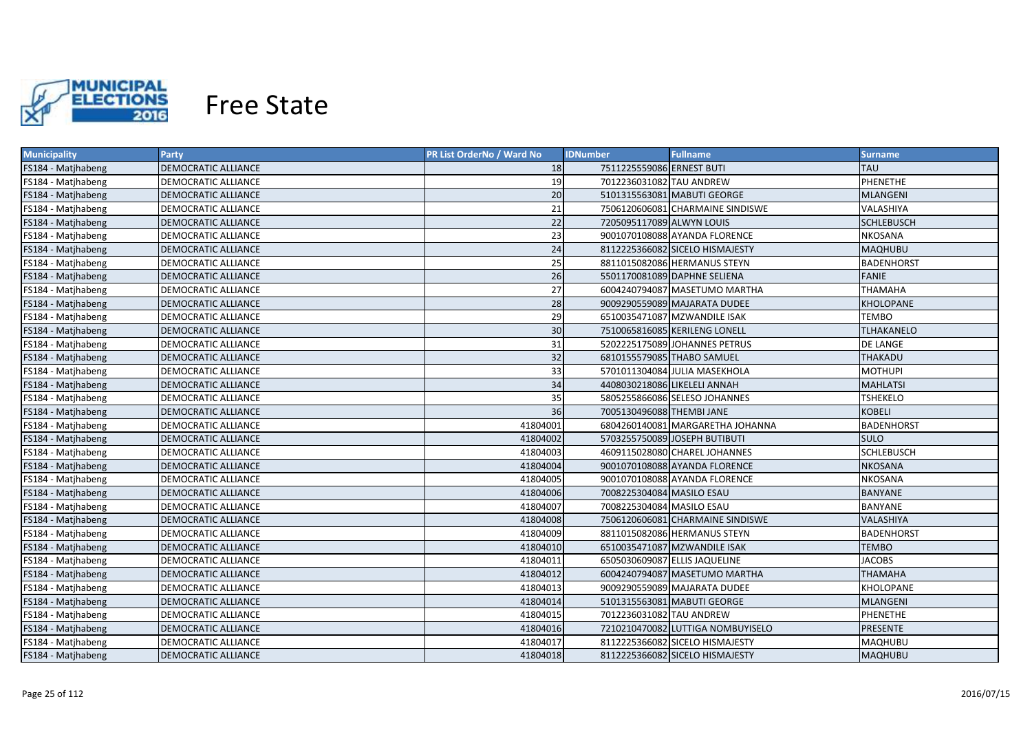# Free State

| Municipality | Party | PR List OrderNo / Ward No | IDNumber | Fullname | Surname |
|---|---|---|---|---|---|
| FS184 - Matjhabeng | DEMOCRATIC ALLIANCE | 18 | 7511225559086 | ERNEST BUTI | TAU |
| FS184 - Matjhabeng | DEMOCRATIC ALLIANCE | 19 | 7012236031082 | TAU ANDREW | PHENETHE |
| FS184 - Matjhabeng | DEMOCRATIC ALLIANCE | 20 | 5101315563081 | MABUTI GEORGE | MLANGENI |
| FS184 - Matjhabeng | DEMOCRATIC ALLIANCE | 21 | 7506120606081 | CHARMAINE SINDISWE | VALASHIYA |
| FS184 - Matjhabeng | DEMOCRATIC ALLIANCE | 22 | 7205095117089 | ALWYN LOUIS | SCHLEBUSCH |
| FS184 - Matjhabeng | DEMOCRATIC ALLIANCE | 23 | 9001070108088 | AYANDA FLORENCE | NKOSANA |
| FS184 - Matjhabeng | DEMOCRATIC ALLIANCE | 24 | 8112225366082 | SICELO HISMAJESTY | MAQHUBU |
| FS184 - Matjhabeng | DEMOCRATIC ALLIANCE | 25 | 8811015082086 | HERMANUS STEYN | BADENHORST |
| FS184 - Matjhabeng | DEMOCRATIC ALLIANCE | 26 | 5501170081089 | DAPHNE SELIENA | FANIE |
| FS184 - Matjhabeng | DEMOCRATIC ALLIANCE | 27 | 6004240794087 | MASETUMO MARTHA | THAMAHA |
| FS184 - Matjhabeng | DEMOCRATIC ALLIANCE | 28 | 9009290559089 | MAJARATA DUDEE | KHOLOPANE |
| FS184 - Matjhabeng | DEMOCRATIC ALLIANCE | 29 | 6510035471087 | MZWANDILE ISAK | TEMBO |
| FS184 - Matjhabeng | DEMOCRATIC ALLIANCE | 30 | 7510065816085 | KERILENG LONELL | TLHAKANELO |
| FS184 - Matjhabeng | DEMOCRATIC ALLIANCE | 31 | 5202225175089 | JOHANNES PETRUS | DE LANGE |
| FS184 - Matjhabeng | DEMOCRATIC ALLIANCE | 32 | 6810155579085 | THABO SAMUEL | THAKADU |
| FS184 - Matjhabeng | DEMOCRATIC ALLIANCE | 33 | 5701011304084 | JULIA MASEKHOLA | MOTHUPI |
| FS184 - Matjhabeng | DEMOCRATIC ALLIANCE | 34 | 4408030218086 | LIKELELI ANNAH | MAHLATSI |
| FS184 - Matjhabeng | DEMOCRATIC ALLIANCE | 35 | 5805255866086 | SELESO JOHANNES | TSHEKELO |
| FS184 - Matjhabeng | DEMOCRATIC ALLIANCE | 36 | 7005130496088 | THEMBI JANE | KOBELI |
| FS184 - Matjhabeng | DEMOCRATIC ALLIANCE | 41804001 | 6804260140081 | MARGARETHA JOHANNA | BADENHORST |
| FS184 - Matjhabeng | DEMOCRATIC ALLIANCE | 41804002 | 5703255750089 | JOSEPH BUTIBUTI | SULO |
| FS184 - Matjhabeng | DEMOCRATIC ALLIANCE | 41804003 | 4609115028080 | CHAREL JOHANNES | SCHLEBUSCH |
| FS184 - Matjhabeng | DEMOCRATIC ALLIANCE | 41804004 | 9001070108088 | AYANDA FLORENCE | NKOSANA |
| FS184 - Matjhabeng | DEMOCRATIC ALLIANCE | 41804005 | 9001070108088 | AYANDA FLORENCE | NKOSANA |
| FS184 - Matjhabeng | DEMOCRATIC ALLIANCE | 41804006 | 7008225304084 | MASILO ESAU | BANYANE |
| FS184 - Matjhabeng | DEMOCRATIC ALLIANCE | 41804007 | 7008225304084 | MASILO ESAU | BANYANE |
| FS184 - Matjhabeng | DEMOCRATIC ALLIANCE | 41804008 | 7506120606081 | CHARMAINE SINDISWE | VALASHIYA |
| FS184 - Matjhabeng | DEMOCRATIC ALLIANCE | 41804009 | 8811015082086 | HERMANUS STEYN | BADENHORST |
| FS184 - Matjhabeng | DEMOCRATIC ALLIANCE | 41804010 | 6510035471087 | MZWANDILE ISAK | TEMBO |
| FS184 - Matjhabeng | DEMOCRATIC ALLIANCE | 41804011 | 6505030609087 | ELLIS JAQUELINE | JACOBS |
| FS184 - Matjhabeng | DEMOCRATIC ALLIANCE | 41804012 | 6004240794087 | MASETUMO MARTHA | THAMAHA |
| FS184 - Matjhabeng | DEMOCRATIC ALLIANCE | 41804013 | 9009290559089 | MAJARATA DUDEE | KHOLOPANE |
| FS184 - Matjhabeng | DEMOCRATIC ALLIANCE | 41804014 | 5101315563081 | MABUTI GEORGE | MLANGENI |
| FS184 - Matjhabeng | DEMOCRATIC ALLIANCE | 41804015 | 7012236031082 | TAU ANDREW | PHENETHE |
| FS184 - Matjhabeng | DEMOCRATIC ALLIANCE | 41804016 | 7210210470082 | LUTTIGA NOMBUYISELO | PRESENTE |
| FS184 - Matjhabeng | DEMOCRATIC ALLIANCE | 41804017 | 8112225366082 | SICELO HISMAJESTY | MAQHUBU |
| FS184 - Matjhabeng | DEMOCRATIC ALLIANCE | 41804018 | 8112225366082 | SICELO HISMAJESTY | MAQHUBU |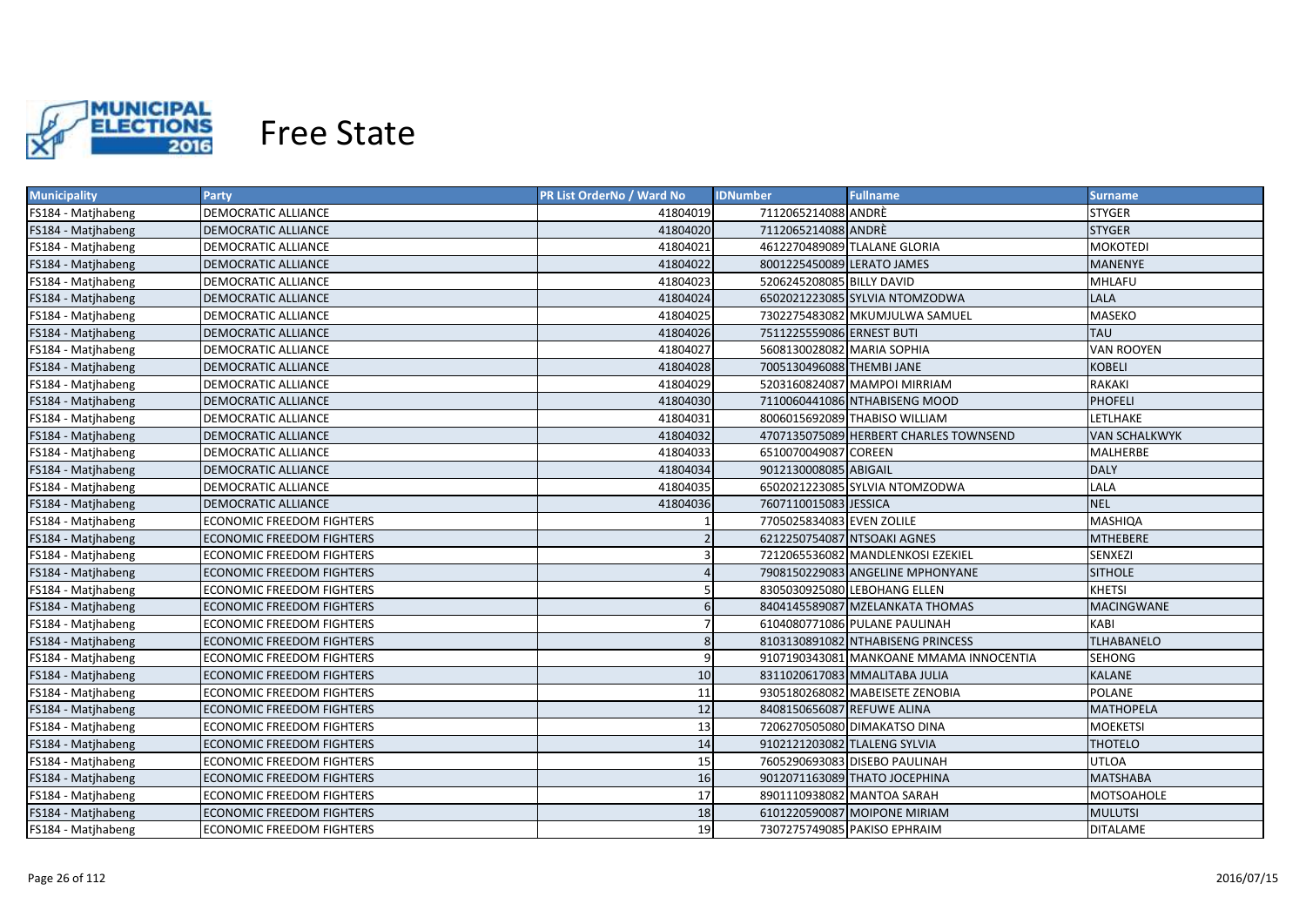# Free State

| Municipality | Party | PR List OrderNo / Ward No | IDNumber | Fullname | Surname |
|---|---|---|---|---|---|
| FS184 - Matjhabeng | DEMOCRATIC ALLIANCE | 41804019 | 7112065214088 | ANDRÈ | STYGER |
| FS184 - Matjhabeng | DEMOCRATIC ALLIANCE | 41804020 | 7112065214088 | ANDRÈ | STYGER |
| FS184 - Matjhabeng | DEMOCRATIC ALLIANCE | 41804021 | 4612270489089 | TLALANE GLORIA | MOKOTEDI |
| FS184 - Matjhabeng | DEMOCRATIC ALLIANCE | 41804022 | 8001225450089 | LERATO JAMES | MANENYE |
| FS184 - Matjhabeng | DEMOCRATIC ALLIANCE | 41804023 | 5206245208085 | BILLY DAVID | MHLAFU |
| FS184 - Matjhabeng | DEMOCRATIC ALLIANCE | 41804024 | 6502021223085 | SYLVIA NTOMZODWA | LALA |
| FS184 - Matjhabeng | DEMOCRATIC ALLIANCE | 41804025 | 7302275483082 | MKUMJULWA SAMUEL | MASEKO |
| FS184 - Matjhabeng | DEMOCRATIC ALLIANCE | 41804026 | 7511225559086 | ERNEST BUTI | TAU |
| FS184 - Matjhabeng | DEMOCRATIC ALLIANCE | 41804027 | 5608130028082 | MARIA SOPHIA | VAN ROOYEN |
| FS184 - Matjhabeng | DEMOCRATIC ALLIANCE | 41804028 | 7005130496088 | THEMBI JANE | KOBELI |
| FS184 - Matjhabeng | DEMOCRATIC ALLIANCE | 41804029 | 5203160824087 | MAMPOI MIRRIAM | RAKAKI |
| FS184 - Matjhabeng | DEMOCRATIC ALLIANCE | 41804030 | 7110060441086 | NTHABISENG MOOD | PHOFELI |
| FS184 - Matjhabeng | DEMOCRATIC ALLIANCE | 41804031 | 8006015692089 | THABISO WILLIAM | LETLHAKE |
| FS184 - Matjhabeng | DEMOCRATIC ALLIANCE | 41804032 | 4707135075089 | HERBERT CHARLES TOWNSEND | VAN SCHALKWYK |
| FS184 - Matjhabeng | DEMOCRATIC ALLIANCE | 41804033 | 6510070049087 | COREEN | MALHERBE |
| FS184 - Matjhabeng | DEMOCRATIC ALLIANCE | 41804034 | 9012130008085 | ABIGAIL | DALY |
| FS184 - Matjhabeng | DEMOCRATIC ALLIANCE | 41804035 | 6502021223085 | SYLVIA NTOMZODWA | LALA |
| FS184 - Matjhabeng | DEMOCRATIC ALLIANCE | 41804036 | 7607110015083 | JESSICA | NEL |
| FS184 - Matjhabeng | ECONOMIC FREEDOM FIGHTERS | 1 | 7705025834083 | EVEN ZOLILE | MASHIQA |
| FS184 - Matjhabeng | ECONOMIC FREEDOM FIGHTERS | 2 | 6212250754087 | NTSOAKI AGNES | MTHEBERE |
| FS184 - Matjhabeng | ECONOMIC FREEDOM FIGHTERS | 3 | 7212065536082 | MANDLENKOSI EZEKIEL | SENXEZI |
| FS184 - Matjhabeng | ECONOMIC FREEDOM FIGHTERS | 4 | 7908150229083 | ANGELINE MPHONYANE | SITHOLE |
| FS184 - Matjhabeng | ECONOMIC FREEDOM FIGHTERS | 5 | 8305030925080 | LEBOHANG ELLEN | KHETSI |
| FS184 - Matjhabeng | ECONOMIC FREEDOM FIGHTERS | 6 | 8404145589087 | MZELANKATA THOMAS | MACINGWANE |
| FS184 - Matjhabeng | ECONOMIC FREEDOM FIGHTERS | 7 | 6104080771086 | PULANE PAULINAH | KABI |
| FS184 - Matjhabeng | ECONOMIC FREEDOM FIGHTERS | 8 | 8103130891082 | NTHABISENG PRINCESS | TLHABANELO |
| FS184 - Matjhabeng | ECONOMIC FREEDOM FIGHTERS | 9 | 9107190343081 | MANKOANE MMAMA INNOCENTIA | SEHONG |
| FS184 - Matjhabeng | ECONOMIC FREEDOM FIGHTERS | 10 | 8311020617083 | MMALITABA JULIA | KALANE |
| FS184 - Matjhabeng | ECONOMIC FREEDOM FIGHTERS | 11 | 9305180268082 | MABEISETE ZENOBIA | POLANE |
| FS184 - Matjhabeng | ECONOMIC FREEDOM FIGHTERS | 12 | 8408150656087 | REFUWE ALINA | MATHOPELA |
| FS184 - Matjhabeng | ECONOMIC FREEDOM FIGHTERS | 13 | 7206270505080 | DIMAKATSO DINA | MOEKETSI |
| FS184 - Matjhabeng | ECONOMIC FREEDOM FIGHTERS | 14 | 9102121203082 | TLALENG SYLVIA | THOTELO |
| FS184 - Matjhabeng | ECONOMIC FREEDOM FIGHTERS | 15 | 7605290693083 | DISEBO PAULINAH | UTLOA |
| FS184 - Matjhabeng | ECONOMIC FREEDOM FIGHTERS | 16 | 9012071163089 | THATO JOCEPHINA | MATSHABA |
| FS184 - Matjhabeng | ECONOMIC FREEDOM FIGHTERS | 17 | 8901110938082 | MANTOA SARAH | MOTSOAHOLE |
| FS184 - Matjhabeng | ECONOMIC FREEDOM FIGHTERS | 18 | 6101220590087 | MOIPONE MIRIAM | MULUTSI |
| FS184 - Matjhabeng | ECONOMIC FREEDOM FIGHTERS | 19 | 7307275749085 | PAKISO EPHRAIM | DITALAME |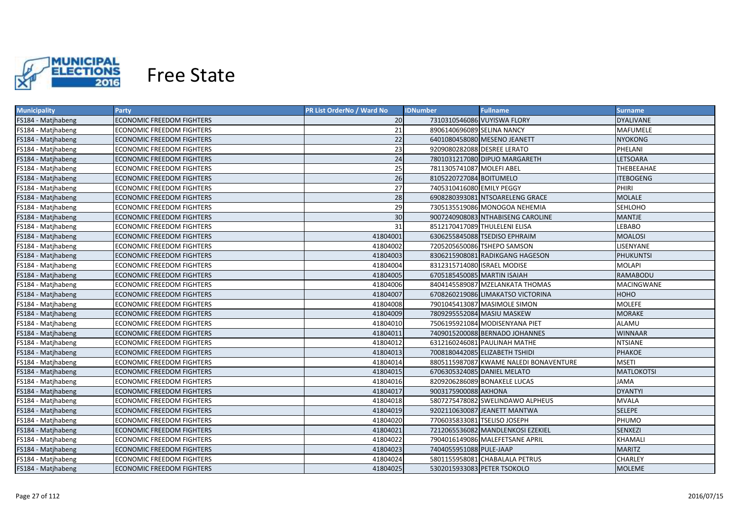# Free State

| Municipality | Party | PR List OrderNo / Ward No | IDNumber | Fullname | Surname |
|---|---|---|---|---|---|
| FS184 - Matjhabeng | ECONOMIC FREEDOM FIGHTERS | 20 | 7310310546086 | VUYISWA FLORY | DYALIVANE |
| FS184 - Matjhabeng | ECONOMIC FREEDOM FIGHTERS | 21 | 8906140696089 | SELINA NANCY | MAFUMELE |
| FS184 - Matjhabeng | ECONOMIC FREEDOM FIGHTERS | 22 | 6401080458080 | MESENO JEANETT | NYOKONG |
| FS184 - Matjhabeng | ECONOMIC FREEDOM FIGHTERS | 23 | 9209080282088 | DESREE LERATO | PHELANI |
| FS184 - Matjhabeng | ECONOMIC FREEDOM FIGHTERS | 24 | 7801031217080 | DIPUO MARGARETH | LETSOARA |
| FS184 - Matjhabeng | ECONOMIC FREEDOM FIGHTERS | 25 | 7811305741087 | MOLEFI ABEL | THEBEEAHAE |
| FS184 - Matjhabeng | ECONOMIC FREEDOM FIGHTERS | 26 | 8105220727084 | BOITUMELO | ITEBOGENG |
| FS184 - Matjhabeng | ECONOMIC FREEDOM FIGHTERS | 27 | 7405310416080 | EMILY PEGGY | PHIRI |
| FS184 - Matjhabeng | ECONOMIC FREEDOM FIGHTERS | 28 | 6908280393081 | NTSOARELENG GRACE | MOLALE |
| FS184 - Matjhabeng | ECONOMIC FREEDOM FIGHTERS | 29 | 7305135519086 | MONOGOA NEHEMIA | SEHLOHO |
| FS184 - Matjhabeng | ECONOMIC FREEDOM FIGHTERS | 30 | 9007240908083 | NTHABISENG CAROLINE | MANTJE |
| FS184 - Matjhabeng | ECONOMIC FREEDOM FIGHTERS | 31 | 8512170417089 | THULELENI ELISA | LEBABO |
| FS184 - Matjhabeng | ECONOMIC FREEDOM FIGHTERS | 41804001 | 6306255845088 | TSEDISO EPHRAIM | MOALOSI |
| FS184 - Matjhabeng | ECONOMIC FREEDOM FIGHTERS | 41804002 | 7205205650086 | TSHEPO SAMSON | LISENYANE |
| FS184 - Matjhabeng | ECONOMIC FREEDOM FIGHTERS | 41804003 | 8306215908081 | RADIKGANG HAGESON | PHUKUNTSI |
| FS184 - Matjhabeng | ECONOMIC FREEDOM FIGHTERS | 41804004 | 8312315714080 | ISRAEL MODISE | MOLAPI |
| FS184 - Matjhabeng | ECONOMIC FREEDOM FIGHTERS | 41804005 | 6705185450085 | MARTIN ISAIAH | RAMABODU |
| FS184 - Matjhabeng | ECONOMIC FREEDOM FIGHTERS | 41804006 | 8404145589087 | MZELANKATA THOMAS | MACINGWANE |
| FS184 - Matjhabeng | ECONOMIC FREEDOM FIGHTERS | 41804007 | 6708260219086 | LIMAKATSO VICTORINA | HOHO |
| FS184 - Matjhabeng | ECONOMIC FREEDOM FIGHTERS | 41804008 | 7901045413087 | MASIMOLE SIMON | MOLEFE |
| FS184 - Matjhabeng | ECONOMIC FREEDOM FIGHTERS | 41804009 | 7809295552084 | MASIU MASKEW | MORAKE |
| FS184 - Matjhabeng | ECONOMIC FREEDOM FIGHTERS | 41804010 | 7506195921084 | MODISENYANA PIET | ALAMU |
| FS184 - Matjhabeng | ECONOMIC FREEDOM FIGHTERS | 41804011 | 7409015200088 | BERNADO JOHANNES | WINNAAR |
| FS184 - Matjhabeng | ECONOMIC FREEDOM FIGHTERS | 41804012 | 6312160246081 | PAULINAH MATHE | NTSIANE |
| FS184 - Matjhabeng | ECONOMIC FREEDOM FIGHTERS | 41804013 | 7008180442085 | ELIZABETH TSHIDI | PHAKOE |
| FS184 - Matjhabeng | ECONOMIC FREEDOM FIGHTERS | 41804014 | 8805115987087 | KWAME NALEDI BONAVENTURE | MSETI |
| FS184 - Matjhabeng | ECONOMIC FREEDOM FIGHTERS | 41804015 | 6706305324085 | DANIEL MELATO | MATLOKOTSI |
| FS184 - Matjhabeng | ECONOMIC FREEDOM FIGHTERS | 41804016 | 8209206286089 | BONAKELE LUCAS | JAMA |
| FS184 - Matjhabeng | ECONOMIC FREEDOM FIGHTERS | 41804017 | 9003175900088 | AKHONA | DYANTYI |
| FS184 - Matjhabeng | ECONOMIC FREEDOM FIGHTERS | 41804018 | 5807275478082 | SWELINDAWO ALPHEUS | MVALA |
| FS184 - Matjhabeng | ECONOMIC FREEDOM FIGHTERS | 41804019 | 9202110630087 | JEANETT MANTWA | SELEPE |
| FS184 - Matjhabeng | ECONOMIC FREEDOM FIGHTERS | 41804020 | 7706035833081 | TSELISO JOSEPH | PHUMO |
| FS184 - Matjhabeng | ECONOMIC FREEDOM FIGHTERS | 41804021 | 7212065536082 | MANDLENKOSI EZEKIEL | SENXEZI |
| FS184 - Matjhabeng | ECONOMIC FREEDOM FIGHTERS | 41804022 | 7904016149086 | MALEFETSANE APRIL | KHAMALI |
| FS184 - Matjhabeng | ECONOMIC FREEDOM FIGHTERS | 41804023 | 7404055951088 | PULE-JAAP | MARITZ |
| FS184 - Matjhabeng | ECONOMIC FREEDOM FIGHTERS | 41804024 | 5801155958081 | CHABALALA PETRUS | CHARLEY |
| FS184 - Matjhabeng | ECONOMIC FREEDOM FIGHTERS | 41804025 | 5302015933083 | PETER TSOKOLO | MOLEME |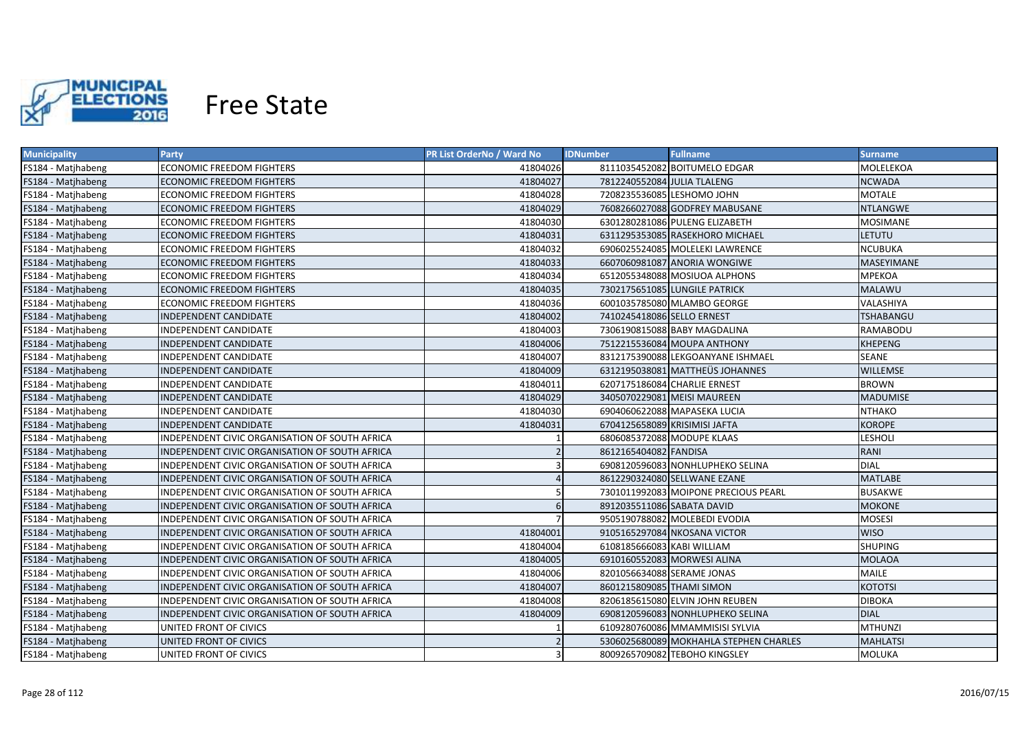# Free State

| Municipality | Party | PR List OrderNo / Ward No | IDNumber | Fullname | Surname |
|---|---|---|---|---|---|
| FS184 - Matjhabeng | ECONOMIC FREEDOM FIGHTERS | 41804026 | 8111035452082 | BOITUMELO EDGAR | MOLELEKOA |
| FS184 - Matjhabeng | ECONOMIC FREEDOM FIGHTERS | 41804027 | 7812240552084 | JULIA TLALENG | NCWADA |
| FS184 - Matjhabeng | ECONOMIC FREEDOM FIGHTERS | 41804028 | 7208235536085 | LESHOMO JOHN | MOTALE |
| FS184 - Matjhabeng | ECONOMIC FREEDOM FIGHTERS | 41804029 | 7608266027088 | GODFREY MABUSANE | NTLANGWE |
| FS184 - Matjhabeng | ECONOMIC FREEDOM FIGHTERS | 41804030 | 6301280281086 | PULENG ELIZABETH | MOSIMANE |
| FS184 - Matjhabeng | ECONOMIC FREEDOM FIGHTERS | 41804031 | 6311295353085 | RASEKHORO MICHAEL | LETUTU |
| FS184 - Matjhabeng | ECONOMIC FREEDOM FIGHTERS | 41804032 | 6906025524085 | MOLELEKI LAWRENCE | NCUBUKA |
| FS184 - Matjhabeng | ECONOMIC FREEDOM FIGHTERS | 41804033 | 6607060981087 | ANORIA WONGIWE | MASEYIMANE |
| FS184 - Matjhabeng | ECONOMIC FREEDOM FIGHTERS | 41804034 | 6512055348088 | MOSIUOA ALPHONS | MPEKOA |
| FS184 - Matjhabeng | ECONOMIC FREEDOM FIGHTERS | 41804035 | 7302175651085 | LUNGILE PATRICK | MALAWU |
| FS184 - Matjhabeng | ECONOMIC FREEDOM FIGHTERS | 41804036 | 6001035785080 | MLAMBO GEORGE | VALASHIYA |
| FS184 - Matjhabeng | INDEPENDENT CANDIDATE | 41804002 | 7410245418086 | SELLO ERNEST | TSHABANGU |
| FS184 - Matjhabeng | INDEPENDENT CANDIDATE | 41804003 | 7306190815088 | BABY MAGDALINA | RAMABODU |
| FS184 - Matjhabeng | INDEPENDENT CANDIDATE | 41804006 | 7512215536084 | MOUPA ANTHONY | KHEPENG |
| FS184 - Matjhabeng | INDEPENDENT CANDIDATE | 41804007 | 8312175390088 | LEKGOANYANE ISHMAEL | SEANE |
| FS184 - Matjhabeng | INDEPENDENT CANDIDATE | 41804009 | 6312195038081 | MATTHEÜS JOHANNES | WILLEMSE |
| FS184 - Matjhabeng | INDEPENDENT CANDIDATE | 41804011 | 6207175186084 | CHARLIE ERNEST | BROWN |
| FS184 - Matjhabeng | INDEPENDENT CANDIDATE | 41804029 | 3405070229081 | MEISI MAUREEN | MADUMISE |
| FS184 - Matjhabeng | INDEPENDENT CANDIDATE | 41804030 | 6904060622088 | MAPASEKA LUCIA | NTHAKO |
| FS184 - Matjhabeng | INDEPENDENT CANDIDATE | 41804031 | 6704125658089 | KRISIMISI JAFTA | KOROPE |
| FS184 - Matjhabeng | INDEPENDENT CIVIC ORGANISATION OF SOUTH AFRICA | 1 | 6806085372088 | MODUPE KLAAS | LESHOLI |
| FS184 - Matjhabeng | INDEPENDENT CIVIC ORGANISATION OF SOUTH AFRICA | 2 | 8612165404082 | FANDISA | RANI |
| FS184 - Matjhabeng | INDEPENDENT CIVIC ORGANISATION OF SOUTH AFRICA | 3 | 6908120596083 | NONHLUPHEKO SELINA | DIAL |
| FS184 - Matjhabeng | INDEPENDENT CIVIC ORGANISATION OF SOUTH AFRICA | 4 | 8612290324080 | SELLWANE EZANE | MATLABE |
| FS184 - Matjhabeng | INDEPENDENT CIVIC ORGANISATION OF SOUTH AFRICA | 5 | 7301011992083 | MOIPONE PRECIOUS PEARL | BUSAKWE |
| FS184 - Matjhabeng | INDEPENDENT CIVIC ORGANISATION OF SOUTH AFRICA | 6 | 8912035511086 | SABATA DAVID | MOKONE |
| FS184 - Matjhabeng | INDEPENDENT CIVIC ORGANISATION OF SOUTH AFRICA | 7 | 9505190788082 | MOLEBEDI EVODIA | MOSESI |
| FS184 - Matjhabeng | INDEPENDENT CIVIC ORGANISATION OF SOUTH AFRICA | 41804001 | 9105165297084 | NKOSANA VICTOR | WISO |
| FS184 - Matjhabeng | INDEPENDENT CIVIC ORGANISATION OF SOUTH AFRICA | 41804004 | 6108185666083 | KABI WILLIAM | SHUPING |
| FS184 - Matjhabeng | INDEPENDENT CIVIC ORGANISATION OF SOUTH AFRICA | 41804005 | 6910160552083 | MORWESI ALINA | MOLAOA |
| FS184 - Matjhabeng | INDEPENDENT CIVIC ORGANISATION OF SOUTH AFRICA | 41804006 | 8201056634088 | SERAME JONAS | MAILE |
| FS184 - Matjhabeng | INDEPENDENT CIVIC ORGANISATION OF SOUTH AFRICA | 41804007 | 8601215809085 | THAMI SIMON | KOTOTSI |
| FS184 - Matjhabeng | INDEPENDENT CIVIC ORGANISATION OF SOUTH AFRICA | 41804008 | 8206185615080 | ELVIN JOHN REUBEN | DIBOKA |
| FS184 - Matjhabeng | INDEPENDENT CIVIC ORGANISATION OF SOUTH AFRICA | 41804009 | 6908120596083 | NONHLUPHEKO SELINA | DIAL |
| FS184 - Matjhabeng | UNITED FRONT OF CIVICS | 1 | 6109280760086 | MMAMMISISI SYLVIA | MTHUNZI |
| FS184 - Matjhabeng | UNITED FRONT OF CIVICS | 2 | 5306025680089 | MOKHAHLA STEPHEN CHARLES | MAHLATSI |
| FS184 - Matjhabeng | UNITED FRONT OF CIVICS | 3 | 8009265709082 | TEBOHO KINGSLEY | MOLUKA |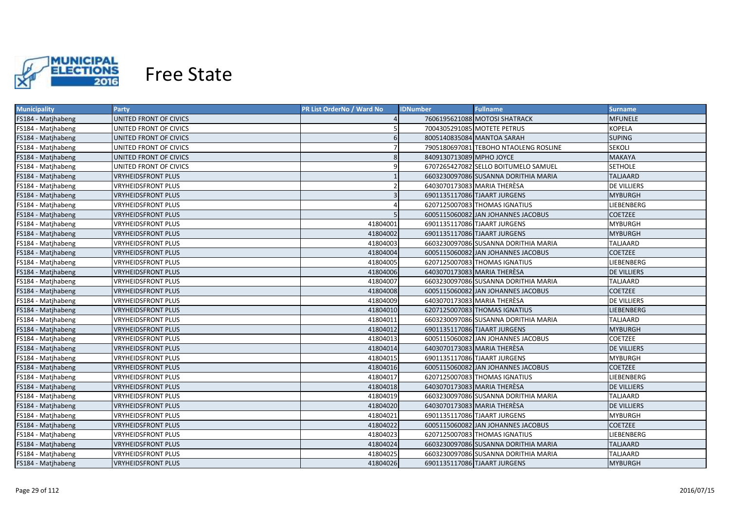# Free State

| Municipality | Party | PR List OrderNo / Ward No | IDNumber | Fullname | Surname |
|---|---|---|---|---|---|
| FS184 - Matjhabeng | UNITED FRONT OF CIVICS | 4 | 7606195621088 | MOTOSI SHATRACK | MFUNELE |
| FS184 - Matjhabeng | UNITED FRONT OF CIVICS | 5 | 7004305291085 | MOTETE PETRUS | KOPELA |
| FS184 - Matjhabeng | UNITED FRONT OF CIVICS | 6 | 8005140835084 | MANTOA SARAH | SUPING |
| FS184 - Matjhabeng | UNITED FRONT OF CIVICS | 7 | 7905180697081 | TEBOHO NTAOLENG ROSLINE | SEKOLI |
| FS184 - Matjhabeng | UNITED FRONT OF CIVICS | 8 | 8409130713089 | MPHO JOYCE | MAKAYA |
| FS184 - Matjhabeng | UNITED FRONT OF CIVICS | 9 | 6707265427082 | SELLO BOITUMELO SAMUEL | SETHOLE |
| FS184 - Matjhabeng | VRYHEIDSFRONT PLUS | 1 | 6603230097086 | SUSANNA DORITHIA MARIA | TALJAARD |
| FS184 - Matjhabeng | VRYHEIDSFRONT PLUS | 2 | 6403070173083 | MARIA THERÈSA | DE VILLIERS |
| FS184 - Matjhabeng | VRYHEIDSFRONT PLUS | 3 | 6901135117086 | TJAART JURGENS | MYBURGH |
| FS184 - Matjhabeng | VRYHEIDSFRONT PLUS | 4 | 6207125007083 | THOMAS IGNATIUS | LIEBENBERG |
| FS184 - Matjhabeng | VRYHEIDSFRONT PLUS | 5 | 6005115060082 | JAN JOHANNES JACOBUS | COETZEE |
| FS184 - Matjhabeng | VRYHEIDSFRONT PLUS | 41804001 | 6901135117086 | TJAART JURGENS | MYBURGH |
| FS184 - Matjhabeng | VRYHEIDSFRONT PLUS | 41804002 | 6901135117086 | TJAART JURGENS | MYBURGH |
| FS184 - Matjhabeng | VRYHEIDSFRONT PLUS | 41804003 | 6603230097086 | SUSANNA DORITHIA MARIA | TALJAARD |
| FS184 - Matjhabeng | VRYHEIDSFRONT PLUS | 41804004 | 6005115060082 | JAN JOHANNES JACOBUS | COETZEE |
| FS184 - Matjhabeng | VRYHEIDSFRONT PLUS | 41804005 | 6207125007083 | THOMAS IGNATIUS | LIEBENBERG |
| FS184 - Matjhabeng | VRYHEIDSFRONT PLUS | 41804006 | 6403070173083 | MARIA THERÈSA | DE VILLIERS |
| FS184 - Matjhabeng | VRYHEIDSFRONT PLUS | 41804007 | 6603230097086 | SUSANNA DORITHIA MARIA | TALJAARD |
| FS184 - Matjhabeng | VRYHEIDSFRONT PLUS | 41804008 | 6005115060082 | JAN JOHANNES JACOBUS | COETZEE |
| FS184 - Matjhabeng | VRYHEIDSFRONT PLUS | 41804009 | 6403070173083 | MARIA THERÈSA | DE VILLIERS |
| FS184 - Matjhabeng | VRYHEIDSFRONT PLUS | 41804010 | 6207125007083 | THOMAS IGNATIUS | LIEBENBERG |
| FS184 - Matjhabeng | VRYHEIDSFRONT PLUS | 41804011 | 6603230097086 | SUSANNA DORITHIA MARIA | TALJAARD |
| FS184 - Matjhabeng | VRYHEIDSFRONT PLUS | 41804012 | 6901135117086 | TJAART JURGENS | MYBURGH |
| FS184 - Matjhabeng | VRYHEIDSFRONT PLUS | 41804013 | 6005115060082 | JAN JOHANNES JACOBUS | COETZEE |
| FS184 - Matjhabeng | VRYHEIDSFRONT PLUS | 41804014 | 6403070173083 | MARIA THERÈSA | DE VILLIERS |
| FS184 - Matjhabeng | VRYHEIDSFRONT PLUS | 41804015 | 6901135117086 | TJAART JURGENS | MYBURGH |
| FS184 - Matjhabeng | VRYHEIDSFRONT PLUS | 41804016 | 6005115060082 | JAN JOHANNES JACOBUS | COETZEE |
| FS184 - Matjhabeng | VRYHEIDSFRONT PLUS | 41804017 | 6207125007083 | THOMAS IGNATIUS | LIEBENBERG |
| FS184 - Matjhabeng | VRYHEIDSFRONT PLUS | 41804018 | 6403070173083 | MARIA THERÈSA | DE VILLIERS |
| FS184 - Matjhabeng | VRYHEIDSFRONT PLUS | 41804019 | 6603230097086 | SUSANNA DORITHIA MARIA | TALJAARD |
| FS184 - Matjhabeng | VRYHEIDSFRONT PLUS | 41804020 | 6403070173083 | MARIA THERÈSA | DE VILLIERS |
| FS184 - Matjhabeng | VRYHEIDSFRONT PLUS | 41804021 | 6901135117086 | TJAART JURGENS | MYBURGH |
| FS184 - Matjhabeng | VRYHEIDSFRONT PLUS | 41804022 | 6005115060082 | JAN JOHANNES JACOBUS | COETZEE |
| FS184 - Matjhabeng | VRYHEIDSFRONT PLUS | 41804023 | 6207125007083 | THOMAS IGNATIUS | LIEBENBERG |
| FS184 - Matjhabeng | VRYHEIDSFRONT PLUS | 41804024 | 6603230097086 | SUSANNA DORITHIA MARIA | TALJAARD |
| FS184 - Matjhabeng | VRYHEIDSFRONT PLUS | 41804025 | 6603230097086 | SUSANNA DORITHIA MARIA | TALJAARD |
| FS184 - Matjhabeng | VRYHEIDSFRONT PLUS | 41804026 | 6901135117086 | TJAART JURGENS | MYBURGH |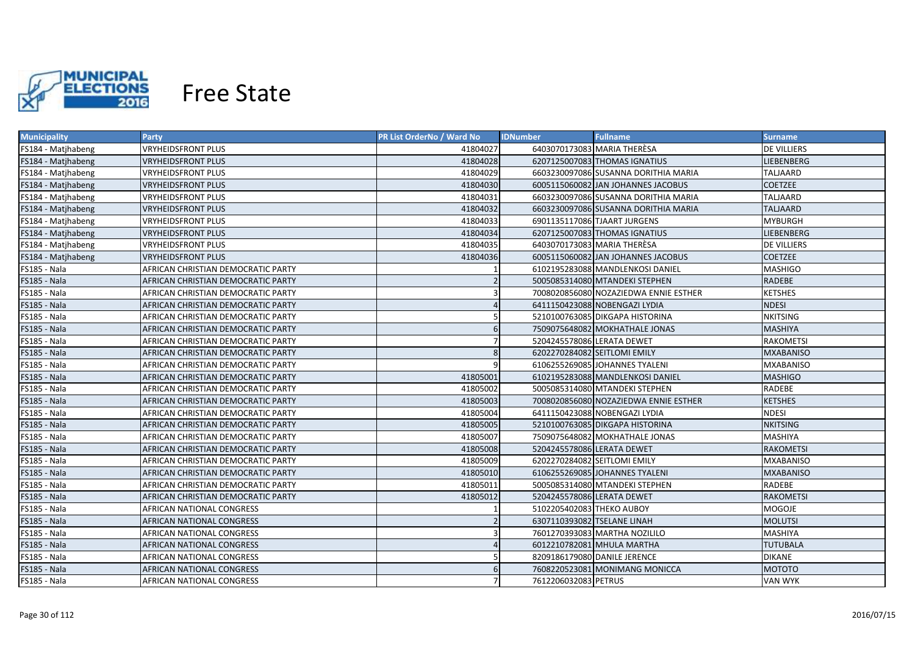# Free State

| Municipality | Party | PR List OrderNo / Ward No | IDNumber | Fullname | Surname |
|---|---|---|---|---|---|
| FS184 - Matjhabeng | VRYHEIDSFRONT PLUS | 41804027 | 6403070173083 | MARIA THERÈSA | DE VILLIERS |
| FS184 - Matjhabeng | VRYHEIDSFRONT PLUS | 41804028 | 6207125007083 | THOMAS IGNATIUS | LIEBENBERG |
| FS184 - Matjhabeng | VRYHEIDSFRONT PLUS | 41804029 | 6603230097086 | SUSANNA DORITHIA MARIA | TALJAARD |
| FS184 - Matjhabeng | VRYHEIDSFRONT PLUS | 41804030 | 6005115060082 | JAN JOHANNES JACOBUS | COETZEE |
| FS184 - Matjhabeng | VRYHEIDSFRONT PLUS | 41804031 | 6603230097086 | SUSANNA DORITHIA MARIA | TALJAARD |
| FS184 - Matjhabeng | VRYHEIDSFRONT PLUS | 41804032 | 6603230097086 | SUSANNA DORITHIA MARIA | TALJAARD |
| FS184 - Matjhabeng | VRYHEIDSFRONT PLUS | 41804033 | 6901135117086 | TJAART JURGENS | MYBURGH |
| FS184 - Matjhabeng | VRYHEIDSFRONT PLUS | 41804034 | 6207125007083 | THOMAS IGNATIUS | LIEBENBERG |
| FS184 - Matjhabeng | VRYHEIDSFRONT PLUS | 41804035 | 6403070173083 | MARIA THERÈSA | DE VILLIERS |
| FS184 - Matjhabeng | VRYHEIDSFRONT PLUS | 41804036 | 6005115060082 | JAN JOHANNES JACOBUS | COETZEE |
| FS185 - Nala | AFRICAN CHRISTIAN DEMOCRATIC PARTY | 1 | 6102195283088 | MANDLENKOSI DANIEL | MASHIGO |
| FS185 - Nala | AFRICAN CHRISTIAN DEMOCRATIC PARTY | 2 | 5005085314080 | MTANDEKI STEPHEN | RADEBE |
| FS185 - Nala | AFRICAN CHRISTIAN DEMOCRATIC PARTY | 3 | 7008020856080 | NOZAZIEDWA ENNIE ESTHER | KETSHES |
| FS185 - Nala | AFRICAN CHRISTIAN DEMOCRATIC PARTY | 4 | 6411150423088 | NOBENGAZI LYDIA | NDESI |
| FS185 - Nala | AFRICAN CHRISTIAN DEMOCRATIC PARTY | 5 | 5210100763085 | DIKGAPA HISTORINA | NKITSING |
| FS185 - Nala | AFRICAN CHRISTIAN DEMOCRATIC PARTY | 6 | 7509075648082 | MOKHATHALE JONAS | MASHIYA |
| FS185 - Nala | AFRICAN CHRISTIAN DEMOCRATIC PARTY | 7 | 5204245578086 | LERATA DEWET | RAKOMETSI |
| FS185 - Nala | AFRICAN CHRISTIAN DEMOCRATIC PARTY | 8 | 6202270284082 | SEITLOMI EMILY | MXABANISO |
| FS185 - Nala | AFRICAN CHRISTIAN DEMOCRATIC PARTY | 9 | 6106255269085 | JOHANNES TYALENI | MXABANISO |
| FS185 - Nala | AFRICAN CHRISTIAN DEMOCRATIC PARTY | 41805001 | 6102195283088 | MANDLENKOSI DANIEL | MASHIGO |
| FS185 - Nala | AFRICAN CHRISTIAN DEMOCRATIC PARTY | 41805002 | 5005085314080 | MTANDEKI STEPHEN | RADEBE |
| FS185 - Nala | AFRICAN CHRISTIAN DEMOCRATIC PARTY | 41805003 | 7008020856080 | NOZAZIEDWA ENNIE ESTHER | KETSHES |
| FS185 - Nala | AFRICAN CHRISTIAN DEMOCRATIC PARTY | 41805004 | 6411150423088 | NOBENGAZI LYDIA | NDESI |
| FS185 - Nala | AFRICAN CHRISTIAN DEMOCRATIC PARTY | 41805005 | 5210100763085 | DIKGAPA HISTORINA | NKITSING |
| FS185 - Nala | AFRICAN CHRISTIAN DEMOCRATIC PARTY | 41805007 | 7509075648082 | MOKHATHALE JONAS | MASHIYA |
| FS185 - Nala | AFRICAN CHRISTIAN DEMOCRATIC PARTY | 41805008 | 5204245578086 | LERATA DEWET | RAKOMETSI |
| FS185 - Nala | AFRICAN CHRISTIAN DEMOCRATIC PARTY | 41805009 | 6202270284082 | SEITLOMI EMILY | MXABANISO |
| FS185 - Nala | AFRICAN CHRISTIAN DEMOCRATIC PARTY | 41805010 | 6106255269085 | JOHANNES TYALENI | MXABANISO |
| FS185 - Nala | AFRICAN CHRISTIAN DEMOCRATIC PARTY | 41805011 | 5005085314080 | MTANDEKI STEPHEN | RADEBE |
| FS185 - Nala | AFRICAN CHRISTIAN DEMOCRATIC PARTY | 41805012 | 5204245578086 | LERATA DEWET | RAKOMETSI |
| FS185 - Nala | AFRICAN NATIONAL CONGRESS | 1 | 5102205402083 | THEKO AUBOY | MOGOJE |
| FS185 - Nala | AFRICAN NATIONAL CONGRESS | 2 | 6307110393082 | TSELANE LINAH | MOLUTSI |
| FS185 - Nala | AFRICAN NATIONAL CONGRESS | 3 | 7601270393083 | MARTHA NOZILILO | MASHIYA |
| FS185 - Nala | AFRICAN NATIONAL CONGRESS | 4 | 6012210782081 | MHULA MARTHA | TUTUBALA |
| FS185 - Nala | AFRICAN NATIONAL CONGRESS | 5 | 8209186179080 | DANILE JERENCE | DIKANE |
| FS185 - Nala | AFRICAN NATIONAL CONGRESS | 6 | 7608220523081 | MONIMANG MONICCA | MOTOTO |
| FS185 - Nala | AFRICAN NATIONAL CONGRESS | 7 | 7612206032083 | PETRUS | VAN WYK |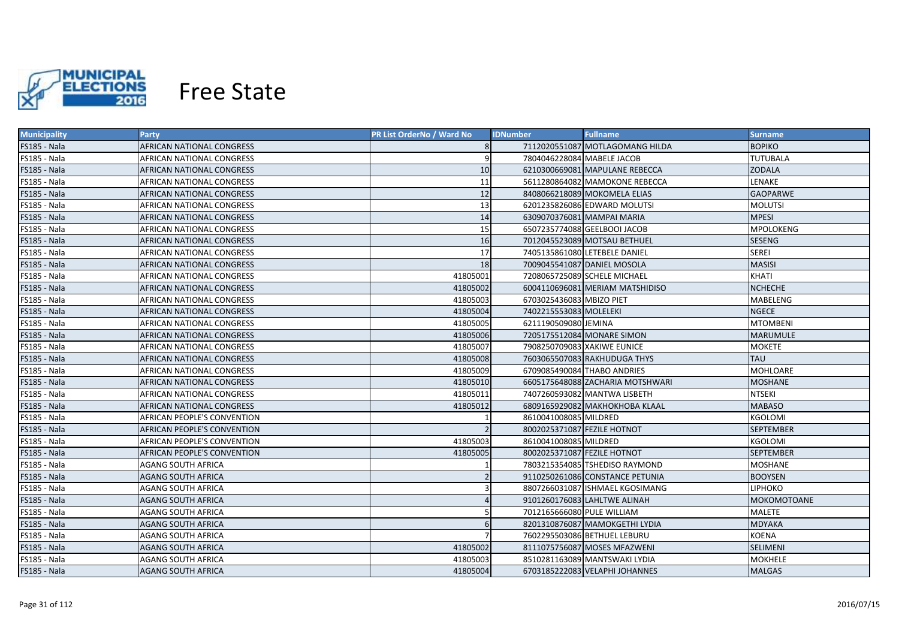# Free State

| Municipality | Party | PR List OrderNo / Ward No | IDNumber | Fullname | Surname |
|---|---|---|---|---|---|
| FS185 - Nala | AFRICAN NATIONAL CONGRESS | 8 | 7112020551087 | MOTLAGOMANG HILDA | BOPIKO |
| FS185 - Nala | AFRICAN NATIONAL CONGRESS | 9 | 7804046228084 | MABELE JACOB | TUTUBALA |
| FS185 - Nala | AFRICAN NATIONAL CONGRESS | 10 | 6210300669081 | MAPULANE REBECCA | ZODALA |
| FS185 - Nala | AFRICAN NATIONAL CONGRESS | 11 | 5611280864082 | MAMOKONE REBECCA | LENAKE |
| FS185 - Nala | AFRICAN NATIONAL CONGRESS | 12 | 8408066218089 | MOKOMELA ELIAS | GAOPARWE |
| FS185 - Nala | AFRICAN NATIONAL CONGRESS | 13 | 6201235826086 | EDWARD MOLUTSI | MOLUTSI |
| FS185 - Nala | AFRICAN NATIONAL CONGRESS | 14 | 6309070376081 | MAMPAI MARIA | MPESI |
| FS185 - Nala | AFRICAN NATIONAL CONGRESS | 15 | 6507235774088 | GEELBOOI JACOB | MPOLOKENG |
| FS185 - Nala | AFRICAN NATIONAL CONGRESS | 16 | 7012045523089 | MOTSAU BETHUEL | SESENG |
| FS185 - Nala | AFRICAN NATIONAL CONGRESS | 17 | 7405135861080 | LETEBELE DANIEL | SEREI |
| FS185 - Nala | AFRICAN NATIONAL CONGRESS | 18 | 7009045541087 | DANIEL MOSOLA | MASISI |
| FS185 - Nala | AFRICAN NATIONAL CONGRESS | 41805001 | 7208065725089 | SCHELE MICHAEL | KHATI |
| FS185 - Nala | AFRICAN NATIONAL CONGRESS | 41805002 | 6004110696081 | MERIAM MATSHIDISO | NCHECHE |
| FS185 - Nala | AFRICAN NATIONAL CONGRESS | 41805003 | 6703025436083 | MBIZO PIET | MABELENG |
| FS185 - Nala | AFRICAN NATIONAL CONGRESS | 41805004 | 7402215553083 | MOLELEKI | NGECE |
| FS185 - Nala | AFRICAN NATIONAL CONGRESS | 41805005 | 6211190509080 | JEMINA | MTOMBENI |
| FS185 - Nala | AFRICAN NATIONAL CONGRESS | 41805006 | 7205175512084 | MONARE SIMON | MARUMULE |
| FS185 - Nala | AFRICAN NATIONAL CONGRESS | 41805007 | 7908250709083 | XAKIWE EUNICE | MOKETE |
| FS185 - Nala | AFRICAN NATIONAL CONGRESS | 41805008 | 7603065507083 | RAKHUDUGA THYS | TAU |
| FS185 - Nala | AFRICAN NATIONAL CONGRESS | 41805009 | 6709085490084 | THABO ANDRIES | MOHLOARE |
| FS185 - Nala | AFRICAN NATIONAL CONGRESS | 41805010 | 6605175648088 | ZACHARIA MOTSHWARI | MOSHANE |
| FS185 - Nala | AFRICAN NATIONAL CONGRESS | 41805011 | 7407260593082 | MANTWA LISBETH | NTSEKI |
| FS185 - Nala | AFRICAN NATIONAL CONGRESS | 41805012 | 6809165929082 | MAKHOKHOBA KLAAL | MABASO |
| FS185 - Nala | AFRICAN PEOPLE'S CONVENTION | 1 | 8610041008085 | MILDRED | KGOLOMI |
| FS185 - Nala | AFRICAN PEOPLE'S CONVENTION | 2 | 8002025371087 | FEZILE HOTNOT | SEPTEMBER |
| FS185 - Nala | AFRICAN PEOPLE'S CONVENTION | 41805003 | 8610041008085 | MILDRED | KGOLOMI |
| FS185 - Nala | AFRICAN PEOPLE'S CONVENTION | 41805005 | 8002025371087 | FEZILE HOTNOT | SEPTEMBER |
| FS185 - Nala | AGANG SOUTH AFRICA | 1 | 7803215354085 | TSHEDISO RAYMOND | MOSHANE |
| FS185 - Nala | AGANG SOUTH AFRICA | 2 | 9110250261086 | CONSTANCE PETUNIA | BOOYSEN |
| FS185 - Nala | AGANG SOUTH AFRICA | 3 | 8807266031087 | ISHMAEL KGOSIMANG | LIPHOKO |
| FS185 - Nala | AGANG SOUTH AFRICA | 4 | 9101260176083 | LAHLTWE ALINAH | MOKOMOTOANE |
| FS185 - Nala | AGANG SOUTH AFRICA | 5 | 7012165666080 | PULE WILLIAM | MALETE |
| FS185 - Nala | AGANG SOUTH AFRICA | 6 | 8201310876087 | MAMOKGETHI LYDIA | MDYAKA |
| FS185 - Nala | AGANG SOUTH AFRICA | 7 | 7602295503086 | BETHUEL LEBURU | KOENA |
| FS185 - Nala | AGANG SOUTH AFRICA | 41805002 | 8111075756087 | MOSES MFAZWENI | SELIMENI |
| FS185 - Nala | AGANG SOUTH AFRICA | 41805003 | 8510281163089 | MANTSWAKI LYDIA | MOKHELE |
| FS185 - Nala | AGANG SOUTH AFRICA | 41805004 | 6703185222083 | VELAPHI JOHANNES | MALGAS |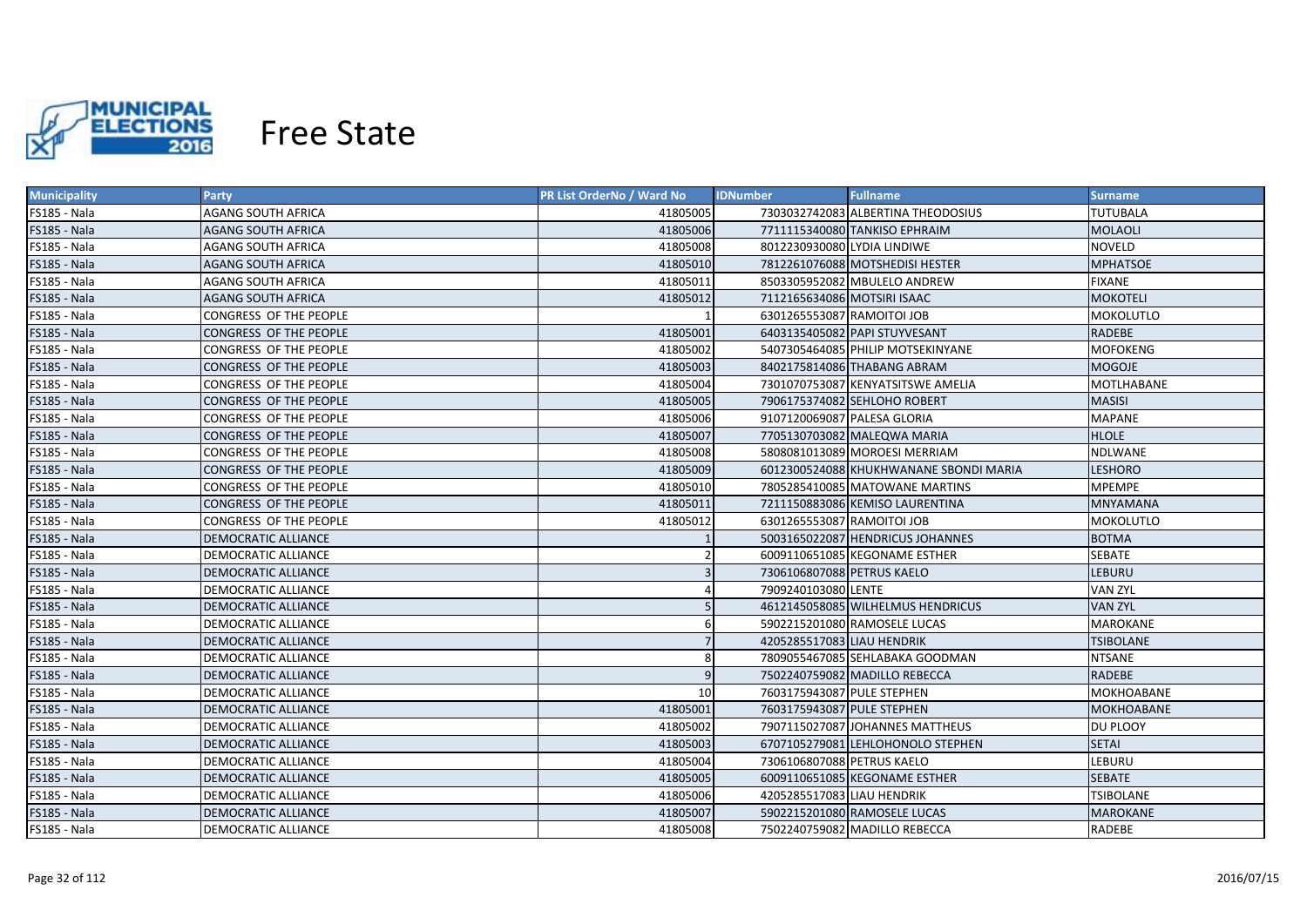# Free State

| Municipality | Party | PR List OrderNo / Ward No | IDNumber | Fullname | Surname |
|---|---|---|---|---|---|
| FS185 - Nala | AGANG SOUTH AFRICA | 41805005 | 7303032742083 | ALBERTINA THEODOSIUS | TUTUBALA |
| FS185 - Nala | AGANG SOUTH AFRICA | 41805006 | 7711115340080 | TANKISO EPHRAIM | MOLAOLI |
| FS185 - Nala | AGANG SOUTH AFRICA | 41805008 | 8012230930080 | LYDIA LINDIWE | NOVELD |
| FS185 - Nala | AGANG SOUTH AFRICA | 41805010 | 7812261076088 | MOTSHEDISI HESTER | MPHATSOE |
| FS185 - Nala | AGANG SOUTH AFRICA | 41805011 | 8503305952082 | MBULELO ANDREW | FIXANE |
| FS185 - Nala | AGANG SOUTH AFRICA | 41805012 | 7112165634086 | MOTSIRI ISAAC | MOKOTELI |
| FS185 - Nala | CONGRESS OF THE PEOPLE | 1 | 6301265553087 | RAMOITOI JOB | MOKOLUTLO |
| FS185 - Nala | CONGRESS OF THE PEOPLE | 41805001 | 6403135405082 | PAPI STUYVESANT | RADEBE |
| FS185 - Nala | CONGRESS OF THE PEOPLE | 41805002 | 5407305464085 | PHILIP MOTSEKINYANE | MOFOKENG |
| FS185 - Nala | CONGRESS OF THE PEOPLE | 41805003 | 8402175814086 | THABANG ABRAM | MOGOJE |
| FS185 - Nala | CONGRESS OF THE PEOPLE | 41805004 | 7301070753087 | KENYATSITSWE AMELIA | MOTLHABANE |
| FS185 - Nala | CONGRESS OF THE PEOPLE | 41805005 | 7906175374082 | SEHLOHO ROBERT | MASISI |
| FS185 - Nala | CONGRESS OF THE PEOPLE | 41805006 | 9107120069087 | PALESA GLORIA | MAPANE |
| FS185 - Nala | CONGRESS OF THE PEOPLE | 41805007 | 7705130703082 | MALEQWA MARIA | HLOLE |
| FS185 - Nala | CONGRESS OF THE PEOPLE | 41805008 | 5808081013089 | MOROESI MERRIAM | NDLWANE |
| FS185 - Nala | CONGRESS OF THE PEOPLE | 41805009 | 6012300524088 | KHUKHWANANE SBONDI MARIA | LESHORO |
| FS185 - Nala | CONGRESS OF THE PEOPLE | 41805010 | 7805285410085 | MATOWANE MARTINS | MPEMPE |
| FS185 - Nala | CONGRESS OF THE PEOPLE | 41805011 | 7211150883086 | KEMISO LAURENTINA | MNYAMANA |
| FS185 - Nala | CONGRESS OF THE PEOPLE | 41805012 | 6301265553087 | RAMOITOI JOB | MOKOLUTLO |
| FS185 - Nala | DEMOCRATIC ALLIANCE | 1 | 5003165022087 | HENDRICUS JOHANNES | BOTMA |
| FS185 - Nala | DEMOCRATIC ALLIANCE | 2 | 6009110651085 | KEGONAME ESTHER | SEBATE |
| FS185 - Nala | DEMOCRATIC ALLIANCE | 3 | 7306106807088 | PETRUS KAELO | LEBURU |
| FS185 - Nala | DEMOCRATIC ALLIANCE | 4 | 7909240103080 | LENTE | VAN ZYL |
| FS185 - Nala | DEMOCRATIC ALLIANCE | 5 | 4612145058085 | WILHELMUS HENDRICUS | VAN ZYL |
| FS185 - Nala | DEMOCRATIC ALLIANCE | 6 | 5902215201080 | RAMOSELE LUCAS | MAROKANE |
| FS185 - Nala | DEMOCRATIC ALLIANCE | 7 | 4205285517083 | LIAU HENDRIK | TSIBOLANE |
| FS185 - Nala | DEMOCRATIC ALLIANCE | 8 | 7809055467085 | SEHLABAKA GOODMAN | NTSANE |
| FS185 - Nala | DEMOCRATIC ALLIANCE | 9 | 7502240759082 | MADILLO REBECCA | RADEBE |
| FS185 - Nala | DEMOCRATIC ALLIANCE | 10 | 7603175943087 | PULE STEPHEN | MOKHOABANE |
| FS185 - Nala | DEMOCRATIC ALLIANCE | 41805001 | 7603175943087 | PULE STEPHEN | MOKHOABANE |
| FS185 - Nala | DEMOCRATIC ALLIANCE | 41805002 | 7907115027087 | JOHANNES MATTHEUS | DU PLOOY |
| FS185 - Nala | DEMOCRATIC ALLIANCE | 41805003 | 6707105279081 | LEHLOHONOLO STEPHEN | SETAI |
| FS185 - Nala | DEMOCRATIC ALLIANCE | 41805004 | 7306106807088 | PETRUS KAELO | LEBURU |
| FS185 - Nala | DEMOCRATIC ALLIANCE | 41805005 | 6009110651085 | KEGONAME ESTHER | SEBATE |
| FS185 - Nala | DEMOCRATIC ALLIANCE | 41805006 | 4205285517083 | LIAU HENDRIK | TSIBOLANE |
| FS185 - Nala | DEMOCRATIC ALLIANCE | 41805007 | 5902215201080 | RAMOSELE LUCAS | MAROKANE |
| FS185 - Nala | DEMOCRATIC ALLIANCE | 41805008 | 7502240759082 | MADILLO REBECCA | RADEBE |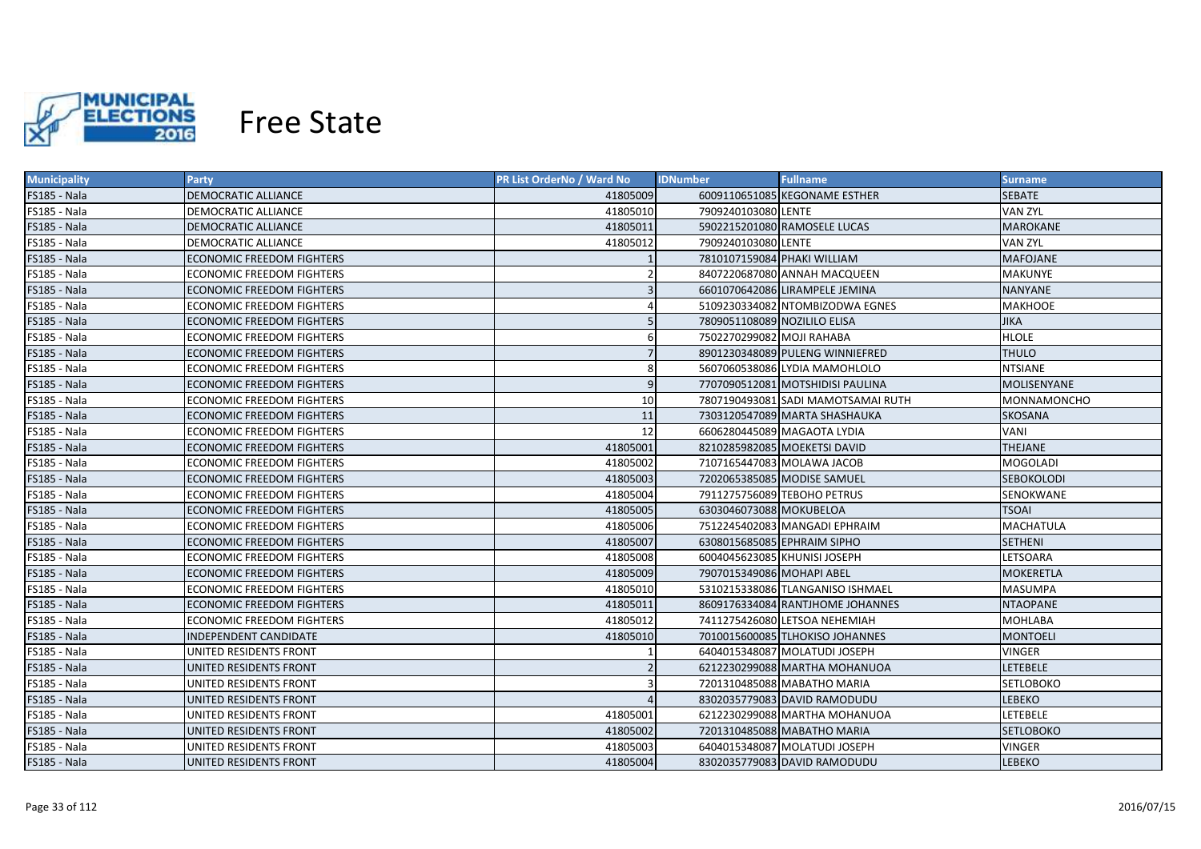# Free State

| Municipality | Party | PR List OrderNo / Ward No | IDNumber | Fullname | Surname |
|---|---|---|---|---|---|
| FS185 - Nala | DEMOCRATIC ALLIANCE | 41805009 | 6009110651085 | KEGONAME ESTHER | SEBATE |
| FS185 - Nala | DEMOCRATIC ALLIANCE | 41805010 | 7909240103080 | LENTE | VAN ZYL |
| FS185 - Nala | DEMOCRATIC ALLIANCE | 41805011 | 5902215201080 | RAMOSELE LUCAS | MAROKANE |
| FS185 - Nala | DEMOCRATIC ALLIANCE | 41805012 | 7909240103080 | LENTE | VAN ZYL |
| FS185 - Nala | ECONOMIC FREEDOM FIGHTERS | 1 | 7810107159084 | PHAKI WILLIAM | MAFOJANE |
| FS185 - Nala | ECONOMIC FREEDOM FIGHTERS | 2 | 8407220687080 | ANNAH MACQUEEN | MAKUNYE |
| FS185 - Nala | ECONOMIC FREEDOM FIGHTERS | 3 | 6601070642086 | LIRAMPELE JEMINA | NANYANE |
| FS185 - Nala | ECONOMIC FREEDOM FIGHTERS | 4 | 5109230334082 | NTOMBIZODWA EGNES | MAKHOOE |
| FS185 - Nala | ECONOMIC FREEDOM FIGHTERS | 5 | 7809051108089 | NOZILILO ELISA | JIKA |
| FS185 - Nala | ECONOMIC FREEDOM FIGHTERS | 6 | 7502270299082 | MOJI RAHABA | HLOLE |
| FS185 - Nala | ECONOMIC FREEDOM FIGHTERS | 7 | 8901230348089 | PULENG WINNIEFRED | THULO |
| FS185 - Nala | ECONOMIC FREEDOM FIGHTERS | 8 | 5607060538086 | LYDIA MAMOHLOLO | NTSIANE |
| FS185 - Nala | ECONOMIC FREEDOM FIGHTERS | 9 | 7707090512081 | MOTSHIDISI PAULINA | MOLISENYANE |
| FS185 - Nala | ECONOMIC FREEDOM FIGHTERS | 10 | 7807190493081 | SADI MAMOTSAMAI RUTH | MONNAMONCHO |
| FS185 - Nala | ECONOMIC FREEDOM FIGHTERS | 11 | 7303120547089 | MARTA SHASHAUKA | SKOSANA |
| FS185 - Nala | ECONOMIC FREEDOM FIGHTERS | 12 | 6606280445089 | MAGAOTA LYDIA | VANI |
| FS185 - Nala | ECONOMIC FREEDOM FIGHTERS | 41805001 | 8210285982085 | MOEKETSI DAVID | THEJANE |
| FS185 - Nala | ECONOMIC FREEDOM FIGHTERS | 41805002 | 7107165447083 | MOLAWA JACOB | MOGOLADI |
| FS185 - Nala | ECONOMIC FREEDOM FIGHTERS | 41805003 | 7202065385085 | MODISE SAMUEL | SEBOKOLODI |
| FS185 - Nala | ECONOMIC FREEDOM FIGHTERS | 41805004 | 7911275756089 | TEBOHO PETRUS | SENOKWANE |
| FS185 - Nala | ECONOMIC FREEDOM FIGHTERS | 41805005 | 6303046073088 | MOKUBELOA | TSOAI |
| FS185 - Nala | ECONOMIC FREEDOM FIGHTERS | 41805006 | 7512245402083 | MANGADI EPHRAIM | MACHATULA |
| FS185 - Nala | ECONOMIC FREEDOM FIGHTERS | 41805007 | 6308015685085 | EPHRAIM SIPHO | SETHENI |
| FS185 - Nala | ECONOMIC FREEDOM FIGHTERS | 41805008 | 6004045623085 | KHUNISI JOSEPH | LETSOARA |
| FS185 - Nala | ECONOMIC FREEDOM FIGHTERS | 41805009 | 7907015349086 | MOHAPI ABEL | MOKERETLA |
| FS185 - Nala | ECONOMIC FREEDOM FIGHTERS | 41805010 | 5310215338086 | TLANGANISO ISHMAEL | MASUMPA |
| FS185 - Nala | ECONOMIC FREEDOM FIGHTERS | 41805011 | 8609176334084 | RANTJHOME JOHANNES | NTAOPANE |
| FS185 - Nala | ECONOMIC FREEDOM FIGHTERS | 41805012 | 7411275426080 | LETSOA NEHEMIAH | MOHLABA |
| FS185 - Nala | INDEPENDENT CANDIDATE | 41805010 | 7010015600085 | TLHOKISO JOHANNES | MONTOELI |
| FS185 - Nala | UNITED RESIDENTS FRONT | 1 | 6404015348087 | MOLATUDI JOSEPH | VINGER |
| FS185 - Nala | UNITED RESIDENTS FRONT | 2 | 6212230299088 | MARTHA MOHANUOA | LETEBELE |
| FS185 - Nala | UNITED RESIDENTS FRONT | 3 | 7201310485088 | MABATHO MARIA | SETLOBOKO |
| FS185 - Nala | UNITED RESIDENTS FRONT | 4 | 8302035779083 | DAVID RAMODUDU | LEBEKO |
| FS185 - Nala | UNITED RESIDENTS FRONT | 41805001 | 6212230299088 | MARTHA MOHANUOA | LETEBELE |
| FS185 - Nala | UNITED RESIDENTS FRONT | 41805002 | 7201310485088 | MABATHO MARIA | SETLOBOKO |
| FS185 - Nala | UNITED RESIDENTS FRONT | 41805003 | 6404015348087 | MOLATUDI JOSEPH | VINGER |
| FS185 - Nala | UNITED RESIDENTS FRONT | 41805004 | 8302035779083 | DAVID RAMODUDU | LEBEKO |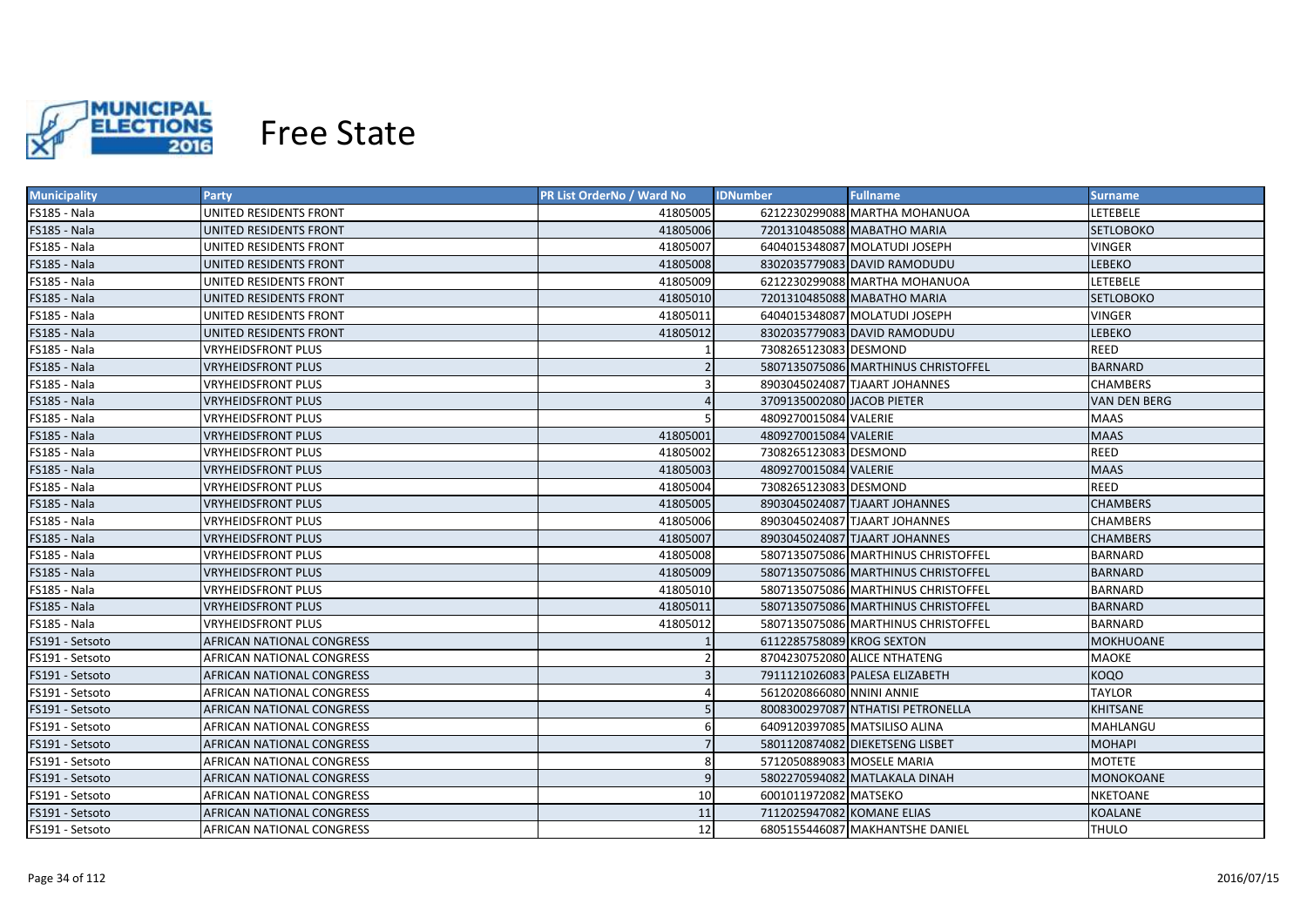# Free State

| Municipality | Party | PR List OrderNo / Ward No | IDNumber | Fullname | Surname |
|---|---|---|---|---|---|
| FS185 - Nala | UNITED RESIDENTS FRONT | 41805005 | 6212230299088 | MARTHA MOHANUOA | LETEBELE |
| FS185 - Nala | UNITED RESIDENTS FRONT | 41805006 | 7201310485088 | MABATHO MARIA | SETLOBOKO |
| FS185 - Nala | UNITED RESIDENTS FRONT | 41805007 | 6404015348087 | MOLATUDI JOSEPH | VINGER |
| FS185 - Nala | UNITED RESIDENTS FRONT | 41805008 | 8302035779083 | DAVID RAMODUDU | LEBEKO |
| FS185 - Nala | UNITED RESIDENTS FRONT | 41805009 | 6212230299088 | MARTHA MOHANUOA | LETEBELE |
| FS185 - Nala | UNITED RESIDENTS FRONT | 41805010 | 7201310485088 | MABATHO MARIA | SETLOBOKO |
| FS185 - Nala | UNITED RESIDENTS FRONT | 41805011 | 6404015348087 | MOLATUDI JOSEPH | VINGER |
| FS185 - Nala | UNITED RESIDENTS FRONT | 41805012 | 8302035779083 | DAVID RAMODUDU | LEBEKO |
| FS185 - Nala | VRYHEIDSFRONT PLUS | 1 | 7308265123083 | DESMOND | REED |
| FS185 - Nala | VRYHEIDSFRONT PLUS | 2 | 5807135075086 | MARTHINUS CHRISTOFFEL | BARNARD |
| FS185 - Nala | VRYHEIDSFRONT PLUS | 3 | 8903045024087 | TJAART JOHANNES | CHAMBERS |
| FS185 - Nala | VRYHEIDSFRONT PLUS | 4 | 3709135002080 | JACOB PIETER | VAN DEN BERG |
| FS185 - Nala | VRYHEIDSFRONT PLUS | 5 | 4809270015084 | VALERIE | MAAS |
| FS185 - Nala | VRYHEIDSFRONT PLUS | 41805001 | 4809270015084 | VALERIE | MAAS |
| FS185 - Nala | VRYHEIDSFRONT PLUS | 41805002 | 7308265123083 | DESMOND | REED |
| FS185 - Nala | VRYHEIDSFRONT PLUS | 41805003 | 4809270015084 | VALERIE | MAAS |
| FS185 - Nala | VRYHEIDSFRONT PLUS | 41805004 | 7308265123083 | DESMOND | REED |
| FS185 - Nala | VRYHEIDSFRONT PLUS | 41805005 | 8903045024087 | TJAART JOHANNES | CHAMBERS |
| FS185 - Nala | VRYHEIDSFRONT PLUS | 41805006 | 8903045024087 | TJAART JOHANNES | CHAMBERS |
| FS185 - Nala | VRYHEIDSFRONT PLUS | 41805007 | 8903045024087 | TJAART JOHANNES | CHAMBERS |
| FS185 - Nala | VRYHEIDSFRONT PLUS | 41805008 | 5807135075086 | MARTHINUS CHRISTOFFEL | BARNARD |
| FS185 - Nala | VRYHEIDSFRONT PLUS | 41805009 | 5807135075086 | MARTHINUS CHRISTOFFEL | BARNARD |
| FS185 - Nala | VRYHEIDSFRONT PLUS | 41805010 | 5807135075086 | MARTHINUS CHRISTOFFEL | BARNARD |
| FS185 - Nala | VRYHEIDSFRONT PLUS | 41805011 | 5807135075086 | MARTHINUS CHRISTOFFEL | BARNARD |
| FS185 - Nala | VRYHEIDSFRONT PLUS | 41805012 | 5807135075086 | MARTHINUS CHRISTOFFEL | BARNARD |
| FS191 - Setsoto | AFRICAN NATIONAL CONGRESS | 1 | 6112285758089 | KROG SEXTON | MOKHUOANE |
| FS191 - Setsoto | AFRICAN NATIONAL CONGRESS | 2 | 8704230752080 | ALICE NTHATENG | MAOKE |
| FS191 - Setsoto | AFRICAN NATIONAL CONGRESS | 3 | 7911121026083 | PALESA ELIZABETH | KOQO |
| FS191 - Setsoto | AFRICAN NATIONAL CONGRESS | 4 | 5612020866080 | NNINI ANNIE | TAYLOR |
| FS191 - Setsoto | AFRICAN NATIONAL CONGRESS | 5 | 8008300297087 | NTHATISI PETRONELLA | KHITSANE |
| FS191 - Setsoto | AFRICAN NATIONAL CONGRESS | 6 | 6409120397085 | MATSILISO ALINA | MAHLANGU |
| FS191 - Setsoto | AFRICAN NATIONAL CONGRESS | 7 | 5801120874082 | DIEKETSENG LISBET | MOHAPI |
| FS191 - Setsoto | AFRICAN NATIONAL CONGRESS | 8 | 5712050889083 | MOSELE MARIA | MOTETE |
| FS191 - Setsoto | AFRICAN NATIONAL CONGRESS | 9 | 5802270594082 | MATLAKALA DINAH | MONOKOANE |
| FS191 - Setsoto | AFRICAN NATIONAL CONGRESS | 10 | 6001011972082 | MATSEKO | NKETOANE |
| FS191 - Setsoto | AFRICAN NATIONAL CONGRESS | 11 | 7112025947082 | KOMANE ELIAS | KOALANE |
| FS191 - Setsoto | AFRICAN NATIONAL CONGRESS | 12 | 6805155446087 | MAKHANTSHE DANIEL | THULO |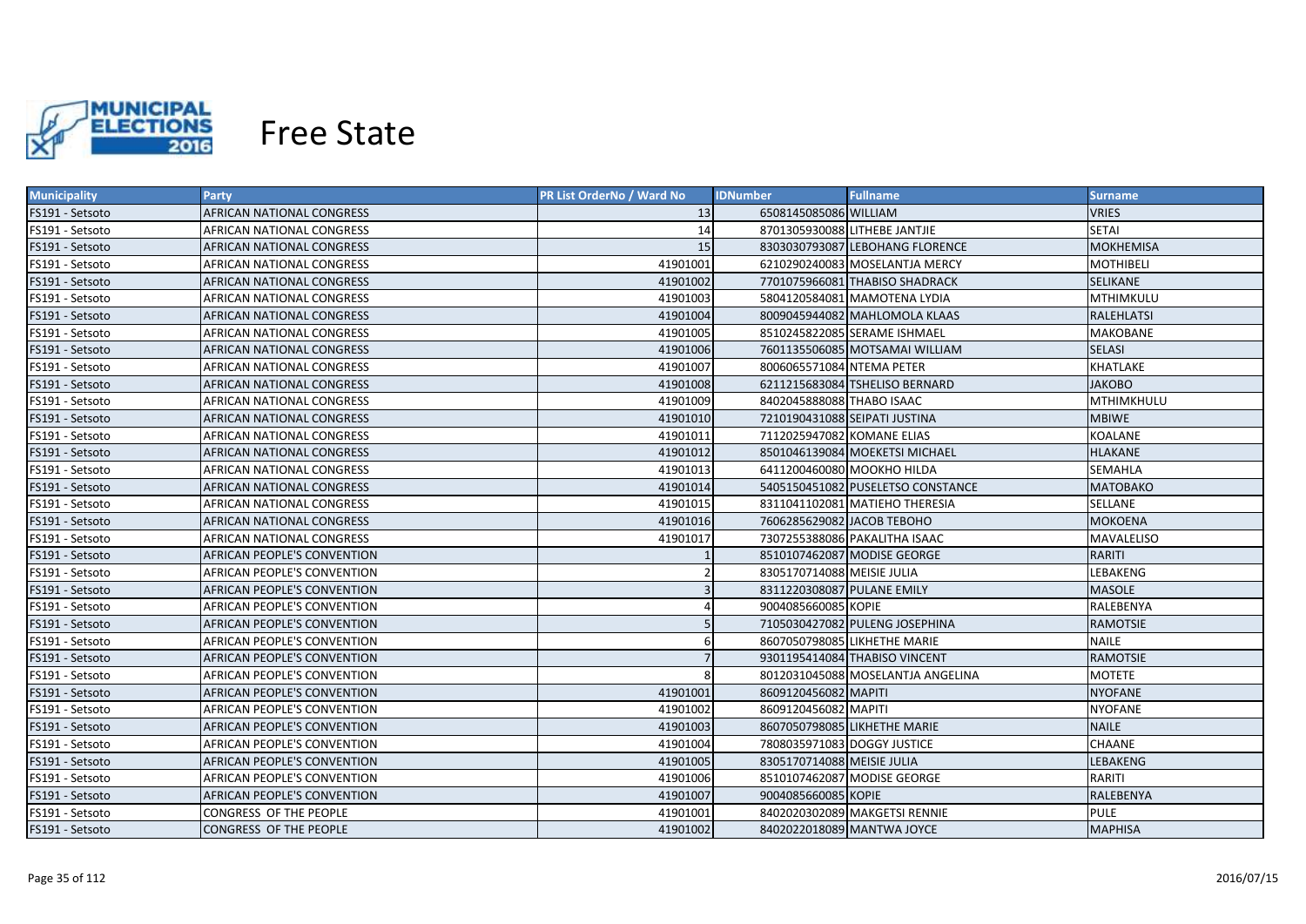# Free State

| Municipality | Party | PR List OrderNo / Ward No | IDNumber | Fullname | Surname |
|---|---|---|---|---|---|
| FS191 - Setsoto | AFRICAN NATIONAL CONGRESS | 13 | 6508145085086 | WILLIAM | VRIES |
| FS191 - Setsoto | AFRICAN NATIONAL CONGRESS | 14 | 8701305930088 | LITHEBE JANTJIE | SETAI |
| FS191 - Setsoto | AFRICAN NATIONAL CONGRESS | 15 | 8303030793087 | LEBOHANG FLORENCE | MOKHEMISA |
| FS191 - Setsoto | AFRICAN NATIONAL CONGRESS | 41901001 | 6210290240083 | MOSELANTJA MERCY | MOTHIBELI |
| FS191 - Setsoto | AFRICAN NATIONAL CONGRESS | 41901002 | 7701075966081 | THABISO SHADRACK | SELIKANE |
| FS191 - Setsoto | AFRICAN NATIONAL CONGRESS | 41901003 | 5804120584081 | MAMOTENA LYDIA | MTHIMKULU |
| FS191 - Setsoto | AFRICAN NATIONAL CONGRESS | 41901004 | 8009045944082 | MAHLOMOLA KLAAS | RALEHLATSI |
| FS191 - Setsoto | AFRICAN NATIONAL CONGRESS | 41901005 | 8510245822085 | SERAME ISHMAEL | MAKOBANE |
| FS191 - Setsoto | AFRICAN NATIONAL CONGRESS | 41901006 | 7601135506085 | MOTSAMAI WILLIAM | SELASI |
| FS191 - Setsoto | AFRICAN NATIONAL CONGRESS | 41901007 | 8006065571084 | NTEMA PETER | KHATLAKE |
| FS191 - Setsoto | AFRICAN NATIONAL CONGRESS | 41901008 | 6211215683084 | TSHELISO BERNARD | JAKOBO |
| FS191 - Setsoto | AFRICAN NATIONAL CONGRESS | 41901009 | 8402045888088 | THABO ISAAC | MTHIMKHULU |
| FS191 - Setsoto | AFRICAN NATIONAL CONGRESS | 41901010 | 7210190431088 | SEIPATI JUSTINA | MBIWE |
| FS191 - Setsoto | AFRICAN NATIONAL CONGRESS | 41901011 | 7112025947082 | KOMANE ELIAS | KOALANE |
| FS191 - Setsoto | AFRICAN NATIONAL CONGRESS | 41901012 | 8501046139084 | MOEKETSI MICHAEL | HLAKANE |
| FS191 - Setsoto | AFRICAN NATIONAL CONGRESS | 41901013 | 6411200460080 | MOOKHO HILDA | SEMAHLA |
| FS191 - Setsoto | AFRICAN NATIONAL CONGRESS | 41901014 | 5405150451082 | PUSELETSO CONSTANCE | MATOBAKO |
| FS191 - Setsoto | AFRICAN NATIONAL CONGRESS | 41901015 | 8311041102081 | MATIEHO THERESIA | SELLANE |
| FS191 - Setsoto | AFRICAN NATIONAL CONGRESS | 41901016 | 7606285629082 | JACOB TEBOHO | MOKOENA |
| FS191 - Setsoto | AFRICAN NATIONAL CONGRESS | 41901017 | 7307255388086 | PAKALITHA ISAAC | MAVALELISO |
| FS191 - Setsoto | AFRICAN PEOPLE'S CONVENTION | 1 | 8510107462087 | MODISE GEORGE | RARITI |
| FS191 - Setsoto | AFRICAN PEOPLE'S CONVENTION | 2 | 8305170714088 | MEISIE JULIA | LEBAKENG |
| FS191 - Setsoto | AFRICAN PEOPLE'S CONVENTION | 3 | 8311220308087 | PULANE EMILY | MASOLE |
| FS191 - Setsoto | AFRICAN PEOPLE'S CONVENTION | 4 | 9004085660085 | KOPIE | RALEBENYA |
| FS191 - Setsoto | AFRICAN PEOPLE'S CONVENTION | 5 | 7105030427082 | PULENG JOSEPHINA | RAMOTSIE |
| FS191 - Setsoto | AFRICAN PEOPLE'S CONVENTION | 6 | 8607050798085 | LIKHETHE MARIE | NAILE |
| FS191 - Setsoto | AFRICAN PEOPLE'S CONVENTION | 7 | 9301195414084 | THABISO VINCENT | RAMOTSIE |
| FS191 - Setsoto | AFRICAN PEOPLE'S CONVENTION | 8 | 8012031045088 | MOSELANTJA ANGELINA | MOTETE |
| FS191 - Setsoto | AFRICAN PEOPLE'S CONVENTION | 41901001 | 8609120456082 | MAPITI | NYOFANE |
| FS191 - Setsoto | AFRICAN PEOPLE'S CONVENTION | 41901002 | 8609120456082 | MAPITI | NYOFANE |
| FS191 - Setsoto | AFRICAN PEOPLE'S CONVENTION | 41901003 | 8607050798085 | LIKHETHE MARIE | NAILE |
| FS191 - Setsoto | AFRICAN PEOPLE'S CONVENTION | 41901004 | 7808035971083 | DOGGY JUSTICE | CHAANE |
| FS191 - Setsoto | AFRICAN PEOPLE'S CONVENTION | 41901005 | 8305170714088 | MEISIE JULIA | LEBAKENG |
| FS191 - Setsoto | AFRICAN PEOPLE'S CONVENTION | 41901006 | 8510107462087 | MODISE GEORGE | RARITI |
| FS191 - Setsoto | AFRICAN PEOPLE'S CONVENTION | 41901007 | 9004085660085 | KOPIE | RALEBENYA |
| FS191 - Setsoto | CONGRESS OF THE PEOPLE | 41901001 | 8402020302089 | MAKGETSI RENNIE | PULE |
| FS191 - Setsoto | CONGRESS OF THE PEOPLE | 41901002 | 8402022018089 | MANTWA JOYCE | MAPHISA |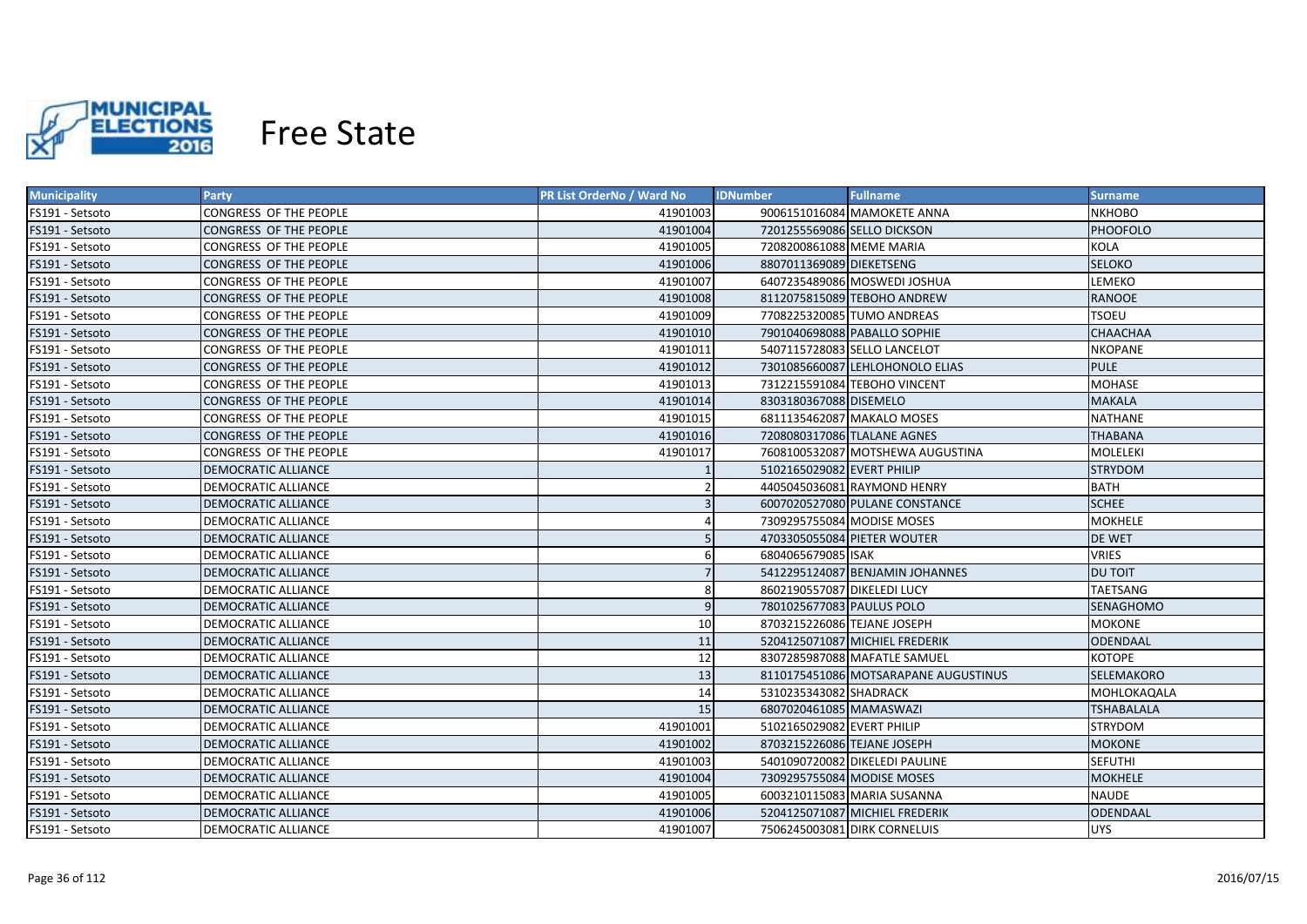# Free State

| Municipality | Party | PR List OrderNo / Ward No | IDNumber | Fullname | Surname |
|---|---|---|---|---|---|
| FS191 - Setsoto | CONGRESS OF THE PEOPLE | 41901003 | 9006151016084 | MAMOKETE ANNA | NKHOBO |
| FS191 - Setsoto | CONGRESS OF THE PEOPLE | 41901004 | 7201255569086 | SELLO DICKSON | PHOOFOLO |
| FS191 - Setsoto | CONGRESS OF THE PEOPLE | 41901005 | 7208200861088 | MEME MARIA | KOLA |
| FS191 - Setsoto | CONGRESS OF THE PEOPLE | 41901006 | 8807011369089 | DIEKETSENG | SELOKO |
| FS191 - Setsoto | CONGRESS OF THE PEOPLE | 41901007 | 6407235489086 | MOSWEDI JOSHUA | LEMEKO |
| FS191 - Setsoto | CONGRESS OF THE PEOPLE | 41901008 | 8112075815089 | TEBOHO ANDREW | RANOOE |
| FS191 - Setsoto | CONGRESS OF THE PEOPLE | 41901009 | 7708225320085 | TUMO ANDREAS | TSOEU |
| FS191 - Setsoto | CONGRESS OF THE PEOPLE | 41901010 | 7901040698088 | PABALLO SOPHIE | CHAACHAA |
| FS191 - Setsoto | CONGRESS OF THE PEOPLE | 41901011 | 5407115728083 | SELLO LANCELOT | NKOPANE |
| FS191 - Setsoto | CONGRESS OF THE PEOPLE | 41901012 | 7301085660087 | LEHLOHONOLO ELIAS | PULE |
| FS191 - Setsoto | CONGRESS OF THE PEOPLE | 41901013 | 7312215591084 | TEBOHO VINCENT | MOHASE |
| FS191 - Setsoto | CONGRESS OF THE PEOPLE | 41901014 | 8303180367088 | DISEMELO | MAKALA |
| FS191 - Setsoto | CONGRESS OF THE PEOPLE | 41901015 | 6811135462087 | MAKALO MOSES | NATHANE |
| FS191 - Setsoto | CONGRESS OF THE PEOPLE | 41901016 | 7208080317086 | TLALANE AGNES | THABANA |
| FS191 - Setsoto | CONGRESS OF THE PEOPLE | 41901017 | 7608100532087 | MOTSHEWA AUGUSTINA | MOLELEKI |
| FS191 - Setsoto | DEMOCRATIC ALLIANCE | 1 | 5102165029082 | EVERT PHILIP | STRYDOM |
| FS191 - Setsoto | DEMOCRATIC ALLIANCE | 2 | 4405045036081 | RAYMOND HENRY | BATH |
| FS191 - Setsoto | DEMOCRATIC ALLIANCE | 3 | 6007020527080 | PULANE CONSTANCE | SCHEE |
| FS191 - Setsoto | DEMOCRATIC ALLIANCE | 4 | 7309295755084 | MODISE MOSES | MOKHELE |
| FS191 - Setsoto | DEMOCRATIC ALLIANCE | 5 | 4703305055084 | PIETER WOUTER | DE WET |
| FS191 - Setsoto | DEMOCRATIC ALLIANCE | 6 | 6804065679085 | ISAK | VRIES |
| FS191 - Setsoto | DEMOCRATIC ALLIANCE | 7 | 5412295124087 | BENJAMIN JOHANNES | DU TOIT |
| FS191 - Setsoto | DEMOCRATIC ALLIANCE | 8 | 8602190557087 | DIKELEDI LUCY | TAETSANG |
| FS191 - Setsoto | DEMOCRATIC ALLIANCE | 9 | 7801025677083 | PAULUS POLO | SENAGHOMO |
| FS191 - Setsoto | DEMOCRATIC ALLIANCE | 10 | 8703215226086 | TEJANE JOSEPH | MOKONE |
| FS191 - Setsoto | DEMOCRATIC ALLIANCE | 11 | 5204125071087 | MICHIEL FREDERIK | ODENDAAL |
| FS191 - Setsoto | DEMOCRATIC ALLIANCE | 12 | 8307285987088 | MAFATLE SAMUEL | KOTOPE |
| FS191 - Setsoto | DEMOCRATIC ALLIANCE | 13 | 8110175451086 | MOTSARAPANE AUGUSTINUS | SELEMAKORO |
| FS191 - Setsoto | DEMOCRATIC ALLIANCE | 14 | 5310235343082 | SHADRACK | MOHLOKAQALA |
| FS191 - Setsoto | DEMOCRATIC ALLIANCE | 15 | 6807020461085 | MAMASWAZI | TSHABALALA |
| FS191 - Setsoto | DEMOCRATIC ALLIANCE | 41901001 | 5102165029082 | EVERT PHILIP | STRYDOM |
| FS191 - Setsoto | DEMOCRATIC ALLIANCE | 41901002 | 8703215226086 | TEJANE JOSEPH | MOKONE |
| FS191 - Setsoto | DEMOCRATIC ALLIANCE | 41901003 | 5401090720082 | DIKELEDI PAULINE | SEFUTHI |
| FS191 - Setsoto | DEMOCRATIC ALLIANCE | 41901004 | 7309295755084 | MODISE MOSES | MOKHELE |
| FS191 - Setsoto | DEMOCRATIC ALLIANCE | 41901005 | 6003210115083 | MARIA SUSANNA | NAUDE |
| FS191 - Setsoto | DEMOCRATIC ALLIANCE | 41901006 | 5204125071087 | MICHIEL FREDERIK | ODENDAAL |
| FS191 - Setsoto | DEMOCRATIC ALLIANCE | 41901007 | 7506245003081 | DIRK CORNELUIS | UYS |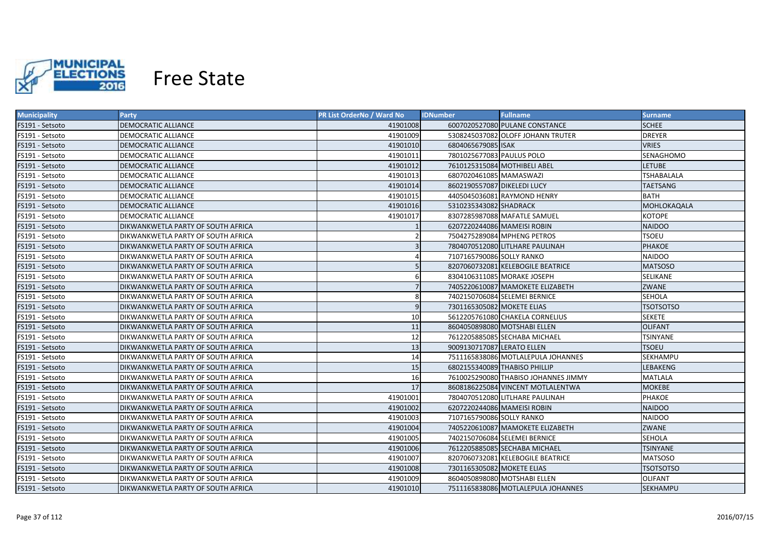# Free State

| Municipality | Party | PR List OrderNo / Ward No | IDNumber | Fullname | Surname |
|---|---|---|---|---|---|
| FS191 - Setsoto | DEMOCRATIC ALLIANCE | 41901008 | 6007020527080 | PULANE CONSTANCE | SCHEE |
| FS191 - Setsoto | DEMOCRATIC ALLIANCE | 41901009 | 5308245037082 | OLOFF JOHANN TRUTER | DREYER |
| FS191 - Setsoto | DEMOCRATIC ALLIANCE | 41901010 | 6804065679085 | ISAK | VRIES |
| FS191 - Setsoto | DEMOCRATIC ALLIANCE | 41901011 | 7801025677083 | PAULUS POLO | SENAGHOMO |
| FS191 - Setsoto | DEMOCRATIC ALLIANCE | 41901012 | 7610125315084 | MOTHIBELI ABEL | LETUBE |
| FS191 - Setsoto | DEMOCRATIC ALLIANCE | 41901013 | 6807020461085 | MAMASWAZI | TSHABALALA |
| FS191 - Setsoto | DEMOCRATIC ALLIANCE | 41901014 | 8602190557087 | DIKELEDI LUCY | TAETSANG |
| FS191 - Setsoto | DEMOCRATIC ALLIANCE | 41901015 | 4405045036081 | RAYMOND HENRY | BATH |
| FS191 - Setsoto | DEMOCRATIC ALLIANCE | 41901016 | 5310235343082 | SHADRACK | MOHLOKAQALA |
| FS191 - Setsoto | DEMOCRATIC ALLIANCE | 41901017 | 8307285987088 | MAFATLE SAMUEL | KOTOPE |
| FS191 - Setsoto | DIKWANKWETLA PARTY OF SOUTH AFRICA | 1 | 6207220244086 | MAMEISI ROBIN | NAIDOO |
| FS191 - Setsoto | DIKWANKWETLA PARTY OF SOUTH AFRICA | 2 | 7504275289084 | MPHENG PETROS | TSOEU |
| FS191 - Setsoto | DIKWANKWETLA PARTY OF SOUTH AFRICA | 3 | 7804070512080 | LITLHARE PAULINAH | PHAKOE |
| FS191 - Setsoto | DIKWANKWETLA PARTY OF SOUTH AFRICA | 4 | 7107165790086 | SOLLY RANKO | NAIDOO |
| FS191 - Setsoto | DIKWANKWETLA PARTY OF SOUTH AFRICA | 5 | 8207060732081 | KELEBOGILE BEATRICE | MATSOSO |
| FS191 - Setsoto | DIKWANKWETLA PARTY OF SOUTH AFRICA | 6 | 8304106311085 | MORAKE JOSEPH | SELIKANE |
| FS191 - Setsoto | DIKWANKWETLA PARTY OF SOUTH AFRICA | 7 | 7405220610087 | MAMOKETE ELIZABETH | ZWANE |
| FS191 - Setsoto | DIKWANKWETLA PARTY OF SOUTH AFRICA | 8 | 7402150706084 | SELEMEI BERNICE | SEHOLA |
| FS191 - Setsoto | DIKWANKWETLA PARTY OF SOUTH AFRICA | 9 | 7301165305082 | MOKETE ELIAS | TSOTSOTSO |
| FS191 - Setsoto | DIKWANKWETLA PARTY OF SOUTH AFRICA | 10 | 5612205761080 | CHAKELA CORNELIUS | SEKETE |
| FS191 - Setsoto | DIKWANKWETLA PARTY OF SOUTH AFRICA | 11 | 8604050898080 | MOTSHABI ELLEN | OLIFANT |
| FS191 - Setsoto | DIKWANKWETLA PARTY OF SOUTH AFRICA | 12 | 7612205885085 | SECHABA MICHAEL | TSINYANE |
| FS191 - Setsoto | DIKWANKWETLA PARTY OF SOUTH AFRICA | 13 | 9009130717087 | LERATO ELLEN | TSOEU |
| FS191 - Setsoto | DIKWANKWETLA PARTY OF SOUTH AFRICA | 14 | 7511165838086 | MOTLALEPULA JOHANNES | SEKHAMPU |
| FS191 - Setsoto | DIKWANKWETLA PARTY OF SOUTH AFRICA | 15 | 6802155340089 | THABISO PHILLIP | LEBAKENG |
| FS191 - Setsoto | DIKWANKWETLA PARTY OF SOUTH AFRICA | 16 | 7610025290080 | THABISO JOHANNES JIMMY | MATLALA |
| FS191 - Setsoto | DIKWANKWETLA PARTY OF SOUTH AFRICA | 17 | 8608186225084 | VINCENT MOTLALENTWA | MOKEBE |
| FS191 - Setsoto | DIKWANKWETLA PARTY OF SOUTH AFRICA | 41901001 | 7804070512080 | LITLHARE PAULINAH | PHAKOE |
| FS191 - Setsoto | DIKWANKWETLA PARTY OF SOUTH AFRICA | 41901002 | 6207220244086 | MAMEISI ROBIN | NAIDOO |
| FS191 - Setsoto | DIKWANKWETLA PARTY OF SOUTH AFRICA | 41901003 | 7107165790086 | SOLLY RANKO | NAIDOO |
| FS191 - Setsoto | DIKWANKWETLA PARTY OF SOUTH AFRICA | 41901004 | 7405220610087 | MAMOKETE ELIZABETH | ZWANE |
| FS191 - Setsoto | DIKWANKWETLA PARTY OF SOUTH AFRICA | 41901005 | 7402150706084 | SELEMEI BERNICE | SEHOLA |
| FS191 - Setsoto | DIKWANKWETLA PARTY OF SOUTH AFRICA | 41901006 | 7612205885085 | SECHABA MICHAEL | TSINYANE |
| FS191 - Setsoto | DIKWANKWETLA PARTY OF SOUTH AFRICA | 41901007 | 8207060732081 | KELEBOGILE BEATRICE | MATSOSO |
| FS191 - Setsoto | DIKWANKWETLA PARTY OF SOUTH AFRICA | 41901008 | 7301165305082 | MOKETE ELIAS | TSOTSOTSO |
| FS191 - Setsoto | DIKWANKWETLA PARTY OF SOUTH AFRICA | 41901009 | 8604050898080 | MOTSHABI ELLEN | OLIFANT |
| FS191 - Setsoto | DIKWANKWETLA PARTY OF SOUTH AFRICA | 41901010 | 7511165838086 | MOTLALEPULA JOHANNES | SEKHAMPU |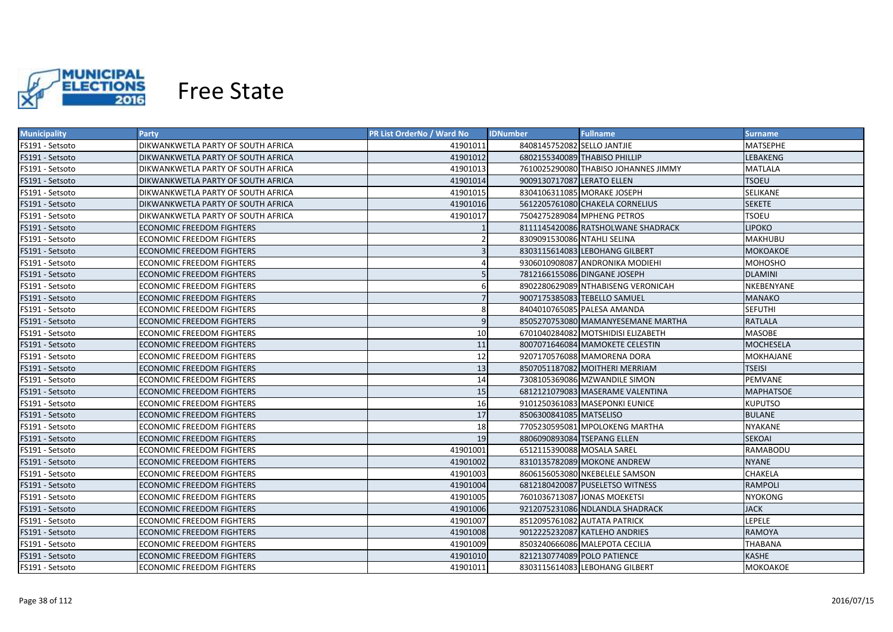# Free State

| Municipality | Party | PR List OrderNo / Ward No | IDNumber | Fullname | Surname |
|---|---|---|---|---|---|
| FS191 - Setsoto | DIKWANKWETLA PARTY OF SOUTH AFRICA | 41901011 | 8408145752082 | SELLO JANTJIE | MATSEPHE |
| FS191 - Setsoto | DIKWANKWETLA PARTY OF SOUTH AFRICA | 41901012 | 6802155340089 | THABISO PHILLIP | LEBAKENG |
| FS191 - Setsoto | DIKWANKWETLA PARTY OF SOUTH AFRICA | 41901013 | 7610025290080 | THABISO JOHANNES JIMMY | MATLALA |
| FS191 - Setsoto | DIKWANKWETLA PARTY OF SOUTH AFRICA | 41901014 | 9009130717087 | LERATO ELLEN | TSOEU |
| FS191 - Setsoto | DIKWANKWETLA PARTY OF SOUTH AFRICA | 41901015 | 8304106311085 | MORAKE JOSEPH | SELIKANE |
| FS191 - Setsoto | DIKWANKWETLA PARTY OF SOUTH AFRICA | 41901016 | 5612205761080 | CHAKELA CORNELIUS | SEKETE |
| FS191 - Setsoto | DIKWANKWETLA PARTY OF SOUTH AFRICA | 41901017 | 7504275289084 | MPHENG PETROS | TSOEU |
| FS191 - Setsoto | ECONOMIC FREEDOM FIGHTERS | 1 | 8111145420086 | RATSHOLWANE SHADRACK | LIPOKO |
| FS191 - Setsoto | ECONOMIC FREEDOM FIGHTERS | 2 | 8309091530086 | NTAHLI SELINA | MAKHUBU |
| FS191 - Setsoto | ECONOMIC FREEDOM FIGHTERS | 3 | 8303115614083 | LEBOHANG GILBERT | MOKOAKOE |
| FS191 - Setsoto | ECONOMIC FREEDOM FIGHTERS | 4 | 9306010908087 | ANDRONIKA MODIEHI | MOHOSHO |
| FS191 - Setsoto | ECONOMIC FREEDOM FIGHTERS | 5 | 7812166155086 | DINGANE JOSEPH | DLAMINI |
| FS191 - Setsoto | ECONOMIC FREEDOM FIGHTERS | 6 | 8902280629089 | NTHABISENG VERONICAH | NKEBENYANE |
| FS191 - Setsoto | ECONOMIC FREEDOM FIGHTERS | 7 | 9007175385083 | TEBELLO SAMUEL | MANAKO |
| FS191 - Setsoto | ECONOMIC FREEDOM FIGHTERS | 8 | 8404010765085 | PALESA AMANDA | SEFUTHI |
| FS191 - Setsoto | ECONOMIC FREEDOM FIGHTERS | 9 | 8505270753080 | MAMANYESEMANE MARTHA | RATLALA |
| FS191 - Setsoto | ECONOMIC FREEDOM FIGHTERS | 10 | 6701040284082 | MOTSHIDISI ELIZABETH | MASOBE |
| FS191 - Setsoto | ECONOMIC FREEDOM FIGHTERS | 11 | 8007071646084 | MAMOKETE CELESTIN | MOCHESELA |
| FS191 - Setsoto | ECONOMIC FREEDOM FIGHTERS | 12 | 9207170576088 | MAMORENA DORA | MOKHAJANE |
| FS191 - Setsoto | ECONOMIC FREEDOM FIGHTERS | 13 | 8507051187082 | MOITHERI MERRIAM | TSEISI |
| FS191 - Setsoto | ECONOMIC FREEDOM FIGHTERS | 14 | 7308105369086 | MZWANDILE SIMON | PEMVANE |
| FS191 - Setsoto | ECONOMIC FREEDOM FIGHTERS | 15 | 6812121079083 | MASERAME VALENTINA | MAPHATSOE |
| FS191 - Setsoto | ECONOMIC FREEDOM FIGHTERS | 16 | 9101250361083 | MASEPONKI EUNICE | KUPUTSO |
| FS191 - Setsoto | ECONOMIC FREEDOM FIGHTERS | 17 | 8506300841085 | MATSELISO | BULANE |
| FS191 - Setsoto | ECONOMIC FREEDOM FIGHTERS | 18 | 7705230595081 | MPOLOKENG MARTHA | NYAKANE |
| FS191 - Setsoto | ECONOMIC FREEDOM FIGHTERS | 19 | 8806090893084 | TSEPANG ELLEN | SEKOAI |
| FS191 - Setsoto | ECONOMIC FREEDOM FIGHTERS | 41901001 | 6512115390088 | MOSALA SAREL | RAMABODU |
| FS191 - Setsoto | ECONOMIC FREEDOM FIGHTERS | 41901002 | 8310135782089 | MOKONE ANDREW | NYANE |
| FS191 - Setsoto | ECONOMIC FREEDOM FIGHTERS | 41901003 | 8606156053080 | NKEBELELE SAMSON | CHAKELA |
| FS191 - Setsoto | ECONOMIC FREEDOM FIGHTERS | 41901004 | 6812180420087 | PUSELETSO WITNESS | RAMPOLI |
| FS191 - Setsoto | ECONOMIC FREEDOM FIGHTERS | 41901005 | 7601036713087 | JONAS MOEKETSI | NYOKONG |
| FS191 - Setsoto | ECONOMIC FREEDOM FIGHTERS | 41901006 | 9212075231086 | NDLANDLA SHADRACK | JACK |
| FS191 - Setsoto | ECONOMIC FREEDOM FIGHTERS | 41901007 | 8512095761082 | AUTATA PATRICK | LEPELE |
| FS191 - Setsoto | ECONOMIC FREEDOM FIGHTERS | 41901008 | 9012225232087 | KATLEHO ANDRIES | RAMOYA |
| FS191 - Setsoto | ECONOMIC FREEDOM FIGHTERS | 41901009 | 8503240666086 | MALEPOTA CECILIA | THABANA |
| FS191 - Setsoto | ECONOMIC FREEDOM FIGHTERS | 41901010 | 8212130774089 | POLO PATIENCE | KASHE |
| FS191 - Setsoto | ECONOMIC FREEDOM FIGHTERS | 41901011 | 8303115614083 | LEBOHANG GILBERT | MOKOAKOE |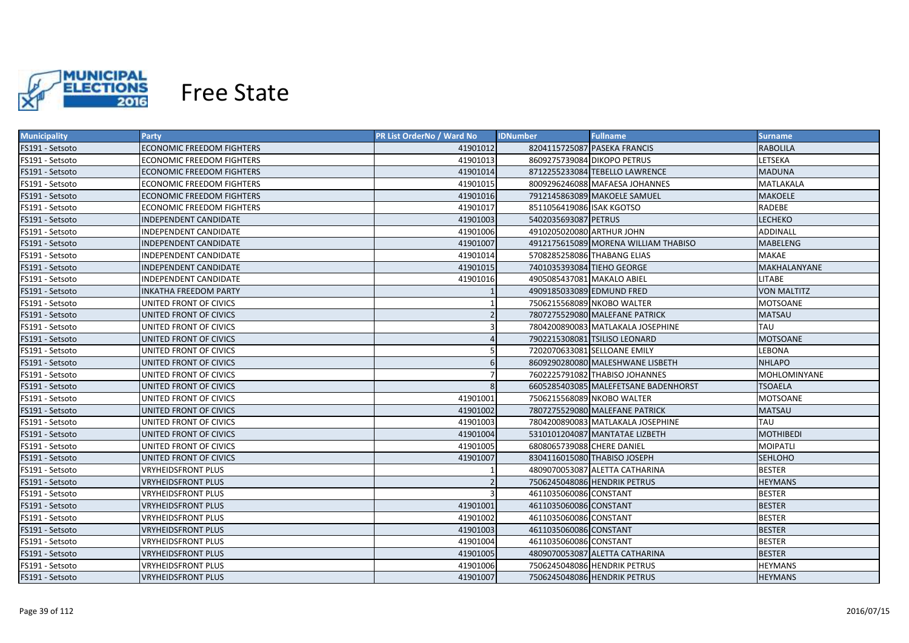# Free State

| Municipality | Party | PR List OrderNo / Ward No | IDNumber | Fullname | Surname |
|---|---|---|---|---|---|
| FS191 - Setsoto | ECONOMIC FREEDOM FIGHTERS | 41901012 | 8204115725087 | PASEKA FRANCIS | RABOLILA |
| FS191 - Setsoto | ECONOMIC FREEDOM FIGHTERS | 41901013 | 8609275739084 | DIKOPO PETRUS | LETSEKA |
| FS191 - Setsoto | ECONOMIC FREEDOM FIGHTERS | 41901014 | 8712255233084 | TEBELLO LAWRENCE | MADUNA |
| FS191 - Setsoto | ECONOMIC FREEDOM FIGHTERS | 41901015 | 8009296246088 | MAFAESA JOHANNES | MATLAKALA |
| FS191 - Setsoto | ECONOMIC FREEDOM FIGHTERS | 41901016 | 7912145863089 | MAKOELE SAMUEL | MAKOELE |
| FS191 - Setsoto | ECONOMIC FREEDOM FIGHTERS | 41901017 | 8511056419086 | ISAK KGOTSO | RADEBE |
| FS191 - Setsoto | INDEPENDENT CANDIDATE | 41901003 | 5402035693087 | PETRUS | LECHEKO |
| FS191 - Setsoto | INDEPENDENT CANDIDATE | 41901006 | 4910205020080 | ARTHUR JOHN | ADDINALL |
| FS191 - Setsoto | INDEPENDENT CANDIDATE | 41901007 | 4912175615089 | MORENA WILLIAM THABISO | MABELENG |
| FS191 - Setsoto | INDEPENDENT CANDIDATE | 41901014 | 5708285258086 | THABANG ELIAS | MAKAE |
| FS191 - Setsoto | INDEPENDENT CANDIDATE | 41901015 | 7401035393084 | TIEHO GEORGE | MAKHALANYANE |
| FS191 - Setsoto | INDEPENDENT CANDIDATE | 41901016 | 4905085437081 | MAKALO ABIEL | LITABE |
| FS191 - Setsoto | INKATHA FREEDOM PARTY | 1 | 4909185033089 | EDMUND FRED | VON MALTITZ |
| FS191 - Setsoto | UNITED FRONT OF CIVICS | 1 | 7506215568089 | NKOBO WALTER | MOTSOANE |
| FS191 - Setsoto | UNITED FRONT OF CIVICS | 2 | 7807275529080 | MALEFANE PATRICK | MATSAU |
| FS191 - Setsoto | UNITED FRONT OF CIVICS | 3 | 7804200890083 | MATLAKALA JOSEPHINE | TAU |
| FS191 - Setsoto | UNITED FRONT OF CIVICS | 4 | 7902215308081 | TSILISO LEONARD | MOTSOANE |
| FS191 - Setsoto | UNITED FRONT OF CIVICS | 5 | 7202070633081 | SELLOANE EMILY | LEBONA |
| FS191 - Setsoto | UNITED FRONT OF CIVICS | 6 | 8609290280080 | MALESHWANE LISBETH | NHLAPO |
| FS191 - Setsoto | UNITED FRONT OF CIVICS | 7 | 7602225791082 | THABISO JOHANNES | MOHLOMINYANE |
| FS191 - Setsoto | UNITED FRONT OF CIVICS | 8 | 6605285403085 | MALEFETSANE BADENHORST | TSOAELA |
| FS191 - Setsoto | UNITED FRONT OF CIVICS | 41901001 | 7506215568089 | NKOBO WALTER | MOTSOANE |
| FS191 - Setsoto | UNITED FRONT OF CIVICS | 41901002 | 7807275529080 | MALEFANE PATRICK | MATSAU |
| FS191 - Setsoto | UNITED FRONT OF CIVICS | 41901003 | 7804200890083 | MATLAKALA JOSEPHINE | TAU |
| FS191 - Setsoto | UNITED FRONT OF CIVICS | 41901004 | 5310101204087 | MANTATAE LIZBETH | MOTHIBEDI |
| FS191 - Setsoto | UNITED FRONT OF CIVICS | 41901005 | 6808065739088 | CHERE DANIEL | MOIPATLI |
| FS191 - Setsoto | UNITED FRONT OF CIVICS | 41901007 | 8304116015080 | THABISO JOSEPH | SEHLOHO |
| FS191 - Setsoto | VRYHEIDSFRONT PLUS | 1 | 4809070053087 | ALETTA CATHARINA | BESTER |
| FS191 - Setsoto | VRYHEIDSFRONT PLUS | 2 | 7506245048086 | HENDRIK PETRUS | HEYMANS |
| FS191 - Setsoto | VRYHEIDSFRONT PLUS | 3 | 4611035060086 | CONSTANT | BESTER |
| FS191 - Setsoto | VRYHEIDSFRONT PLUS | 41901001 | 4611035060086 | CONSTANT | BESTER |
| FS191 - Setsoto | VRYHEIDSFRONT PLUS | 41901002 | 4611035060086 | CONSTANT | BESTER |
| FS191 - Setsoto | VRYHEIDSFRONT PLUS | 41901003 | 4611035060086 | CONSTANT | BESTER |
| FS191 - Setsoto | VRYHEIDSFRONT PLUS | 41901004 | 4611035060086 | CONSTANT | BESTER |
| FS191 - Setsoto | VRYHEIDSFRONT PLUS | 41901005 | 4809070053087 | ALETTA CATHARINA | BESTER |
| FS191 - Setsoto | VRYHEIDSFRONT PLUS | 41901006 | 7506245048086 | HENDRIK PETRUS | HEYMANS |
| FS191 - Setsoto | VRYHEIDSFRONT PLUS | 41901007 | 7506245048086 | HENDRIK PETRUS | HEYMANS |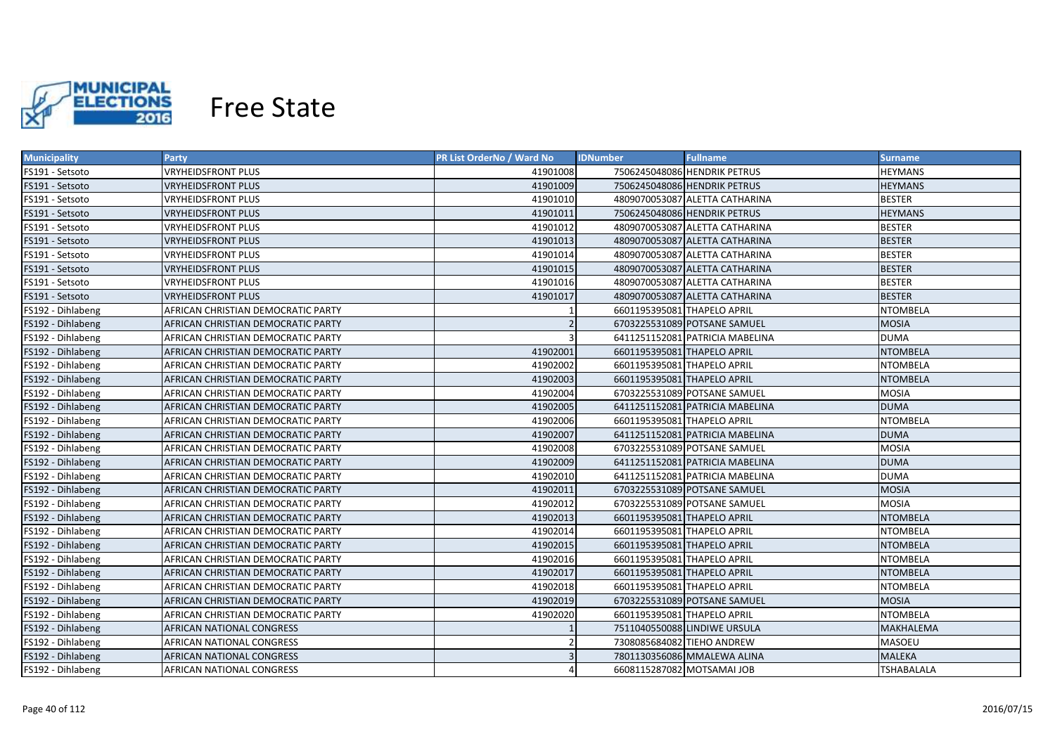# Free State

| Municipality | Party | PR List OrderNo / Ward No | IDNumber | Fullname | Surname |
|---|---|---|---|---|---|
| FS191 - Setsoto | VRYHEIDSFRONT PLUS | 41901008 | 7506245048086 | HENDRIK PETRUS | HEYMANS |
| FS191 - Setsoto | VRYHEIDSFRONT PLUS | 41901009 | 7506245048086 | HENDRIK PETRUS | HEYMANS |
| FS191 - Setsoto | VRYHEIDSFRONT PLUS | 41901010 | 4809070053087 | ALETTA CATHARINA | BESTER |
| FS191 - Setsoto | VRYHEIDSFRONT PLUS | 41901011 | 7506245048086 | HENDRIK PETRUS | HEYMANS |
| FS191 - Setsoto | VRYHEIDSFRONT PLUS | 41901012 | 4809070053087 | ALETTA CATHARINA | BESTER |
| FS191 - Setsoto | VRYHEIDSFRONT PLUS | 41901013 | 4809070053087 | ALETTA CATHARINA | BESTER |
| FS191 - Setsoto | VRYHEIDSFRONT PLUS | 41901014 | 4809070053087 | ALETTA CATHARINA | BESTER |
| FS191 - Setsoto | VRYHEIDSFRONT PLUS | 41901015 | 4809070053087 | ALETTA CATHARINA | BESTER |
| FS191 - Setsoto | VRYHEIDSFRONT PLUS | 41901016 | 4809070053087 | ALETTA CATHARINA | BESTER |
| FS191 - Setsoto | VRYHEIDSFRONT PLUS | 41901017 | 4809070053087 | ALETTA CATHARINA | BESTER |
| FS192 - Dihlabeng | AFRICAN CHRISTIAN DEMOCRATIC PARTY | 1 | 6601195395081 | THAPELO APRIL | NTOMBELA |
| FS192 - Dihlabeng | AFRICAN CHRISTIAN DEMOCRATIC PARTY | 2 | 6703225531089 | POTSANE SAMUEL | MOSIA |
| FS192 - Dihlabeng | AFRICAN CHRISTIAN DEMOCRATIC PARTY | 3 | 6411251152081 | PATRICIA MABELINA | DUMA |
| FS192 - Dihlabeng | AFRICAN CHRISTIAN DEMOCRATIC PARTY | 41902001 | 6601195395081 | THAPELO APRIL | NTOMBELA |
| FS192 - Dihlabeng | AFRICAN CHRISTIAN DEMOCRATIC PARTY | 41902002 | 6601195395081 | THAPELO APRIL | NTOMBELA |
| FS192 - Dihlabeng | AFRICAN CHRISTIAN DEMOCRATIC PARTY | 41902003 | 6601195395081 | THAPELO APRIL | NTOMBELA |
| FS192 - Dihlabeng | AFRICAN CHRISTIAN DEMOCRATIC PARTY | 41902004 | 6703225531089 | POTSANE SAMUEL | MOSIA |
| FS192 - Dihlabeng | AFRICAN CHRISTIAN DEMOCRATIC PARTY | 41902005 | 6411251152081 | PATRICIA MABELINA | DUMA |
| FS192 - Dihlabeng | AFRICAN CHRISTIAN DEMOCRATIC PARTY | 41902006 | 6601195395081 | THAPELO APRIL | NTOMBELA |
| FS192 - Dihlabeng | AFRICAN CHRISTIAN DEMOCRATIC PARTY | 41902007 | 6411251152081 | PATRICIA MABELINA | DUMA |
| FS192 - Dihlabeng | AFRICAN CHRISTIAN DEMOCRATIC PARTY | 41902008 | 6703225531089 | POTSANE SAMUEL | MOSIA |
| FS192 - Dihlabeng | AFRICAN CHRISTIAN DEMOCRATIC PARTY | 41902009 | 6411251152081 | PATRICIA MABELINA | DUMA |
| FS192 - Dihlabeng | AFRICAN CHRISTIAN DEMOCRATIC PARTY | 41902010 | 6411251152081 | PATRICIA MABELINA | DUMA |
| FS192 - Dihlabeng | AFRICAN CHRISTIAN DEMOCRATIC PARTY | 41902011 | 6703225531089 | POTSANE SAMUEL | MOSIA |
| FS192 - Dihlabeng | AFRICAN CHRISTIAN DEMOCRATIC PARTY | 41902012 | 6703225531089 | POTSANE SAMUEL | MOSIA |
| FS192 - Dihlabeng | AFRICAN CHRISTIAN DEMOCRATIC PARTY | 41902013 | 6601195395081 | THAPELO APRIL | NTOMBELA |
| FS192 - Dihlabeng | AFRICAN CHRISTIAN DEMOCRATIC PARTY | 41902014 | 6601195395081 | THAPELO APRIL | NTOMBELA |
| FS192 - Dihlabeng | AFRICAN CHRISTIAN DEMOCRATIC PARTY | 41902015 | 6601195395081 | THAPELO APRIL | NTOMBELA |
| FS192 - Dihlabeng | AFRICAN CHRISTIAN DEMOCRATIC PARTY | 41902016 | 6601195395081 | THAPELO APRIL | NTOMBELA |
| FS192 - Dihlabeng | AFRICAN CHRISTIAN DEMOCRATIC PARTY | 41902017 | 6601195395081 | THAPELO APRIL | NTOMBELA |
| FS192 - Dihlabeng | AFRICAN CHRISTIAN DEMOCRATIC PARTY | 41902018 | 6601195395081 | THAPELO APRIL | NTOMBELA |
| FS192 - Dihlabeng | AFRICAN CHRISTIAN DEMOCRATIC PARTY | 41902019 | 6703225531089 | POTSANE SAMUEL | MOSIA |
| FS192 - Dihlabeng | AFRICAN CHRISTIAN DEMOCRATIC PARTY | 41902020 | 6601195395081 | THAPELO APRIL | NTOMBELA |
| FS192 - Dihlabeng | AFRICAN NATIONAL CONGRESS | 1 | 7511040550088 | LINDIWE URSULA | MAKHALEMA |
| FS192 - Dihlabeng | AFRICAN NATIONAL CONGRESS | 2 | 7308085684082 | TIEHO ANDREW | MASOEU |
| FS192 - Dihlabeng | AFRICAN NATIONAL CONGRESS | 3 | 7801130356086 | MMALEWA ALINA | MALEKA |
| FS192 - Dihlabeng | AFRICAN NATIONAL CONGRESS | 4 | 6608115287082 | MOTSAMAI JOB | TSHABALALA |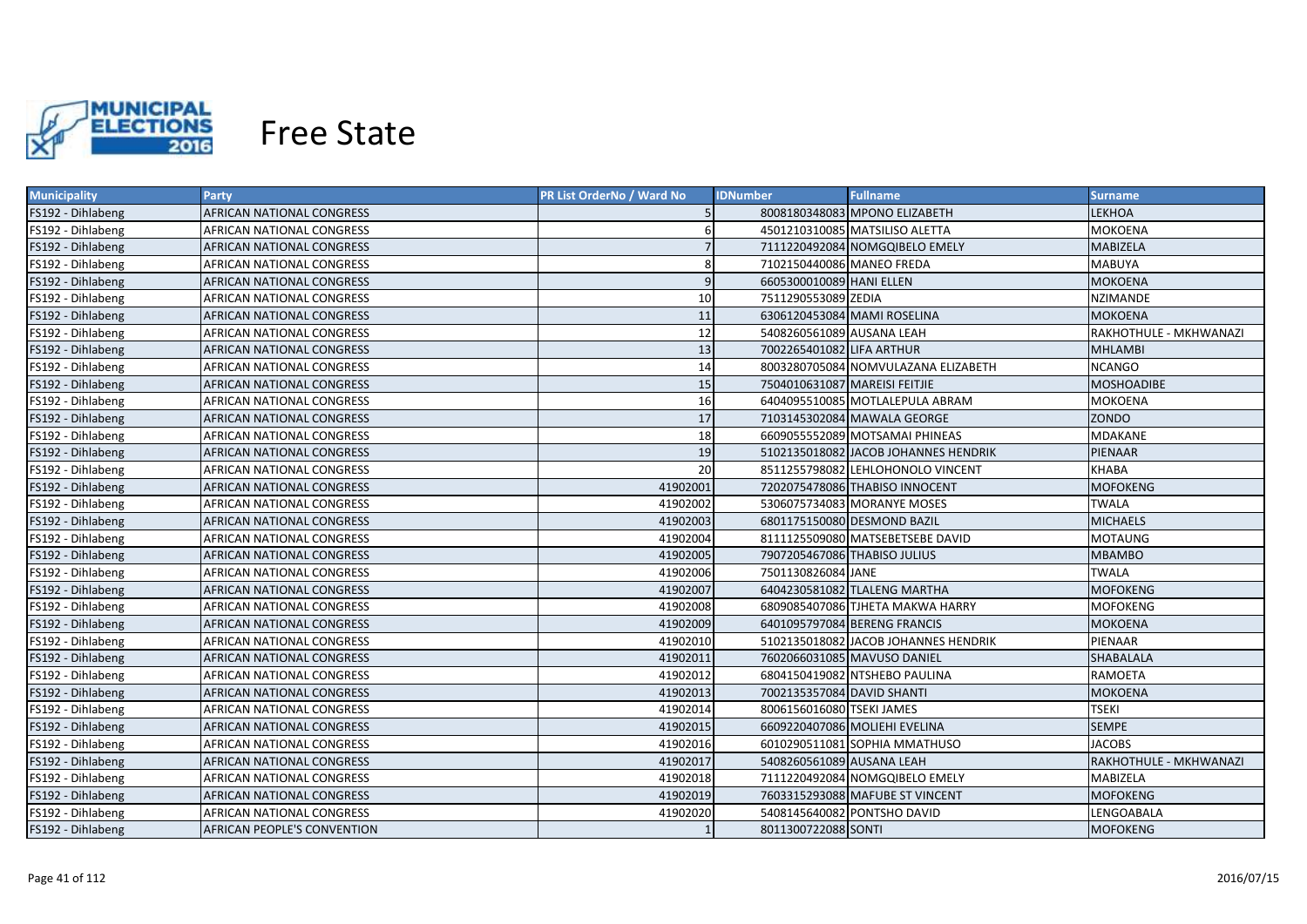# Free State

| Municipality | Party | PR List OrderNo / Ward No | IDNumber | Fullname | Surname |
|---|---|---|---|---|---|
| FS192 - Dihlabeng | AFRICAN NATIONAL CONGRESS | 5 | 8008180348083 | MPONO ELIZABETH | LEKHOA |
| FS192 - Dihlabeng | AFRICAN NATIONAL CONGRESS | 6 | 4501210310085 | MATSILISO ALETTA | MOKOENA |
| FS192 - Dihlabeng | AFRICAN NATIONAL CONGRESS | 7 | 7111220492084 | NOMGQIBELO EMELY | MABIZELA |
| FS192 - Dihlabeng | AFRICAN NATIONAL CONGRESS | 8 | 7102150440086 | MANEO FREDA | MABUYA |
| FS192 - Dihlabeng | AFRICAN NATIONAL CONGRESS | 9 | 6605300010089 | HANI ELLEN | MOKOENA |
| FS192 - Dihlabeng | AFRICAN NATIONAL CONGRESS | 10 | 7511290553089 | ZEDIA | NZIMANDE |
| FS192 - Dihlabeng | AFRICAN NATIONAL CONGRESS | 11 | 6306120453084 | MAMI ROSELINA | MOKOENA |
| FS192 - Dihlabeng | AFRICAN NATIONAL CONGRESS | 12 | 5408260561089 | AUSANA LEAH | RAKHOTHULE - MKHWANAZI |
| FS192 - Dihlabeng | AFRICAN NATIONAL CONGRESS | 13 | 7002265401082 | LIFA ARTHUR | MHLAMBI |
| FS192 - Dihlabeng | AFRICAN NATIONAL CONGRESS | 14 | 8003280705084 | NOMVULAZANA ELIZABETH | NCANGO |
| FS192 - Dihlabeng | AFRICAN NATIONAL CONGRESS | 15 | 7504010631087 | MAREISI FEITJIE | MOSHOADIBE |
| FS192 - Dihlabeng | AFRICAN NATIONAL CONGRESS | 16 | 6404095510085 | MOTLALEPULA ABRAM | MOKOENA |
| FS192 - Dihlabeng | AFRICAN NATIONAL CONGRESS | 17 | 7103145302084 | MAWALA GEORGE | ZONDO |
| FS192 - Dihlabeng | AFRICAN NATIONAL CONGRESS | 18 | 6609055552089 | MOTSAMAI PHINEAS | MDAKANE |
| FS192 - Dihlabeng | AFRICAN NATIONAL CONGRESS | 19 | 5102135018082 | JACOB JOHANNES HENDRIK | PIENAAR |
| FS192 - Dihlabeng | AFRICAN NATIONAL CONGRESS | 20 | 8511255798082 | LEHLOHONOLO VINCENT | KHABA |
| FS192 - Dihlabeng | AFRICAN NATIONAL CONGRESS | 41902001 | 7202075478086 | THABISO INNOCENT | MOFOKENG |
| FS192 - Dihlabeng | AFRICAN NATIONAL CONGRESS | 41902002 | 5306075734083 | MORANYE MOSES | TWALA |
| FS192 - Dihlabeng | AFRICAN NATIONAL CONGRESS | 41902003 | 6801175150080 | DESMOND BAZIL | MICHAELS |
| FS192 - Dihlabeng | AFRICAN NATIONAL CONGRESS | 41902004 | 8111125509080 | MATSEBETSEBE DAVID | MOTAUNG |
| FS192 - Dihlabeng | AFRICAN NATIONAL CONGRESS | 41902005 | 7907205467086 | THABISO JULIUS | MBAMBO |
| FS192 - Dihlabeng | AFRICAN NATIONAL CONGRESS | 41902006 | 7501130826084 | JANE | TWALA |
| FS192 - Dihlabeng | AFRICAN NATIONAL CONGRESS | 41902007 | 6404230581082 | TLALENG MARTHA | MOFOKENG |
| FS192 - Dihlabeng | AFRICAN NATIONAL CONGRESS | 41902008 | 6809085407086 | TJHETA MAKWA HARRY | MOFOKENG |
| FS192 - Dihlabeng | AFRICAN NATIONAL CONGRESS | 41902009 | 6401095797084 | BERENG FRANCIS | MOKOENA |
| FS192 - Dihlabeng | AFRICAN NATIONAL CONGRESS | 41902010 | 5102135018082 | JACOB JOHANNES HENDRIK | PIENAAR |
| FS192 - Dihlabeng | AFRICAN NATIONAL CONGRESS | 41902011 | 7602066031085 | MAVUSO DANIEL | SHABALALA |
| FS192 - Dihlabeng | AFRICAN NATIONAL CONGRESS | 41902012 | 6804150419082 | NTSHEBO PAULINA | RAMOETA |
| FS192 - Dihlabeng | AFRICAN NATIONAL CONGRESS | 41902013 | 7002135357084 | DAVID SHANTI | MOKOENA |
| FS192 - Dihlabeng | AFRICAN NATIONAL CONGRESS | 41902014 | 8006156016080 | TSEKI JAMES | TSEKI |
| FS192 - Dihlabeng | AFRICAN NATIONAL CONGRESS | 41902015 | 6609220407086 | MOLIEHI EVELINA | SEMPE |
| FS192 - Dihlabeng | AFRICAN NATIONAL CONGRESS | 41902016 | 6010290511081 | SOPHIA MMATHUSO | JACOBS |
| FS192 - Dihlabeng | AFRICAN NATIONAL CONGRESS | 41902017 | 5408260561089 | AUSANA LEAH | RAKHOTHULE - MKHWANAZI |
| FS192 - Dihlabeng | AFRICAN NATIONAL CONGRESS | 41902018 | 7111220492084 | NOMGQIBELO EMELY | MABIZELA |
| FS192 - Dihlabeng | AFRICAN NATIONAL CONGRESS | 41902019 | 7603315293088 | MAFUBE ST VINCENT | MOFOKENG |
| FS192 - Dihlabeng | AFRICAN NATIONAL CONGRESS | 41902020 | 5408145640082 | PONTSHO DAVID | LENGOABALA |
| FS192 - Dihlabeng | AFRICAN PEOPLE'S CONVENTION | 1 | 8011300722088 | SONTI | MOFOKENG |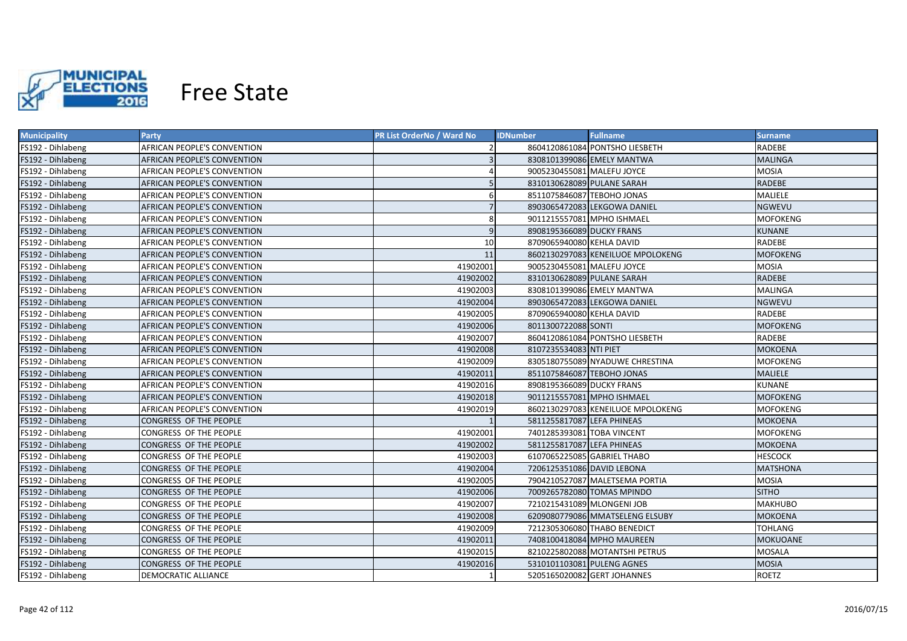# Free State

| Municipality | Party | PR List OrderNo / Ward No | IDNumber | Fullname | Surname |
|---|---|---|---|---|---|
| FS192 - Dihlabeng | AFRICAN PEOPLE'S CONVENTION | 2 | 8604120861084 | PONTSHO LIESBETH | RADEBE |
| FS192 - Dihlabeng | AFRICAN PEOPLE'S CONVENTION | 3 | 8308101399086 | EMELY MANTWA | MALINGA |
| FS192 - Dihlabeng | AFRICAN PEOPLE'S CONVENTION | 4 | 9005230455081 | MALEFU JOYCE | MOSIA |
| FS192 - Dihlabeng | AFRICAN PEOPLE'S CONVENTION | 5 | 8310130628089 | PULANE SARAH | RADEBE |
| FS192 - Dihlabeng | AFRICAN PEOPLE'S CONVENTION | 6 | 8511075846087 | TEBOHO JONAS | MALIELE |
| FS192 - Dihlabeng | AFRICAN PEOPLE'S CONVENTION | 7 | 8903065472083 | LEKGOWA DANIEL | NGWEVU |
| FS192 - Dihlabeng | AFRICAN PEOPLE'S CONVENTION | 8 | 9011215557081 | MPHO ISHMAEL | MOFOKENG |
| FS192 - Dihlabeng | AFRICAN PEOPLE'S CONVENTION | 9 | 8908195366089 | DUCKY FRANS | KUNANE |
| FS192 - Dihlabeng | AFRICAN PEOPLE'S CONVENTION | 10 | 8709065940080 | KEHLA DAVID | RADEBE |
| FS192 - Dihlabeng | AFRICAN PEOPLE'S CONVENTION | 11 | 8602130297083 | KENEILUOE MPOLOKENG | MOFOKENG |
| FS192 - Dihlabeng | AFRICAN PEOPLE'S CONVENTION | 41902001 | 9005230455081 | MALEFU JOYCE | MOSIA |
| FS192 - Dihlabeng | AFRICAN PEOPLE'S CONVENTION | 41902002 | 8310130628089 | PULANE SARAH | RADEBE |
| FS192 - Dihlabeng | AFRICAN PEOPLE'S CONVENTION | 41902003 | 8308101399086 | EMELY MANTWA | MALINGA |
| FS192 - Dihlabeng | AFRICAN PEOPLE'S CONVENTION | 41902004 | 8903065472083 | LEKGOWA DANIEL | NGWEVU |
| FS192 - Dihlabeng | AFRICAN PEOPLE'S CONVENTION | 41902005 | 8709065940080 | KEHLA DAVID | RADEBE |
| FS192 - Dihlabeng | AFRICAN PEOPLE'S CONVENTION | 41902006 | 8011300722088 | SONTI | MOFOKENG |
| FS192 - Dihlabeng | AFRICAN PEOPLE'S CONVENTION | 41902007 | 8604120861084 | PONTSHO LIESBETH | RADEBE |
| FS192 - Dihlabeng | AFRICAN PEOPLE'S CONVENTION | 41902008 | 8107235534083 | NTI PIET | MOKOENA |
| FS192 - Dihlabeng | AFRICAN PEOPLE'S CONVENTION | 41902009 | 8305180755089 | NYADUWE CHRESTINA | MOFOKENG |
| FS192 - Dihlabeng | AFRICAN PEOPLE'S CONVENTION | 41902011 | 8511075846087 | TEBOHO JONAS | MALIELE |
| FS192 - Dihlabeng | AFRICAN PEOPLE'S CONVENTION | 41902016 | 8908195366089 | DUCKY FRANS | KUNANE |
| FS192 - Dihlabeng | AFRICAN PEOPLE'S CONVENTION | 41902018 | 9011215557081 | MPHO ISHMAEL | MOFOKENG |
| FS192 - Dihlabeng | AFRICAN PEOPLE'S CONVENTION | 41902019 | 8602130297083 | KENEILUOE MPOLOKENG | MOFOKENG |
| FS192 - Dihlabeng | CONGRESS OF THE PEOPLE | 1 | 5811255817087 | LEFA PHINEAS | MOKOENA |
| FS192 - Dihlabeng | CONGRESS OF THE PEOPLE | 41902001 | 7401285393081 | TOBA VINCENT | MOFOKENG |
| FS192 - Dihlabeng | CONGRESS OF THE PEOPLE | 41902002 | 5811255817087 | LEFA PHINEAS | MOKOENA |
| FS192 - Dihlabeng | CONGRESS OF THE PEOPLE | 41902003 | 6107065225085 | GABRIEL THABO | HESCOCK |
| FS192 - Dihlabeng | CONGRESS OF THE PEOPLE | 41902004 | 7206125351086 | DAVID LEBONA | MATSHONA |
| FS192 - Dihlabeng | CONGRESS OF THE PEOPLE | 41902005 | 7904210527087 | MALETSEMA PORTIA | MOSIA |
| FS192 - Dihlabeng | CONGRESS OF THE PEOPLE | 41902006 | 7009265782080 | TOMAS MPINDO | SITHO |
| FS192 - Dihlabeng | CONGRESS OF THE PEOPLE | 41902007 | 7210215431089 | MLONGENI JOB | MAKHUBO |
| FS192 - Dihlabeng | CONGRESS OF THE PEOPLE | 41902008 | 6209080779086 | MMATSELENG ELSUBY | MOKOENA |
| FS192 - Dihlabeng | CONGRESS OF THE PEOPLE | 41902009 | 7212305306080 | THABO BENEDICT | TOHLANG |
| FS192 - Dihlabeng | CONGRESS OF THE PEOPLE | 41902011 | 7408100418084 | MPHO MAUREEN | MOKUOANE |
| FS192 - Dihlabeng | CONGRESS OF THE PEOPLE | 41902015 | 8210225802088 | MOTANTSHI PETRUS | MOSALA |
| FS192 - Dihlabeng | CONGRESS OF THE PEOPLE | 41902016 | 5310101103081 | PULENG AGNES | MOSIA |
| FS192 - Dihlabeng | DEMOCRATIC ALLIANCE | 1 | 5205165020082 | GERT JOHANNES | ROETZ |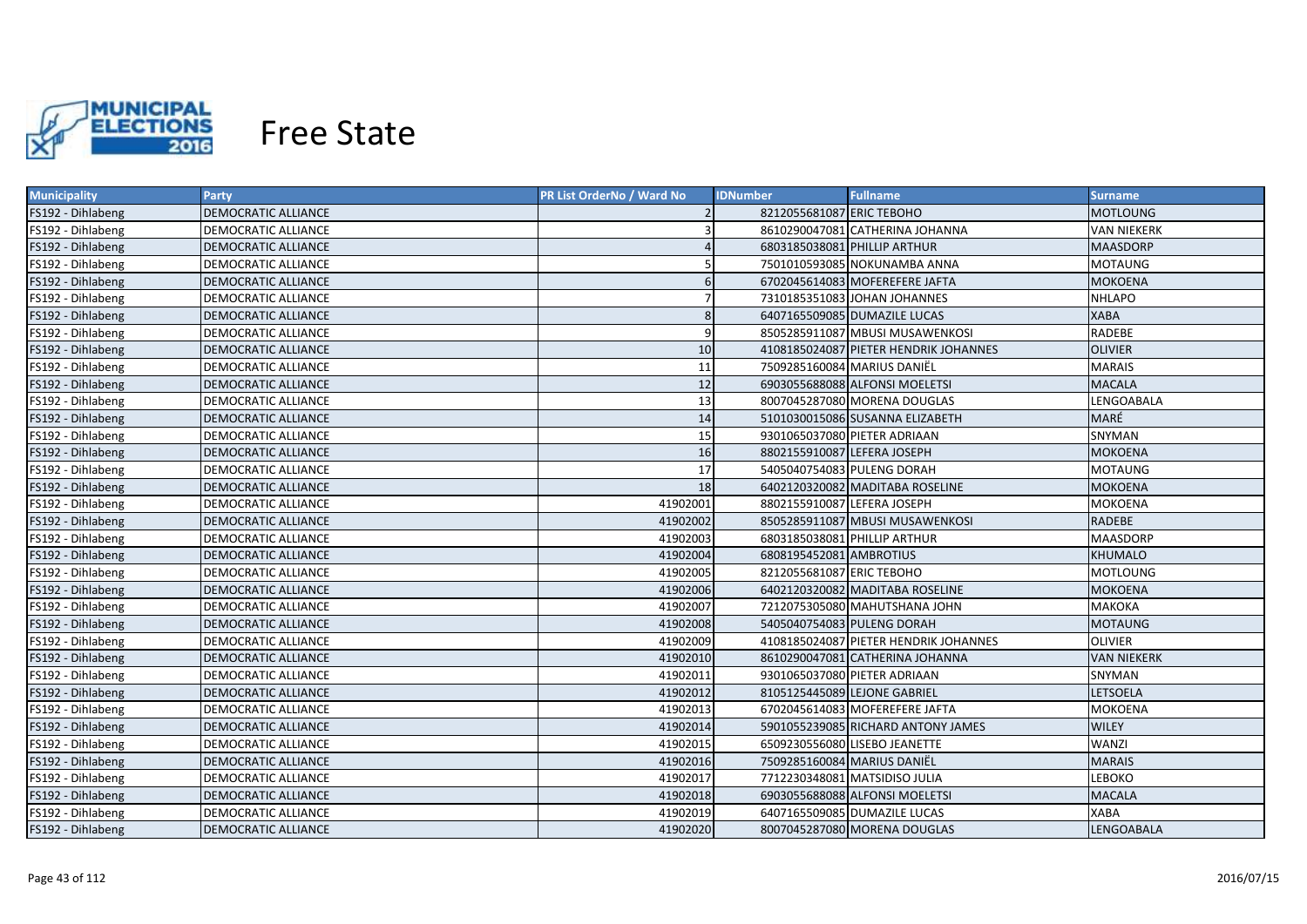# Free State

| Municipality | Party | PR List OrderNo / Ward No | IDNumber | Fullname | Surname |
|---|---|---|---|---|---|
| FS192 - Dihlabeng | DEMOCRATIC ALLIANCE | 2 | 8212055681087 | ERIC TEBOHO | MOTLOUNG |
| FS192 - Dihlabeng | DEMOCRATIC ALLIANCE | 3 | 8610290047081 | CATHERINA JOHANNA | VAN NIEKERK |
| FS192 - Dihlabeng | DEMOCRATIC ALLIANCE | 4 | 6803185038081 | PHILLIP ARTHUR | MAASDORP |
| FS192 - Dihlabeng | DEMOCRATIC ALLIANCE | 5 | 7501010593085 | NOKUNAMBA ANNA | MOTAUNG |
| FS192 - Dihlabeng | DEMOCRATIC ALLIANCE | 6 | 6702045614083 | MOFEREFERE JAFTA | MOKOENA |
| FS192 - Dihlabeng | DEMOCRATIC ALLIANCE | 7 | 7310185351083 | JOHAN JOHANNES | NHLAPO |
| FS192 - Dihlabeng | DEMOCRATIC ALLIANCE | 8 | 6407165509085 | DUMAZILE LUCAS | XABA |
| FS192 - Dihlabeng | DEMOCRATIC ALLIANCE | 9 | 8505285911087 | MBUSI MUSAWENKOSI | RADEBE |
| FS192 - Dihlabeng | DEMOCRATIC ALLIANCE | 10 | 4108185024087 | PIETER HENDRIK JOHANNES | OLIVIER |
| FS192 - Dihlabeng | DEMOCRATIC ALLIANCE | 11 | 7509285160084 | MARIUS DANIËL | MARAIS |
| FS192 - Dihlabeng | DEMOCRATIC ALLIANCE | 12 | 6903055688088 | ALFONSI MOELETSI | MACALA |
| FS192 - Dihlabeng | DEMOCRATIC ALLIANCE | 13 | 8007045287080 | MORENA DOUGLAS | LENGOABALA |
| FS192 - Dihlabeng | DEMOCRATIC ALLIANCE | 14 | 5101030015086 | SUSANNA ELIZABETH | MARÉ |
| FS192 - Dihlabeng | DEMOCRATIC ALLIANCE | 15 | 9301065037080 | PIETER ADRIAAN | SNYMAN |
| FS192 - Dihlabeng | DEMOCRATIC ALLIANCE | 16 | 8802155910087 | LEFERA JOSEPH | MOKOENA |
| FS192 - Dihlabeng | DEMOCRATIC ALLIANCE | 17 | 5405040754083 | PULENG DORAH | MOTAUNG |
| FS192 - Dihlabeng | DEMOCRATIC ALLIANCE | 18 | 6402120320082 | MADITABA ROSELINE | MOKOENA |
| FS192 - Dihlabeng | DEMOCRATIC ALLIANCE | 41902001 | 8802155910087 | LEFERA JOSEPH | MOKOENA |
| FS192 - Dihlabeng | DEMOCRATIC ALLIANCE | 41902002 | 8505285911087 | MBUSI MUSAWENKOSI | RADEBE |
| FS192 - Dihlabeng | DEMOCRATIC ALLIANCE | 41902003 | 6803185038081 | PHILLIP ARTHUR | MAASDORP |
| FS192 - Dihlabeng | DEMOCRATIC ALLIANCE | 41902004 | 6808195452081 | AMBROTIUS | KHUMALO |
| FS192 - Dihlabeng | DEMOCRATIC ALLIANCE | 41902005 | 8212055681087 | ERIC TEBOHO | MOTLOUNG |
| FS192 - Dihlabeng | DEMOCRATIC ALLIANCE | 41902006 | 6402120320082 | MADITABA ROSELINE | MOKOENA |
| FS192 - Dihlabeng | DEMOCRATIC ALLIANCE | 41902007 | 7212075305080 | MAHUTSHANA JOHN | MAKOKA |
| FS192 - Dihlabeng | DEMOCRATIC ALLIANCE | 41902008 | 5405040754083 | PULENG DORAH | MOTAUNG |
| FS192 - Dihlabeng | DEMOCRATIC ALLIANCE | 41902009 | 4108185024087 | PIETER HENDRIK JOHANNES | OLIVIER |
| FS192 - Dihlabeng | DEMOCRATIC ALLIANCE | 41902010 | 8610290047081 | CATHERINA JOHANNA | VAN NIEKERK |
| FS192 - Dihlabeng | DEMOCRATIC ALLIANCE | 41902011 | 9301065037080 | PIETER ADRIAAN | SNYMAN |
| FS192 - Dihlabeng | DEMOCRATIC ALLIANCE | 41902012 | 8105125445089 | LEJONE GABRIEL | LETSOELA |
| FS192 - Dihlabeng | DEMOCRATIC ALLIANCE | 41902013 | 6702045614083 | MOFEREFERE JAFTA | MOKOENA |
| FS192 - Dihlabeng | DEMOCRATIC ALLIANCE | 41902014 | 5901055239085 | RICHARD ANTONY JAMES | WILEY |
| FS192 - Dihlabeng | DEMOCRATIC ALLIANCE | 41902015 | 6509230556080 | LISEBO JEANETTE | WANZI |
| FS192 - Dihlabeng | DEMOCRATIC ALLIANCE | 41902016 | 7509285160084 | MARIUS DANIËL | MARAIS |
| FS192 - Dihlabeng | DEMOCRATIC ALLIANCE | 41902017 | 7712230348081 | MATSIDISO JULIA | LEBOKO |
| FS192 - Dihlabeng | DEMOCRATIC ALLIANCE | 41902018 | 6903055688088 | ALFONSI MOELETSI | MACALA |
| FS192 - Dihlabeng | DEMOCRATIC ALLIANCE | 41902019 | 6407165509085 | DUMAZILE LUCAS | XABA |
| FS192 - Dihlabeng | DEMOCRATIC ALLIANCE | 41902020 | 8007045287080 | MORENA DOUGLAS | LENGOABALA |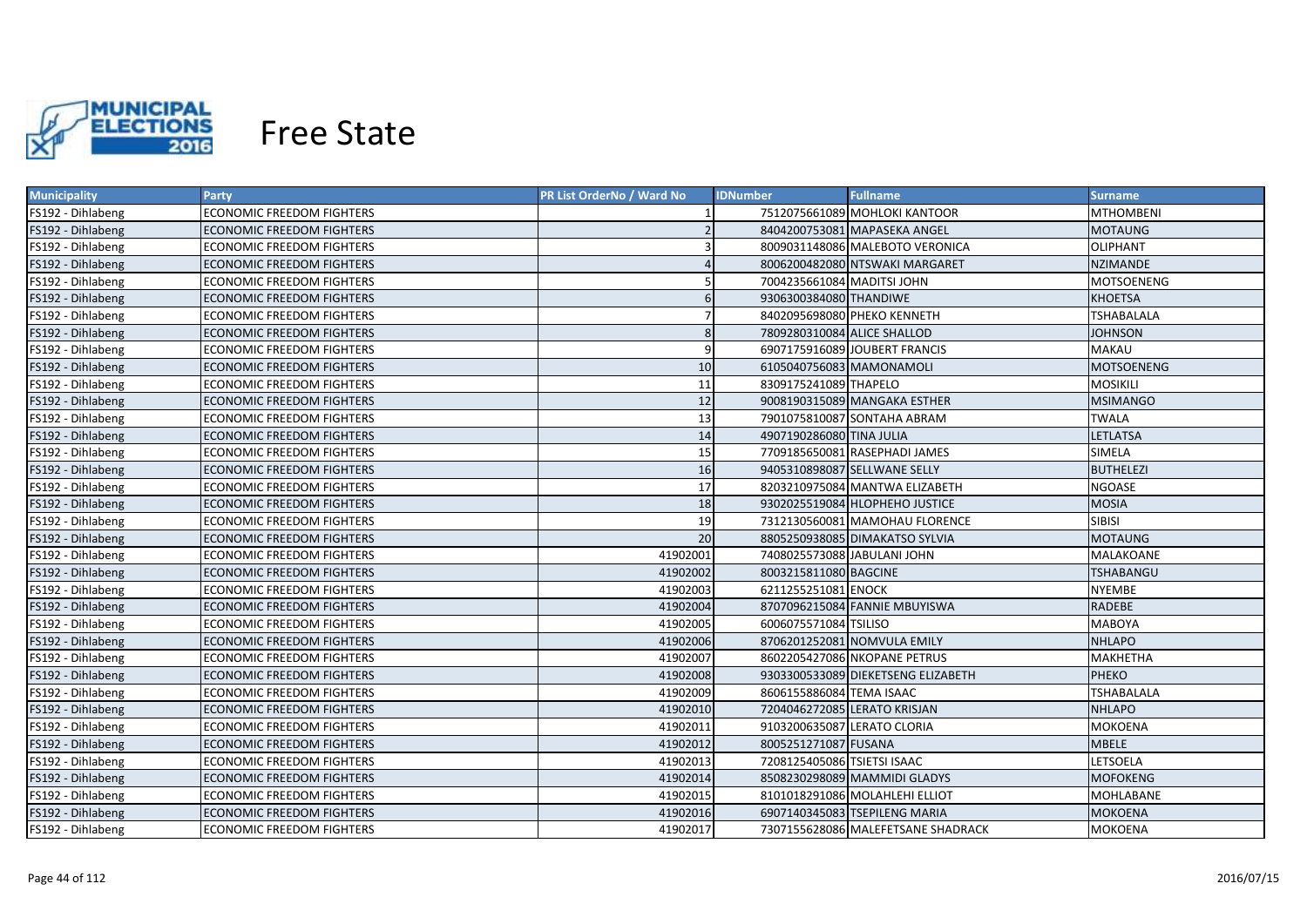# Free State

| Municipality | Party | PR List OrderNo / Ward No | IDNumber | Fullname | Surname |
|---|---|---|---|---|---|
| FS192 - Dihlabeng | ECONOMIC FREEDOM FIGHTERS | 1 | 7512075661089 | MOHLOKI KANTOOR | MTHOMBENI |
| FS192 - Dihlabeng | ECONOMIC FREEDOM FIGHTERS | 2 | 8404200753081 | MAPASEKA ANGEL | MOTAUNG |
| FS192 - Dihlabeng | ECONOMIC FREEDOM FIGHTERS | 3 | 8009031148086 | MALEBOTO VERONICA | OLIPHANT |
| FS192 - Dihlabeng | ECONOMIC FREEDOM FIGHTERS | 4 | 8006200482080 | NTSWAKI MARGARET | NZIMANDE |
| FS192 - Dihlabeng | ECONOMIC FREEDOM FIGHTERS | 5 | 7004235661084 | MADITSI JOHN | MOTSOENENG |
| FS192 - Dihlabeng | ECONOMIC FREEDOM FIGHTERS | 6 | 9306300384080 | THANDIWE | KHOETSA |
| FS192 - Dihlabeng | ECONOMIC FREEDOM FIGHTERS | 7 | 8402095698080 | PHEKO KENNETH | TSHABALALA |
| FS192 - Dihlabeng | ECONOMIC FREEDOM FIGHTERS | 8 | 7809280310084 | ALICE SHALLOD | JOHNSON |
| FS192 - Dihlabeng | ECONOMIC FREEDOM FIGHTERS | 9 | 6907175916089 | JOUBERT FRANCIS | MAKAU |
| FS192 - Dihlabeng | ECONOMIC FREEDOM FIGHTERS | 10 | 6105040756083 | MAMONAMOLI | MOTSOENENG |
| FS192 - Dihlabeng | ECONOMIC FREEDOM FIGHTERS | 11 | 8309175241089 | THAPELO | MOSIKILI |
| FS192 - Dihlabeng | ECONOMIC FREEDOM FIGHTERS | 12 | 9008190315089 | MANGAKA ESTHER | MSIMANGO |
| FS192 - Dihlabeng | ECONOMIC FREEDOM FIGHTERS | 13 | 7901075810087 | SONTAHA ABRAM | TWALA |
| FS192 - Dihlabeng | ECONOMIC FREEDOM FIGHTERS | 14 | 4907190286080 | TINA JULIA | LETLATSA |
| FS192 - Dihlabeng | ECONOMIC FREEDOM FIGHTERS | 15 | 7709185650081 | RASEPHADI JAMES | SIMELA |
| FS192 - Dihlabeng | ECONOMIC FREEDOM FIGHTERS | 16 | 9405310898087 | SELLWANE SELLY | BUTHELEZI |
| FS192 - Dihlabeng | ECONOMIC FREEDOM FIGHTERS | 17 | 8203210975084 | MANTWA ELIZABETH | NGOASE |
| FS192 - Dihlabeng | ECONOMIC FREEDOM FIGHTERS | 18 | 9302025519084 | HLOPHEHO JUSTICE | MOSIA |
| FS192 - Dihlabeng | ECONOMIC FREEDOM FIGHTERS | 19 | 7312130560081 | MAMOHAU FLORENCE | SIBISI |
| FS192 - Dihlabeng | ECONOMIC FREEDOM FIGHTERS | 20 | 8805250938085 | DIMAKATSO SYLVIA | MOTAUNG |
| FS192 - Dihlabeng | ECONOMIC FREEDOM FIGHTERS | 41902001 | 7408025573088 | JABULANI JOHN | MALAKOANE |
| FS192 - Dihlabeng | ECONOMIC FREEDOM FIGHTERS | 41902002 | 8003215811080 | BAGCINE | TSHABANGU |
| FS192 - Dihlabeng | ECONOMIC FREEDOM FIGHTERS | 41902003 | 6211255251081 | ENOCK | NYEMBE |
| FS192 - Dihlabeng | ECONOMIC FREEDOM FIGHTERS | 41902004 | 8707096215084 | FANNIE MBUYISWA | RADEBE |
| FS192 - Dihlabeng | ECONOMIC FREEDOM FIGHTERS | 41902005 | 6006075571084 | TSILISO | MABOYA |
| FS192 - Dihlabeng | ECONOMIC FREEDOM FIGHTERS | 41902006 | 8706201252081 | NOMVULA EMILY | NHLAPO |
| FS192 - Dihlabeng | ECONOMIC FREEDOM FIGHTERS | 41902007 | 8602205427086 | NKOPANE PETRUS | MAKHETHA |
| FS192 - Dihlabeng | ECONOMIC FREEDOM FIGHTERS | 41902008 | 9303300533089 | DIEKETSENG ELIZABETH | PHEKO |
| FS192 - Dihlabeng | ECONOMIC FREEDOM FIGHTERS | 41902009 | 8606155886084 | TEMA ISAAC | TSHABALALA |
| FS192 - Dihlabeng | ECONOMIC FREEDOM FIGHTERS | 41902010 | 7204046272085 | LERATO KRISJAN | NHLAPO |
| FS192 - Dihlabeng | ECONOMIC FREEDOM FIGHTERS | 41902011 | 9103200635087 | LERATO CLORIA | MOKOENA |
| FS192 - Dihlabeng | ECONOMIC FREEDOM FIGHTERS | 41902012 | 8005251271087 | FUSANA | MBELE |
| FS192 - Dihlabeng | ECONOMIC FREEDOM FIGHTERS | 41902013 | 7208125405086 | TSIETSI ISAAC | LETSOELA |
| FS192 - Dihlabeng | ECONOMIC FREEDOM FIGHTERS | 41902014 | 8508230298089 | MAMMIDI GLADYS | MOFOKENG |
| FS192 - Dihlabeng | ECONOMIC FREEDOM FIGHTERS | 41902015 | 8101018291086 | MOLAHLEHI ELLIOT | MOHLABANE |
| FS192 - Dihlabeng | ECONOMIC FREEDOM FIGHTERS | 41902016 | 6907140345083 | TSEPILENG MARIA | MOKOENA |
| FS192 - Dihlabeng | ECONOMIC FREEDOM FIGHTERS | 41902017 | 7307155628086 | MALEFETSANE SHADRACK | MOKOENA |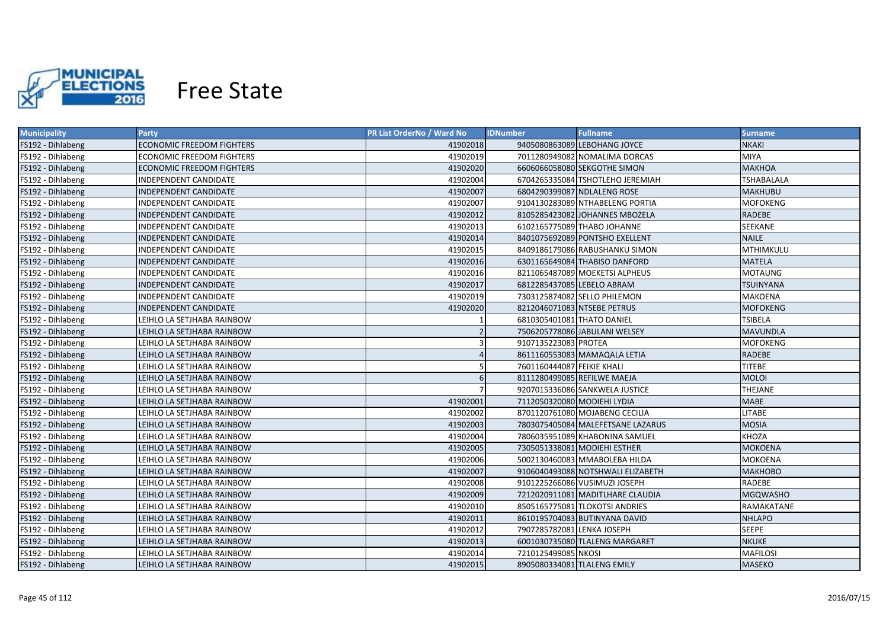# Free State

| Municipality | Party | PR List OrderNo / Ward No | IDNumber | Fullname | Surname |
|---|---|---|---|---|---|
| FS192 - Dihlabeng | ECONOMIC FREEDOM FIGHTERS | 41902018 | 9405080863089 | LEBOHANG JOYCE | NKAKI |
| FS192 - Dihlabeng | ECONOMIC FREEDOM FIGHTERS | 41902019 | 7011280949082 | NOMALIMA DORCAS | MIYA |
| FS192 - Dihlabeng | ECONOMIC FREEDOM FIGHTERS | 41902020 | 6606066058080 | SEKGOTHE SIMON | MAKHOA |
| FS192 - Dihlabeng | INDEPENDENT CANDIDATE | 41902004 | 6704265335084 | TSHOTLEHO JEREMIAH | TSHABALALA |
| FS192 - Dihlabeng | INDEPENDENT CANDIDATE | 41902007 | 6804290399087 | NDLALENG ROSE | MAKHUBU |
| FS192 - Dihlabeng | INDEPENDENT CANDIDATE | 41902007 | 9104130283089 | NTHABELENG PORTIA | MOFOKENG |
| FS192 - Dihlabeng | INDEPENDENT CANDIDATE | 41902012 | 8105285423082 | JOHANNES MBOZELA | RADEBE |
| FS192 - Dihlabeng | INDEPENDENT CANDIDATE | 41902013 | 6102165775089 | THABO JOHANNE | SEEKANE |
| FS192 - Dihlabeng | INDEPENDENT CANDIDATE | 41902014 | 8401075692089 | PONTSHO EXELLENT | NAILE |
| FS192 - Dihlabeng | INDEPENDENT CANDIDATE | 41902015 | 8409186179086 | RABUSHANKU SIMON | MTHIMKULU |
| FS192 - Dihlabeng | INDEPENDENT CANDIDATE | 41902016 | 6301165649084 | THABISO DANFORD | MATELA |
| FS192 - Dihlabeng | INDEPENDENT CANDIDATE | 41902016 | 8211065487089 | MOEKETSI ALPHEUS | MOTAUNG |
| FS192 - Dihlabeng | INDEPENDENT CANDIDATE | 41902017 | 6812285437085 | LEBELO ABRAM | TSUINYANA |
| FS192 - Dihlabeng | INDEPENDENT CANDIDATE | 41902019 | 7303125874082 | SELLO PHILEMON | MAKOENA |
| FS192 - Dihlabeng | INDEPENDENT CANDIDATE | 41902020 | 8212046071083 | NTSEBE PETRUS | MOFOKENG |
| FS192 - Dihlabeng | LEIHLO LA SETJHABA RAINBOW | 1 | 6810305401081 | THATO DANIEL | TSIBELA |
| FS192 - Dihlabeng | LEIHLO LA SETJHABA RAINBOW | 2 | 7506205778086 | JABULANI WELSEY | MAVUNDLA |
| FS192 - Dihlabeng | LEIHLO LA SETJHABA RAINBOW | 3 | 9107135223083 | PROTEA | MOFOKENG |
| FS192 - Dihlabeng | LEIHLO LA SETJHABA RAINBOW | 4 | 8611160553083 | MAMAQALA LETIA | RADEBE |
| FS192 - Dihlabeng | LEIHLO LA SETJHABA RAINBOW | 5 | 7601160444087 | FEIKIE KHALI | TITEBE |
| FS192 - Dihlabeng | LEIHLO LA SETJHABA RAINBOW | 6 | 8111280499085 | REFILWE MAEJA | MOLOI |
| FS192 - Dihlabeng | LEIHLO LA SETJHABA RAINBOW | 7 | 9207015336086 | SANKWELA JUSTICE | THEJANE |
| FS192 - Dihlabeng | LEIHLO LA SETJHABA RAINBOW | 41902001 | 7112050320080 | MODIEHI LYDIA | MABE |
| FS192 - Dihlabeng | LEIHLO LA SETJHABA RAINBOW | 41902002 | 8701120761080 | MOJABENG CECILIA | LITABE |
| FS192 - Dihlabeng | LEIHLO LA SETJHABA RAINBOW | 41902003 | 7803075405084 | MALEFETSANE LAZARUS | MOSIA |
| FS192 - Dihlabeng | LEIHLO LA SETJHABA RAINBOW | 41902004 | 7806035951089 | KHABONINA SAMUEL | KHOZA |
| FS192 - Dihlabeng | LEIHLO LA SETJHABA RAINBOW | 41902005 | 7305051338081 | MODIEHI ESTHER | MOKOENA |
| FS192 - Dihlabeng | LEIHLO LA SETJHABA RAINBOW | 41902006 | 5002130460083 | MMABOLEBA HILDA | MOKOENA |
| FS192 - Dihlabeng | LEIHLO LA SETJHABA RAINBOW | 41902007 | 9106040493088 | NOTSHWALI ELIZABETH | MAKHOBO |
| FS192 - Dihlabeng | LEIHLO LA SETJHABA RAINBOW | 41902008 | 9101225266086 | VUSIMUZI JOSEPH | RADEBE |
| FS192 - Dihlabeng | LEIHLO LA SETJHABA RAINBOW | 41902009 | 7212020911081 | MADITLHARE CLAUDIA | MGQWASHO |
| FS192 - Dihlabeng | LEIHLO LA SETJHABA RAINBOW | 41902010 | 8505165775081 | TLOKOTSI ANDRIES | RAMAKATANE |
| FS192 - Dihlabeng | LEIHLO LA SETJHABA RAINBOW | 41902011 | 8610195704083 | BUTINYANA DAVID | NHLAPO |
| FS192 - Dihlabeng | LEIHLO LA SETJHABA RAINBOW | 41902012 | 7907285782081 | LENKA JOSEPH | SEEPE |
| FS192 - Dihlabeng | LEIHLO LA SETJHABA RAINBOW | 41902013 | 6001030735080 | TLALENG MARGARET | NKUKE |
| FS192 - Dihlabeng | LEIHLO LA SETJHABA RAINBOW | 41902014 | 7210125499085 | NKOSI | MAFILOSI |
| FS192 - Dihlabeng | LEIHLO LA SETJHABA RAINBOW | 41902015 | 8905080334081 | TLALENG EMILY | MASEKO |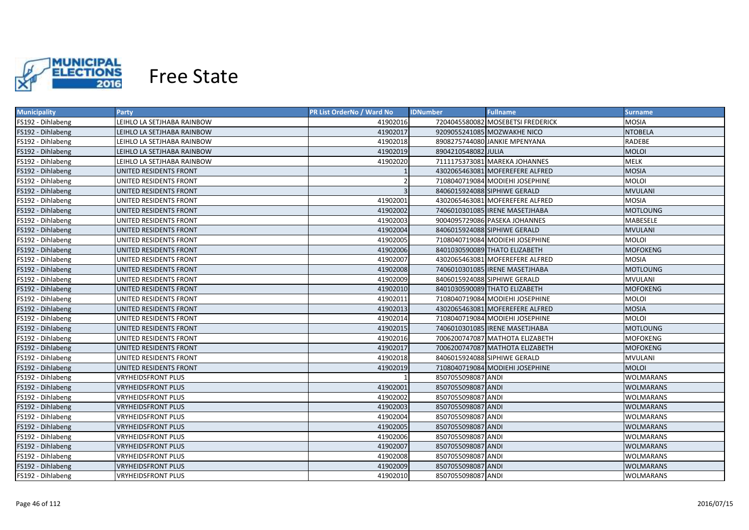# Free State

| Municipality | Party | PR List OrderNo / Ward No | IDNumber | Fullname | Surname |
|---|---|---|---|---|---|
| FS192 - Dihlabeng | LEIHLO LA SETJHABA RAINBOW | 41902016 | 7204045580082 | MOSEBETSI FREDERICK | MOSIA |
| FS192 - Dihlabeng | LEIHLO LA SETJHABA RAINBOW | 41902017 | 9209055241085 | MOZWAKHE NICO | NTOBELA |
| FS192 - Dihlabeng | LEIHLO LA SETJHABA RAINBOW | 41902018 | 8908275744080 | JANKIE MPENYANA | RADEBE |
| FS192 - Dihlabeng | LEIHLO LA SETJHABA RAINBOW | 41902019 | 8904210548082 | JULIA | MOLOI |
| FS192 - Dihlabeng | LEIHLO LA SETJHABA RAINBOW | 41902020 | 7111175373081 | MAREKA JOHANNES | MELK |
| FS192 - Dihlabeng | UNITED RESIDENTS FRONT | 1 | 4302065463081 | MOFEREFERE ALFRED | MOSIA |
| FS192 - Dihlabeng | UNITED RESIDENTS FRONT | 2 | 7108040719084 | MODIEHI JOSEPHINE | MOLOI |
| FS192 - Dihlabeng | UNITED RESIDENTS FRONT | 3 | 8406015924088 | SIPHIWE GERALD | MVULANI |
| FS192 - Dihlabeng | UNITED RESIDENTS FRONT | 41902001 | 4302065463081 | MOFEREFERE ALFRED | MOSIA |
| FS192 - Dihlabeng | UNITED RESIDENTS FRONT | 41902002 | 7406010301085 | IRENE MASETJHABA | MOTLOUNG |
| FS192 - Dihlabeng | UNITED RESIDENTS FRONT | 41902003 | 9004095729086 | PASEKA JOHANNES | MABESELE |
| FS192 - Dihlabeng | UNITED RESIDENTS FRONT | 41902004 | 8406015924088 | SIPHIWE GERALD | MVULANI |
| FS192 - Dihlabeng | UNITED RESIDENTS FRONT | 41902005 | 7108040719084 | MODIEHI JOSEPHINE | MOLOI |
| FS192 - Dihlabeng | UNITED RESIDENTS FRONT | 41902006 | 8401030590089 | THATO ELIZABETH | MOFOKENG |
| FS192 - Dihlabeng | UNITED RESIDENTS FRONT | 41902007 | 4302065463081 | MOFEREFERE ALFRED | MOSIA |
| FS192 - Dihlabeng | UNITED RESIDENTS FRONT | 41902008 | 7406010301085 | IRENE MASETJHABA | MOTLOUNG |
| FS192 - Dihlabeng | UNITED RESIDENTS FRONT | 41902009 | 8406015924088 | SIPHIWE GERALD | MVULANI |
| FS192 - Dihlabeng | UNITED RESIDENTS FRONT | 41902010 | 8401030590089 | THATO ELIZABETH | MOFOKENG |
| FS192 - Dihlabeng | UNITED RESIDENTS FRONT | 41902011 | 7108040719084 | MODIEHI JOSEPHINE | MOLOI |
| FS192 - Dihlabeng | UNITED RESIDENTS FRONT | 41902013 | 4302065463081 | MOFEREFERE ALFRED | MOSIA |
| FS192 - Dihlabeng | UNITED RESIDENTS FRONT | 41902014 | 7108040719084 | MODIEHI JOSEPHINE | MOLOI |
| FS192 - Dihlabeng | UNITED RESIDENTS FRONT | 41902015 | 7406010301085 | IRENE MASETJHABA | MOTLOUNG |
| FS192 - Dihlabeng | UNITED RESIDENTS FRONT | 41902016 | 7006200747087 | MATHOTA ELIZABETH | MOFOKENG |
| FS192 - Dihlabeng | UNITED RESIDENTS FRONT | 41902017 | 7006200747087 | MATHOTA ELIZABETH | MOFOKENG |
| FS192 - Dihlabeng | UNITED RESIDENTS FRONT | 41902018 | 8406015924088 | SIPHIWE GERALD | MVULANI |
| FS192 - Dihlabeng | UNITED RESIDENTS FRONT | 41902019 | 7108040719084 | MODIEHI JOSEPHINE | MOLOI |
| FS192 - Dihlabeng | VRYHEIDSFRONT PLUS | 1 | 8507055098087 | ANDI | WOLMARANS |
| FS192 - Dihlabeng | VRYHEIDSFRONT PLUS | 41902001 | 8507055098087 | ANDI | WOLMARANS |
| FS192 - Dihlabeng | VRYHEIDSFRONT PLUS | 41902002 | 8507055098087 | ANDI | WOLMARANS |
| FS192 - Dihlabeng | VRYHEIDSFRONT PLUS | 41902003 | 8507055098087 | ANDI | WOLMARANS |
| FS192 - Dihlabeng | VRYHEIDSFRONT PLUS | 41902004 | 8507055098087 | ANDI | WOLMARANS |
| FS192 - Dihlabeng | VRYHEIDSFRONT PLUS | 41902005 | 8507055098087 | ANDI | WOLMARANS |
| FS192 - Dihlabeng | VRYHEIDSFRONT PLUS | 41902006 | 8507055098087 | ANDI | WOLMARANS |
| FS192 - Dihlabeng | VRYHEIDSFRONT PLUS | 41902007 | 8507055098087 | ANDI | WOLMARANS |
| FS192 - Dihlabeng | VRYHEIDSFRONT PLUS | 41902008 | 8507055098087 | ANDI | WOLMARANS |
| FS192 - Dihlabeng | VRYHEIDSFRONT PLUS | 41902009 | 8507055098087 | ANDI | WOLMARANS |
| FS192 - Dihlabeng | VRYHEIDSFRONT PLUS | 41902010 | 8507055098087 | ANDI | WOLMARANS |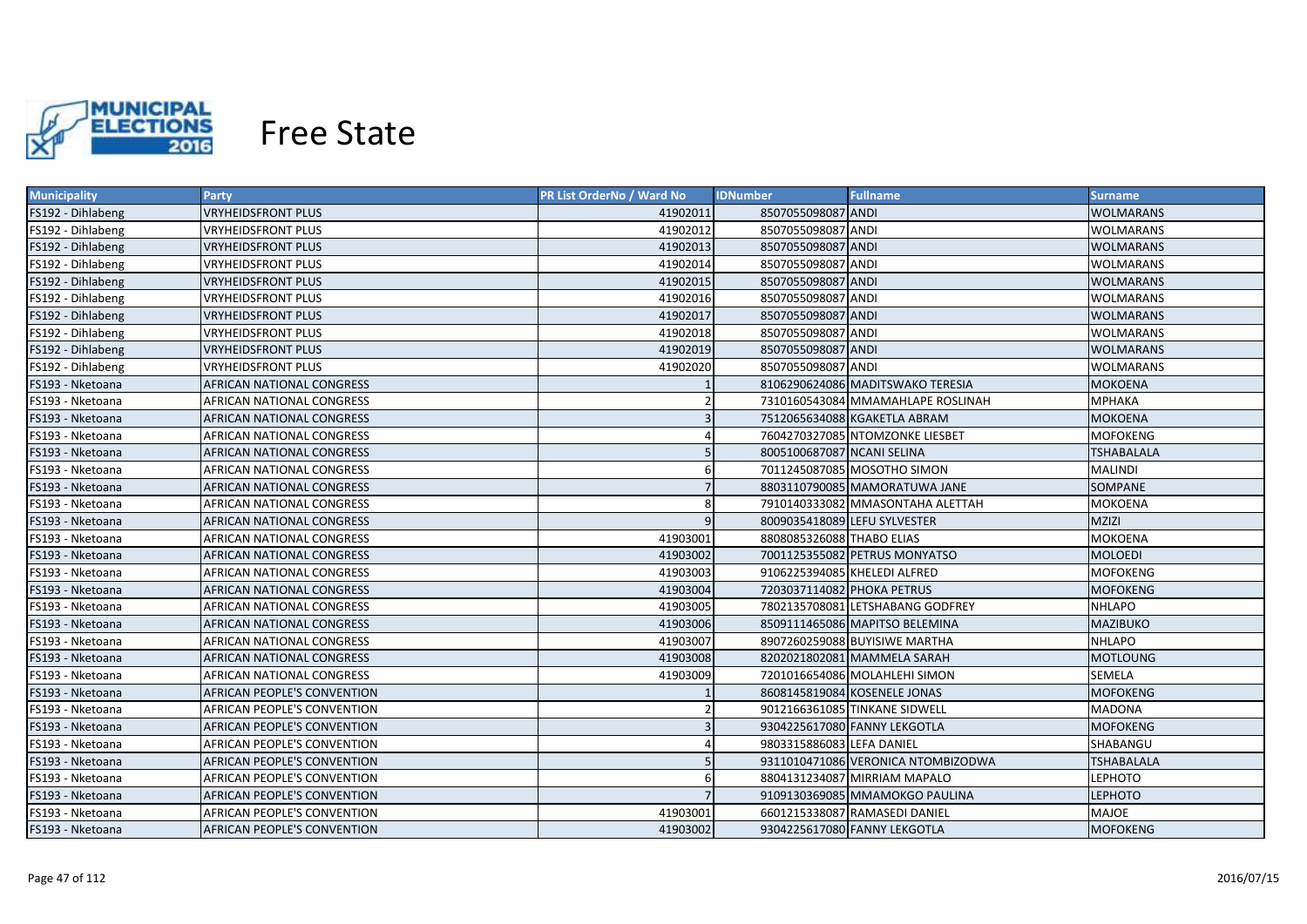# Free State

| Municipality | Party | PR List OrderNo / Ward No | IDNumber | Fullname | Surname |
|---|---|---|---|---|---|
| FS192 - Dihlabeng | VRYHEIDSFRONT PLUS | 41902011 | 8507055098087 | ANDI | WOLMARANS |
| FS192 - Dihlabeng | VRYHEIDSFRONT PLUS | 41902012 | 8507055098087 | ANDI | WOLMARANS |
| FS192 - Dihlabeng | VRYHEIDSFRONT PLUS | 41902013 | 8507055098087 | ANDI | WOLMARANS |
| FS192 - Dihlabeng | VRYHEIDSFRONT PLUS | 41902014 | 8507055098087 | ANDI | WOLMARANS |
| FS192 - Dihlabeng | VRYHEIDSFRONT PLUS | 41902015 | 8507055098087 | ANDI | WOLMARANS |
| FS192 - Dihlabeng | VRYHEIDSFRONT PLUS | 41902016 | 8507055098087 | ANDI | WOLMARANS |
| FS192 - Dihlabeng | VRYHEIDSFRONT PLUS | 41902017 | 8507055098087 | ANDI | WOLMARANS |
| FS192 - Dihlabeng | VRYHEIDSFRONT PLUS | 41902018 | 8507055098087 | ANDI | WOLMARANS |
| FS192 - Dihlabeng | VRYHEIDSFRONT PLUS | 41902019 | 8507055098087 | ANDI | WOLMARANS |
| FS192 - Dihlabeng | VRYHEIDSFRONT PLUS | 41902020 | 8507055098087 | ANDI | WOLMARANS |
| FS193 - Nketoana | AFRICAN NATIONAL CONGRESS | 1 | 8106290624086 | MADITSWAKO TERESIA | MOKOENA |
| FS193 - Nketoana | AFRICAN NATIONAL CONGRESS | 2 | 7310160543084 | MMAMAHLAPE ROSLINAH | MPHAKA |
| FS193 - Nketoana | AFRICAN NATIONAL CONGRESS | 3 | 7512065634088 | KGAKETLA ABRAM | MOKOENA |
| FS193 - Nketoana | AFRICAN NATIONAL CONGRESS | 4 | 7604270327085 | NTOMZONKE LIESBET | MOFOKENG |
| FS193 - Nketoana | AFRICAN NATIONAL CONGRESS | 5 | 8005100687087 | NCANI SELINA | TSHABALALA |
| FS193 - Nketoana | AFRICAN NATIONAL CONGRESS | 6 | 7011245087085 | MOSOTHO SIMON | MALINDI |
| FS193 - Nketoana | AFRICAN NATIONAL CONGRESS | 7 | 8803110790085 | MAMORATUWA JANE | SOMPANE |
| FS193 - Nketoana | AFRICAN NATIONAL CONGRESS | 8 | 7910140333082 | MMASONTAHA ALETTAH | MOKOENA |
| FS193 - Nketoana | AFRICAN NATIONAL CONGRESS | 9 | 8009035418089 | LEFU SYLVESTER | MZIZI |
| FS193 - Nketoana | AFRICAN NATIONAL CONGRESS | 41903001 | 8808085326088 | THABO ELIAS | MOKOENA |
| FS193 - Nketoana | AFRICAN NATIONAL CONGRESS | 41903002 | 7001125355082 | PETRUS MONYATSO | MOLOEDI |
| FS193 - Nketoana | AFRICAN NATIONAL CONGRESS | 41903003 | 9106225394085 | KHELEDI ALFRED | MOFOKENG |
| FS193 - Nketoana | AFRICAN NATIONAL CONGRESS | 41903004 | 7203037114082 | PHOKA PETRUS | MOFOKENG |
| FS193 - Nketoana | AFRICAN NATIONAL CONGRESS | 41903005 | 7802135708081 | LETSHABANG GODFREY | NHLAPO |
| FS193 - Nketoana | AFRICAN NATIONAL CONGRESS | 41903006 | 8509111465086 | MAPITSO BELEMINA | MAZIBUKO |
| FS193 - Nketoana | AFRICAN NATIONAL CONGRESS | 41903007 | 8907260259088 | BUYISIWE MARTHA | NHLAPO |
| FS193 - Nketoana | AFRICAN NATIONAL CONGRESS | 41903008 | 8202021802081 | MAMMELA SARAH | MOTLOUNG |
| FS193 - Nketoana | AFRICAN NATIONAL CONGRESS | 41903009 | 7201016654086 | MOLAHLEHI SIMON | SEMELA |
| FS193 - Nketoana | AFRICAN PEOPLE'S CONVENTION | 1 | 8608145819084 | KOSENELE JONAS | MOFOKENG |
| FS193 - Nketoana | AFRICAN PEOPLE'S CONVENTION | 2 | 9012166361085 | TINKANE SIDWELL | MADONA |
| FS193 - Nketoana | AFRICAN PEOPLE'S CONVENTION | 3 | 9304225617080 | FANNY LEKGOTLA | MOFOKENG |
| FS193 - Nketoana | AFRICAN PEOPLE'S CONVENTION | 4 | 9803315886083 | LEFA DANIEL | SHABANGU |
| FS193 - Nketoana | AFRICAN PEOPLE'S CONVENTION | 5 | 9311010471086 | VERONICA NTOMBIZODWA | TSHABALALA |
| FS193 - Nketoana | AFRICAN PEOPLE'S CONVENTION | 6 | 8804131234087 | MIRRIAM MAPALO | LEPHOTO |
| FS193 - Nketoana | AFRICAN PEOPLE'S CONVENTION | 7 | 9109130369085 | MMAMOKGO PAULINA | LEPHOTO |
| FS193 - Nketoana | AFRICAN PEOPLE'S CONVENTION | 41903001 | 6601215338087 | RAMASEDI DANIEL | MAJOE |
| FS193 - Nketoana | AFRICAN PEOPLE'S CONVENTION | 41903002 | 9304225617080 | FANNY LEKGOTLA | MOFOKENG |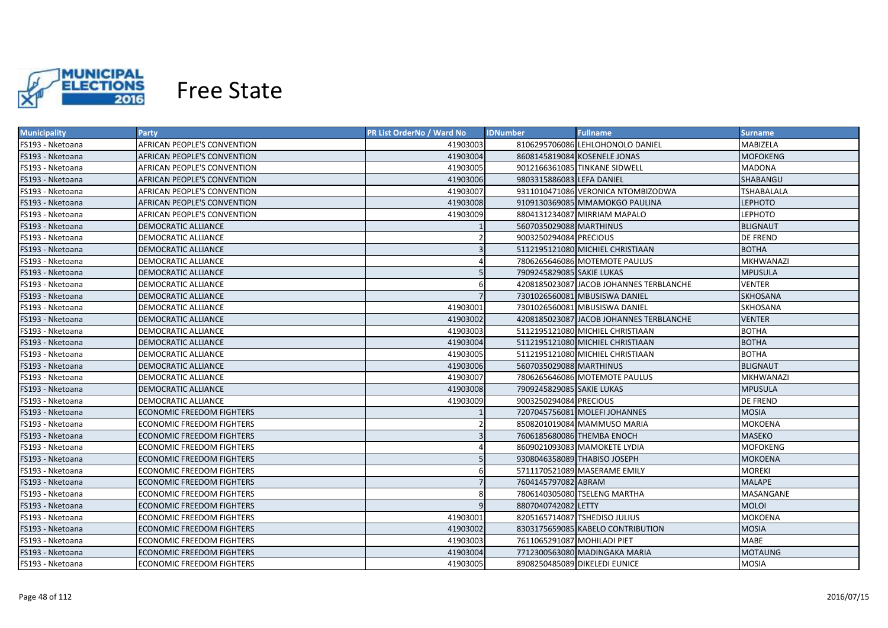# Free State

| Municipality | Party | PR List OrderNo / Ward No | IDNumber | Fullname | Surname |
|---|---|---|---|---|---|
| FS193 - Nketoana | AFRICAN PEOPLE'S CONVENTION | 41903003 | 8106295706086 | LEHLOHONOLO DANIEL | MABIZELA |
| FS193 - Nketoana | AFRICAN PEOPLE'S CONVENTION | 41903004 | 8608145819084 | KOSENELE JONAS | MOFOKENG |
| FS193 - Nketoana | AFRICAN PEOPLE'S CONVENTION | 41903005 | 9012166361085 | TINKANE SIDWELL | MADONA |
| FS193 - Nketoana | AFRICAN PEOPLE'S CONVENTION | 41903006 | 9803315886083 | LEFA DANIEL | SHABANGU |
| FS193 - Nketoana | AFRICAN PEOPLE'S CONVENTION | 41903007 | 9311010471086 | VERONICA NTOMBIZODWA | TSHABALALA |
| FS193 - Nketoana | AFRICAN PEOPLE'S CONVENTION | 41903008 | 9109130369085 | MMAMOKGO PAULINA | LEPHOTO |
| FS193 - Nketoana | AFRICAN PEOPLE'S CONVENTION | 41903009 | 8804131234087 | MIRRIAM MAPALO | LEPHOTO |
| FS193 - Nketoana | DEMOCRATIC ALLIANCE | 1 | 5607035029088 | MARTHINUS | BLIGNAUT |
| FS193 - Nketoana | DEMOCRATIC ALLIANCE | 2 | 9003250294084 | PRECIOUS | DE FREND |
| FS193 - Nketoana | DEMOCRATIC ALLIANCE | 3 | 5112195121080 | MICHIEL CHRISTIAAN | BOTHA |
| FS193 - Nketoana | DEMOCRATIC ALLIANCE | 4 | 7806265646086 | MOTEMOTE PAULUS | MKHWANAZI |
| FS193 - Nketoana | DEMOCRATIC ALLIANCE | 5 | 7909245829085 | SAKIE LUKAS | MPUSULA |
| FS193 - Nketoana | DEMOCRATIC ALLIANCE | 6 | 4208185023087 | JACOB JOHANNES TERBLANCHE | VENTER |
| FS193 - Nketoana | DEMOCRATIC ALLIANCE | 7 | 7301026560081 | MBUSISWA DANIEL | SKHOSANA |
| FS193 - Nketoana | DEMOCRATIC ALLIANCE | 41903001 | 7301026560081 | MBUSISWA DANIEL | SKHOSANA |
| FS193 - Nketoana | DEMOCRATIC ALLIANCE | 41903002 | 4208185023087 | JACOB JOHANNES TERBLANCHE | VENTER |
| FS193 - Nketoana | DEMOCRATIC ALLIANCE | 41903003 | 5112195121080 | MICHIEL CHRISTIAAN | BOTHA |
| FS193 - Nketoana | DEMOCRATIC ALLIANCE | 41903004 | 5112195121080 | MICHIEL CHRISTIAAN | BOTHA |
| FS193 - Nketoana | DEMOCRATIC ALLIANCE | 41903005 | 5112195121080 | MICHIEL CHRISTIAAN | BOTHA |
| FS193 - Nketoana | DEMOCRATIC ALLIANCE | 41903006 | 5607035029088 | MARTHINUS | BLIGNAUT |
| FS193 - Nketoana | DEMOCRATIC ALLIANCE | 41903007 | 7806265646086 | MOTEMOTE PAULUS | MKHWANAZI |
| FS193 - Nketoana | DEMOCRATIC ALLIANCE | 41903008 | 7909245829085 | SAKIE LUKAS | MPUSULA |
| FS193 - Nketoana | DEMOCRATIC ALLIANCE | 41903009 | 9003250294084 | PRECIOUS | DE FREND |
| FS193 - Nketoana | ECONOMIC FREEDOM FIGHTERS | 1 | 7207045756081 | MOLEFI JOHANNES | MOSIA |
| FS193 - Nketoana | ECONOMIC FREEDOM FIGHTERS | 2 | 8508201019084 | MAMMUSO MARIA | MOKOENA |
| FS193 - Nketoana | ECONOMIC FREEDOM FIGHTERS | 3 | 7606185680086 | THEMBA ENOCH | MASEKO |
| FS193 - Nketoana | ECONOMIC FREEDOM FIGHTERS | 4 | 8609021093083 | MAMOKETE LYDIA | MOFOKENG |
| FS193 - Nketoana | ECONOMIC FREEDOM FIGHTERS | 5 | 9308046358089 | THABISO JOSEPH | MOKOENA |
| FS193 - Nketoana | ECONOMIC FREEDOM FIGHTERS | 6 | 5711170521089 | MASERAME EMILY | MOREKI |
| FS193 - Nketoana | ECONOMIC FREEDOM FIGHTERS | 7 | 7604145797082 | ABRAM | MALAPE |
| FS193 - Nketoana | ECONOMIC FREEDOM FIGHTERS | 8 | 7806140305080 | TSELENG MARTHA | MASANGANE |
| FS193 - Nketoana | ECONOMIC FREEDOM FIGHTERS | 9 | 8807040742082 | LETTY | MOLOI |
| FS193 - Nketoana | ECONOMIC FREEDOM FIGHTERS | 41903001 | 8205165714087 | TSHEDISO JULIUS | MOKOENA |
| FS193 - Nketoana | ECONOMIC FREEDOM FIGHTERS | 41903002 | 8303175659085 | KABELO CONTRIBUTION | MOSIA |
| FS193 - Nketoana | ECONOMIC FREEDOM FIGHTERS | 41903003 | 7611065291087 | MOHILADI PIET | MABE |
| FS193 - Nketoana | ECONOMIC FREEDOM FIGHTERS | 41903004 | 7712300563080 | MADINGAKA MARIA | MOTAUNG |
| FS193 - Nketoana | ECONOMIC FREEDOM FIGHTERS | 41903005 | 8908250485089 | DIKELEDI EUNICE | MOSIA |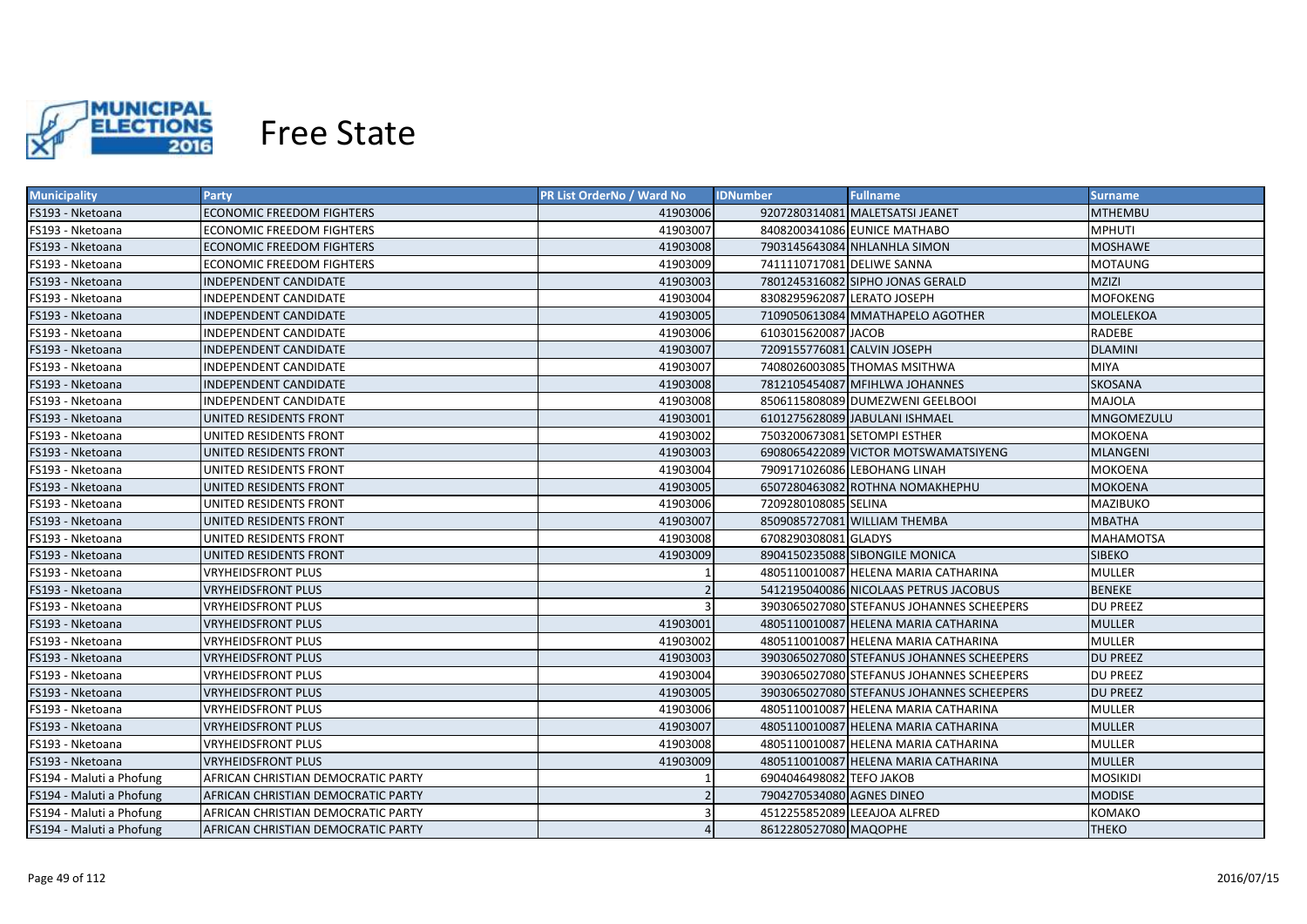# Free State

| Municipality | Party | PR List OrderNo / Ward No | IDNumber | Fullname | Surname |
|---|---|---|---|---|---|
| FS193 - Nketoana | ECONOMIC FREEDOM FIGHTERS | 41903006 | 9207280314081 | MALETSATSI JEANET | MTHEMBU |
| FS193 - Nketoana | ECONOMIC FREEDOM FIGHTERS | 41903007 | 8408200341086 | EUNICE MATHABO | MPHUTI |
| FS193 - Nketoana | ECONOMIC FREEDOM FIGHTERS | 41903008 | 7903145643084 | NHLANHLA SIMON | MOSHAWE |
| FS193 - Nketoana | ECONOMIC FREEDOM FIGHTERS | 41903009 | 7411110717081 | DELIWE SANNA | MOTAUNG |
| FS193 - Nketoana | INDEPENDENT CANDIDATE | 41903003 | 7801245316082 | SIPHO JONAS GERALD | MZIZI |
| FS193 - Nketoana | INDEPENDENT CANDIDATE | 41903004 | 8308295962087 | LERATO JOSEPH | MOFOKENG |
| FS193 - Nketoana | INDEPENDENT CANDIDATE | 41903005 | 7109050613084 | MMATHAPELO AGOTHER | MOLELEKOA |
| FS193 - Nketoana | INDEPENDENT CANDIDATE | 41903006 | 6103015620087 | JACOB | RADEBE |
| FS193 - Nketoana | INDEPENDENT CANDIDATE | 41903007 | 7209155776081 | CALVIN JOSEPH | DLAMINI |
| FS193 - Nketoana | INDEPENDENT CANDIDATE | 41903007 | 7408026003085 | THOMAS MSITHWA | MIYA |
| FS193 - Nketoana | INDEPENDENT CANDIDATE | 41903008 | 7812105454087 | MFIHLWA JOHANNES | SKOSANA |
| FS193 - Nketoana | INDEPENDENT CANDIDATE | 41903008 | 8506115808089 | DUMEZWENI GEELBOOI | MAJOLA |
| FS193 - Nketoana | UNITED RESIDENTS FRONT | 41903001 | 6101275628089 | JABULANI ISHMAEL | MNGOMEZULU |
| FS193 - Nketoana | UNITED RESIDENTS FRONT | 41903002 | 7503200673081 | SETOMPI ESTHER | MOKOENA |
| FS193 - Nketoana | UNITED RESIDENTS FRONT | 41903003 | 6908065422089 | VICTOR MOTSWAMATSIYENG | MLANGENI |
| FS193 - Nketoana | UNITED RESIDENTS FRONT | 41903004 | 7909171026086 | LEBOHANG LINAH | MOKOENA |
| FS193 - Nketoana | UNITED RESIDENTS FRONT | 41903005 | 6507280463082 | ROTHNA NOMAKHEPHU | MOKOENA |
| FS193 - Nketoana | UNITED RESIDENTS FRONT | 41903006 | 7209280108085 | SELINA | MAZIBUKO |
| FS193 - Nketoana | UNITED RESIDENTS FRONT | 41903007 | 8509085727081 | WILLIAM THEMBA | MBATHA |
| FS193 - Nketoana | UNITED RESIDENTS FRONT | 41903008 | 6708290308081 | GLADYS | MAHAMOTSA |
| FS193 - Nketoana | UNITED RESIDENTS FRONT | 41903009 | 8904150235088 | SIBONGILE MONICA | SIBEKO |
| FS193 - Nketoana | VRYHEIDSFRONT PLUS | 1 | 4805110010087 | HELENA MARIA CATHARINA | MULLER |
| FS193 - Nketoana | VRYHEIDSFRONT PLUS | 2 | 5412195040086 | NICOLAAS PETRUS JACOBUS | BENEKE |
| FS193 - Nketoana | VRYHEIDSFRONT PLUS | 3 | 3903065027080 | STEFANUS JOHANNES SCHEEPERS | DU PREEZ |
| FS193 - Nketoana | VRYHEIDSFRONT PLUS | 41903001 | 4805110010087 | HELENA MARIA CATHARINA | MULLER |
| FS193 - Nketoana | VRYHEIDSFRONT PLUS | 41903002 | 4805110010087 | HELENA MARIA CATHARINA | MULLER |
| FS193 - Nketoana | VRYHEIDSFRONT PLUS | 41903003 | 3903065027080 | STEFANUS JOHANNES SCHEEPERS | DU PREEZ |
| FS193 - Nketoana | VRYHEIDSFRONT PLUS | 41903004 | 3903065027080 | STEFANUS JOHANNES SCHEEPERS | DU PREEZ |
| FS193 - Nketoana | VRYHEIDSFRONT PLUS | 41903005 | 3903065027080 | STEFANUS JOHANNES SCHEEPERS | DU PREEZ |
| FS193 - Nketoana | VRYHEIDSFRONT PLUS | 41903006 | 4805110010087 | HELENA MARIA CATHARINA | MULLER |
| FS193 - Nketoana | VRYHEIDSFRONT PLUS | 41903007 | 4805110010087 | HELENA MARIA CATHARINA | MULLER |
| FS193 - Nketoana | VRYHEIDSFRONT PLUS | 41903008 | 4805110010087 | HELENA MARIA CATHARINA | MULLER |
| FS193 - Nketoana | VRYHEIDSFRONT PLUS | 41903009 | 4805110010087 | HELENA MARIA CATHARINA | MULLER |
| FS194 - Maluti a Phofung | AFRICAN CHRISTIAN DEMOCRATIC PARTY | 1 | 6904046498082 | TEFO JAKOB | MOSIKIDI |
| FS194 - Maluti a Phofung | AFRICAN CHRISTIAN DEMOCRATIC PARTY | 2 | 7904270534080 | AGNES DINEO | MODISE |
| FS194 - Maluti a Phofung | AFRICAN CHRISTIAN DEMOCRATIC PARTY | 3 | 4512255852089 | LEEAJOA ALFRED | KOMAKO |
| FS194 - Maluti a Phofung | AFRICAN CHRISTIAN DEMOCRATIC PARTY | 4 | 8612280527080 | MAQOPHE | THEKO |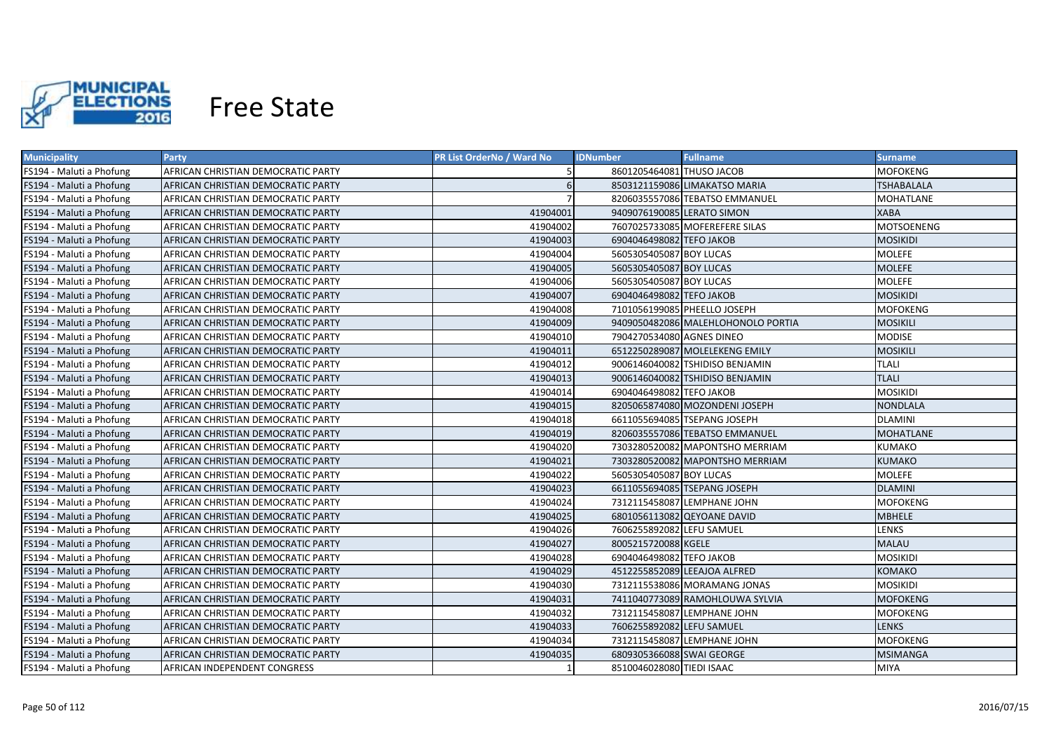# Free State

| Municipality | Party | PR List OrderNo / Ward No | IDNumber | Fullname | Surname |
|---|---|---|---|---|---|
| FS194 - Maluti a Phofung | AFRICAN CHRISTIAN DEMOCRATIC PARTY | 5 | 8601205464081 | THUSO JACOB | MOFOKENG |
| FS194 - Maluti a Phofung | AFRICAN CHRISTIAN DEMOCRATIC PARTY | 6 | 8503121159086 | LIMAKATSO MARIA | TSHABALALA |
| FS194 - Maluti a Phofung | AFRICAN CHRISTIAN DEMOCRATIC PARTY | 7 | 8206035557086 | TEBATSO EMMANUEL | MOHATLANE |
| FS194 - Maluti a Phofung | AFRICAN CHRISTIAN DEMOCRATIC PARTY | 41904001 | 9409076190085 | LERATO SIMON | XABA |
| FS194 - Maluti a Phofung | AFRICAN CHRISTIAN DEMOCRATIC PARTY | 41904002 | 7607025733085 | MOFEREFERE SILAS | MOTSOENENG |
| FS194 - Maluti a Phofung | AFRICAN CHRISTIAN DEMOCRATIC PARTY | 41904003 | 6904046498082 | TEFO JAKOB | MOSIKIDI |
| FS194 - Maluti a Phofung | AFRICAN CHRISTIAN DEMOCRATIC PARTY | 41904004 | 5605305405087 | BOY LUCAS | MOLEFE |
| FS194 - Maluti a Phofung | AFRICAN CHRISTIAN DEMOCRATIC PARTY | 41904005 | 5605305405087 | BOY LUCAS | MOLEFE |
| FS194 - Maluti a Phofung | AFRICAN CHRISTIAN DEMOCRATIC PARTY | 41904006 | 5605305405087 | BOY LUCAS | MOLEFE |
| FS194 - Maluti a Phofung | AFRICAN CHRISTIAN DEMOCRATIC PARTY | 41904007 | 6904046498082 | TEFO JAKOB | MOSIKIDI |
| FS194 - Maluti a Phofung | AFRICAN CHRISTIAN DEMOCRATIC PARTY | 41904008 | 7101056199085 | PHEELLO JOSEPH | MOFOKENG |
| FS194 - Maluti a Phofung | AFRICAN CHRISTIAN DEMOCRATIC PARTY | 41904009 | 9409050482086 | MALEHLOHONOLO PORTIA | MOSIKILI |
| FS194 - Maluti a Phofung | AFRICAN CHRISTIAN DEMOCRATIC PARTY | 41904010 | 7904270534080 | AGNES DINEO | MODISE |
| FS194 - Maluti a Phofung | AFRICAN CHRISTIAN DEMOCRATIC PARTY | 41904011 | 6512250289087 | MOLELEKENG EMILY | MOSIKILI |
| FS194 - Maluti a Phofung | AFRICAN CHRISTIAN DEMOCRATIC PARTY | 41904012 | 9006146040082 | TSHIDISO BENJAMIN | TLALI |
| FS194 - Maluti a Phofung | AFRICAN CHRISTIAN DEMOCRATIC PARTY | 41904013 | 9006146040082 | TSHIDISO BENJAMIN | TLALI |
| FS194 - Maluti a Phofung | AFRICAN CHRISTIAN DEMOCRATIC PARTY | 41904014 | 6904046498082 | TEFO JAKOB | MOSIKIDI |
| FS194 - Maluti a Phofung | AFRICAN CHRISTIAN DEMOCRATIC PARTY | 41904015 | 8205065874080 | MOZONDENI JOSEPH | NONDLALA |
| FS194 - Maluti a Phofung | AFRICAN CHRISTIAN DEMOCRATIC PARTY | 41904018 | 6611055694085 | TSEPANG JOSEPH | DLAMINI |
| FS194 - Maluti a Phofung | AFRICAN CHRISTIAN DEMOCRATIC PARTY | 41904019 | 8206035557086 | TEBATSO EMMANUEL | MOHATLANE |
| FS194 - Maluti a Phofung | AFRICAN CHRISTIAN DEMOCRATIC PARTY | 41904020 | 7303280520082 | MAPONTSHO MERRIAM | KUMAKO |
| FS194 - Maluti a Phofung | AFRICAN CHRISTIAN DEMOCRATIC PARTY | 41904021 | 7303280520082 | MAPONTSHO MERRIAM | KUMAKO |
| FS194 - Maluti a Phofung | AFRICAN CHRISTIAN DEMOCRATIC PARTY | 41904022 | 5605305405087 | BOY LUCAS | MOLEFE |
| FS194 - Maluti a Phofung | AFRICAN CHRISTIAN DEMOCRATIC PARTY | 41904023 | 6611055694085 | TSEPANG JOSEPH | DLAMINI |
| FS194 - Maluti a Phofung | AFRICAN CHRISTIAN DEMOCRATIC PARTY | 41904024 | 7312115458087 | LEMPHANE JOHN | MOFOKENG |
| FS194 - Maluti a Phofung | AFRICAN CHRISTIAN DEMOCRATIC PARTY | 41904025 | 6801056113082 | QEYOANE DAVID | MBHELE |
| FS194 - Maluti a Phofung | AFRICAN CHRISTIAN DEMOCRATIC PARTY | 41904026 | 7606255892082 | LEFU SAMUEL | LENKS |
| FS194 - Maluti a Phofung | AFRICAN CHRISTIAN DEMOCRATIC PARTY | 41904027 | 8005215720088 | KGELE | MALAU |
| FS194 - Maluti a Phofung | AFRICAN CHRISTIAN DEMOCRATIC PARTY | 41904028 | 6904046498082 | TEFO JAKOB | MOSIKIDI |
| FS194 - Maluti a Phofung | AFRICAN CHRISTIAN DEMOCRATIC PARTY | 41904029 | 4512255852089 | LEEAJOA ALFRED | KOMAKO |
| FS194 - Maluti a Phofung | AFRICAN CHRISTIAN DEMOCRATIC PARTY | 41904030 | 7312115538086 | MORAMANG JONAS | MOSIKIDI |
| FS194 - Maluti a Phofung | AFRICAN CHRISTIAN DEMOCRATIC PARTY | 41904031 | 7411040773089 | RAMOHLOUWA SYLVIA | MOFOKENG |
| FS194 - Maluti a Phofung | AFRICAN CHRISTIAN DEMOCRATIC PARTY | 41904032 | 7312115458087 | LEMPHANE JOHN | MOFOKENG |
| FS194 - Maluti a Phofung | AFRICAN CHRISTIAN DEMOCRATIC PARTY | 41904033 | 7606255892082 | LEFU SAMUEL | LENKS |
| FS194 - Maluti a Phofung | AFRICAN CHRISTIAN DEMOCRATIC PARTY | 41904034 | 7312115458087 | LEMPHANE JOHN | MOFOKENG |
| FS194 - Maluti a Phofung | AFRICAN CHRISTIAN DEMOCRATIC PARTY | 41904035 | 6809305366088 | SWAI GEORGE | MSIMANGA |
| FS194 - Maluti a Phofung | AFRICAN INDEPENDENT CONGRESS | 1 | 8510046028080 | TIEDI ISAAC | MIYA |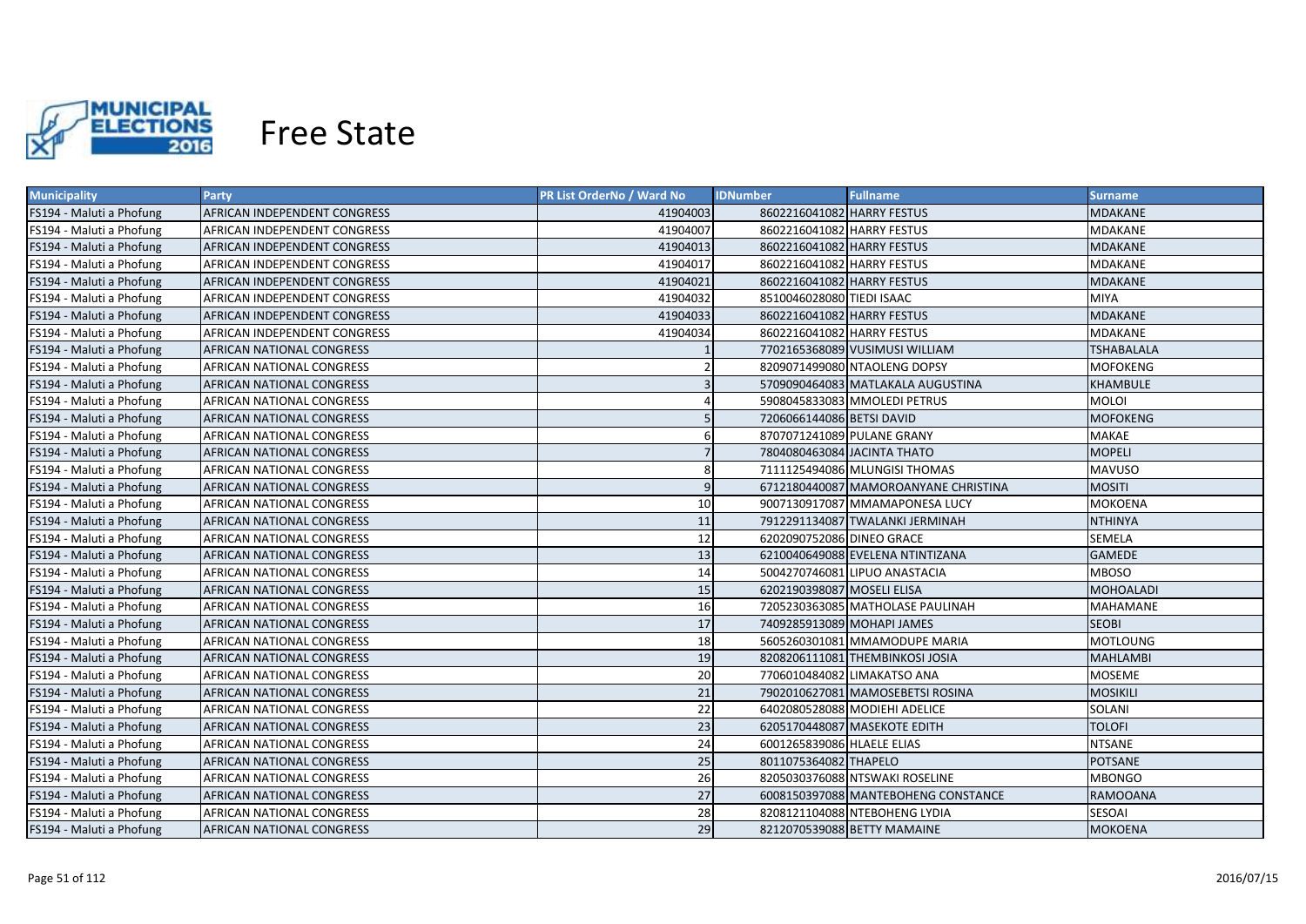# Free State

| Municipality | Party | PR List OrderNo / Ward No | IDNumber | Fullname | Surname |
|---|---|---|---|---|---|
| FS194 - Maluti a Phofung | AFRICAN INDEPENDENT CONGRESS | 41904003 | 8602216041082 | HARRY FESTUS | MDAKANE |
| FS194 - Maluti a Phofung | AFRICAN INDEPENDENT CONGRESS | 41904007 | 8602216041082 | HARRY FESTUS | MDAKANE |
| FS194 - Maluti a Phofung | AFRICAN INDEPENDENT CONGRESS | 41904013 | 8602216041082 | HARRY FESTUS | MDAKANE |
| FS194 - Maluti a Phofung | AFRICAN INDEPENDENT CONGRESS | 41904017 | 8602216041082 | HARRY FESTUS | MDAKANE |
| FS194 - Maluti a Phofung | AFRICAN INDEPENDENT CONGRESS | 41904021 | 8602216041082 | HARRY FESTUS | MDAKANE |
| FS194 - Maluti a Phofung | AFRICAN INDEPENDENT CONGRESS | 41904032 | 8510046028080 | TIEDI ISAAC | MIYA |
| FS194 - Maluti a Phofung | AFRICAN INDEPENDENT CONGRESS | 41904033 | 8602216041082 | HARRY FESTUS | MDAKANE |
| FS194 - Maluti a Phofung | AFRICAN INDEPENDENT CONGRESS | 41904034 | 8602216041082 | HARRY FESTUS | MDAKANE |
| FS194 - Maluti a Phofung | AFRICAN NATIONAL CONGRESS | 1 | 7702165368089 | VUSIMUSI WILLIAM | TSHABALALA |
| FS194 - Maluti a Phofung | AFRICAN NATIONAL CONGRESS | 2 | 8209071499080 | NTAOLENG DOPSY | MOFOKENG |
| FS194 - Maluti a Phofung | AFRICAN NATIONAL CONGRESS | 3 | 5709090464083 | MATLAKALA AUGUSTINA | KHAMBULE |
| FS194 - Maluti a Phofung | AFRICAN NATIONAL CONGRESS | 4 | 5908045833083 | MMOLEDI PETRUS | MOLOI |
| FS194 - Maluti a Phofung | AFRICAN NATIONAL CONGRESS | 5 | 7206066144086 | BETSI DAVID | MOFOKENG |
| FS194 - Maluti a Phofung | AFRICAN NATIONAL CONGRESS | 6 | 8707071241089 | PULANE GRANY | MAKAE |
| FS194 - Maluti a Phofung | AFRICAN NATIONAL CONGRESS | 7 | 7804080463084 | JACINTA THATO | MOPELI |
| FS194 - Maluti a Phofung | AFRICAN NATIONAL CONGRESS | 8 | 7111125494086 | MLUNGISI THOMAS | MAVUSO |
| FS194 - Maluti a Phofung | AFRICAN NATIONAL CONGRESS | 9 | 6712180440087 | MAMOROANYANE CHRISTINA | MOSITI |
| FS194 - Maluti a Phofung | AFRICAN NATIONAL CONGRESS | 10 | 9007130917087 | MMAMAPONESA LUCY | MOKOENA |
| FS194 - Maluti a Phofung | AFRICAN NATIONAL CONGRESS | 11 | 7912291134087 | TWALANKI JERMINAH | NTHINYA |
| FS194 - Maluti a Phofung | AFRICAN NATIONAL CONGRESS | 12 | 6202090752086 | DINEO GRACE | SEMELA |
| FS194 - Maluti a Phofung | AFRICAN NATIONAL CONGRESS | 13 | 6210040649088 | EVELENA NTINTIZANA | GAMEDE |
| FS194 - Maluti a Phofung | AFRICAN NATIONAL CONGRESS | 14 | 5004270746081 | LIPUO ANASTACIA | MBOSO |
| FS194 - Maluti a Phofung | AFRICAN NATIONAL CONGRESS | 15 | 6202190398087 | MOSELI ELISA | MOHOALADI |
| FS194 - Maluti a Phofung | AFRICAN NATIONAL CONGRESS | 16 | 7205230363085 | MATHOLASE PAULINAH | MAHAMANE |
| FS194 - Maluti a Phofung | AFRICAN NATIONAL CONGRESS | 17 | 7409285913089 | MOHAPI JAMES | SEOBI |
| FS194 - Maluti a Phofung | AFRICAN NATIONAL CONGRESS | 18 | 5605260301081 | MMAMODUPE MARIA | MOTLOUNG |
| FS194 - Maluti a Phofung | AFRICAN NATIONAL CONGRESS | 19 | 8208206111081 | THEMBINKOSI JOSIA | MAHLAMBI |
| FS194 - Maluti a Phofung | AFRICAN NATIONAL CONGRESS | 20 | 7706010484082 | LIMAKATSO ANA | MOSEME |
| FS194 - Maluti a Phofung | AFRICAN NATIONAL CONGRESS | 21 | 7902010627081 | MAMOSEBETSI ROSINA | MOSIKILI |
| FS194 - Maluti a Phofung | AFRICAN NATIONAL CONGRESS | 22 | 6402080528088 | MODIEHI ADELICE | SOLANI |
| FS194 - Maluti a Phofung | AFRICAN NATIONAL CONGRESS | 23 | 6205170448087 | MASEKOTE EDITH | TOLOFI |
| FS194 - Maluti a Phofung | AFRICAN NATIONAL CONGRESS | 24 | 6001265839086 | HLAELE ELIAS | NTSANE |
| FS194 - Maluti a Phofung | AFRICAN NATIONAL CONGRESS | 25 | 8011075364082 | THAPELO | POTSANE |
| FS194 - Maluti a Phofung | AFRICAN NATIONAL CONGRESS | 26 | 8205030376088 | NTSWAKI ROSELINE | MBONGO |
| FS194 - Maluti a Phofung | AFRICAN NATIONAL CONGRESS | 27 | 6008150397088 | MANTEBOHENG CONSTANCE | RAMOOANA |
| FS194 - Maluti a Phofung | AFRICAN NATIONAL CONGRESS | 28 | 8208121104088 | NTEBOHENG LYDIA | SESOAI |
| FS194 - Maluti a Phofung | AFRICAN NATIONAL CONGRESS | 29 | 8212070539088 | BETTY MAMAINE | MOKOENA |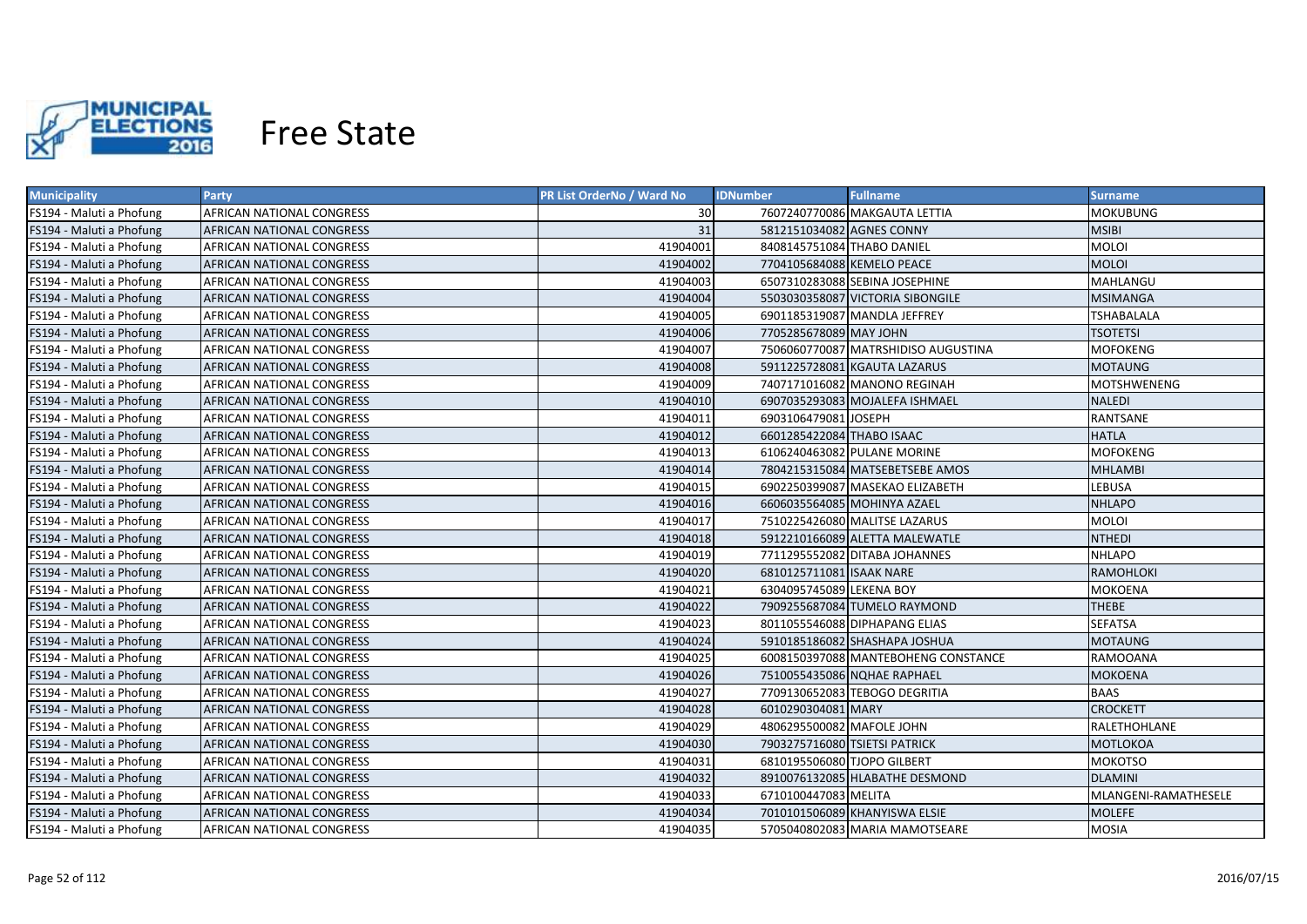# Free State

| Municipality | Party | PR List OrderNo / Ward No | IDNumber | Fullname | Surname |
|---|---|---|---|---|---|
| FS194 - Maluti a Phofung | AFRICAN NATIONAL CONGRESS | 30 | 7607240770086 | MAKGAUTA LETTIA | MOKUBUNG |
| FS194 - Maluti a Phofung | AFRICAN NATIONAL CONGRESS | 31 | 5812151034082 | AGNES CONNY | MSIBI |
| FS194 - Maluti a Phofung | AFRICAN NATIONAL CONGRESS | 41904001 | 8408145751084 | THABO DANIEL | MOLOI |
| FS194 - Maluti a Phofung | AFRICAN NATIONAL CONGRESS | 41904002 | 7704105684088 | KEMELO PEACE | MOLOI |
| FS194 - Maluti a Phofung | AFRICAN NATIONAL CONGRESS | 41904003 | 6507310283088 | SEBINA JOSEPHINE | MAHLANGU |
| FS194 - Maluti a Phofung | AFRICAN NATIONAL CONGRESS | 41904004 | 5503030358087 | VICTORIA SIBONGILE | MSIMANGA |
| FS194 - Maluti a Phofung | AFRICAN NATIONAL CONGRESS | 41904005 | 6901185319087 | MANDLA JEFFREY | TSHABALALA |
| FS194 - Maluti a Phofung | AFRICAN NATIONAL CONGRESS | 41904006 | 7705285678089 | MAY JOHN | TSOTETSI |
| FS194 - Maluti a Phofung | AFRICAN NATIONAL CONGRESS | 41904007 | 7506060770087 | MATRSHIDISO AUGUSTINA | MOFOKENG |
| FS194 - Maluti a Phofung | AFRICAN NATIONAL CONGRESS | 41904008 | 5911225728081 | KGAUTA LAZARUS | MOTAUNG |
| FS194 - Maluti a Phofung | AFRICAN NATIONAL CONGRESS | 41904009 | 7407171016082 | MANONO REGINAH | MOTSHWENENG |
| FS194 - Maluti a Phofung | AFRICAN NATIONAL CONGRESS | 41904010 | 6907035293083 | MOJALEFA ISHMAEL | NALEDI |
| FS194 - Maluti a Phofung | AFRICAN NATIONAL CONGRESS | 41904011 | 6903106479081 | JOSEPH | RANTSANE |
| FS194 - Maluti a Phofung | AFRICAN NATIONAL CONGRESS | 41904012 | 6601285422084 | THABO ISAAC | HATLA |
| FS194 - Maluti a Phofung | AFRICAN NATIONAL CONGRESS | 41904013 | 6106240463082 | PULANE MORINE | MOFOKENG |
| FS194 - Maluti a Phofung | AFRICAN NATIONAL CONGRESS | 41904014 | 7804215315084 | MATSEBETSEBE AMOS | MHLAMBI |
| FS194 - Maluti a Phofung | AFRICAN NATIONAL CONGRESS | 41904015 | 6902250399087 | MASEKAO ELIZABETH | LEBUSA |
| FS194 - Maluti a Phofung | AFRICAN NATIONAL CONGRESS | 41904016 | 6606035564085 | MOHINYA AZAEL | NHLAPO |
| FS194 - Maluti a Phofung | AFRICAN NATIONAL CONGRESS | 41904017 | 7510225426080 | MALITSE LAZARUS | MOLOI |
| FS194 - Maluti a Phofung | AFRICAN NATIONAL CONGRESS | 41904018 | 5912210166089 | ALETTA MALEWATLE | NTHEDI |
| FS194 - Maluti a Phofung | AFRICAN NATIONAL CONGRESS | 41904019 | 7711295552082 | DITABA JOHANNES | NHLAPO |
| FS194 - Maluti a Phofung | AFRICAN NATIONAL CONGRESS | 41904020 | 6810125711081 | ISAAK NARE | RAMOHLOKI |
| FS194 - Maluti a Phofung | AFRICAN NATIONAL CONGRESS | 41904021 | 6304095745089 | LEKENA BOY | MOKOENA |
| FS194 - Maluti a Phofung | AFRICAN NATIONAL CONGRESS | 41904022 | 7909255687084 | TUMELO RAYMOND | THEBE |
| FS194 - Maluti a Phofung | AFRICAN NATIONAL CONGRESS | 41904023 | 8011055546088 | DIPHAPANG ELIAS | SEFATSA |
| FS194 - Maluti a Phofung | AFRICAN NATIONAL CONGRESS | 41904024 | 5910185186082 | SHASHAPA JOSHUA | MOTAUNG |
| FS194 - Maluti a Phofung | AFRICAN NATIONAL CONGRESS | 41904025 | 6008150397088 | MANTEBOHENG CONSTANCE | RAMOOANA |
| FS194 - Maluti a Phofung | AFRICAN NATIONAL CONGRESS | 41904026 | 7510055435086 | NQHAE RAPHAEL | MOKOENA |
| FS194 - Maluti a Phofung | AFRICAN NATIONAL CONGRESS | 41904027 | 7709130652083 | TEBOGO DEGRITIA | BAAS |
| FS194 - Maluti a Phofung | AFRICAN NATIONAL CONGRESS | 41904028 | 6010290304081 | MARY | CROCKETT |
| FS194 - Maluti a Phofung | AFRICAN NATIONAL CONGRESS | 41904029 | 4806295500082 | MAFOLE JOHN | RALETHOHLANE |
| FS194 - Maluti a Phofung | AFRICAN NATIONAL CONGRESS | 41904030 | 7903275716080 | TSIETSI PATRICK | MOTLOKOA |
| FS194 - Maluti a Phofung | AFRICAN NATIONAL CONGRESS | 41904031 | 6810195506080 | TJOPO GILBERT | MOKOTSO |
| FS194 - Maluti a Phofung | AFRICAN NATIONAL CONGRESS | 41904032 | 8910076132085 | HLABATHE DESMOND | DLAMINI |
| FS194 - Maluti a Phofung | AFRICAN NATIONAL CONGRESS | 41904033 | 6710100447083 | MELITA | MLANGENI-RAMATHESELE |
| FS194 - Maluti a Phofung | AFRICAN NATIONAL CONGRESS | 41904034 | 7010101506089 | KHANYISWA ELSIE | MOLEFE |
| FS194 - Maluti a Phofung | AFRICAN NATIONAL CONGRESS | 41904035 | 5705040802083 | MARIA MAMOTSEARE | MOSIA |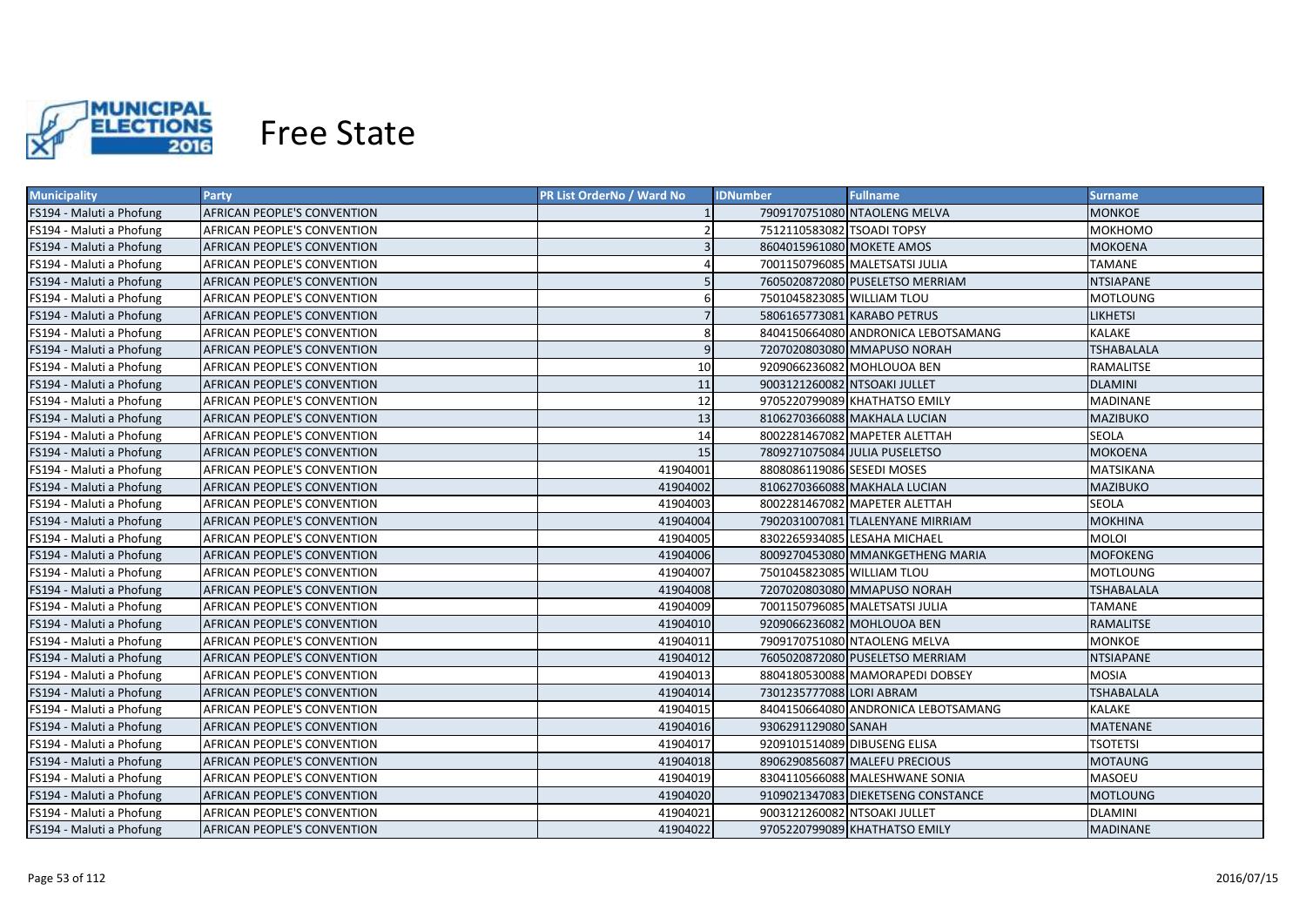# Free State

| Municipality | Party | PR List OrderNo / Ward No | IDNumber | Fullname | Surname |
|---|---|---|---|---|---|
| FS194 - Maluti a Phofung | AFRICAN PEOPLE'S CONVENTION | 1 | 7909170751080 | NTAOLENG MELVA | MONKOE |
| FS194 - Maluti a Phofung | AFRICAN PEOPLE'S CONVENTION | 2 | 7512110583082 | TSOADI TOPSY | MOKHOMO |
| FS194 - Maluti a Phofung | AFRICAN PEOPLE'S CONVENTION | 3 | 8604015961080 | MOKETE AMOS | MOKOENA |
| FS194 - Maluti a Phofung | AFRICAN PEOPLE'S CONVENTION | 4 | 7001150796085 | MALETSATSI JULIA | TAMANE |
| FS194 - Maluti a Phofung | AFRICAN PEOPLE'S CONVENTION | 5 | 7605020872080 | PUSELETSO MERRIAM | NTSIAPANE |
| FS194 - Maluti a Phofung | AFRICAN PEOPLE'S CONVENTION | 6 | 7501045823085 | WILLIAM TLOU | MOTLOUNG |
| FS194 - Maluti a Phofung | AFRICAN PEOPLE'S CONVENTION | 7 | 5806165773081 | KARABO PETRUS | LIKHETSI |
| FS194 - Maluti a Phofung | AFRICAN PEOPLE'S CONVENTION | 8 | 8404150664080 | ANDRONICA LEBOTSAMANG | KALAKE |
| FS194 - Maluti a Phofung | AFRICAN PEOPLE'S CONVENTION | 9 | 7207020803080 | MMAPUSO NORAH | TSHABALALA |
| FS194 - Maluti a Phofung | AFRICAN PEOPLE'S CONVENTION | 10 | 9209066236082 | MOHLOUOA BEN | RAMALITSE |
| FS194 - Maluti a Phofung | AFRICAN PEOPLE'S CONVENTION | 11 | 9003121260082 | NTSOAKI JULLET | DLAMINI |
| FS194 - Maluti a Phofung | AFRICAN PEOPLE'S CONVENTION | 12 | 9705220799089 | KHATHATSO EMILY | MADINANE |
| FS194 - Maluti a Phofung | AFRICAN PEOPLE'S CONVENTION | 13 | 8106270366088 | MAKHALA LUCIAN | MAZIBUKO |
| FS194 - Maluti a Phofung | AFRICAN PEOPLE'S CONVENTION | 14 | 8002281467082 | MAPETER ALETTAH | SEOLA |
| FS194 - Maluti a Phofung | AFRICAN PEOPLE'S CONVENTION | 15 | 7809271075084 | JULIA PUSELETSO | MOKOENA |
| FS194 - Maluti a Phofung | AFRICAN PEOPLE'S CONVENTION | 41904001 | 8808086119086 | SESEDI MOSES | MATSIKANA |
| FS194 - Maluti a Phofung | AFRICAN PEOPLE'S CONVENTION | 41904002 | 8106270366088 | MAKHALA LUCIAN | MAZIBUKO |
| FS194 - Maluti a Phofung | AFRICAN PEOPLE'S CONVENTION | 41904003 | 8002281467082 | MAPETER ALETTAH | SEOLA |
| FS194 - Maluti a Phofung | AFRICAN PEOPLE'S CONVENTION | 41904004 | 7902031007081 | TLALENYANE MIRRIAM | MOKHINA |
| FS194 - Maluti a Phofung | AFRICAN PEOPLE'S CONVENTION | 41904005 | 8302265934085 | LESAHA MICHAEL | MOLOI |
| FS194 - Maluti a Phofung | AFRICAN PEOPLE'S CONVENTION | 41904006 | 8009270453080 | MMANKGETHENG MARIA | MOFOKENG |
| FS194 - Maluti a Phofung | AFRICAN PEOPLE'S CONVENTION | 41904007 | 7501045823085 | WILLIAM TLOU | MOTLOUNG |
| FS194 - Maluti a Phofung | AFRICAN PEOPLE'S CONVENTION | 41904008 | 7207020803080 | MMAPUSO NORAH | TSHABALALA |
| FS194 - Maluti a Phofung | AFRICAN PEOPLE'S CONVENTION | 41904009 | 7001150796085 | MALETSATSI JULIA | TAMANE |
| FS194 - Maluti a Phofung | AFRICAN PEOPLE'S CONVENTION | 41904010 | 9209066236082 | MOHLOUOA BEN | RAMALITSE |
| FS194 - Maluti a Phofung | AFRICAN PEOPLE'S CONVENTION | 41904011 | 7909170751080 | NTAOLENG MELVA | MONKOE |
| FS194 - Maluti a Phofung | AFRICAN PEOPLE'S CONVENTION | 41904012 | 7605020872080 | PUSELETSO MERRIAM | NTSIAPANE |
| FS194 - Maluti a Phofung | AFRICAN PEOPLE'S CONVENTION | 41904013 | 8804180530088 | MAMORAPEDI DOBSEY | MOSIA |
| FS194 - Maluti a Phofung | AFRICAN PEOPLE'S CONVENTION | 41904014 | 7301235777088 | LORI ABRAM | TSHABALALA |
| FS194 - Maluti a Phofung | AFRICAN PEOPLE'S CONVENTION | 41904015 | 8404150664080 | ANDRONICA LEBOTSAMANG | KALAKE |
| FS194 - Maluti a Phofung | AFRICAN PEOPLE'S CONVENTION | 41904016 | 9306291129080 | SANAH | MATENANE |
| FS194 - Maluti a Phofung | AFRICAN PEOPLE'S CONVENTION | 41904017 | 9209101514089 | DIBUSENG ELISA | TSOTETSI |
| FS194 - Maluti a Phofung | AFRICAN PEOPLE'S CONVENTION | 41904018 | 8906290856087 | MALEFU PRECIOUS | MOTAUNG |
| FS194 - Maluti a Phofung | AFRICAN PEOPLE'S CONVENTION | 41904019 | 8304110566088 | MALESHWANE SONIA | MASOEU |
| FS194 - Maluti a Phofung | AFRICAN PEOPLE'S CONVENTION | 41904020 | 9109021347083 | DIEKETSENG CONSTANCE | MOTLOUNG |
| FS194 - Maluti a Phofung | AFRICAN PEOPLE'S CONVENTION | 41904021 | 9003121260082 | NTSOAKI JULLET | DLAMINI |
| FS194 - Maluti a Phofung | AFRICAN PEOPLE'S CONVENTION | 41904022 | 9705220799089 | KHATHATSO EMILY | MADINANE |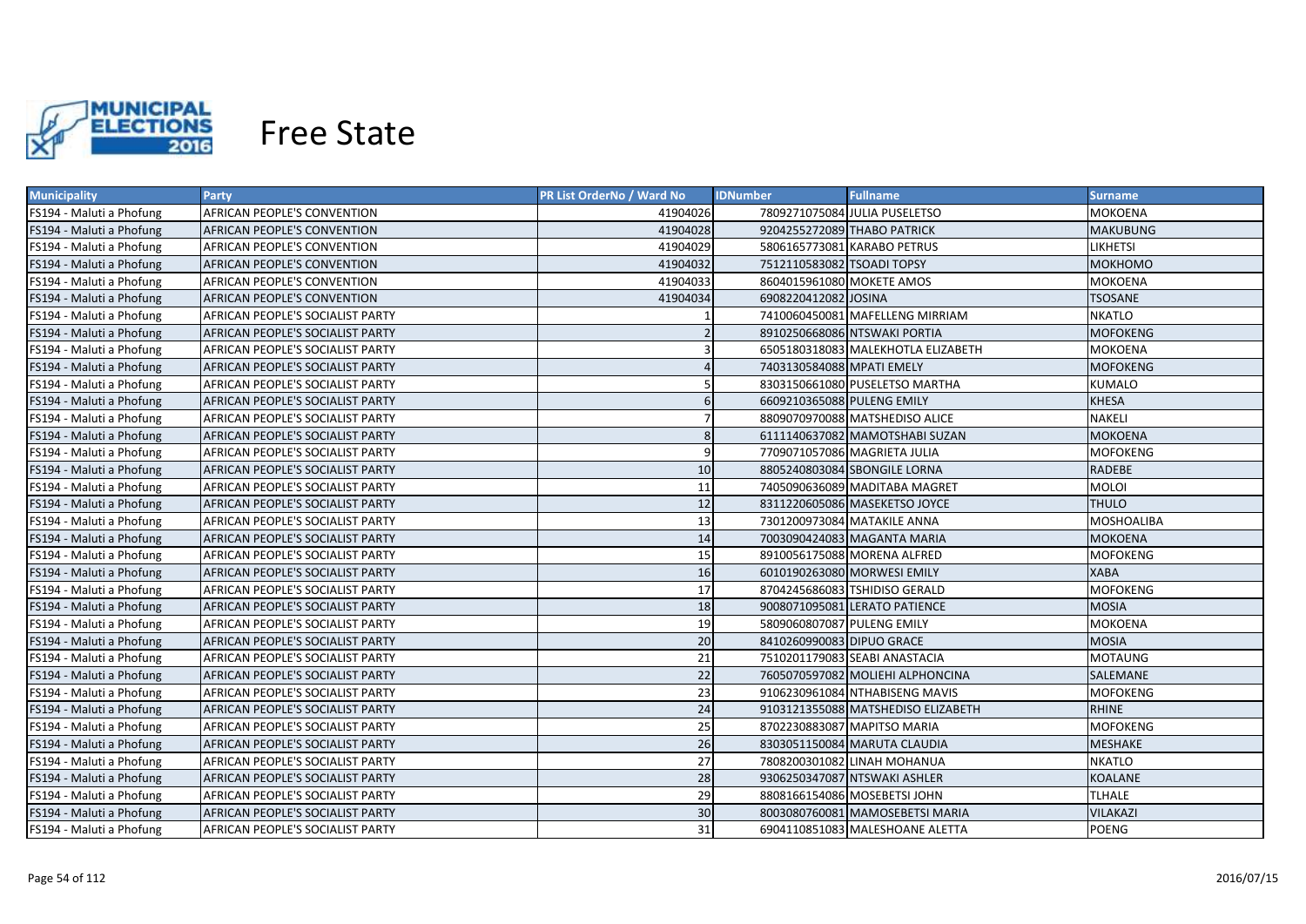# Free State

| Municipality | Party | PR List OrderNo / Ward No | IDNumber | Fullname | Surname |
|---|---|---|---|---|---|
| FS194 - Maluti a Phofung | AFRICAN PEOPLE'S CONVENTION | 41904026 | 7809271075084 | JULIA PUSELETSO | MOKOENA |
| FS194 - Maluti a Phofung | AFRICAN PEOPLE'S CONVENTION | 41904028 | 9204255272089 | THABO PATRICK | MAKUBUNG |
| FS194 - Maluti a Phofung | AFRICAN PEOPLE'S CONVENTION | 41904029 | 5806165773081 | KARABO PETRUS | LIKHETSI |
| FS194 - Maluti a Phofung | AFRICAN PEOPLE'S CONVENTION | 41904032 | 7512110583082 | TSOADI TOPSY | MOKHOMO |
| FS194 - Maluti a Phofung | AFRICAN PEOPLE'S CONVENTION | 41904033 | 8604015961080 | MOKETE AMOS | MOKOENA |
| FS194 - Maluti a Phofung | AFRICAN PEOPLE'S CONVENTION | 41904034 | 6908220412082 | JOSINA | TSOSANE |
| FS194 - Maluti a Phofung | AFRICAN PEOPLE'S SOCIALIST PARTY | 1 | 7410060450081 | MAFELLENG MIRRIAM | NKATLO |
| FS194 - Maluti a Phofung | AFRICAN PEOPLE'S SOCIALIST PARTY | 2 | 8910250668086 | NTSWAKI PORTIA | MOFOKENG |
| FS194 - Maluti a Phofung | AFRICAN PEOPLE'S SOCIALIST PARTY | 3 | 6505180318083 | MALEKHOTLA ELIZABETH | MOKOENA |
| FS194 - Maluti a Phofung | AFRICAN PEOPLE'S SOCIALIST PARTY | 4 | 7403130584088 | MPATI EMELY | MOFOKENG |
| FS194 - Maluti a Phofung | AFRICAN PEOPLE'S SOCIALIST PARTY | 5 | 8303150661080 | PUSELETSO MARTHA | KUMALO |
| FS194 - Maluti a Phofung | AFRICAN PEOPLE'S SOCIALIST PARTY | 6 | 6609210365088 | PULENG EMILY | KHESA |
| FS194 - Maluti a Phofung | AFRICAN PEOPLE'S SOCIALIST PARTY | 7 | 8809070970088 | MATSHEDISO ALICE | NAKELI |
| FS194 - Maluti a Phofung | AFRICAN PEOPLE'S SOCIALIST PARTY | 8 | 6111140637082 | MAMOTSHABI SUZAN | MOKOENA |
| FS194 - Maluti a Phofung | AFRICAN PEOPLE'S SOCIALIST PARTY | 9 | 7709071057086 | MAGRIETA JULIA | MOFOKENG |
| FS194 - Maluti a Phofung | AFRICAN PEOPLE'S SOCIALIST PARTY | 10 | 8805240803084 | SBONGILE LORNA | RADEBE |
| FS194 - Maluti a Phofung | AFRICAN PEOPLE'S SOCIALIST PARTY | 11 | 7405090636089 | MADITABA MAGRET | MOLOI |
| FS194 - Maluti a Phofung | AFRICAN PEOPLE'S SOCIALIST PARTY | 12 | 8311220605086 | MASEKETSO JOYCE | THULO |
| FS194 - Maluti a Phofung | AFRICAN PEOPLE'S SOCIALIST PARTY | 13 | 7301200973084 | MATAKILE ANNA | MOSHOALIBA |
| FS194 - Maluti a Phofung | AFRICAN PEOPLE'S SOCIALIST PARTY | 14 | 7003090424083 | MAGANTA MARIA | MOKOENA |
| FS194 - Maluti a Phofung | AFRICAN PEOPLE'S SOCIALIST PARTY | 15 | 8910056175088 | MORENA ALFRED | MOFOKENG |
| FS194 - Maluti a Phofung | AFRICAN PEOPLE'S SOCIALIST PARTY | 16 | 6010190263080 | MORWESI EMILY | XABA |
| FS194 - Maluti a Phofung | AFRICAN PEOPLE'S SOCIALIST PARTY | 17 | 8704245686083 | TSHIDISO GERALD | MOFOKENG |
| FS194 - Maluti a Phofung | AFRICAN PEOPLE'S SOCIALIST PARTY | 18 | 9008071095081 | LERATO PATIENCE | MOSIA |
| FS194 - Maluti a Phofung | AFRICAN PEOPLE'S SOCIALIST PARTY | 19 | 5809060807087 | PULENG EMILY | MOKOENA |
| FS194 - Maluti a Phofung | AFRICAN PEOPLE'S SOCIALIST PARTY | 20 | 8410260990083 | DIPUO GRACE | MOSIA |
| FS194 - Maluti a Phofung | AFRICAN PEOPLE'S SOCIALIST PARTY | 21 | 7510201179083 | SEABI ANASTACIA | MOTAUNG |
| FS194 - Maluti a Phofung | AFRICAN PEOPLE'S SOCIALIST PARTY | 22 | 7605070597082 | MOLIEHI ALPHONCINA | SALEMANE |
| FS194 - Maluti a Phofung | AFRICAN PEOPLE'S SOCIALIST PARTY | 23 | 9106230961084 | NTHABISENG MAVIS | MOFOKENG |
| FS194 - Maluti a Phofung | AFRICAN PEOPLE'S SOCIALIST PARTY | 24 | 9103121355088 | MATSHEDISO ELIZABETH | RHINE |
| FS194 - Maluti a Phofung | AFRICAN PEOPLE'S SOCIALIST PARTY | 25 | 8702230883087 | MAPITSO MARIA | MOFOKENG |
| FS194 - Maluti a Phofung | AFRICAN PEOPLE'S SOCIALIST PARTY | 26 | 8303051150084 | MARUTA CLAUDIA | MESHAKE |
| FS194 - Maluti a Phofung | AFRICAN PEOPLE'S SOCIALIST PARTY | 27 | 7808200301082 | LINAH MOHANUA | NKATLO |
| FS194 - Maluti a Phofung | AFRICAN PEOPLE'S SOCIALIST PARTY | 28 | 9306250347087 | NTSWAKI ASHLER | KOALANE |
| FS194 - Maluti a Phofung | AFRICAN PEOPLE'S SOCIALIST PARTY | 29 | 8808166154086 | MOSEBETSI JOHN | TLHALE |
| FS194 - Maluti a Phofung | AFRICAN PEOPLE'S SOCIALIST PARTY | 30 | 8003080760081 | MAMOSEBETSI MARIA | VILAKAZI |
| FS194 - Maluti a Phofung | AFRICAN PEOPLE'S SOCIALIST PARTY | 31 | 6904110851083 | MALESHOANE ALETTA | POENG |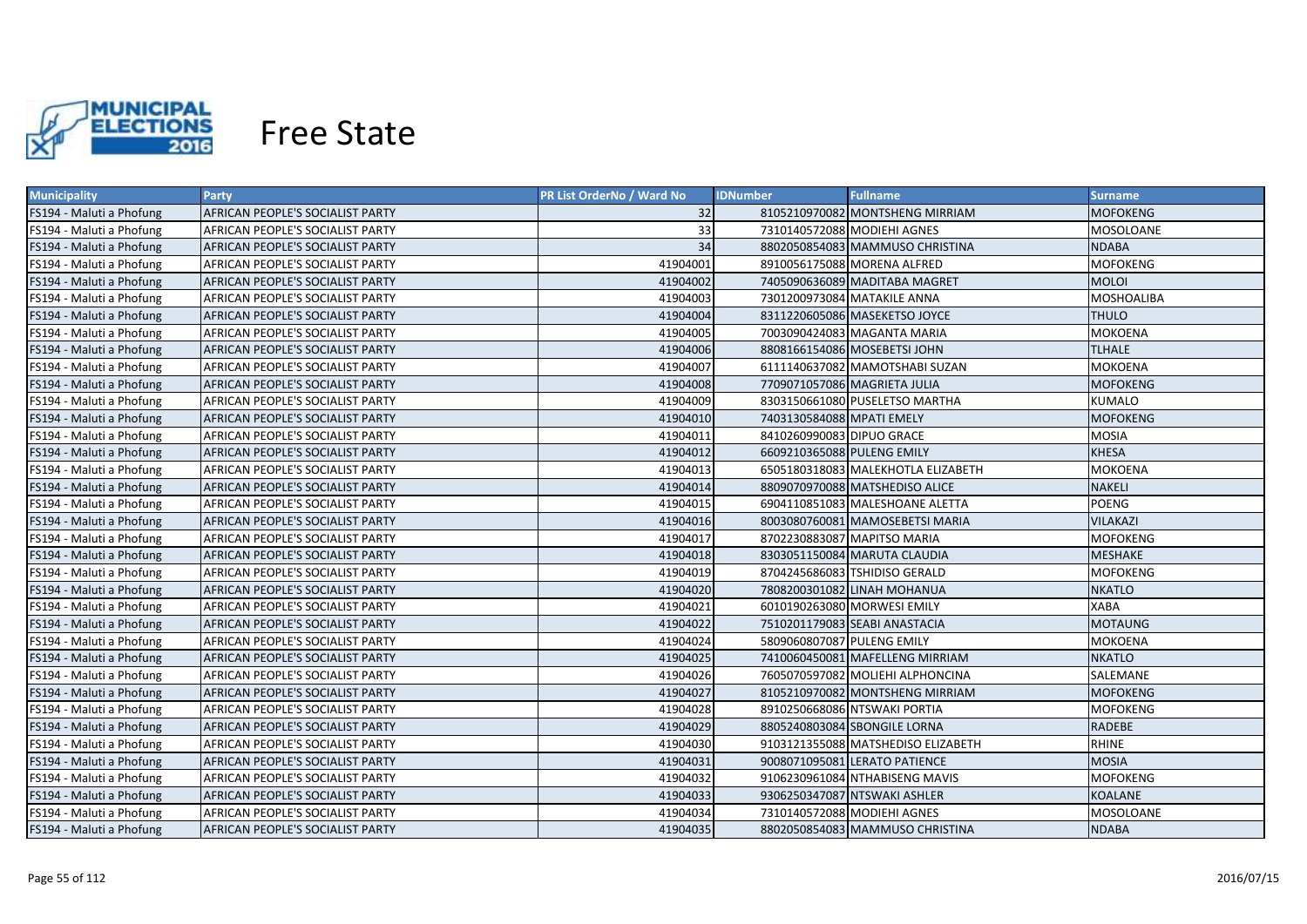# Free State

| Municipality | Party | PR List OrderNo / Ward No | IDNumber | Fullname | Surname |
|---|---|---|---|---|---|
| FS194 - Maluti a Phofung | AFRICAN PEOPLE'S SOCIALIST PARTY | 32 | 8105210970082 | MONTSHENG MIRRIAM | MOFOKENG |
| FS194 - Maluti a Phofung | AFRICAN PEOPLE'S SOCIALIST PARTY | 33 | 7310140572088 | MODIEHI AGNES | MOSOLOANE |
| FS194 - Maluti a Phofung | AFRICAN PEOPLE'S SOCIALIST PARTY | 34 | 8802050854083 | MAMMUSO CHRISTINA | NDABA |
| FS194 - Maluti a Phofung | AFRICAN PEOPLE'S SOCIALIST PARTY | 41904001 | 8910056175088 | MORENA ALFRED | MOFOKENG |
| FS194 - Maluti a Phofung | AFRICAN PEOPLE'S SOCIALIST PARTY | 41904002 | 7405090636089 | MADITABA MAGRET | MOLOI |
| FS194 - Maluti a Phofung | AFRICAN PEOPLE'S SOCIALIST PARTY | 41904003 | 7301200973084 | MATAKILE ANNA | MOSHOALIBA |
| FS194 - Maluti a Phofung | AFRICAN PEOPLE'S SOCIALIST PARTY | 41904004 | 8311220605086 | MASEKETSO JOYCE | THULO |
| FS194 - Maluti a Phofung | AFRICAN PEOPLE'S SOCIALIST PARTY | 41904005 | 7003090424083 | MAGANTA MARIA | MOKOENA |
| FS194 - Maluti a Phofung | AFRICAN PEOPLE'S SOCIALIST PARTY | 41904006 | 8808166154086 | MOSEBETSI JOHN | TLHALE |
| FS194 - Maluti a Phofung | AFRICAN PEOPLE'S SOCIALIST PARTY | 41904007 | 6111140637082 | MAMOTSHABI SUZAN | MOKOENA |
| FS194 - Maluti a Phofung | AFRICAN PEOPLE'S SOCIALIST PARTY | 41904008 | 7709071057086 | MAGRIETA JULIA | MOFOKENG |
| FS194 - Maluti a Phofung | AFRICAN PEOPLE'S SOCIALIST PARTY | 41904009 | 8303150661080 | PUSELETSO MARTHA | KUMALO |
| FS194 - Maluti a Phofung | AFRICAN PEOPLE'S SOCIALIST PARTY | 41904010 | 7403130584088 | MPATI EMELY | MOFOKENG |
| FS194 - Maluti a Phofung | AFRICAN PEOPLE'S SOCIALIST PARTY | 41904011 | 8410260990083 | DIPUO GRACE | MOSIA |
| FS194 - Maluti a Phofung | AFRICAN PEOPLE'S SOCIALIST PARTY | 41904012 | 6609210365088 | PULENG EMILY | KHESA |
| FS194 - Maluti a Phofung | AFRICAN PEOPLE'S SOCIALIST PARTY | 41904013 | 6505180318083 | MALEKHOTLA ELIZABETH | MOKOENA |
| FS194 - Maluti a Phofung | AFRICAN PEOPLE'S SOCIALIST PARTY | 41904014 | 8809070970088 | MATSHEDISO ALICE | NAKELI |
| FS194 - Maluti a Phofung | AFRICAN PEOPLE'S SOCIALIST PARTY | 41904015 | 6904110851083 | MALESHOANE ALETTA | POENG |
| FS194 - Maluti a Phofung | AFRICAN PEOPLE'S SOCIALIST PARTY | 41904016 | 8003080760081 | MAMOSEBETSI MARIA | VILAKAZI |
| FS194 - Maluti a Phofung | AFRICAN PEOPLE'S SOCIALIST PARTY | 41904017 | 8702230883087 | MAPITSO MARIA | MOFOKENG |
| FS194 - Maluti a Phofung | AFRICAN PEOPLE'S SOCIALIST PARTY | 41904018 | 8303051150084 | MARUTA CLAUDIA | MESHAKE |
| FS194 - Maluti a Phofung | AFRICAN PEOPLE'S SOCIALIST PARTY | 41904019 | 8704245686083 | TSHIDISO GERALD | MOFOKENG |
| FS194 - Maluti a Phofung | AFRICAN PEOPLE'S SOCIALIST PARTY | 41904020 | 7808200301082 | LINAH MOHANUA | NKATLO |
| FS194 - Maluti a Phofung | AFRICAN PEOPLE'S SOCIALIST PARTY | 41904021 | 6010190263080 | MORWESI EMILY | XABA |
| FS194 - Maluti a Phofung | AFRICAN PEOPLE'S SOCIALIST PARTY | 41904022 | 7510201179083 | SEABI ANASTACIA | MOTAUNG |
| FS194 - Maluti a Phofung | AFRICAN PEOPLE'S SOCIALIST PARTY | 41904024 | 5809060807087 | PULENG EMILY | MOKOENA |
| FS194 - Maluti a Phofung | AFRICAN PEOPLE'S SOCIALIST PARTY | 41904025 | 7410060450081 | MAFELLENG MIRRIAM | NKATLO |
| FS194 - Maluti a Phofung | AFRICAN PEOPLE'S SOCIALIST PARTY | 41904026 | 7605070597082 | MOLIEHI ALPHONCINA | SALEMANE |
| FS194 - Maluti a Phofung | AFRICAN PEOPLE'S SOCIALIST PARTY | 41904027 | 8105210970082 | MONTSHENG MIRRIAM | MOFOKENG |
| FS194 - Maluti a Phofung | AFRICAN PEOPLE'S SOCIALIST PARTY | 41904028 | 8910250668086 | NTSWAKI PORTIA | MOFOKENG |
| FS194 - Maluti a Phofung | AFRICAN PEOPLE'S SOCIALIST PARTY | 41904029 | 8805240803084 | SBONGILE LORNA | RADEBE |
| FS194 - Maluti a Phofung | AFRICAN PEOPLE'S SOCIALIST PARTY | 41904030 | 9103121355088 | MATSHEDISO ELIZABETH | RHINE |
| FS194 - Maluti a Phofung | AFRICAN PEOPLE'S SOCIALIST PARTY | 41904031 | 9008071095081 | LERATO PATIENCE | MOSIA |
| FS194 - Maluti a Phofung | AFRICAN PEOPLE'S SOCIALIST PARTY | 41904032 | 9106230961084 | NTHABISENG MAVIS | MOFOKENG |
| FS194 - Maluti a Phofung | AFRICAN PEOPLE'S SOCIALIST PARTY | 41904033 | 9306250347087 | NTSWAKI ASHLER | KOALANE |
| FS194 - Maluti a Phofung | AFRICAN PEOPLE'S SOCIALIST PARTY | 41904034 | 7310140572088 | MODIEHI AGNES | MOSOLOANE |
| FS194 - Maluti a Phofung | AFRICAN PEOPLE'S SOCIALIST PARTY | 41904035 | 8802050854083 | MAMMUSO CHRISTINA | NDABA |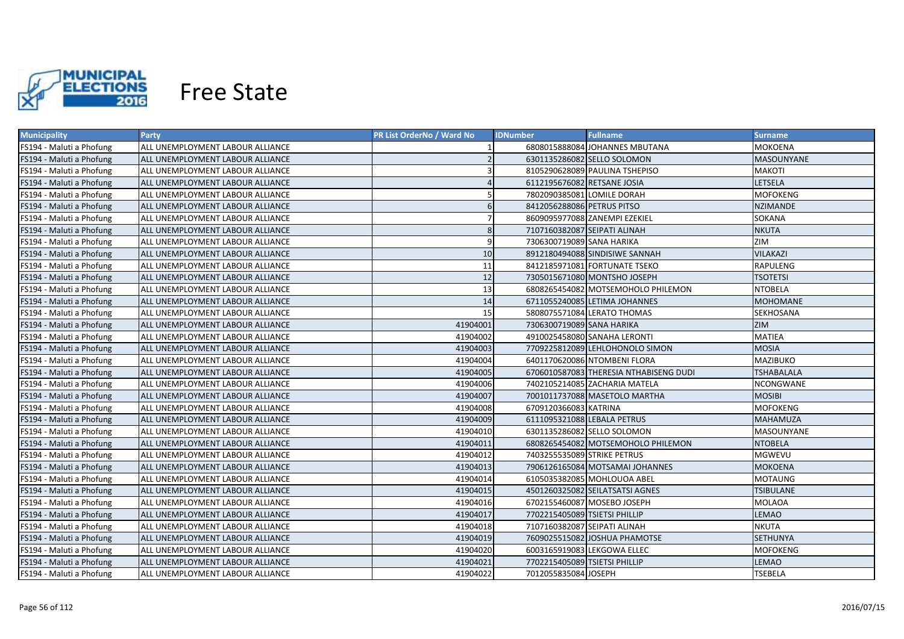# Free State

| Municipality | Party | PR List OrderNo / Ward No | IDNumber | Fullname | Surname |
|---|---|---|---|---|---|
| FS194 - Maluti a Phofung | ALL UNEMPLOYMENT LABOUR ALLIANCE | 1 | 6808015888084 | JOHANNES MBUTANA | MOKOENA |
| FS194 - Maluti a Phofung | ALL UNEMPLOYMENT LABOUR ALLIANCE | 2 | 6301135286082 | SELLO SOLOMON | MASOUNYANE |
| FS194 - Maluti a Phofung | ALL UNEMPLOYMENT LABOUR ALLIANCE | 3 | 8105290628089 | PAULINA TSHEPISO | MAKOTI |
| FS194 - Maluti a Phofung | ALL UNEMPLOYMENT LABOUR ALLIANCE | 4 | 6112195676082 | RETSANE JOSIA | LETSELA |
| FS194 - Maluti a Phofung | ALL UNEMPLOYMENT LABOUR ALLIANCE | 5 | 7802090385081 | LOMILE DORAH | MOFOKENG |
| FS194 - Maluti a Phofung | ALL UNEMPLOYMENT LABOUR ALLIANCE | 6 | 8412056288086 | PETRUS PITSO | NZIMANDE |
| FS194 - Maluti a Phofung | ALL UNEMPLOYMENT LABOUR ALLIANCE | 7 | 8609095977088 | ZANEMPI EZEKIEL | SOKANA |
| FS194 - Maluti a Phofung | ALL UNEMPLOYMENT LABOUR ALLIANCE | 8 | 7107160382087 | SEIPATI ALINAH | NKUTA |
| FS194 - Maluti a Phofung | ALL UNEMPLOYMENT LABOUR ALLIANCE | 9 | 7306300719089 | SANA HARIKA | ZIM |
| FS194 - Maluti a Phofung | ALL UNEMPLOYMENT LABOUR ALLIANCE | 10 | 8912180494088 | SINDISIWE SANNAH | VILAKAZI |
| FS194 - Maluti a Phofung | ALL UNEMPLOYMENT LABOUR ALLIANCE | 11 | 8412185971081 | FORTUNATE TSEKO | RAPULENG |
| FS194 - Maluti a Phofung | ALL UNEMPLOYMENT LABOUR ALLIANCE | 12 | 7305015671080 | MONTSHO JOSEPH | TSOTETSI |
| FS194 - Maluti a Phofung | ALL UNEMPLOYMENT LABOUR ALLIANCE | 13 | 6808265454082 | MOTSEMOHOLO PHILEMON | NTOBELA |
| FS194 - Maluti a Phofung | ALL UNEMPLOYMENT LABOUR ALLIANCE | 14 | 6711055240085 | LETIMA JOHANNES | MOHOMANE |
| FS194 - Maluti a Phofung | ALL UNEMPLOYMENT LABOUR ALLIANCE | 15 | 5808075571084 | LERATO THOMAS | SEKHOSANA |
| FS194 - Maluti a Phofung | ALL UNEMPLOYMENT LABOUR ALLIANCE | 41904001 | 7306300719089 | SANA HARIKA | ZIM |
| FS194 - Maluti a Phofung | ALL UNEMPLOYMENT LABOUR ALLIANCE | 41904002 | 4910025458080 | SANAHA LERONTI | MATIEA |
| FS194 - Maluti a Phofung | ALL UNEMPLOYMENT LABOUR ALLIANCE | 41904003 | 7709225812089 | LEHLOHONOLO SIMON | MOSIA |
| FS194 - Maluti a Phofung | ALL UNEMPLOYMENT LABOUR ALLIANCE | 41904004 | 6401170620086 | NTOMBENI FLORA | MAZIBUKO |
| FS194 - Maluti a Phofung | ALL UNEMPLOYMENT LABOUR ALLIANCE | 41904005 | 6706010587083 | THERESIA NTHABISENG DUDI | TSHABALALA |
| FS194 - Maluti a Phofung | ALL UNEMPLOYMENT LABOUR ALLIANCE | 41904006 | 7402105214085 | ZACHARIA MATELA | NCONGWANE |
| FS194 - Maluti a Phofung | ALL UNEMPLOYMENT LABOUR ALLIANCE | 41904007 | 7001011737088 | MASETOLO MARTHA | MOSIBI |
| FS194 - Maluti a Phofung | ALL UNEMPLOYMENT LABOUR ALLIANCE | 41904008 | 6709120366083 | KATRINA | MOFOKENG |
| FS194 - Maluti a Phofung | ALL UNEMPLOYMENT LABOUR ALLIANCE | 41904009 | 6111095321088 | LEBALA PETRUS | MAHAMUZA |
| FS194 - Maluti a Phofung | ALL UNEMPLOYMENT LABOUR ALLIANCE | 41904010 | 6301135286082 | SELLO SOLOMON | MASOUNYANE |
| FS194 - Maluti a Phofung | ALL UNEMPLOYMENT LABOUR ALLIANCE | 41904011 | 6808265454082 | MOTSEMOHOLO PHILEMON | NTOBELA |
| FS194 - Maluti a Phofung | ALL UNEMPLOYMENT LABOUR ALLIANCE | 41904012 | 7403255535089 | STRIKE PETRUS | MGWEVU |
| FS194 - Maluti a Phofung | ALL UNEMPLOYMENT LABOUR ALLIANCE | 41904013 | 7906126165084 | MOTSAMAI JOHANNES | MOKOENA |
| FS194 - Maluti a Phofung | ALL UNEMPLOYMENT LABOUR ALLIANCE | 41904014 | 6105035382085 | MOHLOUOA ABEL | MOTAUNG |
| FS194 - Maluti a Phofung | ALL UNEMPLOYMENT LABOUR ALLIANCE | 41904015 | 4501260325082 | SEILATSATSI AGNES | TSIBULANE |
| FS194 - Maluti a Phofung | ALL UNEMPLOYMENT LABOUR ALLIANCE | 41904016 | 6702155460087 | MOSEBO JOSEPH | MOLAOA |
| FS194 - Maluti a Phofung | ALL UNEMPLOYMENT LABOUR ALLIANCE | 41904017 | 7702215405089 | TSIETSI PHILLIP | LEMAO |
| FS194 - Maluti a Phofung | ALL UNEMPLOYMENT LABOUR ALLIANCE | 41904018 | 7107160382087 | SEIPATI ALINAH | NKUTA |
| FS194 - Maluti a Phofung | ALL UNEMPLOYMENT LABOUR ALLIANCE | 41904019 | 7609025515082 | JOSHUA PHAMOTSE | SETHUNYA |
| FS194 - Maluti a Phofung | ALL UNEMPLOYMENT LABOUR ALLIANCE | 41904020 | 6003165919083 | LEKGOWA ELLEC | MOFOKENG |
| FS194 - Maluti a Phofung | ALL UNEMPLOYMENT LABOUR ALLIANCE | 41904021 | 7702215405089 | TSIETSI PHILLIP | LEMAO |
| FS194 - Maluti a Phofung | ALL UNEMPLOYMENT LABOUR ALLIANCE | 41904022 | 7012055835084 | JOSEPH | TSEBELA |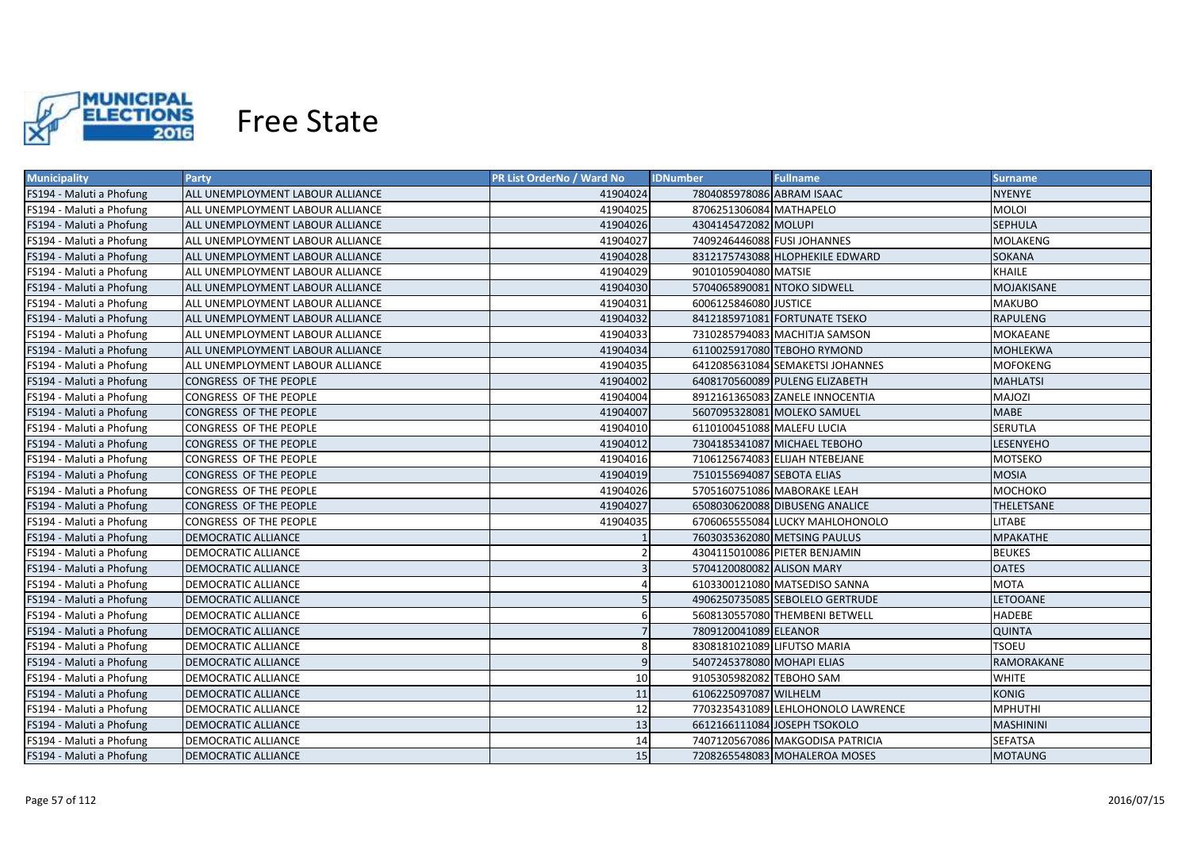# Free State

| Municipality | Party | PR List OrderNo / Ward No | IDNumber | Fullname | Surname |
|---|---|---|---|---|---|
| FS194 - Maluti a Phofung | ALL UNEMPLOYMENT LABOUR ALLIANCE | 41904024 | 7804085978086 | ABRAM ISAAC | NYENYE |
| FS194 - Maluti a Phofung | ALL UNEMPLOYMENT LABOUR ALLIANCE | 41904025 | 8706251306084 | MATHAPELO | MOLOI |
| FS194 - Maluti a Phofung | ALL UNEMPLOYMENT LABOUR ALLIANCE | 41904026 | 4304145472082 | MOLUPI | SEPHULA |
| FS194 - Maluti a Phofung | ALL UNEMPLOYMENT LABOUR ALLIANCE | 41904027 | 7409246446088 | FUSI JOHANNES | MOLAKENG |
| FS194 - Maluti a Phofung | ALL UNEMPLOYMENT LABOUR ALLIANCE | 41904028 | 8312175743088 | HLOPHEKILE EDWARD | SOKANA |
| FS194 - Maluti a Phofung | ALL UNEMPLOYMENT LABOUR ALLIANCE | 41904029 | 9010105904080 | MATSIE | KHAILE |
| FS194 - Maluti a Phofung | ALL UNEMPLOYMENT LABOUR ALLIANCE | 41904030 | 5704065890081 | NTOKO SIDWELL | MOJAKISANE |
| FS194 - Maluti a Phofung | ALL UNEMPLOYMENT LABOUR ALLIANCE | 41904031 | 6006125846080 | JUSTICE | MAKUBO |
| FS194 - Maluti a Phofung | ALL UNEMPLOYMENT LABOUR ALLIANCE | 41904032 | 8412185971081 | FORTUNATE TSEKO | RAPULENG |
| FS194 - Maluti a Phofung | ALL UNEMPLOYMENT LABOUR ALLIANCE | 41904033 | 7310285794083 | MACHITJA SAMSON | MOKAEANE |
| FS194 - Maluti a Phofung | ALL UNEMPLOYMENT LABOUR ALLIANCE | 41904034 | 6110025917080 | TEBOHO RYMOND | MOHLEKWA |
| FS194 - Maluti a Phofung | ALL UNEMPLOYMENT LABOUR ALLIANCE | 41904035 | 6412085631084 | SEMAKETSI JOHANNES | MOFOKENG |
| FS194 - Maluti a Phofung | CONGRESS OF THE PEOPLE | 41904002 | 6408170560089 | PULENG ELIZABETH | MAHLATSI |
| FS194 - Maluti a Phofung | CONGRESS OF THE PEOPLE | 41904004 | 8912161365083 | ZANELE INNOCENTIA | MAJOZI |
| FS194 - Maluti a Phofung | CONGRESS OF THE PEOPLE | 41904007 | 5607095328081 | MOLEKO SAMUEL | MABE |
| FS194 - Maluti a Phofung | CONGRESS OF THE PEOPLE | 41904010 | 6110100451088 | MALEFU LUCIA | SERUTLA |
| FS194 - Maluti a Phofung | CONGRESS OF THE PEOPLE | 41904012 | 7304185341087 | MICHAEL TEBOHO | LESENYEHO |
| FS194 - Maluti a Phofung | CONGRESS OF THE PEOPLE | 41904016 | 7106125674083 | ELIJAH NTEBEJANE | MOTSEKO |
| FS194 - Maluti a Phofung | CONGRESS OF THE PEOPLE | 41904019 | 7510155694087 | SEBOTA ELIAS | MOSIA |
| FS194 - Maluti a Phofung | CONGRESS OF THE PEOPLE | 41904026 | 5705160751086 | MABORAKE LEAH | MOCHOKO |
| FS194 - Maluti a Phofung | CONGRESS OF THE PEOPLE | 41904027 | 6508030620088 | DIBUSENG ANALICE | THELETSANE |
| FS194 - Maluti a Phofung | CONGRESS OF THE PEOPLE | 41904035 | 6706065555084 | LUCKY MAHLOHONOLO | LITABE |
| FS194 - Maluti a Phofung | DEMOCRATIC ALLIANCE | 1 | 7603035362080 | METSING PAULUS | MPAKATHE |
| FS194 - Maluti a Phofung | DEMOCRATIC ALLIANCE | 2 | 4304115010086 | PIETER BENJAMIN | BEUKES |
| FS194 - Maluti a Phofung | DEMOCRATIC ALLIANCE | 3 | 5704120080082 | ALISON MARY | OATES |
| FS194 - Maluti a Phofung | DEMOCRATIC ALLIANCE | 4 | 6103300121080 | MATSEDISO SANNA | MOTA |
| FS194 - Maluti a Phofung | DEMOCRATIC ALLIANCE | 5 | 4906250735085 | SEBOLELO GERTRUDE | LETOOANE |
| FS194 - Maluti a Phofung | DEMOCRATIC ALLIANCE | 6 | 5608130557080 | THEMBENI BETWELL | HADEBE |
| FS194 - Maluti a Phofung | DEMOCRATIC ALLIANCE | 7 | 7809120041089 | ELEANOR | QUINTA |
| FS194 - Maluti a Phofung | DEMOCRATIC ALLIANCE | 8 | 8308181021089 | LIFUTSO MARIA | TSOEU |
| FS194 - Maluti a Phofung | DEMOCRATIC ALLIANCE | 9 | 5407245378080 | MOHAPI ELIAS | RAMORAKANE |
| FS194 - Maluti a Phofung | DEMOCRATIC ALLIANCE | 10 | 9105305982082 | TEBOHO SAM | WHITE |
| FS194 - Maluti a Phofung | DEMOCRATIC ALLIANCE | 11 | 6106225097087 | WILHELM | KONIG |
| FS194 - Maluti a Phofung | DEMOCRATIC ALLIANCE | 12 | 7703235431089 | LEHLOHONOLO LAWRENCE | MPHUTHI |
| FS194 - Maluti a Phofung | DEMOCRATIC ALLIANCE | 13 | 6612166111084 | JOSEPH TSOKOLO | MASHININI |
| FS194 - Maluti a Phofung | DEMOCRATIC ALLIANCE | 14 | 7407120567086 | MAKGODISA PATRICIA | SEFATSA |
| FS194 - Maluti a Phofung | DEMOCRATIC ALLIANCE | 15 | 7208265548083 | MOHALEROA MOSES | MOTAUNG |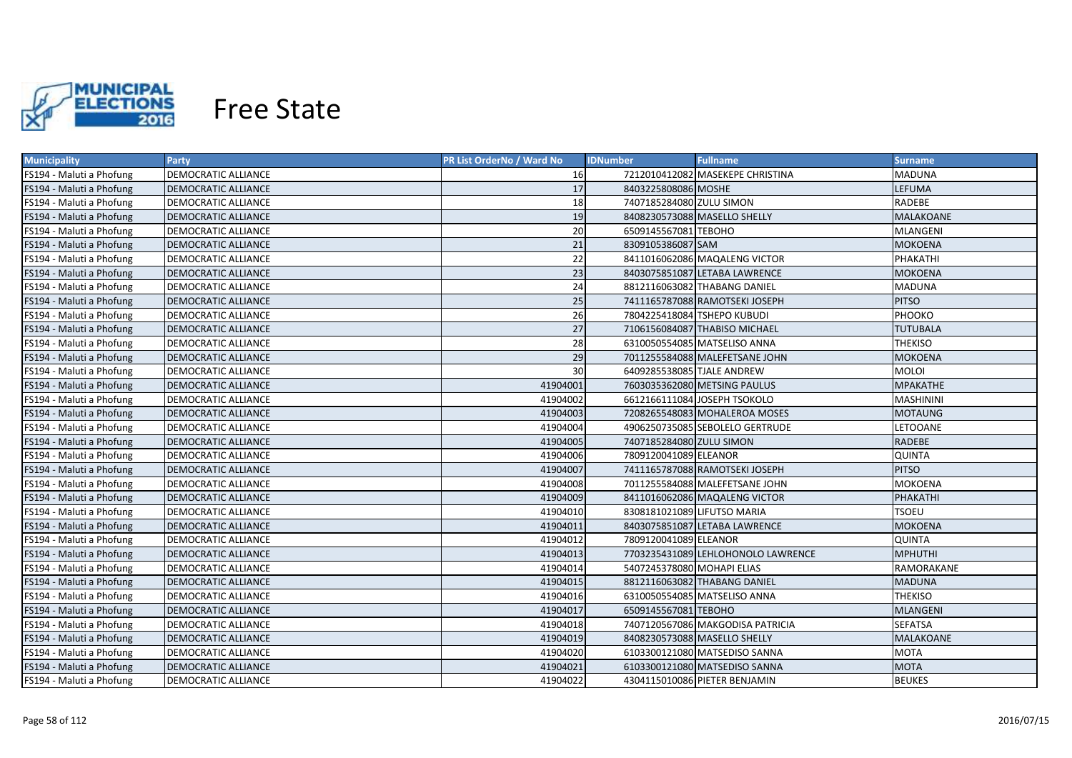# Free State

| Municipality | Party | PR List OrderNo / Ward No | IDNumber | Fullname | Surname |
|---|---|---|---|---|---|
| FS194 - Maluti a Phofung | DEMOCRATIC ALLIANCE | 16 | 7212010412082 | MASEKEPE CHRISTINA | MADUNA |
| FS194 - Maluti a Phofung | DEMOCRATIC ALLIANCE | 17 | 8403225808086 | MOSHE | LEFUMA |
| FS194 - Maluti a Phofung | DEMOCRATIC ALLIANCE | 18 | 7407185284080 | ZULU SIMON | RADEBE |
| FS194 - Maluti a Phofung | DEMOCRATIC ALLIANCE | 19 | 8408230573088 | MASELLO SHELLY | MALAKOANE |
| FS194 - Maluti a Phofung | DEMOCRATIC ALLIANCE | 20 | 6509145567081 | TEBOHO | MLANGENI |
| FS194 - Maluti a Phofung | DEMOCRATIC ALLIANCE | 21 | 8309105386087 | SAM | MOKOENA |
| FS194 - Maluti a Phofung | DEMOCRATIC ALLIANCE | 22 | 8411016062086 | MAQALENG VICTOR | PHAKATHI |
| FS194 - Maluti a Phofung | DEMOCRATIC ALLIANCE | 23 | 8403075851087 | LETABA LAWRENCE | MOKOENA |
| FS194 - Maluti a Phofung | DEMOCRATIC ALLIANCE | 24 | 8812116063082 | THABANG DANIEL | MADUNA |
| FS194 - Maluti a Phofung | DEMOCRATIC ALLIANCE | 25 | 7411165787088 | RAMOTSEKI JOSEPH | PITSO |
| FS194 - Maluti a Phofung | DEMOCRATIC ALLIANCE | 26 | 7804225418084 | TSHEPO KUBUDI | PHOOKO |
| FS194 - Maluti a Phofung | DEMOCRATIC ALLIANCE | 27 | 7106156084087 | THABISO MICHAEL | TUTUBALA |
| FS194 - Maluti a Phofung | DEMOCRATIC ALLIANCE | 28 | 6310050554085 | MATSELISO ANNA | THEKISO |
| FS194 - Maluti a Phofung | DEMOCRATIC ALLIANCE | 29 | 7011255584088 | MALEFETSANE JOHN | MOKOENA |
| FS194 - Maluti a Phofung | DEMOCRATIC ALLIANCE | 30 | 6409285538085 | TJALE ANDREW | MOLOI |
| FS194 - Maluti a Phofung | DEMOCRATIC ALLIANCE | 41904001 | 7603035362080 | METSING PAULUS | MPAKATHE |
| FS194 - Maluti a Phofung | DEMOCRATIC ALLIANCE | 41904002 | 6612166111084 | JOSEPH TSOKOLO | MASHININI |
| FS194 - Maluti a Phofung | DEMOCRATIC ALLIANCE | 41904003 | 7208265548083 | MOHALEROA MOSES | MOTAUNG |
| FS194 - Maluti a Phofung | DEMOCRATIC ALLIANCE | 41904004 | 4906250735085 | SEBOLELO GERTRUDE | LETOOANE |
| FS194 - Maluti a Phofung | DEMOCRATIC ALLIANCE | 41904005 | 7407185284080 | ZULU SIMON | RADEBE |
| FS194 - Maluti a Phofung | DEMOCRATIC ALLIANCE | 41904006 | 7809120041089 | ELEANOR | QUINTA |
| FS194 - Maluti a Phofung | DEMOCRATIC ALLIANCE | 41904007 | 7411165787088 | RAMOTSEKI JOSEPH | PITSO |
| FS194 - Maluti a Phofung | DEMOCRATIC ALLIANCE | 41904008 | 7011255584088 | MALEFETSANE JOHN | MOKOENA |
| FS194 - Maluti a Phofung | DEMOCRATIC ALLIANCE | 41904009 | 8411016062086 | MAQALENG VICTOR | PHAKATHI |
| FS194 - Maluti a Phofung | DEMOCRATIC ALLIANCE | 41904010 | 8308181021089 | LIFUTSO MARIA | TSOEU |
| FS194 - Maluti a Phofung | DEMOCRATIC ALLIANCE | 41904011 | 8403075851087 | LETABA LAWRENCE | MOKOENA |
| FS194 - Maluti a Phofung | DEMOCRATIC ALLIANCE | 41904012 | 7809120041089 | ELEANOR | QUINTA |
| FS194 - Maluti a Phofung | DEMOCRATIC ALLIANCE | 41904013 | 7703235431089 | LEHLOHONOLO LAWRENCE | MPHUTHI |
| FS194 - Maluti a Phofung | DEMOCRATIC ALLIANCE | 41904014 | 5407245378080 | MOHAPI ELIAS | RAMORAKANE |
| FS194 - Maluti a Phofung | DEMOCRATIC ALLIANCE | 41904015 | 8812116063082 | THABANG DANIEL | MADUNA |
| FS194 - Maluti a Phofung | DEMOCRATIC ALLIANCE | 41904016 | 6310050554085 | MATSELISO ANNA | THEKISO |
| FS194 - Maluti a Phofung | DEMOCRATIC ALLIANCE | 41904017 | 6509145567081 | TEBOHO | MLANGENI |
| FS194 - Maluti a Phofung | DEMOCRATIC ALLIANCE | 41904018 | 7407120567086 | MAKGODISA PATRICIA | SEFATSA |
| FS194 - Maluti a Phofung | DEMOCRATIC ALLIANCE | 41904019 | 8408230573088 | MASELLO SHELLY | MALAKOANE |
| FS194 - Maluti a Phofung | DEMOCRATIC ALLIANCE | 41904020 | 6103300121080 | MATSEDISO SANNA | MOTA |
| FS194 - Maluti a Phofung | DEMOCRATIC ALLIANCE | 41904021 | 6103300121080 | MATSEDISO SANNA | MOTA |
| FS194 - Maluti a Phofung | DEMOCRATIC ALLIANCE | 41904022 | 4304115010086 | PIETER BENJAMIN | BEUKES |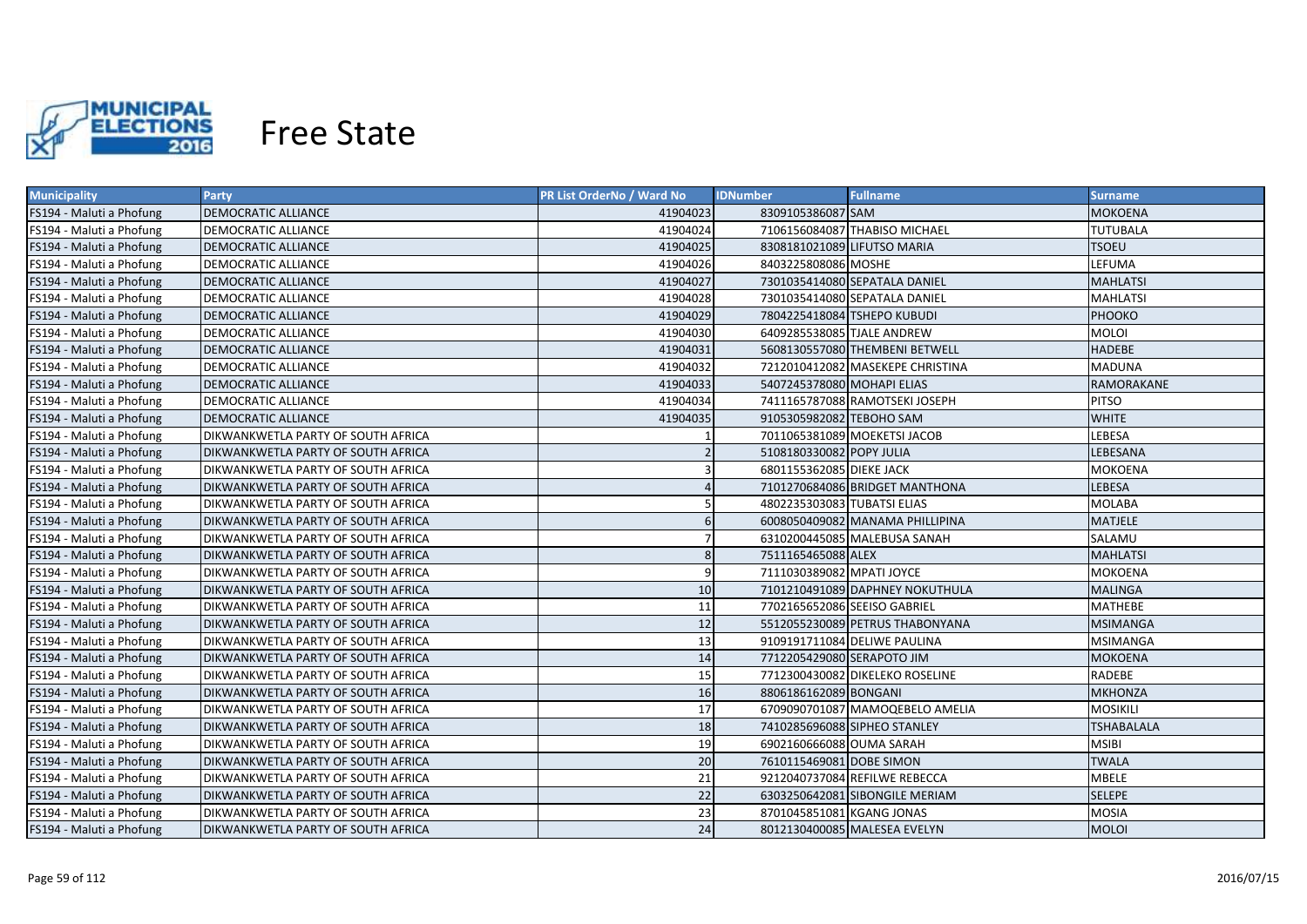# Free State

| Municipality | Party | PR List OrderNo / Ward No | IDNumber | Fullname | Surname |
|---|---|---|---|---|---|
| FS194 - Maluti a Phofung | DEMOCRATIC ALLIANCE | 41904023 | 8309105386087 | SAM | MOKOENA |
| FS194 - Maluti a Phofung | DEMOCRATIC ALLIANCE | 41904024 | 7106156084087 | THABISO MICHAEL | TUTUBALA |
| FS194 - Maluti a Phofung | DEMOCRATIC ALLIANCE | 41904025 | 8308181021089 | LIFUTSO MARIA | TSOEU |
| FS194 - Maluti a Phofung | DEMOCRATIC ALLIANCE | 41904026 | 8403225808086 | MOSHE | LEFUMA |
| FS194 - Maluti a Phofung | DEMOCRATIC ALLIANCE | 41904027 | 7301035414080 | SEPATALA DANIEL | MAHLATSI |
| FS194 - Maluti a Phofung | DEMOCRATIC ALLIANCE | 41904028 | 7301035414080 | SEPATALA DANIEL | MAHLATSI |
| FS194 - Maluti a Phofung | DEMOCRATIC ALLIANCE | 41904029 | 7804225418084 | TSHEPO KUBUDI | PHOOKO |
| FS194 - Maluti a Phofung | DEMOCRATIC ALLIANCE | 41904030 | 6409285538085 | TJALE ANDREW | MOLOI |
| FS194 - Maluti a Phofung | DEMOCRATIC ALLIANCE | 41904031 | 5608130557080 | THEMBENI BETWELL | HADEBE |
| FS194 - Maluti a Phofung | DEMOCRATIC ALLIANCE | 41904032 | 7212010412082 | MASEKEPE CHRISTINA | MADUNA |
| FS194 - Maluti a Phofung | DEMOCRATIC ALLIANCE | 41904033 | 5407245378080 | MOHAPI ELIAS | RAMORAKANE |
| FS194 - Maluti a Phofung | DEMOCRATIC ALLIANCE | 41904034 | 7411165787088 | RAMOTSEKI JOSEPH | PITSO |
| FS194 - Maluti a Phofung | DEMOCRATIC ALLIANCE | 41904035 | 9105305982082 | TEBOHO SAM | WHITE |
| FS194 - Maluti a Phofung | DIKWANKWETLA PARTY OF SOUTH AFRICA | 1 | 7011065381089 | MOEKETSI JACOB | LEBESA |
| FS194 - Maluti a Phofung | DIKWANKWETLA PARTY OF SOUTH AFRICA | 2 | 5108180330082 | POPY JULIA | LEBESANA |
| FS194 - Maluti a Phofung | DIKWANKWETLA PARTY OF SOUTH AFRICA | 3 | 6801155362085 | DIEKE JACK | MOKOENA |
| FS194 - Maluti a Phofung | DIKWANKWETLA PARTY OF SOUTH AFRICA | 4 | 7101270684086 | BRIDGET MANTHONA | LEBESA |
| FS194 - Maluti a Phofung | DIKWANKWETLA PARTY OF SOUTH AFRICA | 5 | 4802235303083 | TUBATSI ELIAS | MOLABA |
| FS194 - Maluti a Phofung | DIKWANKWETLA PARTY OF SOUTH AFRICA | 6 | 6008050409082 | MANAMA PHILLIPINA | MATJELE |
| FS194 - Maluti a Phofung | DIKWANKWETLA PARTY OF SOUTH AFRICA | 7 | 6310200445085 | MALEBUSA SANAH | SALAMU |
| FS194 - Maluti a Phofung | DIKWANKWETLA PARTY OF SOUTH AFRICA | 8 | 7511165465088 | ALEX | MAHLATSI |
| FS194 - Maluti a Phofung | DIKWANKWETLA PARTY OF SOUTH AFRICA | 9 | 7111030389082 | MPATI JOYCE | MOKOENA |
| FS194 - Maluti a Phofung | DIKWANKWETLA PARTY OF SOUTH AFRICA | 10 | 7101210491089 | DAPHNEY NOKUTHULA | MALINGA |
| FS194 - Maluti a Phofung | DIKWANKWETLA PARTY OF SOUTH AFRICA | 11 | 7702165652086 | SEEISO GABRIEL | MATHEBE |
| FS194 - Maluti a Phofung | DIKWANKWETLA PARTY OF SOUTH AFRICA | 12 | 5512055230089 | PETRUS THABONYANA | MSIMANGA |
| FS194 - Maluti a Phofung | DIKWANKWETLA PARTY OF SOUTH AFRICA | 13 | 9109191711084 | DELIWE PAULINA | MSIMANGA |
| FS194 - Maluti a Phofung | DIKWANKWETLA PARTY OF SOUTH AFRICA | 14 | 7712205429080 | SERAPOTO JIM | MOKOENA |
| FS194 - Maluti a Phofung | DIKWANKWETLA PARTY OF SOUTH AFRICA | 15 | 7712300430082 | DIKELEKO ROSELINE | RADEBE |
| FS194 - Maluti a Phofung | DIKWANKWETLA PARTY OF SOUTH AFRICA | 16 | 8806186162089 | BONGANI | MKHONZA |
| FS194 - Maluti a Phofung | DIKWANKWETLA PARTY OF SOUTH AFRICA | 17 | 6709090701087 | MAMOQEBELO AMELIA | MOSIKILI |
| FS194 - Maluti a Phofung | DIKWANKWETLA PARTY OF SOUTH AFRICA | 18 | 7410285696088 | SIPHEO STANLEY | TSHABALALA |
| FS194 - Maluti a Phofung | DIKWANKWETLA PARTY OF SOUTH AFRICA | 19 | 6902160666088 | OUMA SARAH | MSIBI |
| FS194 - Maluti a Phofung | DIKWANKWETLA PARTY OF SOUTH AFRICA | 20 | 7610115469081 | DOBE SIMON | TWALA |
| FS194 - Maluti a Phofung | DIKWANKWETLA PARTY OF SOUTH AFRICA | 21 | 9212040737084 | REFILWE REBECCA | MBELE |
| FS194 - Maluti a Phofung | DIKWANKWETLA PARTY OF SOUTH AFRICA | 22 | 6303250642081 | SIBONGILE MERIAM | SELEPE |
| FS194 - Maluti a Phofung | DIKWANKWETLA PARTY OF SOUTH AFRICA | 23 | 8701045851081 | KGANG JONAS | MOSIA |
| FS194 - Maluti a Phofung | DIKWANKWETLA PARTY OF SOUTH AFRICA | 24 | 8012130400085 | MALESEA EVELYN | MOLOI |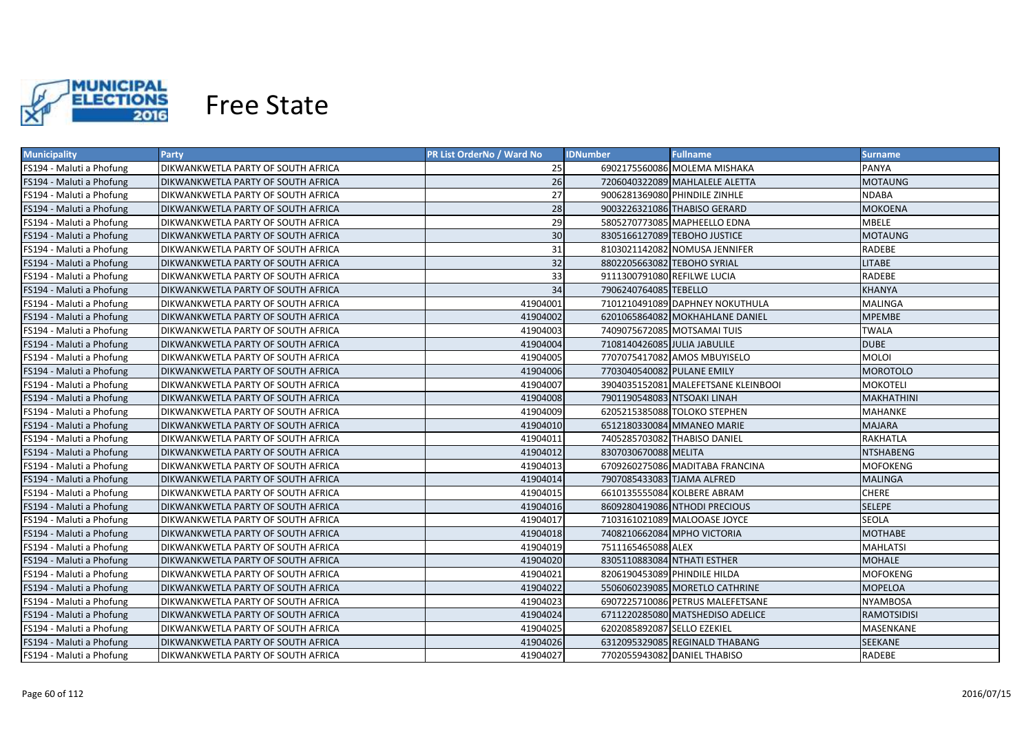# Free State

| Municipality | Party | PR List OrderNo / Ward No | IDNumber | Fullname | Surname |
|---|---|---|---|---|---|
| FS194 - Maluti a Phofung | DIKWANKWETLA PARTY OF SOUTH AFRICA | 25 | 6902175560086 | MOLEMA MISHAKA | PANYA |
| FS194 - Maluti a Phofung | DIKWANKWETLA PARTY OF SOUTH AFRICA | 26 | 7206040322089 | MAHLALELE ALETTA | MOTAUNG |
| FS194 - Maluti a Phofung | DIKWANKWETLA PARTY OF SOUTH AFRICA | 27 | 9006281369080 | PHINDILE ZINHLE | NDABA |
| FS194 - Maluti a Phofung | DIKWANKWETLA PARTY OF SOUTH AFRICA | 28 | 9003226321086 | THABISO GERARD | MOKOENA |
| FS194 - Maluti a Phofung | DIKWANKWETLA PARTY OF SOUTH AFRICA | 29 | 5805270773085 | MAPHEELLO EDNA | MBELE |
| FS194 - Maluti a Phofung | DIKWANKWETLA PARTY OF SOUTH AFRICA | 30 | 8305166127089 | TEBOHO JUSTICE | MOTAUNG |
| FS194 - Maluti a Phofung | DIKWANKWETLA PARTY OF SOUTH AFRICA | 31 | 8103021142082 | NOMUSA JENNIFER | RADEBE |
| FS194 - Maluti a Phofung | DIKWANKWETLA PARTY OF SOUTH AFRICA | 32 | 8802205663082 | TEBOHO SYRIAL | LITABE |
| FS194 - Maluti a Phofung | DIKWANKWETLA PARTY OF SOUTH AFRICA | 33 | 9111300791080 | REFILWE LUCIA | RADEBE |
| FS194 - Maluti a Phofung | DIKWANKWETLA PARTY OF SOUTH AFRICA | 34 | 7906240764085 | TEBELLO | KHANYA |
| FS194 - Maluti a Phofung | DIKWANKWETLA PARTY OF SOUTH AFRICA | 41904001 | 7101210491089 | DAPHNEY NOKUTHULA | MALINGA |
| FS194 - Maluti a Phofung | DIKWANKWETLA PARTY OF SOUTH AFRICA | 41904002 | 6201065864082 | MOKHAHLANE DANIEL | MPEMBE |
| FS194 - Maluti a Phofung | DIKWANKWETLA PARTY OF SOUTH AFRICA | 41904003 | 7409075672085 | MOTSAMAI TUIS | TWALA |
| FS194 - Maluti a Phofung | DIKWANKWETLA PARTY OF SOUTH AFRICA | 41904004 | 7108140426085 | JULIA JABULILE | DUBE |
| FS194 - Maluti a Phofung | DIKWANKWETLA PARTY OF SOUTH AFRICA | 41904005 | 7707075417082 | AMOS MBUYISELO | MOLOI |
| FS194 - Maluti a Phofung | DIKWANKWETLA PARTY OF SOUTH AFRICA | 41904006 | 7703040540082 | PULANE EMILY | MOROTOLO |
| FS194 - Maluti a Phofung | DIKWANKWETLA PARTY OF SOUTH AFRICA | 41904007 | 3904035152081 | MALEFETSANE KLEINBOOI | MOKOTELI |
| FS194 - Maluti a Phofung | DIKWANKWETLA PARTY OF SOUTH AFRICA | 41904008 | 7901190548083 | NTSOAKI LINAH | MAKHATHINI |
| FS194 - Maluti a Phofung | DIKWANKWETLA PARTY OF SOUTH AFRICA | 41904009 | 6205215385088 | TOLOKO STEPHEN | MAHANKE |
| FS194 - Maluti a Phofung | DIKWANKWETLA PARTY OF SOUTH AFRICA | 41904010 | 6512180330084 | MMANEO MARIE | MAJARA |
| FS194 - Maluti a Phofung | DIKWANKWETLA PARTY OF SOUTH AFRICA | 41904011 | 7405285703082 | THABISO DANIEL | RAKHATLA |
| FS194 - Maluti a Phofung | DIKWANKWETLA PARTY OF SOUTH AFRICA | 41904012 | 8307030670088 | MELITA | NTSHABENG |
| FS194 - Maluti a Phofung | DIKWANKWETLA PARTY OF SOUTH AFRICA | 41904013 | 6709260275086 | MADITABA FRANCINA | MOFOKENG |
| FS194 - Maluti a Phofung | DIKWANKWETLA PARTY OF SOUTH AFRICA | 41904014 | 7907085433083 | TJAMA ALFRED | MALINGA |
| FS194 - Maluti a Phofung | DIKWANKWETLA PARTY OF SOUTH AFRICA | 41904015 | 6610135555084 | KOLBERE ABRAM | CHERE |
| FS194 - Maluti a Phofung | DIKWANKWETLA PARTY OF SOUTH AFRICA | 41904016 | 8609280419086 | NTHODI PRECIOUS | SELEPE |
| FS194 - Maluti a Phofung | DIKWANKWETLA PARTY OF SOUTH AFRICA | 41904017 | 7103161021089 | MALOOASE JOYCE | SEOLA |
| FS194 - Maluti a Phofung | DIKWANKWETLA PARTY OF SOUTH AFRICA | 41904018 | 7408210662084 | MPHO VICTORIA | MOTHABE |
| FS194 - Maluti a Phofung | DIKWANKWETLA PARTY OF SOUTH AFRICA | 41904019 | 7511165465088 | ALEX | MAHLATSI |
| FS194 - Maluti a Phofung | DIKWANKWETLA PARTY OF SOUTH AFRICA | 41904020 | 8305110883084 | NTHATI ESTHER | MOHALE |
| FS194 - Maluti a Phofung | DIKWANKWETLA PARTY OF SOUTH AFRICA | 41904021 | 8206190453089 | PHINDILE HILDA | MOFOKENG |
| FS194 - Maluti a Phofung | DIKWANKWETLA PARTY OF SOUTH AFRICA | 41904022 | 5506060239085 | MORETLO CATHRINE | MOPELOA |
| FS194 - Maluti a Phofung | DIKWANKWETLA PARTY OF SOUTH AFRICA | 41904023 | 6907225710086 | PETRUS MALEFETSANE | NYAMBOSA |
| FS194 - Maluti a Phofung | DIKWANKWETLA PARTY OF SOUTH AFRICA | 41904024 | 6711220285080 | MATSHEDISO ADELICE | RAMOTSIDISI |
| FS194 - Maluti a Phofung | DIKWANKWETLA PARTY OF SOUTH AFRICA | 41904025 | 6202085892087 | SELLO EZEKIEL | MASENKANE |
| FS194 - Maluti a Phofung | DIKWANKWETLA PARTY OF SOUTH AFRICA | 41904026 | 6312095329085 | REGINALD THABANG | SEEKANE |
| FS194 - Maluti a Phofung | DIKWANKWETLA PARTY OF SOUTH AFRICA | 41904027 | 7702055943082 | DANIEL THABISO | RADEBE |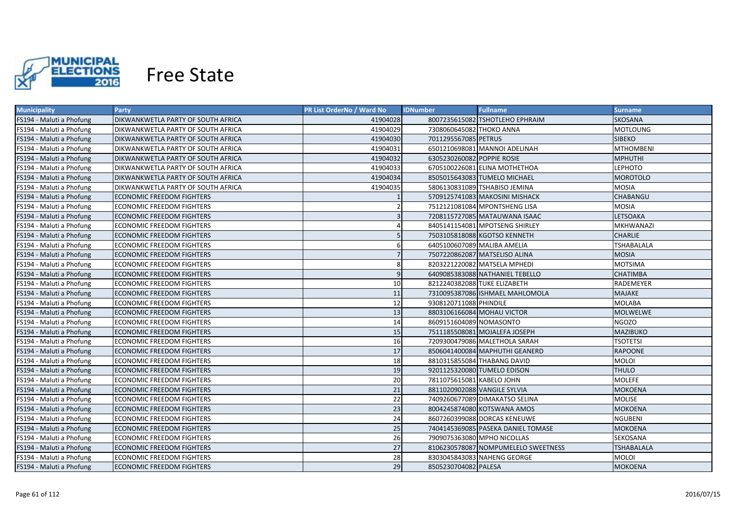# Free State

| Municipality | Party | PR List OrderNo / Ward No | IDNumber | Fullname | Surname |
|---|---|---|---|---|---|
| FS194 - Maluti a Phofung | DIKWANKWETLA PARTY OF SOUTH AFRICA | 41904028 | 8007235615082 | TSHOTLEHO EPHRAIM | SKOSANA |
| FS194 - Maluti a Phofung | DIKWANKWETLA PARTY OF SOUTH AFRICA | 41904029 | 7308060645082 | THOKO ANNA | MOTLOUNG |
| FS194 - Maluti a Phofung | DIKWANKWETLA PARTY OF SOUTH AFRICA | 41904030 | 7011295567085 | PETRUS | SIBEKO |
| FS194 - Maluti a Phofung | DIKWANKWETLA PARTY OF SOUTH AFRICA | 41904031 | 6501210698081 | MANNOI ADELINAH | MTHOMBENI |
| FS194 - Maluti a Phofung | DIKWANKWETLA PARTY OF SOUTH AFRICA | 41904032 | 6305230260082 | POPPIE ROSIE | MPHUTHI |
| FS194 - Maluti a Phofung | DIKWANKWETLA PARTY OF SOUTH AFRICA | 41904033 | 6705100226081 | ELINA MOTHETHOA | LEPHOTO |
| FS194 - Maluti a Phofung | DIKWANKWETLA PARTY OF SOUTH AFRICA | 41904034 | 8505015643083 | TUMELO MICHAEL | MOROTOLO |
| FS194 - Maluti a Phofung | DIKWANKWETLA PARTY OF SOUTH AFRICA | 41904035 | 5806130831089 | TSHABISO JEMINA | MOSIA |
| FS194 - Maluti a Phofung | ECONOMIC FREEDOM FIGHTERS | 1 | 5709125741083 | MAKOSINI MISHACK | CHABANGU |
| FS194 - Maluti a Phofung | ECONOMIC FREEDOM FIGHTERS | 2 | 7512121081084 | MPONTSHENG LISA | MOSIA |
| FS194 - Maluti a Phofung | ECONOMIC FREEDOM FIGHTERS | 3 | 7208115727085 | MATAUWANA ISAAC | LETSOAKA |
| FS194 - Maluti a Phofung | ECONOMIC FREEDOM FIGHTERS | 4 | 8405141154081 | MPOTSENG SHIRLEY | MKHWANAZI |
| FS194 - Maluti a Phofung | ECONOMIC FREEDOM FIGHTERS | 5 | 7503105818088 | KGOTSO KENNETH | CHARLIE |
| FS194 - Maluti a Phofung | ECONOMIC FREEDOM FIGHTERS | 6 | 6405100607089 | MALIBA AMELIA | TSHABALALA |
| FS194 - Maluti a Phofung | ECONOMIC FREEDOM FIGHTERS | 7 | 7507220862087 | MATSELISO ALINA | MOSIA |
| FS194 - Maluti a Phofung | ECONOMIC FREEDOM FIGHTERS | 8 | 8203221220082 | MATSELA MPHEDI | MOTSIMA |
| FS194 - Maluti a Phofung | ECONOMIC FREEDOM FIGHTERS | 9 | 6409085383088 | NATHANIEL TEBELLO | CHATIMBA |
| FS194 - Maluti a Phofung | ECONOMIC FREEDOM FIGHTERS | 10 | 8212240382088 | TUKE ELIZABETH | RADEMEYER |
| FS194 - Maluti a Phofung | ECONOMIC FREEDOM FIGHTERS | 11 | 7310095387086 | ISHMAEL MAHLOMOLA | MAJAKE |
| FS194 - Maluti a Phofung | ECONOMIC FREEDOM FIGHTERS | 12 | 9308120711088 | PHINDILE | MOLABA |
| FS194 - Maluti a Phofung | ECONOMIC FREEDOM FIGHTERS | 13 | 8803106166084 | MOHAU VICTOR | MOLWELWE |
| FS194 - Maluti a Phofung | ECONOMIC FREEDOM FIGHTERS | 14 | 8609151604089 | NOMASONTO | NGOZO |
| FS194 - Maluti a Phofung | ECONOMIC FREEDOM FIGHTERS | 15 | 7511185508081 | MOJALEFA JOSEPH | MAZIBUKO |
| FS194 - Maluti a Phofung | ECONOMIC FREEDOM FIGHTERS | 16 | 7209300479086 | MALETHOLA SARAH | TSOTETSI |
| FS194 - Maluti a Phofung | ECONOMIC FREEDOM FIGHTERS | 17 | 8506041400084 | MAPHUTHI GEANERD | RAPOONE |
| FS194 - Maluti a Phofung | ECONOMIC FREEDOM FIGHTERS | 18 | 8810315855084 | THABANG DAVID | MOLOI |
| FS194 - Maluti a Phofung | ECONOMIC FREEDOM FIGHTERS | 19 | 9201125320080 | TUMELO EDISON | THULO |
| FS194 - Maluti a Phofung | ECONOMIC FREEDOM FIGHTERS | 20 | 7811075615081 | KABELO JOHN | MOLEFE |
| FS194 - Maluti a Phofung | ECONOMIC FREEDOM FIGHTERS | 21 | 8811020902088 | VANGILE SYLVIA | MOKOENA |
| FS194 - Maluti a Phofung | ECONOMIC FREEDOM FIGHTERS | 22 | 7409260677089 | DIMAKATSO SELINA | MOLISE |
| FS194 - Maluti a Phofung | ECONOMIC FREEDOM FIGHTERS | 23 | 8004245874080 | KOTSWANA AMOS | MOKOENA |
| FS194 - Maluti a Phofung | ECONOMIC FREEDOM FIGHTERS | 24 | 8607260399088 | DORCAS KENEUWE | NGUBENI |
| FS194 - Maluti a Phofung | ECONOMIC FREEDOM FIGHTERS | 25 | 7404145369085 | PASEKA DANIEL TOMASE | MOKOENA |
| FS194 - Maluti a Phofung | ECONOMIC FREEDOM FIGHTERS | 26 | 7909075363080 | MPHO NICOLLAS | SEKOSANA |
| FS194 - Maluti a Phofung | ECONOMIC FREEDOM FIGHTERS | 27 | 8106230578087 | NOMPUMELELO SWEETNESS | TSHABALALA |
| FS194 - Maluti a Phofung | ECONOMIC FREEDOM FIGHTERS | 28 | 8303045843083 | NAHENG GEORGE | MOLOI |
| FS194 - Maluti a Phofung | ECONOMIC FREEDOM FIGHTERS | 29 | 8505230704082 | PALESA | MOKOENA |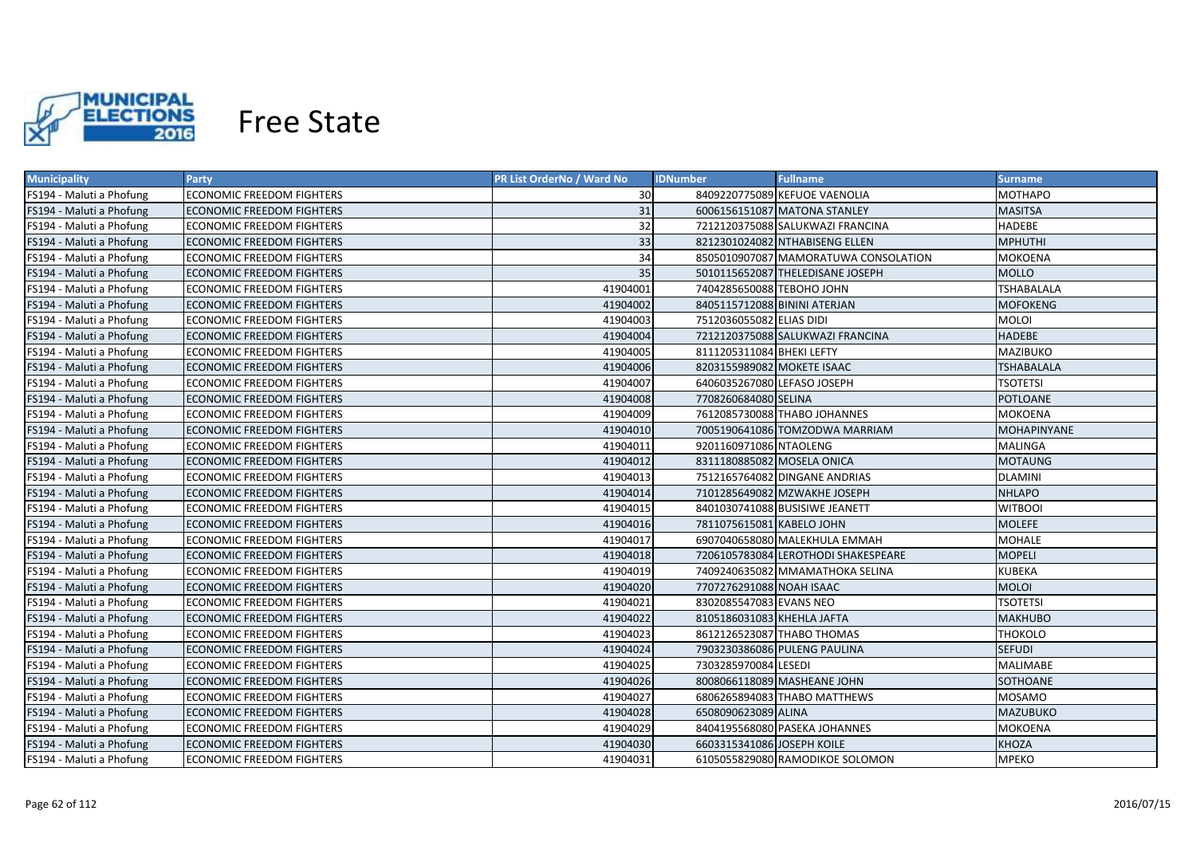# Free State

| Municipality | Party | PR List OrderNo / Ward No | IDNumber | Fullname | Surname |
|---|---|---|---|---|---|
| FS194 - Maluti a Phofung | ECONOMIC FREEDOM FIGHTERS | 30 | 8409220775089 | KEFUOE VAENOLIA | MOTHAPO |
| FS194 - Maluti a Phofung | ECONOMIC FREEDOM FIGHTERS | 31 | 6006156151087 | MATONA STANLEY | MASITSA |
| FS194 - Maluti a Phofung | ECONOMIC FREEDOM FIGHTERS | 32 | 7212120375088 | SALUKWAZI FRANCINA | HADEBE |
| FS194 - Maluti a Phofung | ECONOMIC FREEDOM FIGHTERS | 33 | 8212301024082 | NTHABISENG ELLEN | MPHUTHI |
| FS194 - Maluti a Phofung | ECONOMIC FREEDOM FIGHTERS | 34 | 8505010907087 | MAMORATUWA CONSOLATION | MOKOENA |
| FS194 - Maluti a Phofung | ECONOMIC FREEDOM FIGHTERS | 35 | 5010115652087 | THELEDISANE JOSEPH | MOLLO |
| FS194 - Maluti a Phofung | ECONOMIC FREEDOM FIGHTERS | 41904001 | 7404285650088 | TEBOHO JOHN | TSHABALALA |
| FS194 - Maluti a Phofung | ECONOMIC FREEDOM FIGHTERS | 41904002 | 8405115712088 | BININI ATERJAN | MOFOKENG |
| FS194 - Maluti a Phofung | ECONOMIC FREEDOM FIGHTERS | 41904003 | 7512036055082 | ELIAS DIDI | MOLOI |
| FS194 - Maluti a Phofung | ECONOMIC FREEDOM FIGHTERS | 41904004 | 7212120375088 | SALUKWAZI FRANCINA | HADEBE |
| FS194 - Maluti a Phofung | ECONOMIC FREEDOM FIGHTERS | 41904005 | 8111205311084 | BHEKI LEFTY | MAZIBUKO |
| FS194 - Maluti a Phofung | ECONOMIC FREEDOM FIGHTERS | 41904006 | 8203155989082 | MOKETE ISAAC | TSHABALALA |
| FS194 - Maluti a Phofung | ECONOMIC FREEDOM FIGHTERS | 41904007 | 6406035267080 | LEFASO JOSEPH | TSOTETSI |
| FS194 - Maluti a Phofung | ECONOMIC FREEDOM FIGHTERS | 41904008 | 7708260684080 | SELINA | POTLOANE |
| FS194 - Maluti a Phofung | ECONOMIC FREEDOM FIGHTERS | 41904009 | 7612085730088 | THABO JOHANNES | MOKOENA |
| FS194 - Maluti a Phofung | ECONOMIC FREEDOM FIGHTERS | 41904010 | 7005190641086 | TOMZODWA MARRIAM | MOHAPINYANE |
| FS194 - Maluti a Phofung | ECONOMIC FREEDOM FIGHTERS | 41904011 | 9201160971086 | NTAOLENG | MALINGA |
| FS194 - Maluti a Phofung | ECONOMIC FREEDOM FIGHTERS | 41904012 | 8311180885082 | MOSELA ONICA | MOTAUNG |
| FS194 - Maluti a Phofung | ECONOMIC FREEDOM FIGHTERS | 41904013 | 7512165764082 | DINGANE ANDRIAS | DLAMINI |
| FS194 - Maluti a Phofung | ECONOMIC FREEDOM FIGHTERS | 41904014 | 7101285649082 | MZWAKHE JOSEPH | NHLAPO |
| FS194 - Maluti a Phofung | ECONOMIC FREEDOM FIGHTERS | 41904015 | 8401030741088 | BUSISIWE JEANETT | WITBOOI |
| FS194 - Maluti a Phofung | ECONOMIC FREEDOM FIGHTERS | 41904016 | 7811075615081 | KABELO JOHN | MOLEFE |
| FS194 - Maluti a Phofung | ECONOMIC FREEDOM FIGHTERS | 41904017 | 6907040658080 | MALEKHULA EMMAH | MOHALE |
| FS194 - Maluti a Phofung | ECONOMIC FREEDOM FIGHTERS | 41904018 | 7206105783084 | LEROTHODI SHAKESPEARE | MOPELI |
| FS194 - Maluti a Phofung | ECONOMIC FREEDOM FIGHTERS | 41904019 | 7409240635082 | MMAMATHOKA SELINA | KUBEKA |
| FS194 - Maluti a Phofung | ECONOMIC FREEDOM FIGHTERS | 41904020 | 7707276291088 | NOAH ISAAC | MOLOI |
| FS194 - Maluti a Phofung | ECONOMIC FREEDOM FIGHTERS | 41904021 | 8302085547083 | EVANS NEO | TSOTETSI |
| FS194 - Maluti a Phofung | ECONOMIC FREEDOM FIGHTERS | 41904022 | 8105186031083 | KHEHLA JAFTA | MAKHUBO |
| FS194 - Maluti a Phofung | ECONOMIC FREEDOM FIGHTERS | 41904023 | 8612126523087 | THABO THOMAS | THOKOLO |
| FS194 - Maluti a Phofung | ECONOMIC FREEDOM FIGHTERS | 41904024 | 7903230386086 | PULENG PAULINA | SEFUDI |
| FS194 - Maluti a Phofung | ECONOMIC FREEDOM FIGHTERS | 41904025 | 7303285970084 | LESEDI | MALIMABE |
| FS194 - Maluti a Phofung | ECONOMIC FREEDOM FIGHTERS | 41904026 | 8008066118089 | MASHEANE JOHN | SOTHOANE |
| FS194 - Maluti a Phofung | ECONOMIC FREEDOM FIGHTERS | 41904027 | 6806265894083 | THABO MATTHEWS | MOSAMO |
| FS194 - Maluti a Phofung | ECONOMIC FREEDOM FIGHTERS | 41904028 | 6508090623089 | ALINA | MAZUBUKO |
| FS194 - Maluti a Phofung | ECONOMIC FREEDOM FIGHTERS | 41904029 | 8404195568080 | PASEKA JOHANNES | MOKOENA |
| FS194 - Maluti a Phofung | ECONOMIC FREEDOM FIGHTERS | 41904030 | 6603315341086 | JOSEPH KOILE | KHOZA |
| FS194 - Maluti a Phofung | ECONOMIC FREEDOM FIGHTERS | 41904031 | 6105055829080 | RAMODIKOE SOLOMON | MPEKO |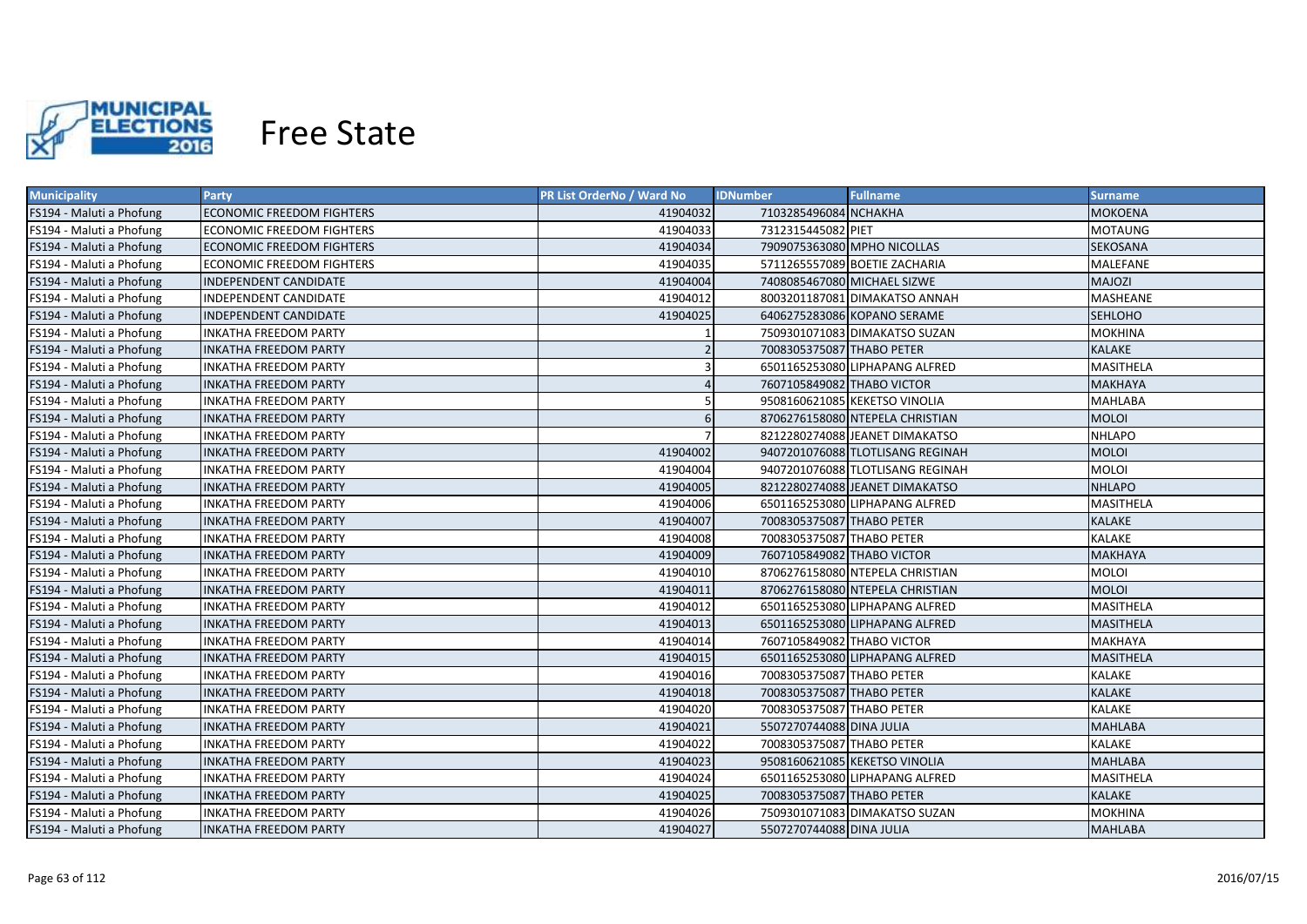# Free State

| Municipality | Party | PR List OrderNo / Ward No | IDNumber | Fullname | Surname |
|---|---|---|---|---|---|
| FS194 - Maluti a Phofung | ECONOMIC FREEDOM FIGHTERS | 41904032 | 7103285496084 | NCHAKHA | MOKOENA |
| FS194 - Maluti a Phofung | ECONOMIC FREEDOM FIGHTERS | 41904033 | 7312315445082 | PIET | MOTAUNG |
| FS194 - Maluti a Phofung | ECONOMIC FREEDOM FIGHTERS | 41904034 | 7909075363080 | MPHO NICOLLAS | SEKOSANA |
| FS194 - Maluti a Phofung | ECONOMIC FREEDOM FIGHTERS | 41904035 | 5711265557089 | BOETIE ZACHARIA | MALEFANE |
| FS194 - Maluti a Phofung | INDEPENDENT CANDIDATE | 41904004 | 7408085467080 | MICHAEL SIZWE | MAJOZI |
| FS194 - Maluti a Phofung | INDEPENDENT CANDIDATE | 41904012 | 8003201187081 | DIMAKATSO ANNAH | MASHEANE |
| FS194 - Maluti a Phofung | INDEPENDENT CANDIDATE | 41904025 | 6406275283086 | KOPANO SERAME | SEHLOHO |
| FS194 - Maluti a Phofung | INKATHA FREEDOM PARTY | 1 | 7509301071083 | DIMAKATSO SUZAN | MOKHINA |
| FS194 - Maluti a Phofung | INKATHA FREEDOM PARTY | 2 | 7008305375087 | THABO PETER | KALAKE |
| FS194 - Maluti a Phofung | INKATHA FREEDOM PARTY | 3 | 6501165253080 | LIPHAPANG ALFRED | MASITHELA |
| FS194 - Maluti a Phofung | INKATHA FREEDOM PARTY | 4 | 7607105849082 | THABO VICTOR | MAKHAYA |
| FS194 - Maluti a Phofung | INKATHA FREEDOM PARTY | 5 | 9508160621085 | KEKETSO VINOLIA | MAHLABA |
| FS194 - Maluti a Phofung | INKATHA FREEDOM PARTY | 6 | 8706276158080 | NTEPELA CHRISTIAN | MOLOI |
| FS194 - Maluti a Phofung | INKATHA FREEDOM PARTY | 7 | 8212280274088 | JEANET DIMAKATSO | NHLAPO |
| FS194 - Maluti a Phofung | INKATHA FREEDOM PARTY | 41904002 | 9407201076088 | TLOTLISANG REGINAH | MOLOI |
| FS194 - Maluti a Phofung | INKATHA FREEDOM PARTY | 41904004 | 9407201076088 | TLOTLISANG REGINAH | MOLOI |
| FS194 - Maluti a Phofung | INKATHA FREEDOM PARTY | 41904005 | 8212280274088 | JEANET DIMAKATSO | NHLAPO |
| FS194 - Maluti a Phofung | INKATHA FREEDOM PARTY | 41904006 | 6501165253080 | LIPHAPANG ALFRED | MASITHELA |
| FS194 - Maluti a Phofung | INKATHA FREEDOM PARTY | 41904007 | 7008305375087 | THABO PETER | KALAKE |
| FS194 - Maluti a Phofung | INKATHA FREEDOM PARTY | 41904008 | 7008305375087 | THABO PETER | KALAKE |
| FS194 - Maluti a Phofung | INKATHA FREEDOM PARTY | 41904009 | 7607105849082 | THABO VICTOR | MAKHAYA |
| FS194 - Maluti a Phofung | INKATHA FREEDOM PARTY | 41904010 | 8706276158080 | NTEPELA CHRISTIAN | MOLOI |
| FS194 - Maluti a Phofung | INKATHA FREEDOM PARTY | 41904011 | 8706276158080 | NTEPELA CHRISTIAN | MOLOI |
| FS194 - Maluti a Phofung | INKATHA FREEDOM PARTY | 41904012 | 6501165253080 | LIPHAPANG ALFRED | MASITHELA |
| FS194 - Maluti a Phofung | INKATHA FREEDOM PARTY | 41904013 | 6501165253080 | LIPHAPANG ALFRED | MASITHELA |
| FS194 - Maluti a Phofung | INKATHA FREEDOM PARTY | 41904014 | 7607105849082 | THABO VICTOR | MAKHAYA |
| FS194 - Maluti a Phofung | INKATHA FREEDOM PARTY | 41904015 | 6501165253080 | LIPHAPANG ALFRED | MASITHELA |
| FS194 - Maluti a Phofung | INKATHA FREEDOM PARTY | 41904016 | 7008305375087 | THABO PETER | KALAKE |
| FS194 - Maluti a Phofung | INKATHA FREEDOM PARTY | 41904018 | 7008305375087 | THABO PETER | KALAKE |
| FS194 - Maluti a Phofung | INKATHA FREEDOM PARTY | 41904020 | 7008305375087 | THABO PETER | KALAKE |
| FS194 - Maluti a Phofung | INKATHA FREEDOM PARTY | 41904021 | 5507270744088 | DINA JULIA | MAHLABA |
| FS194 - Maluti a Phofung | INKATHA FREEDOM PARTY | 41904022 | 7008305375087 | THABO PETER | KALAKE |
| FS194 - Maluti a Phofung | INKATHA FREEDOM PARTY | 41904023 | 9508160621085 | KEKETSO VINOLIA | MAHLABA |
| FS194 - Maluti a Phofung | INKATHA FREEDOM PARTY | 41904024 | 6501165253080 | LIPHAPANG ALFRED | MASITHELA |
| FS194 - Maluti a Phofung | INKATHA FREEDOM PARTY | 41904025 | 7008305375087 | THABO PETER | KALAKE |
| FS194 - Maluti a Phofung | INKATHA FREEDOM PARTY | 41904026 | 7509301071083 | DIMAKATSO SUZAN | MOKHINA |
| FS194 - Maluti a Phofung | INKATHA FREEDOM PARTY | 41904027 | 5507270744088 | DINA JULIA | MAHLABA |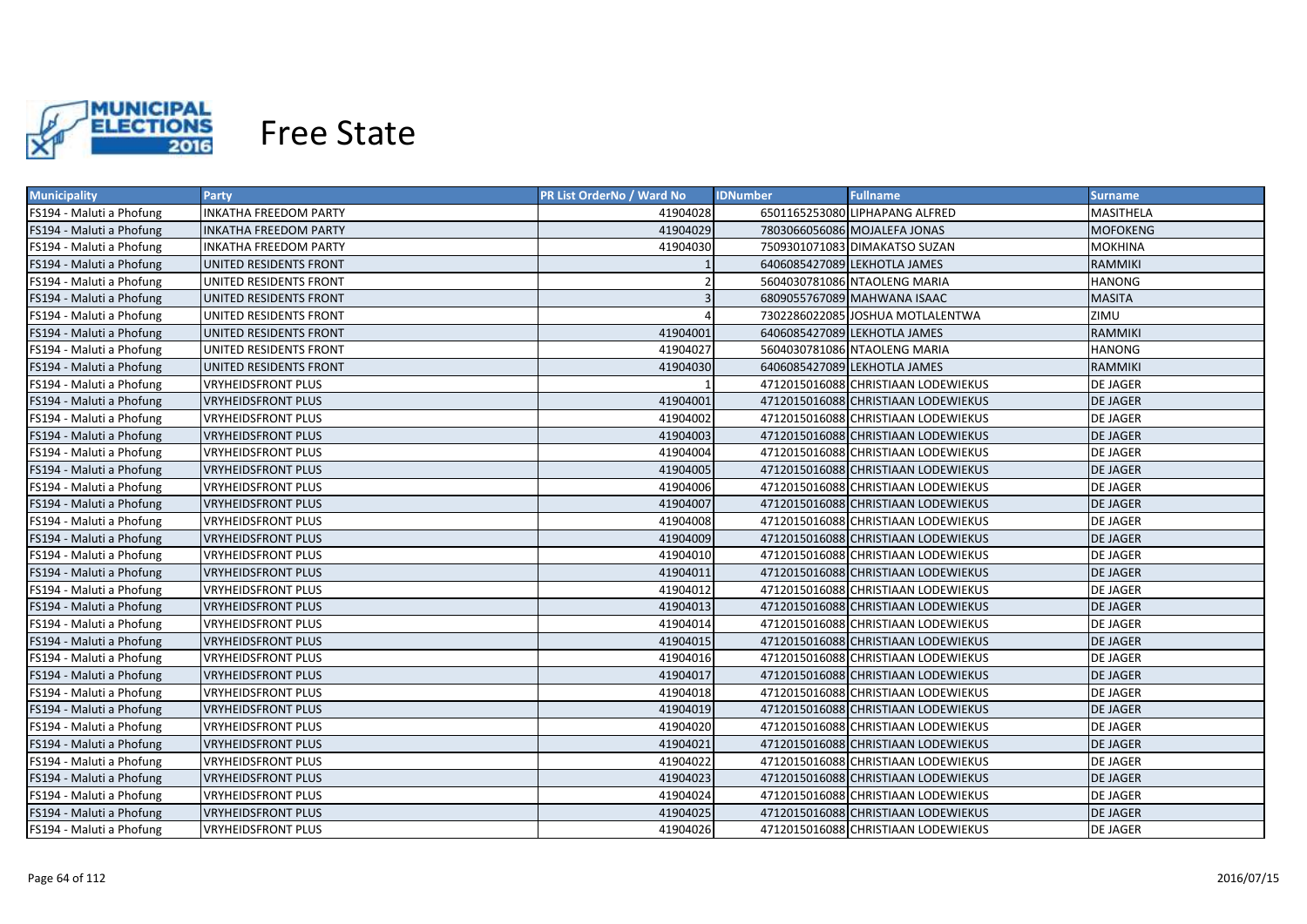# Free State

| Municipality | Party | PR List OrderNo / Ward No | IDNumber | Fullname | Surname |
|---|---|---|---|---|---|
| FS194 - Maluti a Phofung | INKATHA FREEDOM PARTY | 41904028 | 6501165253080 | LIPHAPANG ALFRED | MASITHELA |
| FS194 - Maluti a Phofung | INKATHA FREEDOM PARTY | 41904029 | 7803066056086 | MOJALEFA JONAS | MOFOKENG |
| FS194 - Maluti a Phofung | INKATHA FREEDOM PARTY | 41904030 | 7509301071083 | DIMAKATSO SUZAN | MOKHINA |
| FS194 - Maluti a Phofung | UNITED RESIDENTS FRONT | 1 | 6406085427089 | LEKHOTLA JAMES | RAMMIKI |
| FS194 - Maluti a Phofung | UNITED RESIDENTS FRONT | 2 | 5604030781086 | NTAOLENG MARIA | HANONG |
| FS194 - Maluti a Phofung | UNITED RESIDENTS FRONT | 3 | 6809055767089 | MAHWANA ISAAC | MASITA |
| FS194 - Maluti a Phofung | UNITED RESIDENTS FRONT | 4 | 7302286022085 | JOSHUA MOTLALENTWA | ZIMU |
| FS194 - Maluti a Phofung | UNITED RESIDENTS FRONT | 41904001 | 6406085427089 | LEKHOTLA JAMES | RAMMIKI |
| FS194 - Maluti a Phofung | UNITED RESIDENTS FRONT | 41904027 | 5604030781086 | NTAOLENG MARIA | HANONG |
| FS194 - Maluti a Phofung | UNITED RESIDENTS FRONT | 41904030 | 6406085427089 | LEKHOTLA JAMES | RAMMIKI |
| FS194 - Maluti a Phofung | VRYHEIDSFRONT PLUS | 1 | 4712015016088 | CHRISTIAAN LODEWIEKUS | DE JAGER |
| FS194 - Maluti a Phofung | VRYHEIDSFRONT PLUS | 41904001 | 4712015016088 | CHRISTIAAN LODEWIEKUS | DE JAGER |
| FS194 - Maluti a Phofung | VRYHEIDSFRONT PLUS | 41904002 | 4712015016088 | CHRISTIAAN LODEWIEKUS | DE JAGER |
| FS194 - Maluti a Phofung | VRYHEIDSFRONT PLUS | 41904003 | 4712015016088 | CHRISTIAAN LODEWIEKUS | DE JAGER |
| FS194 - Maluti a Phofung | VRYHEIDSFRONT PLUS | 41904004 | 4712015016088 | CHRISTIAAN LODEWIEKUS | DE JAGER |
| FS194 - Maluti a Phofung | VRYHEIDSFRONT PLUS | 41904005 | 4712015016088 | CHRISTIAAN LODEWIEKUS | DE JAGER |
| FS194 - Maluti a Phofung | VRYHEIDSFRONT PLUS | 41904006 | 4712015016088 | CHRISTIAAN LODEWIEKUS | DE JAGER |
| FS194 - Maluti a Phofung | VRYHEIDSFRONT PLUS | 41904007 | 4712015016088 | CHRISTIAAN LODEWIEKUS | DE JAGER |
| FS194 - Maluti a Phofung | VRYHEIDSFRONT PLUS | 41904008 | 4712015016088 | CHRISTIAAN LODEWIEKUS | DE JAGER |
| FS194 - Maluti a Phofung | VRYHEIDSFRONT PLUS | 41904009 | 4712015016088 | CHRISTIAAN LODEWIEKUS | DE JAGER |
| FS194 - Maluti a Phofung | VRYHEIDSFRONT PLUS | 41904010 | 4712015016088 | CHRISTIAAN LODEWIEKUS | DE JAGER |
| FS194 - Maluti a Phofung | VRYHEIDSFRONT PLUS | 41904011 | 4712015016088 | CHRISTIAAN LODEWIEKUS | DE JAGER |
| FS194 - Maluti a Phofung | VRYHEIDSFRONT PLUS | 41904012 | 4712015016088 | CHRISTIAAN LODEWIEKUS | DE JAGER |
| FS194 - Maluti a Phofung | VRYHEIDSFRONT PLUS | 41904013 | 4712015016088 | CHRISTIAAN LODEWIEKUS | DE JAGER |
| FS194 - Maluti a Phofung | VRYHEIDSFRONT PLUS | 41904014 | 4712015016088 | CHRISTIAAN LODEWIEKUS | DE JAGER |
| FS194 - Maluti a Phofung | VRYHEIDSFRONT PLUS | 41904015 | 4712015016088 | CHRISTIAAN LODEWIEKUS | DE JAGER |
| FS194 - Maluti a Phofung | VRYHEIDSFRONT PLUS | 41904016 | 4712015016088 | CHRISTIAAN LODEWIEKUS | DE JAGER |
| FS194 - Maluti a Phofung | VRYHEIDSFRONT PLUS | 41904017 | 4712015016088 | CHRISTIAAN LODEWIEKUS | DE JAGER |
| FS194 - Maluti a Phofung | VRYHEIDSFRONT PLUS | 41904018 | 4712015016088 | CHRISTIAAN LODEWIEKUS | DE JAGER |
| FS194 - Maluti a Phofung | VRYHEIDSFRONT PLUS | 41904019 | 4712015016088 | CHRISTIAAN LODEWIEKUS | DE JAGER |
| FS194 - Maluti a Phofung | VRYHEIDSFRONT PLUS | 41904020 | 4712015016088 | CHRISTIAAN LODEWIEKUS | DE JAGER |
| FS194 - Maluti a Phofung | VRYHEIDSFRONT PLUS | 41904021 | 4712015016088 | CHRISTIAAN LODEWIEKUS | DE JAGER |
| FS194 - Maluti a Phofung | VRYHEIDSFRONT PLUS | 41904022 | 4712015016088 | CHRISTIAAN LODEWIEKUS | DE JAGER |
| FS194 - Maluti a Phofung | VRYHEIDSFRONT PLUS | 41904023 | 4712015016088 | CHRISTIAAN LODEWIEKUS | DE JAGER |
| FS194 - Maluti a Phofung | VRYHEIDSFRONT PLUS | 41904024 | 4712015016088 | CHRISTIAAN LODEWIEKUS | DE JAGER |
| FS194 - Maluti a Phofung | VRYHEIDSFRONT PLUS | 41904025 | 4712015016088 | CHRISTIAAN LODEWIEKUS | DE JAGER |
| FS194 - Maluti a Phofung | VRYHEIDSFRONT PLUS | 41904026 | 4712015016088 | CHRISTIAAN LODEWIEKUS | DE JAGER |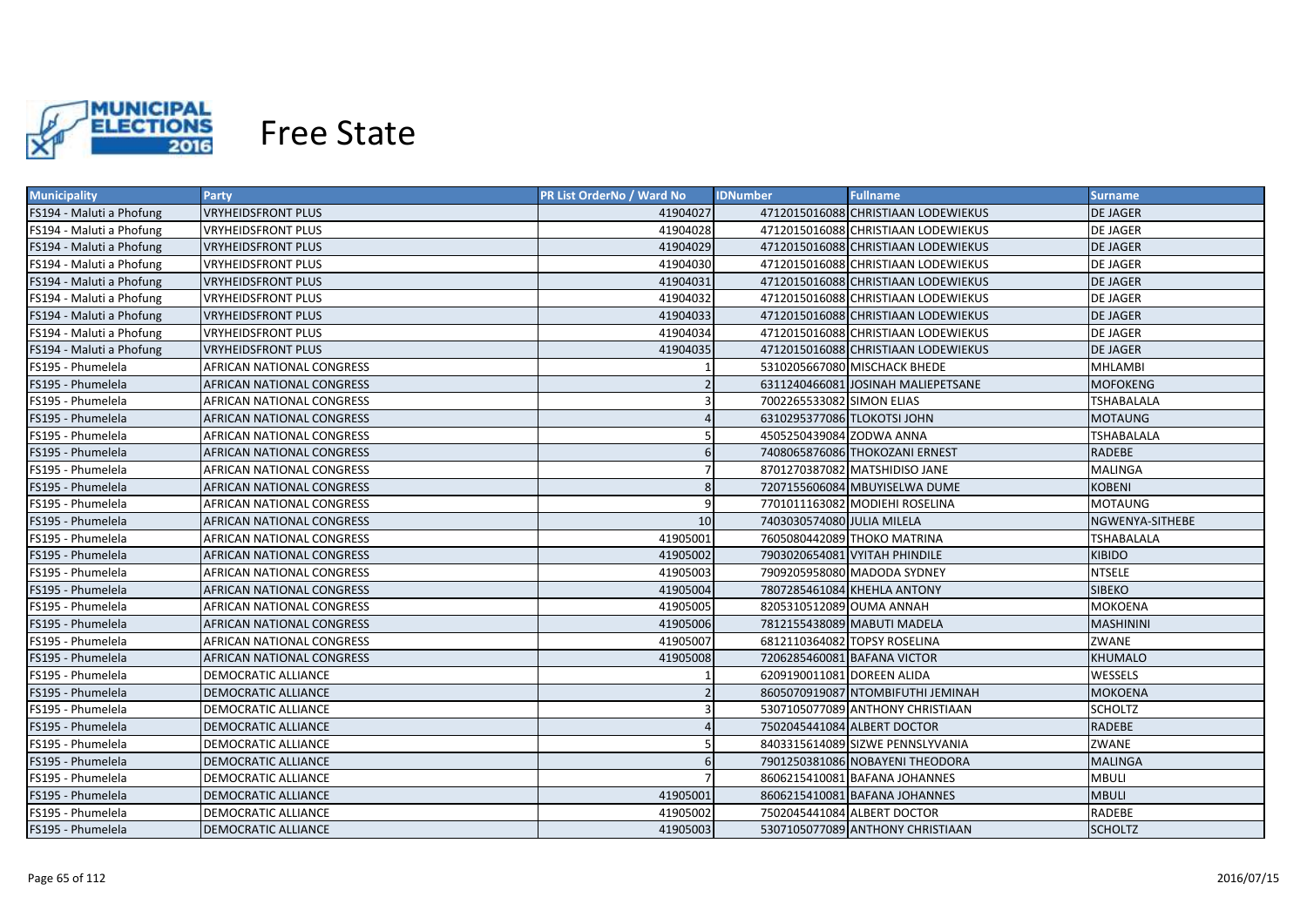# Free State

| Municipality | Party | PR List OrderNo / Ward No | IDNumber | Fullname | Surname |
|---|---|---|---|---|---|
| FS194 - Maluti a Phofung | VRYHEIDSFRONT PLUS | 41904027 | 4712015016088 | CHRISTIAAN LODEWIEKUS | DE JAGER |
| FS194 - Maluti a Phofung | VRYHEIDSFRONT PLUS | 41904028 | 4712015016088 | CHRISTIAAN LODEWIEKUS | DE JAGER |
| FS194 - Maluti a Phofung | VRYHEIDSFRONT PLUS | 41904029 | 4712015016088 | CHRISTIAAN LODEWIEKUS | DE JAGER |
| FS194 - Maluti a Phofung | VRYHEIDSFRONT PLUS | 41904030 | 4712015016088 | CHRISTIAAN LODEWIEKUS | DE JAGER |
| FS194 - Maluti a Phofung | VRYHEIDSFRONT PLUS | 41904031 | 4712015016088 | CHRISTIAAN LODEWIEKUS | DE JAGER |
| FS194 - Maluti a Phofung | VRYHEIDSFRONT PLUS | 41904032 | 4712015016088 | CHRISTIAAN LODEWIEKUS | DE JAGER |
| FS194 - Maluti a Phofung | VRYHEIDSFRONT PLUS | 41904033 | 4712015016088 | CHRISTIAAN LODEWIEKUS | DE JAGER |
| FS194 - Maluti a Phofung | VRYHEIDSFRONT PLUS | 41904034 | 4712015016088 | CHRISTIAAN LODEWIEKUS | DE JAGER |
| FS194 - Maluti a Phofung | VRYHEIDSFRONT PLUS | 41904035 | 4712015016088 | CHRISTIAAN LODEWIEKUS | DE JAGER |
| FS195 - Phumelela | AFRICAN NATIONAL CONGRESS | 1 | 5310205667080 | MISCHACK BHEDE | MHLAMBI |
| FS195 - Phumelela | AFRICAN NATIONAL CONGRESS | 2 | 6311240466081 | JOSINAH MALIEPETSANE | MOFOKENG |
| FS195 - Phumelela | AFRICAN NATIONAL CONGRESS | 3 | 7002265533082 | SIMON ELIAS | TSHABALALA |
| FS195 - Phumelela | AFRICAN NATIONAL CONGRESS | 4 | 6310295377086 | TLOKOTSI JOHN | MOTAUNG |
| FS195 - Phumelela | AFRICAN NATIONAL CONGRESS | 5 | 4505250439084 | ZODWA ANNA | TSHABALALA |
| FS195 - Phumelela | AFRICAN NATIONAL CONGRESS | 6 | 7408065876086 | THOKOZANI ERNEST | RADEBE |
| FS195 - Phumelela | AFRICAN NATIONAL CONGRESS | 7 | 8701270387082 | MATSHIDISO JANE | MALINGA |
| FS195 - Phumelela | AFRICAN NATIONAL CONGRESS | 8 | 7207155606084 | MBUYISELWA DUME | KOBENI |
| FS195 - Phumelela | AFRICAN NATIONAL CONGRESS | 9 | 7701011163082 | MODIEHI ROSELINA | MOTAUNG |
| FS195 - Phumelela | AFRICAN NATIONAL CONGRESS | 10 | 7403030574080 | JULIA MILELA | NGWENYA-SITHEBE |
| FS195 - Phumelela | AFRICAN NATIONAL CONGRESS | 41905001 | 7605080442089 | THOKO MATRINA | TSHABALALA |
| FS195 - Phumelela | AFRICAN NATIONAL CONGRESS | 41905002 | 7903020654081 | VYITAH PHINDILE | KIBIDO |
| FS195 - Phumelela | AFRICAN NATIONAL CONGRESS | 41905003 | 7909205958080 | MADODA SYDNEY | NTSELE |
| FS195 - Phumelela | AFRICAN NATIONAL CONGRESS | 41905004 | 7807285461084 | KHEHLA ANTONY | SIBEKO |
| FS195 - Phumelela | AFRICAN NATIONAL CONGRESS | 41905005 | 8205310512089 | OUMA ANNAH | MOKOENA |
| FS195 - Phumelela | AFRICAN NATIONAL CONGRESS | 41905006 | 7812155438089 | MABUTI MADELA | MASHININI |
| FS195 - Phumelela | AFRICAN NATIONAL CONGRESS | 41905007 | 6812110364082 | TOPSY ROSELINA | ZWANE |
| FS195 - Phumelela | AFRICAN NATIONAL CONGRESS | 41905008 | 7206285460081 | BAFANA VICTOR | KHUMALO |
| FS195 - Phumelela | DEMOCRATIC ALLIANCE | 1 | 6209190011081 | DOREEN ALIDA | WESSELS |
| FS195 - Phumelela | DEMOCRATIC ALLIANCE | 2 | 8605070919087 | NTOMBIFUTHI JEMINAH | MOKOENA |
| FS195 - Phumelela | DEMOCRATIC ALLIANCE | 3 | 5307105077089 | ANTHONY CHRISTIAAN | SCHOLTZ |
| FS195 - Phumelela | DEMOCRATIC ALLIANCE | 4 | 7502045441084 | ALBERT DOCTOR | RADEBE |
| FS195 - Phumelela | DEMOCRATIC ALLIANCE | 5 | 8403315614089 | SIZWE PENNSLYVANIA | ZWANE |
| FS195 - Phumelela | DEMOCRATIC ALLIANCE | 6 | 7901250381086 | NOBAYENI THEODORA | MALINGA |
| FS195 - Phumelela | DEMOCRATIC ALLIANCE | 7 | 8606215410081 | BAFANA JOHANNES | MBULI |
| FS195 - Phumelela | DEMOCRATIC ALLIANCE | 41905001 | 8606215410081 | BAFANA JOHANNES | MBULI |
| FS195 - Phumelela | DEMOCRATIC ALLIANCE | 41905002 | 7502045441084 | ALBERT DOCTOR | RADEBE |
| FS195 - Phumelela | DEMOCRATIC ALLIANCE | 41905003 | 5307105077089 | ANTHONY CHRISTIAAN | SCHOLTZ |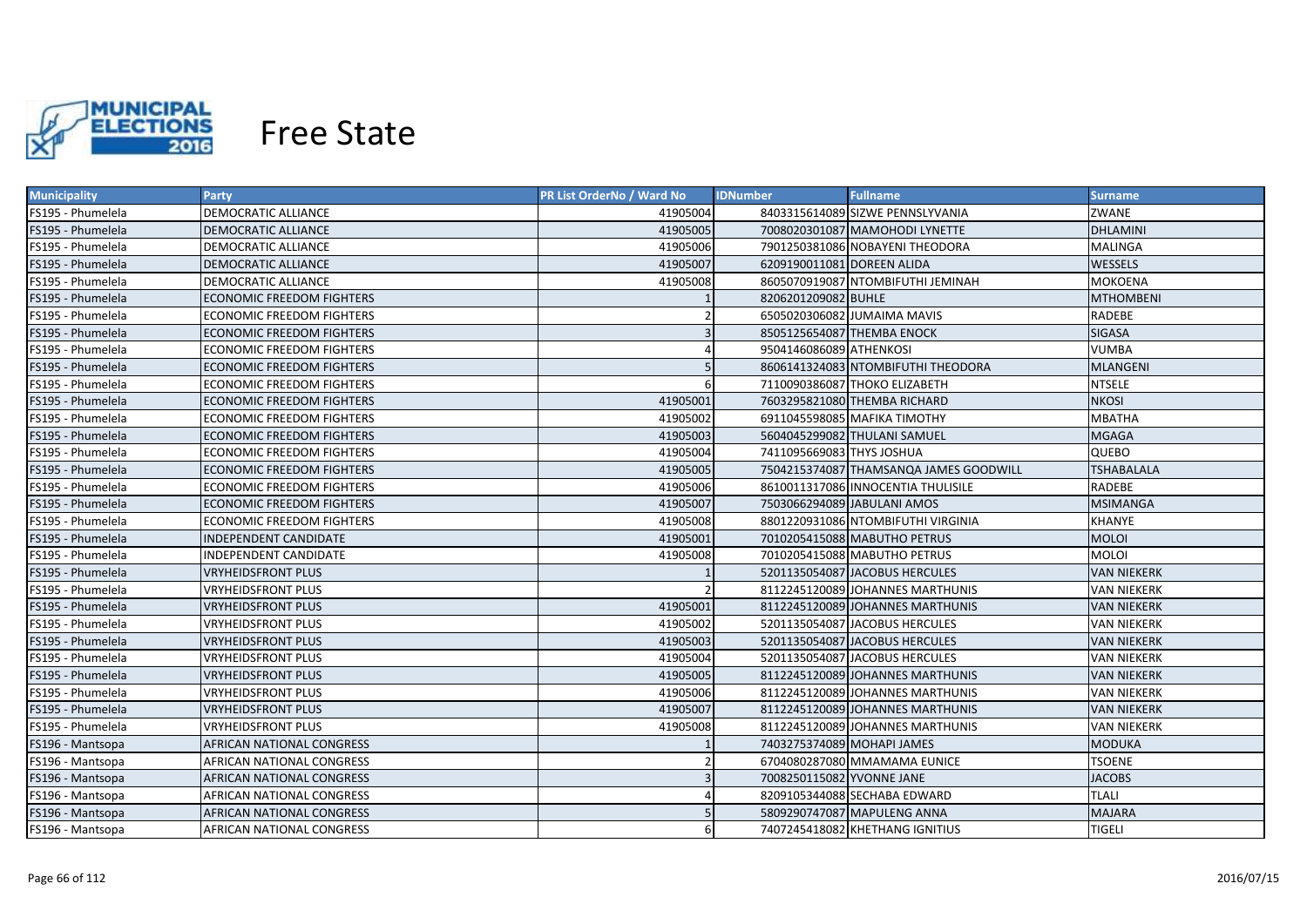# Free State

| Municipality | Party | PR List OrderNo / Ward No | IDNumber | Fullname | Surname |
|---|---|---|---|---|---|
| FS195 - Phumelela | DEMOCRATIC ALLIANCE | 41905004 | 8403315614089 | SIZWE PENNSLYVANIA | ZWANE |
| FS195 - Phumelela | DEMOCRATIC ALLIANCE | 41905005 | 7008020301087 | MAMOHODI LYNETTE | DHLAMINI |
| FS195 - Phumelela | DEMOCRATIC ALLIANCE | 41905006 | 7901250381086 | NOBAYENI THEODORA | MALINGA |
| FS195 - Phumelela | DEMOCRATIC ALLIANCE | 41905007 | 6209190011081 | DOREEN ALIDA | WESSELS |
| FS195 - Phumelela | DEMOCRATIC ALLIANCE | 41905008 | 8605070919087 | NTOMBIFUTHI JEMINAH | MOKOENA |
| FS195 - Phumelela | ECONOMIC FREEDOM FIGHTERS | 1 | 8206201209082 | BUHLE | MTHOMBENI |
| FS195 - Phumelela | ECONOMIC FREEDOM FIGHTERS | 2 | 6505020306082 | JUMAIMA MAVIS | RADEBE |
| FS195 - Phumelela | ECONOMIC FREEDOM FIGHTERS | 3 | 8505125654087 | THEMBA ENOCK | SIGASA |
| FS195 - Phumelela | ECONOMIC FREEDOM FIGHTERS | 4 | 9504146086089 | ATHENKOSI | VUMBA |
| FS195 - Phumelela | ECONOMIC FREEDOM FIGHTERS | 5 | 8606141324083 | NTOMBIFUTHI THEODORA | MLANGENI |
| FS195 - Phumelela | ECONOMIC FREEDOM FIGHTERS | 6 | 7110090386087 | THOKO ELIZABETH | NTSELE |
| FS195 - Phumelela | ECONOMIC FREEDOM FIGHTERS | 41905001 | 7603295821080 | THEMBA RICHARD | NKOSI |
| FS195 - Phumelela | ECONOMIC FREEDOM FIGHTERS | 41905002 | 6911045598085 | MAFIKA TIMOTHY | MBATHA |
| FS195 - Phumelela | ECONOMIC FREEDOM FIGHTERS | 41905003 | 5604045299082 | THULANI SAMUEL | MGAGA |
| FS195 - Phumelela | ECONOMIC FREEDOM FIGHTERS | 41905004 | 7411095669083 | THYS JOSHUA | QUEBO |
| FS195 - Phumelela | ECONOMIC FREEDOM FIGHTERS | 41905005 | 7504215374087 | THAMSANQA JAMES GOODWILL | TSHABALALA |
| FS195 - Phumelela | ECONOMIC FREEDOM FIGHTERS | 41905006 | 8610011317086 | INNOCENTIA THULISILE | RADEBE |
| FS195 - Phumelela | ECONOMIC FREEDOM FIGHTERS | 41905007 | 7503066294089 | JABULANI AMOS | MSIMANGA |
| FS195 - Phumelela | ECONOMIC FREEDOM FIGHTERS | 41905008 | 8801220931086 | NTOMBIFUTHI VIRGINIA | KHANYE |
| FS195 - Phumelela | INDEPENDENT CANDIDATE | 41905001 | 7010205415088 | MABUTHO PETRUS | MOLOI |
| FS195 - Phumelela | INDEPENDENT CANDIDATE | 41905008 | 7010205415088 | MABUTHO PETRUS | MOLOI |
| FS195 - Phumelela | VRYHEIDSFRONT PLUS | 1 | 5201135054087 | JACOBUS HERCULES | VAN NIEKERK |
| FS195 - Phumelela | VRYHEIDSFRONT PLUS | 2 | 8112245120089 | JOHANNES MARTHUNIS | VAN NIEKERK |
| FS195 - Phumelela | VRYHEIDSFRONT PLUS | 41905001 | 8112245120089 | JOHANNES MARTHUNIS | VAN NIEKERK |
| FS195 - Phumelela | VRYHEIDSFRONT PLUS | 41905002 | 5201135054087 | JACOBUS HERCULES | VAN NIEKERK |
| FS195 - Phumelela | VRYHEIDSFRONT PLUS | 41905003 | 5201135054087 | JACOBUS HERCULES | VAN NIEKERK |
| FS195 - Phumelela | VRYHEIDSFRONT PLUS | 41905004 | 5201135054087 | JACOBUS HERCULES | VAN NIEKERK |
| FS195 - Phumelela | VRYHEIDSFRONT PLUS | 41905005 | 8112245120089 | JOHANNES MARTHUNIS | VAN NIEKERK |
| FS195 - Phumelela | VRYHEIDSFRONT PLUS | 41905006 | 8112245120089 | JOHANNES MARTHUNIS | VAN NIEKERK |
| FS195 - Phumelela | VRYHEIDSFRONT PLUS | 41905007 | 8112245120089 | JOHANNES MARTHUNIS | VAN NIEKERK |
| FS195 - Phumelela | VRYHEIDSFRONT PLUS | 41905008 | 8112245120089 | JOHANNES MARTHUNIS | VAN NIEKERK |
| FS196 - Mantsopa | AFRICAN NATIONAL CONGRESS | 1 | 7403275374089 | MOHAPI JAMES | MODUKA |
| FS196 - Mantsopa | AFRICAN NATIONAL CONGRESS | 2 | 6704080287080 | MMAMAMA EUNICE | TSOENE |
| FS196 - Mantsopa | AFRICAN NATIONAL CONGRESS | 3 | 7008250115082 | YVONNE JANE | JACOBS |
| FS196 - Mantsopa | AFRICAN NATIONAL CONGRESS | 4 | 8209105344088 | SECHABA EDWARD | TLALI |
| FS196 - Mantsopa | AFRICAN NATIONAL CONGRESS | 5 | 5809290747087 | MAPULENG ANNA | MAJARA |
| FS196 - Mantsopa | AFRICAN NATIONAL CONGRESS | 6 | 7407245418082 | KHETHANG IGNITIUS | TIGELI |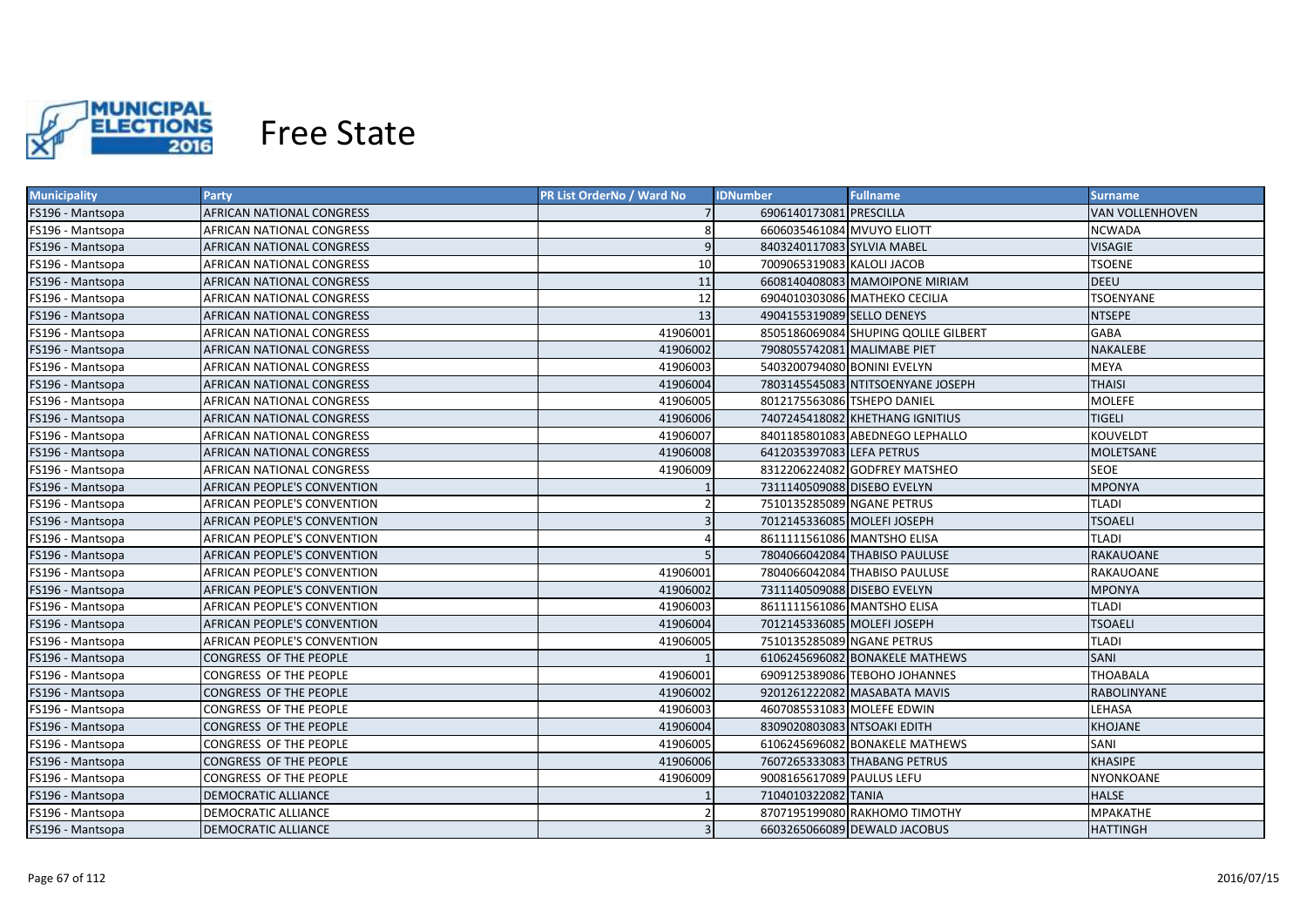# Free State

| Municipality | Party | PR List OrderNo / Ward No | IDNumber | Fullname | Surname |
|---|---|---|---|---|---|
| FS196 - Mantsopa | AFRICAN NATIONAL CONGRESS | 7 | 6906140173081 | PRESCILLA | VAN VOLLENHOVEN |
| FS196 - Mantsopa | AFRICAN NATIONAL CONGRESS | 8 | 6606035461084 | MVUYO ELIOTT | NCWADA |
| FS196 - Mantsopa | AFRICAN NATIONAL CONGRESS | 9 | 8403240117083 | SYLVIA MABEL | VISAGIE |
| FS196 - Mantsopa | AFRICAN NATIONAL CONGRESS | 10 | 7009065319083 | KALOLI JACOB | TSOENE |
| FS196 - Mantsopa | AFRICAN NATIONAL CONGRESS | 11 | 6608140408083 | MAMOIPONE MIRIAM | DEEU |
| FS196 - Mantsopa | AFRICAN NATIONAL CONGRESS | 12 | 6904010303086 | MATHEKO CECILIA | TSOENYANE |
| FS196 - Mantsopa | AFRICAN NATIONAL CONGRESS | 13 | 4904155319089 | SELLO DENEYS | NTSEPE |
| FS196 - Mantsopa | AFRICAN NATIONAL CONGRESS | 41906001 | 8505186069084 | SHUPING QOLILE GILBERT | GABA |
| FS196 - Mantsopa | AFRICAN NATIONAL CONGRESS | 41906002 | 7908055742081 | MALIMABE PIET | NAKALEBE |
| FS196 - Mantsopa | AFRICAN NATIONAL CONGRESS | 41906003 | 5403200794080 | BONINI EVELYN | MEYA |
| FS196 - Mantsopa | AFRICAN NATIONAL CONGRESS | 41906004 | 7803145545083 | NTITSOENYANE JOSEPH | THAISI |
| FS196 - Mantsopa | AFRICAN NATIONAL CONGRESS | 41906005 | 8012175563086 | TSHEPO DANIEL | MOLEFE |
| FS196 - Mantsopa | AFRICAN NATIONAL CONGRESS | 41906006 | 7407245418082 | KHETHANG IGNITIUS | TIGELI |
| FS196 - Mantsopa | AFRICAN NATIONAL CONGRESS | 41906007 | 8401185801083 | ABEDNEGO LEPHALLO | KOUVELDT |
| FS196 - Mantsopa | AFRICAN NATIONAL CONGRESS | 41906008 | 6412035397083 | LEFA PETRUS | MOLETSANE |
| FS196 - Mantsopa | AFRICAN NATIONAL CONGRESS | 41906009 | 8312206224082 | GODFREY MATSHEO | SEOE |
| FS196 - Mantsopa | AFRICAN PEOPLE'S CONVENTION | 1 | 7311140509088 | DISEBO EVELYN | MPONYA |
| FS196 - Mantsopa | AFRICAN PEOPLE'S CONVENTION | 2 | 7510135285089 | NGANE PETRUS | TLADI |
| FS196 - Mantsopa | AFRICAN PEOPLE'S CONVENTION | 3 | 7012145336085 | MOLEFI JOSEPH | TSOAELI |
| FS196 - Mantsopa | AFRICAN PEOPLE'S CONVENTION | 4 | 8611111561086 | MANTSHO ELISA | TLADI |
| FS196 - Mantsopa | AFRICAN PEOPLE'S CONVENTION | 5 | 7804066042084 | THABISO PAULUSE | RAKAUOANE |
| FS196 - Mantsopa | AFRICAN PEOPLE'S CONVENTION | 41906001 | 7804066042084 | THABISO PAULUSE | RAKAUOANE |
| FS196 - Mantsopa | AFRICAN PEOPLE'S CONVENTION | 41906002 | 7311140509088 | DISEBO EVELYN | MPONYA |
| FS196 - Mantsopa | AFRICAN PEOPLE'S CONVENTION | 41906003 | 8611111561086 | MANTSHO ELISA | TLADI |
| FS196 - Mantsopa | AFRICAN PEOPLE'S CONVENTION | 41906004 | 7012145336085 | MOLEFI JOSEPH | TSOAELI |
| FS196 - Mantsopa | AFRICAN PEOPLE'S CONVENTION | 41906005 | 7510135285089 | NGANE PETRUS | TLADI |
| FS196 - Mantsopa | CONGRESS OF THE PEOPLE | 1 | 6106245696082 | BONAKELE MATHEWS | SANI |
| FS196 - Mantsopa | CONGRESS OF THE PEOPLE | 41906001 | 6909125389086 | TEBOHO JOHANNES | THOABALA |
| FS196 - Mantsopa | CONGRESS OF THE PEOPLE | 41906002 | 9201261222082 | MASABATA MAVIS | RABOLINYANE |
| FS196 - Mantsopa | CONGRESS OF THE PEOPLE | 41906003 | 4607085531083 | MOLEFE EDWIN | LEHASA |
| FS196 - Mantsopa | CONGRESS OF THE PEOPLE | 41906004 | 8309020803083 | NTSOAKI EDITH | KHOJANE |
| FS196 - Mantsopa | CONGRESS OF THE PEOPLE | 41906005 | 6106245696082 | BONAKELE MATHEWS | SANI |
| FS196 - Mantsopa | CONGRESS OF THE PEOPLE | 41906006 | 7607265333083 | THABANG PETRUS | KHASIPE |
| FS196 - Mantsopa | CONGRESS OF THE PEOPLE | 41906009 | 9008165617089 | PAULUS LEFU | NYONKOANE |
| FS196 - Mantsopa | DEMOCRATIC ALLIANCE | 1 | 7104010322082 | TANIA | HALSE |
| FS196 - Mantsopa | DEMOCRATIC ALLIANCE | 2 | 8707195199080 | RAKHOMO TIMOTHY | MPAKATHE |
| FS196 - Mantsopa | DEMOCRATIC ALLIANCE | 3 | 6603265066089 | DEWALD JACOBUS | HATTINGH |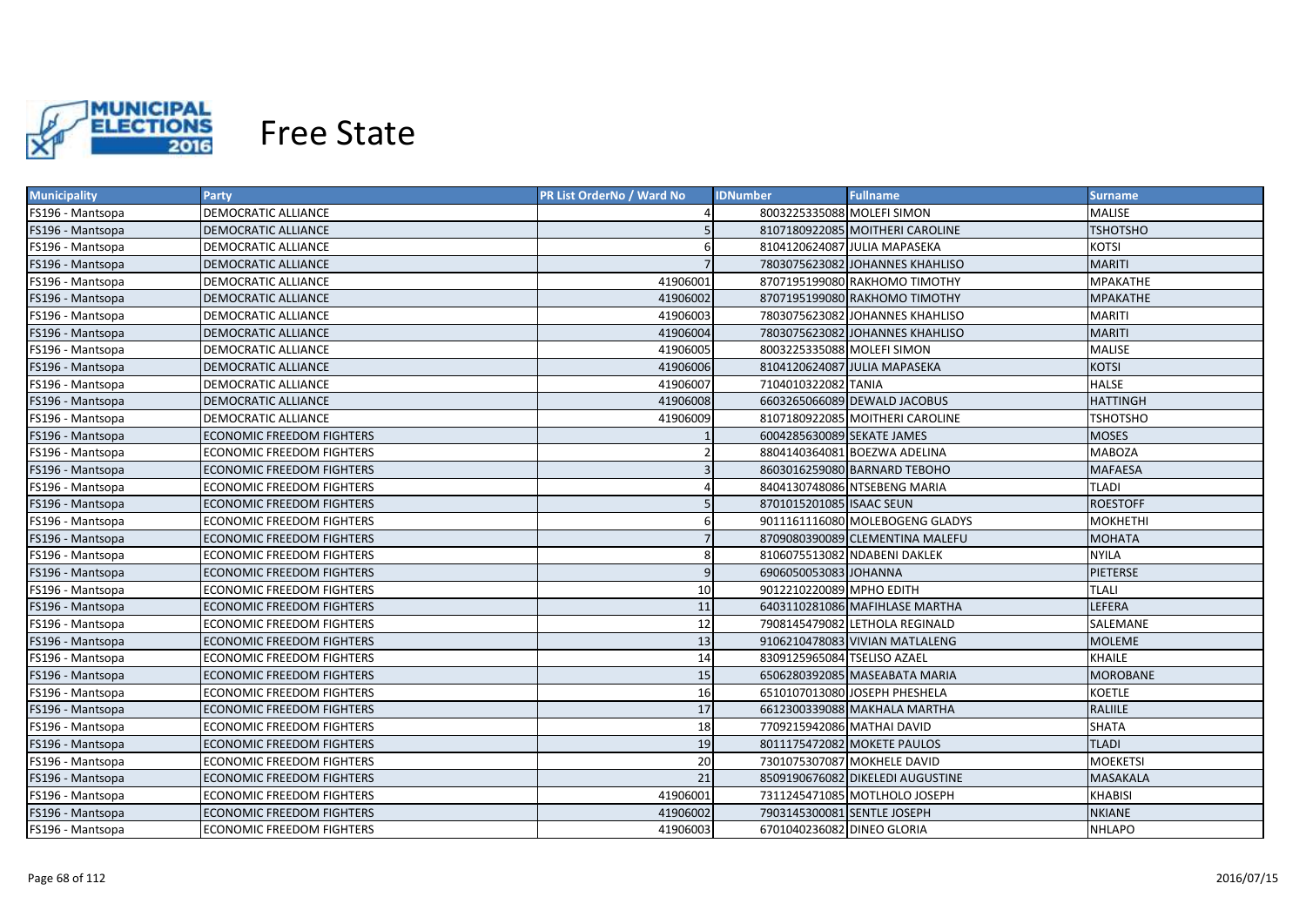# Free State

| Municipality | Party | PR List OrderNo / Ward No | IDNumber | Fullname | Surname |
|---|---|---|---|---|---|
| FS196 - Mantsopa | DEMOCRATIC ALLIANCE | 4 | 8003225335088 | MOLEFI SIMON | MALISE |
| FS196 - Mantsopa | DEMOCRATIC ALLIANCE | 5 | 8107180922085 | MOITHERI CAROLINE | TSHOTSHO |
| FS196 - Mantsopa | DEMOCRATIC ALLIANCE | 6 | 8104120624087 | JULIA MAPASEKA | KOTSI |
| FS196 - Mantsopa | DEMOCRATIC ALLIANCE | 7 | 7803075623082 | JOHANNES KHAHLISO | MARITI |
| FS196 - Mantsopa | DEMOCRATIC ALLIANCE | 41906001 | 8707195199080 | RAKHOMO TIMOTHY | MPAKATHE |
| FS196 - Mantsopa | DEMOCRATIC ALLIANCE | 41906002 | 8707195199080 | RAKHOMO TIMOTHY | MPAKATHE |
| FS196 - Mantsopa | DEMOCRATIC ALLIANCE | 41906003 | 7803075623082 | JOHANNES KHAHLISO | MARITI |
| FS196 - Mantsopa | DEMOCRATIC ALLIANCE | 41906004 | 7803075623082 | JOHANNES KHAHLISO | MARITI |
| FS196 - Mantsopa | DEMOCRATIC ALLIANCE | 41906005 | 8003225335088 | MOLEFI SIMON | MALISE |
| FS196 - Mantsopa | DEMOCRATIC ALLIANCE | 41906006 | 8104120624087 | JULIA MAPASEKA | KOTSI |
| FS196 - Mantsopa | DEMOCRATIC ALLIANCE | 41906007 | 7104010322082 | TANIA | HALSE |
| FS196 - Mantsopa | DEMOCRATIC ALLIANCE | 41906008 | 6603265066089 | DEWALD JACOBUS | HATTINGH |
| FS196 - Mantsopa | DEMOCRATIC ALLIANCE | 41906009 | 8107180922085 | MOITHERI CAROLINE | TSHOTSHO |
| FS196 - Mantsopa | ECONOMIC FREEDOM FIGHTERS | 1 | 6004285630089 | SEKATE JAMES | MOSES |
| FS196 - Mantsopa | ECONOMIC FREEDOM FIGHTERS | 2 | 8804140364081 | BOEZWA ADELINA | MABOZA |
| FS196 - Mantsopa | ECONOMIC FREEDOM FIGHTERS | 3 | 8603016259080 | BARNARD TEBOHO | MAFAESA |
| FS196 - Mantsopa | ECONOMIC FREEDOM FIGHTERS | 4 | 8404130748086 | NTSEBENG MARIA | TLADI |
| FS196 - Mantsopa | ECONOMIC FREEDOM FIGHTERS | 5 | 8701015201085 | ISAAC SEUN | ROESTOFF |
| FS196 - Mantsopa | ECONOMIC FREEDOM FIGHTERS | 6 | 9011161116080 | MOLEBOGENG GLADYS | MOKHETHI |
| FS196 - Mantsopa | ECONOMIC FREEDOM FIGHTERS | 7 | 8709080390089 | CLEMENTINA MALEFU | MOHATA |
| FS196 - Mantsopa | ECONOMIC FREEDOM FIGHTERS | 8 | 8106075513082 | NDABENI DAKLEK | NYILA |
| FS196 - Mantsopa | ECONOMIC FREEDOM FIGHTERS | 9 | 6906050053083 | JOHANNA | PIETERSE |
| FS196 - Mantsopa | ECONOMIC FREEDOM FIGHTERS | 10 | 9012210220089 | MPHO EDITH | TLALI |
| FS196 - Mantsopa | ECONOMIC FREEDOM FIGHTERS | 11 | 6403110281086 | MAFIHLASE MARTHA | LEFERA |
| FS196 - Mantsopa | ECONOMIC FREEDOM FIGHTERS | 12 | 7908145479082 | LETHOLA REGINALD | SALEMANE |
| FS196 - Mantsopa | ECONOMIC FREEDOM FIGHTERS | 13 | 9106210478083 | VIVIAN MATLALENG | MOLEME |
| FS196 - Mantsopa | ECONOMIC FREEDOM FIGHTERS | 14 | 8309125965084 | TSELISO AZAEL | KHAILE |
| FS196 - Mantsopa | ECONOMIC FREEDOM FIGHTERS | 15 | 6506280392085 | MASEABATA MARIA | MOROBANE |
| FS196 - Mantsopa | ECONOMIC FREEDOM FIGHTERS | 16 | 6510107013080 | JOSEPH PHESHELA | KOETLE |
| FS196 - Mantsopa | ECONOMIC FREEDOM FIGHTERS | 17 | 6612300339088 | MAKHALA MARTHA | RALIILE |
| FS196 - Mantsopa | ECONOMIC FREEDOM FIGHTERS | 18 | 7709215942086 | MATHAI DAVID | SHATA |
| FS196 - Mantsopa | ECONOMIC FREEDOM FIGHTERS | 19 | 8011175472082 | MOKETE PAULOS | TLADI |
| FS196 - Mantsopa | ECONOMIC FREEDOM FIGHTERS | 20 | 7301075307087 | MOKHELE DAVID | MOEKETSI |
| FS196 - Mantsopa | ECONOMIC FREEDOM FIGHTERS | 21 | 8509190676082 | DIKELEDI AUGUSTINE | MASAKALA |
| FS196 - Mantsopa | ECONOMIC FREEDOM FIGHTERS | 41906001 | 7311245471085 | MOTLHOLO JOSEPH | KHABISI |
| FS196 - Mantsopa | ECONOMIC FREEDOM FIGHTERS | 41906002 | 7903145300081 | SENTLE JOSEPH | NKIANE |
| FS196 - Mantsopa | ECONOMIC FREEDOM FIGHTERS | 41906003 | 6701040236082 | DINEO GLORIA | NHLAPO |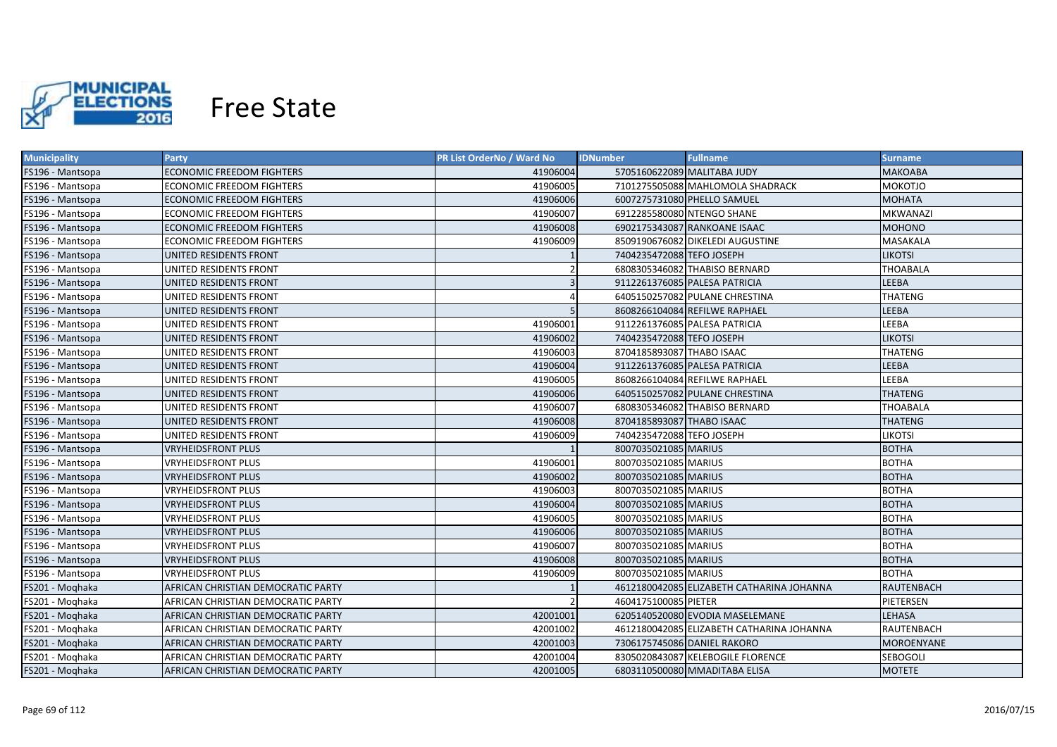# Free State

| Municipality | Party | PR List OrderNo / Ward No | IDNumber | Fullname | Surname |
|---|---|---|---|---|---|
| FS196 - Mantsopa | ECONOMIC FREEDOM FIGHTERS | 41906004 | 5705160622089 | MALITABA JUDY | MAKOABA |
| FS196 - Mantsopa | ECONOMIC FREEDOM FIGHTERS | 41906005 | 7101275505088 | MAHLOMOLA SHADRACK | MOKOTJO |
| FS196 - Mantsopa | ECONOMIC FREEDOM FIGHTERS | 41906006 | 6007275731080 | PHELLO SAMUEL | MOHATA |
| FS196 - Mantsopa | ECONOMIC FREEDOM FIGHTERS | 41906007 | 6912285580080 | NTENGO SHANE | MKWANAZI |
| FS196 - Mantsopa | ECONOMIC FREEDOM FIGHTERS | 41906008 | 6902175343087 | RANKOANE ISAAC | MOHONO |
| FS196 - Mantsopa | ECONOMIC FREEDOM FIGHTERS | 41906009 | 8509190676082 | DIKELEDI AUGUSTINE | MASAKALA |
| FS196 - Mantsopa | UNITED RESIDENTS FRONT | 1 | 7404235472088 | TEFO JOSEPH | LIKOTSI |
| FS196 - Mantsopa | UNITED RESIDENTS FRONT | 2 | 6808305346082 | THABISO BERNARD | THOABALA |
| FS196 - Mantsopa | UNITED RESIDENTS FRONT | 3 | 9112261376085 | PALESA PATRICIA | LEEBA |
| FS196 - Mantsopa | UNITED RESIDENTS FRONT | 4 | 6405150257082 | PULANE CHRESTINA | THATENG |
| FS196 - Mantsopa | UNITED RESIDENTS FRONT | 5 | 8608266104084 | REFILWE RAPHAEL | LEEBA |
| FS196 - Mantsopa | UNITED RESIDENTS FRONT | 41906001 | 9112261376085 | PALESA PATRICIA | LEEBA |
| FS196 - Mantsopa | UNITED RESIDENTS FRONT | 41906002 | 7404235472088 | TEFO JOSEPH | LIKOTSI |
| FS196 - Mantsopa | UNITED RESIDENTS FRONT | 41906003 | 8704185893087 | THABO ISAAC | THATENG |
| FS196 - Mantsopa | UNITED RESIDENTS FRONT | 41906004 | 9112261376085 | PALESA PATRICIA | LEEBA |
| FS196 - Mantsopa | UNITED RESIDENTS FRONT | 41906005 | 8608266104084 | REFILWE RAPHAEL | LEEBA |
| FS196 - Mantsopa | UNITED RESIDENTS FRONT | 41906006 | 6405150257082 | PULANE CHRESTINA | THATENG |
| FS196 - Mantsopa | UNITED RESIDENTS FRONT | 41906007 | 6808305346082 | THABISO BERNARD | THOABALA |
| FS196 - Mantsopa | UNITED RESIDENTS FRONT | 41906008 | 8704185893087 | THABO ISAAC | THATENG |
| FS196 - Mantsopa | UNITED RESIDENTS FRONT | 41906009 | 7404235472088 | TEFO JOSEPH | LIKOTSI |
| FS196 - Mantsopa | VRYHEIDSFRONT PLUS | 1 | 8007035021085 | MARIUS | BOTHA |
| FS196 - Mantsopa | VRYHEIDSFRONT PLUS | 41906001 | 8007035021085 | MARIUS | BOTHA |
| FS196 - Mantsopa | VRYHEIDSFRONT PLUS | 41906002 | 8007035021085 | MARIUS | BOTHA |
| FS196 - Mantsopa | VRYHEIDSFRONT PLUS | 41906003 | 8007035021085 | MARIUS | BOTHA |
| FS196 - Mantsopa | VRYHEIDSFRONT PLUS | 41906004 | 8007035021085 | MARIUS | BOTHA |
| FS196 - Mantsopa | VRYHEIDSFRONT PLUS | 41906005 | 8007035021085 | MARIUS | BOTHA |
| FS196 - Mantsopa | VRYHEIDSFRONT PLUS | 41906006 | 8007035021085 | MARIUS | BOTHA |
| FS196 - Mantsopa | VRYHEIDSFRONT PLUS | 41906007 | 8007035021085 | MARIUS | BOTHA |
| FS196 - Mantsopa | VRYHEIDSFRONT PLUS | 41906008 | 8007035021085 | MARIUS | BOTHA |
| FS196 - Mantsopa | VRYHEIDSFRONT PLUS | 41906009 | 8007035021085 | MARIUS | BOTHA |
| FS201 - Moqhaka | AFRICAN CHRISTIAN DEMOCRATIC PARTY | 1 | 4612180042085 | ELIZABETH CATHARINA JOHANNA | RAUTENBACH |
| FS201 - Moqhaka | AFRICAN CHRISTIAN DEMOCRATIC PARTY | 2 | 4604175100085 | PIETER | PIETERSEN |
| FS201 - Moqhaka | AFRICAN CHRISTIAN DEMOCRATIC PARTY | 42001001 | 6205140520080 | EVODIA MASELEMANE | LEHASA |
| FS201 - Moqhaka | AFRICAN CHRISTIAN DEMOCRATIC PARTY | 42001002 | 4612180042085 | ELIZABETH CATHARINA JOHANNA | RAUTENBACH |
| FS201 - Moqhaka | AFRICAN CHRISTIAN DEMOCRATIC PARTY | 42001003 | 7306175745086 | DANIEL RAKORO | MOROENYANE |
| FS201 - Moqhaka | AFRICAN CHRISTIAN DEMOCRATIC PARTY | 42001004 | 8305020843087 | KELEBOGILE FLORENCE | SEBOGOLI |
| FS201 - Moqhaka | AFRICAN CHRISTIAN DEMOCRATIC PARTY | 42001005 | 6803110500080 | MMADITABA ELISA | MOTETE |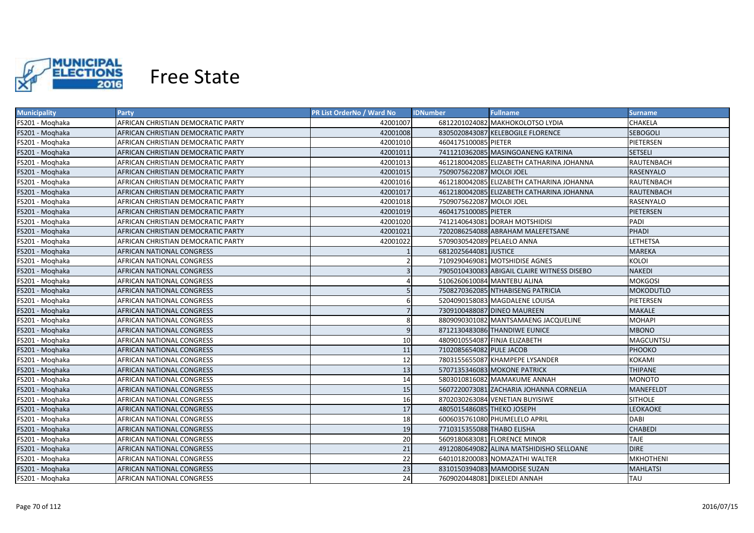# Free State

| Municipality | Party | PR List OrderNo / Ward No | IDNumber | Fullname | Surname |
|---|---|---|---|---|---|
| FS201 - Moqhaka | AFRICAN CHRISTIAN DEMOCRATIC PARTY | 42001007 | 6812201024082 | MAKHOKOLOTSO LYDIA | CHAKELA |
| FS201 - Moqhaka | AFRICAN CHRISTIAN DEMOCRATIC PARTY | 42001008 | 8305020843087 | KELEBOGILE FLORENCE | SEBOGOLI |
| FS201 - Moqhaka | AFRICAN CHRISTIAN DEMOCRATIC PARTY | 42001010 | 4604175100085 | PIETER | PIETERSEN |
| FS201 - Moqhaka | AFRICAN CHRISTIAN DEMOCRATIC PARTY | 42001011 | 7411210362085 | MASINGOANENG KATRINA | SETSELI |
| FS201 - Moqhaka | AFRICAN CHRISTIAN DEMOCRATIC PARTY | 42001013 | 4612180042085 | ELIZABETH CATHARINA JOHANNA | RAUTENBACH |
| FS201 - Moqhaka | AFRICAN CHRISTIAN DEMOCRATIC PARTY | 42001015 | 7509075622087 | MOLOI JOEL | RASENYALO |
| FS201 - Moqhaka | AFRICAN CHRISTIAN DEMOCRATIC PARTY | 42001016 | 4612180042085 | ELIZABETH CATHARINA JOHANNA | RAUTENBACH |
| FS201 - Moqhaka | AFRICAN CHRISTIAN DEMOCRATIC PARTY | 42001017 | 4612180042085 | ELIZABETH CATHARINA JOHANNA | RAUTENBACH |
| FS201 - Moqhaka | AFRICAN CHRISTIAN DEMOCRATIC PARTY | 42001018 | 7509075622087 | MOLOI JOEL | RASENYALO |
| FS201 - Moqhaka | AFRICAN CHRISTIAN DEMOCRATIC PARTY | 42001019 | 4604175100085 | PIETER | PIETERSEN |
| FS201 - Moqhaka | AFRICAN CHRISTIAN DEMOCRATIC PARTY | 42001020 | 7412140643081 | DORAH MOTSHIDISI | PADI |
| FS201 - Moqhaka | AFRICAN CHRISTIAN DEMOCRATIC PARTY | 42001021 | 7202086254088 | ABRAHAM MALEFETSANE | PHADI |
| FS201 - Moqhaka | AFRICAN CHRISTIAN DEMOCRATIC PARTY | 42001022 | 5709030542089 | PELAELO ANNA | LETHETSA |
| FS201 - Moqhaka | AFRICAN NATIONAL CONGRESS | 1 | 6812025644081 | JUSTICE | MAREKA |
| FS201 - Moqhaka | AFRICAN NATIONAL CONGRESS | 2 | 7109290469081 | MOTSHIDISE AGNES | KOLOI |
| FS201 - Moqhaka | AFRICAN NATIONAL CONGRESS | 3 | 7905010430083 | ABIGAIL CLAIRE WITNESS DISEBO | NAKEDI |
| FS201 - Moqhaka | AFRICAN NATIONAL CONGRESS | 4 | 5106260610084 | MANTEBU ALINA | MOKGOSI |
| FS201 - Moqhaka | AFRICAN NATIONAL CONGRESS | 5 | 7508270362085 | NTHABISENG PATRICIA | MOKODUTLO |
| FS201 - Moqhaka | AFRICAN NATIONAL CONGRESS | 6 | 5204090158083 | MAGDALENE LOUISA | PIETERSEN |
| FS201 - Moqhaka | AFRICAN NATIONAL CONGRESS | 7 | 7309100488087 | DINEO MAUREEN | MAKALE |
| FS201 - Moqhaka | AFRICAN NATIONAL CONGRESS | 8 | 8809090301082 | MANTSAMAENG JACQUELINE | MOHAPI |
| FS201 - Moqhaka | AFRICAN NATIONAL CONGRESS | 9 | 8712130483086 | THANDIWE EUNICE | MBONO |
| FS201 - Moqhaka | AFRICAN NATIONAL CONGRESS | 10 | 4809010554087 | FINJA ELIZABETH | MAGCUNTSU |
| FS201 - Moqhaka | AFRICAN NATIONAL CONGRESS | 11 | 7102085654082 | PULE JACOB | PHOOKO |
| FS201 - Moqhaka | AFRICAN NATIONAL CONGRESS | 12 | 7803155655087 | KHAMPEPE LYSANDER | KOKAMI |
| FS201 - Moqhaka | AFRICAN NATIONAL CONGRESS | 13 | 5707135346083 | MOKONE PATRICK | THIPANE |
| FS201 - Moqhaka | AFRICAN NATIONAL CONGRESS | 14 | 5803010816082 | MAMAKUME ANNAH | MONOTO |
| FS201 - Moqhaka | AFRICAN NATIONAL CONGRESS | 15 | 5607220073081 | ZACHARIA JOHANNA CORNELIA | MANEFELDT |
| FS201 - Moqhaka | AFRICAN NATIONAL CONGRESS | 16 | 8702030263084 | VENETIAN BUYISIWE | SITHOLE |
| FS201 - Moqhaka | AFRICAN NATIONAL CONGRESS | 17 | 4805015486085 | THEKO JOSEPH | LEOKAOKE |
| FS201 - Moqhaka | AFRICAN NATIONAL CONGRESS | 18 | 6006035761080 | PHUMELELO APRIL | DABI |
| FS201 - Moqhaka | AFRICAN NATIONAL CONGRESS | 19 | 7710315355088 | THABO ELISHA | CHABEDI |
| FS201 - Moqhaka | AFRICAN NATIONAL CONGRESS | 20 | 5609180683081 | FLORENCE MINOR | TAJE |
| FS201 - Moqhaka | AFRICAN NATIONAL CONGRESS | 21 | 4912080649082 | ALINA MATSHIDISHO SELLOANE | DIRE |
| FS201 - Moqhaka | AFRICAN NATIONAL CONGRESS | 22 | 6401018200083 | NOMAZATHI WALTER | MKHOTHENI |
| FS201 - Moqhaka | AFRICAN NATIONAL CONGRESS | 23 | 8310150394083 | MAMODISE SUZAN | MAHLATSI |
| FS201 - Moqhaka | AFRICAN NATIONAL CONGRESS | 24 | 7609020448081 | DIKELEDI ANNAH | TAU |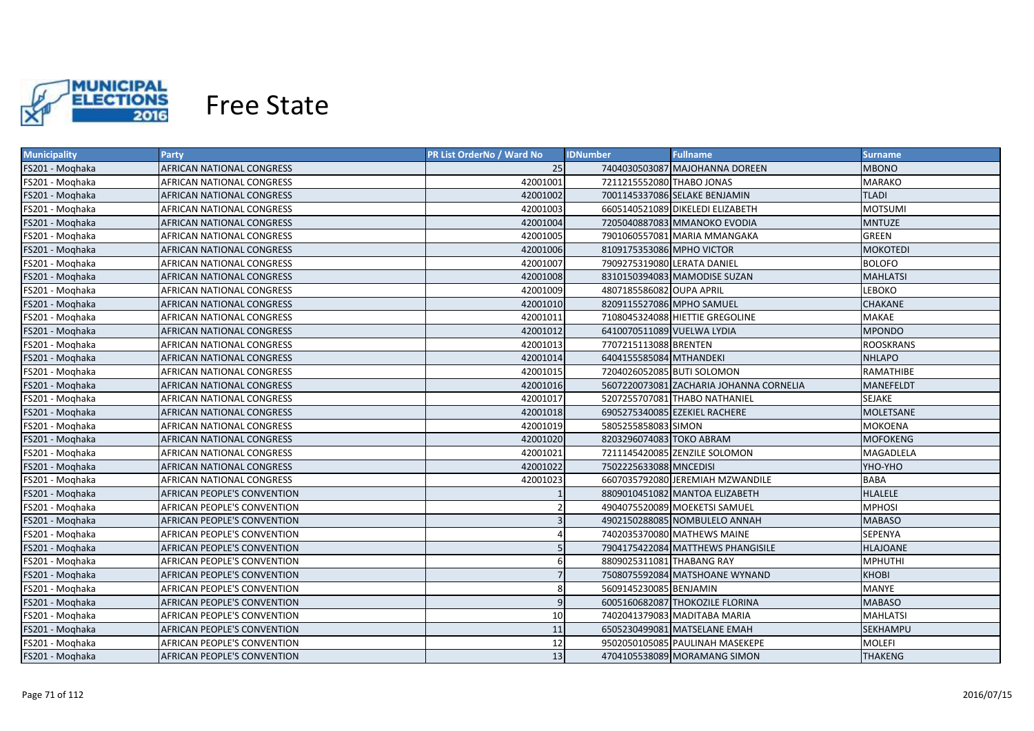# Free State

| Municipality | Party | PR List OrderNo / Ward No | IDNumber | Fullname | Surname |
|---|---|---|---|---|---|
| FS201 - Moqhaka | AFRICAN NATIONAL CONGRESS | 25 | 7404030503087 | MAJOHANNA DOREEN | MBONO |
| FS201 - Moqhaka | AFRICAN NATIONAL CONGRESS | 42001001 | 7211215552080 | THABO JONAS | MARAKO |
| FS201 - Moqhaka | AFRICAN NATIONAL CONGRESS | 42001002 | 7001145337086 | SELAKE BENJAMIN | TLADI |
| FS201 - Moqhaka | AFRICAN NATIONAL CONGRESS | 42001003 | 6605140521089 | DIKELEDI ELIZABETH | MOTSUMI |
| FS201 - Moqhaka | AFRICAN NATIONAL CONGRESS | 42001004 | 7205040887083 | MMANOKO EVODIA | MNTUZE |
| FS201 - Moqhaka | AFRICAN NATIONAL CONGRESS | 42001005 | 7901060557081 | MARIA MMANGAKA | GREEN |
| FS201 - Moqhaka | AFRICAN NATIONAL CONGRESS | 42001006 | 8109175353086 | MPHO VICTOR | MOKOTEDI |
| FS201 - Moqhaka | AFRICAN NATIONAL CONGRESS | 42001007 | 7909275319080 | LERATA DANIEL | BOLOFO |
| FS201 - Moqhaka | AFRICAN NATIONAL CONGRESS | 42001008 | 8310150394083 | MAMODISE SUZAN | MAHLATSI |
| FS201 - Moqhaka | AFRICAN NATIONAL CONGRESS | 42001009 | 4807185586082 | OUPA APRIL | LEBOKO |
| FS201 - Moqhaka | AFRICAN NATIONAL CONGRESS | 42001010 | 8209115527086 | MPHO SAMUEL | CHAKANE |
| FS201 - Moqhaka | AFRICAN NATIONAL CONGRESS | 42001011 | 7108045324088 | HIETTIE GREGOLINE | MAKAE |
| FS201 - Moqhaka | AFRICAN NATIONAL CONGRESS | 42001012 | 6410070511089 | VUELWA LYDIA | MPONDO |
| FS201 - Moqhaka | AFRICAN NATIONAL CONGRESS | 42001013 | 7707215113088 | BRENTEN | ROOSKRANS |
| FS201 - Moqhaka | AFRICAN NATIONAL CONGRESS | 42001014 | 6404155585084 | MTHANDEKI | NHLAPO |
| FS201 - Moqhaka | AFRICAN NATIONAL CONGRESS | 42001015 | 7204026052085 | BUTI SOLOMON | RAMATHIBE |
| FS201 - Moqhaka | AFRICAN NATIONAL CONGRESS | 42001016 | 5607220073081 | ZACHARIA JOHANNA CORNELIA | MANEFELDT |
| FS201 - Moqhaka | AFRICAN NATIONAL CONGRESS | 42001017 | 5207255707081 | THABO NATHANIEL | SEJAKE |
| FS201 - Moqhaka | AFRICAN NATIONAL CONGRESS | 42001018 | 6905275340085 | EZEKIEL RACHERE | MOLETSANE |
| FS201 - Moqhaka | AFRICAN NATIONAL CONGRESS | 42001019 | 5805255858083 | SIMON | MOKOENA |
| FS201 - Moqhaka | AFRICAN NATIONAL CONGRESS | 42001020 | 8203296074083 | TOKO ABRAM | MOFOKENG |
| FS201 - Moqhaka | AFRICAN NATIONAL CONGRESS | 42001021 | 7211145420085 | ZENZILE SOLOMON | MAGADLELA |
| FS201 - Moqhaka | AFRICAN NATIONAL CONGRESS | 42001022 | 7502225633088 | MNCEDISI | YHO-YHO |
| FS201 - Moqhaka | AFRICAN NATIONAL CONGRESS | 42001023 | 6607035792080 | JEREMIAH MZWANDILE | BABA |
| FS201 - Moqhaka | AFRICAN PEOPLE'S CONVENTION | 1 | 8809010451082 | MANTOA ELIZABETH | HLALELE |
| FS201 - Moqhaka | AFRICAN PEOPLE'S CONVENTION | 2 | 4904075520089 | MOEKETSI SAMUEL | MPHOSI |
| FS201 - Moqhaka | AFRICAN PEOPLE'S CONVENTION | 3 | 4902150288085 | NOMBULELO ANNAH | MABASO |
| FS201 - Moqhaka | AFRICAN PEOPLE'S CONVENTION | 4 | 7402035370080 | MATHEWS MAINE | SEPENYA |
| FS201 - Moqhaka | AFRICAN PEOPLE'S CONVENTION | 5 | 7904175422084 | MATTHEWS PHANGISILE | HLAJOANE |
| FS201 - Moqhaka | AFRICAN PEOPLE'S CONVENTION | 6 | 8809025311081 | THABANG RAY | MPHUTHI |
| FS201 - Moqhaka | AFRICAN PEOPLE'S CONVENTION | 7 | 7508075592084 | MATSHOANE WYNAND | KHOBI |
| FS201 - Moqhaka | AFRICAN PEOPLE'S CONVENTION | 8 | 5609145230085 | BENJAMIN | MANYE |
| FS201 - Moqhaka | AFRICAN PEOPLE'S CONVENTION | 9 | 6005160682087 | THOKOZILE FLORINA | MABASO |
| FS201 - Moqhaka | AFRICAN PEOPLE'S CONVENTION | 10 | 7402041379083 | MADITABA MARIA | MAHLATSI |
| FS201 - Moqhaka | AFRICAN PEOPLE'S CONVENTION | 11 | 6505230499081 | MATSELANE EMAH | SEKHAMPU |
| FS201 - Moqhaka | AFRICAN PEOPLE'S CONVENTION | 12 | 9502050105085 | PAULINAH MASEKEPE | MOLEFI |
| FS201 - Moqhaka | AFRICAN PEOPLE'S CONVENTION | 13 | 4704105538089 | MORAMANG SIMON | THAKENG |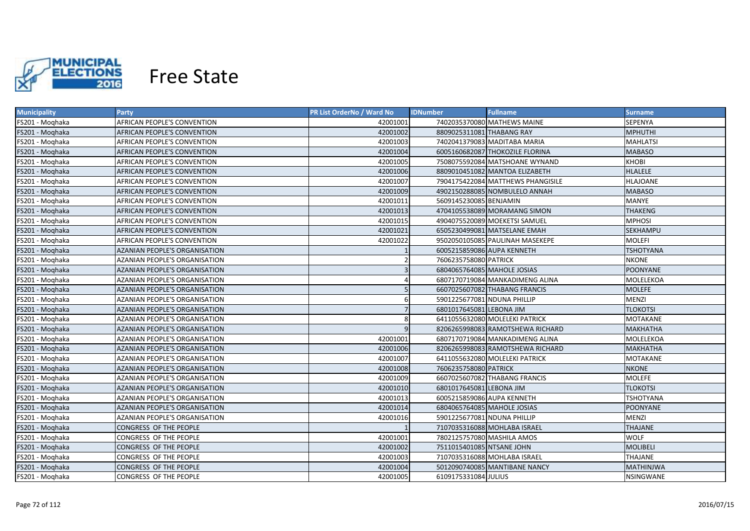# Free State

| Municipality | Party | PR List OrderNo / Ward No | IDNumber | Fullname | Surname |
|---|---|---|---|---|---|
| FS201 - Moqhaka | AFRICAN PEOPLE'S CONVENTION | 42001001 | 7402035370080 | MATHEWS MAINE | SEPENYA |
| FS201 - Moqhaka | AFRICAN PEOPLE'S CONVENTION | 42001002 | 8809025311081 | THABANG RAY | MPHUTHI |
| FS201 - Moqhaka | AFRICAN PEOPLE'S CONVENTION | 42001003 | 7402041379083 | MADITABA MARIA | MAHLATSI |
| FS201 - Moqhaka | AFRICAN PEOPLE'S CONVENTION | 42001004 | 6005160682087 | THOKOZILE FLORINA | MABASO |
| FS201 - Moqhaka | AFRICAN PEOPLE'S CONVENTION | 42001005 | 7508075592084 | MATSHOANE WYNAND | KHOBI |
| FS201 - Moqhaka | AFRICAN PEOPLE'S CONVENTION | 42001006 | 8809010451082 | MANTOA ELIZABETH | HLALELE |
| FS201 - Moqhaka | AFRICAN PEOPLE'S CONVENTION | 42001007 | 7904175422084 | MATTHEWS PHANGISILE | HLAJOANE |
| FS201 - Moqhaka | AFRICAN PEOPLE'S CONVENTION | 42001009 | 4902150288085 | NOMBULELO ANNAH | MABASO |
| FS201 - Moqhaka | AFRICAN PEOPLE'S CONVENTION | 42001011 | 5609145230085 | BENJAMIN | MANYE |
| FS201 - Moqhaka | AFRICAN PEOPLE'S CONVENTION | 42001013 | 4704105538089 | MORAMANG SIMON | THAKENG |
| FS201 - Moqhaka | AFRICAN PEOPLE'S CONVENTION | 42001015 | 4904075520089 | MOEKETSI SAMUEL | MPHOSI |
| FS201 - Moqhaka | AFRICAN PEOPLE'S CONVENTION | 42001021 | 6505230499081 | MATSELANE EMAH | SEKHAMPU |
| FS201 - Moqhaka | AFRICAN PEOPLE'S CONVENTION | 42001022 | 9502050105085 | PAULINAH MASEKEPE | MOLEFI |
| FS201 - Moqhaka | AZANIAN PEOPLE'S ORGANISATION | 1 | 6005215859086 | AUPA KENNETH | TSHOTYANA |
| FS201 - Moqhaka | AZANIAN PEOPLE'S ORGANISATION | 2 | 7606235758080 | PATRICK | NKONE |
| FS201 - Moqhaka | AZANIAN PEOPLE'S ORGANISATION | 3 | 6804065764085 | MAHOLE JOSIAS | POONYANE |
| FS201 - Moqhaka | AZANIAN PEOPLE'S ORGANISATION | 4 | 6807170719084 | MANKADIMENG ALINA | MOLELEKOA |
| FS201 - Moqhaka | AZANIAN PEOPLE'S ORGANISATION | 5 | 6607025607082 | THABANG FRANCIS | MOLEFE |
| FS201 - Moqhaka | AZANIAN PEOPLE'S ORGANISATION | 6 | 5901225677081 | NDUNA PHILLIP | MENZI |
| FS201 - Moqhaka | AZANIAN PEOPLE'S ORGANISATION | 7 | 6801017645081 | LEBONA JIM | TLOKOTSI |
| FS201 - Moqhaka | AZANIAN PEOPLE'S ORGANISATION | 8 | 6411055632080 | MOLELEKI PATRICK | MOTAKANE |
| FS201 - Moqhaka | AZANIAN PEOPLE'S ORGANISATION | 9 | 8206265998083 | RAMOTSHEWA RICHARD | MAKHATHA |
| FS201 - Moqhaka | AZANIAN PEOPLE'S ORGANISATION | 42001001 | 6807170719084 | MANKADIMENG ALINA | MOLELEKOA |
| FS201 - Moqhaka | AZANIAN PEOPLE'S ORGANISATION | 42001006 | 8206265998083 | RAMOTSHEWA RICHARD | MAKHATHA |
| FS201 - Moqhaka | AZANIAN PEOPLE'S ORGANISATION | 42001007 | 6411055632080 | MOLELEKI PATRICK | MOTAKANE |
| FS201 - Moqhaka | AZANIAN PEOPLE'S ORGANISATION | 42001008 | 7606235758080 | PATRICK | NKONE |
| FS201 - Moqhaka | AZANIAN PEOPLE'S ORGANISATION | 42001009 | 6607025607082 | THABANG FRANCIS | MOLEFE |
| FS201 - Moqhaka | AZANIAN PEOPLE'S ORGANISATION | 42001010 | 6801017645081 | LEBONA JIM | TLOKOTSI |
| FS201 - Moqhaka | AZANIAN PEOPLE'S ORGANISATION | 42001013 | 6005215859086 | AUPA KENNETH | TSHOTYANA |
| FS201 - Moqhaka | AZANIAN PEOPLE'S ORGANISATION | 42001014 | 6804065764085 | MAHOLE JOSIAS | POONYANE |
| FS201 - Moqhaka | AZANIAN PEOPLE'S ORGANISATION | 42001016 | 5901225677081 | NDUNA PHILLIP | MENZI |
| FS201 - Moqhaka | CONGRESS OF THE PEOPLE | 1 | 7107035316088 | MOHLABA ISRAEL | THAJANE |
| FS201 - Moqhaka | CONGRESS OF THE PEOPLE | 42001001 | 7802125757080 | MASHILA AMOS | WOLF |
| FS201 - Moqhaka | CONGRESS OF THE PEOPLE | 42001002 | 7511015401085 | NTSANE JOHN | MOLIBELI |
| FS201 - Moqhaka | CONGRESS OF THE PEOPLE | 42001003 | 7107035316088 | MOHLABA ISRAEL | THAJANE |
| FS201 - Moqhaka | CONGRESS OF THE PEOPLE | 42001004 | 5012090740085 | MANTIBANE NANCY | MATHINJWA |
| FS201 - Moqhaka | CONGRESS OF THE PEOPLE | 42001005 | 6109175331084 | JULIUS | NSINGWANE |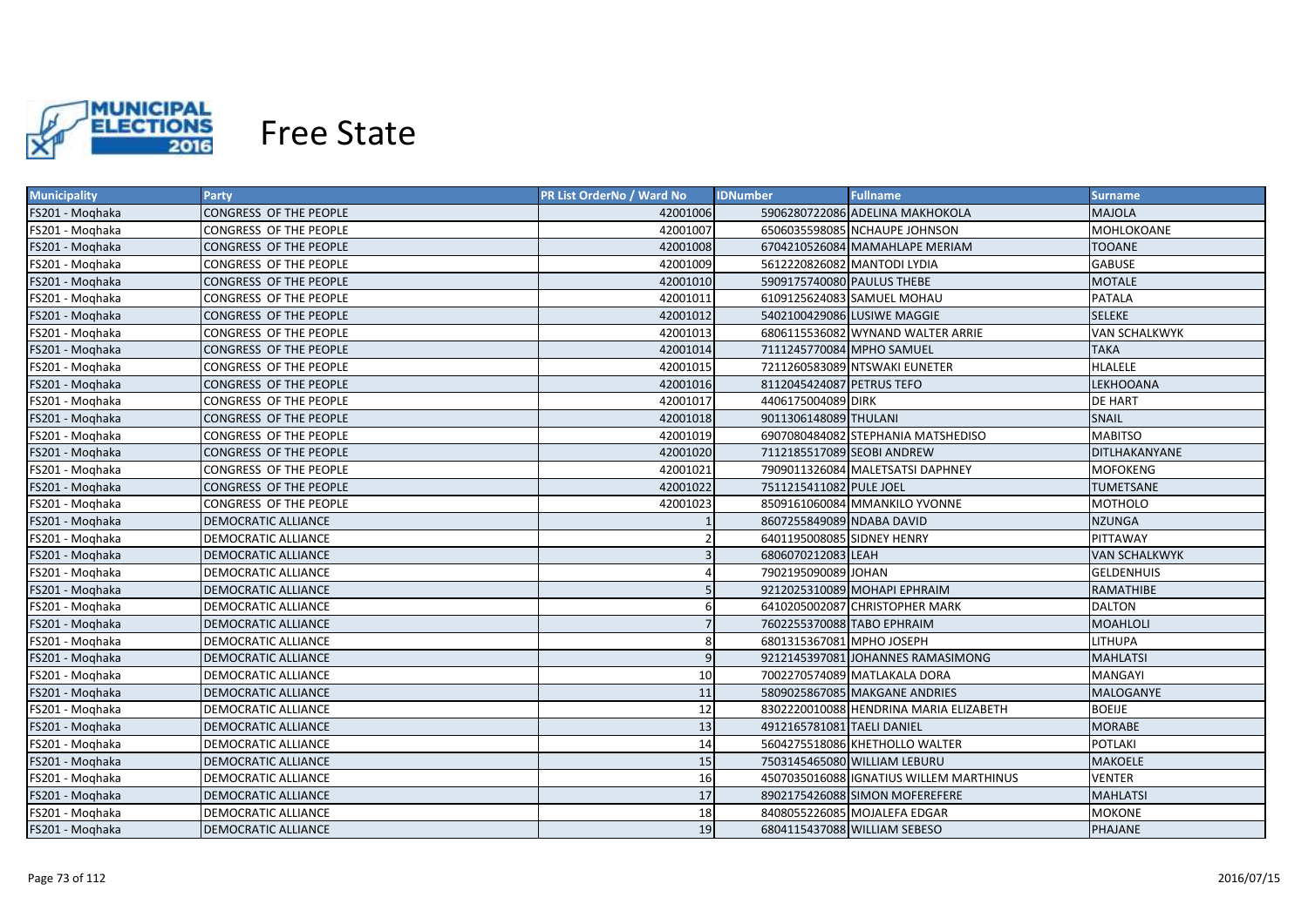# Free State

| Municipality | Party | PR List OrderNo / Ward No | IDNumber | Fullname | Surname |
|---|---|---|---|---|---|
| FS201 - Moqhaka | CONGRESS OF THE PEOPLE | 42001006 | 5906280722086 | ADELINA MAKHOKOLA | MAJOLA |
| FS201 - Moqhaka | CONGRESS OF THE PEOPLE | 42001007 | 6506035598085 | NCHAUPE JOHNSON | MOHLOKOANE |
| FS201 - Moqhaka | CONGRESS OF THE PEOPLE | 42001008 | 6704210526084 | MAMAHLAPE MERIAM | TOOANE |
| FS201 - Moqhaka | CONGRESS OF THE PEOPLE | 42001009 | 5612220826082 | MANTODI LYDIA | GABUSE |
| FS201 - Moqhaka | CONGRESS OF THE PEOPLE | 42001010 | 5909175740080 | PAULUS THEBE | MOTALE |
| FS201 - Moqhaka | CONGRESS OF THE PEOPLE | 42001011 | 6109125624083 | SAMUEL MOHAU | PATALA |
| FS201 - Moqhaka | CONGRESS OF THE PEOPLE | 42001012 | 5402100429086 | LUSIWE MAGGIE | SELEKE |
| FS201 - Moqhaka | CONGRESS OF THE PEOPLE | 42001013 | 6806115536082 | WYNAND WALTER ARRIE | VAN SCHALKWYK |
| FS201 - Moqhaka | CONGRESS OF THE PEOPLE | 42001014 | 7111245770084 | MPHO SAMUEL | TAKA |
| FS201 - Moqhaka | CONGRESS OF THE PEOPLE | 42001015 | 7211260583089 | NTSWAKI EUNETER | HLALELE |
| FS201 - Moqhaka | CONGRESS OF THE PEOPLE | 42001016 | 8112045424087 | PETRUS TEFO | LEKHOOANA |
| FS201 - Moqhaka | CONGRESS OF THE PEOPLE | 42001017 | 4406175004089 | DIRK | DE HART |
| FS201 - Moqhaka | CONGRESS OF THE PEOPLE | 42001018 | 9011306148089 | THULANI | SNAIL |
| FS201 - Moqhaka | CONGRESS OF THE PEOPLE | 42001019 | 6907080484082 | STEPHANIA MATSHEDISO | MABITSO |
| FS201 - Moqhaka | CONGRESS OF THE PEOPLE | 42001020 | 7112185517089 | SEOBI ANDREW | DITLHAKANYANE |
| FS201 - Moqhaka | CONGRESS OF THE PEOPLE | 42001021 | 7909011326084 | MALETSATSI DAPHNEY | MOFOKENG |
| FS201 - Moqhaka | CONGRESS OF THE PEOPLE | 42001022 | 7511215411082 | PULE JOEL | TUMETSANE |
| FS201 - Moqhaka | CONGRESS OF THE PEOPLE | 42001023 | 8509161060084 | MMANKILO YVONNE | MOTHOLO |
| FS201 - Moqhaka | DEMOCRATIC ALLIANCE | 1 | 8607255849089 | NDABA DAVID | NZUNGA |
| FS201 - Moqhaka | DEMOCRATIC ALLIANCE | 2 | 6401195008085 | SIDNEY HENRY | PITTAWAY |
| FS201 - Moqhaka | DEMOCRATIC ALLIANCE | 3 | 6806070212083 | LEAH | VAN SCHALKWYK |
| FS201 - Moqhaka | DEMOCRATIC ALLIANCE | 4 | 7902195090089 | JOHAN | GELDENHUIS |
| FS201 - Moqhaka | DEMOCRATIC ALLIANCE | 5 | 9212025310089 | MOHAPI EPHRAIM | RAMATHIBE |
| FS201 - Moqhaka | DEMOCRATIC ALLIANCE | 6 | 6410205002087 | CHRISTOPHER MARK | DALTON |
| FS201 - Moqhaka | DEMOCRATIC ALLIANCE | 7 | 7602255370088 | TABO EPHRAIM | MOAHLOLI |
| FS201 - Moqhaka | DEMOCRATIC ALLIANCE | 8 | 6801315367081 | MPHO JOSEPH | LITHUPA |
| FS201 - Moqhaka | DEMOCRATIC ALLIANCE | 9 | 9212145397081 | JOHANNES RAMASIMONG | MAHLATSI |
| FS201 - Moqhaka | DEMOCRATIC ALLIANCE | 10 | 7002270574089 | MATLAKALA DORA | MANGAYI |
| FS201 - Moqhaka | DEMOCRATIC ALLIANCE | 11 | 5809025867085 | MAKGANE ANDRIES | MALOGANYE |
| FS201 - Moqhaka | DEMOCRATIC ALLIANCE | 12 | 8302220010088 | HENDRINA MARIA ELIZABETH | BOEIJE |
| FS201 - Moqhaka | DEMOCRATIC ALLIANCE | 13 | 4912165781081 | TAELI DANIEL | MORABE |
| FS201 - Moqhaka | DEMOCRATIC ALLIANCE | 14 | 5604275518086 | KHETHOLLO WALTER | POTLAKI |
| FS201 - Moqhaka | DEMOCRATIC ALLIANCE | 15 | 7503145465080 | WILLIAM LEBURU | MAKOELE |
| FS201 - Moqhaka | DEMOCRATIC ALLIANCE | 16 | 4507035016088 | IGNATIUS WILLEM MARTHINUS | VENTER |
| FS201 - Moqhaka | DEMOCRATIC ALLIANCE | 17 | 8902175426088 | SIMON MOFEREFERE | MAHLATSI |
| FS201 - Moqhaka | DEMOCRATIC ALLIANCE | 18 | 8408055226085 | MOJALEFA EDGAR | MOKONE |
| FS201 - Moqhaka | DEMOCRATIC ALLIANCE | 19 | 6804115437088 | WILLIAM SEBESO | PHAJANE |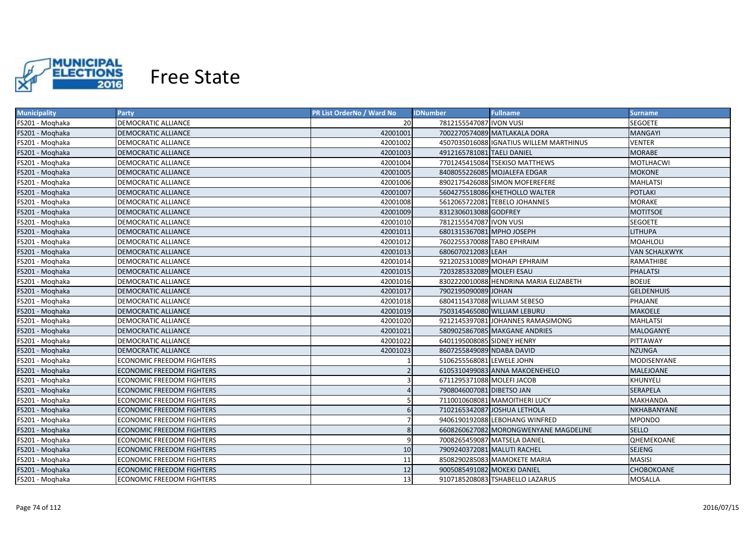# Free State

| Municipality | Party | PR List OrderNo / Ward No | IDNumber | Fullname | Surname |
|---|---|---|---|---|---|
| FS201 - Moqhaka | DEMOCRATIC ALLIANCE | 20 | 7812155547087 | IVON VUSI | SEGOETE |
| FS201 - Moqhaka | DEMOCRATIC ALLIANCE | 42001001 | 7002270574089 | MATLAKALA DORA | MANGAYI |
| FS201 - Moqhaka | DEMOCRATIC ALLIANCE | 42001002 | 4507035016088 | IGNATIUS WILLEM MARTHINUS | VENTER |
| FS201 - Moqhaka | DEMOCRATIC ALLIANCE | 42001003 | 4912165781081 | TAELI DANIEL | MORABE |
| FS201 - Moqhaka | DEMOCRATIC ALLIANCE | 42001004 | 7701245415084 | TSEKISO MATTHEWS | MOTLHACWI |
| FS201 - Moqhaka | DEMOCRATIC ALLIANCE | 42001005 | 8408055226085 | MOJALEFA EDGAR | MOKONE |
| FS201 - Moqhaka | DEMOCRATIC ALLIANCE | 42001006 | 8902175426088 | SIMON MOFEREFERE | MAHLATSI |
| FS201 - Moqhaka | DEMOCRATIC ALLIANCE | 42001007 | 5604275518086 | KHETHOLLO WALTER | POTLAKI |
| FS201 - Moqhaka | DEMOCRATIC ALLIANCE | 42001008 | 5612065722081 | TEBELO JOHANNES | MORAKE |
| FS201 - Moqhaka | DEMOCRATIC ALLIANCE | 42001009 | 8312306013088 | GODFREY | MOTITSOE |
| FS201 - Moqhaka | DEMOCRATIC ALLIANCE | 42001010 | 7812155547087 | IVON VUSI | SEGOETE |
| FS201 - Moqhaka | DEMOCRATIC ALLIANCE | 42001011 | 6801315367081 | MPHO JOSEPH | LITHUPA |
| FS201 - Moqhaka | DEMOCRATIC ALLIANCE | 42001012 | 7602255370088 | TABO EPHRAIM | MOAHLOLI |
| FS201 - Moqhaka | DEMOCRATIC ALLIANCE | 42001013 | 6806070212083 | LEAH | VAN SCHALKWYK |
| FS201 - Moqhaka | DEMOCRATIC ALLIANCE | 42001014 | 9212025310089 | MOHAPI EPHRAIM | RAMATHIBE |
| FS201 - Moqhaka | DEMOCRATIC ALLIANCE | 42001015 | 7203285332089 | MOLEFI ESAU | PHALATSI |
| FS201 - Moqhaka | DEMOCRATIC ALLIANCE | 42001016 | 8302220010088 | HENDRINA MARIA ELIZABETH | BOEIJE |
| FS201 - Moqhaka | DEMOCRATIC ALLIANCE | 42001017 | 7902195090089 | JOHAN | GELDENHUIS |
| FS201 - Moqhaka | DEMOCRATIC ALLIANCE | 42001018 | 6804115437088 | WILLIAM SEBESO | PHAJANE |
| FS201 - Moqhaka | DEMOCRATIC ALLIANCE | 42001019 | 7503145465080 | WILLIAM LEBURU | MAKOELE |
| FS201 - Moqhaka | DEMOCRATIC ALLIANCE | 42001020 | 9212145397081 | JOHANNES RAMASIMONG | MAHLATSI |
| FS201 - Moqhaka | DEMOCRATIC ALLIANCE | 42001021 | 5809025867085 | MAKGANE ANDRIES | MALOGANYE |
| FS201 - Moqhaka | DEMOCRATIC ALLIANCE | 42001022 | 6401195008085 | SIDNEY HENRY | PITTAWAY |
| FS201 - Moqhaka | DEMOCRATIC ALLIANCE | 42001023 | 8607255849089 | NDABA DAVID | NZUNGA |
| FS201 - Moqhaka | ECONOMIC FREEDOM FIGHTERS | 1 | 5106255568081 | LEWELE JOHN | MODISENYANE |
| FS201 - Moqhaka | ECONOMIC FREEDOM FIGHTERS | 2 | 6105310499083 | ANNA MAKOENEHELO | MALEJOANE |
| FS201 - Moqhaka | ECONOMIC FREEDOM FIGHTERS | 3 | 6711295371088 | MOLEFI JACOB | KHUNYELI |
| FS201 - Moqhaka | ECONOMIC FREEDOM FIGHTERS | 4 | 7908046007081 | DIBETSO JAN | SERAPELA |
| FS201 - Moqhaka | ECONOMIC FREEDOM FIGHTERS | 5 | 7110010608081 | MAMOITHERI LUCY | MAKHANDA |
| FS201 - Moqhaka | ECONOMIC FREEDOM FIGHTERS | 6 | 7102165342087 | JOSHUA LETHOLA | NKHABANYANE |
| FS201 - Moqhaka | ECONOMIC FREEDOM FIGHTERS | 7 | 9406190192088 | LEBOHANG WINFRED | MPONDO |
| FS201 - Moqhaka | ECONOMIC FREEDOM FIGHTERS | 8 | 6608260627082 | MORONGWENYANE MAGDELINE | SELLO |
| FS201 - Moqhaka | ECONOMIC FREEDOM FIGHTERS | 9 | 7008265459087 | MATSELA DANIEL | QHEMEKOANE |
| FS201 - Moqhaka | ECONOMIC FREEDOM FIGHTERS | 10 | 7909240372081 | MALUTI RACHEL | SEJENG |
| FS201 - Moqhaka | ECONOMIC FREEDOM FIGHTERS | 11 | 8508290285083 | MAMOKETE MARIA | MASISI |
| FS201 - Moqhaka | ECONOMIC FREEDOM FIGHTERS | 12 | 9005085491082 | MOKEKI DANIEL | CHOBOKOANE |
| FS201 - Moqhaka | ECONOMIC FREEDOM FIGHTERS | 13 | 9107185208083 | TSHABELLO LAZARUS | MOSALLA |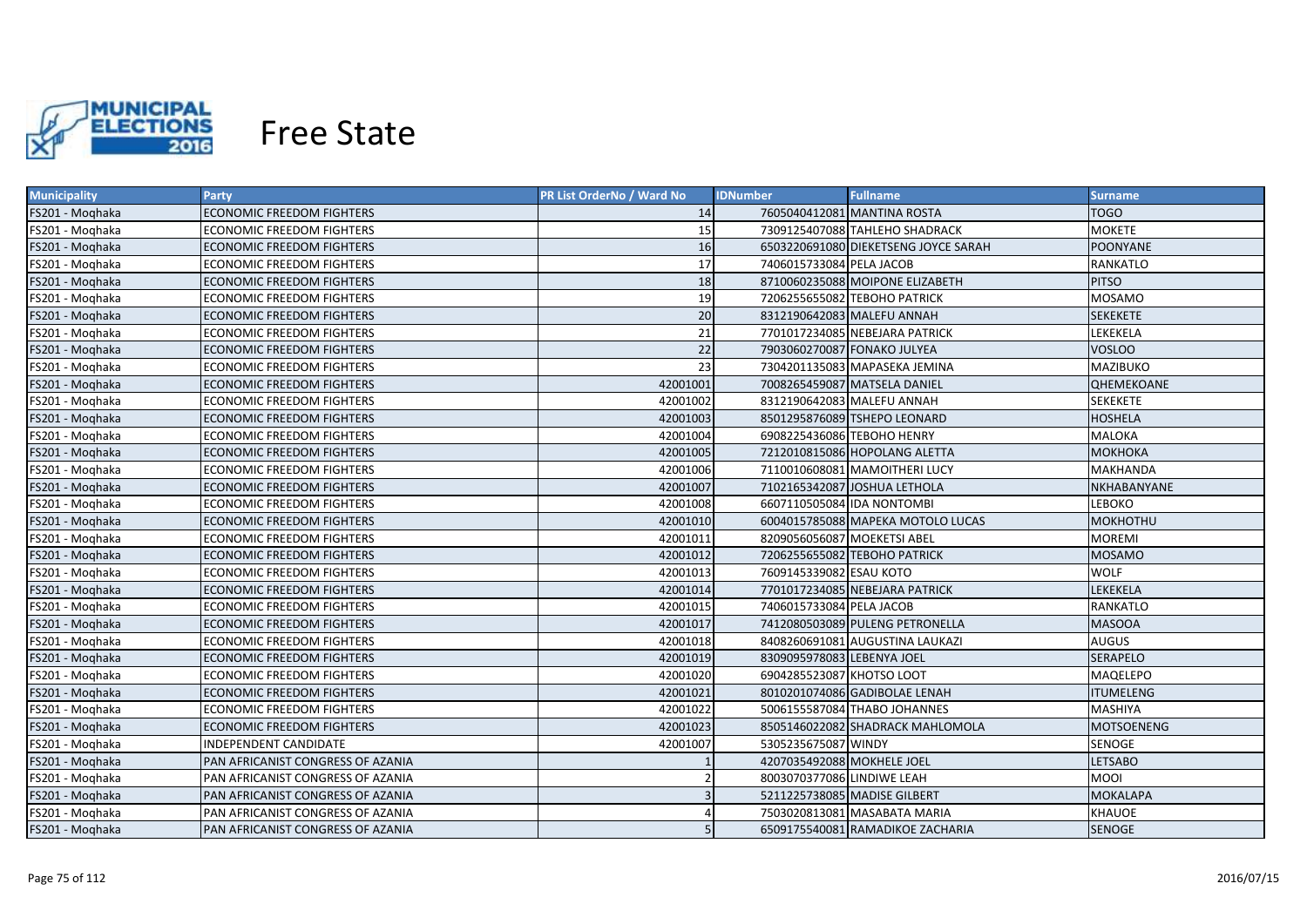# Free State

| Municipality | Party | PR List OrderNo / Ward No | IDNumber | Fullname | Surname |
|---|---|---|---|---|---|
| FS201 - Moqhaka | ECONOMIC FREEDOM FIGHTERS | 14 | 7605040412081 | MANTINA ROSTA | TOGO |
| FS201 - Moqhaka | ECONOMIC FREEDOM FIGHTERS | 15 | 7309125407088 | TAHLEHO SHADRACK | MOKETE |
| FS201 - Moqhaka | ECONOMIC FREEDOM FIGHTERS | 16 | 6503220691080 | DIEKETSENG JOYCE SARAH | POONYANE |
| FS201 - Moqhaka | ECONOMIC FREEDOM FIGHTERS | 17 | 7406015733084 | PELA JACOB | RANKATLO |
| FS201 - Moqhaka | ECONOMIC FREEDOM FIGHTERS | 18 | 8710060235088 | MOIPONE ELIZABETH | PITSO |
| FS201 - Moqhaka | ECONOMIC FREEDOM FIGHTERS | 19 | 7206255655082 | TEBOHO PATRICK | MOSAMO |
| FS201 - Moqhaka | ECONOMIC FREEDOM FIGHTERS | 20 | 8312190642083 | MALEFU ANNAH | SEKEKETE |
| FS201 - Moqhaka | ECONOMIC FREEDOM FIGHTERS | 21 | 7701017234085 | NEBEJARA PATRICK | LEKEKELA |
| FS201 - Moqhaka | ECONOMIC FREEDOM FIGHTERS | 22 | 7903060270087 | FONAKO JULYEA | VOSLOO |
| FS201 - Moqhaka | ECONOMIC FREEDOM FIGHTERS | 23 | 7304201135083 | MAPASEKA JEMINA | MAZIBUKO |
| FS201 - Moqhaka | ECONOMIC FREEDOM FIGHTERS | 42001001 | 7008265459087 | MATSELA DANIEL | QHEMEKOANE |
| FS201 - Moqhaka | ECONOMIC FREEDOM FIGHTERS | 42001002 | 8312190642083 | MALEFU ANNAH | SEKEKETE |
| FS201 - Moqhaka | ECONOMIC FREEDOM FIGHTERS | 42001003 | 8501295876089 | TSHEPO LEONARD | HOSHELA |
| FS201 - Moqhaka | ECONOMIC FREEDOM FIGHTERS | 42001004 | 6908225436086 | TEBOHO HENRY | MALOKA |
| FS201 - Moqhaka | ECONOMIC FREEDOM FIGHTERS | 42001005 | 7212010815086 | HOPOLANG ALETTA | MOKHOKA |
| FS201 - Moqhaka | ECONOMIC FREEDOM FIGHTERS | 42001006 | 7110010608081 | MAMOITHERI LUCY | MAKHANDA |
| FS201 - Moqhaka | ECONOMIC FREEDOM FIGHTERS | 42001007 | 7102165342087 | JOSHUA LETHOLA | NKHABANYANE |
| FS201 - Moqhaka | ECONOMIC FREEDOM FIGHTERS | 42001008 | 6607110505084 | IDA NONTOMBI | LEBOKO |
| FS201 - Moqhaka | ECONOMIC FREEDOM FIGHTERS | 42001010 | 6004015785088 | MAPEKA MOTOLO LUCAS | MOKHOTHU |
| FS201 - Moqhaka | ECONOMIC FREEDOM FIGHTERS | 42001011 | 8209056056087 | MOEKETSI ABEL | MOREMI |
| FS201 - Moqhaka | ECONOMIC FREEDOM FIGHTERS | 42001012 | 7206255655082 | TEBOHO PATRICK | MOSAMO |
| FS201 - Moqhaka | ECONOMIC FREEDOM FIGHTERS | 42001013 | 7609145339082 | ESAU KOTO | WOLF |
| FS201 - Moqhaka | ECONOMIC FREEDOM FIGHTERS | 42001014 | 7701017234085 | NEBEJARA PATRICK | LEKEKELA |
| FS201 - Moqhaka | ECONOMIC FREEDOM FIGHTERS | 42001015 | 7406015733084 | PELA JACOB | RANKATLO |
| FS201 - Moqhaka | ECONOMIC FREEDOM FIGHTERS | 42001017 | 7412080503089 | PULENG PETRONELLA | MASOOA |
| FS201 - Moqhaka | ECONOMIC FREEDOM FIGHTERS | 42001018 | 8408260691081 | AUGUSTINA LAUKAZI | AUGUS |
| FS201 - Moqhaka | ECONOMIC FREEDOM FIGHTERS | 42001019 | 8309095978083 | LEBENYA JOEL | SERAPELO |
| FS201 - Moqhaka | ECONOMIC FREEDOM FIGHTERS | 42001020 | 6904285523087 | KHOTSO LOOT | MAQELEPO |
| FS201 - Moqhaka | ECONOMIC FREEDOM FIGHTERS | 42001021 | 8010201074086 | GADIBOLAE LENAH | ITUMELENG |
| FS201 - Moqhaka | ECONOMIC FREEDOM FIGHTERS | 42001022 | 5006155587084 | THABO JOHANNES | MASHIYA |
| FS201 - Moqhaka | ECONOMIC FREEDOM FIGHTERS | 42001023 | 8505146022082 | SHADRACK MAHLOMOLA | MOTSOENENG |
| FS201 - Moqhaka | INDEPENDENT CANDIDATE | 42001007 | 5305235675087 | WINDY | SENOGE |
| FS201 - Moqhaka | PAN AFRICANIST CONGRESS OF AZANIA | 1 | 4207035492088 | MOKHELE JOEL | LETSABO |
| FS201 - Moqhaka | PAN AFRICANIST CONGRESS OF AZANIA | 2 | 8003070377086 | LINDIWE LEAH | MOOI |
| FS201 - Moqhaka | PAN AFRICANIST CONGRESS OF AZANIA | 3 | 5211225738085 | MADISE GILBERT | MOKALAPA |
| FS201 - Moqhaka | PAN AFRICANIST CONGRESS OF AZANIA | 4 | 7503020813081 | MASABATA MARIA | KHAUOE |
| FS201 - Moqhaka | PAN AFRICANIST CONGRESS OF AZANIA | 5 | 6509175540081 | RAMADIKOE ZACHARIA | SENOGE |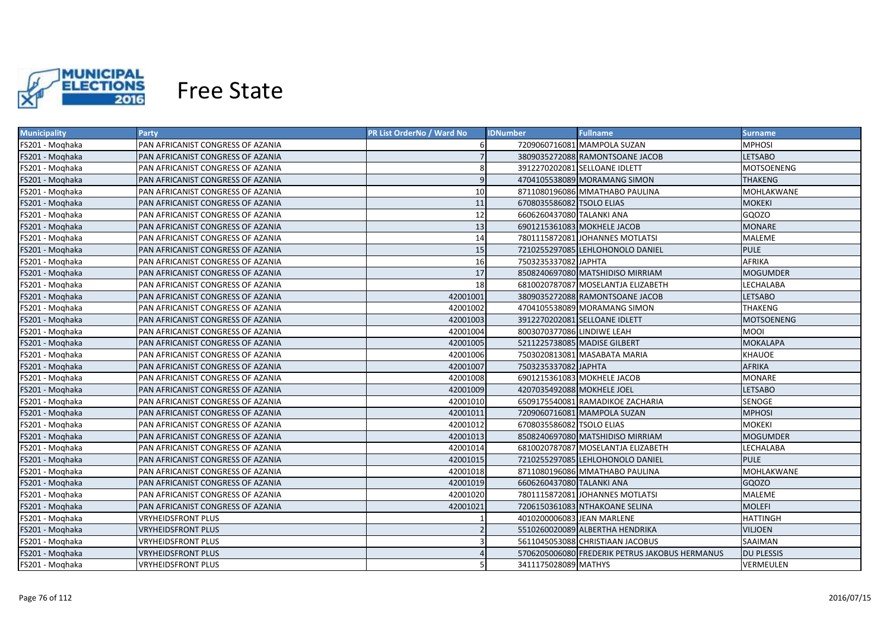# Free State

| Municipality | Party | PR List OrderNo / Ward No | IDNumber | Fullname | Surname |
|---|---|---|---|---|---|
| FS201 - Moqhaka | PAN AFRICANIST CONGRESS OF AZANIA | 6 | 7209060716081 | MAMPOLA SUZAN | MPHOSI |
| FS201 - Moqhaka | PAN AFRICANIST CONGRESS OF AZANIA | 7 | 3809035272088 | RAMONTSOANE JACOB | LETSABO |
| FS201 - Moqhaka | PAN AFRICANIST CONGRESS OF AZANIA | 8 | 3912270202081 | SELLOANE IDLETT | MOTSOENENG |
| FS201 - Moqhaka | PAN AFRICANIST CONGRESS OF AZANIA | 9 | 4704105538089 | MORAMANG SIMON | THAKENG |
| FS201 - Moqhaka | PAN AFRICANIST CONGRESS OF AZANIA | 10 | 8711080196086 | MMATHABO PAULINA | MOHLAKWANE |
| FS201 - Moqhaka | PAN AFRICANIST CONGRESS OF AZANIA | 11 | 6708035586082 | TSOLO ELIAS | MOKEKI |
| FS201 - Moqhaka | PAN AFRICANIST CONGRESS OF AZANIA | 12 | 6606260437080 | TALANKI ANA | GQOZO |
| FS201 - Moqhaka | PAN AFRICANIST CONGRESS OF AZANIA | 13 | 6901215361083 | MOKHELE JACOB | MONARE |
| FS201 - Moqhaka | PAN AFRICANIST CONGRESS OF AZANIA | 14 | 7801115872081 | JOHANNES MOTLATSI | MALEME |
| FS201 - Moqhaka | PAN AFRICANIST CONGRESS OF AZANIA | 15 | 7210255297085 | LEHLOHONOLO DANIEL | PULE |
| FS201 - Moqhaka | PAN AFRICANIST CONGRESS OF AZANIA | 16 | 7503235337082 | JAPHTA | AFRIKA |
| FS201 - Moqhaka | PAN AFRICANIST CONGRESS OF AZANIA | 17 | 8508240697080 | MATSHIDISO MIRRIAM | MOGUMDER |
| FS201 - Moqhaka | PAN AFRICANIST CONGRESS OF AZANIA | 18 | 6810020787087 | MOSELANTJA ELIZABETH | LECHALABA |
| FS201 - Moqhaka | PAN AFRICANIST CONGRESS OF AZANIA | 42001001 | 3809035272088 | RAMONTSOANE JACOB | LETSABO |
| FS201 - Moqhaka | PAN AFRICANIST CONGRESS OF AZANIA | 42001002 | 4704105538089 | MORAMANG SIMON | THAKENG |
| FS201 - Moqhaka | PAN AFRICANIST CONGRESS OF AZANIA | 42001003 | 3912270202081 | SELLOANE IDLETT | MOTSOENENG |
| FS201 - Moqhaka | PAN AFRICANIST CONGRESS OF AZANIA | 42001004 | 8003070377086 | LINDIWE LEAH | MOOI |
| FS201 - Moqhaka | PAN AFRICANIST CONGRESS OF AZANIA | 42001005 | 5211225738085 | MADISE GILBERT | MOKALAPA |
| FS201 - Moqhaka | PAN AFRICANIST CONGRESS OF AZANIA | 42001006 | 7503020813081 | MASABATA MARIA | KHAUOE |
| FS201 - Moqhaka | PAN AFRICANIST CONGRESS OF AZANIA | 42001007 | 7503235337082 | JAPHTA | AFRIKA |
| FS201 - Moqhaka | PAN AFRICANIST CONGRESS OF AZANIA | 42001008 | 6901215361083 | MOKHELE JACOB | MONARE |
| FS201 - Moqhaka | PAN AFRICANIST CONGRESS OF AZANIA | 42001009 | 4207035492088 | MOKHELE JOEL | LETSABO |
| FS201 - Moqhaka | PAN AFRICANIST CONGRESS OF AZANIA | 42001010 | 6509175540081 | RAMADIKOE ZACHARIA | SENOGE |
| FS201 - Moqhaka | PAN AFRICANIST CONGRESS OF AZANIA | 42001011 | 7209060716081 | MAMPOLA SUZAN | MPHOSI |
| FS201 - Moqhaka | PAN AFRICANIST CONGRESS OF AZANIA | 42001012 | 6708035586082 | TSOLO ELIAS | MOKEKI |
| FS201 - Moqhaka | PAN AFRICANIST CONGRESS OF AZANIA | 42001013 | 8508240697080 | MATSHIDISO MIRRIAM | MOGUMDER |
| FS201 - Moqhaka | PAN AFRICANIST CONGRESS OF AZANIA | 42001014 | 6810020787087 | MOSELANTJA ELIZABETH | LECHALABA |
| FS201 - Moqhaka | PAN AFRICANIST CONGRESS OF AZANIA | 42001015 | 7210255297085 | LEHLOHONOLO DANIEL | PULE |
| FS201 - Moqhaka | PAN AFRICANIST CONGRESS OF AZANIA | 42001018 | 8711080196086 | MMATHABO PAULINA | MOHLAKWANE |
| FS201 - Moqhaka | PAN AFRICANIST CONGRESS OF AZANIA | 42001019 | 6606260437080 | TALANKI ANA | GQOZO |
| FS201 - Moqhaka | PAN AFRICANIST CONGRESS OF AZANIA | 42001020 | 7801115872081 | JOHANNES MOTLATSI | MALEME |
| FS201 - Moqhaka | PAN AFRICANIST CONGRESS OF AZANIA | 42001021 | 7206150361083 | NTHAKOANE SELINA | MOLEFI |
| FS201 - Moqhaka | VRYHEIDSFRONT PLUS | 1 | 4010200006083 | JEAN MARLENE | HATTINGH |
| FS201 - Moqhaka | VRYHEIDSFRONT PLUS | 2 | 5510260020089 | ALBERTHA HENDRIKA | VILJOEN |
| FS201 - Moqhaka | VRYHEIDSFRONT PLUS | 3 | 5611045053088 | CHRISTIAAN JACOBUS | SAAIMAN |
| FS201 - Moqhaka | VRYHEIDSFRONT PLUS | 4 | 5706205006080 | FREDERIK PETRUS JAKOBUS HERMANUS | DU PLESSIS |
| FS201 - Moqhaka | VRYHEIDSFRONT PLUS | 5 | 3411175028089 | MATHYS | VERMEULEN |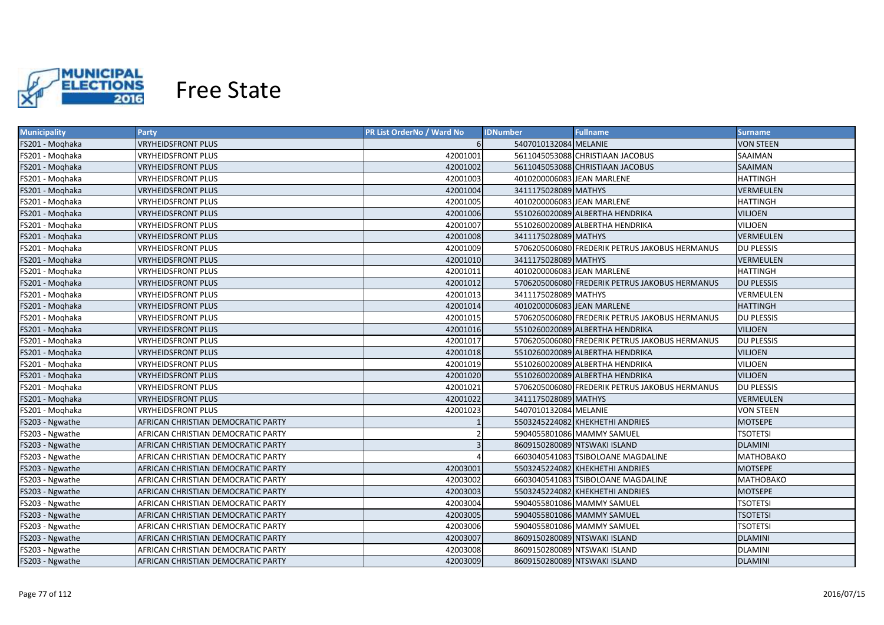# Free State

| Municipality | Party | PR List OrderNo / Ward No | IDNumber | Fullname | Surname |
|---|---|---|---|---|---|
| FS201 - Moqhaka | VRYHEIDSFRONT PLUS | 6 | 5407010132084 | MELANIE | VON STEEN |
| FS201 - Moqhaka | VRYHEIDSFRONT PLUS | 42001001 | 5611045053088 | CHRISTIAAN JACOBUS | SAAIMAN |
| FS201 - Moqhaka | VRYHEIDSFRONT PLUS | 42001002 | 5611045053088 | CHRISTIAAN JACOBUS | SAAIMAN |
| FS201 - Moqhaka | VRYHEIDSFRONT PLUS | 42001003 | 4010200006083 | JEAN MARLENE | HATTINGH |
| FS201 - Moqhaka | VRYHEIDSFRONT PLUS | 42001004 | 3411175028089 | MATHYS | VERMEULEN |
| FS201 - Moqhaka | VRYHEIDSFRONT PLUS | 42001005 | 4010200006083 | JEAN MARLENE | HATTINGH |
| FS201 - Moqhaka | VRYHEIDSFRONT PLUS | 42001006 | 5510260020089 | ALBERTHA HENDRIKA | VILJOEN |
| FS201 - Moqhaka | VRYHEIDSFRONT PLUS | 42001007 | 5510260020089 | ALBERTHA HENDRIKA | VILJOEN |
| FS201 - Moqhaka | VRYHEIDSFRONT PLUS | 42001008 | 3411175028089 | MATHYS | VERMEULEN |
| FS201 - Moqhaka | VRYHEIDSFRONT PLUS | 42001009 | 5706205006080 | FREDERIK PETRUS JAKOBUS HERMANUS | DU PLESSIS |
| FS201 - Moqhaka | VRYHEIDSFRONT PLUS | 42001010 | 3411175028089 | MATHYS | VERMEULEN |
| FS201 - Moqhaka | VRYHEIDSFRONT PLUS | 42001011 | 4010200006083 | JEAN MARLENE | HATTINGH |
| FS201 - Moqhaka | VRYHEIDSFRONT PLUS | 42001012 | 5706205006080 | FREDERIK PETRUS JAKOBUS HERMANUS | DU PLESSIS |
| FS201 - Moqhaka | VRYHEIDSFRONT PLUS | 42001013 | 3411175028089 | MATHYS | VERMEULEN |
| FS201 - Moqhaka | VRYHEIDSFRONT PLUS | 42001014 | 4010200006083 | JEAN MARLENE | HATTINGH |
| FS201 - Moqhaka | VRYHEIDSFRONT PLUS | 42001015 | 5706205006080 | FREDERIK PETRUS JAKOBUS HERMANUS | DU PLESSIS |
| FS201 - Moqhaka | VRYHEIDSFRONT PLUS | 42001016 | 5510260020089 | ALBERTHA HENDRIKA | VILJOEN |
| FS201 - Moqhaka | VRYHEIDSFRONT PLUS | 42001017 | 5706205006080 | FREDERIK PETRUS JAKOBUS HERMANUS | DU PLESSIS |
| FS201 - Moqhaka | VRYHEIDSFRONT PLUS | 42001018 | 5510260020089 | ALBERTHA HENDRIKA | VILJOEN |
| FS201 - Moqhaka | VRYHEIDSFRONT PLUS | 42001019 | 5510260020089 | ALBERTHA HENDRIKA | VILJOEN |
| FS201 - Moqhaka | VRYHEIDSFRONT PLUS | 42001020 | 5510260020089 | ALBERTHA HENDRIKA | VILJOEN |
| FS201 - Moqhaka | VRYHEIDSFRONT PLUS | 42001021 | 5706205006080 | FREDERIK PETRUS JAKOBUS HERMANUS | DU PLESSIS |
| FS201 - Moqhaka | VRYHEIDSFRONT PLUS | 42001022 | 3411175028089 | MATHYS | VERMEULEN |
| FS201 - Moqhaka | VRYHEIDSFRONT PLUS | 42001023 | 5407010132084 | MELANIE | VON STEEN |
| FS203 - Ngwathe | AFRICAN CHRISTIAN DEMOCRATIC PARTY | 1 | 5503245224082 | KHEKHETHI ANDRIES | MOTSEPE |
| FS203 - Ngwathe | AFRICAN CHRISTIAN DEMOCRATIC PARTY | 2 | 5904055801086 | MAMMY SAMUEL | TSOTETSI |
| FS203 - Ngwathe | AFRICAN CHRISTIAN DEMOCRATIC PARTY | 3 | 8609150280089 | NTSWAKI ISLAND | DLAMINI |
| FS203 - Ngwathe | AFRICAN CHRISTIAN DEMOCRATIC PARTY | 4 | 6603040541083 | TSIBOLOANE MAGDALINE | MATHOBAKO |
| FS203 - Ngwathe | AFRICAN CHRISTIAN DEMOCRATIC PARTY | 42003001 | 5503245224082 | KHEKHETHI ANDRIES | MOTSEPE |
| FS203 - Ngwathe | AFRICAN CHRISTIAN DEMOCRATIC PARTY | 42003002 | 6603040541083 | TSIBOLOANE MAGDALINE | MATHOBAKO |
| FS203 - Ngwathe | AFRICAN CHRISTIAN DEMOCRATIC PARTY | 42003003 | 5503245224082 | KHEKHETHI ANDRIES | MOTSEPE |
| FS203 - Ngwathe | AFRICAN CHRISTIAN DEMOCRATIC PARTY | 42003004 | 5904055801086 | MAMMY SAMUEL | TSOTETSI |
| FS203 - Ngwathe | AFRICAN CHRISTIAN DEMOCRATIC PARTY | 42003005 | 5904055801086 | MAMMY SAMUEL | TSOTETSI |
| FS203 - Ngwathe | AFRICAN CHRISTIAN DEMOCRATIC PARTY | 42003006 | 5904055801086 | MAMMY SAMUEL | TSOTETSI |
| FS203 - Ngwathe | AFRICAN CHRISTIAN DEMOCRATIC PARTY | 42003007 | 8609150280089 | NTSWAKI ISLAND | DLAMINI |
| FS203 - Ngwathe | AFRICAN CHRISTIAN DEMOCRATIC PARTY | 42003008 | 8609150280089 | NTSWAKI ISLAND | DLAMINI |
| FS203 - Ngwathe | AFRICAN CHRISTIAN DEMOCRATIC PARTY | 42003009 | 8609150280089 | NTSWAKI ISLAND | DLAMINI |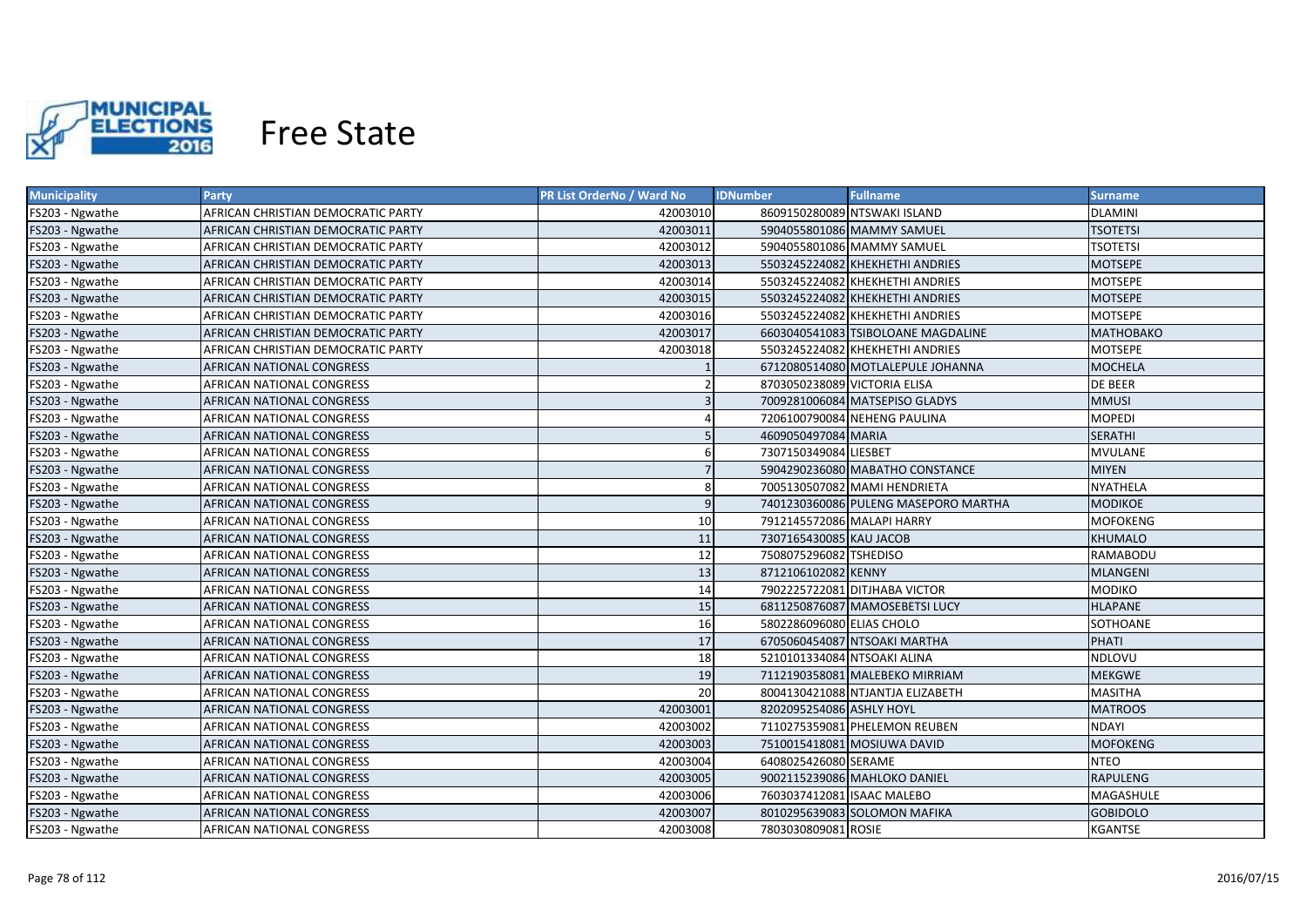# Free State

| Municipality | Party | PR List OrderNo / Ward No | IDNumber | Fullname | Surname |
|---|---|---|---|---|---|
| FS203 - Ngwathe | AFRICAN CHRISTIAN DEMOCRATIC PARTY | 42003010 | 8609150280089 | NTSWAKI ISLAND | DLAMINI |
| FS203 - Ngwathe | AFRICAN CHRISTIAN DEMOCRATIC PARTY | 42003011 | 5904055801086 | MAMMY SAMUEL | TSOTETSI |
| FS203 - Ngwathe | AFRICAN CHRISTIAN DEMOCRATIC PARTY | 42003012 | 5904055801086 | MAMMY SAMUEL | TSOTETSI |
| FS203 - Ngwathe | AFRICAN CHRISTIAN DEMOCRATIC PARTY | 42003013 | 5503245224082 | KHEKHETHI ANDRIES | MOTSEPE |
| FS203 - Ngwathe | AFRICAN CHRISTIAN DEMOCRATIC PARTY | 42003014 | 5503245224082 | KHEKHETHI ANDRIES | MOTSEPE |
| FS203 - Ngwathe | AFRICAN CHRISTIAN DEMOCRATIC PARTY | 42003015 | 5503245224082 | KHEKHETHI ANDRIES | MOTSEPE |
| FS203 - Ngwathe | AFRICAN CHRISTIAN DEMOCRATIC PARTY | 42003016 | 5503245224082 | KHEKHETHI ANDRIES | MOTSEPE |
| FS203 - Ngwathe | AFRICAN CHRISTIAN DEMOCRATIC PARTY | 42003017 | 6603040541083 | TSIBOLOANE MAGDALINE | MATHOBAKO |
| FS203 - Ngwathe | AFRICAN CHRISTIAN DEMOCRATIC PARTY | 42003018 | 5503245224082 | KHEKHETHI ANDRIES | MOTSEPE |
| FS203 - Ngwathe | AFRICAN NATIONAL CONGRESS | 1 | 6712080514080 | MOTLALEPULE JOHANNA | MOCHELA |
| FS203 - Ngwathe | AFRICAN NATIONAL CONGRESS | 2 | 8703050238089 | VICTORIA ELISA | DE BEER |
| FS203 - Ngwathe | AFRICAN NATIONAL CONGRESS | 3 | 7009281006084 | MATSEPISO GLADYS | MMUSI |
| FS203 - Ngwathe | AFRICAN NATIONAL CONGRESS | 4 | 7206100790084 | NEHENG PAULINA | MOPEDI |
| FS203 - Ngwathe | AFRICAN NATIONAL CONGRESS | 5 | 4609050497084 | MARIA | SERATHI |
| FS203 - Ngwathe | AFRICAN NATIONAL CONGRESS | 6 | 7307150349084 | LIESBET | MVULANE |
| FS203 - Ngwathe | AFRICAN NATIONAL CONGRESS | 7 | 5904290236080 | MABATHO CONSTANCE | MIYEN |
| FS203 - Ngwathe | AFRICAN NATIONAL CONGRESS | 8 | 7005130507082 | MAMI HENDRIETA | NYATHELA |
| FS203 - Ngwathe | AFRICAN NATIONAL CONGRESS | 9 | 7401230360086 | PULENG MASEPORO MARTHA | MODIKOE |
| FS203 - Ngwathe | AFRICAN NATIONAL CONGRESS | 10 | 7912145572086 | MALAPI HARRY | MOFOKENG |
| FS203 - Ngwathe | AFRICAN NATIONAL CONGRESS | 11 | 7307165430085 | KAU JACOB | KHUMALO |
| FS203 - Ngwathe | AFRICAN NATIONAL CONGRESS | 12 | 7508075296082 | TSHEDISO | RAMABODU |
| FS203 - Ngwathe | AFRICAN NATIONAL CONGRESS | 13 | 8712106102082 | KENNY | MLANGENI |
| FS203 - Ngwathe | AFRICAN NATIONAL CONGRESS | 14 | 7902225722081 | DITJHABA VICTOR | MODIKO |
| FS203 - Ngwathe | AFRICAN NATIONAL CONGRESS | 15 | 6811250876087 | MAMOSEBETSI LUCY | HLAPANE |
| FS203 - Ngwathe | AFRICAN NATIONAL CONGRESS | 16 | 5802286096080 | ELIAS CHOLO | SOTHOANE |
| FS203 - Ngwathe | AFRICAN NATIONAL CONGRESS | 17 | 6705060454087 | NTSOAKI MARTHA | PHATI |
| FS203 - Ngwathe | AFRICAN NATIONAL CONGRESS | 18 | 5210101334084 | NTSOAKI ALINA | NDLOVU |
| FS203 - Ngwathe | AFRICAN NATIONAL CONGRESS | 19 | 7112190358081 | MALEBEKO MIRRIAM | MEKGWE |
| FS203 - Ngwathe | AFRICAN NATIONAL CONGRESS | 20 | 8004130421088 | NTJANTJA ELIZABETH | MASITHA |
| FS203 - Ngwathe | AFRICAN NATIONAL CONGRESS | 42003001 | 8202095254086 | ASHLY HOYL | MATROOS |
| FS203 - Ngwathe | AFRICAN NATIONAL CONGRESS | 42003002 | 7110275359081 | PHELEMON REUBEN | NDAYI |
| FS203 - Ngwathe | AFRICAN NATIONAL CONGRESS | 42003003 | 7510015418081 | MOSIUWA DAVID | MOFOKENG |
| FS203 - Ngwathe | AFRICAN NATIONAL CONGRESS | 42003004 | 6408025426080 | SERAME | NTEO |
| FS203 - Ngwathe | AFRICAN NATIONAL CONGRESS | 42003005 | 9002115239086 | MAHLOKO DANIEL | RAPULENG |
| FS203 - Ngwathe | AFRICAN NATIONAL CONGRESS | 42003006 | 7603037412081 | ISAAC MALEBO | MAGASHULE |
| FS203 - Ngwathe | AFRICAN NATIONAL CONGRESS | 42003007 | 8010295639083 | SOLOMON MAFIKA | GOBIDOLO |
| FS203 - Ngwathe | AFRICAN NATIONAL CONGRESS | 42003008 | 7803030809081 | ROSIE | KGANTSE |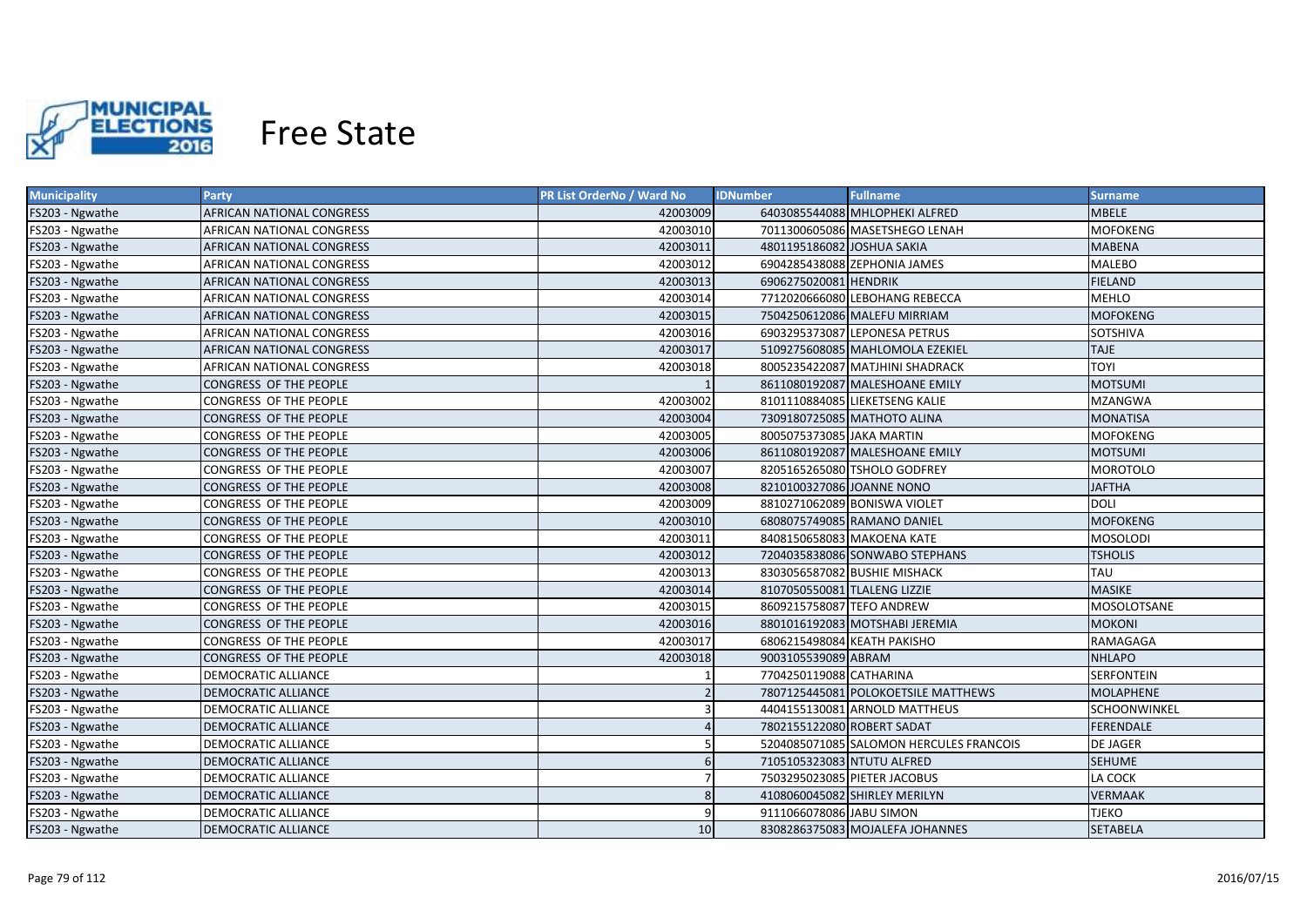# Free State

| Municipality | Party | PR List OrderNo / Ward No | IDNumber | Fullname | Surname |
|---|---|---|---|---|---|
| FS203 - Ngwathe | AFRICAN NATIONAL CONGRESS | 42003009 | 6403085544088 | MHLOPHEKI ALFRED | MBELE |
| FS203 - Ngwathe | AFRICAN NATIONAL CONGRESS | 42003010 | 7011300605086 | MASETSHEGO LENAH | MOFOKENG |
| FS203 - Ngwathe | AFRICAN NATIONAL CONGRESS | 42003011 | 4801195186082 | JOSHUA SAKIA | MABENA |
| FS203 - Ngwathe | AFRICAN NATIONAL CONGRESS | 42003012 | 6904285438088 | ZEPHONIA JAMES | MALEBO |
| FS203 - Ngwathe | AFRICAN NATIONAL CONGRESS | 42003013 | 6906275020081 | HENDRIK | FIELAND |
| FS203 - Ngwathe | AFRICAN NATIONAL CONGRESS | 42003014 | 7712020666080 | LEBOHANG REBECCA | MEHLO |
| FS203 - Ngwathe | AFRICAN NATIONAL CONGRESS | 42003015 | 7504250612086 | MALEFU MIRRIAM | MOFOKENG |
| FS203 - Ngwathe | AFRICAN NATIONAL CONGRESS | 42003016 | 6903295373087 | LEPONESA PETRUS | SOTSHIVA |
| FS203 - Ngwathe | AFRICAN NATIONAL CONGRESS | 42003017 | 5109275608085 | MAHLOMOLA EZEKIEL | TAJE |
| FS203 - Ngwathe | AFRICAN NATIONAL CONGRESS | 42003018 | 8005235422087 | MATJHINI SHADRACK | TOYI |
| FS203 - Ngwathe | CONGRESS OF THE PEOPLE | 1 | 8611080192087 | MALESHOANE EMILY | MOTSUMI |
| FS203 - Ngwathe | CONGRESS OF THE PEOPLE | 42003002 | 8101110884085 | LIEKETSENG KALIE | MZANGWA |
| FS203 - Ngwathe | CONGRESS OF THE PEOPLE | 42003004 | 7309180725085 | MATHOTO ALINA | MONATISA |
| FS203 - Ngwathe | CONGRESS OF THE PEOPLE | 42003005 | 8005075373085 | JAKA MARTIN | MOFOKENG |
| FS203 - Ngwathe | CONGRESS OF THE PEOPLE | 42003006 | 8611080192087 | MALESHOANE EMILY | MOTSUMI |
| FS203 - Ngwathe | CONGRESS OF THE PEOPLE | 42003007 | 8205165265080 | TSHOLO GODFREY | MOROTOLO |
| FS203 - Ngwathe | CONGRESS OF THE PEOPLE | 42003008 | 8210100327086 | JOANNE NONO | JAFTHA |
| FS203 - Ngwathe | CONGRESS OF THE PEOPLE | 42003009 | 8810271062089 | BONISWA VIOLET | DOLI |
| FS203 - Ngwathe | CONGRESS OF THE PEOPLE | 42003010 | 6808075749085 | RAMANO DANIEL | MOFOKENG |
| FS203 - Ngwathe | CONGRESS OF THE PEOPLE | 42003011 | 8408150658083 | MAKOENA KATE | MOSOLODI |
| FS203 - Ngwathe | CONGRESS OF THE PEOPLE | 42003012 | 7204035838086 | SONWABO STEPHANS | TSHOLIS |
| FS203 - Ngwathe | CONGRESS OF THE PEOPLE | 42003013 | 8303056587082 | BUSHIE MISHACK | TAU |
| FS203 - Ngwathe | CONGRESS OF THE PEOPLE | 42003014 | 8107050550081 | TLALENG LIZZIE | MASIKE |
| FS203 - Ngwathe | CONGRESS OF THE PEOPLE | 42003015 | 8609215758087 | TEFO ANDREW | MOSOLOTSANE |
| FS203 - Ngwathe | CONGRESS OF THE PEOPLE | 42003016 | 8801016192083 | MOTSHABI JEREMIA | MOKONI |
| FS203 - Ngwathe | CONGRESS OF THE PEOPLE | 42003017 | 6806215498084 | KEATH PAKISHO | RAMAGAGA |
| FS203 - Ngwathe | CONGRESS OF THE PEOPLE | 42003018 | 9003105539089 | ABRAM | NHLAPO |
| FS203 - Ngwathe | DEMOCRATIC ALLIANCE | 1 | 7704250119088 | CATHARINA | SERFONTEIN |
| FS203 - Ngwathe | DEMOCRATIC ALLIANCE | 2 | 7807125445081 | POLOKOETSILE MATTHEWS | MOLAPHENE |
| FS203 - Ngwathe | DEMOCRATIC ALLIANCE | 3 | 4404155130081 | ARNOLD MATTHEUS | SCHOONWINKEL |
| FS203 - Ngwathe | DEMOCRATIC ALLIANCE | 4 | 7802155122080 | ROBERT SADAT | FERENDALE |
| FS203 - Ngwathe | DEMOCRATIC ALLIANCE | 5 | 5204085071085 | SALOMON HERCULES FRANCOIS | DE JAGER |
| FS203 - Ngwathe | DEMOCRATIC ALLIANCE | 6 | 7105105323083 | NTUTU ALFRED | SEHUME |
| FS203 - Ngwathe | DEMOCRATIC ALLIANCE | 7 | 7503295023085 | PIETER JACOBUS | LA COCK |
| FS203 - Ngwathe | DEMOCRATIC ALLIANCE | 8 | 4108060045082 | SHIRLEY MERILYN | VERMAAK |
| FS203 - Ngwathe | DEMOCRATIC ALLIANCE | 9 | 9111066078086 | JABU SIMON | TJEKO |
| FS203 - Ngwathe | DEMOCRATIC ALLIANCE | 10 | 8308286375083 | MOJALEFA JOHANNES | SETABELA |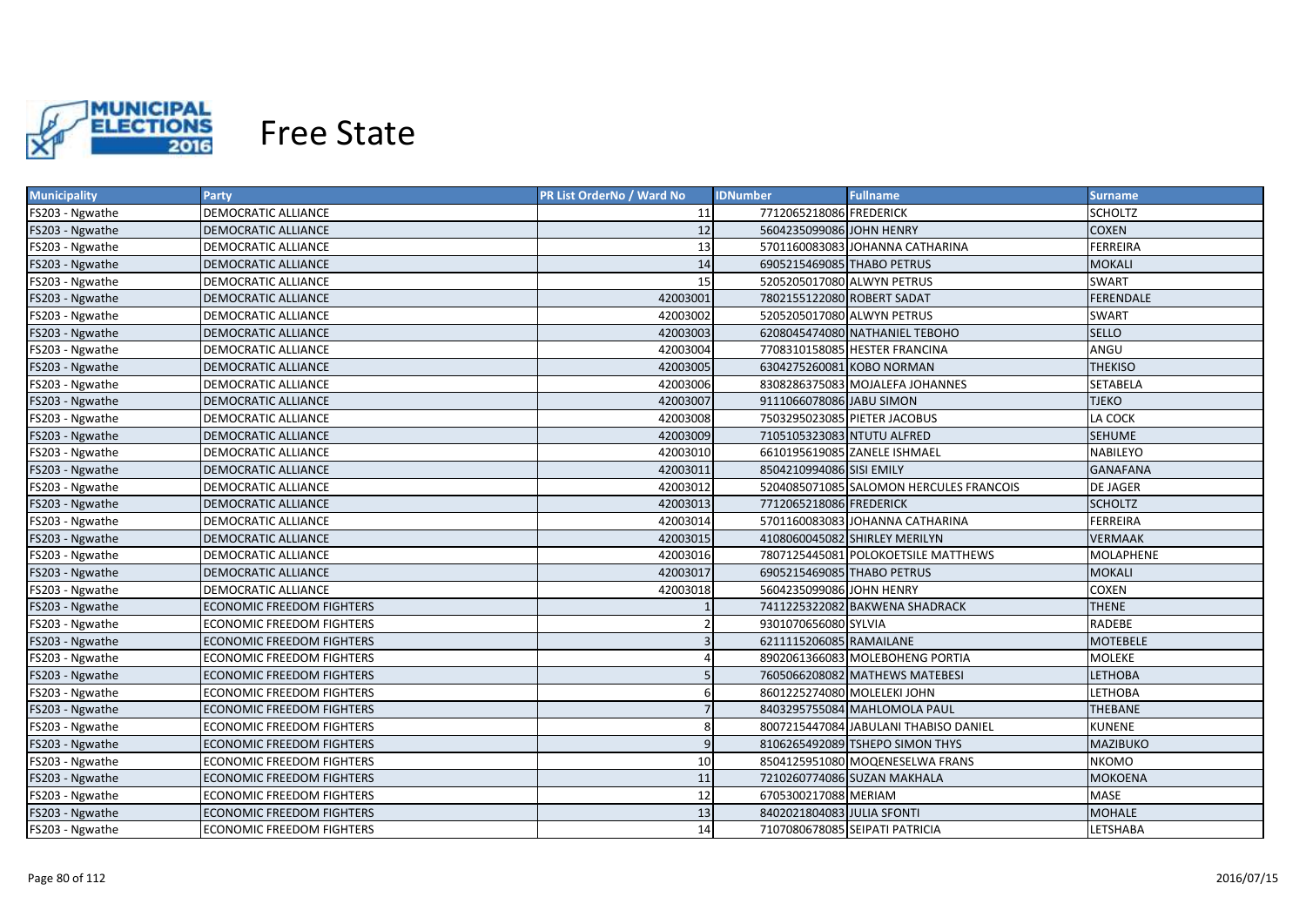# Free State

| Municipality | Party | PR List OrderNo / Ward No | IDNumber | Fullname | Surname |
|---|---|---|---|---|---|
| FS203 - Ngwathe | DEMOCRATIC ALLIANCE | 11 | 7712065218086 | FREDERICK | SCHOLTZ |
| FS203 - Ngwathe | DEMOCRATIC ALLIANCE | 12 | 5604235099086 | JOHN HENRY | COXEN |
| FS203 - Ngwathe | DEMOCRATIC ALLIANCE | 13 | 5701160083083 | JOHANNA CATHARINA | FERREIRA |
| FS203 - Ngwathe | DEMOCRATIC ALLIANCE | 14 | 6905215469085 | THABO PETRUS | MOKALI |
| FS203 - Ngwathe | DEMOCRATIC ALLIANCE | 15 | 5205205017080 | ALWYN PETRUS | SWART |
| FS203 - Ngwathe | DEMOCRATIC ALLIANCE | 42003001 | 7802155122080 | ROBERT SADAT | FERENDALE |
| FS203 - Ngwathe | DEMOCRATIC ALLIANCE | 42003002 | 5205205017080 | ALWYN PETRUS | SWART |
| FS203 - Ngwathe | DEMOCRATIC ALLIANCE | 42003003 | 6208045474080 | NATHANIEL TEBOHO | SELLO |
| FS203 - Ngwathe | DEMOCRATIC ALLIANCE | 42003004 | 7708310158085 | HESTER FRANCINA | ANGU |
| FS203 - Ngwathe | DEMOCRATIC ALLIANCE | 42003005 | 6304275260081 | KOBO NORMAN | THEKISO |
| FS203 - Ngwathe | DEMOCRATIC ALLIANCE | 42003006 | 8308286375083 | MOJALEFA JOHANNES | SETABELA |
| FS203 - Ngwathe | DEMOCRATIC ALLIANCE | 42003007 | 9111066078086 | JABU SIMON | TJEKO |
| FS203 - Ngwathe | DEMOCRATIC ALLIANCE | 42003008 | 7503295023085 | PIETER JACOBUS | LA COCK |
| FS203 - Ngwathe | DEMOCRATIC ALLIANCE | 42003009 | 7105105323083 | NTUTU ALFRED | SEHUME |
| FS203 - Ngwathe | DEMOCRATIC ALLIANCE | 42003010 | 6610195619085 | ZANELE ISHMAEL | NABILEYO |
| FS203 - Ngwathe | DEMOCRATIC ALLIANCE | 42003011 | 8504210994086 | SISI EMILY | GANAFANA |
| FS203 - Ngwathe | DEMOCRATIC ALLIANCE | 42003012 | 5204085071085 | SALOMON HERCULES FRANCOIS | DE JAGER |
| FS203 - Ngwathe | DEMOCRATIC ALLIANCE | 42003013 | 7712065218086 | FREDERICK | SCHOLTZ |
| FS203 - Ngwathe | DEMOCRATIC ALLIANCE | 42003014 | 5701160083083 | JOHANNA CATHARINA | FERREIRA |
| FS203 - Ngwathe | DEMOCRATIC ALLIANCE | 42003015 | 4108060045082 | SHIRLEY MERILYN | VERMAAK |
| FS203 - Ngwathe | DEMOCRATIC ALLIANCE | 42003016 | 7807125445081 | POLOKOETSILE MATTHEWS | MOLAPHENE |
| FS203 - Ngwathe | DEMOCRATIC ALLIANCE | 42003017 | 6905215469085 | THABO PETRUS | MOKALI |
| FS203 - Ngwathe | DEMOCRATIC ALLIANCE | 42003018 | 5604235099086 | JOHN HENRY | COXEN |
| FS203 - Ngwathe | ECONOMIC FREEDOM FIGHTERS | 1 | 7411225322082 | BAKWENA SHADRACK | THENE |
| FS203 - Ngwathe | ECONOMIC FREEDOM FIGHTERS | 2 | 9301070656080 | SYLVIA | RADEBE |
| FS203 - Ngwathe | ECONOMIC FREEDOM FIGHTERS | 3 | 6211115206085 | RAMAILANE | MOTEBELE |
| FS203 - Ngwathe | ECONOMIC FREEDOM FIGHTERS | 4 | 8902061366083 | MOLEBOHENG PORTIA | MOLEKE |
| FS203 - Ngwathe | ECONOMIC FREEDOM FIGHTERS | 5 | 7605066208082 | MATHEWS MATEBESI | LETHOBA |
| FS203 - Ngwathe | ECONOMIC FREEDOM FIGHTERS | 6 | 8601225274080 | MOLELEKI JOHN | LETHOBA |
| FS203 - Ngwathe | ECONOMIC FREEDOM FIGHTERS | 7 | 8403295755084 | MAHLOMOLA PAUL | THEBANE |
| FS203 - Ngwathe | ECONOMIC FREEDOM FIGHTERS | 8 | 8007215447084 | JABULANI THABISO DANIEL | KUNENE |
| FS203 - Ngwathe | ECONOMIC FREEDOM FIGHTERS | 9 | 8106265492089 | TSHEPO SIMON THYS | MAZIBUKO |
| FS203 - Ngwathe | ECONOMIC FREEDOM FIGHTERS | 10 | 8504125951080 | MOQENESELWA FRANS | NKOMO |
| FS203 - Ngwathe | ECONOMIC FREEDOM FIGHTERS | 11 | 7210260774086 | SUZAN MAKHALA | MOKOENA |
| FS203 - Ngwathe | ECONOMIC FREEDOM FIGHTERS | 12 | 6705300217088 | MERIAM | MASE |
| FS203 - Ngwathe | ECONOMIC FREEDOM FIGHTERS | 13 | 8402021804083 | JULIA SFONTI | MOHALE |
| FS203 - Ngwathe | ECONOMIC FREEDOM FIGHTERS | 14 | 7107080678085 | SEIPATI PATRICIA | LETSHABA |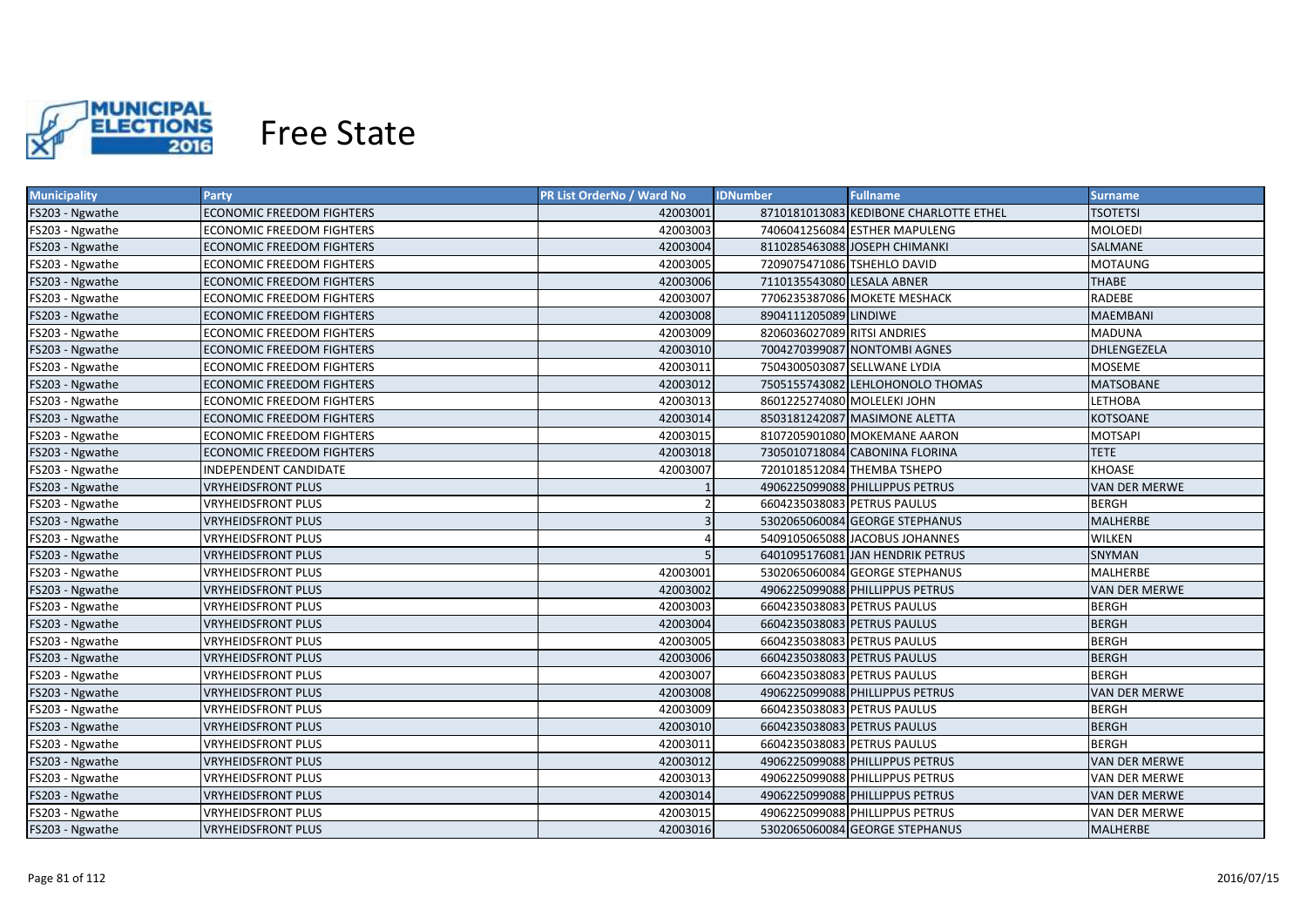# Free State

| Municipality | Party | PR List OrderNo / Ward No | IDNumber | Fullname | Surname |
|---|---|---|---|---|---|
| FS203 - Ngwathe | ECONOMIC FREEDOM FIGHTERS | 42003001 | 8710181013083 | KEDIBONE CHARLOTTE ETHEL | TSOTETSI |
| FS203 - Ngwathe | ECONOMIC FREEDOM FIGHTERS | 42003003 | 7406041256084 | ESTHER MAPULENG | MOLOEDI |
| FS203 - Ngwathe | ECONOMIC FREEDOM FIGHTERS | 42003004 | 8110285463088 | JOSEPH CHIMANKI | SALMANE |
| FS203 - Ngwathe | ECONOMIC FREEDOM FIGHTERS | 42003005 | 7209075471086 | TSHEHLO DAVID | MOTAUNG |
| FS203 - Ngwathe | ECONOMIC FREEDOM FIGHTERS | 42003006 | 7110135543080 | LESALA ABNER | THABE |
| FS203 - Ngwathe | ECONOMIC FREEDOM FIGHTERS | 42003007 | 7706235387086 | MOKETE MESHACK | RADEBE |
| FS203 - Ngwathe | ECONOMIC FREEDOM FIGHTERS | 42003008 | 8904111205089 | LINDIWE | MAEMBANI |
| FS203 - Ngwathe | ECONOMIC FREEDOM FIGHTERS | 42003009 | 8206036027089 | RITSI ANDRIES | MADUNA |
| FS203 - Ngwathe | ECONOMIC FREEDOM FIGHTERS | 42003010 | 7004270399087 | NONTOMBI AGNES | DHLENGEZELA |
| FS203 - Ngwathe | ECONOMIC FREEDOM FIGHTERS | 42003011 | 7504300503087 | SELLWANE LYDIA | MOSEME |
| FS203 - Ngwathe | ECONOMIC FREEDOM FIGHTERS | 42003012 | 7505155743082 | LEHLOHONOLO THOMAS | MATSOBANE |
| FS203 - Ngwathe | ECONOMIC FREEDOM FIGHTERS | 42003013 | 8601225274080 | MOLELEKI JOHN | LETHOBA |
| FS203 - Ngwathe | ECONOMIC FREEDOM FIGHTERS | 42003014 | 8503181242087 | MASIMONE ALETTA | KOTSOANE |
| FS203 - Ngwathe | ECONOMIC FREEDOM FIGHTERS | 42003015 | 8107205901080 | MOKEMANE AARON | MOTSAPI |
| FS203 - Ngwathe | ECONOMIC FREEDOM FIGHTERS | 42003018 | 7305010718084 | CABONINA FLORINA | TETE |
| FS203 - Ngwathe | INDEPENDENT CANDIDATE | 42003007 | 7201018512084 | THEMBA TSHEPO | KHOASE |
| FS203 - Ngwathe | VRYHEIDSFRONT PLUS | 1 | 4906225099088 | PHILLIPPUS PETRUS | VAN DER MERWE |
| FS203 - Ngwathe | VRYHEIDSFRONT PLUS | 2 | 6604235038083 | PETRUS PAULUS | BERGH |
| FS203 - Ngwathe | VRYHEIDSFRONT PLUS | 3 | 5302065060084 | GEORGE STEPHANUS | MALHERBE |
| FS203 - Ngwathe | VRYHEIDSFRONT PLUS | 4 | 5409105065088 | JACOBUS JOHANNES | WILKEN |
| FS203 - Ngwathe | VRYHEIDSFRONT PLUS | 5 | 6401095176081 | JAN HENDRIK PETRUS | SNYMAN |
| FS203 - Ngwathe | VRYHEIDSFRONT PLUS | 42003001 | 5302065060084 | GEORGE STEPHANUS | MALHERBE |
| FS203 - Ngwathe | VRYHEIDSFRONT PLUS | 42003002 | 4906225099088 | PHILLIPPUS PETRUS | VAN DER MERWE |
| FS203 - Ngwathe | VRYHEIDSFRONT PLUS | 42003003 | 6604235038083 | PETRUS PAULUS | BERGH |
| FS203 - Ngwathe | VRYHEIDSFRONT PLUS | 42003004 | 6604235038083 | PETRUS PAULUS | BERGH |
| FS203 - Ngwathe | VRYHEIDSFRONT PLUS | 42003005 | 6604235038083 | PETRUS PAULUS | BERGH |
| FS203 - Ngwathe | VRYHEIDSFRONT PLUS | 42003006 | 6604235038083 | PETRUS PAULUS | BERGH |
| FS203 - Ngwathe | VRYHEIDSFRONT PLUS | 42003007 | 6604235038083 | PETRUS PAULUS | BERGH |
| FS203 - Ngwathe | VRYHEIDSFRONT PLUS | 42003008 | 4906225099088 | PHILLIPPUS PETRUS | VAN DER MERWE |
| FS203 - Ngwathe | VRYHEIDSFRONT PLUS | 42003009 | 6604235038083 | PETRUS PAULUS | BERGH |
| FS203 - Ngwathe | VRYHEIDSFRONT PLUS | 42003010 | 6604235038083 | PETRUS PAULUS | BERGH |
| FS203 - Ngwathe | VRYHEIDSFRONT PLUS | 42003011 | 6604235038083 | PETRUS PAULUS | BERGH |
| FS203 - Ngwathe | VRYHEIDSFRONT PLUS | 42003012 | 4906225099088 | PHILLIPPUS PETRUS | VAN DER MERWE |
| FS203 - Ngwathe | VRYHEIDSFRONT PLUS | 42003013 | 4906225099088 | PHILLIPPUS PETRUS | VAN DER MERWE |
| FS203 - Ngwathe | VRYHEIDSFRONT PLUS | 42003014 | 4906225099088 | PHILLIPPUS PETRUS | VAN DER MERWE |
| FS203 - Ngwathe | VRYHEIDSFRONT PLUS | 42003015 | 4906225099088 | PHILLIPPUS PETRUS | VAN DER MERWE |
| FS203 - Ngwathe | VRYHEIDSFRONT PLUS | 42003016 | 5302065060084 | GEORGE STEPHANUS | MALHERBE |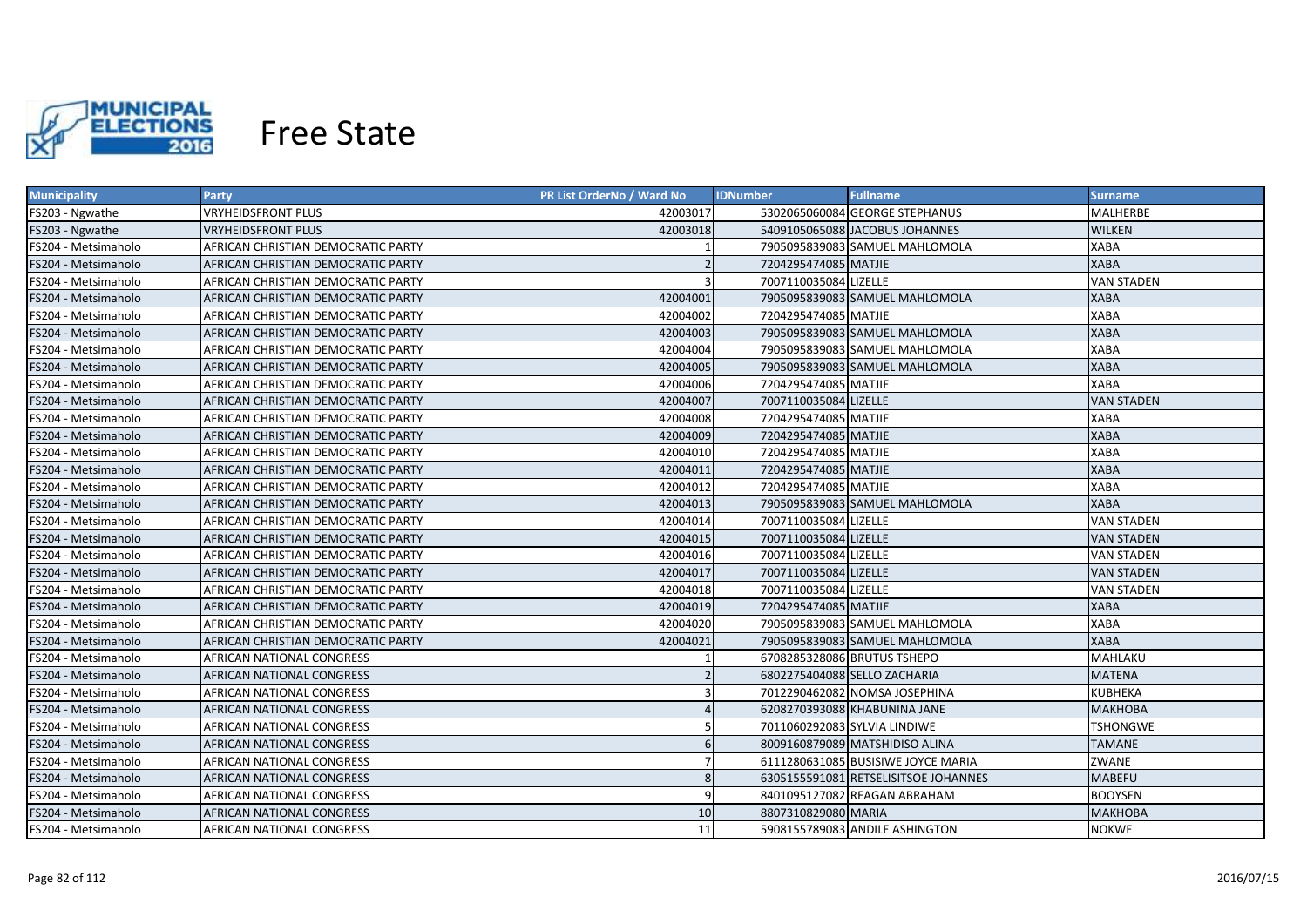# Free State

| Municipality | Party | PR List OrderNo / Ward No | IDNumber | Fullname | Surname |
|---|---|---|---|---|---|
| FS203 - Ngwathe | VRYHEIDSFRONT PLUS | 42003017 | 5302065060084 | GEORGE STEPHANUS | MALHERBE |
| FS203 - Ngwathe | VRYHEIDSFRONT PLUS | 42003018 | 5409105065088 | JACOBUS JOHANNES | WILKEN |
| FS204 - Metsimaholo | AFRICAN CHRISTIAN DEMOCRATIC PARTY | 1 | 7905095839083 | SAMUEL MAHLOMOLA | XABA |
| FS204 - Metsimaholo | AFRICAN CHRISTIAN DEMOCRATIC PARTY | 2 | 7204295474085 | MATJIE | XABA |
| FS204 - Metsimaholo | AFRICAN CHRISTIAN DEMOCRATIC PARTY | 3 | 7007110035084 | LIZELLE | VAN STADEN |
| FS204 - Metsimaholo | AFRICAN CHRISTIAN DEMOCRATIC PARTY | 42004001 | 7905095839083 | SAMUEL MAHLOMOLA | XABA |
| FS204 - Metsimaholo | AFRICAN CHRISTIAN DEMOCRATIC PARTY | 42004002 | 7204295474085 | MATJIE | XABA |
| FS204 - Metsimaholo | AFRICAN CHRISTIAN DEMOCRATIC PARTY | 42004003 | 7905095839083 | SAMUEL MAHLOMOLA | XABA |
| FS204 - Metsimaholo | AFRICAN CHRISTIAN DEMOCRATIC PARTY | 42004004 | 7905095839083 | SAMUEL MAHLOMOLA | XABA |
| FS204 - Metsimaholo | AFRICAN CHRISTIAN DEMOCRATIC PARTY | 42004005 | 7905095839083 | SAMUEL MAHLOMOLA | XABA |
| FS204 - Metsimaholo | AFRICAN CHRISTIAN DEMOCRATIC PARTY | 42004006 | 7204295474085 | MATJIE | XABA |
| FS204 - Metsimaholo | AFRICAN CHRISTIAN DEMOCRATIC PARTY | 42004007 | 7007110035084 | LIZELLE | VAN STADEN |
| FS204 - Metsimaholo | AFRICAN CHRISTIAN DEMOCRATIC PARTY | 42004008 | 7204295474085 | MATJIE | XABA |
| FS204 - Metsimaholo | AFRICAN CHRISTIAN DEMOCRATIC PARTY | 42004009 | 7204295474085 | MATJIE | XABA |
| FS204 - Metsimaholo | AFRICAN CHRISTIAN DEMOCRATIC PARTY | 42004010 | 7204295474085 | MATJIE | XABA |
| FS204 - Metsimaholo | AFRICAN CHRISTIAN DEMOCRATIC PARTY | 42004011 | 7204295474085 | MATJIE | XABA |
| FS204 - Metsimaholo | AFRICAN CHRISTIAN DEMOCRATIC PARTY | 42004012 | 7204295474085 | MATJIE | XABA |
| FS204 - Metsimaholo | AFRICAN CHRISTIAN DEMOCRATIC PARTY | 42004013 | 7905095839083 | SAMUEL MAHLOMOLA | XABA |
| FS204 - Metsimaholo | AFRICAN CHRISTIAN DEMOCRATIC PARTY | 42004014 | 7007110035084 | LIZELLE | VAN STADEN |
| FS204 - Metsimaholo | AFRICAN CHRISTIAN DEMOCRATIC PARTY | 42004015 | 7007110035084 | LIZELLE | VAN STADEN |
| FS204 - Metsimaholo | AFRICAN CHRISTIAN DEMOCRATIC PARTY | 42004016 | 7007110035084 | LIZELLE | VAN STADEN |
| FS204 - Metsimaholo | AFRICAN CHRISTIAN DEMOCRATIC PARTY | 42004017 | 7007110035084 | LIZELLE | VAN STADEN |
| FS204 - Metsimaholo | AFRICAN CHRISTIAN DEMOCRATIC PARTY | 42004018 | 7007110035084 | LIZELLE | VAN STADEN |
| FS204 - Metsimaholo | AFRICAN CHRISTIAN DEMOCRATIC PARTY | 42004019 | 7204295474085 | MATJIE | XABA |
| FS204 - Metsimaholo | AFRICAN CHRISTIAN DEMOCRATIC PARTY | 42004020 | 7905095839083 | SAMUEL MAHLOMOLA | XABA |
| FS204 - Metsimaholo | AFRICAN CHRISTIAN DEMOCRATIC PARTY | 42004021 | 7905095839083 | SAMUEL MAHLOMOLA | XABA |
| FS204 - Metsimaholo | AFRICAN NATIONAL CONGRESS | 1 | 6708285328086 | BRUTUS TSHEPO | MAHLAKU |
| FS204 - Metsimaholo | AFRICAN NATIONAL CONGRESS | 2 | 6802275404088 | SELLO ZACHARIA | MATENA |
| FS204 - Metsimaholo | AFRICAN NATIONAL CONGRESS | 3 | 7012290462082 | NOMSA JOSEPHINA | KUBHEKA |
| FS204 - Metsimaholo | AFRICAN NATIONAL CONGRESS | 4 | 6208270393088 | KHABUNINA JANE | MAKHOBA |
| FS204 - Metsimaholo | AFRICAN NATIONAL CONGRESS | 5 | 7011060292083 | SYLVIA LINDIWE | TSHONGWE |
| FS204 - Metsimaholo | AFRICAN NATIONAL CONGRESS | 6 | 8009160879089 | MATSHIDISO ALINA | TAMANE |
| FS204 - Metsimaholo | AFRICAN NATIONAL CONGRESS | 7 | 6111280631085 | BUSISIWE JOYCE MARIA | ZWANE |
| FS204 - Metsimaholo | AFRICAN NATIONAL CONGRESS | 8 | 6305155591081 | RETSELISITSOE JOHANNES | MABEFU |
| FS204 - Metsimaholo | AFRICAN NATIONAL CONGRESS | 9 | 8401095127082 | REAGAN ABRAHAM | BOOYSEN |
| FS204 - Metsimaholo | AFRICAN NATIONAL CONGRESS | 10 | 8807310829080 | MARIA | MAKHOBA |
| FS204 - Metsimaholo | AFRICAN NATIONAL CONGRESS | 11 | 5908155789083 | ANDILE ASHINGTON | NOKWE |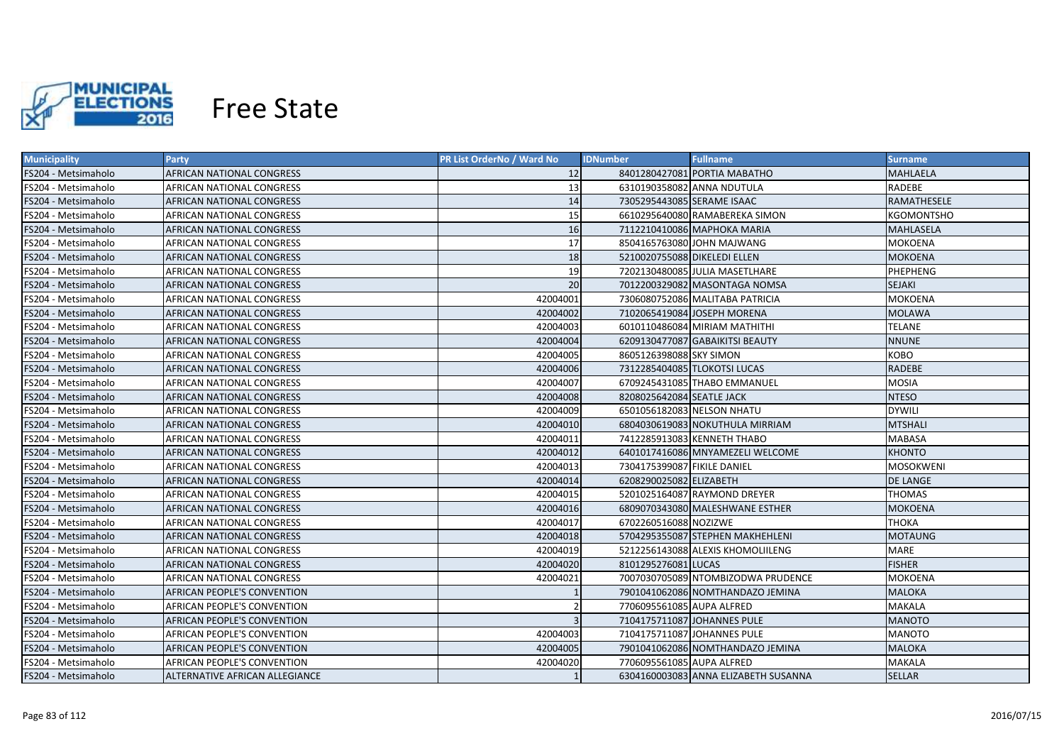# Free State

| Municipality | Party | PR List OrderNo / Ward No | IDNumber | Fullname | Surname |
|---|---|---|---|---|---|
| FS204 - Metsimaholo | AFRICAN NATIONAL CONGRESS | 12 | 8401280427081 | PORTIA MABATHO | MAHLAELA |
| FS204 - Metsimaholo | AFRICAN NATIONAL CONGRESS | 13 | 6310190358082 | ANNA NDUTULA | RADEBE |
| FS204 - Metsimaholo | AFRICAN NATIONAL CONGRESS | 14 | 7305295443085 | SERAME ISAAC | RAMATHESELE |
| FS204 - Metsimaholo | AFRICAN NATIONAL CONGRESS | 15 | 6610295640080 | RAMABEREKA SIMON | KGOMONTSHO |
| FS204 - Metsimaholo | AFRICAN NATIONAL CONGRESS | 16 | 7112210410086 | MAPHOKA MARIA | MAHLASELA |
| FS204 - Metsimaholo | AFRICAN NATIONAL CONGRESS | 17 | 8504165763080 | JOHN MAJWANG | MOKOENA |
| FS204 - Metsimaholo | AFRICAN NATIONAL CONGRESS | 18 | 5210020755088 | DIKELEDI ELLEN | MOKOENA |
| FS204 - Metsimaholo | AFRICAN NATIONAL CONGRESS | 19 | 7202130480085 | JULIA MASETLHARE | PHEPHENG |
| FS204 - Metsimaholo | AFRICAN NATIONAL CONGRESS | 20 | 7012200329082 | MASONTAGA NOMSA | SEJAKI |
| FS204 - Metsimaholo | AFRICAN NATIONAL CONGRESS | 42004001 | 7306080752086 | MALITABA PATRICIA | MOKOENA |
| FS204 - Metsimaholo | AFRICAN NATIONAL CONGRESS | 42004002 | 7102065419084 | JOSEPH MORENA | MOLAWA |
| FS204 - Metsimaholo | AFRICAN NATIONAL CONGRESS | 42004003 | 6010110486084 | MIRIAM MATHITHI | TELANE |
| FS204 - Metsimaholo | AFRICAN NATIONAL CONGRESS | 42004004 | 6209130477087 | GABAIKITSI BEAUTY | NNUNE |
| FS204 - Metsimaholo | AFRICAN NATIONAL CONGRESS | 42004005 | 8605126398088 | SKY SIMON | KOBO |
| FS204 - Metsimaholo | AFRICAN NATIONAL CONGRESS | 42004006 | 7312285404085 | TLOKOTSI LUCAS | RADEBE |
| FS204 - Metsimaholo | AFRICAN NATIONAL CONGRESS | 42004007 | 6709245431085 | THABO EMMANUEL | MOSIA |
| FS204 - Metsimaholo | AFRICAN NATIONAL CONGRESS | 42004008 | 8208025642084 | SEATLE JACK | NTESO |
| FS204 - Metsimaholo | AFRICAN NATIONAL CONGRESS | 42004009 | 6501056182083 | NELSON NHATU | DYWILI |
| FS204 - Metsimaholo | AFRICAN NATIONAL CONGRESS | 42004010 | 6804030619083 | NOKUTHULA MIRRIAM | MTSHALI |
| FS204 - Metsimaholo | AFRICAN NATIONAL CONGRESS | 42004011 | 7412285913083 | KENNETH THABO | MABASA |
| FS204 - Metsimaholo | AFRICAN NATIONAL CONGRESS | 42004012 | 6401017416086 | MNYAMEZELI WELCOME | KHONTO |
| FS204 - Metsimaholo | AFRICAN NATIONAL CONGRESS | 42004013 | 7304175399087 | FIKILE DANIEL | MOSOKWENI |
| FS204 - Metsimaholo | AFRICAN NATIONAL CONGRESS | 42004014 | 6208290025082 | ELIZABETH | DE LANGE |
| FS204 - Metsimaholo | AFRICAN NATIONAL CONGRESS | 42004015 | 5201025164087 | RAYMOND DREYER | THOMAS |
| FS204 - Metsimaholo | AFRICAN NATIONAL CONGRESS | 42004016 | 6809070343080 | MALESHWANE ESTHER | MOKOENA |
| FS204 - Metsimaholo | AFRICAN NATIONAL CONGRESS | 42004017 | 6702260516088 | NOZIZWE | THOKA |
| FS204 - Metsimaholo | AFRICAN NATIONAL CONGRESS | 42004018 | 5704295355087 | STEPHEN MAKHEHLENI | MOTAUNG |
| FS204 - Metsimaholo | AFRICAN NATIONAL CONGRESS | 42004019 | 5212256143088 | ALEXIS KHOMOLIILENG | MARE |
| FS204 - Metsimaholo | AFRICAN NATIONAL CONGRESS | 42004020 | 8101295276081 | LUCAS | FISHER |
| FS204 - Metsimaholo | AFRICAN NATIONAL CONGRESS | 42004021 | 7007030705089 | NTOMBIZODWA PRUDENCE | MOKOENA |
| FS204 - Metsimaholo | AFRICAN PEOPLE'S CONVENTION | 1 | 7901041062086 | NOMTHANDAZO JEMINA | MALOKA |
| FS204 - Metsimaholo | AFRICAN PEOPLE'S CONVENTION | 2 | 7706095561085 | AUPA ALFRED | MAKALA |
| FS204 - Metsimaholo | AFRICAN PEOPLE'S CONVENTION | 3 | 7104175711087 | JOHANNES PULE | MANOTO |
| FS204 - Metsimaholo | AFRICAN PEOPLE'S CONVENTION | 42004003 | 7104175711087 | JOHANNES PULE | MANOTO |
| FS204 - Metsimaholo | AFRICAN PEOPLE'S CONVENTION | 42004005 | 7901041062086 | NOMTHANDAZO JEMINA | MALOKA |
| FS204 - Metsimaholo | AFRICAN PEOPLE'S CONVENTION | 42004020 | 7706095561085 | AUPA ALFRED | MAKALA |
| FS204 - Metsimaholo | ALTERNATIVE AFRICAN ALLEGIANCE | 1 | 6304160003083 | ANNA ELIZABETH SUSANNA | SELLAR |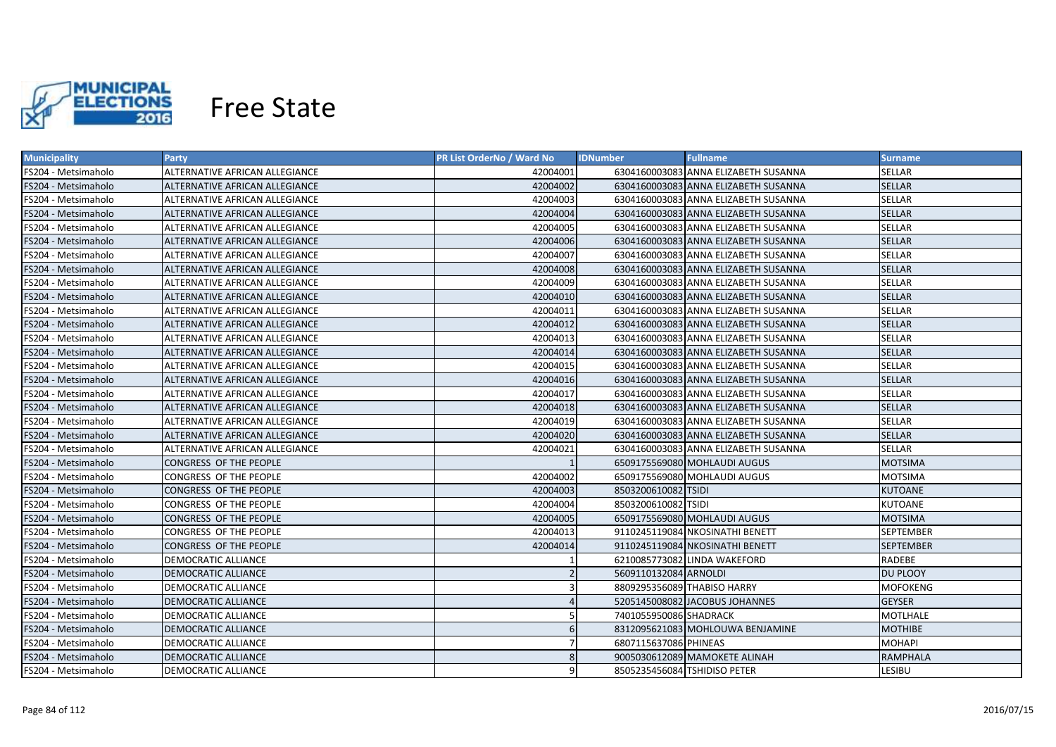# Free State

| Municipality | Party | PR List OrderNo / Ward No | IDNumber | Fullname | Surname |
|---|---|---|---|---|---|
| FS204 - Metsimaholo | ALTERNATIVE AFRICAN ALLEGIANCE | 42004001 | 6304160003083 | ANNA ELIZABETH SUSANNA | SELLAR |
| FS204 - Metsimaholo | ALTERNATIVE AFRICAN ALLEGIANCE | 42004002 | 6304160003083 | ANNA ELIZABETH SUSANNA | SELLAR |
| FS204 - Metsimaholo | ALTERNATIVE AFRICAN ALLEGIANCE | 42004003 | 6304160003083 | ANNA ELIZABETH SUSANNA | SELLAR |
| FS204 - Metsimaholo | ALTERNATIVE AFRICAN ALLEGIANCE | 42004004 | 6304160003083 | ANNA ELIZABETH SUSANNA | SELLAR |
| FS204 - Metsimaholo | ALTERNATIVE AFRICAN ALLEGIANCE | 42004005 | 6304160003083 | ANNA ELIZABETH SUSANNA | SELLAR |
| FS204 - Metsimaholo | ALTERNATIVE AFRICAN ALLEGIANCE | 42004006 | 6304160003083 | ANNA ELIZABETH SUSANNA | SELLAR |
| FS204 - Metsimaholo | ALTERNATIVE AFRICAN ALLEGIANCE | 42004007 | 6304160003083 | ANNA ELIZABETH SUSANNA | SELLAR |
| FS204 - Metsimaholo | ALTERNATIVE AFRICAN ALLEGIANCE | 42004008 | 6304160003083 | ANNA ELIZABETH SUSANNA | SELLAR |
| FS204 - Metsimaholo | ALTERNATIVE AFRICAN ALLEGIANCE | 42004009 | 6304160003083 | ANNA ELIZABETH SUSANNA | SELLAR |
| FS204 - Metsimaholo | ALTERNATIVE AFRICAN ALLEGIANCE | 42004010 | 6304160003083 | ANNA ELIZABETH SUSANNA | SELLAR |
| FS204 - Metsimaholo | ALTERNATIVE AFRICAN ALLEGIANCE | 42004011 | 6304160003083 | ANNA ELIZABETH SUSANNA | SELLAR |
| FS204 - Metsimaholo | ALTERNATIVE AFRICAN ALLEGIANCE | 42004012 | 6304160003083 | ANNA ELIZABETH SUSANNA | SELLAR |
| FS204 - Metsimaholo | ALTERNATIVE AFRICAN ALLEGIANCE | 42004013 | 6304160003083 | ANNA ELIZABETH SUSANNA | SELLAR |
| FS204 - Metsimaholo | ALTERNATIVE AFRICAN ALLEGIANCE | 42004014 | 6304160003083 | ANNA ELIZABETH SUSANNA | SELLAR |
| FS204 - Metsimaholo | ALTERNATIVE AFRICAN ALLEGIANCE | 42004015 | 6304160003083 | ANNA ELIZABETH SUSANNA | SELLAR |
| FS204 - Metsimaholo | ALTERNATIVE AFRICAN ALLEGIANCE | 42004016 | 6304160003083 | ANNA ELIZABETH SUSANNA | SELLAR |
| FS204 - Metsimaholo | ALTERNATIVE AFRICAN ALLEGIANCE | 42004017 | 6304160003083 | ANNA ELIZABETH SUSANNA | SELLAR |
| FS204 - Metsimaholo | ALTERNATIVE AFRICAN ALLEGIANCE | 42004018 | 6304160003083 | ANNA ELIZABETH SUSANNA | SELLAR |
| FS204 - Metsimaholo | ALTERNATIVE AFRICAN ALLEGIANCE | 42004019 | 6304160003083 | ANNA ELIZABETH SUSANNA | SELLAR |
| FS204 - Metsimaholo | ALTERNATIVE AFRICAN ALLEGIANCE | 42004020 | 6304160003083 | ANNA ELIZABETH SUSANNA | SELLAR |
| FS204 - Metsimaholo | ALTERNATIVE AFRICAN ALLEGIANCE | 42004021 | 6304160003083 | ANNA ELIZABETH SUSANNA | SELLAR |
| FS204 - Metsimaholo | CONGRESS OF THE PEOPLE | 1 | 6509175569080 | MOHLAUDI AUGUS | MOTSIMA |
| FS204 - Metsimaholo | CONGRESS OF THE PEOPLE | 42004002 | 6509175569080 | MOHLAUDI AUGUS | MOTSIMA |
| FS204 - Metsimaholo | CONGRESS OF THE PEOPLE | 42004003 | 8503200610082 | TSIDI | KUTOANE |
| FS204 - Metsimaholo | CONGRESS OF THE PEOPLE | 42004004 | 8503200610082 | TSIDI | KUTOANE |
| FS204 - Metsimaholo | CONGRESS OF THE PEOPLE | 42004005 | 6509175569080 | MOHLAUDI AUGUS | MOTSIMA |
| FS204 - Metsimaholo | CONGRESS OF THE PEOPLE | 42004013 | 9110245119084 | NKOSINATHI BENETT | SEPTEMBER |
| FS204 - Metsimaholo | CONGRESS OF THE PEOPLE | 42004014 | 9110245119084 | NKOSINATHI BENETT | SEPTEMBER |
| FS204 - Metsimaholo | DEMOCRATIC ALLIANCE | 1 | 6210085773082 | LINDA WAKEFORD | RADEBE |
| FS204 - Metsimaholo | DEMOCRATIC ALLIANCE | 2 | 5609110132084 | ARNOLDI | DU PLOOY |
| FS204 - Metsimaholo | DEMOCRATIC ALLIANCE | 3 | 8809295356089 | THABISO HARRY | MOFOKENG |
| FS204 - Metsimaholo | DEMOCRATIC ALLIANCE | 4 | 5205145008082 | JACOBUS JOHANNES | GEYSER |
| FS204 - Metsimaholo | DEMOCRATIC ALLIANCE | 5 | 7401055950086 | SHADRACK | MOTLHALE |
| FS204 - Metsimaholo | DEMOCRATIC ALLIANCE | 6 | 8312095621083 | MOHLOUWA BENJAMINE | MOTHIBE |
| FS204 - Metsimaholo | DEMOCRATIC ALLIANCE | 7 | 6807115637086 | PHINEAS | MOHAPI |
| FS204 - Metsimaholo | DEMOCRATIC ALLIANCE | 8 | 9005030612089 | MAMOKETE ALINAH | RAMPHALA |
| FS204 - Metsimaholo | DEMOCRATIC ALLIANCE | 9 | 8505235456084 | TSHIDISO PETER | LESIBU |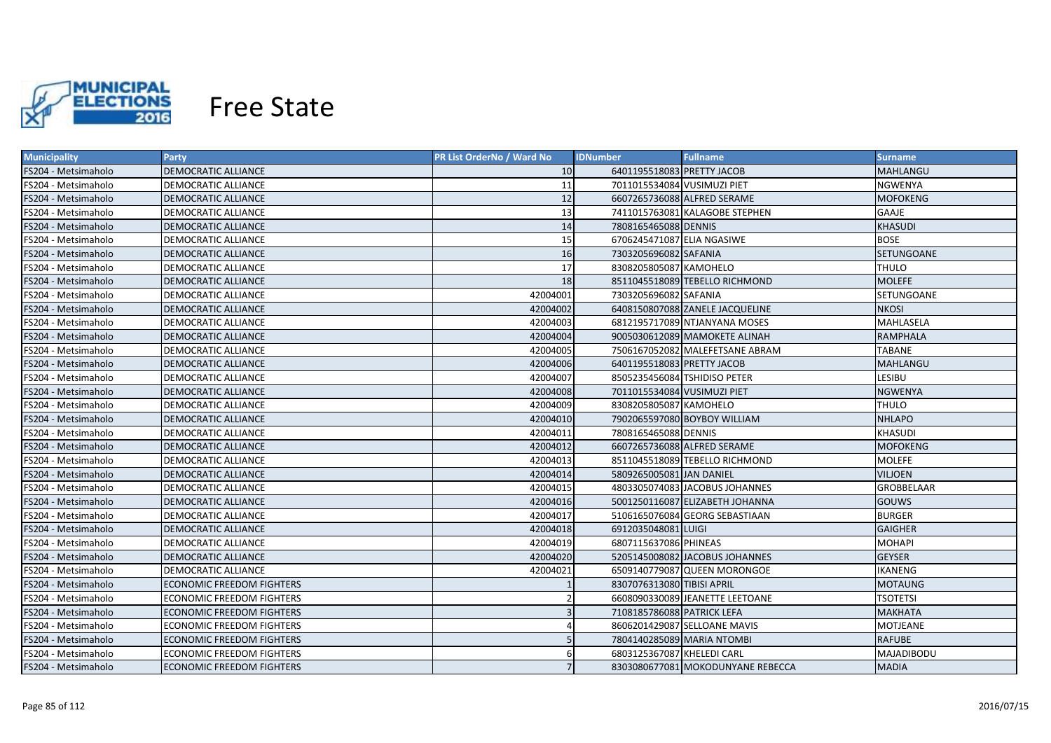# Free State

| Municipality | Party | PR List OrderNo / Ward No | IDNumber | Fullname | Surname |
|---|---|---|---|---|---|
| FS204 - Metsimaholo | DEMOCRATIC ALLIANCE | 10 | 6401195518083 | PRETTY JACOB | MAHLANGU |
| FS204 - Metsimaholo | DEMOCRATIC ALLIANCE | 11 | 7011015534084 | VUSIMUZI PIET | NGWENYA |
| FS204 - Metsimaholo | DEMOCRATIC ALLIANCE | 12 | 6607265736088 | ALFRED SERAME | MOFOKENG |
| FS204 - Metsimaholo | DEMOCRATIC ALLIANCE | 13 | 7411015763081 | KALAGOBE STEPHEN | GAAJE |
| FS204 - Metsimaholo | DEMOCRATIC ALLIANCE | 14 | 7808165465088 | DENNIS | KHASUDI |
| FS204 - Metsimaholo | DEMOCRATIC ALLIANCE | 15 | 6706245471087 | ELIA NGASIWE | BOSE |
| FS204 - Metsimaholo | DEMOCRATIC ALLIANCE | 16 | 7303205696082 | SAFANIA | SETUNGOANE |
| FS204 - Metsimaholo | DEMOCRATIC ALLIANCE | 17 | 8308205805087 | KAMOHELO | THULO |
| FS204 - Metsimaholo | DEMOCRATIC ALLIANCE | 18 | 8511045518089 | TEBELLO RICHMOND | MOLEFE |
| FS204 - Metsimaholo | DEMOCRATIC ALLIANCE | 42004001 | 7303205696082 | SAFANIA | SETUNGOANE |
| FS204 - Metsimaholo | DEMOCRATIC ALLIANCE | 42004002 | 6408150807088 | ZANELE JACQUELINE | NKOSI |
| FS204 - Metsimaholo | DEMOCRATIC ALLIANCE | 42004003 | 6812195717089 | NTJANYANA MOSES | MAHLASELA |
| FS204 - Metsimaholo | DEMOCRATIC ALLIANCE | 42004004 | 9005030612089 | MAMOKETE ALINAH | RAMPHALA |
| FS204 - Metsimaholo | DEMOCRATIC ALLIANCE | 42004005 | 7506167052082 | MALEFETSANE ABRAM | TABANE |
| FS204 - Metsimaholo | DEMOCRATIC ALLIANCE | 42004006 | 6401195518083 | PRETTY JACOB | MAHLANGU |
| FS204 - Metsimaholo | DEMOCRATIC ALLIANCE | 42004007 | 8505235456084 | TSHIDISO PETER | LESIBU |
| FS204 - Metsimaholo | DEMOCRATIC ALLIANCE | 42004008 | 7011015534084 | VUSIMUZI PIET | NGWENYA |
| FS204 - Metsimaholo | DEMOCRATIC ALLIANCE | 42004009 | 8308205805087 | KAMOHELO | THULO |
| FS204 - Metsimaholo | DEMOCRATIC ALLIANCE | 42004010 | 7902065597080 | BOYBOY WILLIAM | NHLAPO |
| FS204 - Metsimaholo | DEMOCRATIC ALLIANCE | 42004011 | 7808165465088 | DENNIS | KHASUDI |
| FS204 - Metsimaholo | DEMOCRATIC ALLIANCE | 42004012 | 6607265736088 | ALFRED SERAME | MOFOKENG |
| FS204 - Metsimaholo | DEMOCRATIC ALLIANCE | 42004013 | 8511045518089 | TEBELLO RICHMOND | MOLEFE |
| FS204 - Metsimaholo | DEMOCRATIC ALLIANCE | 42004014 | 5809265005081 | JAN DANIEL | VILJOEN |
| FS204 - Metsimaholo | DEMOCRATIC ALLIANCE | 42004015 | 4803305074083 | JACOBUS JOHANNES | GROBBELAAR |
| FS204 - Metsimaholo | DEMOCRATIC ALLIANCE | 42004016 | 5001250116087 | ELIZABETH JOHANNA | GOUWS |
| FS204 - Metsimaholo | DEMOCRATIC ALLIANCE | 42004017 | 5106165076084 | GEORG SEBASTIAAN | BURGER |
| FS204 - Metsimaholo | DEMOCRATIC ALLIANCE | 42004018 | 6912035048081 | LUIGI | GAIGHER |
| FS204 - Metsimaholo | DEMOCRATIC ALLIANCE | 42004019 | 6807115637086 | PHINEAS | MOHAPI |
| FS204 - Metsimaholo | DEMOCRATIC ALLIANCE | 42004020 | 5205145008082 | JACOBUS JOHANNES | GEYSER |
| FS204 - Metsimaholo | DEMOCRATIC ALLIANCE | 42004021 | 6509140779087 | QUEEN MORONGOE | IKANENG |
| FS204 - Metsimaholo | ECONOMIC FREEDOM FIGHTERS | 1 | 8307076313080 | TIBISI APRIL | MOTAUNG |
| FS204 - Metsimaholo | ECONOMIC FREEDOM FIGHTERS | 2 | 6608090330089 | JEANETTE LEETOANE | TSOTETSI |
| FS204 - Metsimaholo | ECONOMIC FREEDOM FIGHTERS | 3 | 7108185786088 | PATRICK LEFA | MAKHATA |
| FS204 - Metsimaholo | ECONOMIC FREEDOM FIGHTERS | 4 | 8606201429087 | SELLOANE MAVIS | MOTJEANE |
| FS204 - Metsimaholo | ECONOMIC FREEDOM FIGHTERS | 5 | 7804140285089 | MARIA NTOMBI | RAFUBE |
| FS204 - Metsimaholo | ECONOMIC FREEDOM FIGHTERS | 6 | 6803125367087 | KHELEDI CARL | MAJADIBODU |
| FS204 - Metsimaholo | ECONOMIC FREEDOM FIGHTERS | 7 | 8303080677081 | MOKODUNYANE REBECCA | MADIA |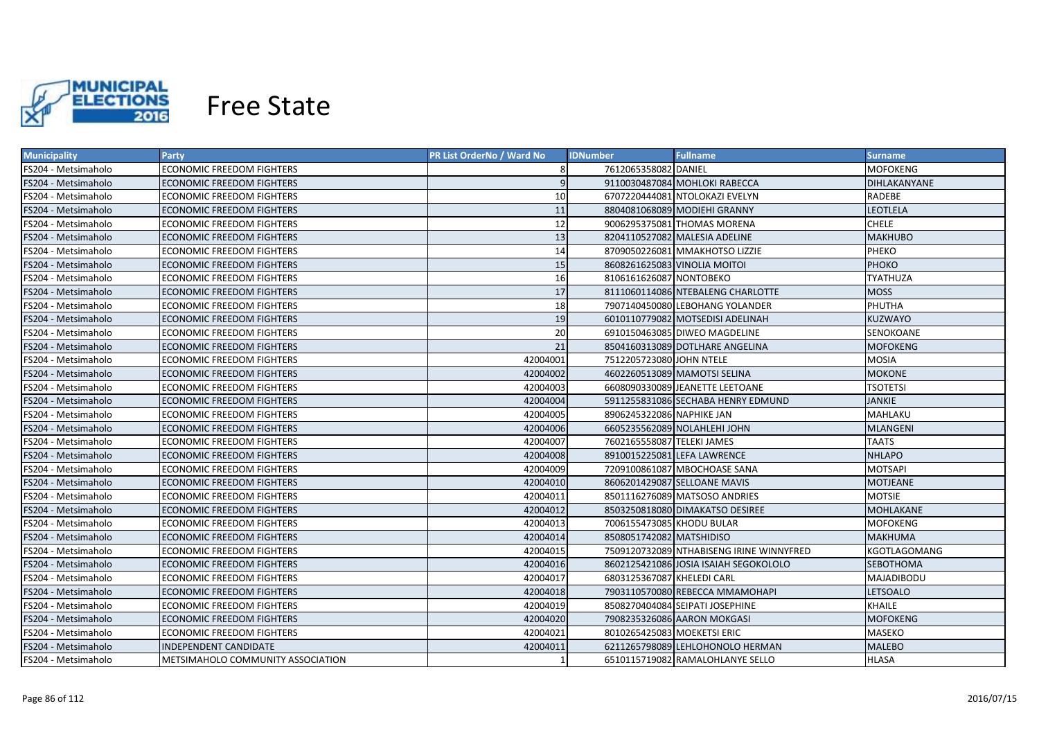# Free State

| Municipality | Party | PR List OrderNo / Ward No | IDNumber | Fullname | Surname |
|---|---|---|---|---|---|
| FS204 - Metsimaholo | ECONOMIC FREEDOM FIGHTERS | 8 | 7612065358082 | DANIEL | MOFOKENG |
| FS204 - Metsimaholo | ECONOMIC FREEDOM FIGHTERS | 9 | 9110030487084 | MOHLOKI RABECCA | DIHLAKANYANE |
| FS204 - Metsimaholo | ECONOMIC FREEDOM FIGHTERS | 10 | 6707220444081 | NTOLOKAZI EVELYN | RADEBE |
| FS204 - Metsimaholo | ECONOMIC FREEDOM FIGHTERS | 11 | 8804081068089 | MODIEHI GRANNY | LEOTLELA |
| FS204 - Metsimaholo | ECONOMIC FREEDOM FIGHTERS | 12 | 9006295375081 | THOMAS MORENA | CHELE |
| FS204 - Metsimaholo | ECONOMIC FREEDOM FIGHTERS | 13 | 8204110527082 | MALESIA ADELINE | MAKHUBO |
| FS204 - Metsimaholo | ECONOMIC FREEDOM FIGHTERS | 14 | 8709050226081 | MMAKHOTSO LIZZIE | PHEKO |
| FS204 - Metsimaholo | ECONOMIC FREEDOM FIGHTERS | 15 | 8608261625083 | VINOLIA MOITOI | PHOKO |
| FS204 - Metsimaholo | ECONOMIC FREEDOM FIGHTERS | 16 | 8106161626087 | NONTOBEKO | TYATHUZA |
| FS204 - Metsimaholo | ECONOMIC FREEDOM FIGHTERS | 17 | 8111060114086 | NTEBALENG CHARLOTTE | MOSS |
| FS204 - Metsimaholo | ECONOMIC FREEDOM FIGHTERS | 18 | 7907140450080 | LEBOHANG YOLANDER | PHUTHA |
| FS204 - Metsimaholo | ECONOMIC FREEDOM FIGHTERS | 19 | 6010110779082 | MOTSEDISI ADELINAH | KUZWAYO |
| FS204 - Metsimaholo | ECONOMIC FREEDOM FIGHTERS | 20 | 6910150463085 | DIWEO MAGDELINE | SENOKOANE |
| FS204 - Metsimaholo | ECONOMIC FREEDOM FIGHTERS | 21 | 8504160313089 | DOTLHARE ANGELINA | MOFOKENG |
| FS204 - Metsimaholo | ECONOMIC FREEDOM FIGHTERS | 42004001 | 7512205723080 | JOHN NTELE | MOSIA |
| FS204 - Metsimaholo | ECONOMIC FREEDOM FIGHTERS | 42004002 | 4602260513089 | MAMOTSI SELINA | MOKONE |
| FS204 - Metsimaholo | ECONOMIC FREEDOM FIGHTERS | 42004003 | 6608090330089 | JEANETTE LEETOANE | TSOTETSI |
| FS204 - Metsimaholo | ECONOMIC FREEDOM FIGHTERS | 42004004 | 5911255831086 | SECHABA HENRY EDMUND | JANKIE |
| FS204 - Metsimaholo | ECONOMIC FREEDOM FIGHTERS | 42004005 | 8906245322086 | NAPHIKE JAN | MAHLAKU |
| FS204 - Metsimaholo | ECONOMIC FREEDOM FIGHTERS | 42004006 | 6605235562089 | NOLAHLEHI JOHN | MLANGENI |
| FS204 - Metsimaholo | ECONOMIC FREEDOM FIGHTERS | 42004007 | 7602165558087 | TELEKI JAMES | TAATS |
| FS204 - Metsimaholo | ECONOMIC FREEDOM FIGHTERS | 42004008 | 8910015225081 | LEFA LAWRENCE | NHLAPO |
| FS204 - Metsimaholo | ECONOMIC FREEDOM FIGHTERS | 42004009 | 7209100861087 | MBOCHOASE SANA | MOTSAPI |
| FS204 - Metsimaholo | ECONOMIC FREEDOM FIGHTERS | 42004010 | 8606201429087 | SELLOANE MAVIS | MOTJEANE |
| FS204 - Metsimaholo | ECONOMIC FREEDOM FIGHTERS | 42004011 | 8501116276089 | MATSOSO ANDRIES | MOTSIE |
| FS204 - Metsimaholo | ECONOMIC FREEDOM FIGHTERS | 42004012 | 8503250818080 | DIMAKATSO DESIREE | MOHLAKANE |
| FS204 - Metsimaholo | ECONOMIC FREEDOM FIGHTERS | 42004013 | 7006155473085 | KHODU BULAR | MOFOKENG |
| FS204 - Metsimaholo | ECONOMIC FREEDOM FIGHTERS | 42004014 | 8508051742082 | MATSHIDISO | MAKHUMA |
| FS204 - Metsimaholo | ECONOMIC FREEDOM FIGHTERS | 42004015 | 7509120732089 | NTHABISENG IRINE WINNYFRED | KGOTLAGOMANG |
| FS204 - Metsimaholo | ECONOMIC FREEDOM FIGHTERS | 42004016 | 8602125421086 | JOSIA ISAIAH SEGOKOLOLO | SEBOTHOMA |
| FS204 - Metsimaholo | ECONOMIC FREEDOM FIGHTERS | 42004017 | 6803125367087 | KHELEDI CARL | MAJADIBODU |
| FS204 - Metsimaholo | ECONOMIC FREEDOM FIGHTERS | 42004018 | 7903110570080 | REBECCA MMAMOHAPI | LETSOALO |
| FS204 - Metsimaholo | ECONOMIC FREEDOM FIGHTERS | 42004019 | 8508270404084 | SEIPATI JOSEPHINE | KHAILE |
| FS204 - Metsimaholo | ECONOMIC FREEDOM FIGHTERS | 42004020 | 7908235326086 | AARON MOKGASI | MOFOKENG |
| FS204 - Metsimaholo | ECONOMIC FREEDOM FIGHTERS | 42004021 | 8010265425083 | MOEKETSI ERIC | MASEKO |
| FS204 - Metsimaholo | INDEPENDENT CANDIDATE | 42004011 | 6211265798089 | LEHLOHONOLO HERMAN | MALEBO |
| FS204 - Metsimaholo | METSIMAHOLO COMMUNITY ASSOCIATION | 1 | 6510115719082 | RAMALOHLANYE SELLO | HLASA |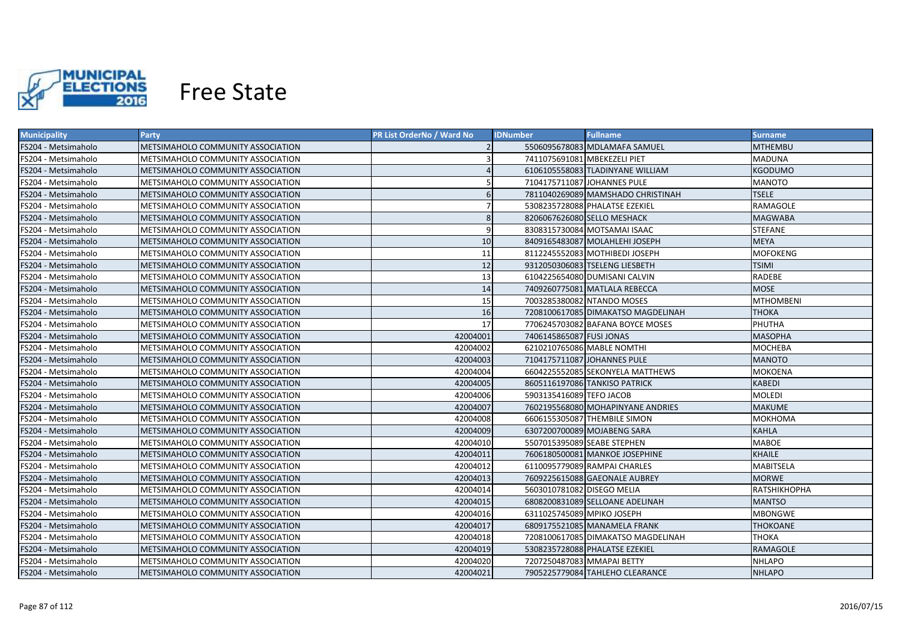# Free State

| Municipality | Party | PR List OrderNo / Ward No | IDNumber | Fullname | Surname |
|---|---|---|---|---|---|
| FS204 - Metsimaholo | METSIMAHOLO COMMUNITY ASSOCIATION | 2 | 5506095678083 | MDLAMAFA SAMUEL | MTHEMBU |
| FS204 - Metsimaholo | METSIMAHOLO COMMUNITY ASSOCIATION | 3 | 7411075691081 | MBEKEZELI PIET | MADUNA |
| FS204 - Metsimaholo | METSIMAHOLO COMMUNITY ASSOCIATION | 4 | 6106105558083 | TLADINYANE WILLIAM | KGODUMO |
| FS204 - Metsimaholo | METSIMAHOLO COMMUNITY ASSOCIATION | 5 | 7104175711087 | JOHANNES PULE | MANOTO |
| FS204 - Metsimaholo | METSIMAHOLO COMMUNITY ASSOCIATION | 6 | 7811040269089 | MAMSHADO CHRISTINAH | TSELE |
| FS204 - Metsimaholo | METSIMAHOLO COMMUNITY ASSOCIATION | 7 | 5308235728088 | PHALATSE EZEKIEL | RAMAGOLE |
| FS204 - Metsimaholo | METSIMAHOLO COMMUNITY ASSOCIATION | 8 | 8206067626080 | SELLO MESHACK | MAGWABA |
| FS204 - Metsimaholo | METSIMAHOLO COMMUNITY ASSOCIATION | 9 | 8308315730084 | MOTSAMAI ISAAC | STEFANE |
| FS204 - Metsimaholo | METSIMAHOLO COMMUNITY ASSOCIATION | 10 | 8409165483087 | MOLAHLEHI JOSEPH | MEYA |
| FS204 - Metsimaholo | METSIMAHOLO COMMUNITY ASSOCIATION | 11 | 8112245552083 | MOTHIBEDI JOSEPH | MOFOKENG |
| FS204 - Metsimaholo | METSIMAHOLO COMMUNITY ASSOCIATION | 12 | 9312050306083 | TSELENG LIESBETH | TSIMI |
| FS204 - Metsimaholo | METSIMAHOLO COMMUNITY ASSOCIATION | 13 | 6104225654080 | DUMISANI CALVIN | RADEBE |
| FS204 - Metsimaholo | METSIMAHOLO COMMUNITY ASSOCIATION | 14 | 7409260775081 | MATLALA REBECCA | MOSE |
| FS204 - Metsimaholo | METSIMAHOLO COMMUNITY ASSOCIATION | 15 | 7003285380082 | NTANDO MOSES | MTHOMBENI |
| FS204 - Metsimaholo | METSIMAHOLO COMMUNITY ASSOCIATION | 16 | 7208100617085 | DIMAKATSO MAGDELINAH | THOKA |
| FS204 - Metsimaholo | METSIMAHOLO COMMUNITY ASSOCIATION | 17 | 7706245703082 | BAFANA BOYCE MOSES | PHUTHA |
| FS204 - Metsimaholo | METSIMAHOLO COMMUNITY ASSOCIATION | 42004001 | 7406145865087 | FUSI JONAS | MASOPHA |
| FS204 - Metsimaholo | METSIMAHOLO COMMUNITY ASSOCIATION | 42004002 | 6210210765086 | MABLE NOMTHI | MOCHEBA |
| FS204 - Metsimaholo | METSIMAHOLO COMMUNITY ASSOCIATION | 42004003 | 7104175711087 | JOHANNES PULE | MANOTO |
| FS204 - Metsimaholo | METSIMAHOLO COMMUNITY ASSOCIATION | 42004004 | 6604225552085 | SEKONYELA MATTHEWS | MOKOENA |
| FS204 - Metsimaholo | METSIMAHOLO COMMUNITY ASSOCIATION | 42004005 | 8605116197086 | TANKISO PATRICK | KABEDI |
| FS204 - Metsimaholo | METSIMAHOLO COMMUNITY ASSOCIATION | 42004006 | 5903135416089 | TEFO JACOB | MOLEDI |
| FS204 - Metsimaholo | METSIMAHOLO COMMUNITY ASSOCIATION | 42004007 | 7602195568080 | MOHAPINYANE ANDRIES | MAKUME |
| FS204 - Metsimaholo | METSIMAHOLO COMMUNITY ASSOCIATION | 42004008 | 6606155305087 | THEMBILE SIMON | MOKHOMA |
| FS204 - Metsimaholo | METSIMAHOLO COMMUNITY ASSOCIATION | 42004009 | 6307200700089 | MOJABENG SARA | KAHLA |
| FS204 - Metsimaholo | METSIMAHOLO COMMUNITY ASSOCIATION | 42004010 | 5507015395089 | SEABE STEPHEN | MABOE |
| FS204 - Metsimaholo | METSIMAHOLO COMMUNITY ASSOCIATION | 42004011 | 7606180500081 | MANKOE JOSEPHINE | KHAILE |
| FS204 - Metsimaholo | METSIMAHOLO COMMUNITY ASSOCIATION | 42004012 | 6110095779089 | RAMPAI CHARLES | MABITSELA |
| FS204 - Metsimaholo | METSIMAHOLO COMMUNITY ASSOCIATION | 42004013 | 7609225615088 | GAEONALE AUBREY | MORWE |
| FS204 - Metsimaholo | METSIMAHOLO COMMUNITY ASSOCIATION | 42004014 | 5603010781082 | DISEGO MELIA | RATSHIKHOPHA |
| FS204 - Metsimaholo | METSIMAHOLO COMMUNITY ASSOCIATION | 42004015 | 6808200831089 | SELLOANE ADELINAH | MANTSO |
| FS204 - Metsimaholo | METSIMAHOLO COMMUNITY ASSOCIATION | 42004016 | 6311025745089 | MPIKO JOSEPH | MBONGWE |
| FS204 - Metsimaholo | METSIMAHOLO COMMUNITY ASSOCIATION | 42004017 | 6809175521085 | MANAMELA FRANK | THOKOANE |
| FS204 - Metsimaholo | METSIMAHOLO COMMUNITY ASSOCIATION | 42004018 | 7208100617085 | DIMAKATSO MAGDELINAH | THOKA |
| FS204 - Metsimaholo | METSIMAHOLO COMMUNITY ASSOCIATION | 42004019 | 5308235728088 | PHALATSE EZEKIEL | RAMAGOLE |
| FS204 - Metsimaholo | METSIMAHOLO COMMUNITY ASSOCIATION | 42004020 | 7207250487083 | MMAPAI BETTY | NHLAPO |
| FS204 - Metsimaholo | METSIMAHOLO COMMUNITY ASSOCIATION | 42004021 | 7905225779084 | TAHLEHO CLEARANCE | NHLAPO |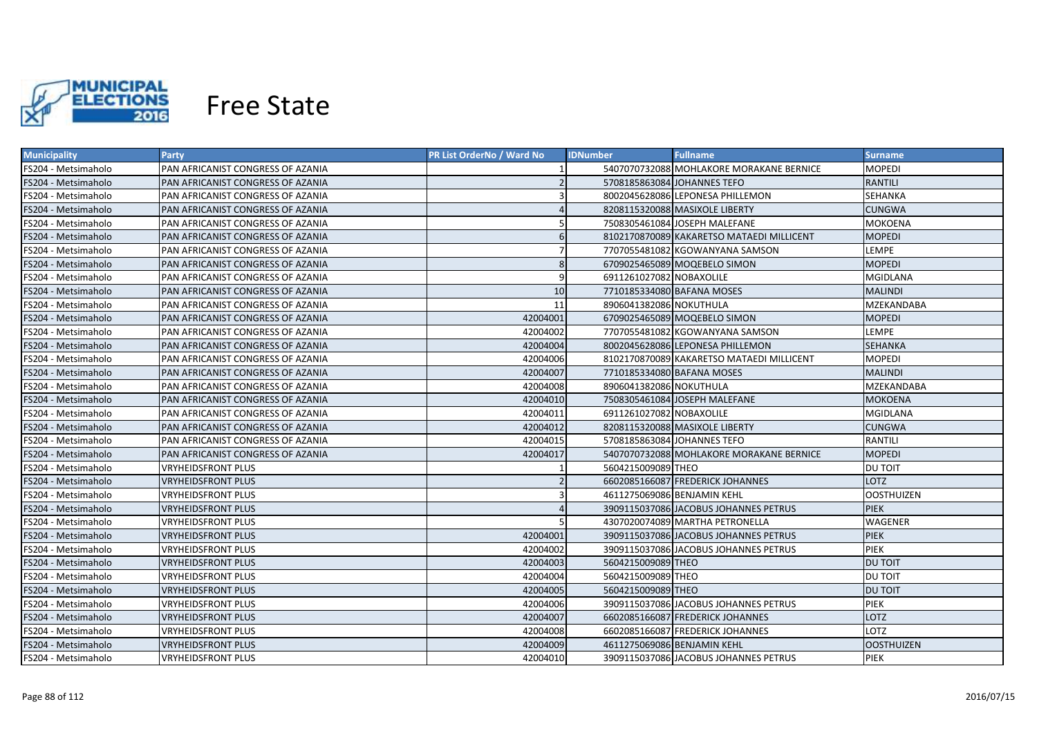# Free State

| Municipality | Party | PR List OrderNo / Ward No | IDNumber | Fullname | Surname |
|---|---|---|---|---|---|
| FS204 - Metsimaholo | PAN AFRICANIST CONGRESS OF AZANIA | 1 | 5407070732088 | MOHLAKORE MORAKANE BERNICE | MOPEDI |
| FS204 - Metsimaholo | PAN AFRICANIST CONGRESS OF AZANIA | 2 | 5708185863084 | JOHANNES TEFO | RANTILI |
| FS204 - Metsimaholo | PAN AFRICANIST CONGRESS OF AZANIA | 3 | 8002045628086 | LEPONESA PHILLEMON | SEHANKA |
| FS204 - Metsimaholo | PAN AFRICANIST CONGRESS OF AZANIA | 4 | 8208115320088 | MASIXOLE LIBERTY | CUNGWA |
| FS204 - Metsimaholo | PAN AFRICANIST CONGRESS OF AZANIA | 5 | 7508305461084 | JOSEPH MALEFANE | MOKOENA |
| FS204 - Metsimaholo | PAN AFRICANIST CONGRESS OF AZANIA | 6 | 8102170870089 | KAKARETSO MATAEDI MILLICENT | MOPEDI |
| FS204 - Metsimaholo | PAN AFRICANIST CONGRESS OF AZANIA | 7 | 7707055481082 | KGOWANYANA SAMSON | LEMPE |
| FS204 - Metsimaholo | PAN AFRICANIST CONGRESS OF AZANIA | 8 | 6709025465089 | MOQEBELO SIMON | MOPEDI |
| FS204 - Metsimaholo | PAN AFRICANIST CONGRESS OF AZANIA | 9 | 6911261027082 | NOBAXOLILE | MGIDLANA |
| FS204 - Metsimaholo | PAN AFRICANIST CONGRESS OF AZANIA | 10 | 7710185334080 | BAFANA MOSES | MALINDI |
| FS204 - Metsimaholo | PAN AFRICANIST CONGRESS OF AZANIA | 11 | 8906041382086 | NOKUTHULA | MZEKANDABA |
| FS204 - Metsimaholo | PAN AFRICANIST CONGRESS OF AZANIA | 42004001 | 6709025465089 | MOQEBELO SIMON | MOPEDI |
| FS204 - Metsimaholo | PAN AFRICANIST CONGRESS OF AZANIA | 42004002 | 7707055481082 | KGOWANYANA SAMSON | LEMPE |
| FS204 - Metsimaholo | PAN AFRICANIST CONGRESS OF AZANIA | 42004004 | 8002045628086 | LEPONESA PHILLEMON | SEHANKA |
| FS204 - Metsimaholo | PAN AFRICANIST CONGRESS OF AZANIA | 42004006 | 8102170870089 | KAKARETSO MATAEDI MILLICENT | MOPEDI |
| FS204 - Metsimaholo | PAN AFRICANIST CONGRESS OF AZANIA | 42004007 | 7710185334080 | BAFANA MOSES | MALINDI |
| FS204 - Metsimaholo | PAN AFRICANIST CONGRESS OF AZANIA | 42004008 | 8906041382086 | NOKUTHULA | MZEKANDABA |
| FS204 - Metsimaholo | PAN AFRICANIST CONGRESS OF AZANIA | 42004010 | 7508305461084 | JOSEPH MALEFANE | MOKOENA |
| FS204 - Metsimaholo | PAN AFRICANIST CONGRESS OF AZANIA | 42004011 | 6911261027082 | NOBAXOLILE | MGIDLANA |
| FS204 - Metsimaholo | PAN AFRICANIST CONGRESS OF AZANIA | 42004012 | 8208115320088 | MASIXOLE LIBERTY | CUNGWA |
| FS204 - Metsimaholo | PAN AFRICANIST CONGRESS OF AZANIA | 42004015 | 5708185863084 | JOHANNES TEFO | RANTILI |
| FS204 - Metsimaholo | PAN AFRICANIST CONGRESS OF AZANIA | 42004017 | 5407070732088 | MOHLAKORE MORAKANE BERNICE | MOPEDI |
| FS204 - Metsimaholo | VRYHEIDSFRONT PLUS | 1 | 5604215009089 | THEO | DU TOIT |
| FS204 - Metsimaholo | VRYHEIDSFRONT PLUS | 2 | 6602085166087 | FREDERICK JOHANNES | LOTZ |
| FS204 - Metsimaholo | VRYHEIDSFRONT PLUS | 3 | 4611275069086 | BENJAMIN KEHL | OOSTHUIZEN |
| FS204 - Metsimaholo | VRYHEIDSFRONT PLUS | 4 | 3909115037086 | JACOBUS JOHANNES PETRUS | PIEK |
| FS204 - Metsimaholo | VRYHEIDSFRONT PLUS | 5 | 4307020074089 | MARTHA PETRONELLA | WAGENER |
| FS204 - Metsimaholo | VRYHEIDSFRONT PLUS | 42004001 | 3909115037086 | JACOBUS JOHANNES PETRUS | PIEK |
| FS204 - Metsimaholo | VRYHEIDSFRONT PLUS | 42004002 | 3909115037086 | JACOBUS JOHANNES PETRUS | PIEK |
| FS204 - Metsimaholo | VRYHEIDSFRONT PLUS | 42004003 | 5604215009089 | THEO | DU TOIT |
| FS204 - Metsimaholo | VRYHEIDSFRONT PLUS | 42004004 | 5604215009089 | THEO | DU TOIT |
| FS204 - Metsimaholo | VRYHEIDSFRONT PLUS | 42004005 | 5604215009089 | THEO | DU TOIT |
| FS204 - Metsimaholo | VRYHEIDSFRONT PLUS | 42004006 | 3909115037086 | JACOBUS JOHANNES PETRUS | PIEK |
| FS204 - Metsimaholo | VRYHEIDSFRONT PLUS | 42004007 | 6602085166087 | FREDERICK JOHANNES | LOTZ |
| FS204 - Metsimaholo | VRYHEIDSFRONT PLUS | 42004008 | 6602085166087 | FREDERICK JOHANNES | LOTZ |
| FS204 - Metsimaholo | VRYHEIDSFRONT PLUS | 42004009 | 4611275069086 | BENJAMIN KEHL | OOSTHUIZEN |
| FS204 - Metsimaholo | VRYHEIDSFRONT PLUS | 42004010 | 3909115037086 | JACOBUS JOHANNES PETRUS | PIEK |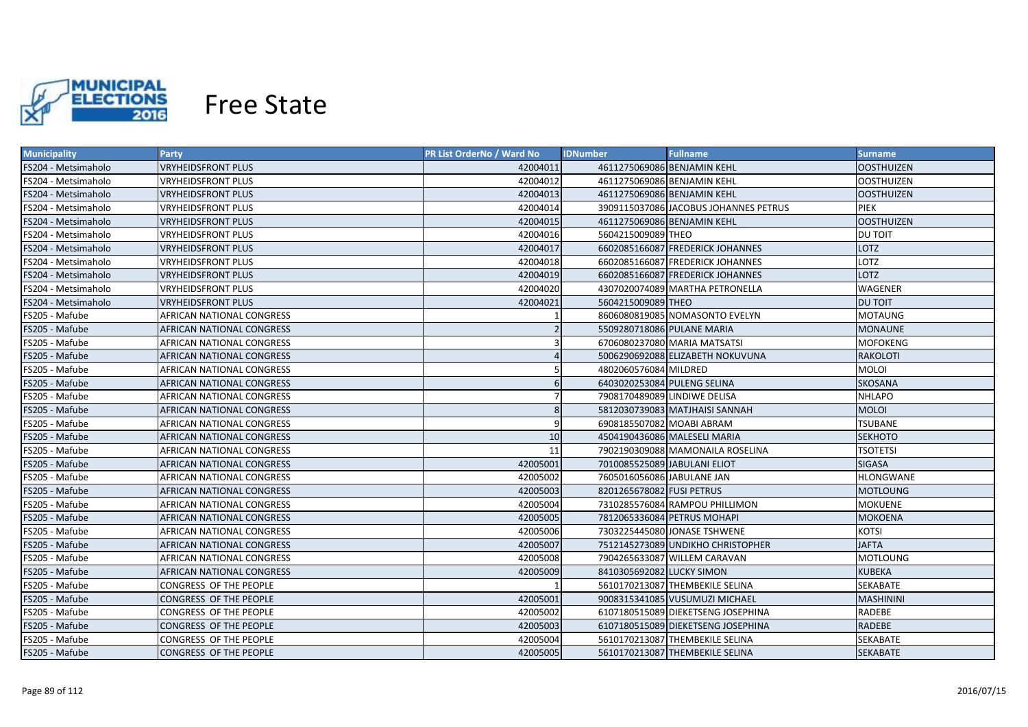# Free State

| Municipality | Party | PR List OrderNo / Ward No | IDNumber | Fullname | Surname |
|---|---|---|---|---|---|
| FS204 - Metsimaholo | VRYHEIDSFRONT PLUS | 42004011 | 4611275069086 | BENJAMIN KEHL | OOSTHUIZEN |
| FS204 - Metsimaholo | VRYHEIDSFRONT PLUS | 42004012 | 4611275069086 | BENJAMIN KEHL | OOSTHUIZEN |
| FS204 - Metsimaholo | VRYHEIDSFRONT PLUS | 42004013 | 4611275069086 | BENJAMIN KEHL | OOSTHUIZEN |
| FS204 - Metsimaholo | VRYHEIDSFRONT PLUS | 42004014 | 3909115037086 | JACOBUS JOHANNES PETRUS | PIEK |
| FS204 - Metsimaholo | VRYHEIDSFRONT PLUS | 42004015 | 4611275069086 | BENJAMIN KEHL | OOSTHUIZEN |
| FS204 - Metsimaholo | VRYHEIDSFRONT PLUS | 42004016 | 5604215009089 | THEO | DU TOIT |
| FS204 - Metsimaholo | VRYHEIDSFRONT PLUS | 42004017 | 6602085166087 | FREDERICK JOHANNES | LOTZ |
| FS204 - Metsimaholo | VRYHEIDSFRONT PLUS | 42004018 | 6602085166087 | FREDERICK JOHANNES | LOTZ |
| FS204 - Metsimaholo | VRYHEIDSFRONT PLUS | 42004019 | 6602085166087 | FREDERICK JOHANNES | LOTZ |
| FS204 - Metsimaholo | VRYHEIDSFRONT PLUS | 42004020 | 4307020074089 | MARTHA PETRONELLA | WAGENER |
| FS204 - Metsimaholo | VRYHEIDSFRONT PLUS | 42004021 | 5604215009089 | THEO | DU TOIT |
| FS205 - Mafube | AFRICAN NATIONAL CONGRESS | 1 | 8606080819085 | NOMASONTO EVELYN | MOTAUNG |
| FS205 - Mafube | AFRICAN NATIONAL CONGRESS | 2 | 5509280718086 | PULANE MARIA | MONAUNE |
| FS205 - Mafube | AFRICAN NATIONAL CONGRESS | 3 | 6706080237080 | MARIA MATSATSI | MOFOKENG |
| FS205 - Mafube | AFRICAN NATIONAL CONGRESS | 4 | 5006290692088 | ELIZABETH NOKUVUNA | RAKOLOTI |
| FS205 - Mafube | AFRICAN NATIONAL CONGRESS | 5 | 4802060576084 | MILDRED | MOLOI |
| FS205 - Mafube | AFRICAN NATIONAL CONGRESS | 6 | 6403020253084 | PULENG SELINA | SKOSANA |
| FS205 - Mafube | AFRICAN NATIONAL CONGRESS | 7 | 7908170489089 | LINDIWE DELISA | NHLAPO |
| FS205 - Mafube | AFRICAN NATIONAL CONGRESS | 8 | 5812030739083 | MATJHAISI SANNAH | MOLOI |
| FS205 - Mafube | AFRICAN NATIONAL CONGRESS | 9 | 6908185507082 | MOABI ABRAM | TSUBANE |
| FS205 - Mafube | AFRICAN NATIONAL CONGRESS | 10 | 4504190436086 | MALESELI MARIA | SEKHOTO |
| FS205 - Mafube | AFRICAN NATIONAL CONGRESS | 11 | 7902190309088 | MAMONAILA ROSELINA | TSOTETSI |
| FS205 - Mafube | AFRICAN NATIONAL CONGRESS | 42005001 | 7010085525089 | JABULANI ELIOT | SIGASA |
| FS205 - Mafube | AFRICAN NATIONAL CONGRESS | 42005002 | 7605016056086 | JABULANE JAN | HLONGWANE |
| FS205 - Mafube | AFRICAN NATIONAL CONGRESS | 42005003 | 8201265678082 | FUSI PETRUS | MOTLOUNG |
| FS205 - Mafube | AFRICAN NATIONAL CONGRESS | 42005004 | 7310285576084 | RAMPOU PHILLIMON | MOKUENE |
| FS205 - Mafube | AFRICAN NATIONAL CONGRESS | 42005005 | 7812065336084 | PETRUS MOHAPI | MOKOENA |
| FS205 - Mafube | AFRICAN NATIONAL CONGRESS | 42005006 | 7303225445080 | JONASE TSHWENE | KOTSI |
| FS205 - Mafube | AFRICAN NATIONAL CONGRESS | 42005007 | 7512145273089 | UNDIKHO CHRISTOPHER | JAFTA |
| FS205 - Mafube | AFRICAN NATIONAL CONGRESS | 42005008 | 7904265633087 | WILLEM CARAVAN | MOTLOUNG |
| FS205 - Mafube | AFRICAN NATIONAL CONGRESS | 42005009 | 8410305692082 | LUCKY SIMON | KUBEKA |
| FS205 - Mafube | CONGRESS OF THE PEOPLE | 1 | 5610170213087 | THEMBEKILE SELINA | SEKABATE |
| FS205 - Mafube | CONGRESS OF THE PEOPLE | 42005001 | 9008315341085 | VUSUMUZI MICHAEL | MASHININI |
| FS205 - Mafube | CONGRESS OF THE PEOPLE | 42005002 | 6107180515089 | DIEKETSENG JOSEPHINA | RADEBE |
| FS205 - Mafube | CONGRESS OF THE PEOPLE | 42005003 | 6107180515089 | DIEKETSENG JOSEPHINA | RADEBE |
| FS205 - Mafube | CONGRESS OF THE PEOPLE | 42005004 | 5610170213087 | THEMBEKILE SELINA | SEKABATE |
| FS205 - Mafube | CONGRESS OF THE PEOPLE | 42005005 | 5610170213087 | THEMBEKILE SELINA | SEKABATE |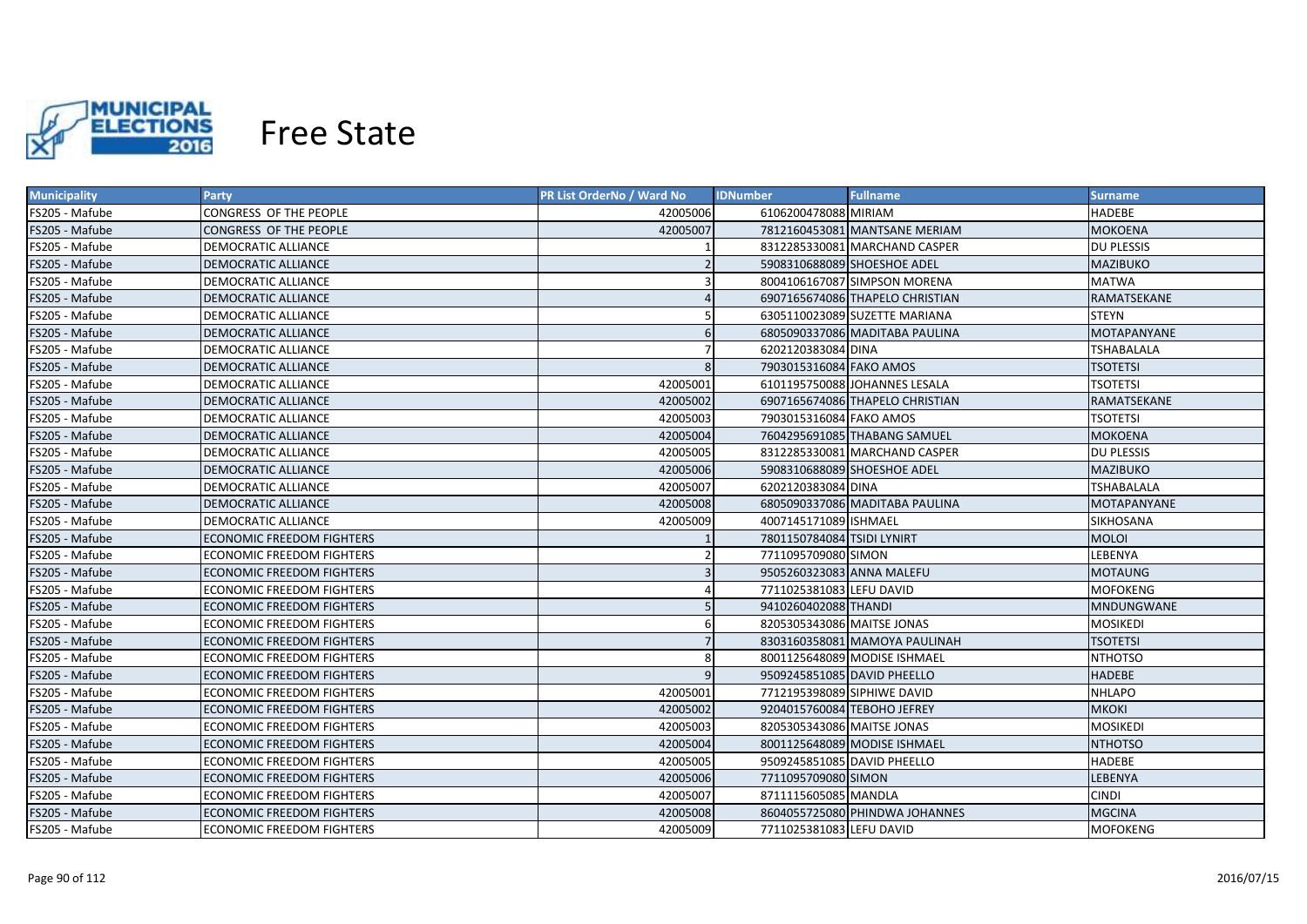# Free State

| Municipality | Party | PR List OrderNo / Ward No | IDNumber | Fullname | Surname |
|---|---|---|---|---|---|
| FS205 - Mafube | CONGRESS OF THE PEOPLE | 42005006 | 6106200478088 | MIRIAM | HADEBE |
| FS205 - Mafube | CONGRESS OF THE PEOPLE | 42005007 | 7812160453081 | MANTSANE MERIAM | MOKOENA |
| FS205 - Mafube | DEMOCRATIC ALLIANCE | 1 | 8312285330081 | MARCHAND CASPER | DU PLESSIS |
| FS205 - Mafube | DEMOCRATIC ALLIANCE | 2 | 5908310688089 | SHOESHOE ADEL | MAZIBUKO |
| FS205 - Mafube | DEMOCRATIC ALLIANCE | 3 | 8004106167087 | SIMPSON MORENA | MATWA |
| FS205 - Mafube | DEMOCRATIC ALLIANCE | 4 | 6907165674086 | THAPELO CHRISTIAN | RAMATSEKANE |
| FS205 - Mafube | DEMOCRATIC ALLIANCE | 5 | 6305110023089 | SUZETTE MARIANA | STEYN |
| FS205 - Mafube | DEMOCRATIC ALLIANCE | 6 | 6805090337086 | MADITABA PAULINA | MOTAPANYANE |
| FS205 - Mafube | DEMOCRATIC ALLIANCE | 7 | 6202120383084 | DINA | TSHABALALA |
| FS205 - Mafube | DEMOCRATIC ALLIANCE | 8 | 7903015316084 | FAKO AMOS | TSOTETSI |
| FS205 - Mafube | DEMOCRATIC ALLIANCE | 42005001 | 6101195750088 | JOHANNES LESALA | TSOTETSI |
| FS205 - Mafube | DEMOCRATIC ALLIANCE | 42005002 | 6907165674086 | THAPELO CHRISTIAN | RAMATSEKANE |
| FS205 - Mafube | DEMOCRATIC ALLIANCE | 42005003 | 7903015316084 | FAKO AMOS | TSOTETSI |
| FS205 - Mafube | DEMOCRATIC ALLIANCE | 42005004 | 7604295691085 | THABANG SAMUEL | MOKOENA |
| FS205 - Mafube | DEMOCRATIC ALLIANCE | 42005005 | 8312285330081 | MARCHAND CASPER | DU PLESSIS |
| FS205 - Mafube | DEMOCRATIC ALLIANCE | 42005006 | 5908310688089 | SHOESHOE ADEL | MAZIBUKO |
| FS205 - Mafube | DEMOCRATIC ALLIANCE | 42005007 | 6202120383084 | DINA | TSHABALALA |
| FS205 - Mafube | DEMOCRATIC ALLIANCE | 42005008 | 6805090337086 | MADITABA PAULINA | MOTAPANYANE |
| FS205 - Mafube | DEMOCRATIC ALLIANCE | 42005009 | 4007145171089 | ISHMAEL | SIKHOSANA |
| FS205 - Mafube | ECONOMIC FREEDOM FIGHTERS | 1 | 7801150784084 | TSIDI LYNIRT | MOLOI |
| FS205 - Mafube | ECONOMIC FREEDOM FIGHTERS | 2 | 7711095709080 | SIMON | LEBENYA |
| FS205 - Mafube | ECONOMIC FREEDOM FIGHTERS | 3 | 9505260323083 | ANNA MALEFU | MOTAUNG |
| FS205 - Mafube | ECONOMIC FREEDOM FIGHTERS | 4 | 7711025381083 | LEFU DAVID | MOFOKENG |
| FS205 - Mafube | ECONOMIC FREEDOM FIGHTERS | 5 | 9410260402088 | THANDI | MNDUNGWANE |
| FS205 - Mafube | ECONOMIC FREEDOM FIGHTERS | 6 | 8205305343086 | MAITSE JONAS | MOSIKEDI |
| FS205 - Mafube | ECONOMIC FREEDOM FIGHTERS | 7 | 8303160358081 | MAMOYA PAULINAH | TSOTETSI |
| FS205 - Mafube | ECONOMIC FREEDOM FIGHTERS | 8 | 8001125648089 | MODISE ISHMAEL | NTHOTSO |
| FS205 - Mafube | ECONOMIC FREEDOM FIGHTERS | 9 | 9509245851085 | DAVID PHEELLO | HADEBE |
| FS205 - Mafube | ECONOMIC FREEDOM FIGHTERS | 42005001 | 7712195398089 | SIPHIWE DAVID | NHLAPO |
| FS205 - Mafube | ECONOMIC FREEDOM FIGHTERS | 42005002 | 9204015760084 | TEBOHO JEFREY | MKOKI |
| FS205 - Mafube | ECONOMIC FREEDOM FIGHTERS | 42005003 | 8205305343086 | MAITSE JONAS | MOSIKEDI |
| FS205 - Mafube | ECONOMIC FREEDOM FIGHTERS | 42005004 | 8001125648089 | MODISE ISHMAEL | NTHOTSO |
| FS205 - Mafube | ECONOMIC FREEDOM FIGHTERS | 42005005 | 9509245851085 | DAVID PHEELLO | HADEBE |
| FS205 - Mafube | ECONOMIC FREEDOM FIGHTERS | 42005006 | 7711095709080 | SIMON | LEBENYA |
| FS205 - Mafube | ECONOMIC FREEDOM FIGHTERS | 42005007 | 8711115605085 | MANDLA | CINDI |
| FS205 - Mafube | ECONOMIC FREEDOM FIGHTERS | 42005008 | 8604055725080 | PHINDWA JOHANNES | MGCINA |
| FS205 - Mafube | ECONOMIC FREEDOM FIGHTERS | 42005009 | 7711025381083 | LEFU DAVID | MOFOKENG |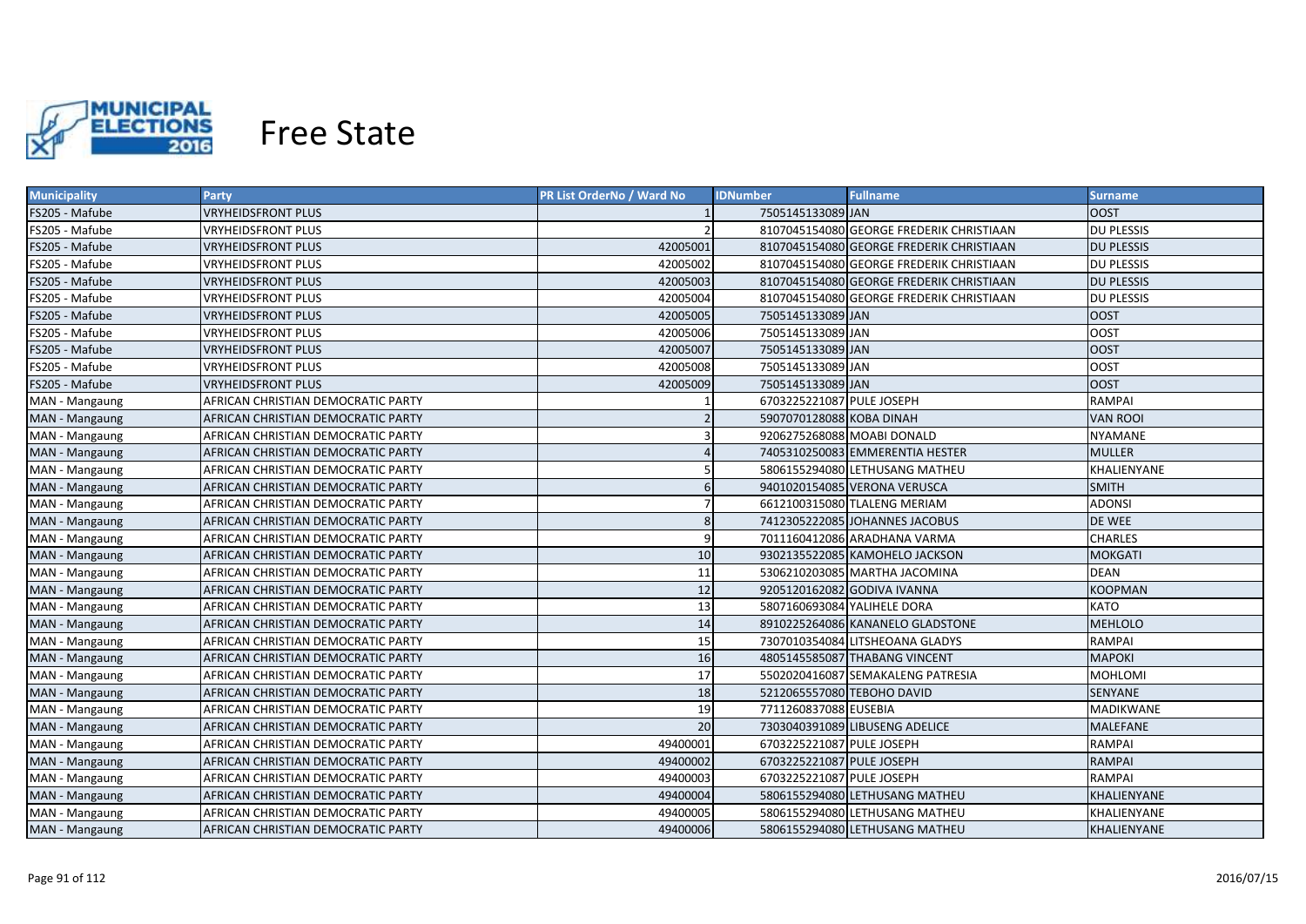# Free State

| Municipality | Party | PR List OrderNo / Ward No | IDNumber | Fullname | Surname |
|---|---|---|---|---|---|
| FS205 - Mafube | VRYHEIDSFRONT PLUS | 1 | 7505145133089 | JAN | OOST |
| FS205 - Mafube | VRYHEIDSFRONT PLUS | 2 | 8107045154080 | GEORGE FREDERIK CHRISTIAAN | DU PLESSIS |
| FS205 - Mafube | VRYHEIDSFRONT PLUS | 42005001 | 8107045154080 | GEORGE FREDERIK CHRISTIAAN | DU PLESSIS |
| FS205 - Mafube | VRYHEIDSFRONT PLUS | 42005002 | 8107045154080 | GEORGE FREDERIK CHRISTIAAN | DU PLESSIS |
| FS205 - Mafube | VRYHEIDSFRONT PLUS | 42005003 | 8107045154080 | GEORGE FREDERIK CHRISTIAAN | DU PLESSIS |
| FS205 - Mafube | VRYHEIDSFRONT PLUS | 42005004 | 8107045154080 | GEORGE FREDERIK CHRISTIAAN | DU PLESSIS |
| FS205 - Mafube | VRYHEIDSFRONT PLUS | 42005005 | 7505145133089 | JAN | OOST |
| FS205 - Mafube | VRYHEIDSFRONT PLUS | 42005006 | 7505145133089 | JAN | OOST |
| FS205 - Mafube | VRYHEIDSFRONT PLUS | 42005007 | 7505145133089 | JAN | OOST |
| FS205 - Mafube | VRYHEIDSFRONT PLUS | 42005008 | 7505145133089 | JAN | OOST |
| FS205 - Mafube | VRYHEIDSFRONT PLUS | 42005009 | 7505145133089 | JAN | OOST |
| MAN - Mangaung | AFRICAN CHRISTIAN DEMOCRATIC PARTY | 1 | 6703225221087 | PULE JOSEPH | RAMPAI |
| MAN - Mangaung | AFRICAN CHRISTIAN DEMOCRATIC PARTY | 2 | 5907070128088 | KOBA DINAH | VAN ROOI |
| MAN - Mangaung | AFRICAN CHRISTIAN DEMOCRATIC PARTY | 3 | 9206275268088 | MOABI DONALD | NYAMANE |
| MAN - Mangaung | AFRICAN CHRISTIAN DEMOCRATIC PARTY | 4 | 7405310250083 | EMMERENTIA HESTER | MULLER |
| MAN - Mangaung | AFRICAN CHRISTIAN DEMOCRATIC PARTY | 5 | 5806155294080 | LETHUSANG MATHEU | KHALIENYANE |
| MAN - Mangaung | AFRICAN CHRISTIAN DEMOCRATIC PARTY | 6 | 9401020154085 | VERONA VERUSCA | SMITH |
| MAN - Mangaung | AFRICAN CHRISTIAN DEMOCRATIC PARTY | 7 | 6612100315080 | TLALENG MERIAM | ADONSI |
| MAN - Mangaung | AFRICAN CHRISTIAN DEMOCRATIC PARTY | 8 | 7412305222085 | JOHANNES JACOBUS | DE WEE |
| MAN - Mangaung | AFRICAN CHRISTIAN DEMOCRATIC PARTY | 9 | 7011160412086 | ARADHANA VARMA | CHARLES |
| MAN - Mangaung | AFRICAN CHRISTIAN DEMOCRATIC PARTY | 10 | 9302135522085 | KAMOHELO JACKSON | MOKGATI |
| MAN - Mangaung | AFRICAN CHRISTIAN DEMOCRATIC PARTY | 11 | 5306210203085 | MARTHA JACOMINA | DEAN |
| MAN - Mangaung | AFRICAN CHRISTIAN DEMOCRATIC PARTY | 12 | 9205120162082 | GODIVA IVANNA | KOOPMAN |
| MAN - Mangaung | AFRICAN CHRISTIAN DEMOCRATIC PARTY | 13 | 5807160693084 | YALIHELE DORA | KATO |
| MAN - Mangaung | AFRICAN CHRISTIAN DEMOCRATIC PARTY | 14 | 8910225264086 | KANANELO GLADSTONE | MEHLOLO |
| MAN - Mangaung | AFRICAN CHRISTIAN DEMOCRATIC PARTY | 15 | 7307010354084 | LITSHEOANA GLADYS | RAMPAI |
| MAN - Mangaung | AFRICAN CHRISTIAN DEMOCRATIC PARTY | 16 | 4805145585087 | THABANG VINCENT | MAPOKI |
| MAN - Mangaung | AFRICAN CHRISTIAN DEMOCRATIC PARTY | 17 | 5502020416087 | SEMAKALENG PATRESIA | MOHLOMI |
| MAN - Mangaung | AFRICAN CHRISTIAN DEMOCRATIC PARTY | 18 | 5212065557080 | TEBOHO DAVID | SENYANE |
| MAN - Mangaung | AFRICAN CHRISTIAN DEMOCRATIC PARTY | 19 | 7711260837088 | EUSEBIA | MADIKWANE |
| MAN - Mangaung | AFRICAN CHRISTIAN DEMOCRATIC PARTY | 20 | 7303040391089 | LIBUSENG ADELICE | MALEFANE |
| MAN - Mangaung | AFRICAN CHRISTIAN DEMOCRATIC PARTY | 49400001 | 6703225221087 | PULE JOSEPH | RAMPAI |
| MAN - Mangaung | AFRICAN CHRISTIAN DEMOCRATIC PARTY | 49400002 | 6703225221087 | PULE JOSEPH | RAMPAI |
| MAN - Mangaung | AFRICAN CHRISTIAN DEMOCRATIC PARTY | 49400003 | 6703225221087 | PULE JOSEPH | RAMPAI |
| MAN - Mangaung | AFRICAN CHRISTIAN DEMOCRATIC PARTY | 49400004 | 5806155294080 | LETHUSANG MATHEU | KHALIENYANE |
| MAN - Mangaung | AFRICAN CHRISTIAN DEMOCRATIC PARTY | 49400005 | 5806155294080 | LETHUSANG MATHEU | KHALIENYANE |
| MAN - Mangaung | AFRICAN CHRISTIAN DEMOCRATIC PARTY | 49400006 | 5806155294080 | LETHUSANG MATHEU | KHALIENYANE |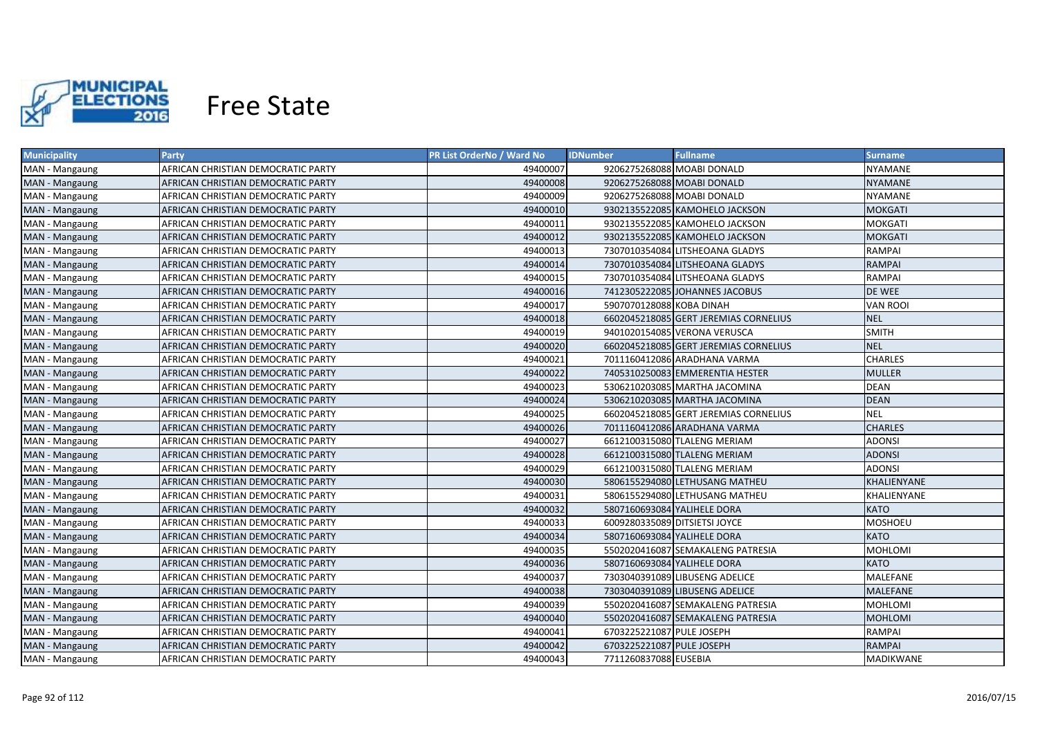# Free State

| Municipality | Party | PR List OrderNo / Ward No | IDNumber | Fullname | Surname |
|---|---|---|---|---|---|
| MAN - Mangaung | AFRICAN CHRISTIAN DEMOCRATIC PARTY | 49400007 | 9206275268088 | MOABI DONALD | NYAMANE |
| MAN - Mangaung | AFRICAN CHRISTIAN DEMOCRATIC PARTY | 49400008 | 9206275268088 | MOABI DONALD | NYAMANE |
| MAN - Mangaung | AFRICAN CHRISTIAN DEMOCRATIC PARTY | 49400009 | 9206275268088 | MOABI DONALD | NYAMANE |
| MAN - Mangaung | AFRICAN CHRISTIAN DEMOCRATIC PARTY | 49400010 | 9302135522085 | KAMOHELO JACKSON | MOKGATI |
| MAN - Mangaung | AFRICAN CHRISTIAN DEMOCRATIC PARTY | 49400011 | 9302135522085 | KAMOHELO JACKSON | MOKGATI |
| MAN - Mangaung | AFRICAN CHRISTIAN DEMOCRATIC PARTY | 49400012 | 9302135522085 | KAMOHELO JACKSON | MOKGATI |
| MAN - Mangaung | AFRICAN CHRISTIAN DEMOCRATIC PARTY | 49400013 | 7307010354084 | LITSHEOANA GLADYS | RAMPAI |
| MAN - Mangaung | AFRICAN CHRISTIAN DEMOCRATIC PARTY | 49400014 | 7307010354084 | LITSHEOANA GLADYS | RAMPAI |
| MAN - Mangaung | AFRICAN CHRISTIAN DEMOCRATIC PARTY | 49400015 | 7307010354084 | LITSHEOANA GLADYS | RAMPAI |
| MAN - Mangaung | AFRICAN CHRISTIAN DEMOCRATIC PARTY | 49400016 | 7412305222085 | JOHANNES JACOBUS | DE WEE |
| MAN - Mangaung | AFRICAN CHRISTIAN DEMOCRATIC PARTY | 49400017 | 5907070128088 | KOBA DINAH | VAN ROOI |
| MAN - Mangaung | AFRICAN CHRISTIAN DEMOCRATIC PARTY | 49400018 | 6602045218085 | GERT JEREMIAS CORNELIUS | NEL |
| MAN - Mangaung | AFRICAN CHRISTIAN DEMOCRATIC PARTY | 49400019 | 9401020154085 | VERONA VERUSCA | SMITH |
| MAN - Mangaung | AFRICAN CHRISTIAN DEMOCRATIC PARTY | 49400020 | 6602045218085 | GERT JEREMIAS CORNELIUS | NEL |
| MAN - Mangaung | AFRICAN CHRISTIAN DEMOCRATIC PARTY | 49400021 | 7011160412086 | ARADHANA VARMA | CHARLES |
| MAN - Mangaung | AFRICAN CHRISTIAN DEMOCRATIC PARTY | 49400022 | 7405310250083 | EMMERENTIA HESTER | MULLER |
| MAN - Mangaung | AFRICAN CHRISTIAN DEMOCRATIC PARTY | 49400023 | 5306210203085 | MARTHA JACOMINA | DEAN |
| MAN - Mangaung | AFRICAN CHRISTIAN DEMOCRATIC PARTY | 49400024 | 5306210203085 | MARTHA JACOMINA | DEAN |
| MAN - Mangaung | AFRICAN CHRISTIAN DEMOCRATIC PARTY | 49400025 | 6602045218085 | GERT JEREMIAS CORNELIUS | NEL |
| MAN - Mangaung | AFRICAN CHRISTIAN DEMOCRATIC PARTY | 49400026 | 7011160412086 | ARADHANA VARMA | CHARLES |
| MAN - Mangaung | AFRICAN CHRISTIAN DEMOCRATIC PARTY | 49400027 | 6612100315080 | TLALENG MERIAM | ADONSI |
| MAN - Mangaung | AFRICAN CHRISTIAN DEMOCRATIC PARTY | 49400028 | 6612100315080 | TLALENG MERIAM | ADONSI |
| MAN - Mangaung | AFRICAN CHRISTIAN DEMOCRATIC PARTY | 49400029 | 6612100315080 | TLALENG MERIAM | ADONSI |
| MAN - Mangaung | AFRICAN CHRISTIAN DEMOCRATIC PARTY | 49400030 | 5806155294080 | LETHUSANG MATHEU | KHALIENYANE |
| MAN - Mangaung | AFRICAN CHRISTIAN DEMOCRATIC PARTY | 49400031 | 5806155294080 | LETHUSANG MATHEU | KHALIENYANE |
| MAN - Mangaung | AFRICAN CHRISTIAN DEMOCRATIC PARTY | 49400032 | 5807160693084 | YALIHELE DORA | KATO |
| MAN - Mangaung | AFRICAN CHRISTIAN DEMOCRATIC PARTY | 49400033 | 6009280335089 | DITSIETSI JOYCE | MOSHOEU |
| MAN - Mangaung | AFRICAN CHRISTIAN DEMOCRATIC PARTY | 49400034 | 5807160693084 | YALIHELE DORA | KATO |
| MAN - Mangaung | AFRICAN CHRISTIAN DEMOCRATIC PARTY | 49400035 | 5502020416087 | SEMAKALENG PATRESIA | MOHLOMI |
| MAN - Mangaung | AFRICAN CHRISTIAN DEMOCRATIC PARTY | 49400036 | 5807160693084 | YALIHELE DORA | KATO |
| MAN - Mangaung | AFRICAN CHRISTIAN DEMOCRATIC PARTY | 49400037 | 7303040391089 | LIBUSENG ADELICE | MALEFANE |
| MAN - Mangaung | AFRICAN CHRISTIAN DEMOCRATIC PARTY | 49400038 | 7303040391089 | LIBUSENG ADELICE | MALEFANE |
| MAN - Mangaung | AFRICAN CHRISTIAN DEMOCRATIC PARTY | 49400039 | 5502020416087 | SEMAKALENG PATRESIA | MOHLOMI |
| MAN - Mangaung | AFRICAN CHRISTIAN DEMOCRATIC PARTY | 49400040 | 5502020416087 | SEMAKALENG PATRESIA | MOHLOMI |
| MAN - Mangaung | AFRICAN CHRISTIAN DEMOCRATIC PARTY | 49400041 | 6703225221087 | PULE JOSEPH | RAMPAI |
| MAN - Mangaung | AFRICAN CHRISTIAN DEMOCRATIC PARTY | 49400042 | 6703225221087 | PULE JOSEPH | RAMPAI |
| MAN - Mangaung | AFRICAN CHRISTIAN DEMOCRATIC PARTY | 49400043 | 7711260837088 | EUSEBIA | MADIKWANE |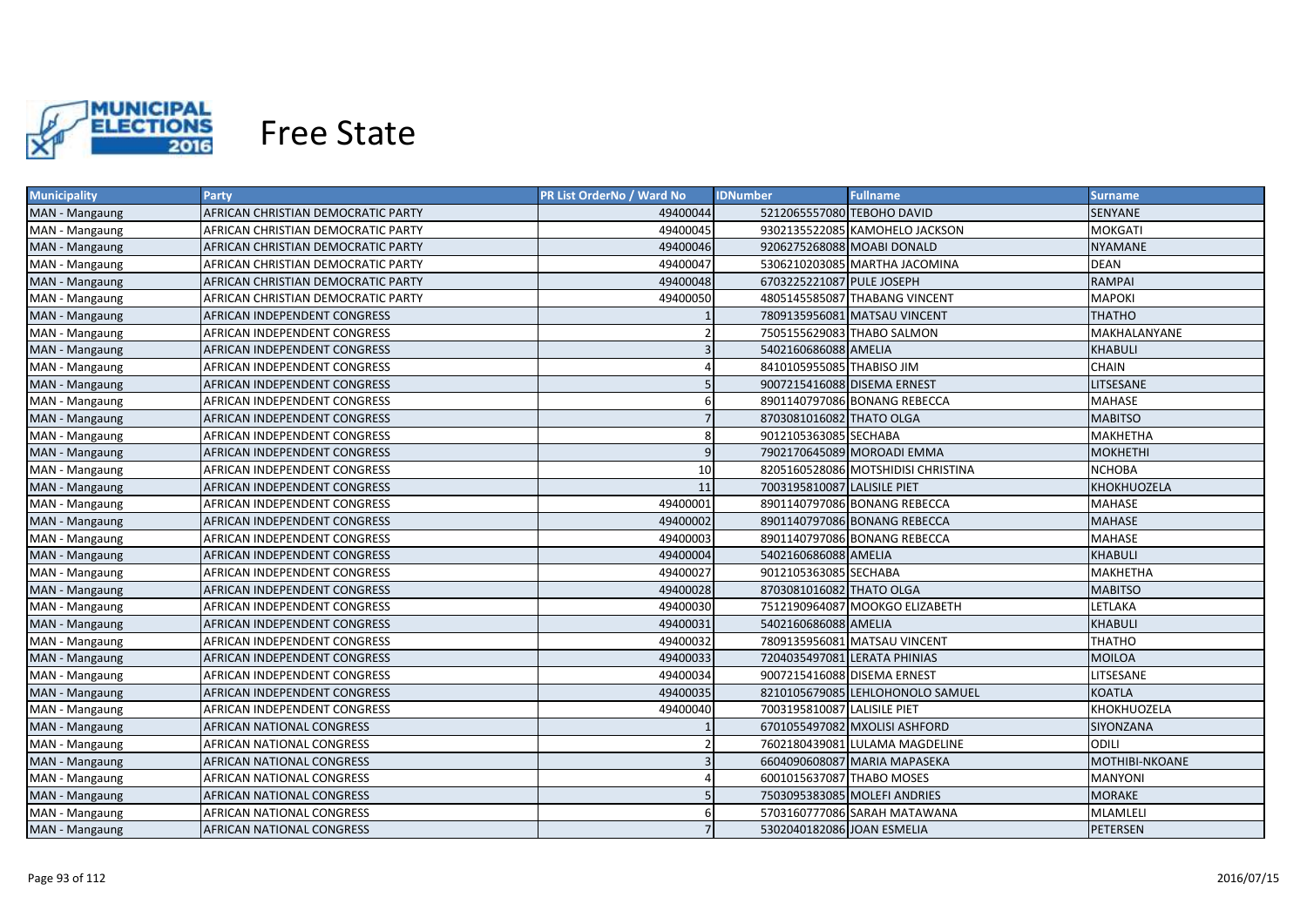# Free State

| Municipality | Party | PR List OrderNo / Ward No | IDNumber | Fullname | Surname |
|---|---|---|---|---|---|
| MAN - Mangaung | AFRICAN CHRISTIAN DEMOCRATIC PARTY | 49400044 | 5212065557080 | TEBOHO DAVID | SENYANE |
| MAN - Mangaung | AFRICAN CHRISTIAN DEMOCRATIC PARTY | 49400045 | 9302135522085 | KAMOHELO JACKSON | MOKGATI |
| MAN - Mangaung | AFRICAN CHRISTIAN DEMOCRATIC PARTY | 49400046 | 9206275268088 | MOABI DONALD | NYAMANE |
| MAN - Mangaung | AFRICAN CHRISTIAN DEMOCRATIC PARTY | 49400047 | 5306210203085 | MARTHA JACOMINA | DEAN |
| MAN - Mangaung | AFRICAN CHRISTIAN DEMOCRATIC PARTY | 49400048 | 6703225221087 | PULE JOSEPH | RAMPAI |
| MAN - Mangaung | AFRICAN CHRISTIAN DEMOCRATIC PARTY | 49400050 | 4805145585087 | THABANG VINCENT | MAPOKI |
| MAN - Mangaung | AFRICAN INDEPENDENT CONGRESS | 1 | 7809135956081 | MATSAU VINCENT | THATHO |
| MAN - Mangaung | AFRICAN INDEPENDENT CONGRESS | 2 | 7505155629083 | THABO SALMON | MAKHALANYANE |
| MAN - Mangaung | AFRICAN INDEPENDENT CONGRESS | 3 | 5402160686088 | AMELIA | KHABULI |
| MAN - Mangaung | AFRICAN INDEPENDENT CONGRESS | 4 | 8410105955085 | THABISO JIM | CHAIN |
| MAN - Mangaung | AFRICAN INDEPENDENT CONGRESS | 5 | 9007215416088 | DISEMA ERNEST | LITSESANE |
| MAN - Mangaung | AFRICAN INDEPENDENT CONGRESS | 6 | 8901140797086 | BONANG REBECCA | MAHASE |
| MAN - Mangaung | AFRICAN INDEPENDENT CONGRESS | 7 | 8703081016082 | THATO OLGA | MABITSO |
| MAN - Mangaung | AFRICAN INDEPENDENT CONGRESS | 8 | 9012105363085 | SECHABA | MAKHETHA |
| MAN - Mangaung | AFRICAN INDEPENDENT CONGRESS | 9 | 7902170645089 | MOROADI EMMA | MOKHETHI |
| MAN - Mangaung | AFRICAN INDEPENDENT CONGRESS | 10 | 8205160528086 | MOTSHIDISI CHRISTINA | NCHOBA |
| MAN - Mangaung | AFRICAN INDEPENDENT CONGRESS | 11 | 7003195810087 | LALISILE PIET | KHOKHUOZELA |
| MAN - Mangaung | AFRICAN INDEPENDENT CONGRESS | 49400001 | 8901140797086 | BONANG REBECCA | MAHASE |
| MAN - Mangaung | AFRICAN INDEPENDENT CONGRESS | 49400002 | 8901140797086 | BONANG REBECCA | MAHASE |
| MAN - Mangaung | AFRICAN INDEPENDENT CONGRESS | 49400003 | 8901140797086 | BONANG REBECCA | MAHASE |
| MAN - Mangaung | AFRICAN INDEPENDENT CONGRESS | 49400004 | 5402160686088 | AMELIA | KHABULI |
| MAN - Mangaung | AFRICAN INDEPENDENT CONGRESS | 49400027 | 9012105363085 | SECHABA | MAKHETHA |
| MAN - Mangaung | AFRICAN INDEPENDENT CONGRESS | 49400028 | 8703081016082 | THATO OLGA | MABITSO |
| MAN - Mangaung | AFRICAN INDEPENDENT CONGRESS | 49400030 | 7512190964087 | MOOKGO ELIZABETH | LETLAKA |
| MAN - Mangaung | AFRICAN INDEPENDENT CONGRESS | 49400031 | 5402160686088 | AMELIA | KHABULI |
| MAN - Mangaung | AFRICAN INDEPENDENT CONGRESS | 49400032 | 7809135956081 | MATSAU VINCENT | THATHO |
| MAN - Mangaung | AFRICAN INDEPENDENT CONGRESS | 49400033 | 7204035497081 | LERATA PHINIAS | MOILOA |
| MAN - Mangaung | AFRICAN INDEPENDENT CONGRESS | 49400034 | 9007215416088 | DISEMA ERNEST | LITSESANE |
| MAN - Mangaung | AFRICAN INDEPENDENT CONGRESS | 49400035 | 8210105679085 | LEHLOHONOLO SAMUEL | KOATLA |
| MAN - Mangaung | AFRICAN INDEPENDENT CONGRESS | 49400040 | 7003195810087 | LALISILE PIET | KHOKHUOZELA |
| MAN - Mangaung | AFRICAN NATIONAL CONGRESS | 1 | 6701055497082 | MXOLISI ASHFORD | SIYONZANA |
| MAN - Mangaung | AFRICAN NATIONAL CONGRESS | 2 | 7602180439081 | LULAMA MAGDELINE | ODILI |
| MAN - Mangaung | AFRICAN NATIONAL CONGRESS | 3 | 6604090608087 | MARIA MAPASEKA | MOTHIBI-NKOANE |
| MAN - Mangaung | AFRICAN NATIONAL CONGRESS | 4 | 6001015637087 | THABO MOSES | MANYONI |
| MAN - Mangaung | AFRICAN NATIONAL CONGRESS | 5 | 7503095383085 | MOLEFI ANDRIES | MORAKE |
| MAN - Mangaung | AFRICAN NATIONAL CONGRESS | 6 | 5703160777086 | SARAH MATAWANA | MLAMLELI |
| MAN - Mangaung | AFRICAN NATIONAL CONGRESS | 7 | 5302040182086 | JOAN ESMELIA | PETERSEN |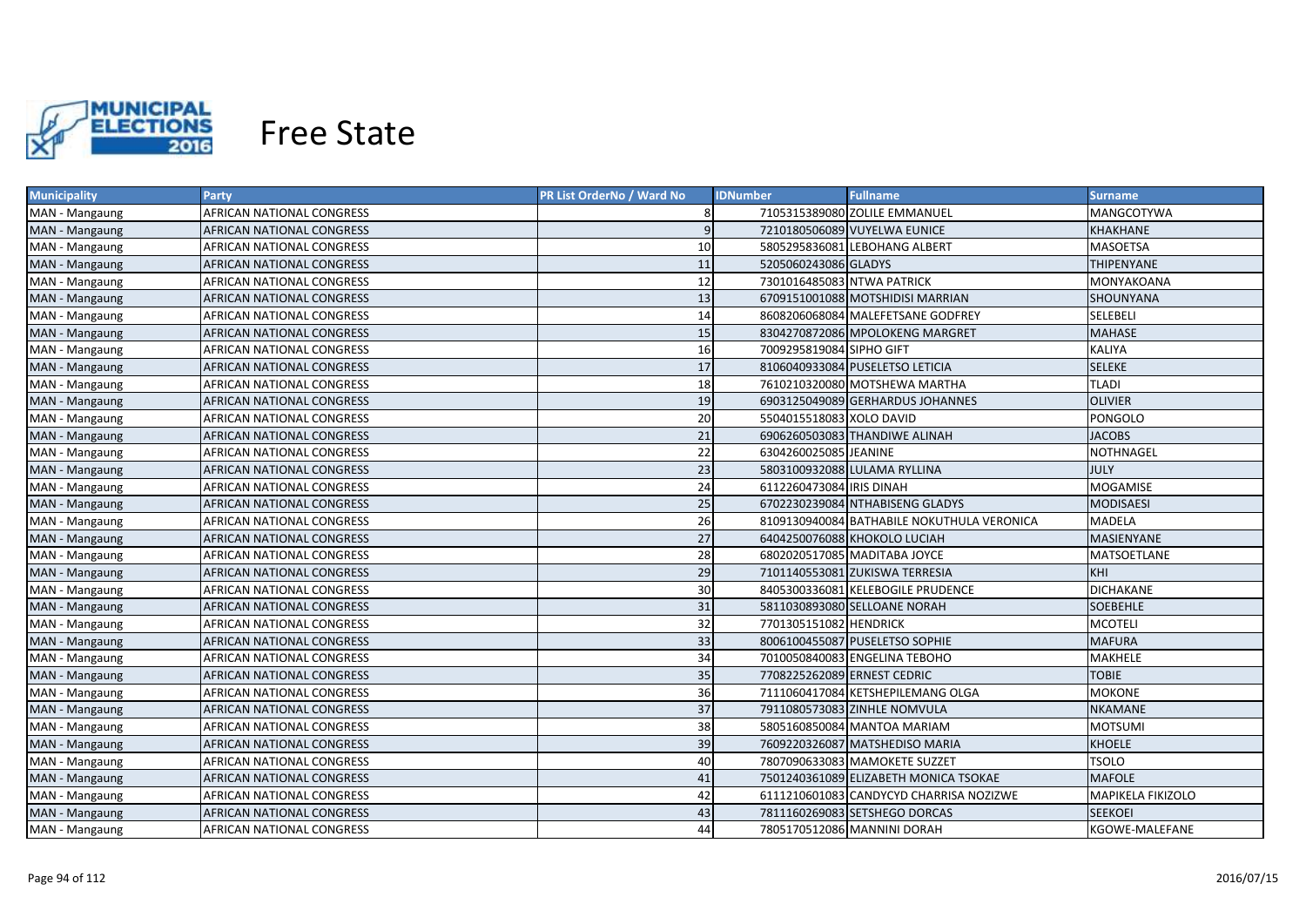# Free State

| Municipality | Party | PR List OrderNo / Ward No | IDNumber | Fullname | Surname |
|---|---|---|---|---|---|
| MAN - Mangaung | AFRICAN NATIONAL CONGRESS | 8 | 7105315389080 | ZOLILE EMMANUEL | MANGCOTYWA |
| MAN - Mangaung | AFRICAN NATIONAL CONGRESS | 9 | 7210180506089 | VUYELWA EUNICE | KHAKHANE |
| MAN - Mangaung | AFRICAN NATIONAL CONGRESS | 10 | 5805295836081 | LEBOHANG ALBERT | MASOETSA |
| MAN - Mangaung | AFRICAN NATIONAL CONGRESS | 11 | 5205060243086 | GLADYS | THIPENYANE |
| MAN - Mangaung | AFRICAN NATIONAL CONGRESS | 12 | 7301016485083 | NTWA PATRICK | MONYAKOANA |
| MAN - Mangaung | AFRICAN NATIONAL CONGRESS | 13 | 6709151001088 | MOTSHIDISI MARRIAN | SHOUNYANA |
| MAN - Mangaung | AFRICAN NATIONAL CONGRESS | 14 | 8608206068084 | MALEFETSANE GODFREY | SELEBELI |
| MAN - Mangaung | AFRICAN NATIONAL CONGRESS | 15 | 8304270872086 | MPOLOKENG MARGRET | MAHASE |
| MAN - Mangaung | AFRICAN NATIONAL CONGRESS | 16 | 7009295819084 | SIPHO GIFT | KALIYA |
| MAN - Mangaung | AFRICAN NATIONAL CONGRESS | 17 | 8106040933084 | PUSELETSO LETICIA | SELEKE |
| MAN - Mangaung | AFRICAN NATIONAL CONGRESS | 18 | 7610210320080 | MOTSHEWA MARTHA | TLADI |
| MAN - Mangaung | AFRICAN NATIONAL CONGRESS | 19 | 6903125049089 | GERHARDUS JOHANNES | OLIVIER |
| MAN - Mangaung | AFRICAN NATIONAL CONGRESS | 20 | 5504015518083 | XOLO DAVID | PONGOLO |
| MAN - Mangaung | AFRICAN NATIONAL CONGRESS | 21 | 6906260503083 | THANDIWE ALINAH | JACOBS |
| MAN - Mangaung | AFRICAN NATIONAL CONGRESS | 22 | 6304260025085 | JEANINE | NOTHNAGEL |
| MAN - Mangaung | AFRICAN NATIONAL CONGRESS | 23 | 5803100932088 | LULAMA RYLLINA | JULY |
| MAN - Mangaung | AFRICAN NATIONAL CONGRESS | 24 | 6112260473084 | IRIS DINAH | MOGAMISE |
| MAN - Mangaung | AFRICAN NATIONAL CONGRESS | 25 | 6702230239084 | NTHABISENG GLADYS | MODISAESI |
| MAN - Mangaung | AFRICAN NATIONAL CONGRESS | 26 | 8109130940084 | BATHABILE NOKUTHULA VERONICA | MADELA |
| MAN - Mangaung | AFRICAN NATIONAL CONGRESS | 27 | 6404250076088 | KHOKOLO LUCIAH | MASIENYANE |
| MAN - Mangaung | AFRICAN NATIONAL CONGRESS | 28 | 6802020517085 | MADITABA JOYCE | MATSOETLANE |
| MAN - Mangaung | AFRICAN NATIONAL CONGRESS | 29 | 7101140553081 | ZUKISWA TERRESIA | KHI |
| MAN - Mangaung | AFRICAN NATIONAL CONGRESS | 30 | 8405300336081 | KELEBOGILE PRUDENCE | DICHAKANE |
| MAN - Mangaung | AFRICAN NATIONAL CONGRESS | 31 | 5811030893080 | SELLOANE NORAH | SOEBEHLE |
| MAN - Mangaung | AFRICAN NATIONAL CONGRESS | 32 | 7701305151082 | HENDRICK | MCOTELI |
| MAN - Mangaung | AFRICAN NATIONAL CONGRESS | 33 | 8006100455087 | PUSELETSO SOPHIE | MAFURA |
| MAN - Mangaung | AFRICAN NATIONAL CONGRESS | 34 | 7010050840083 | ENGELINA TEBOHO | MAKHELE |
| MAN - Mangaung | AFRICAN NATIONAL CONGRESS | 35 | 7708225262089 | ERNEST CEDRIC | TOBIE |
| MAN - Mangaung | AFRICAN NATIONAL CONGRESS | 36 | 7111060417084 | KETSHEPILEMANG OLGA | MOKONE |
| MAN - Mangaung | AFRICAN NATIONAL CONGRESS | 37 | 7911080573083 | ZINHLE NOMVULA | NKAMANE |
| MAN - Mangaung | AFRICAN NATIONAL CONGRESS | 38 | 5805160850084 | MANTOA MARIAM | MOTSUMI |
| MAN - Mangaung | AFRICAN NATIONAL CONGRESS | 39 | 7609220326087 | MATSHEDISO MARIA | KHOELE |
| MAN - Mangaung | AFRICAN NATIONAL CONGRESS | 40 | 7807090633083 | MAMOKETE SUZZET | TSOLO |
| MAN - Mangaung | AFRICAN NATIONAL CONGRESS | 41 | 7501240361089 | ELIZABETH MONICA TSOKAE | MAFOLE |
| MAN - Mangaung | AFRICAN NATIONAL CONGRESS | 42 | 6111210601083 | CANDYCYD CHARRISA NOZIZWE | MAPIKELA FIKIZOLO |
| MAN - Mangaung | AFRICAN NATIONAL CONGRESS | 43 | 7811160269083 | SETSHEGO DORCAS | SEEKOEI |
| MAN - Mangaung | AFRICAN NATIONAL CONGRESS | 44 | 7805170512086 | MANNINI DORAH | KGOWE-MALEFANE |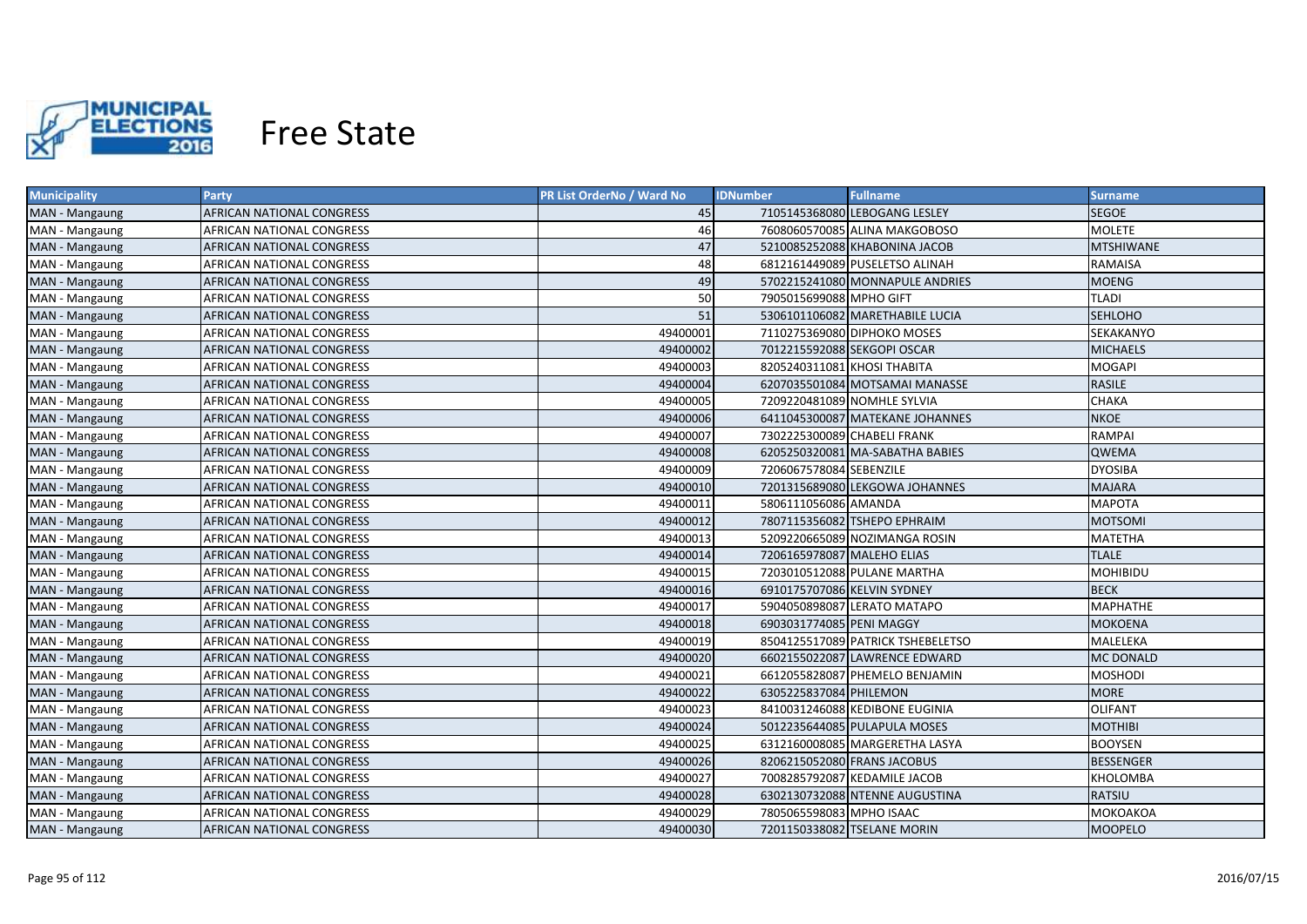# Free State

| Municipality | Party | PR List OrderNo / Ward No | IDNumber | Fullname | Surname |
|---|---|---|---|---|---|
| MAN - Mangaung | AFRICAN NATIONAL CONGRESS | 45 | 7105145368080 | LEBOGANG LESLEY | SEGOE |
| MAN - Mangaung | AFRICAN NATIONAL CONGRESS | 46 | 7608060570085 | ALINA MAKGOBOSO | MOLETE |
| MAN - Mangaung | AFRICAN NATIONAL CONGRESS | 47 | 5210085252088 | KHABONINA JACOB | MTSHIWANE |
| MAN - Mangaung | AFRICAN NATIONAL CONGRESS | 48 | 6812161449089 | PUSELETSO ALINAH | RAMAISA |
| MAN - Mangaung | AFRICAN NATIONAL CONGRESS | 49 | 5702215241080 | MONNAPULE ANDRIES | MOENG |
| MAN - Mangaung | AFRICAN NATIONAL CONGRESS | 50 | 7905015699088 | MPHO GIFT | TLADI |
| MAN - Mangaung | AFRICAN NATIONAL CONGRESS | 51 | 5306101106082 | MARETHABILE LUCIA | SEHLOHO |
| MAN - Mangaung | AFRICAN NATIONAL CONGRESS | 49400001 | 7110275369080 | DIPHOKO MOSES | SEKAKANYO |
| MAN - Mangaung | AFRICAN NATIONAL CONGRESS | 49400002 | 7012215592088 | SEKGOPI OSCAR | MICHAELS |
| MAN - Mangaung | AFRICAN NATIONAL CONGRESS | 49400003 | 8205240311081 | KHOSI THABITA | MOGAPI |
| MAN - Mangaung | AFRICAN NATIONAL CONGRESS | 49400004 | 6207035501084 | MOTSAMAI MANASSE | RASILE |
| MAN - Mangaung | AFRICAN NATIONAL CONGRESS | 49400005 | 7209220481089 | NOMHLE SYLVIA | CHAKA |
| MAN - Mangaung | AFRICAN NATIONAL CONGRESS | 49400006 | 6411045300087 | MATEKANE JOHANNES | NKOE |
| MAN - Mangaung | AFRICAN NATIONAL CONGRESS | 49400007 | 7302225300089 | CHABELI FRANK | RAMPAI |
| MAN - Mangaung | AFRICAN NATIONAL CONGRESS | 49400008 | 6205250320081 | MA-SABATHA BABIES | QWEMA |
| MAN - Mangaung | AFRICAN NATIONAL CONGRESS | 49400009 | 7206067578084 | SEBENZILE | DYOSIBA |
| MAN - Mangaung | AFRICAN NATIONAL CONGRESS | 49400010 | 7201315689080 | LEKGOWA JOHANNES | MAJARA |
| MAN - Mangaung | AFRICAN NATIONAL CONGRESS | 49400011 | 5806111056086 | AMANDA | MAPOTA |
| MAN - Mangaung | AFRICAN NATIONAL CONGRESS | 49400012 | 7807115356082 | TSHEPO EPHRAIM | MOTSOMI |
| MAN - Mangaung | AFRICAN NATIONAL CONGRESS | 49400013 | 5209220665089 | NOZIMANGA ROSIN | MATETHA |
| MAN - Mangaung | AFRICAN NATIONAL CONGRESS | 49400014 | 7206165978087 | MALEHO ELIAS | TLALE |
| MAN - Mangaung | AFRICAN NATIONAL CONGRESS | 49400015 | 7203010512088 | PULANE MARTHA | MOHIBIDU |
| MAN - Mangaung | AFRICAN NATIONAL CONGRESS | 49400016 | 6910175707086 | KELVIN SYDNEY | BECK |
| MAN - Mangaung | AFRICAN NATIONAL CONGRESS | 49400017 | 5904050898087 | LERATO MATAPO | MAPHATHE |
| MAN - Mangaung | AFRICAN NATIONAL CONGRESS | 49400018 | 6903031774085 | PENI MAGGY | MOKOENA |
| MAN - Mangaung | AFRICAN NATIONAL CONGRESS | 49400019 | 8504125517089 | PATRICK TSHEBELETSO | MALELEKA |
| MAN - Mangaung | AFRICAN NATIONAL CONGRESS | 49400020 | 6602155022087 | LAWRENCE EDWARD | MC DONALD |
| MAN - Mangaung | AFRICAN NATIONAL CONGRESS | 49400021 | 6612055828087 | PHEMELO BENJAMIN | MOSHODI |
| MAN - Mangaung | AFRICAN NATIONAL CONGRESS | 49400022 | 6305225837084 | PHILEMON | MORE |
| MAN - Mangaung | AFRICAN NATIONAL CONGRESS | 49400023 | 8410031246088 | KEDIBONE EUGINIA | OLIFANT |
| MAN - Mangaung | AFRICAN NATIONAL CONGRESS | 49400024 | 5012235644085 | PULAPULA MOSES | MOTHIBI |
| MAN - Mangaung | AFRICAN NATIONAL CONGRESS | 49400025 | 6312160008085 | MARGERETHA LASYA | BOOYSEN |
| MAN - Mangaung | AFRICAN NATIONAL CONGRESS | 49400026 | 8206215052080 | FRANS JACOBUS | BESSENGER |
| MAN - Mangaung | AFRICAN NATIONAL CONGRESS | 49400027 | 7008285792087 | KEDAMILE JACOB | KHOLOMBA |
| MAN - Mangaung | AFRICAN NATIONAL CONGRESS | 49400028 | 6302130732088 | NTENNE AUGUSTINA | RATSIU |
| MAN - Mangaung | AFRICAN NATIONAL CONGRESS | 49400029 | 7805065598083 | MPHO ISAAC | MOKOAKOA |
| MAN - Mangaung | AFRICAN NATIONAL CONGRESS | 49400030 | 7201150338082 | TSELANE MORIN | MOOPELO |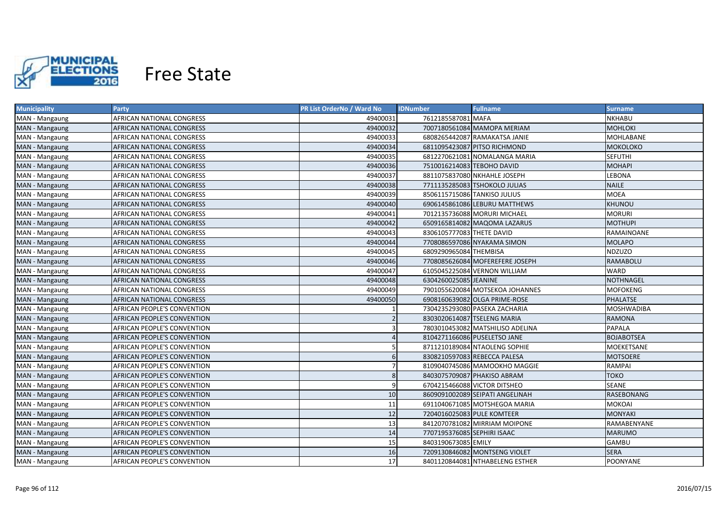# Free State

| Municipality | Party | PR List OrderNo / Ward No | IDNumber | Fullname | Surname |
|---|---|---|---|---|---|
| MAN - Mangaung | AFRICAN NATIONAL CONGRESS | 49400031 | 7612185587081 | MAFA | NKHABU |
| MAN - Mangaung | AFRICAN NATIONAL CONGRESS | 49400032 | 7007180561084 | MAMOPA MERIAM | MOHLOKI |
| MAN - Mangaung | AFRICAN NATIONAL CONGRESS | 49400033 | 6808265442087 | RAMAKATSA JANIE | MOHLABANE |
| MAN - Mangaung | AFRICAN NATIONAL CONGRESS | 49400034 | 6811095423087 | PITSO RICHMOND | MOKOLOKO |
| MAN - Mangaung | AFRICAN NATIONAL CONGRESS | 49400035 | 6812270621081 | NOMALANGA MARIA | SEFUTHI |
| MAN - Mangaung | AFRICAN NATIONAL CONGRESS | 49400036 | 7510016214083 | TEBOHO DAVID | MOHAPI |
| MAN - Mangaung | AFRICAN NATIONAL CONGRESS | 49400037 | 8811075837080 | NKHAHLE JOSEPH | LEBONA |
| MAN - Mangaung | AFRICAN NATIONAL CONGRESS | 49400038 | 7711135285083 | TSHOKOLO JULIAS | NAILE |
| MAN - Mangaung | AFRICAN NATIONAL CONGRESS | 49400039 | 8506115715086 | TANKISO JULIUS | MOEA |
| MAN - Mangaung | AFRICAN NATIONAL CONGRESS | 49400040 | 6906145861086 | LEBURU MATTHEWS | KHUNOU |
| MAN - Mangaung | AFRICAN NATIONAL CONGRESS | 49400041 | 7012135736088 | MORURI MICHAEL | MORURI |
| MAN - Mangaung | AFRICAN NATIONAL CONGRESS | 49400042 | 6509165814082 | MAQOMA LAZARUS | MOTHUPI |
| MAN - Mangaung | AFRICAN NATIONAL CONGRESS | 49400043 | 8306105777083 | THETE DAVID | RAMAINOANE |
| MAN - Mangaung | AFRICAN NATIONAL CONGRESS | 49400044 | 7708086597086 | NYAKAMA SIMON | MOLAPO |
| MAN - Mangaung | AFRICAN NATIONAL CONGRESS | 49400045 | 6809290965084 | THEMBISA | NDZUZO |
| MAN - Mangaung | AFRICAN NATIONAL CONGRESS | 49400046 | 7708085626084 | MOFEREFERE JOSEPH | RAMABOLU |
| MAN - Mangaung | AFRICAN NATIONAL CONGRESS | 49400047 | 6105045225084 | VERNON WILLIAM | WARD |
| MAN - Mangaung | AFRICAN NATIONAL CONGRESS | 49400048 | 6304260025085 | JEANINE | NOTHNAGEL |
| MAN - Mangaung | AFRICAN NATIONAL CONGRESS | 49400049 | 7901055620084 | MOTSEKOA JOHANNES | MOFOKENG |
| MAN - Mangaung | AFRICAN NATIONAL CONGRESS | 49400050 | 6908160639082 | OLGA PRIME-ROSE | PHALATSE |
| MAN - Mangaung | AFRICAN PEOPLE'S CONVENTION | 1 | 7304235293080 | PASEKA ZACHARIA | MOSHWADIBA |
| MAN - Mangaung | AFRICAN PEOPLE'S CONVENTION | 2 | 8303020614087 | TSELENG MARIA | RAMONA |
| MAN - Mangaung | AFRICAN PEOPLE'S CONVENTION | 3 | 7803010453082 | MATSHILISO ADELINA | PAPALA |
| MAN - Mangaung | AFRICAN PEOPLE'S CONVENTION | 4 | 8104271166086 | PUSELETSO JANE | BOJABOTSEA |
| MAN - Mangaung | AFRICAN PEOPLE'S CONVENTION | 5 | 8711210189084 | NTAOLENG SOPHIE | MOEKETSANE |
| MAN - Mangaung | AFRICAN PEOPLE'S CONVENTION | 6 | 8308210597083 | REBECCA PALESA | MOTSOERE |
| MAN - Mangaung | AFRICAN PEOPLE'S CONVENTION | 7 | 8109040745086 | MAMOOKHO MAGGIE | RAMPAI |
| MAN - Mangaung | AFRICAN PEOPLE'S CONVENTION | 8 | 8403075709087 | PHAKISO ABRAM | TOKO |
| MAN - Mangaung | AFRICAN PEOPLE'S CONVENTION | 9 | 6704215466088 | VICTOR DITSHEO | SEANE |
| MAN - Mangaung | AFRICAN PEOPLE'S CONVENTION | 10 | 8609091002089 | SEIPATI ANGELINAH | RASEBONANG |
| MAN - Mangaung | AFRICAN PEOPLE'S CONVENTION | 11 | 6911040671085 | MOTSHEGOA MARIA | MOKOAI |
| MAN - Mangaung | AFRICAN PEOPLE'S CONVENTION | 12 | 7204016025083 | PULE KOMTEER | MONYAKI |
| MAN - Mangaung | AFRICAN PEOPLE'S CONVENTION | 13 | 8412070781082 | MIRRIAM MOIPONE | RAMABENYANE |
| MAN - Mangaung | AFRICAN PEOPLE'S CONVENTION | 14 | 7707195376085 | SEPHIRI ISAAC | MARUMO |
| MAN - Mangaung | AFRICAN PEOPLE'S CONVENTION | 15 | 8403190673085 | EMILY | GAMBU |
| MAN - Mangaung | AFRICAN PEOPLE'S CONVENTION | 16 | 7209130846082 | MONTSENG VIOLET | SERA |
| MAN - Mangaung | AFRICAN PEOPLE'S CONVENTION | 17 | 8401120844081 | NTHABELENG ESTHER | POONYANE |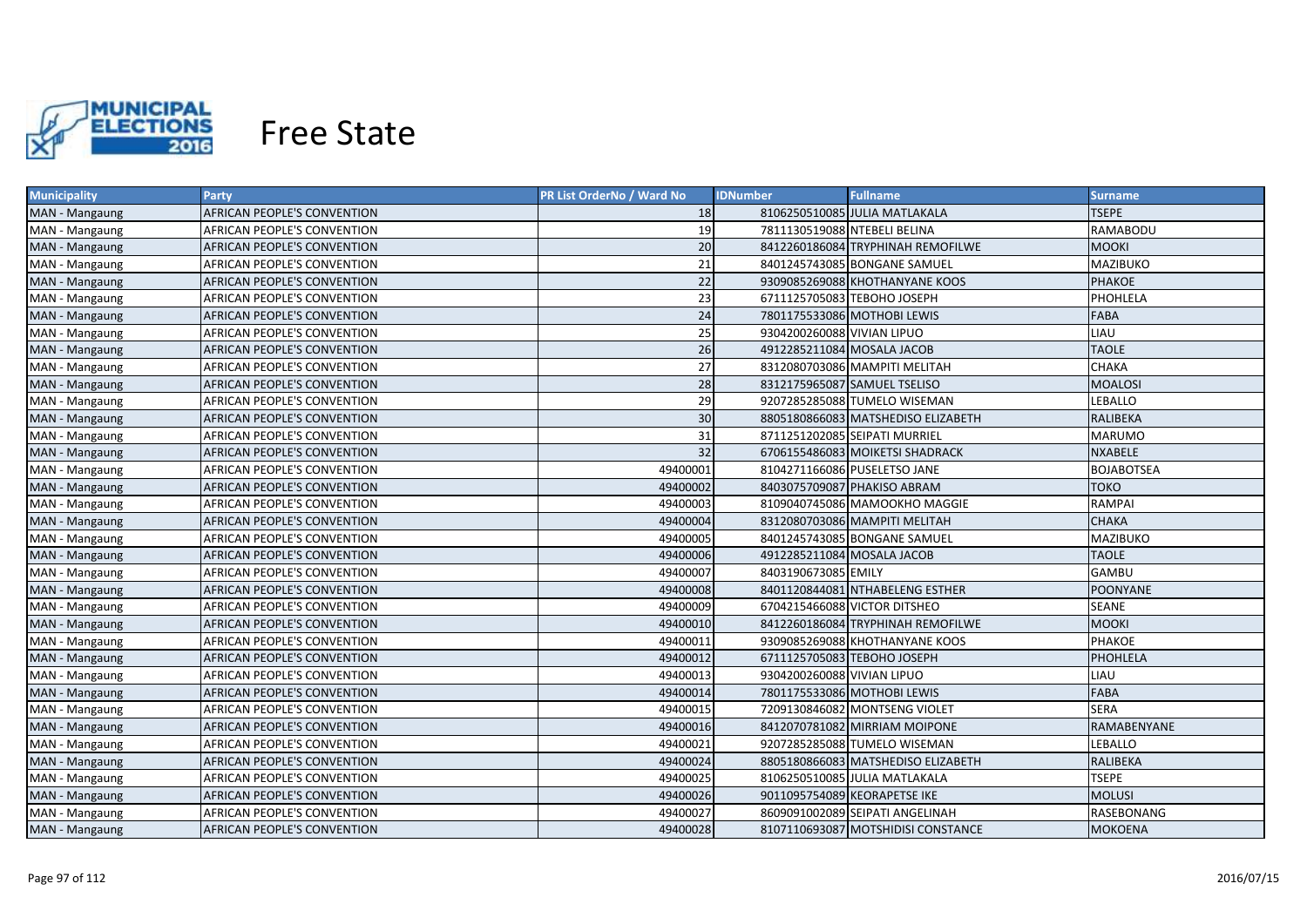# Free State

| Municipality | Party | PR List OrderNo / Ward No | IDNumber | Fullname | Surname |
|---|---|---|---|---|---|
| MAN - Mangaung | AFRICAN PEOPLE'S CONVENTION | 18 | 8106250510085 | JULIA MATLAKALA | TSEPE |
| MAN - Mangaung | AFRICAN PEOPLE'S CONVENTION | 19 | 7811130519088 | NTEBELI BELINA | RAMABODU |
| MAN - Mangaung | AFRICAN PEOPLE'S CONVENTION | 20 | 8412260186084 | TRYPHINAH REMOFILWE | MOOKI |
| MAN - Mangaung | AFRICAN PEOPLE'S CONVENTION | 21 | 8401245743085 | BONGANE SAMUEL | MAZIBUKO |
| MAN - Mangaung | AFRICAN PEOPLE'S CONVENTION | 22 | 9309085269088 | KHOTHANYANE KOOS | PHAKOE |
| MAN - Mangaung | AFRICAN PEOPLE'S CONVENTION | 23 | 6711125705083 | TEBOHO JOSEPH | PHOHLELA |
| MAN - Mangaung | AFRICAN PEOPLE'S CONVENTION | 24 | 7801175533086 | MOTHOBI LEWIS | FABA |
| MAN - Mangaung | AFRICAN PEOPLE'S CONVENTION | 25 | 9304200260088 | VIVIAN LIPUO | LIAU |
| MAN - Mangaung | AFRICAN PEOPLE'S CONVENTION | 26 | 4912285211084 | MOSALA JACOB | TAOLE |
| MAN - Mangaung | AFRICAN PEOPLE'S CONVENTION | 27 | 8312080703086 | MAMPITI MELITAH | CHAKA |
| MAN - Mangaung | AFRICAN PEOPLE'S CONVENTION | 28 | 8312175965087 | SAMUEL TSELISO | MOALOSI |
| MAN - Mangaung | AFRICAN PEOPLE'S CONVENTION | 29 | 9207285285088 | TUMELO WISEMAN | LEBALLO |
| MAN - Mangaung | AFRICAN PEOPLE'S CONVENTION | 30 | 8805180866083 | MATSHEDISO ELIZABETH | RALIBEKA |
| MAN - Mangaung | AFRICAN PEOPLE'S CONVENTION | 31 | 8711251202085 | SEIPATI MURRIEL | MARUMO |
| MAN - Mangaung | AFRICAN PEOPLE'S CONVENTION | 32 | 6706155486083 | MOIKETSI SHADRACK | NXABELE |
| MAN - Mangaung | AFRICAN PEOPLE'S CONVENTION | 49400001 | 8104271166086 | PUSELETSO JANE | BOJABOTSEA |
| MAN - Mangaung | AFRICAN PEOPLE'S CONVENTION | 49400002 | 8403075709087 | PHAKISO ABRAM | TOKO |
| MAN - Mangaung | AFRICAN PEOPLE'S CONVENTION | 49400003 | 8109040745086 | MAMOOKHO MAGGIE | RAMPAI |
| MAN - Mangaung | AFRICAN PEOPLE'S CONVENTION | 49400004 | 8312080703086 | MAMPITI MELITAH | CHAKA |
| MAN - Mangaung | AFRICAN PEOPLE'S CONVENTION | 49400005 | 8401245743085 | BONGANE SAMUEL | MAZIBUKO |
| MAN - Mangaung | AFRICAN PEOPLE'S CONVENTION | 49400006 | 4912285211084 | MOSALA JACOB | TAOLE |
| MAN - Mangaung | AFRICAN PEOPLE'S CONVENTION | 49400007 | 8403190673085 | EMILY | GAMBU |
| MAN - Mangaung | AFRICAN PEOPLE'S CONVENTION | 49400008 | 8401120844081 | NTHABELENG ESTHER | POONYANE |
| MAN - Mangaung | AFRICAN PEOPLE'S CONVENTION | 49400009 | 6704215466088 | VICTOR DITSHEO | SEANE |
| MAN - Mangaung | AFRICAN PEOPLE'S CONVENTION | 49400010 | 8412260186084 | TRYPHINAH REMOFILWE | MOOKI |
| MAN - Mangaung | AFRICAN PEOPLE'S CONVENTION | 49400011 | 9309085269088 | KHOTHANYANE KOOS | PHAKOE |
| MAN - Mangaung | AFRICAN PEOPLE'S CONVENTION | 49400012 | 6711125705083 | TEBOHO JOSEPH | PHOHLELA |
| MAN - Mangaung | AFRICAN PEOPLE'S CONVENTION | 49400013 | 9304200260088 | VIVIAN LIPUO | LIAU |
| MAN - Mangaung | AFRICAN PEOPLE'S CONVENTION | 49400014 | 7801175533086 | MOTHOBI LEWIS | FABA |
| MAN - Mangaung | AFRICAN PEOPLE'S CONVENTION | 49400015 | 7209130846082 | MONTSENG VIOLET | SERA |
| MAN - Mangaung | AFRICAN PEOPLE'S CONVENTION | 49400016 | 8412070781082 | MIRRIAM MOIPONE | RAMABENYANE |
| MAN - Mangaung | AFRICAN PEOPLE'S CONVENTION | 49400021 | 9207285285088 | TUMELO WISEMAN | LEBALLO |
| MAN - Mangaung | AFRICAN PEOPLE'S CONVENTION | 49400024 | 8805180866083 | MATSHEDISO ELIZABETH | RALIBEKA |
| MAN - Mangaung | AFRICAN PEOPLE'S CONVENTION | 49400025 | 8106250510085 | JULIA MATLAKALA | TSEPE |
| MAN - Mangaung | AFRICAN PEOPLE'S CONVENTION | 49400026 | 9011095754089 | KEORAPETSE IKE | MOLUSI |
| MAN - Mangaung | AFRICAN PEOPLE'S CONVENTION | 49400027 | 8609091002089 | SEIPATI ANGELINAH | RASEBONANG |
| MAN - Mangaung | AFRICAN PEOPLE'S CONVENTION | 49400028 | 8107110693087 | MOTSHIDISI CONSTANCE | MOKOENA |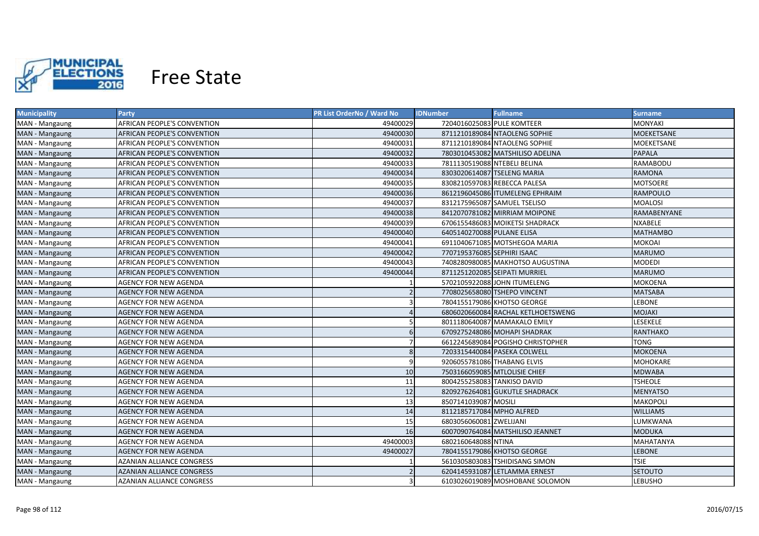# Free State

| Municipality | Party | PR List OrderNo / Ward No | IDNumber | Fullname | Surname |
|---|---|---|---|---|---|
| MAN - Mangaung | AFRICAN PEOPLE'S CONVENTION | 49400029 | 7204016025083 | PULE KOMTEER | MONYAKI |
| MAN - Mangaung | AFRICAN PEOPLE'S CONVENTION | 49400030 | 8711210189084 | NTAOLENG SOPHIE | MOEKETSANE |
| MAN - Mangaung | AFRICAN PEOPLE'S CONVENTION | 49400031 | 8711210189084 | NTAOLENG SOPHIE | MOEKETSANE |
| MAN - Mangaung | AFRICAN PEOPLE'S CONVENTION | 49400032 | 7803010453082 | MATSHILISO ADELINA | PAPALA |
| MAN - Mangaung | AFRICAN PEOPLE'S CONVENTION | 49400033 | 7811130519088 | NTEBELI BELINA | RAMABODU |
| MAN - Mangaung | AFRICAN PEOPLE'S CONVENTION | 49400034 | 8303020614087 | TSELENG MARIA | RAMONA |
| MAN - Mangaung | AFRICAN PEOPLE'S CONVENTION | 49400035 | 8308210597083 | REBECCA PALESA | MOTSOERE |
| MAN - Mangaung | AFRICAN PEOPLE'S CONVENTION | 49400036 | 8612196045086 | ITUMELENG EPHRAIM | RAMPOULO |
| MAN - Mangaung | AFRICAN PEOPLE'S CONVENTION | 49400037 | 8312175965087 | SAMUEL TSELISO | MOALOSI |
| MAN - Mangaung | AFRICAN PEOPLE'S CONVENTION | 49400038 | 8412070781082 | MIRRIAM MOIPONE | RAMABENYANE |
| MAN - Mangaung | AFRICAN PEOPLE'S CONVENTION | 49400039 | 6706155486083 | MOIKETSI SHADRACK | NXABELE |
| MAN - Mangaung | AFRICAN PEOPLE'S CONVENTION | 49400040 | 6405140270088 | PULANE ELISA | MATHAMBO |
| MAN - Mangaung | AFRICAN PEOPLE'S CONVENTION | 49400041 | 6911040671085 | MOTSHEGOA MARIA | MOKOAI |
| MAN - Mangaung | AFRICAN PEOPLE'S CONVENTION | 49400042 | 7707195376085 | SEPHIRI ISAAC | MARUMO |
| MAN - Mangaung | AFRICAN PEOPLE'S CONVENTION | 49400043 | 7408280980085 | MAKHOTSO AUGUSTINA | MODEDI |
| MAN - Mangaung | AFRICAN PEOPLE'S CONVENTION | 49400044 | 8711251202085 | SEIPATI MURRIEL | MARUMO |
| MAN - Mangaung | AGENCY FOR NEW AGENDA | 1 | 5702105922088 | JOHN ITUMELENG | MOKOENA |
| MAN - Mangaung | AGENCY FOR NEW AGENDA | 2 | 7708025658080 | TSHEPO VINCENT | MATSABA |
| MAN - Mangaung | AGENCY FOR NEW AGENDA | 3 | 7804155179086 | KHOTSO GEORGE | LEBONE |
| MAN - Mangaung | AGENCY FOR NEW AGENDA | 4 | 6806020660084 | RACHAL KETLHOETSWENG | MOJAKI |
| MAN - Mangaung | AGENCY FOR NEW AGENDA | 5 | 8011180640087 | MAMAKALO EMILY | LESEKELE |
| MAN - Mangaung | AGENCY FOR NEW AGENDA | 6 | 6709275248086 | MOHAPI SHADRAK | RANTHAKO |
| MAN - Mangaung | AGENCY FOR NEW AGENDA | 7 | 6612245689084 | POGISHO CHRISTOPHER | TONG |
| MAN - Mangaung | AGENCY FOR NEW AGENDA | 8 | 7203315440084 | PASEKA COLWELL | MOKOENA |
| MAN - Mangaung | AGENCY FOR NEW AGENDA | 9 | 9206055781086 | THABANG ELVIS | MOHOKARE |
| MAN - Mangaung | AGENCY FOR NEW AGENDA | 10 | 7503166059085 | MTLOLISIE CHIEF | MDWABA |
| MAN - Mangaung | AGENCY FOR NEW AGENDA | 11 | 8004255258083 | TANKISO DAVID | TSHEOLE |
| MAN - Mangaung | AGENCY FOR NEW AGENDA | 12 | 8209276264081 | GUKUTLE SHADRACK | MENYATSO |
| MAN - Mangaung | AGENCY FOR NEW AGENDA | 13 | 8507141039087 | MOSILI | MAKOPOLI |
| MAN - Mangaung | AGENCY FOR NEW AGENDA | 14 | 8112185717084 | MPHO ALFRED | WILLIAMS |
| MAN - Mangaung | AGENCY FOR NEW AGENDA | 15 | 6803056060081 | ZWELIJANI | LUMKWANA |
| MAN - Mangaung | AGENCY FOR NEW AGENDA | 16 | 6007090764084 | MATSHILISO JEANNET | MODUKA |
| MAN - Mangaung | AGENCY FOR NEW AGENDA | 49400003 | 6802160648088 | NTINA | MAHATANYA |
| MAN - Mangaung | AGENCY FOR NEW AGENDA | 49400027 | 7804155179086 | KHOTSO GEORGE | LEBONE |
| MAN - Mangaung | AZANIAN ALLIANCE CONGRESS | 1 | 5610305803083 | TSHIDISANG SIMON | TSIE |
| MAN - Mangaung | AZANIAN ALLIANCE CONGRESS | 2 | 6204145931087 | LETLAMMA ERNEST | SETOUTO |
| MAN - Mangaung | AZANIAN ALLIANCE CONGRESS | 3 | 6103026019089 | MOSHOBANE SOLOMON | LEBUSHO |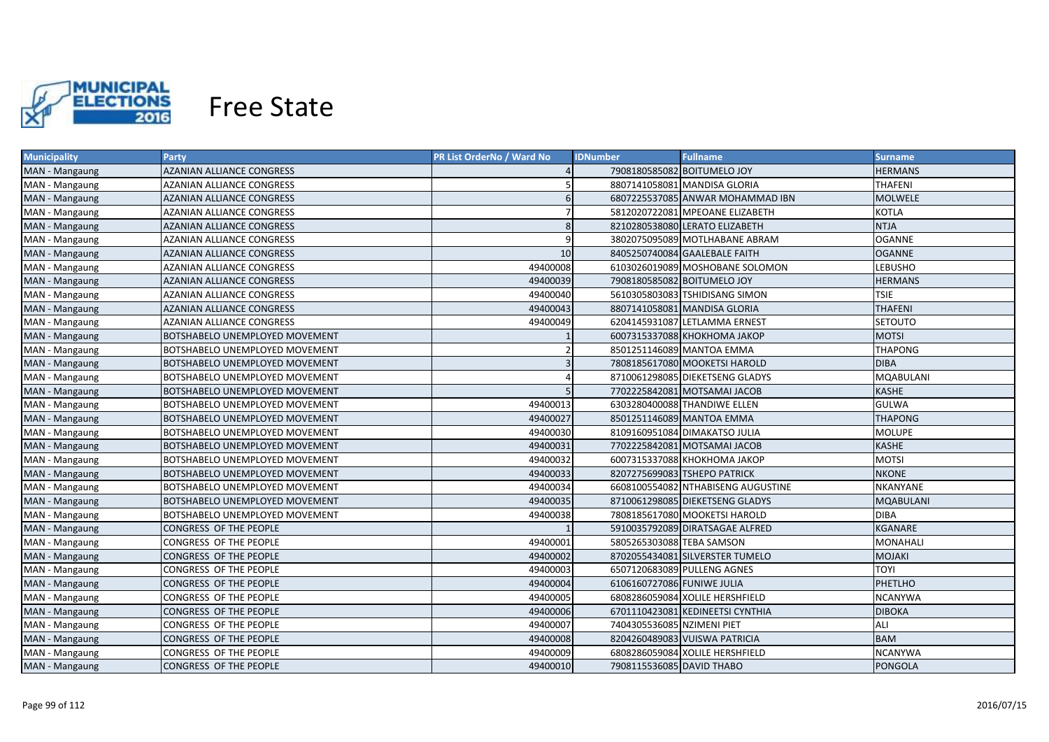# Free State

| Municipality | Party | PR List OrderNo / Ward No | IDNumber | Fullname | Surname |
|---|---|---|---|---|---|
| MAN - Mangaung | AZANIAN ALLIANCE CONGRESS | 4 | 7908180585082 | BOITUMELO JOY | HERMANS |
| MAN - Mangaung | AZANIAN ALLIANCE CONGRESS | 5 | 8807141058081 | MANDISA GLORIA | THAFENI |
| MAN - Mangaung | AZANIAN ALLIANCE CONGRESS | 6 | 6807225537085 | ANWAR MOHAMMAD IBN | MOLWELE |
| MAN - Mangaung | AZANIAN ALLIANCE CONGRESS | 7 | 5812020722081 | MPEOANE ELIZABETH | KOTLA |
| MAN - Mangaung | AZANIAN ALLIANCE CONGRESS | 8 | 8210280538080 | LERATO ELIZABETH | NTJA |
| MAN - Mangaung | AZANIAN ALLIANCE CONGRESS | 9 | 3802075095089 | MOTLHABANE ABRAM | OGANNE |
| MAN - Mangaung | AZANIAN ALLIANCE CONGRESS | 10 | 8405250740084 | GAALEBALE FAITH | OGANNE |
| MAN - Mangaung | AZANIAN ALLIANCE CONGRESS | 49400008 | 6103026019089 | MOSHOBANE SOLOMON | LEBUSHO |
| MAN - Mangaung | AZANIAN ALLIANCE CONGRESS | 49400039 | 7908180585082 | BOITUMELO JOY | HERMANS |
| MAN - Mangaung | AZANIAN ALLIANCE CONGRESS | 49400040 | 5610305803083 | TSHIDISANG SIMON | TSIE |
| MAN - Mangaung | AZANIAN ALLIANCE CONGRESS | 49400043 | 8807141058081 | MANDISA GLORIA | THAFENI |
| MAN - Mangaung | AZANIAN ALLIANCE CONGRESS | 49400049 | 6204145931087 | LETLAMMA ERNEST | SETOUTO |
| MAN - Mangaung | BOTSHABELO UNEMPLOYED MOVEMENT | 1 | 6007315337088 | KHOKHOMA JAKOP | MOTSI |
| MAN - Mangaung | BOTSHABELO UNEMPLOYED MOVEMENT | 2 | 8501251146089 | MANTOA EMMA | THAPONG |
| MAN - Mangaung | BOTSHABELO UNEMPLOYED MOVEMENT | 3 | 7808185617080 | MOOKETSI HAROLD | DIBA |
| MAN - Mangaung | BOTSHABELO UNEMPLOYED MOVEMENT | 4 | 8710061298085 | DIEKETSENG GLADYS | MQABULANI |
| MAN - Mangaung | BOTSHABELO UNEMPLOYED MOVEMENT | 5 | 7702225842081 | MOTSAMAI JACOB | KASHE |
| MAN - Mangaung | BOTSHABELO UNEMPLOYED MOVEMENT | 49400013 | 6303280400088 | THANDIWE ELLEN | GULWA |
| MAN - Mangaung | BOTSHABELO UNEMPLOYED MOVEMENT | 49400027 | 8501251146089 | MANTOA EMMA | THAPONG |
| MAN - Mangaung | BOTSHABELO UNEMPLOYED MOVEMENT | 49400030 | 8109160951084 | DIMAKATSO JULIA | MOLUPE |
| MAN - Mangaung | BOTSHABELO UNEMPLOYED MOVEMENT | 49400031 | 7702225842081 | MOTSAMAI JACOB | KASHE |
| MAN - Mangaung | BOTSHABELO UNEMPLOYED MOVEMENT | 49400032 | 6007315337088 | KHOKHOMA JAKOP | MOTSI |
| MAN - Mangaung | BOTSHABELO UNEMPLOYED MOVEMENT | 49400033 | 8207275699083 | TSHEPO PATRICK | NKONE |
| MAN - Mangaung | BOTSHABELO UNEMPLOYED MOVEMENT | 49400034 | 6608100554082 | NTHABISENG AUGUSTINE | NKANYANE |
| MAN - Mangaung | BOTSHABELO UNEMPLOYED MOVEMENT | 49400035 | 8710061298085 | DIEKETSENG GLADYS | MQABULANI |
| MAN - Mangaung | BOTSHABELO UNEMPLOYED MOVEMENT | 49400038 | 7808185617080 | MOOKETSI HAROLD | DIBA |
| MAN - Mangaung | CONGRESS OF THE PEOPLE | 1 | 5910035792089 | DIRATSAGAE ALFRED | KGANARE |
| MAN - Mangaung | CONGRESS OF THE PEOPLE | 49400001 | 5805265303088 | TEBA SAMSON | MONAHALI |
| MAN - Mangaung | CONGRESS OF THE PEOPLE | 49400002 | 8702055434081 | SILVERSTER TUMELO | MOJAKI |
| MAN - Mangaung | CONGRESS OF THE PEOPLE | 49400003 | 6507120683089 | PULLENG AGNES | TOYI |
| MAN - Mangaung | CONGRESS OF THE PEOPLE | 49400004 | 6106160727086 | FUNIWE JULIA | PHETLHO |
| MAN - Mangaung | CONGRESS OF THE PEOPLE | 49400005 | 6808286059084 | XOLILE HERSHFIELD | NCANYWA |
| MAN - Mangaung | CONGRESS OF THE PEOPLE | 49400006 | 6701110423081 | KEDINEETSI CYNTHIA | DIBOKA |
| MAN - Mangaung | CONGRESS OF THE PEOPLE | 49400007 | 7404305536085 | NZIMENI PIET | ALI |
| MAN - Mangaung | CONGRESS OF THE PEOPLE | 49400008 | 8204260489083 | VUISWA PATRICIA | BAM |
| MAN - Mangaung | CONGRESS OF THE PEOPLE | 49400009 | 6808286059084 | XOLILE HERSHFIELD | NCANYWA |
| MAN - Mangaung | CONGRESS OF THE PEOPLE | 49400010 | 7908115536085 | DAVID THABO | PONGOLA |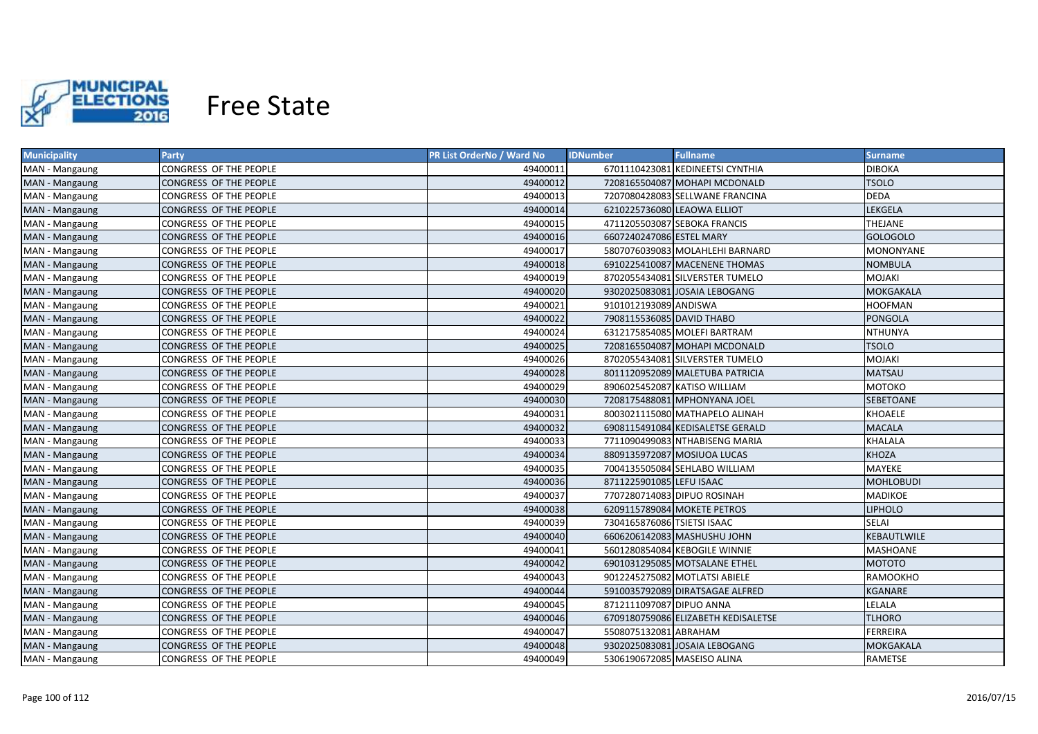# Free State

| Municipality | Party | PR List OrderNo / Ward No | IDNumber | Fullname | Surname |
|---|---|---|---|---|---|
| MAN - Mangaung | CONGRESS OF THE PEOPLE | 49400011 | 6701110423081 | KEDINEETSI CYNTHIA | DIBOKA |
| MAN - Mangaung | CONGRESS OF THE PEOPLE | 49400012 | 7208165504087 | MOHAPI MCDONALD | TSOLO |
| MAN - Mangaung | CONGRESS OF THE PEOPLE | 49400013 | 7207080428083 | SELLWANE FRANCINA | DEDA |
| MAN - Mangaung | CONGRESS OF THE PEOPLE | 49400014 | 6210225736080 | LEAOWA ELLIOT | LEKGELA |
| MAN - Mangaung | CONGRESS OF THE PEOPLE | 49400015 | 4711205503087 | SEBOKA FRANCIS | THEJANE |
| MAN - Mangaung | CONGRESS OF THE PEOPLE | 49400016 | 6607240247086 | ESTEL MARY | GOLOGOLO |
| MAN - Mangaung | CONGRESS OF THE PEOPLE | 49400017 | 5807076039083 | MOLAHLEHI BARNARD | MONONYANE |
| MAN - Mangaung | CONGRESS OF THE PEOPLE | 49400018 | 6910225410087 | MACENENE THOMAS | NOMBULA |
| MAN - Mangaung | CONGRESS OF THE PEOPLE | 49400019 | 8702055434081 | SILVERSTER TUMELO | MOJAKI |
| MAN - Mangaung | CONGRESS OF THE PEOPLE | 49400020 | 9302025083081 | JOSAIA LEBOGANG | MOKGAKALA |
| MAN - Mangaung | CONGRESS OF THE PEOPLE | 49400021 | 9101012193089 | ANDISWA | HOOFMAN |
| MAN - Mangaung | CONGRESS OF THE PEOPLE | 49400022 | 7908115536085 | DAVID THABO | PONGOLA |
| MAN - Mangaung | CONGRESS OF THE PEOPLE | 49400024 | 6312175854085 | MOLEFI BARTRAM | NTHUNYA |
| MAN - Mangaung | CONGRESS OF THE PEOPLE | 49400025 | 7208165504087 | MOHAPI MCDONALD | TSOLO |
| MAN - Mangaung | CONGRESS OF THE PEOPLE | 49400026 | 8702055434081 | SILVERSTER TUMELO | MOJAKI |
| MAN - Mangaung | CONGRESS OF THE PEOPLE | 49400028 | 8011120952089 | MALETUBA PATRICIA | MATSAU |
| MAN - Mangaung | CONGRESS OF THE PEOPLE | 49400029 | 8906025452087 | KATISO WILLIAM | MOTOKO |
| MAN - Mangaung | CONGRESS OF THE PEOPLE | 49400030 | 7208175488081 | MPHONYANA JOEL | SEBETOANE |
| MAN - Mangaung | CONGRESS OF THE PEOPLE | 49400031 | 8003021115080 | MATHAPELO ALINAH | KHOAELE |
| MAN - Mangaung | CONGRESS OF THE PEOPLE | 49400032 | 6908115491084 | KEDISALETSE GERALD | MACALA |
| MAN - Mangaung | CONGRESS OF THE PEOPLE | 49400033 | 7711090499083 | NTHABISENG MARIA | KHALALA |
| MAN - Mangaung | CONGRESS OF THE PEOPLE | 49400034 | 8809135972087 | MOSIUOA LUCAS | KHOZA |
| MAN - Mangaung | CONGRESS OF THE PEOPLE | 49400035 | 7004135505084 | SEHLABO WILLIAM | MAYEKE |
| MAN - Mangaung | CONGRESS OF THE PEOPLE | 49400036 | 8711225901085 | LEFU ISAAC | MOHLOBUDI |
| MAN - Mangaung | CONGRESS OF THE PEOPLE | 49400037 | 7707280714083 | DIPUO ROSINAH | MADIKOE |
| MAN - Mangaung | CONGRESS OF THE PEOPLE | 49400038 | 6209115789084 | MOKETE PETROS | LIPHOLO |
| MAN - Mangaung | CONGRESS OF THE PEOPLE | 49400039 | 7304165876086 | TSIETSI ISAAC | SELAI |
| MAN - Mangaung | CONGRESS OF THE PEOPLE | 49400040 | 6606206142083 | MASHUSHU JOHN | KEBAUTLWILE |
| MAN - Mangaung | CONGRESS OF THE PEOPLE | 49400041 | 5601280854084 | KEBOGILE WINNIE | MASHOANE |
| MAN - Mangaung | CONGRESS OF THE PEOPLE | 49400042 | 6901031295085 | MOTSALANE ETHEL | MOTOTO |
| MAN - Mangaung | CONGRESS OF THE PEOPLE | 49400043 | 9012245275082 | MOTLATSI ABIELE | RAMOOKHO |
| MAN - Mangaung | CONGRESS OF THE PEOPLE | 49400044 | 5910035792089 | DIRATSAGAE ALFRED | KGANARE |
| MAN - Mangaung | CONGRESS OF THE PEOPLE | 49400045 | 8712111097087 | DIPUO ANNA | LELALA |
| MAN - Mangaung | CONGRESS OF THE PEOPLE | 49400046 | 6709180759086 | ELIZABETH KEDISALETSE | TLHORO |
| MAN - Mangaung | CONGRESS OF THE PEOPLE | 49400047 | 5508075132081 | ABRAHAM | FERREIRA |
| MAN - Mangaung | CONGRESS OF THE PEOPLE | 49400048 | 9302025083081 | JOSAIA LEBOGANG | MOKGAKALA |
| MAN - Mangaung | CONGRESS OF THE PEOPLE | 49400049 | 5306190672085 | MASEISO ALINA | RAMETSE |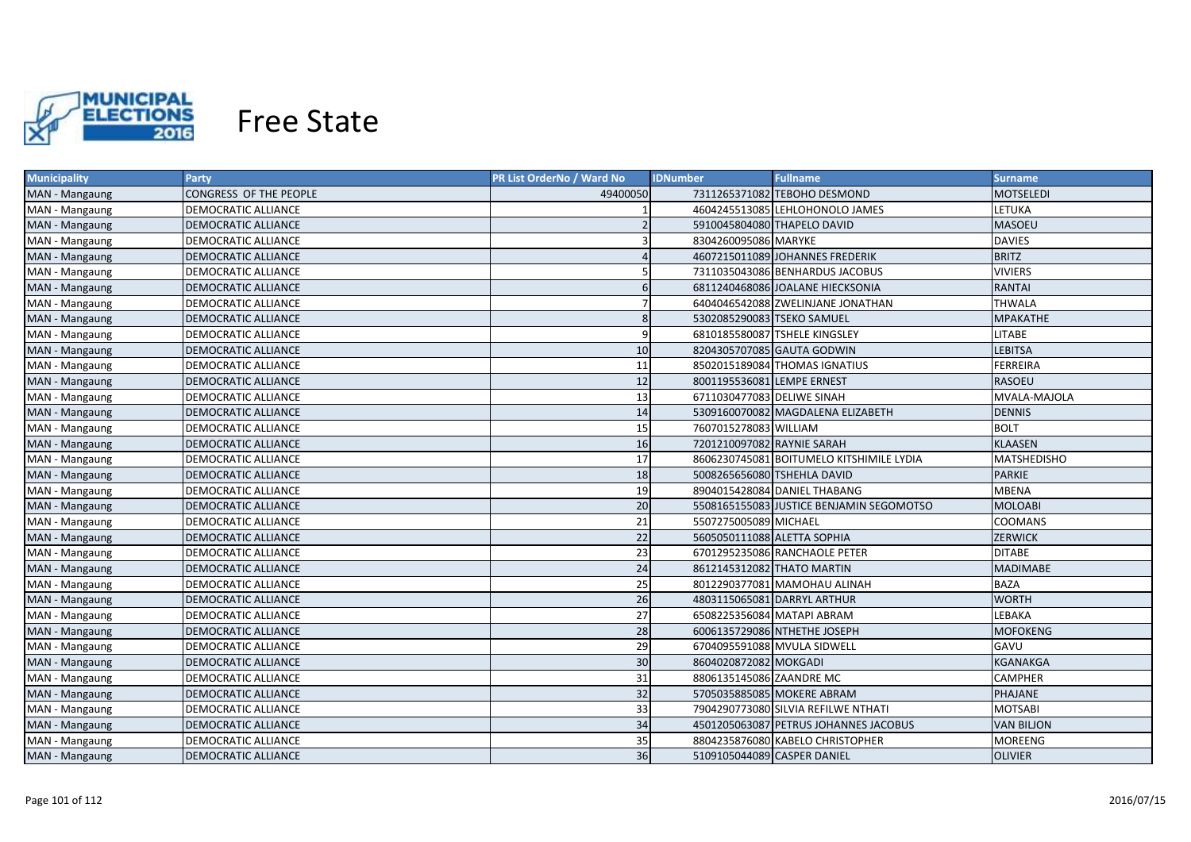# Free State

| Municipality | Party | PR List OrderNo / Ward No | IDNumber | Fullname | Surname |
|---|---|---|---|---|---|
| MAN - Mangaung | CONGRESS OF THE PEOPLE | 49400050 | 7311265371082 | TEBOHO DESMOND | MOTSELEDI |
| MAN - Mangaung | DEMOCRATIC ALLIANCE | 1 | 4604245513085 | LEHLOHONOLO JAMES | LETUKA |
| MAN - Mangaung | DEMOCRATIC ALLIANCE | 2 | 5910045804080 | THAPELO DAVID | MASOEU |
| MAN - Mangaung | DEMOCRATIC ALLIANCE | 3 | 8304260095086 | MARYKE | DAVIES |
| MAN - Mangaung | DEMOCRATIC ALLIANCE | 4 | 4607215011089 | JOHANNES FREDERIK | BRITZ |
| MAN - Mangaung | DEMOCRATIC ALLIANCE | 5 | 7311035043086 | BENHARDUS JACOBUS | VIVIERS |
| MAN - Mangaung | DEMOCRATIC ALLIANCE | 6 | 6811240468086 | JOALANE HIECKSONIA | RANTAI |
| MAN - Mangaung | DEMOCRATIC ALLIANCE | 7 | 6404046542088 | ZWELINJANE JONATHAN | THWALA |
| MAN - Mangaung | DEMOCRATIC ALLIANCE | 8 | 5302085290083 | TSEKO SAMUEL | MPAKATHE |
| MAN - Mangaung | DEMOCRATIC ALLIANCE | 9 | 6810185580087 | TSHELE KINGSLEY | LITABE |
| MAN - Mangaung | DEMOCRATIC ALLIANCE | 10 | 8204305707085 | GAUTA GODWIN | LEBITSA |
| MAN - Mangaung | DEMOCRATIC ALLIANCE | 11 | 8502015189084 | THOMAS IGNATIUS | FERREIRA |
| MAN - Mangaung | DEMOCRATIC ALLIANCE | 12 | 8001195536081 | LEMPE ERNEST | RASOEU |
| MAN - Mangaung | DEMOCRATIC ALLIANCE | 13 | 6711030477083 | DELIWE SINAH | MVALA-MAJOLA |
| MAN - Mangaung | DEMOCRATIC ALLIANCE | 14 | 5309160070082 | MAGDALENA ELIZABETH | DENNIS |
| MAN - Mangaung | DEMOCRATIC ALLIANCE | 15 | 7607015278083 | WILLIAM | BOLT |
| MAN - Mangaung | DEMOCRATIC ALLIANCE | 16 | 7201210097082 | RAYNIE SARAH | KLAASEN |
| MAN - Mangaung | DEMOCRATIC ALLIANCE | 17 | 8606230745081 | BOITUMELO KITSHIMILE LYDIA | MATSHEDISHO |
| MAN - Mangaung | DEMOCRATIC ALLIANCE | 18 | 5008265656080 | TSHEHLA DAVID | PARKIE |
| MAN - Mangaung | DEMOCRATIC ALLIANCE | 19 | 8904015428084 | DANIEL THABANG | MBENA |
| MAN - Mangaung | DEMOCRATIC ALLIANCE | 20 | 5508165155083 | JUSTICE BENJAMIN SEGOMOTSO | MOLOABI |
| MAN - Mangaung | DEMOCRATIC ALLIANCE | 21 | 5507275005089 | MICHAEL | COOMANS |
| MAN - Mangaung | DEMOCRATIC ALLIANCE | 22 | 5605050111088 | ALETTA SOPHIA | ZERWICK |
| MAN - Mangaung | DEMOCRATIC ALLIANCE | 23 | 6701295235086 | RANCHAOLE PETER | DITABE |
| MAN - Mangaung | DEMOCRATIC ALLIANCE | 24 | 8612145312082 | THATO MARTIN | MADIMABE |
| MAN - Mangaung | DEMOCRATIC ALLIANCE | 25 | 8012290377081 | MAMOHAU ALINAH | BAZA |
| MAN - Mangaung | DEMOCRATIC ALLIANCE | 26 | 4803115065081 | DARRYL ARTHUR | WORTH |
| MAN - Mangaung | DEMOCRATIC ALLIANCE | 27 | 6508225356084 | MATAPI ABRAM | LEBAKA |
| MAN - Mangaung | DEMOCRATIC ALLIANCE | 28 | 6006135729086 | NTHETHE JOSEPH | MOFOKENG |
| MAN - Mangaung | DEMOCRATIC ALLIANCE | 29 | 6704095591088 | MVULA SIDWELL | GAVU |
| MAN - Mangaung | DEMOCRATIC ALLIANCE | 30 | 8604020872082 | MOKGADI | KGANAKGA |
| MAN - Mangaung | DEMOCRATIC ALLIANCE | 31 | 8806135145086 | ZAANDRE MC | CAMPHER |
| MAN - Mangaung | DEMOCRATIC ALLIANCE | 32 | 5705035885085 | MOKERE ABRAM | PHAJANE |
| MAN - Mangaung | DEMOCRATIC ALLIANCE | 33 | 7904290773080 | SILVIA REFILWE NTHATI | MOTSABI |
| MAN - Mangaung | DEMOCRATIC ALLIANCE | 34 | 4501205063087 | PETRUS JOHANNES JACOBUS | VAN BILJON |
| MAN - Mangaung | DEMOCRATIC ALLIANCE | 35 | 8804235876080 | KABELO CHRISTOPHER | MOREENG |
| MAN - Mangaung | DEMOCRATIC ALLIANCE | 36 | 5109105044089 | CASPER DANIEL | OLIVIER |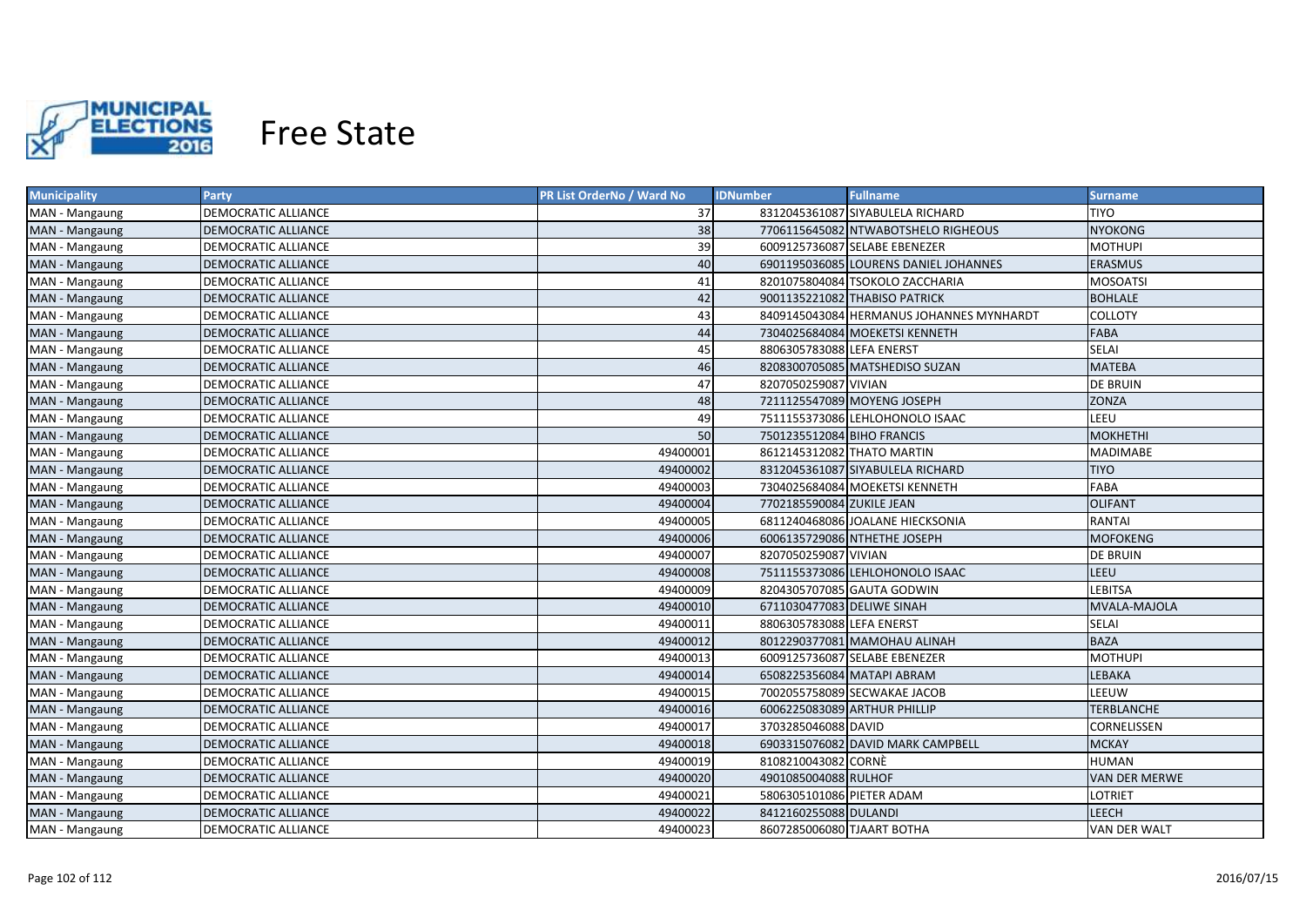# Free State

| Municipality | Party | PR List OrderNo / Ward No | IDNumber | Fullname | Surname |
|---|---|---|---|---|---|
| MAN - Mangaung | DEMOCRATIC ALLIANCE | 37 | 8312045361087 | SIYABULELA RICHARD | TIYO |
| MAN - Mangaung | DEMOCRATIC ALLIANCE | 38 | 7706115645082 | NTWABOTSHELO RIGHEOUS | NYOKONG |
| MAN - Mangaung | DEMOCRATIC ALLIANCE | 39 | 6009125736087 | SELABE EBENEZER | MOTHUPI |
| MAN - Mangaung | DEMOCRATIC ALLIANCE | 40 | 6901195036085 | LOURENS DANIEL JOHANNES | ERASMUS |
| MAN - Mangaung | DEMOCRATIC ALLIANCE | 41 | 8201075804084 | TSOKOLO ZACCHARIA | MOSOATSI |
| MAN - Mangaung | DEMOCRATIC ALLIANCE | 42 | 9001135221082 | THABISO PATRICK | BOHLALE |
| MAN - Mangaung | DEMOCRATIC ALLIANCE | 43 | 8409145043084 | HERMANUS JOHANNES MYNHARDT | COLLOTY |
| MAN - Mangaung | DEMOCRATIC ALLIANCE | 44 | 7304025684084 | MOEKETSI KENNETH | FABA |
| MAN - Mangaung | DEMOCRATIC ALLIANCE | 45 | 8806305783088 | LEFA ENERST | SELAI |
| MAN - Mangaung | DEMOCRATIC ALLIANCE | 46 | 8208300705085 | MATSHEDISO SUZAN | MATEBA |
| MAN - Mangaung | DEMOCRATIC ALLIANCE | 47 | 8207050259087 | VIVIAN | DE BRUIN |
| MAN - Mangaung | DEMOCRATIC ALLIANCE | 48 | 7211125547089 | MOYENG JOSEPH | ZONZA |
| MAN - Mangaung | DEMOCRATIC ALLIANCE | 49 | 7511155373086 | LEHLOHONOLO ISAAC | LEEU |
| MAN - Mangaung | DEMOCRATIC ALLIANCE | 50 | 7501235512084 | BIHO FRANCIS | MOKHETHI |
| MAN - Mangaung | DEMOCRATIC ALLIANCE | 49400001 | 8612145312082 | THATO MARTIN | MADIMABE |
| MAN - Mangaung | DEMOCRATIC ALLIANCE | 49400002 | 8312045361087 | SIYABULELA RICHARD | TIYO |
| MAN - Mangaung | DEMOCRATIC ALLIANCE | 49400003 | 7304025684084 | MOEKETSI KENNETH | FABA |
| MAN - Mangaung | DEMOCRATIC ALLIANCE | 49400004 | 7702185590084 | ZUKILE JEAN | OLIFANT |
| MAN - Mangaung | DEMOCRATIC ALLIANCE | 49400005 | 6811240468086 | JOALANE HIECKSONIA | RANTAI |
| MAN - Mangaung | DEMOCRATIC ALLIANCE | 49400006 | 6006135729086 | NTHETHE JOSEPH | MOFOKENG |
| MAN - Mangaung | DEMOCRATIC ALLIANCE | 49400007 | 8207050259087 | VIVIAN | DE BRUIN |
| MAN - Mangaung | DEMOCRATIC ALLIANCE | 49400008 | 7511155373086 | LEHLOHONOLO ISAAC | LEEU |
| MAN - Mangaung | DEMOCRATIC ALLIANCE | 49400009 | 8204305707085 | GAUTA GODWIN | LEBITSA |
| MAN - Mangaung | DEMOCRATIC ALLIANCE | 49400010 | 6711030477083 | DELIWE SINAH | MVALA-MAJOLA |
| MAN - Mangaung | DEMOCRATIC ALLIANCE | 49400011 | 8806305783088 | LEFA ENERST | SELAI |
| MAN - Mangaung | DEMOCRATIC ALLIANCE | 49400012 | 8012290377081 | MAMOHAU ALINAH | BAZA |
| MAN - Mangaung | DEMOCRATIC ALLIANCE | 49400013 | 6009125736087 | SELABE EBENEZER | MOTHUPI |
| MAN - Mangaung | DEMOCRATIC ALLIANCE | 49400014 | 6508225356084 | MATAPI ABRAM | LEBAKA |
| MAN - Mangaung | DEMOCRATIC ALLIANCE | 49400015 | 7002055758089 | SECWAKAE JACOB | LEEUW |
| MAN - Mangaung | DEMOCRATIC ALLIANCE | 49400016 | 6006225083089 | ARTHUR PHILLIP | TERBLANCHE |
| MAN - Mangaung | DEMOCRATIC ALLIANCE | 49400017 | 3703285046088 | DAVID | CORNELISSEN |
| MAN - Mangaung | DEMOCRATIC ALLIANCE | 49400018 | 6903315076082 | DAVID MARK CAMPBELL | MCKAY |
| MAN - Mangaung | DEMOCRATIC ALLIANCE | 49400019 | 8108210043082 | CORNÈ | HUMAN |
| MAN - Mangaung | DEMOCRATIC ALLIANCE | 49400020 | 4901085004088 | RULHOF | VAN DER MERWE |
| MAN - Mangaung | DEMOCRATIC ALLIANCE | 49400021 | 5806305101086 | PIETER ADAM | LOTRIET |
| MAN - Mangaung | DEMOCRATIC ALLIANCE | 49400022 | 8412160255088 | DULANDI | LEECH |
| MAN - Mangaung | DEMOCRATIC ALLIANCE | 49400023 | 8607285006080 | TJAART BOTHA | VAN DER WALT |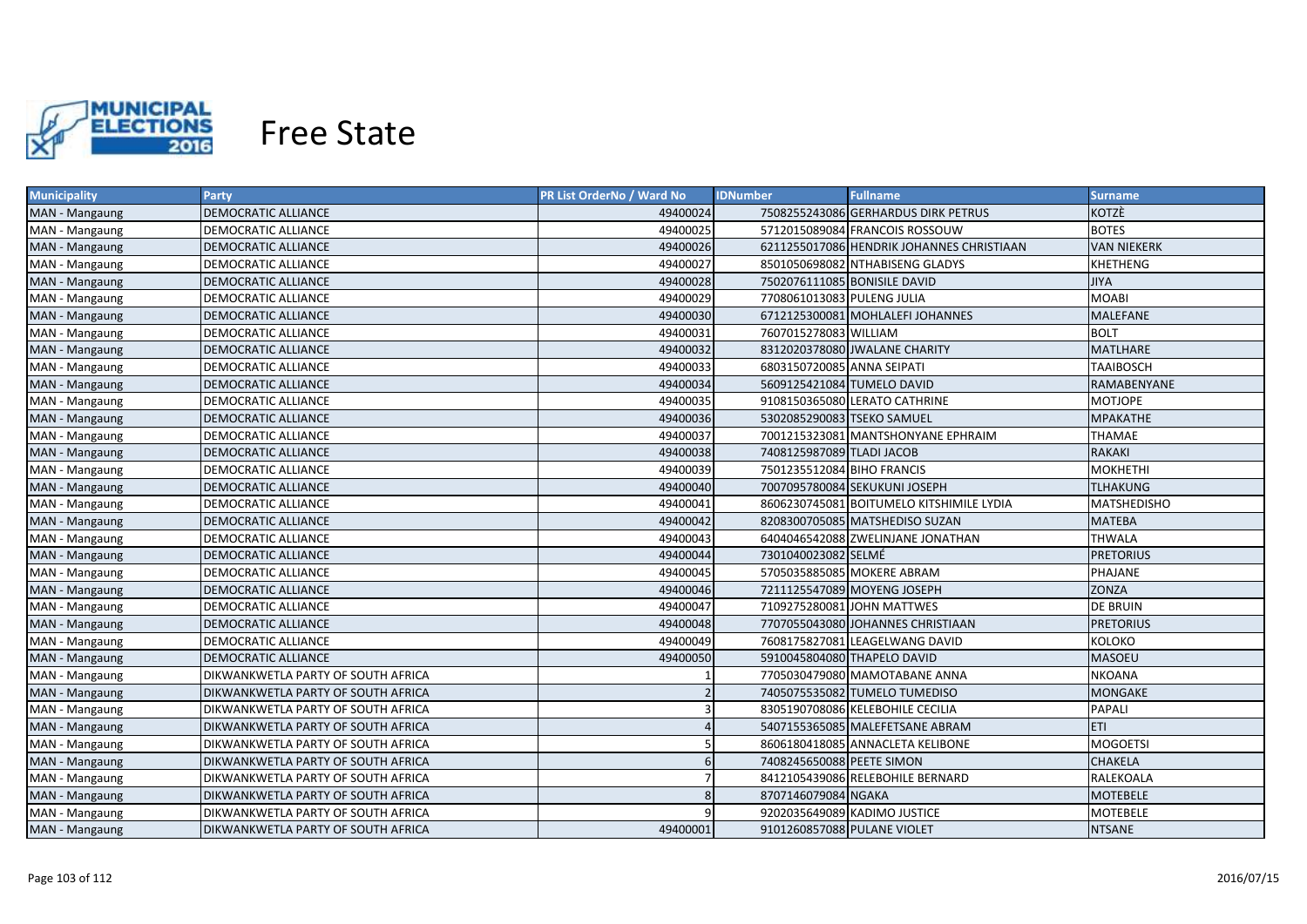# Free State

| Municipality | Party | PR List OrderNo / Ward No | IDNumber | Fullname | Surname |
|---|---|---|---|---|---|
| MAN - Mangaung | DEMOCRATIC ALLIANCE | 49400024 | 7508255243086 | GERHARDUS DIRK PETRUS | KOTZÈ |
| MAN - Mangaung | DEMOCRATIC ALLIANCE | 49400025 | 5712015089084 | FRANCOIS ROSSOUW | BOTES |
| MAN - Mangaung | DEMOCRATIC ALLIANCE | 49400026 | 6211255017086 | HENDRIK JOHANNES CHRISTIAAN | VAN NIEKERK |
| MAN - Mangaung | DEMOCRATIC ALLIANCE | 49400027 | 8501050698082 | NTHABISENG GLADYS | KHETHENG |
| MAN - Mangaung | DEMOCRATIC ALLIANCE | 49400028 | 7502076111085 | BONISILE DAVID | JIYA |
| MAN - Mangaung | DEMOCRATIC ALLIANCE | 49400029 | 7708061013083 | PULENG JULIA | MOABI |
| MAN - Mangaung | DEMOCRATIC ALLIANCE | 49400030 | 6712125300081 | MOHLALEFI JOHANNES | MALEFANE |
| MAN - Mangaung | DEMOCRATIC ALLIANCE | 49400031 | 7607015278083 | WILLIAM | BOLT |
| MAN - Mangaung | DEMOCRATIC ALLIANCE | 49400032 | 8312020378080 | JWALANE CHARITY | MATLHARE |
| MAN - Mangaung | DEMOCRATIC ALLIANCE | 49400033 | 6803150720085 | ANNA SEIPATI | TAAIBOSCH |
| MAN - Mangaung | DEMOCRATIC ALLIANCE | 49400034 | 5609125421084 | TUMELO DAVID | RAMABENYANE |
| MAN - Mangaung | DEMOCRATIC ALLIANCE | 49400035 | 9108150365080 | LERATO CATHRINE | MOTJOPE |
| MAN - Mangaung | DEMOCRATIC ALLIANCE | 49400036 | 5302085290083 | TSEKO SAMUEL | MPAKATHE |
| MAN - Mangaung | DEMOCRATIC ALLIANCE | 49400037 | 7001215323081 | MANTSHONYANE EPHRAIM | THAMAE |
| MAN - Mangaung | DEMOCRATIC ALLIANCE | 49400038 | 7408125987089 | TLADI JACOB | RAKAKI |
| MAN - Mangaung | DEMOCRATIC ALLIANCE | 49400039 | 7501235512084 | BIHO FRANCIS | MOKHETHI |
| MAN - Mangaung | DEMOCRATIC ALLIANCE | 49400040 | 7007095780084 | SEKUKUNI JOSEPH | TLHAKUNG |
| MAN - Mangaung | DEMOCRATIC ALLIANCE | 49400041 | 8606230745081 | BOITUMELO KITSHIMILE LYDIA | MATSHEDISHO |
| MAN - Mangaung | DEMOCRATIC ALLIANCE | 49400042 | 8208300705085 | MATSHEDISO SUZAN | MATEBA |
| MAN - Mangaung | DEMOCRATIC ALLIANCE | 49400043 | 6404046542088 | ZWELINJANE JONATHAN | THWALA |
| MAN - Mangaung | DEMOCRATIC ALLIANCE | 49400044 | 7301040023082 | SELMÉ | PRETORIUS |
| MAN - Mangaung | DEMOCRATIC ALLIANCE | 49400045 | 5705035885085 | MOKERE ABRAM | PHAJANE |
| MAN - Mangaung | DEMOCRATIC ALLIANCE | 49400046 | 7211125547089 | MOYENG JOSEPH | ZONZA |
| MAN - Mangaung | DEMOCRATIC ALLIANCE | 49400047 | 7109275280081 | JOHN MATTWES | DE BRUIN |
| MAN - Mangaung | DEMOCRATIC ALLIANCE | 49400048 | 7707055043080 | JOHANNES CHRISTIAAN | PRETORIUS |
| MAN - Mangaung | DEMOCRATIC ALLIANCE | 49400049 | 7608175827081 | LEAGELWANG DAVID | KOLOKO |
| MAN - Mangaung | DEMOCRATIC ALLIANCE | 49400050 | 5910045804080 | THAPELO DAVID | MASOEU |
| MAN - Mangaung | DIKWANKWETLA PARTY OF SOUTH AFRICA | 1 | 7705030479080 | MAMOTABANE ANNA | NKOANA |
| MAN - Mangaung | DIKWANKWETLA PARTY OF SOUTH AFRICA | 2 | 7405075535082 | TUMELO TUMEDISO | MONGAKE |
| MAN - Mangaung | DIKWANKWETLA PARTY OF SOUTH AFRICA | 3 | 8305190708086 | KELEBOHILE CECILIA | PAPALI |
| MAN - Mangaung | DIKWANKWETLA PARTY OF SOUTH AFRICA | 4 | 5407155365085 | MALEFETSANE ABRAM | ETI |
| MAN - Mangaung | DIKWANKWETLA PARTY OF SOUTH AFRICA | 5 | 8606180418085 | ANNACLETA KELIBONE | MOGOETSI |
| MAN - Mangaung | DIKWANKWETLA PARTY OF SOUTH AFRICA | 6 | 7408245650088 | PEETE SIMON | CHAKELA |
| MAN - Mangaung | DIKWANKWETLA PARTY OF SOUTH AFRICA | 7 | 8412105439086 | RELEBOHILE BERNARD | RALEKOALA |
| MAN - Mangaung | DIKWANKWETLA PARTY OF SOUTH AFRICA | 8 | 8707146079084 | NGAKA | MOTEBELE |
| MAN - Mangaung | DIKWANKWETLA PARTY OF SOUTH AFRICA | 9 | 9202035649089 | KADIMO JUSTICE | MOTEBELE |
| MAN - Mangaung | DIKWANKWETLA PARTY OF SOUTH AFRICA | 49400001 | 9101260857088 | PULANE VIOLET | NTSANE |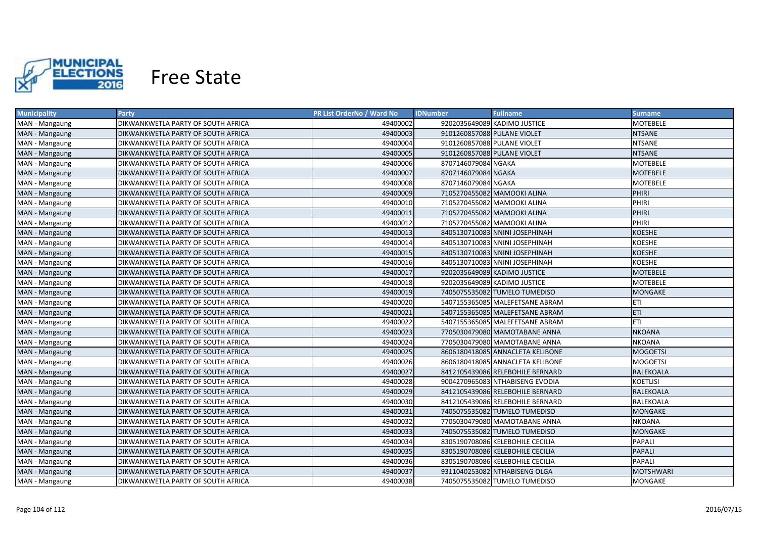# Free State

| Municipality | Party | PR List OrderNo / Ward No | IDNumber | Fullname | Surname |
|---|---|---|---|---|---|
| MAN - Mangaung | DIKWANKWETLA PARTY OF SOUTH AFRICA | 49400002 | 9202035649089 | KADIMO JUSTICE | MOTEBELE |
| MAN - Mangaung | DIKWANKWETLA PARTY OF SOUTH AFRICA | 49400003 | 9101260857088 | PULANE VIOLET | NTSANE |
| MAN - Mangaung | DIKWANKWETLA PARTY OF SOUTH AFRICA | 49400004 | 9101260857088 | PULANE VIOLET | NTSANE |
| MAN - Mangaung | DIKWANKWETLA PARTY OF SOUTH AFRICA | 49400005 | 9101260857088 | PULANE VIOLET | NTSANE |
| MAN - Mangaung | DIKWANKWETLA PARTY OF SOUTH AFRICA | 49400006 | 8707146079084 | NGAKA | MOTEBELE |
| MAN - Mangaung | DIKWANKWETLA PARTY OF SOUTH AFRICA | 49400007 | 8707146079084 | NGAKA | MOTEBELE |
| MAN - Mangaung | DIKWANKWETLA PARTY OF SOUTH AFRICA | 49400008 | 8707146079084 | NGAKA | MOTEBELE |
| MAN - Mangaung | DIKWANKWETLA PARTY OF SOUTH AFRICA | 49400009 | 7105270455082 | MAMOOKI ALINA | PHIRI |
| MAN - Mangaung | DIKWANKWETLA PARTY OF SOUTH AFRICA | 49400010 | 7105270455082 | MAMOOKI ALINA | PHIRI |
| MAN - Mangaung | DIKWANKWETLA PARTY OF SOUTH AFRICA | 49400011 | 7105270455082 | MAMOOKI ALINA | PHIRI |
| MAN - Mangaung | DIKWANKWETLA PARTY OF SOUTH AFRICA | 49400012 | 7105270455082 | MAMOOKI ALINA | PHIRI |
| MAN - Mangaung | DIKWANKWETLA PARTY OF SOUTH AFRICA | 49400013 | 8405130710083 | NNINI JOSEPHINAH | KOESHE |
| MAN - Mangaung | DIKWANKWETLA PARTY OF SOUTH AFRICA | 49400014 | 8405130710083 | NNINI JOSEPHINAH | KOESHE |
| MAN - Mangaung | DIKWANKWETLA PARTY OF SOUTH AFRICA | 49400015 | 8405130710083 | NNINI JOSEPHINAH | KOESHE |
| MAN - Mangaung | DIKWANKWETLA PARTY OF SOUTH AFRICA | 49400016 | 8405130710083 | NNINI JOSEPHINAH | KOESHE |
| MAN - Mangaung | DIKWANKWETLA PARTY OF SOUTH AFRICA | 49400017 | 9202035649089 | KADIMO JUSTICE | MOTEBELE |
| MAN - Mangaung | DIKWANKWETLA PARTY OF SOUTH AFRICA | 49400018 | 9202035649089 | KADIMO JUSTICE | MOTEBELE |
| MAN - Mangaung | DIKWANKWETLA PARTY OF SOUTH AFRICA | 49400019 | 7405075535082 | TUMELO TUMEDISO | MONGAKE |
| MAN - Mangaung | DIKWANKWETLA PARTY OF SOUTH AFRICA | 49400020 | 5407155365085 | MALEFETSANE ABRAM | ETI |
| MAN - Mangaung | DIKWANKWETLA PARTY OF SOUTH AFRICA | 49400021 | 5407155365085 | MALEFETSANE ABRAM | ETI |
| MAN - Mangaung | DIKWANKWETLA PARTY OF SOUTH AFRICA | 49400022 | 5407155365085 | MALEFETSANE ABRAM | ETI |
| MAN - Mangaung | DIKWANKWETLA PARTY OF SOUTH AFRICA | 49400023 | 7705030479080 | MAMOTABANE ANNA | NKOANA |
| MAN - Mangaung | DIKWANKWETLA PARTY OF SOUTH AFRICA | 49400024 | 7705030479080 | MAMOTABANE ANNA | NKOANA |
| MAN - Mangaung | DIKWANKWETLA PARTY OF SOUTH AFRICA | 49400025 | 8606180418085 | ANNACLETA KELIBONE | MOGOETSI |
| MAN - Mangaung | DIKWANKWETLA PARTY OF SOUTH AFRICA | 49400026 | 8606180418085 | ANNACLETA KELIBONE | MOGOETSI |
| MAN - Mangaung | DIKWANKWETLA PARTY OF SOUTH AFRICA | 49400027 | 8412105439086 | RELEBOHILE BERNARD | RALEKOALA |
| MAN - Mangaung | DIKWANKWETLA PARTY OF SOUTH AFRICA | 49400028 | 9004270965083 | NTHABISENG EVODIA | KOETLISI |
| MAN - Mangaung | DIKWANKWETLA PARTY OF SOUTH AFRICA | 49400029 | 8412105439086 | RELEBOHILE BERNARD | RALEKOALA |
| MAN - Mangaung | DIKWANKWETLA PARTY OF SOUTH AFRICA | 49400030 | 8412105439086 | RELEBOHILE BERNARD | RALEKOALA |
| MAN - Mangaung | DIKWANKWETLA PARTY OF SOUTH AFRICA | 49400031 | 7405075535082 | TUMELO TUMEDISO | MONGAKE |
| MAN - Mangaung | DIKWANKWETLA PARTY OF SOUTH AFRICA | 49400032 | 7705030479080 | MAMOTABANE ANNA | NKOANA |
| MAN - Mangaung | DIKWANKWETLA PARTY OF SOUTH AFRICA | 49400033 | 7405075535082 | TUMELO TUMEDISO | MONGAKE |
| MAN - Mangaung | DIKWANKWETLA PARTY OF SOUTH AFRICA | 49400034 | 8305190708086 | KELEBOHILE CECILIA | PAPALI |
| MAN - Mangaung | DIKWANKWETLA PARTY OF SOUTH AFRICA | 49400035 | 8305190708086 | KELEBOHILE CECILIA | PAPALI |
| MAN - Mangaung | DIKWANKWETLA PARTY OF SOUTH AFRICA | 49400036 | 8305190708086 | KELEBOHILE CECILIA | PAPALI |
| MAN - Mangaung | DIKWANKWETLA PARTY OF SOUTH AFRICA | 49400037 | 9311040253082 | NTHABISENG OLGA | MOTSHWARI |
| MAN - Mangaung | DIKWANKWETLA PARTY OF SOUTH AFRICA | 49400038 | 7405075535082 | TUMELO TUMEDISO | MONGAKE |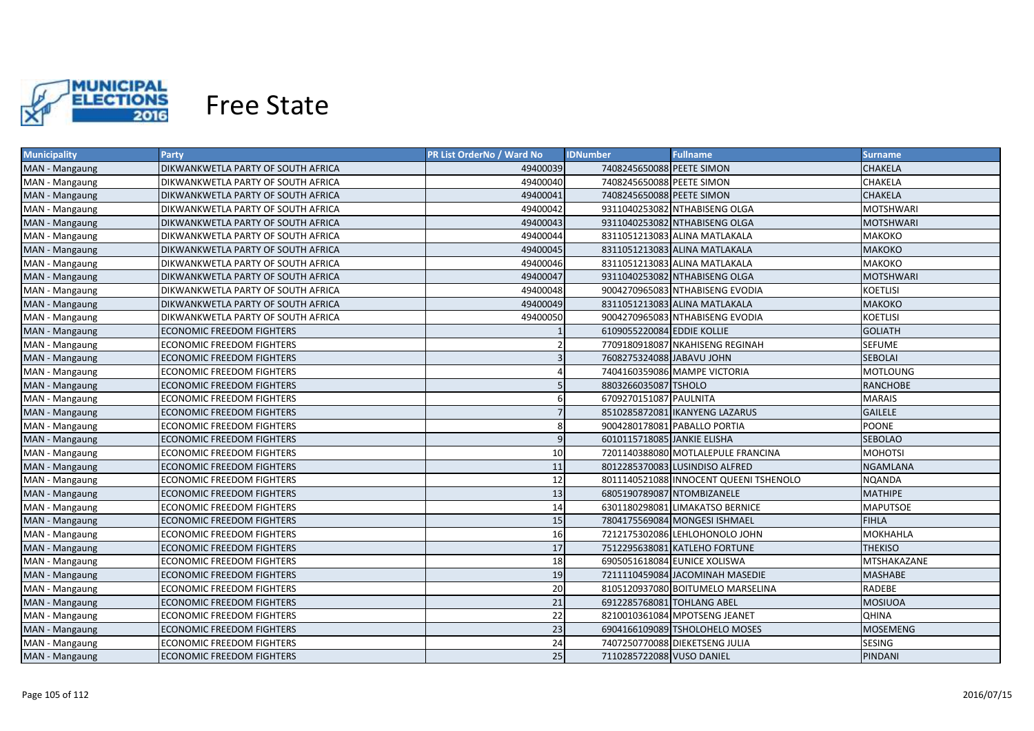# Free State

| Municipality | Party | PR List OrderNo / Ward No | IDNumber | Fullname | Surname |
|---|---|---|---|---|---|
| MAN - Mangaung | DIKWANKWETLA PARTY OF SOUTH AFRICA | 49400039 | 7408245650088 | PEETE SIMON | CHAKELA |
| MAN - Mangaung | DIKWANKWETLA PARTY OF SOUTH AFRICA | 49400040 | 7408245650088 | PEETE SIMON | CHAKELA |
| MAN - Mangaung | DIKWANKWETLA PARTY OF SOUTH AFRICA | 49400041 | 7408245650088 | PEETE SIMON | CHAKELA |
| MAN - Mangaung | DIKWANKWETLA PARTY OF SOUTH AFRICA | 49400042 | 9311040253082 | NTHABISENG OLGA | MOTSHWARI |
| MAN - Mangaung | DIKWANKWETLA PARTY OF SOUTH AFRICA | 49400043 | 9311040253082 | NTHABISENG OLGA | MOTSHWARI |
| MAN - Mangaung | DIKWANKWETLA PARTY OF SOUTH AFRICA | 49400044 | 8311051213083 | ALINA MATLAKALA | MAKOKO |
| MAN - Mangaung | DIKWANKWETLA PARTY OF SOUTH AFRICA | 49400045 | 8311051213083 | ALINA MATLAKALA | MAKOKO |
| MAN - Mangaung | DIKWANKWETLA PARTY OF SOUTH AFRICA | 49400046 | 8311051213083 | ALINA MATLAKALA | MAKOKO |
| MAN - Mangaung | DIKWANKWETLA PARTY OF SOUTH AFRICA | 49400047 | 9311040253082 | NTHABISENG OLGA | MOTSHWARI |
| MAN - Mangaung | DIKWANKWETLA PARTY OF SOUTH AFRICA | 49400048 | 9004270965083 | NTHABISENG EVODIA | KOETLISI |
| MAN - Mangaung | DIKWANKWETLA PARTY OF SOUTH AFRICA | 49400049 | 8311051213083 | ALINA MATLAKALA | MAKOKO |
| MAN - Mangaung | DIKWANKWETLA PARTY OF SOUTH AFRICA | 49400050 | 9004270965083 | NTHABISENG EVODIA | KOETLISI |
| MAN - Mangaung | ECONOMIC FREEDOM FIGHTERS | 1 | 6109055220084 | EDDIE KOLLIE | GOLIATH |
| MAN - Mangaung | ECONOMIC FREEDOM FIGHTERS | 2 | 7709180918087 | NKAHISENG REGINAH | SEFUME |
| MAN - Mangaung | ECONOMIC FREEDOM FIGHTERS | 3 | 7608275324088 | JABAVU JOHN | SEBOLAI |
| MAN - Mangaung | ECONOMIC FREEDOM FIGHTERS | 4 | 7404160359086 | MAMPE VICTORIA | MOTLOUNG |
| MAN - Mangaung | ECONOMIC FREEDOM FIGHTERS | 5 | 8803266035087 | TSHOLO | RANCHOBE |
| MAN - Mangaung | ECONOMIC FREEDOM FIGHTERS | 6 | 6709270151087 | PAULNITA | MARAIS |
| MAN - Mangaung | ECONOMIC FREEDOM FIGHTERS | 7 | 8510285872081 | IKANYENG LAZARUS | GAILELE |
| MAN - Mangaung | ECONOMIC FREEDOM FIGHTERS | 8 | 9004280178081 | PABALLO PORTIA | POONE |
| MAN - Mangaung | ECONOMIC FREEDOM FIGHTERS | 9 | 6010115718085 | JANKIE ELISHA | SEBOLAO |
| MAN - Mangaung | ECONOMIC FREEDOM FIGHTERS | 10 | 7201140388080 | MOTLALEPULE FRANCINA | MOHOTSI |
| MAN - Mangaung | ECONOMIC FREEDOM FIGHTERS | 11 | 8012285370083 | LUSINDISO ALFRED | NGAMLANA |
| MAN - Mangaung | ECONOMIC FREEDOM FIGHTERS | 12 | 8011140521088 | INNOCENT QUEENI TSHENOLO | NQANDA |
| MAN - Mangaung | ECONOMIC FREEDOM FIGHTERS | 13 | 6805190789087 | NTOMBIZANELE | MATHIPE |
| MAN - Mangaung | ECONOMIC FREEDOM FIGHTERS | 14 | 6301180298081 | LIMAKATSO BERNICE | MAPUTSOE |
| MAN - Mangaung | ECONOMIC FREEDOM FIGHTERS | 15 | 7804175569084 | MONGESI ISHMAEL | FIHLA |
| MAN - Mangaung | ECONOMIC FREEDOM FIGHTERS | 16 | 7212175302086 | LEHLOHONOLO JOHN | MOKHAHLA |
| MAN - Mangaung | ECONOMIC FREEDOM FIGHTERS | 17 | 7512295638081 | KATLEHO FORTUNE | THEKISO |
| MAN - Mangaung | ECONOMIC FREEDOM FIGHTERS | 18 | 6905051618084 | EUNICE XOLISWA | MTSHAKAZANE |
| MAN - Mangaung | ECONOMIC FREEDOM FIGHTERS | 19 | 7211110459084 | JACOMINAH MASEDIE | MASHABE |
| MAN - Mangaung | ECONOMIC FREEDOM FIGHTERS | 20 | 8105120937080 | BOITUMELO MARSELINA | RADEBE |
| MAN - Mangaung | ECONOMIC FREEDOM FIGHTERS | 21 | 6912285768081 | TOHLANG ABEL | MOSIUOA |
| MAN - Mangaung | ECONOMIC FREEDOM FIGHTERS | 22 | 8210010361084 | MPOTSENG JEANET | QHINA |
| MAN - Mangaung | ECONOMIC FREEDOM FIGHTERS | 23 | 6904166109089 | TSHOLOHELO MOSES | MOSEMENG |
| MAN - Mangaung | ECONOMIC FREEDOM FIGHTERS | 24 | 7407250770088 | DIEKETSENG JULIA | SESING |
| MAN - Mangaung | ECONOMIC FREEDOM FIGHTERS | 25 | 7110285722088 | VUSO DANIEL | PINDANI |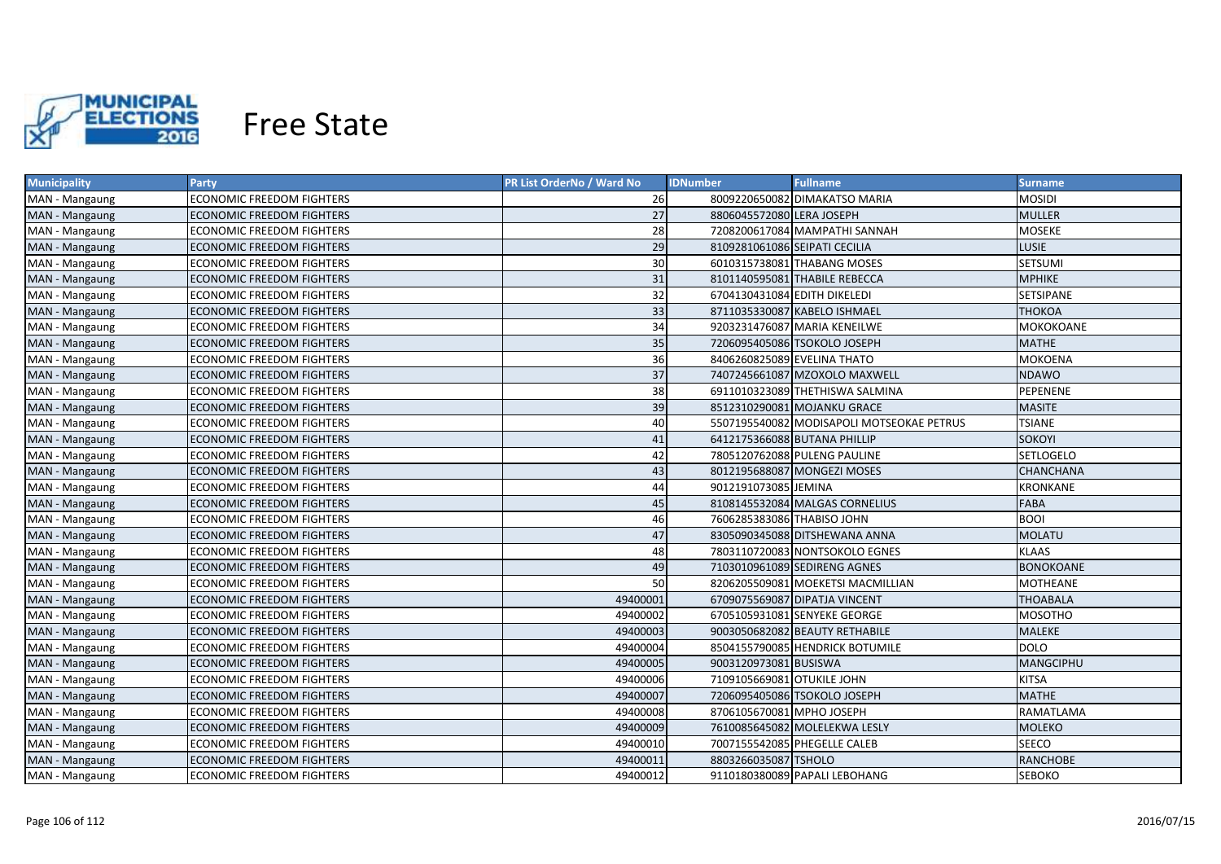# Free State

| Municipality | Party | PR List OrderNo / Ward No | IDNumber | Fullname | Surname |
|---|---|---|---|---|---|
| MAN - Mangaung | ECONOMIC FREEDOM FIGHTERS | 26 | 8009220650082 | DIMAKATSO MARIA | MOSIDI |
| MAN - Mangaung | ECONOMIC FREEDOM FIGHTERS | 27 | 8806045572080 | LERA JOSEPH | MULLER |
| MAN - Mangaung | ECONOMIC FREEDOM FIGHTERS | 28 | 7208200617084 | MAMPATHI SANNAH | MOSEKE |
| MAN - Mangaung | ECONOMIC FREEDOM FIGHTERS | 29 | 8109281061086 | SEIPATI CECILIA | LUSIE |
| MAN - Mangaung | ECONOMIC FREEDOM FIGHTERS | 30 | 6010315738081 | THABANG MOSES | SETSUMI |
| MAN - Mangaung | ECONOMIC FREEDOM FIGHTERS | 31 | 8101140595081 | THABILE REBECCA | MPHIKE |
| MAN - Mangaung | ECONOMIC FREEDOM FIGHTERS | 32 | 6704130431084 | EDITH DIKELEDI | SETSIPANE |
| MAN - Mangaung | ECONOMIC FREEDOM FIGHTERS | 33 | 8711035330087 | KABELO ISHMAEL | THOKOA |
| MAN - Mangaung | ECONOMIC FREEDOM FIGHTERS | 34 | 9203231476087 | MARIA KENEILWE | MOKOKOANE |
| MAN - Mangaung | ECONOMIC FREEDOM FIGHTERS | 35 | 7206095405086 | TSOKOLO JOSEPH | MATHE |
| MAN - Mangaung | ECONOMIC FREEDOM FIGHTERS | 36 | 8406260825089 | EVELINA THATO | MOKOENA |
| MAN - Mangaung | ECONOMIC FREEDOM FIGHTERS | 37 | 7407245661087 | MZOXOLO MAXWELL | NDAWO |
| MAN - Mangaung | ECONOMIC FREEDOM FIGHTERS | 38 | 6911010323089 | THETHISWA SALMINA | PEPENENE |
| MAN - Mangaung | ECONOMIC FREEDOM FIGHTERS | 39 | 8512310290081 | MOJANKU GRACE | MASITE |
| MAN - Mangaung | ECONOMIC FREEDOM FIGHTERS | 40 | 5507195540082 | MODISAPOLI MOTSEOKAE PETRUS | TSIANE |
| MAN - Mangaung | ECONOMIC FREEDOM FIGHTERS | 41 | 6412175366088 | BUTANA PHILLIP | SOKOYI |
| MAN - Mangaung | ECONOMIC FREEDOM FIGHTERS | 42 | 7805120762088 | PULENG PAULINE | SETLOGELO |
| MAN - Mangaung | ECONOMIC FREEDOM FIGHTERS | 43 | 8012195688087 | MONGEZI MOSES | CHANCHANA |
| MAN - Mangaung | ECONOMIC FREEDOM FIGHTERS | 44 | 9012191073085 | JEMINA | KRONKANE |
| MAN - Mangaung | ECONOMIC FREEDOM FIGHTERS | 45 | 8108145532084 | MALGAS CORNELIUS | FABA |
| MAN - Mangaung | ECONOMIC FREEDOM FIGHTERS | 46 | 7606285383086 | THABISO JOHN | BOOI |
| MAN - Mangaung | ECONOMIC FREEDOM FIGHTERS | 47 | 8305090345088 | DITSHEWANA ANNA | MOLATU |
| MAN - Mangaung | ECONOMIC FREEDOM FIGHTERS | 48 | 7803110720083 | NONTSOKOLO EGNES | KLAAS |
| MAN - Mangaung | ECONOMIC FREEDOM FIGHTERS | 49 | 7103010961089 | SEDIRENG AGNES | BONOKOANE |
| MAN - Mangaung | ECONOMIC FREEDOM FIGHTERS | 50 | 8206205509081 | MOEKETSI MACMILLIAN | MOTHEANE |
| MAN - Mangaung | ECONOMIC FREEDOM FIGHTERS | 49400001 | 6709075569087 | DIPATJA VINCENT | THOABALA |
| MAN - Mangaung | ECONOMIC FREEDOM FIGHTERS | 49400002 | 6705105931081 | SENYEKE GEORGE | MOSOTHO |
| MAN - Mangaung | ECONOMIC FREEDOM FIGHTERS | 49400003 | 9003050682082 | BEAUTY RETHABILE | MALEKE |
| MAN - Mangaung | ECONOMIC FREEDOM FIGHTERS | 49400004 | 8504155790085 | HENDRICK BOTUMILE | DOLO |
| MAN - Mangaung | ECONOMIC FREEDOM FIGHTERS | 49400005 | 9003120973081 | BUSISWA | MANGCIPHU |
| MAN - Mangaung | ECONOMIC FREEDOM FIGHTERS | 49400006 | 7109105669081 | OTUKILE JOHN | KITSA |
| MAN - Mangaung | ECONOMIC FREEDOM FIGHTERS | 49400007 | 7206095405086 | TSOKOLO JOSEPH | MATHE |
| MAN - Mangaung | ECONOMIC FREEDOM FIGHTERS | 49400008 | 8706105670081 | MPHO JOSEPH | RAMATLAMA |
| MAN - Mangaung | ECONOMIC FREEDOM FIGHTERS | 49400009 | 7610085645082 | MOLELEKWA LESLY | MOLEKO |
| MAN - Mangaung | ECONOMIC FREEDOM FIGHTERS | 49400010 | 7007155542085 | PHEGELLE CALEB | SEECO |
| MAN - Mangaung | ECONOMIC FREEDOM FIGHTERS | 49400011 | 8803266035087 | TSHOLO | RANCHOBE |
| MAN - Mangaung | ECONOMIC FREEDOM FIGHTERS | 49400012 | 9110180380089 | PAPALI LEBOHANG | SEBOKO |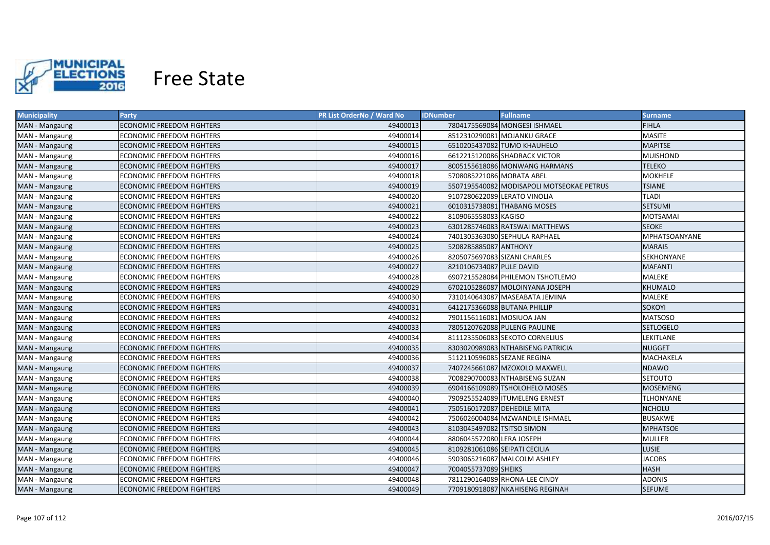# Free State

| Municipality | Party | PR List OrderNo / Ward No | IDNumber | Fullname | Surname |
|---|---|---|---|---|---|
| MAN - Mangaung | ECONOMIC FREEDOM FIGHTERS | 49400013 | 7804175569084 | MONGESI ISHMAEL | FIHLA |
| MAN - Mangaung | ECONOMIC FREEDOM FIGHTERS | 49400014 | 8512310290081 | MOJANKU GRACE | MASITE |
| MAN - Mangaung | ECONOMIC FREEDOM FIGHTERS | 49400015 | 6510205437082 | TUMO KHAUHELO | MAPITSE |
| MAN - Mangaung | ECONOMIC FREEDOM FIGHTERS | 49400016 | 6612215120086 | SHADRACK VICTOR | MUISHOND |
| MAN - Mangaung | ECONOMIC FREEDOM FIGHTERS | 49400017 | 8005155618086 | MONWANG HARMANS | TELEKO |
| MAN - Mangaung | ECONOMIC FREEDOM FIGHTERS | 49400018 | 5708085221086 | MORATA ABEL | MOKHELE |
| MAN - Mangaung | ECONOMIC FREEDOM FIGHTERS | 49400019 | 5507195540082 | MODISAPOLI MOTSEOKAE PETRUS | TSIANE |
| MAN - Mangaung | ECONOMIC FREEDOM FIGHTERS | 49400020 | 9107280622089 | LERATO VINOLIA | TLADI |
| MAN - Mangaung | ECONOMIC FREEDOM FIGHTERS | 49400021 | 6010315738081 | THABANG MOSES | SETSUMI |
| MAN - Mangaung | ECONOMIC FREEDOM FIGHTERS | 49400022 | 8109065558083 | KAGISO | MOTSAMAI |
| MAN - Mangaung | ECONOMIC FREEDOM FIGHTERS | 49400023 | 6301285746083 | RATSWAI MATTHEWS | SEOKE |
| MAN - Mangaung | ECONOMIC FREEDOM FIGHTERS | 49400024 | 7401305363080 | SEPHULA RAPHAEL | MPHATSOANYANE |
| MAN - Mangaung | ECONOMIC FREEDOM FIGHTERS | 49400025 | 5208285885087 | ANTHONY | MARAIS |
| MAN - Mangaung | ECONOMIC FREEDOM FIGHTERS | 49400026 | 8205075697083 | SIZANI CHARLES | SEKHONYANE |
| MAN - Mangaung | ECONOMIC FREEDOM FIGHTERS | 49400027 | 8210106734087 | PULE DAVID | MAFANTI |
| MAN - Mangaung | ECONOMIC FREEDOM FIGHTERS | 49400028 | 6907215528084 | PHILEMON TSHOTLEMO | MALEKE |
| MAN - Mangaung | ECONOMIC FREEDOM FIGHTERS | 49400029 | 6702105286087 | MOLOINYANA JOSEPH | KHUMALO |
| MAN - Mangaung | ECONOMIC FREEDOM FIGHTERS | 49400030 | 7310140643087 | MASEABATA JEMINA | MALEKE |
| MAN - Mangaung | ECONOMIC FREEDOM FIGHTERS | 49400031 | 6412175366088 | BUTANA PHILLIP | SOKOYI |
| MAN - Mangaung | ECONOMIC FREEDOM FIGHTERS | 49400032 | 7901156116081 | MOSIUOA JAN | MATSOSO |
| MAN - Mangaung | ECONOMIC FREEDOM FIGHTERS | 49400033 | 7805120762088 | PULENG PAULINE | SETLOGELO |
| MAN - Mangaung | ECONOMIC FREEDOM FIGHTERS | 49400034 | 8111235506083 | SEKOTO CORNELIUS | LEKITLANE |
| MAN - Mangaung | ECONOMIC FREEDOM FIGHTERS | 49400035 | 8303020989083 | NTHABISENG PATRICIA | NUGGET |
| MAN - Mangaung | ECONOMIC FREEDOM FIGHTERS | 49400036 | 5112110596085 | SEZANE REGINA | MACHAKELA |
| MAN - Mangaung | ECONOMIC FREEDOM FIGHTERS | 49400037 | 7407245661087 | MZOXOLO MAXWELL | NDAWO |
| MAN - Mangaung | ECONOMIC FREEDOM FIGHTERS | 49400038 | 7008290700083 | NTHABISENG SUZAN | SETOUTO |
| MAN - Mangaung | ECONOMIC FREEDOM FIGHTERS | 49400039 | 6904166109089 | TSHOLOHELO MOSES | MOSEMENG |
| MAN - Mangaung | ECONOMIC FREEDOM FIGHTERS | 49400040 | 7909255524089 | ITUMELENG ERNEST | TLHONYANE |
| MAN - Mangaung | ECONOMIC FREEDOM FIGHTERS | 49400041 | 7505160172087 | DEHEDILE MITA | NCHOLU |
| MAN - Mangaung | ECONOMIC FREEDOM FIGHTERS | 49400042 | 7506026004084 | MZWANDILE ISHMAEL | BUSAKWE |
| MAN - Mangaung | ECONOMIC FREEDOM FIGHTERS | 49400043 | 8103045497082 | TSITSO SIMON | MPHATSOE |
| MAN - Mangaung | ECONOMIC FREEDOM FIGHTERS | 49400044 | 8806045572080 | LERA JOSEPH | MULLER |
| MAN - Mangaung | ECONOMIC FREEDOM FIGHTERS | 49400045 | 8109281061086 | SEIPATI CECILIA | LUSIE |
| MAN - Mangaung | ECONOMIC FREEDOM FIGHTERS | 49400046 | 5903065216087 | MALCOLM ASHLEY | JACOBS |
| MAN - Mangaung | ECONOMIC FREEDOM FIGHTERS | 49400047 | 7004055737089 | SHEIKS | HASH |
| MAN - Mangaung | ECONOMIC FREEDOM FIGHTERS | 49400048 | 7811290164089 | RHONA-LEE CINDY | ADONIS |
| MAN - Mangaung | ECONOMIC FREEDOM FIGHTERS | 49400049 | 7709180918087 | NKAHISENG REGINAH | SEFUME |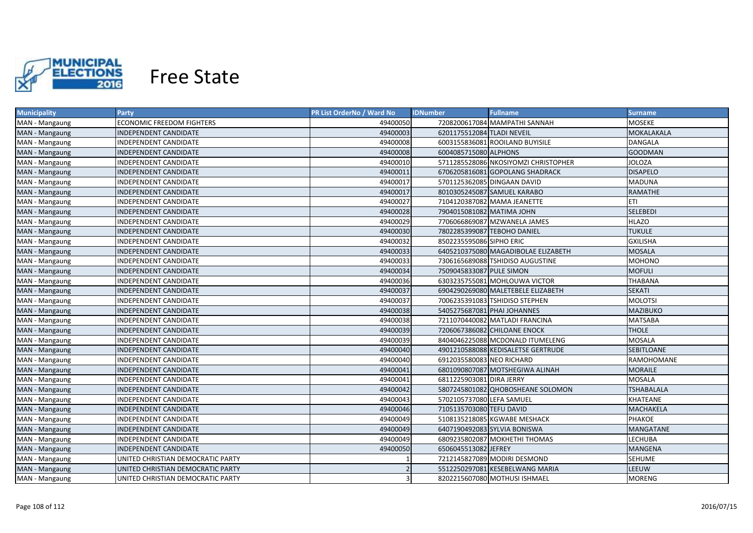# Free State

| Municipality | Party | PR List OrderNo / Ward No | IDNumber | Fullname | Surname |
|---|---|---|---|---|---|
| MAN - Mangaung | ECONOMIC FREEDOM FIGHTERS | 49400050 | 7208200617084 | MAMPATHI SANNAH | MOSEKE |
| MAN - Mangaung | INDEPENDENT CANDIDATE | 49400003 | 6201175512084 | TLADI NEVEIL | MOKALAKALA |
| MAN - Mangaung | INDEPENDENT CANDIDATE | 49400008 | 6003155836081 | ROOILAND BUYISILE | DANGALA |
| MAN - Mangaung | INDEPENDENT CANDIDATE | 49400008 | 6004085715080 | ALPHONS | GOODMAN |
| MAN - Mangaung | INDEPENDENT CANDIDATE | 49400010 | 5711285528086 | NKOSIYOMZI CHRISTOPHER | JOLOZA |
| MAN - Mangaung | INDEPENDENT CANDIDATE | 49400011 | 6706205816081 | GOPOLANG SHADRACK | DISAPELO |
| MAN - Mangaung | INDEPENDENT CANDIDATE | 49400017 | 5701125362085 | DINGAAN DAVID | MADUNA |
| MAN - Mangaung | INDEPENDENT CANDIDATE | 49400017 | 8010305245087 | SAMUEL KARABO | RAMATHE |
| MAN - Mangaung | INDEPENDENT CANDIDATE | 49400027 | 7104120387082 | MAMA JEANETTE | ETI |
| MAN - Mangaung | INDEPENDENT CANDIDATE | 49400028 | 7904015081082 | MATIMA JOHN | SELEBEDI |
| MAN - Mangaung | INDEPENDENT CANDIDATE | 49400029 | 7706066869087 | MZWANELA JAMES | HLAZO |
| MAN - Mangaung | INDEPENDENT CANDIDATE | 49400030 | 7802285399087 | TEBOHO DANIEL | TUKULE |
| MAN - Mangaung | INDEPENDENT CANDIDATE | 49400032 | 8502235595086 | SIPHO ERIC | GXILISHA |
| MAN - Mangaung | INDEPENDENT CANDIDATE | 49400033 | 6405210375080 | MAGADIBOLAE ELIZABETH | MOSALA |
| MAN - Mangaung | INDEPENDENT CANDIDATE | 49400033 | 7306165689088 | TSHIDISO AUGUSTINE | MOHONO |
| MAN - Mangaung | INDEPENDENT CANDIDATE | 49400034 | 7509045833087 | PULE SIMON | MOFULI |
| MAN - Mangaung | INDEPENDENT CANDIDATE | 49400036 | 6303235755081 | MOHLOUWA VICTOR | THABANA |
| MAN - Mangaung | INDEPENDENT CANDIDATE | 49400037 | 6904290269080 | MALETEBELE ELIZABETH | SEKATI |
| MAN - Mangaung | INDEPENDENT CANDIDATE | 49400037 | 7006235391083 | TSHIDISO STEPHEN | MOLOTSI |
| MAN - Mangaung | INDEPENDENT CANDIDATE | 49400038 | 5405275687081 | PHAI JOHANNES | MAZIBUKO |
| MAN - Mangaung | INDEPENDENT CANDIDATE | 49400038 | 7211070440082 | MATLADI FRANCINA | MATSABA |
| MAN - Mangaung | INDEPENDENT CANDIDATE | 49400039 | 7206067386082 | CHILOANE ENOCK | THOLE |
| MAN - Mangaung | INDEPENDENT CANDIDATE | 49400039 | 8404046225088 | MCDONALD ITUMELENG | MOSALA |
| MAN - Mangaung | INDEPENDENT CANDIDATE | 49400040 | 4901210588088 | KEDISALETSE GERTRUDE | SEBITLOANE |
| MAN - Mangaung | INDEPENDENT CANDIDATE | 49400040 | 6912035580083 | NEO RICHARD | RAMOHOMANE |
| MAN - Mangaung | INDEPENDENT CANDIDATE | 49400041 | 6801090807087 | MOTSHEGIWA ALINAH | MORAILE |
| MAN - Mangaung | INDEPENDENT CANDIDATE | 49400041 | 6811225903081 | DIRA JERRY | MOSALA |
| MAN - Mangaung | INDEPENDENT CANDIDATE | 49400042 | 5807245801082 | QHOBOSHEANE SOLOMON | TSHABALALA |
| MAN - Mangaung | INDEPENDENT CANDIDATE | 49400043 | 5702105737080 | LEFA SAMUEL | KHATEANE |
| MAN - Mangaung | INDEPENDENT CANDIDATE | 49400046 | 7105135703080 | TEFU DAVID | MACHAKELA |
| MAN - Mangaung | INDEPENDENT CANDIDATE | 49400049 | 5108135218085 | KGWABE MESHACK | PHAKOE |
| MAN - Mangaung | INDEPENDENT CANDIDATE | 49400049 | 6407190492083 | SYLVIA BONISWA | MANGATANE |
| MAN - Mangaung | INDEPENDENT CANDIDATE | 49400049 | 6809235802087 | MOKHETHI THOMAS | LECHUBA |
| MAN - Mangaung | INDEPENDENT CANDIDATE | 49400050 | 6506045513082 | JEFREY | MANGENA |
| MAN - Mangaung | UNITED CHRISTIAN DEMOCRATIC PARTY | 1 | 7212145827089 | MODIRI DESMOND | SEHUME |
| MAN - Mangaung | UNITED CHRISTIAN DEMOCRATIC PARTY | 2 | 5512250297081 | KESEBELWANG MARIA | LEEUW |
| MAN - Mangaung | UNITED CHRISTIAN DEMOCRATIC PARTY | 3 | 8202215607080 | MOTHUSI ISHMAEL | MORENG |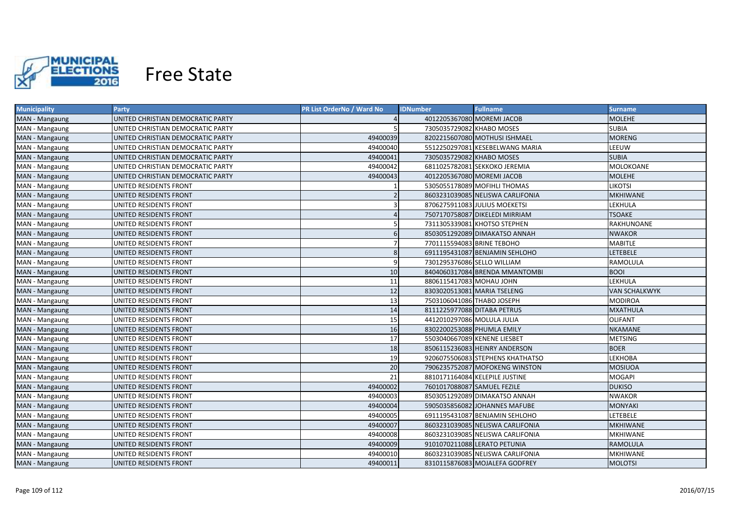# Free State

| Municipality | Party | PR List OrderNo / Ward No | IDNumber | Fullname | Surname |
|---|---|---|---|---|---|
| MAN - Mangaung | UNITED CHRISTIAN DEMOCRATIC PARTY | 4 | 4012205367080 | MOREMI JACOB | MOLEHE |
| MAN - Mangaung | UNITED CHRISTIAN DEMOCRATIC PARTY | 5 | 7305035729082 | KHABO MOSES | SUBIA |
| MAN - Mangaung | UNITED CHRISTIAN DEMOCRATIC PARTY | 49400039 | 8202215607080 | MOTHUSI ISHMAEL | MORENG |
| MAN - Mangaung | UNITED CHRISTIAN DEMOCRATIC PARTY | 49400040 | 5512250297081 | KESEBELWANG MARIA | LEEUW |
| MAN - Mangaung | UNITED CHRISTIAN DEMOCRATIC PARTY | 49400041 | 7305035729082 | KHABO MOSES | SUBIA |
| MAN - Mangaung | UNITED CHRISTIAN DEMOCRATIC PARTY | 49400042 | 6811025782081 | SEKKOKO JEREMIA | MOLOKOANE |
| MAN - Mangaung | UNITED CHRISTIAN DEMOCRATIC PARTY | 49400043 | 4012205367080 | MOREMI JACOB | MOLEHE |
| MAN - Mangaung | UNITED RESIDENTS FRONT | 1 | 5305055178089 | MOFIHLI THOMAS | LIKOTSI |
| MAN - Mangaung | UNITED RESIDENTS FRONT | 2 | 8603231039085 | NELISWA CARLIFONIA | MKHIWANE |
| MAN - Mangaung | UNITED RESIDENTS FRONT | 3 | 8706275911083 | JULIUS MOEKETSI | LEKHULA |
| MAN - Mangaung | UNITED RESIDENTS FRONT | 4 | 7507170758087 | DIKELEDI MIRRIAM | TSOAKE |
| MAN - Mangaung | UNITED RESIDENTS FRONT | 5 | 7311305339081 | KHOTSO STEPHEN | RAKHUNOANE |
| MAN - Mangaung | UNITED RESIDENTS FRONT | 6 | 8503051292089 | DIMAKATSO ANNAH | NWAKOR |
| MAN - Mangaung | UNITED RESIDENTS FRONT | 7 | 7701115594083 | BRINE TEBOHO | MABITLE |
| MAN - Mangaung | UNITED RESIDENTS FRONT | 8 | 6911195431087 | BENJAMIN SEHLOHO | LETEBELE |
| MAN - Mangaung | UNITED RESIDENTS FRONT | 9 | 7301295376086 | SELLO WILLIAM | RAMOLULA |
| MAN - Mangaung | UNITED RESIDENTS FRONT | 10 | 8404060317084 | BRENDA MMANTOMBI | BOOI |
| MAN - Mangaung | UNITED RESIDENTS FRONT | 11 | 8806115417083 | MOHAU JOHN | LEKHULA |
| MAN - Mangaung | UNITED RESIDENTS FRONT | 12 | 8303020513081 | MARIA TSELENG | VAN SCHALKWYK |
| MAN - Mangaung | UNITED RESIDENTS FRONT | 13 | 7503106041086 | THABO JOSEPH | MODIROA |
| MAN - Mangaung | UNITED RESIDENTS FRONT | 14 | 8111225977088 | DITABA PETRUS | MXATHULA |
| MAN - Mangaung | UNITED RESIDENTS FRONT | 15 | 4412010297086 | MOLULA JULIA | OLIFANT |
| MAN - Mangaung | UNITED RESIDENTS FRONT | 16 | 8302200253088 | PHUMLA EMILY | NKAMANE |
| MAN - Mangaung | UNITED RESIDENTS FRONT | 17 | 5503040667089 | KENENE LIESBET | METSING |
| MAN - Mangaung | UNITED RESIDENTS FRONT | 18 | 8506115236083 | HEINRY ANDERSON | BOER |
| MAN - Mangaung | UNITED RESIDENTS FRONT | 19 | 9206075506083 | STEPHENS KHATHATSO | LEKHOBA |
| MAN - Mangaung | UNITED RESIDENTS FRONT | 20 | 7906235752087 | MOFOKENG WINSTON | MOSIUOA |
| MAN - Mangaung | UNITED RESIDENTS FRONT | 21 | 8810171164084 | KELEPILE JUSTINE | MOGAPI |
| MAN - Mangaung | UNITED RESIDENTS FRONT | 49400002 | 7601017088087 | SAMUEL FEZILE | DUKISO |
| MAN - Mangaung | UNITED RESIDENTS FRONT | 49400003 | 8503051292089 | DIMAKATSO ANNAH | NWAKOR |
| MAN - Mangaung | UNITED RESIDENTS FRONT | 49400004 | 5905035856082 | JOHANNES MAFUBE | MONYAKI |
| MAN - Mangaung | UNITED RESIDENTS FRONT | 49400005 | 6911195431087 | BENJAMIN SEHLOHO | LETEBELE |
| MAN - Mangaung | UNITED RESIDENTS FRONT | 49400007 | 8603231039085 | NELISWA CARLIFONIA | MKHIWANE |
| MAN - Mangaung | UNITED RESIDENTS FRONT | 49400008 | 8603231039085 | NELISWA CARLIFONIA | MKHIWANE |
| MAN - Mangaung | UNITED RESIDENTS FRONT | 49400009 | 9101070211088 | LERATO PETUNIA | RAMOLULA |
| MAN - Mangaung | UNITED RESIDENTS FRONT | 49400010 | 8603231039085 | NELISWA CARLIFONIA | MKHIWANE |
| MAN - Mangaung | UNITED RESIDENTS FRONT | 49400011 | 8310115876083 | MOJALEFA GODFREY | MOLOTSI |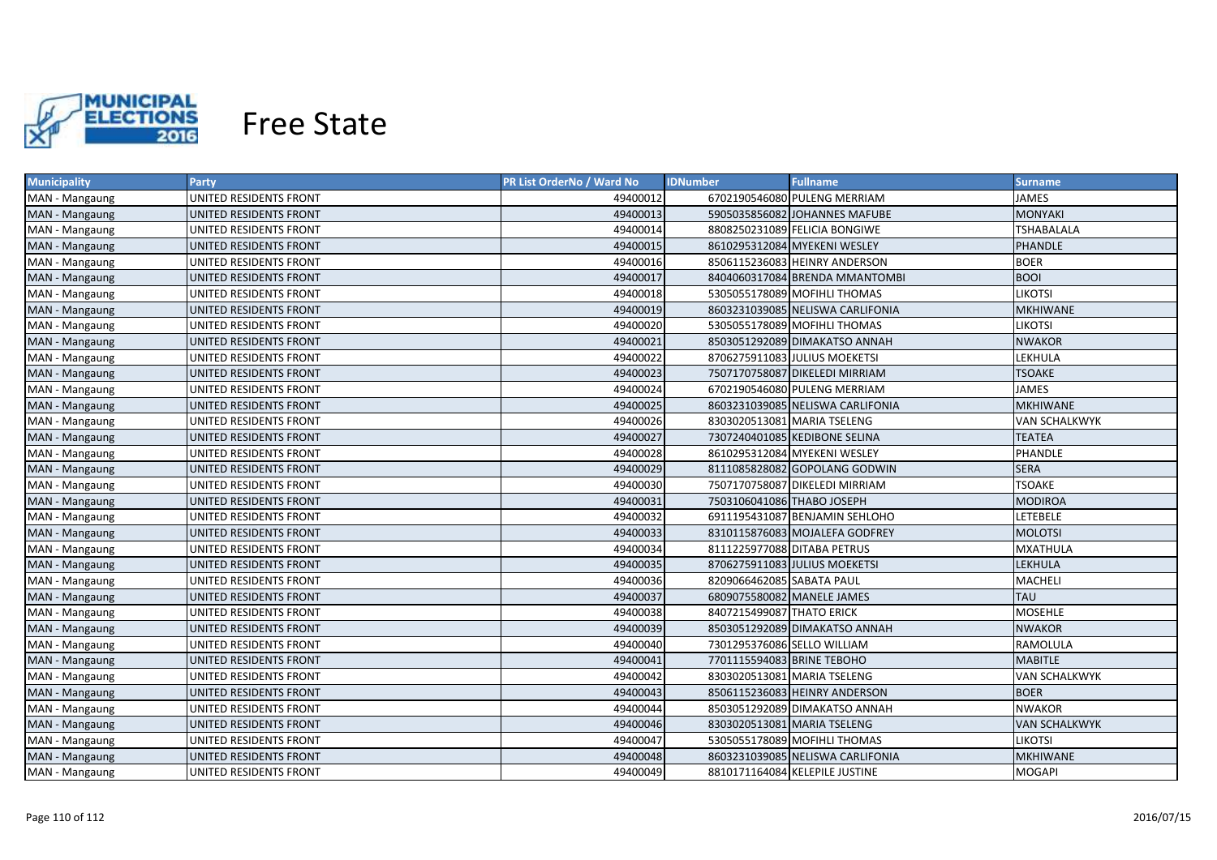# Free State

| Municipality | Party | PR List OrderNo / Ward No | IDNumber | Fullname | Surname |
|---|---|---|---|---|---|
| MAN - Mangaung | UNITED RESIDENTS FRONT | 49400012 | 6702190546080 | PULENG MERRIAM | JAMES |
| MAN - Mangaung | UNITED RESIDENTS FRONT | 49400013 | 5905035856082 | JOHANNES MAFUBE | MONYAKI |
| MAN - Mangaung | UNITED RESIDENTS FRONT | 49400014 | 8808250231089 | FELICIA BONGIWE | TSHABALALA |
| MAN - Mangaung | UNITED RESIDENTS FRONT | 49400015 | 8610295312084 | MYEKENI WESLEY | PHANDLE |
| MAN - Mangaung | UNITED RESIDENTS FRONT | 49400016 | 8506115236083 | HEINRY ANDERSON | BOER |
| MAN - Mangaung | UNITED RESIDENTS FRONT | 49400017 | 8404060317084 | BRENDA MMANTOMBI | BOOI |
| MAN - Mangaung | UNITED RESIDENTS FRONT | 49400018 | 5305055178089 | MOFIHLI THOMAS | LIKOTSI |
| MAN - Mangaung | UNITED RESIDENTS FRONT | 49400019 | 8603231039085 | NELISWA CARLIFONIA | MKHIWANE |
| MAN - Mangaung | UNITED RESIDENTS FRONT | 49400020 | 5305055178089 | MOFIHLI THOMAS | LIKOTSI |
| MAN - Mangaung | UNITED RESIDENTS FRONT | 49400021 | 8503051292089 | DIMAKATSO ANNAH | NWAKOR |
| MAN - Mangaung | UNITED RESIDENTS FRONT | 49400022 | 8706275911083 | JULIUS MOEKETSI | LEKHULA |
| MAN - Mangaung | UNITED RESIDENTS FRONT | 49400023 | 7507170758087 | DIKELEDI MIRRIAM | TSOAKE |
| MAN - Mangaung | UNITED RESIDENTS FRONT | 49400024 | 6702190546080 | PULENG MERRIAM | JAMES |
| MAN - Mangaung | UNITED RESIDENTS FRONT | 49400025 | 8603231039085 | NELISWA CARLIFONIA | MKHIWANE |
| MAN - Mangaung | UNITED RESIDENTS FRONT | 49400026 | 8303020513081 | MARIA TSELENG | VAN SCHALKWYK |
| MAN - Mangaung | UNITED RESIDENTS FRONT | 49400027 | 7307240401085 | KEDIBONE SELINA | TEATEA |
| MAN - Mangaung | UNITED RESIDENTS FRONT | 49400028 | 8610295312084 | MYEKENI WESLEY | PHANDLE |
| MAN - Mangaung | UNITED RESIDENTS FRONT | 49400029 | 8111085828082 | GOPOLANG GODWIN | SERA |
| MAN - Mangaung | UNITED RESIDENTS FRONT | 49400030 | 7507170758087 | DIKELEDI MIRRIAM | TSOAKE |
| MAN - Mangaung | UNITED RESIDENTS FRONT | 49400031 | 7503106041086 | THABO JOSEPH | MODIROA |
| MAN - Mangaung | UNITED RESIDENTS FRONT | 49400032 | 6911195431087 | BENJAMIN SEHLOHO | LETEBELE |
| MAN - Mangaung | UNITED RESIDENTS FRONT | 49400033 | 8310115876083 | MOJALEFA GODFREY | MOLOTSI |
| MAN - Mangaung | UNITED RESIDENTS FRONT | 49400034 | 8111225977088 | DITABA PETRUS | MXATHULA |
| MAN - Mangaung | UNITED RESIDENTS FRONT | 49400035 | 8706275911083 | JULIUS MOEKETSI | LEKHULA |
| MAN - Mangaung | UNITED RESIDENTS FRONT | 49400036 | 8209066462085 | SABATA PAUL | MACHELI |
| MAN - Mangaung | UNITED RESIDENTS FRONT | 49400037 | 6809075580082 | MANELE JAMES | TAU |
| MAN - Mangaung | UNITED RESIDENTS FRONT | 49400038 | 8407215499087 | THATO ERICK | MOSEHLE |
| MAN - Mangaung | UNITED RESIDENTS FRONT | 49400039 | 8503051292089 | DIMAKATSO ANNAH | NWAKOR |
| MAN - Mangaung | UNITED RESIDENTS FRONT | 49400040 | 7301295376086 | SELLO WILLIAM | RAMOLULA |
| MAN - Mangaung | UNITED RESIDENTS FRONT | 49400041 | 7701115594083 | BRINE TEBOHO | MABITLE |
| MAN - Mangaung | UNITED RESIDENTS FRONT | 49400042 | 8303020513081 | MARIA TSELENG | VAN SCHALKWYK |
| MAN - Mangaung | UNITED RESIDENTS FRONT | 49400043 | 8506115236083 | HEINRY ANDERSON | BOER |
| MAN - Mangaung | UNITED RESIDENTS FRONT | 49400044 | 8503051292089 | DIMAKATSO ANNAH | NWAKOR |
| MAN - Mangaung | UNITED RESIDENTS FRONT | 49400046 | 8303020513081 | MARIA TSELENG | VAN SCHALKWYK |
| MAN - Mangaung | UNITED RESIDENTS FRONT | 49400047 | 5305055178089 | MOFIHLI THOMAS | LIKOTSI |
| MAN - Mangaung | UNITED RESIDENTS FRONT | 49400048 | 8603231039085 | NELISWA CARLIFONIA | MKHIWANE |
| MAN - Mangaung | UNITED RESIDENTS FRONT | 49400049 | 8810171164084 | KELEPILE JUSTINE | MOGAPI |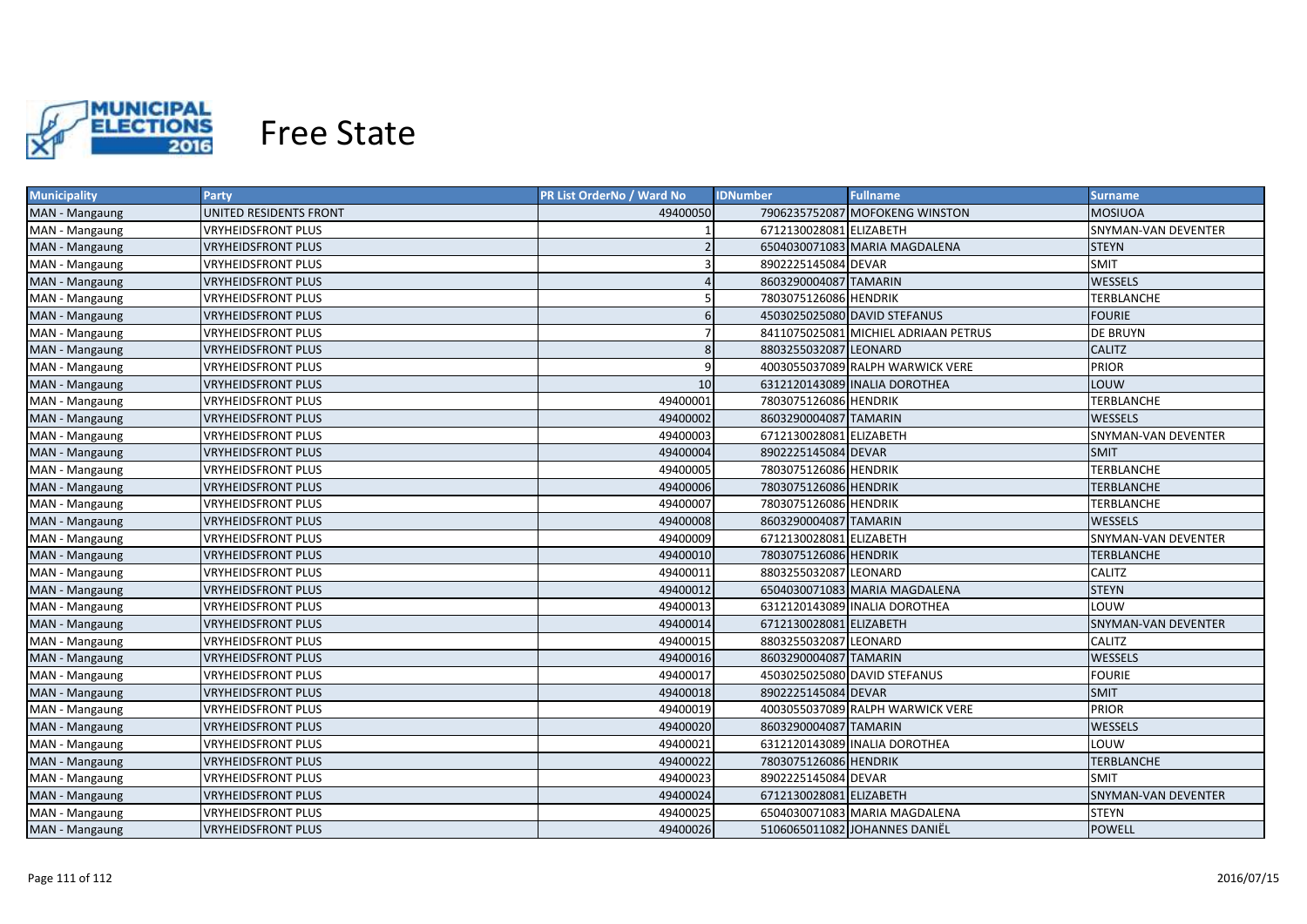# Free State

| Municipality | Party | PR List OrderNo / Ward No | IDNumber | Fullname | Surname |
|---|---|---|---|---|---|
| MAN - Mangaung | UNITED RESIDENTS FRONT | 49400050 | 7906235752087 | MOFOKENG WINSTON | MOSIUOA |
| MAN - Mangaung | VRYHEIDSFRONT PLUS | 1 | 6712130028081 | ELIZABETH | SNYMAN-VAN DEVENTER |
| MAN - Mangaung | VRYHEIDSFRONT PLUS | 2 | 6504030071083 | MARIA MAGDALENA | STEYN |
| MAN - Mangaung | VRYHEIDSFRONT PLUS | 3 | 8902225145084 | DEVAR | SMIT |
| MAN - Mangaung | VRYHEIDSFRONT PLUS | 4 | 8603290004087 | TAMARIN | WESSELS |
| MAN - Mangaung | VRYHEIDSFRONT PLUS | 5 | 7803075126086 | HENDRIK | TERBLANCHE |
| MAN - Mangaung | VRYHEIDSFRONT PLUS | 6 | 4503025025080 | DAVID STEFANUS | FOURIE |
| MAN - Mangaung | VRYHEIDSFRONT PLUS | 7 | 8411075025081 | MICHIEL ADRIAAN PETRUS | DE BRUYN |
| MAN - Mangaung | VRYHEIDSFRONT PLUS | 8 | 8803255032087 | LEONARD | CALITZ |
| MAN - Mangaung | VRYHEIDSFRONT PLUS | 9 | 4003055037089 | RALPH WARWICK VERE | PRIOR |
| MAN - Mangaung | VRYHEIDSFRONT PLUS | 10 | 6312120143089 | INALIA DOROTHEA | LOUW |
| MAN - Mangaung | VRYHEIDSFRONT PLUS | 49400001 | 7803075126086 | HENDRIK | TERBLANCHE |
| MAN - Mangaung | VRYHEIDSFRONT PLUS | 49400002 | 8603290004087 | TAMARIN | WESSELS |
| MAN - Mangaung | VRYHEIDSFRONT PLUS | 49400003 | 6712130028081 | ELIZABETH | SNYMAN-VAN DEVENTER |
| MAN - Mangaung | VRYHEIDSFRONT PLUS | 49400004 | 8902225145084 | DEVAR | SMIT |
| MAN - Mangaung | VRYHEIDSFRONT PLUS | 49400005 | 7803075126086 | HENDRIK | TERBLANCHE |
| MAN - Mangaung | VRYHEIDSFRONT PLUS | 49400006 | 7803075126086 | HENDRIK | TERBLANCHE |
| MAN - Mangaung | VRYHEIDSFRONT PLUS | 49400007 | 7803075126086 | HENDRIK | TERBLANCHE |
| MAN - Mangaung | VRYHEIDSFRONT PLUS | 49400008 | 8603290004087 | TAMARIN | WESSELS |
| MAN - Mangaung | VRYHEIDSFRONT PLUS | 49400009 | 6712130028081 | ELIZABETH | SNYMAN-VAN DEVENTER |
| MAN - Mangaung | VRYHEIDSFRONT PLUS | 49400010 | 7803075126086 | HENDRIK | TERBLANCHE |
| MAN - Mangaung | VRYHEIDSFRONT PLUS | 49400011 | 8803255032087 | LEONARD | CALITZ |
| MAN - Mangaung | VRYHEIDSFRONT PLUS | 49400012 | 6504030071083 | MARIA MAGDALENA | STEYN |
| MAN - Mangaung | VRYHEIDSFRONT PLUS | 49400013 | 6312120143089 | INALIA DOROTHEA | LOUW |
| MAN - Mangaung | VRYHEIDSFRONT PLUS | 49400014 | 6712130028081 | ELIZABETH | SNYMAN-VAN DEVENTER |
| MAN - Mangaung | VRYHEIDSFRONT PLUS | 49400015 | 8803255032087 | LEONARD | CALITZ |
| MAN - Mangaung | VRYHEIDSFRONT PLUS | 49400016 | 8603290004087 | TAMARIN | WESSELS |
| MAN - Mangaung | VRYHEIDSFRONT PLUS | 49400017 | 4503025025080 | DAVID STEFANUS | FOURIE |
| MAN - Mangaung | VRYHEIDSFRONT PLUS | 49400018 | 8902225145084 | DEVAR | SMIT |
| MAN - Mangaung | VRYHEIDSFRONT PLUS | 49400019 | 4003055037089 | RALPH WARWICK VERE | PRIOR |
| MAN - Mangaung | VRYHEIDSFRONT PLUS | 49400020 | 8603290004087 | TAMARIN | WESSELS |
| MAN - Mangaung | VRYHEIDSFRONT PLUS | 49400021 | 6312120143089 | INALIA DOROTHEA | LOUW |
| MAN - Mangaung | VRYHEIDSFRONT PLUS | 49400022 | 7803075126086 | HENDRIK | TERBLANCHE |
| MAN - Mangaung | VRYHEIDSFRONT PLUS | 49400023 | 8902225145084 | DEVAR | SMIT |
| MAN - Mangaung | VRYHEIDSFRONT PLUS | 49400024 | 6712130028081 | ELIZABETH | SNYMAN-VAN DEVENTER |
| MAN - Mangaung | VRYHEIDSFRONT PLUS | 49400025 | 6504030071083 | MARIA MAGDALENA | STEYN |
| MAN - Mangaung | VRYHEIDSFRONT PLUS | 49400026 | 5106065011082 | JOHANNES DANIËL | POWELL |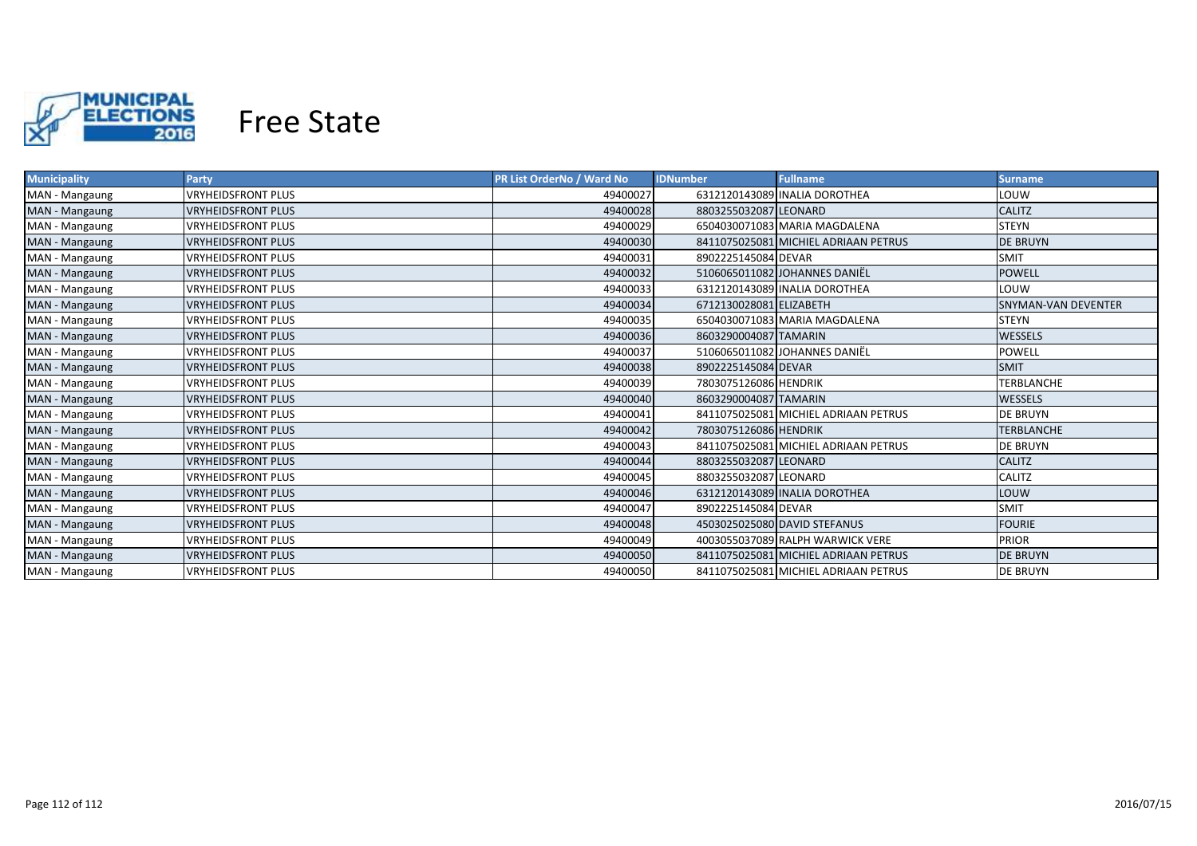# Free State

| Municipality | Party | PR List OrderNo / Ward No | IDNumber | Fullname | Surname |
|---|---|---|---|---|---|
| MAN - Mangaung | VRYHEIDSFRONT PLUS | 49400027 | 6312120143089 | INALIA DOROTHEA | LOUW |
| MAN - Mangaung | VRYHEIDSFRONT PLUS | 49400028 | 8803255032087 | LEONARD | CALITZ |
| MAN - Mangaung | VRYHEIDSFRONT PLUS | 49400029 | 6504030071083 | MARIA MAGDALENA | STEYN |
| MAN - Mangaung | VRYHEIDSFRONT PLUS | 49400030 | 8411075025081 | MICHIEL ADRIAAN PETRUS | DE BRUYN |
| MAN - Mangaung | VRYHEIDSFRONT PLUS | 49400031 | 8902225145084 | DEVAR | SMIT |
| MAN - Mangaung | VRYHEIDSFRONT PLUS | 49400032 | 5106065011082 | JOHANNES DANIËL | POWELL |
| MAN - Mangaung | VRYHEIDSFRONT PLUS | 49400033 | 6312120143089 | INALIA DOROTHEA | LOUW |
| MAN - Mangaung | VRYHEIDSFRONT PLUS | 49400034 | 6712130028081 | ELIZABETH | SNYMAN-VAN DEVENTER |
| MAN - Mangaung | VRYHEIDSFRONT PLUS | 49400035 | 6504030071083 | MARIA MAGDALENA | STEYN |
| MAN - Mangaung | VRYHEIDSFRONT PLUS | 49400036 | 8603290004087 | TAMARIN | WESSELS |
| MAN - Mangaung | VRYHEIDSFRONT PLUS | 49400037 | 5106065011082 | JOHANNES DANIËL | POWELL |
| MAN - Mangaung | VRYHEIDSFRONT PLUS | 49400038 | 8902225145084 | DEVAR | SMIT |
| MAN - Mangaung | VRYHEIDSFRONT PLUS | 49400039 | 7803075126086 | HENDRIK | TERBLANCHE |
| MAN - Mangaung | VRYHEIDSFRONT PLUS | 49400040 | 8603290004087 | TAMARIN | WESSELS |
| MAN - Mangaung | VRYHEIDSFRONT PLUS | 49400041 | 8411075025081 | MICHIEL ADRIAAN PETRUS | DE BRUYN |
| MAN - Mangaung | VRYHEIDSFRONT PLUS | 49400042 | 7803075126086 | HENDRIK | TERBLANCHE |
| MAN - Mangaung | VRYHEIDSFRONT PLUS | 49400043 | 8411075025081 | MICHIEL ADRIAAN PETRUS | DE BRUYN |
| MAN - Mangaung | VRYHEIDSFRONT PLUS | 49400044 | 8803255032087 | LEONARD | CALITZ |
| MAN - Mangaung | VRYHEIDSFRONT PLUS | 49400045 | 8803255032087 | LEONARD | CALITZ |
| MAN - Mangaung | VRYHEIDSFRONT PLUS | 49400046 | 6312120143089 | INALIA DOROTHEA | LOUW |
| MAN - Mangaung | VRYHEIDSFRONT PLUS | 49400047 | 8902225145084 | DEVAR | SMIT |
| MAN - Mangaung | VRYHEIDSFRONT PLUS | 49400048 | 4503025025080 | DAVID STEFANUS | FOURIE |
| MAN - Mangaung | VRYHEIDSFRONT PLUS | 49400049 | 4003055037089 | RALPH WARWICK VERE | PRIOR |
| MAN - Mangaung | VRYHEIDSFRONT PLUS | 49400050 | 8411075025081 | MICHIEL ADRIAAN PETRUS | DE BRUYN |
| MAN - Mangaung | VRYHEIDSFRONT PLUS | 49400050 | 8411075025081 | MICHIEL ADRIAAN PETRUS | DE BRUYN |